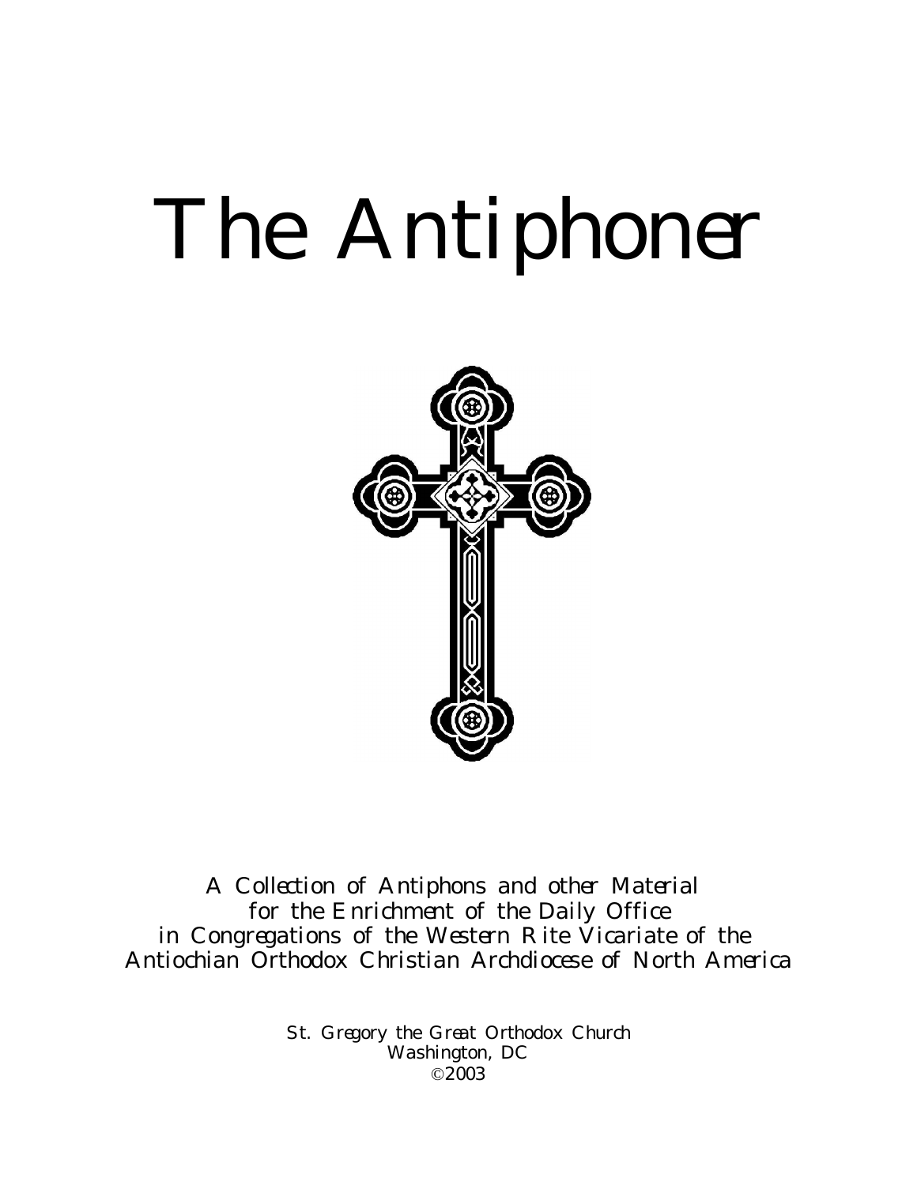# The Antiphoner

A Collection of Antiphons and other Material
for the Enrichment of the Daily Office
in Congregations of the Western Rite Vicariate of the
Antiochian Orthodox Christian Archdiocese of North America

St. Gregory the Great Orthodox Church
Washington, DC
©2003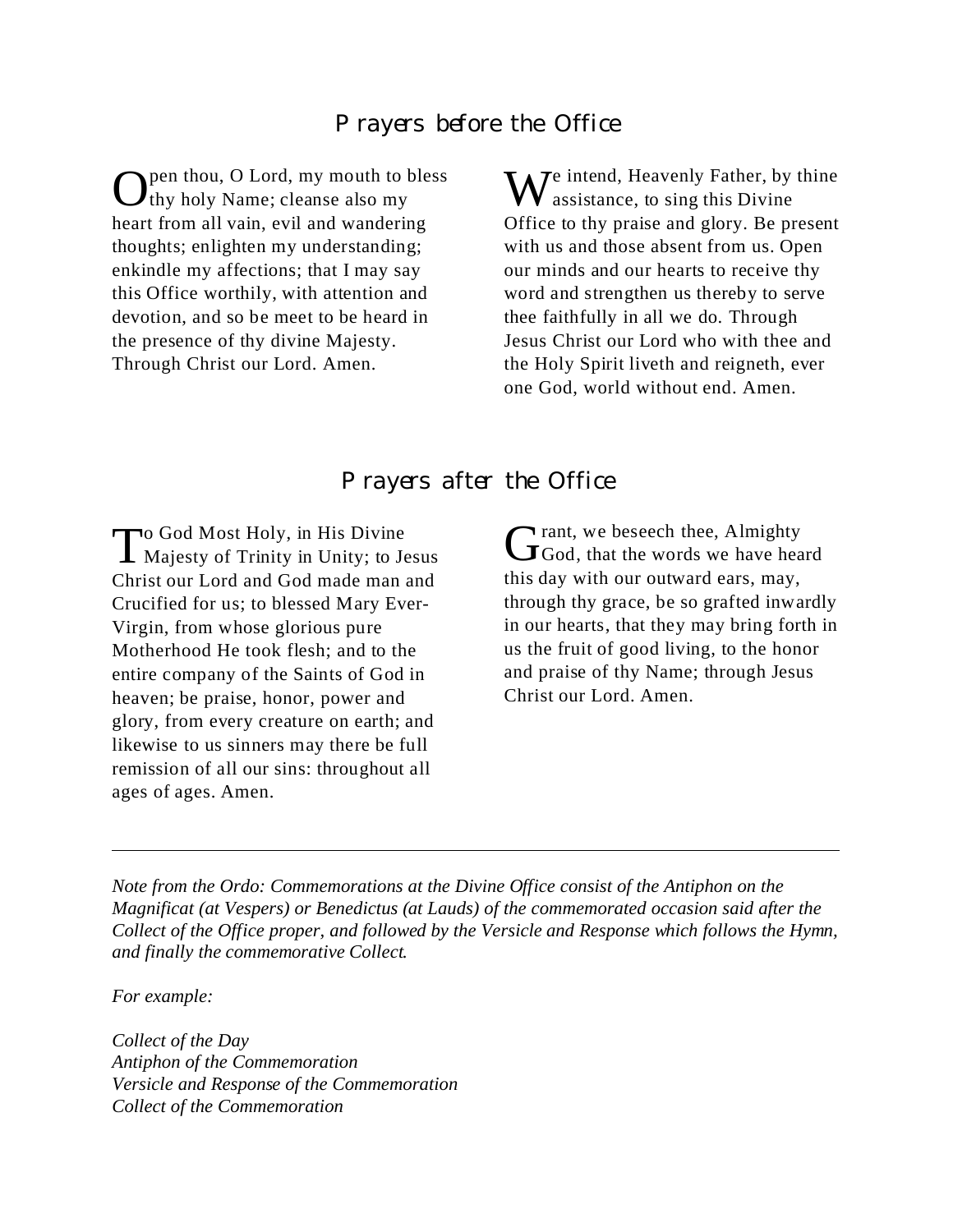## Prayers before the Office

Open thou, O Lord, my mouth to bless thy holy Name; cleanse also my heart from all vain, evil and wandering thoughts; enlighten my understanding; enkindle my affections; that I may say this Office worthily, with attention and devotion, and so be meet to be heard in the presence of thy divine Majesty. Through Christ our Lord. Amen.

We intend, Heavenly Father, by thine assistance, to sing this Divine Office to thy praise and glory. Be present with us and those absent from us. Open our minds and our hearts to receive thy word and strengthen us thereby to serve thee faithfully in all we do. Through Jesus Christ our Lord who with thee and the Holy Spirit liveth and reigneth, ever one God, world without end. Amen.

## Prayers after the Office

To God Most Holy, in His Divine Majesty of Trinity in Unity; to Jesus Christ our Lord and God made man and Crucified for us; to blessed Mary Ever-Virgin, from whose glorious pure Motherhood He took flesh; and to the entire company of the Saints of God in heaven; be praise, honor, power and glory, from every creature on earth; and likewise to us sinners may there be full remission of all our sins: throughout all ages of ages. Amen.

Grant, we beseech thee, Almighty God, that the words we have heard this day with our outward ears, may, through thy grace, be so grafted inwardly in our hearts, that they may bring forth in us the fruit of good living, to the honor and praise of thy Name; through Jesus Christ our Lord. Amen.

---

*Note from the Ordo: Commemorations at the Divine Office consist of the Antiphon on the Magnificat (at Vespers) or Benedictus (at Lauds) of the commemorated occasion said after the Collect of the Office proper, and followed by the Versicle and Response which follows the Hymn, and finally the commemorative Collect.*

*For example:*

*Collect of the Day*
*Antiphon of the Commemoration*
*Versicle and Response of the Commemoration*
*Collect of the Commemoration*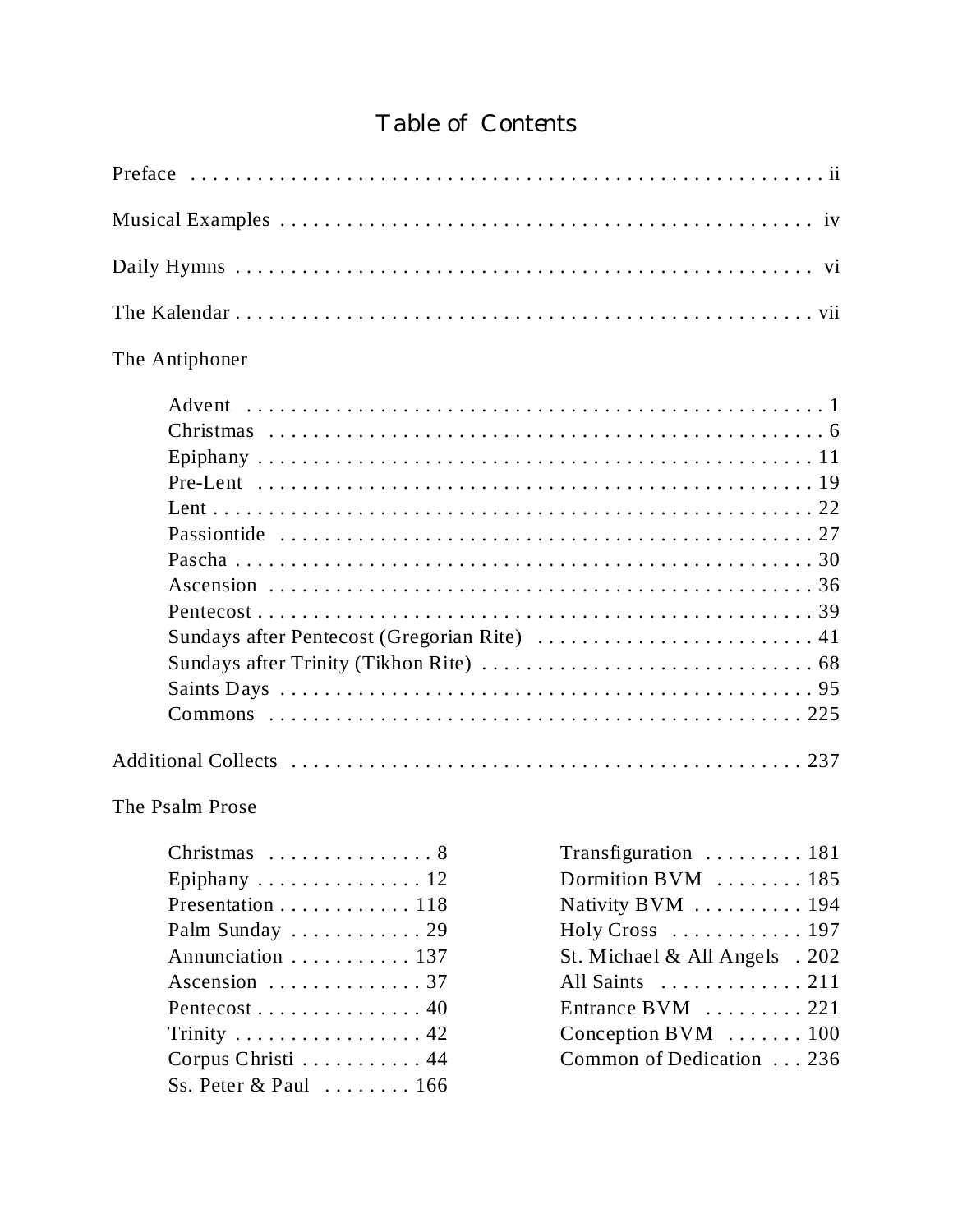# Table of Contents

Preface . . . . . . . . . . . . . . . . . . . . . . . . . . . . . . . . . . . . . . . . . . . . . . . . . . . . . ii

Musical Examples . . . . . . . . . . . . . . . . . . . . . . . . . . . . . . . . . . . . . . . . . . . . . . . iv

Daily Hymns . . . . . . . . . . . . . . . . . . . . . . . . . . . . . . . . . . . . . . . . . . . . . . . . . . vi

The Kalendar . . . . . . . . . . . . . . . . . . . . . . . . . . . . . . . . . . . . . . . . . . . . . . . . . vii

The Antiphoner

- Advent . . . . . . . . . . . . . . . . . . . . . . . . . . . . . . . . . . . . . . . . . . . . . . . . . . . 1
- Christmas . . . . . . . . . . . . . . . . . . . . . . . . . . . . . . . . . . . . . . . . . . . . . . . . 6
- Epiphany . . . . . . . . . . . . . . . . . . . . . . . . . . . . . . . . . . . . . . . . . . . . . . . . . 11
- Pre-Lent . . . . . . . . . . . . . . . . . . . . . . . . . . . . . . . . . . . . . . . . . . . . . . . . . 19
- Lent . . . . . . . . . . . . . . . . . . . . . . . . . . . . . . . . . . . . . . . . . . . . . . . . . . . . 22
- Passiontide . . . . . . . . . . . . . . . . . . . . . . . . . . . . . . . . . . . . . . . . . . . . . . . 27
- Pascha . . . . . . . . . . . . . . . . . . . . . . . . . . . . . . . . . . . . . . . . . . . . . . . . . . 30
- Ascension . . . . . . . . . . . . . . . . . . . . . . . . . . . . . . . . . . . . . . . . . . . . . . . . 36
- Pentecost . . . . . . . . . . . . . . . . . . . . . . . . . . . . . . . . . . . . . . . . . . . . . . . . . 39
- Sundays after Pentecost (Gregorian Rite) . . . . . . . . . . . . . . . . . . . . . . . . . 41
- Sundays after Trinity (Tikhon Rite) . . . . . . . . . . . . . . . . . . . . . . . . . . . . . . 68
- Saints Days . . . . . . . . . . . . . . . . . . . . . . . . . . . . . . . . . . . . . . . . . . . . . . . 95
- Commons . . . . . . . . . . . . . . . . . . . . . . . . . . . . . . . . . . . . . . . . . . . . . . . . 225

Additional Collects . . . . . . . . . . . . . . . . . . . . . . . . . . . . . . . . . . . . . . . . . . . . . 237

The Psalm Prose

- Christmas . . . . . . . . . . . . . . . 8
- Epiphany . . . . . . . . . . . . . . . 12
- Presentation . . . . . . . . . . . . 118
- Palm Sunday . . . . . . . . . . . . 29
- Annunciation . . . . . . . . . . . 137
- Ascension . . . . . . . . . . . . . . 37
- Pentecost . . . . . . . . . . . . . . . 40
- Trinity . . . . . . . . . . . . . . . . . 42
- Corpus Christi . . . . . . . . . . . 44
- Ss. Peter & Paul . . . . . . . . 166
- Transfiguration . . . . . . . . . 181
- Dormition BVM . . . . . . . . 185
- Nativity BVM . . . . . . . . . . 194
- Holy Cross . . . . . . . . . . . . 197
- St. Michael & All Angels . 202
- All Saints . . . . . . . . . . . . . 211
- Entrance BVM . . . . . . . . . 221
- Conception BVM . . . . . . . 100
- Common of Dedication . . . 236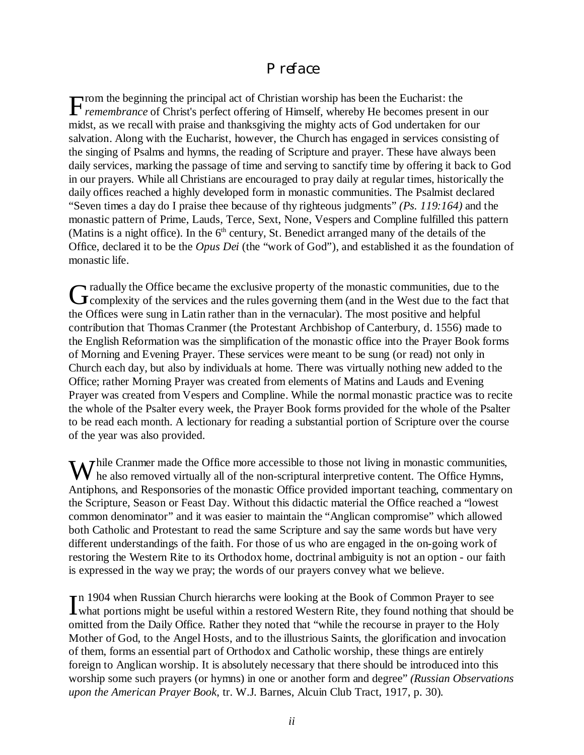# Preface

From the beginning the principal act of Christian worship has been the Eucharist: the *remembrance* of Christ's perfect offering of Himself, whereby He becomes present in our midst, as we recall with praise and thanksgiving the mighty acts of God undertaken for our salvation. Along with the Eucharist, however, the Church has engaged in services consisting of the singing of Psalms and hymns, the reading of Scripture and prayer. These have always been daily services, marking the passage of time and serving to sanctify time by offering it back to God in our prayers. While all Christians are encouraged to pray daily at regular times, historically the daily offices reached a highly developed form in monastic communities. The Psalmist declared "Seven times a day do I praise thee because of thy righteous judgments" *(Ps. 119:164)* and the monastic pattern of Prime, Lauds, Terce, Sext, None, Vespers and Compline fulfilled this pattern (Matins is a night office). In the 6th century, St. Benedict arranged many of the details of the Office, declared it to be the *Opus Dei* (the "work of God"), and established it as the foundation of monastic life.

Gradually the Office became the exclusive property of the monastic communities, due to the complexity of the services and the rules governing them (and in the West due to the fact that the Offices were sung in Latin rather than in the vernacular). The most positive and helpful contribution that Thomas Cranmer (the Protestant Archbishop of Canterbury, d. 1556) made to the English Reformation was the simplification of the monastic office into the Prayer Book forms of Morning and Evening Prayer. These services were meant to be sung (or read) not only in Church each day, but also by individuals at home. There was virtually nothing new added to the Office; rather Morning Prayer was created from elements of Matins and Lauds and Evening Prayer was created from Vespers and Compline. While the normal monastic practice was to recite the whole of the Psalter every week, the Prayer Book forms provided for the whole of the Psalter to be read each month. A lectionary for reading a substantial portion of Scripture over the course of the year was also provided.

While Cranmer made the Office more accessible to those not living in monastic communities, he also removed virtually all of the non-scriptural interpretive content. The Office Hymns, Antiphons, and Responsories of the monastic Office provided important teaching, commentary on the Scripture, Season or Feast Day. Without this didactic material the Office reached a "lowest common denominator" and it was easier to maintain the "Anglican compromise" which allowed both Catholic and Protestant to read the same Scripture and say the same words but have very different understandings of the faith. For those of us who are engaged in the on-going work of restoring the Western Rite to its Orthodox home, doctrinal ambiguity is not an option - our faith is expressed in the way we pray; the words of our prayers convey what we believe.

In 1904 when Russian Church hierarchs were looking at the Book of Common Prayer to see what portions might be useful within a restored Western Rite, they found nothing that should be omitted from the Daily Office. Rather they noted that "while the recourse in prayer to the Holy Mother of God, to the Angel Hosts, and to the illustrious Saints, the glorification and invocation of them, forms an essential part of Orthodox and Catholic worship, these things are entirely foreign to Anglican worship. It is absolutely necessary that there should be introduced into this worship some such prayers (or hymns) in one or another form and degree" *(Russian Observations upon the American Prayer Book,* tr. W.J. Barnes, Alcuin Club Tract, 1917, p. 30).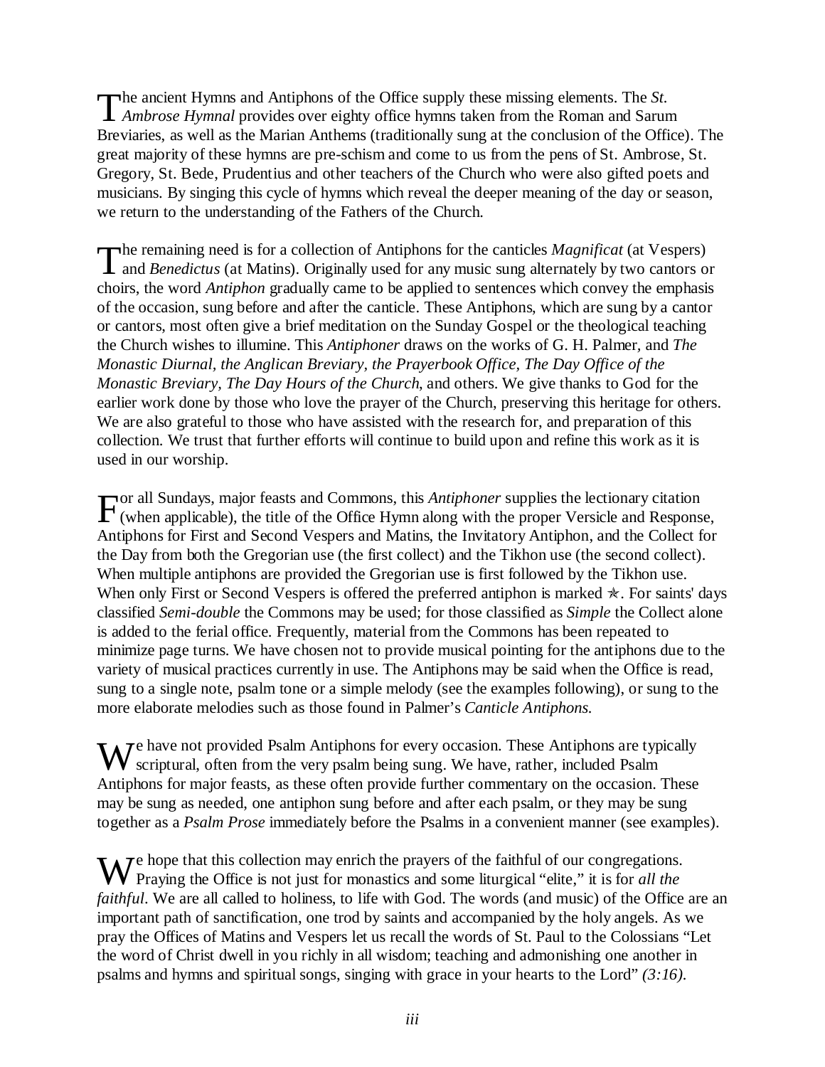The ancient Hymns and Antiphons of the Office supply these missing elements. The *St. Ambrose Hymnal* provides over eighty office hymns taken from the Roman and Sarum Breviaries, as well as the Marian Anthems (traditionally sung at the conclusion of the Office). The great majority of these hymns are pre-schism and come to us from the pens of St. Ambrose, St. Gregory, St. Bede, Prudentius and other teachers of the Church who were also gifted poets and musicians. By singing this cycle of hymns which reveal the deeper meaning of the day or season, we return to the understanding of the Fathers of the Church.

The remaining need is for a collection of Antiphons for the canticles *Magnificat* (at Vespers) and *Benedictus* (at Matins). Originally used for any music sung alternately by two cantors or choirs, the word *Antiphon* gradually came to be applied to sentences which convey the emphasis of the occasion, sung before and after the canticle. These Antiphons, which are sung by a cantor or cantors, most often give a brief meditation on the Sunday Gospel or the theological teaching the Church wishes to illumine. This *Antiphoner* draws on the works of G. H. Palmer, and *The Monastic Diurnal, the Anglican Breviary, the Prayerbook Office, The Day Office of the Monastic Breviary, The Day Hours of the Church*, and others. We give thanks to God for the earlier work done by those who love the prayer of the Church, preserving this heritage for others. We are also grateful to those who have assisted with the research for, and preparation of this collection. We trust that further efforts will continue to build upon and refine this work as it is used in our worship.

For all Sundays, major feasts and Commons, this *Antiphoner* supplies the lectionary citation (when applicable), the title of the Office Hymn along with the proper Versicle and Response, Antiphons for First and Second Vespers and Matins, the Invitatory Antiphon, and the Collect for the Day from both the Gregorian use (the first collect) and the Tikhon use (the second collect). When multiple antiphons are provided the Gregorian use is first followed by the Tikhon use. When only First or Second Vespers is offered the preferred antiphon is marked ✯. For saints' days classified *Semi-double* the Commons may be used; for those classified as *Simple* the Collect alone is added to the ferial office. Frequently, material from the Commons has been repeated to minimize page turns. We have chosen not to provide musical pointing for the antiphons due to the variety of musical practices currently in use. The Antiphons may be said when the Office is read, sung to a single note, psalm tone or a simple melody (see the examples following), or sung to the more elaborate melodies such as those found in Palmer's *Canticle Antiphons.*

We have not provided Psalm Antiphons for every occasion. These Antiphons are typically scriptural, often from the very psalm being sung. We have, rather, included Psalm Antiphons for major feasts, as these often provide further commentary on the occasion. These may be sung as needed, one antiphon sung before and after each psalm, or they may be sung together as a *Psalm Prose* immediately before the Psalms in a convenient manner (see examples).

We hope that this collection may enrich the prayers of the faithful of our congregations. Praying the Office is not just for monastics and some liturgical "elite," it is for *all the faithful*. We are all called to holiness, to life with God. The words (and music) of the Office are an important path of sanctification, one trod by saints and accompanied by the holy angels. As we pray the Offices of Matins and Vespers let us recall the words of St. Paul to the Colossians "Let the word of Christ dwell in you richly in all wisdom; teaching and admonishing one another in psalms and hymns and spiritual songs, singing with grace in your hearts to the Lord" *(3:16).*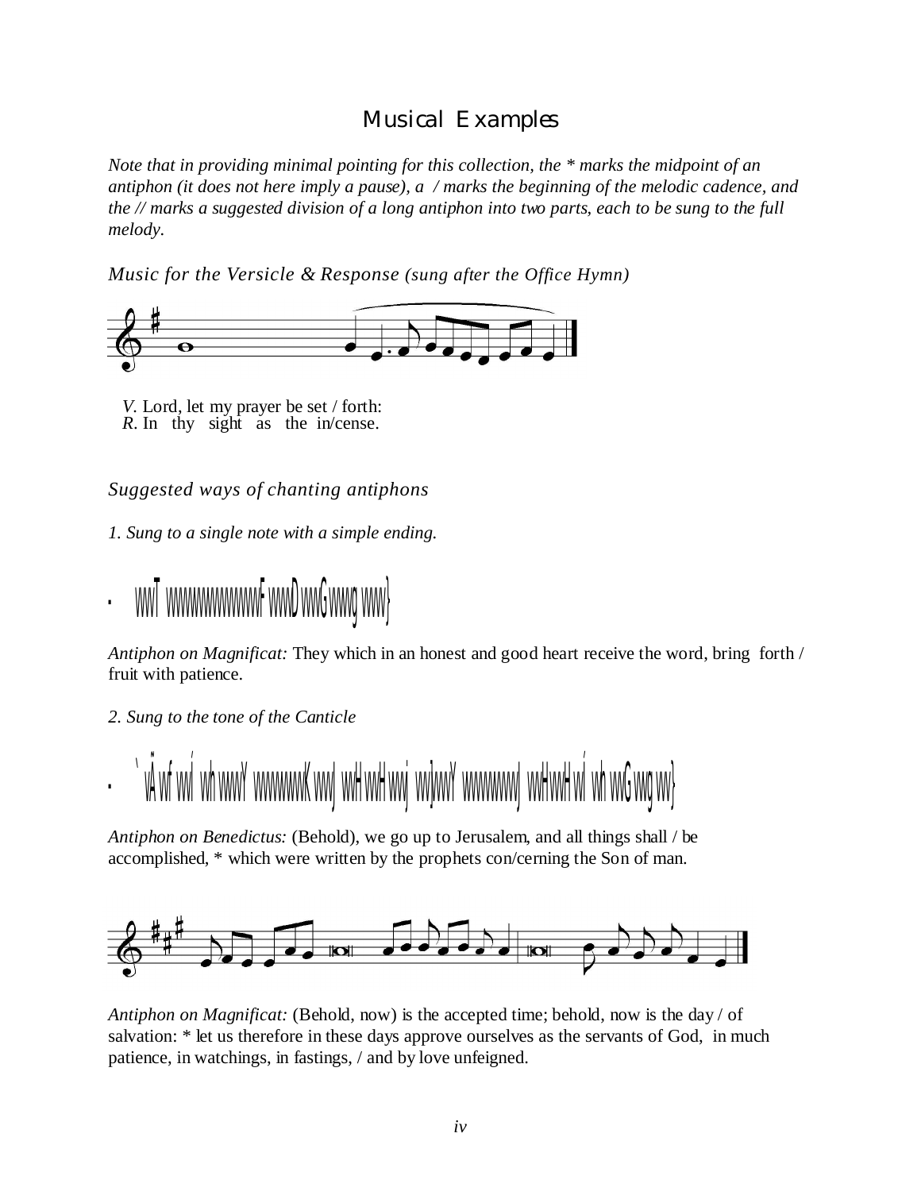# Musical Examples

*Note that in providing minimal pointing for this collection, the * marks the midpoint of an antiphon (it does not here imply a pause), a / marks the beginning of the melodic cadence, and the // marks a suggested division of a long antiphon into two parts, each to be sung to the full melody.*

*Music for the Versicle & Response (sung after the Office Hymn)*

*V.* Lord, let my prayer be set / forth:
*R.* In thy sight as the in/cense.

*Suggested ways of chanting antiphons*

*1. Sung to a single note with a simple ending.*

*Antiphon on Magnificat:* They which in an honest and good heart receive the word, bring forth / fruit with patience.

*2. Sung to the tone of the Canticle*

*Antiphon on Benedictus:* (Behold), we go up to Jerusalem, and all things shall / be accomplished, * which were written by the prophets con/cerning the Son of man.

*Antiphon on Magnificat:* (Behold, now) is the accepted time; behold, now is the day / of salvation: * let us therefore in these days approve ourselves as the servants of God, in much patience, in watchings, in fastings, / and by love unfeigned.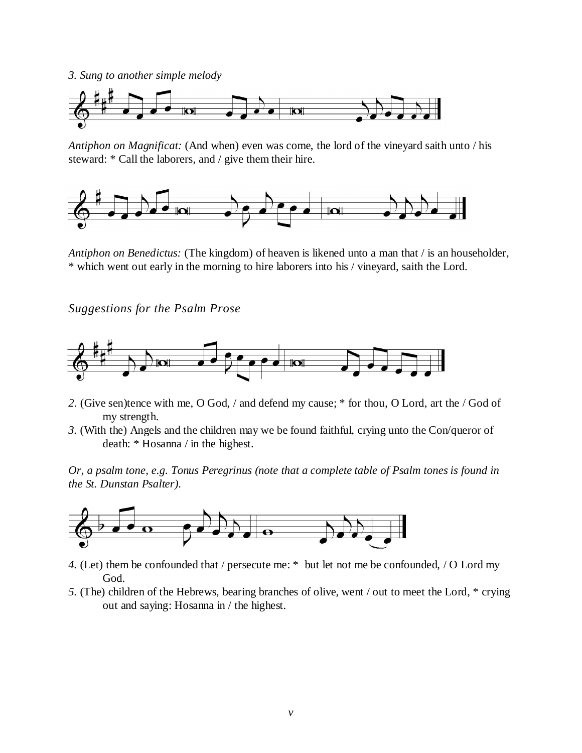*3. Sung to another simple melody*

*Antiphon on Magnificat:* (And when) even was come, the lord of the vineyard saith unto / his steward: * Call the laborers, and / give them their hire.

*Antiphon on Benedictus:* (The kingdom) of heaven is likened unto a man that / is an householder, * which went out early in the morning to hire laborers into his / vineyard, saith the Lord.

*Suggestions for the Psalm Prose*

*2.* (Give sen)tence with me, O God, / and defend my cause; * for thou, O Lord, art the / God of my strength.

*3.* (With the) Angels and the children may we be found faithful, crying unto the Con/queror of death: * Hosanna / in the highest.

*Or, a psalm tone, e.g. Tonus Peregrinus (note that a complete table of Psalm tones is found in the St. Dunstan Psalter).*

*4.* (Let) them be confounded that / persecute me: * but let not me be confounded, / O Lord my God.

*5.* (The) children of the Hebrews, bearing branches of olive, went / out to meet the Lord, * crying out and saying: Hosanna in / the highest.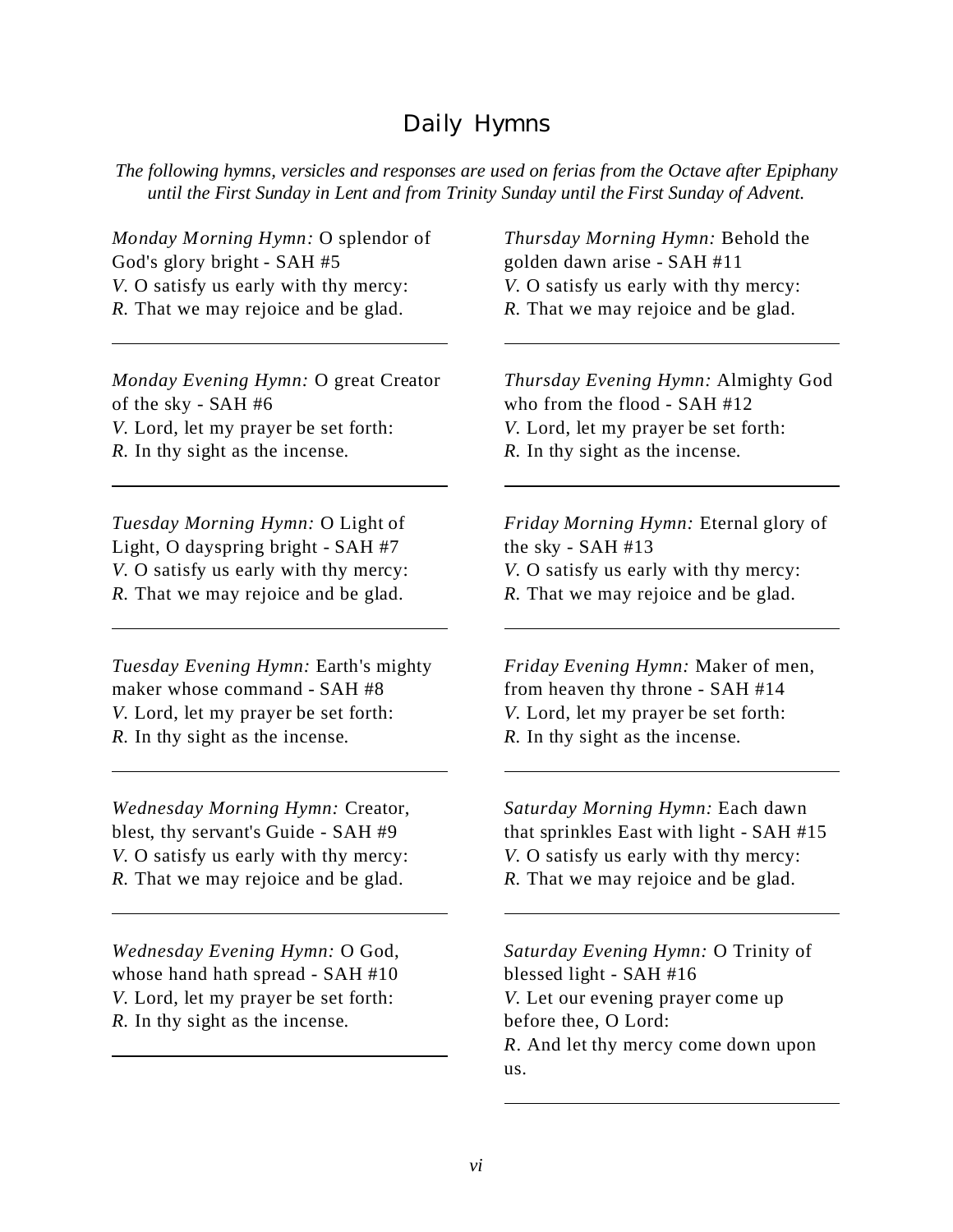# Daily Hymns

*The following hymns, versicles and responses are used on ferias from the Octave after Epiphany until the First Sunday in Lent and from Trinity Sunday until the First Sunday of Advent.*

*Monday Morning Hymn:* O splendor of God's glory bright - SAH #5
*V.* O satisfy us early with thy mercy:
*R.* That we may rejoice and be glad.

---

*Monday Evening Hymn:* O great Creator of the sky - SAH #6
*V.* Lord, let my prayer be set forth:
*R.* In thy sight as the incense.

---

*Tuesday Morning Hymn:* O Light of Light, O dayspring bright - SAH #7
*V.* O satisfy us early with thy mercy:
*R.* That we may rejoice and be glad.

---

*Tuesday Evening Hymn:* Earth's mighty maker whose command - SAH #8
*V.* Lord, let my prayer be set forth:
*R.* In thy sight as the incense.

---

*Wednesday Morning Hymn:* Creator, blest, thy servant's Guide - SAH #9
*V.* O satisfy us early with thy mercy:
*R.* That we may rejoice and be glad.

---

*Wednesday Evening Hymn:* O God, whose hand hath spread - SAH #10
*V.* Lord, let my prayer be set forth:
*R.* In thy sight as the incense.

---

*Thursday Morning Hymn:* Behold the golden dawn arise - SAH #11
*V.* O satisfy us early with thy mercy:
*R.* That we may rejoice and be glad.

---

*Thursday Evening Hymn:* Almighty God who from the flood - SAH #12
*V.* Lord, let my prayer be set forth:
*R.* In thy sight as the incense.

---

*Friday Morning Hymn:* Eternal glory of the sky - SAH #13
*V.* O satisfy us early with thy mercy:
*R.* That we may rejoice and be glad.

---

*Friday Evening Hymn:* Maker of men, from heaven thy throne - SAH #14
*V.* Lord, let my prayer be set forth:
*R.* In thy sight as the incense.

---

*Saturday Morning Hymn:* Each dawn that sprinkles East with light - SAH #15
*V.* O satisfy us early with thy mercy:
*R.* That we may rejoice and be glad.

---

*Saturday Evening Hymn:* O Trinity of blessed light - SAH #16
*V.* Let our evening prayer come up before thee, O Lord:
*R.* And let thy mercy come down upon us.

---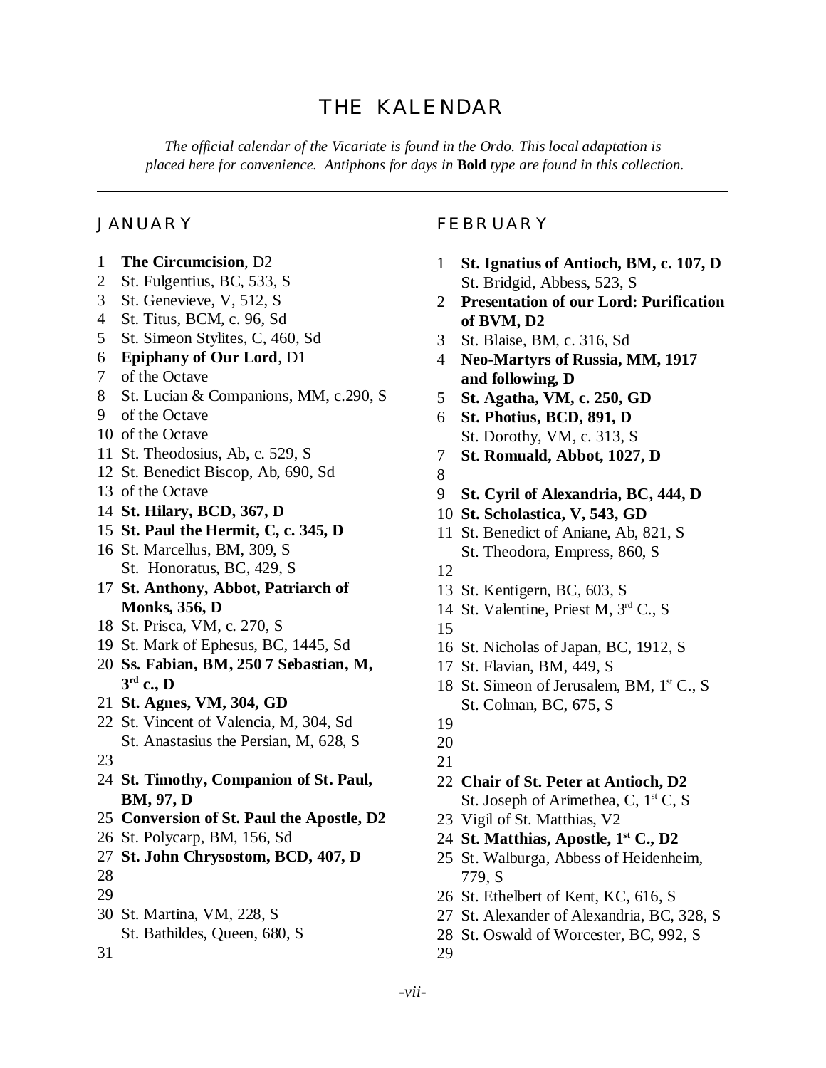# THE KALENDAR

*The official calendar of the Vicariate is found in the Ordo. This local adaptation is placed here for convenience. Antiphons for days in* **Bold** *type are found in this collection.*

---

## JANUARY

1 **The Circumcision**, D2
2 St. Fulgentius, BC, 533, S
3 St. Genevieve, V, 512, S
4 St. Titus, BCM, c. 96, Sd
5 St. Simeon Stylites, C, 460, Sd
6 **Epiphany of Our Lord**, D1
7 of the Octave
8 St. Lucian & Companions, MM, c.290, S
9 of the Octave
10 of the Octave
11 St. Theodosius, Ab, c. 529, S
12 St. Benedict Biscop, Ab, 690, Sd
13 of the Octave
14 **St. Hilary, BCD, 367, D**
15 **St. Paul the Hermit, C, c. 345, D**
16 St. Marcellus, BM, 309, S
St. Honoratus, BC, 429, S
17 **St. Anthony, Abbot, Patriarch of Monks, 356, D**
18 St. Prisca, VM, c. 270, S
19 St. Mark of Ephesus, BC, 1445, Sd
20 **Ss. Fabian, BM, 250 7 Sebastian, M, 3rd c., D**
21 **St. Agnes, VM, 304, GD**
22 St. Vincent of Valencia, M, 304, Sd
St. Anastasius the Persian, M, 628, S
23
24 **St. Timothy, Companion of St. Paul, BM, 97, D**
25 **Conversion of St. Paul the Apostle, D2**
26 St. Polycarp, BM, 156, Sd
27 **St. John Chrysostom, BCD, 407, D**
28
29
30 St. Martina, VM, 228, S
St. Bathildes, Queen, 680, S
31

## FEBRUARY

1 **St. Ignatius of Antioch, BM, c. 107, D**
St. Bridgid, Abbess, 523, S
2 **Presentation of our Lord: Purification of BVM, D2**
3 St. Blaise, BM, c. 316, Sd
4 **Neo-Martyrs of Russia, MM, 1917 and following, D**
5 **St. Agatha, VM, c. 250, GD**
6 **St. Photius, BCD, 891, D**
St. Dorothy, VM, c. 313, S
7 **St. Romuald, Abbot, 1027, D**
8
9 **St. Cyril of Alexandria, BC, 444, D**
10 **St. Scholastica, V, 543, GD**
11 St. Benedict of Aniane, Ab, 821, S
St. Theodora, Empress, 860, S
12
13 St. Kentigern, BC, 603, S
14 St. Valentine, Priest M, 3rd C., S
15
16 St. Nicholas of Japan, BC, 1912, S
17 St. Flavian, BM, 449, S
18 St. Simeon of Jerusalem, BM, 1st C., S
St. Colman, BC, 675, S
19
20
21
22 **Chair of St. Peter at Antioch, D2**
St. Joseph of Arimethea, C, 1st C, S
23 Vigil of St. Matthias, V2
24 **St. Matthias, Apostle, 1st C., D2**
25 St. Walburga, Abbess of Heidenheim, 779, S
26 St. Ethelbert of Kent, KC, 616, S
27 St. Alexander of Alexandria, BC, 328, S
28 St. Oswald of Worcester, BC, 992, S
29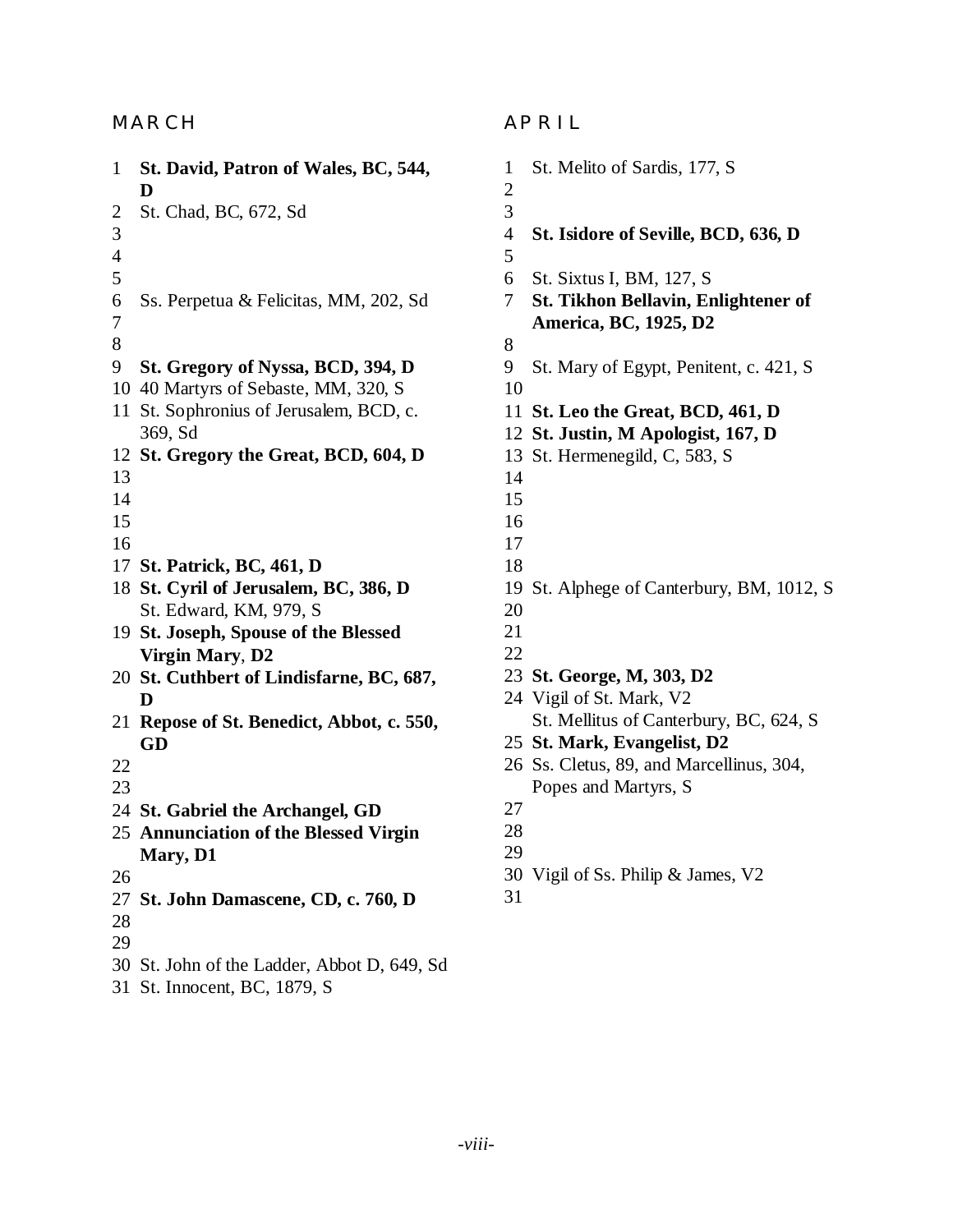## MARCH

1 **St. David, Patron of Wales, BC, 544, D**
2 St. Chad, BC, 672, Sd
3
4
5
6 Ss. Perpetua & Felicitas, MM, 202, Sd
7
8
9 **St. Gregory of Nyssa, BCD, 394, D**
10 40 Martyrs of Sebaste, MM, 320, S
11 St. Sophronius of Jerusalem, BCD, c. 369, Sd
12 **St. Gregory the Great, BCD, 604, D**
13
14
15
16
17 **St. Patrick, BC, 461, D**
18 **St. Cyril of Jerusalem, BC, 386, D**
St. Edward, KM, 979, S
19 **St. Joseph, Spouse of the Blessed Virgin Mary**, **D2**
20 **St. Cuthbert of Lindisfarne, BC, 687, D**
21 **Repose of St. Benedict, Abbot, c. 550, GD**
22
23
24 **St. Gabriel the Archangel, GD**
25 **Annunciation of the Blessed Virgin Mary, D1**
26
27 **St. John Damascene, CD, c. 760, D**
28
29
30 St. John of the Ladder, Abbot D, 649, Sd
31 St. Innocent, BC, 1879, S

## APRIL

1 St. Melito of Sardis, 177, S
2
3
4 **St. Isidore of Seville, BCD, 636, D**
5
6 St. Sixtus I, BM, 127, S
7 **St. Tikhon Bellavin, Enlightener of America, BC, 1925, D2**
8
9 St. Mary of Egypt, Penitent, c. 421, S
10
11 **St. Leo the Great, BCD, 461, D**
12 **St. Justin, M Apologist, 167, D**
13 St. Hermenegild, C, 583, S
14
15
16
17
18
19 St. Alphege of Canterbury, BM, 1012, S
20
21
22
23 **St. George, M, 303, D2**
24 Vigil of St. Mark, V2
St. Mellitus of Canterbury, BC, 624, S
25 **St. Mark, Evangelist, D2**
26 Ss. Cletus, 89, and Marcellinus, 304, Popes and Martyrs, S
27
28
29
30 Vigil of Ss. Philip & James, V2
31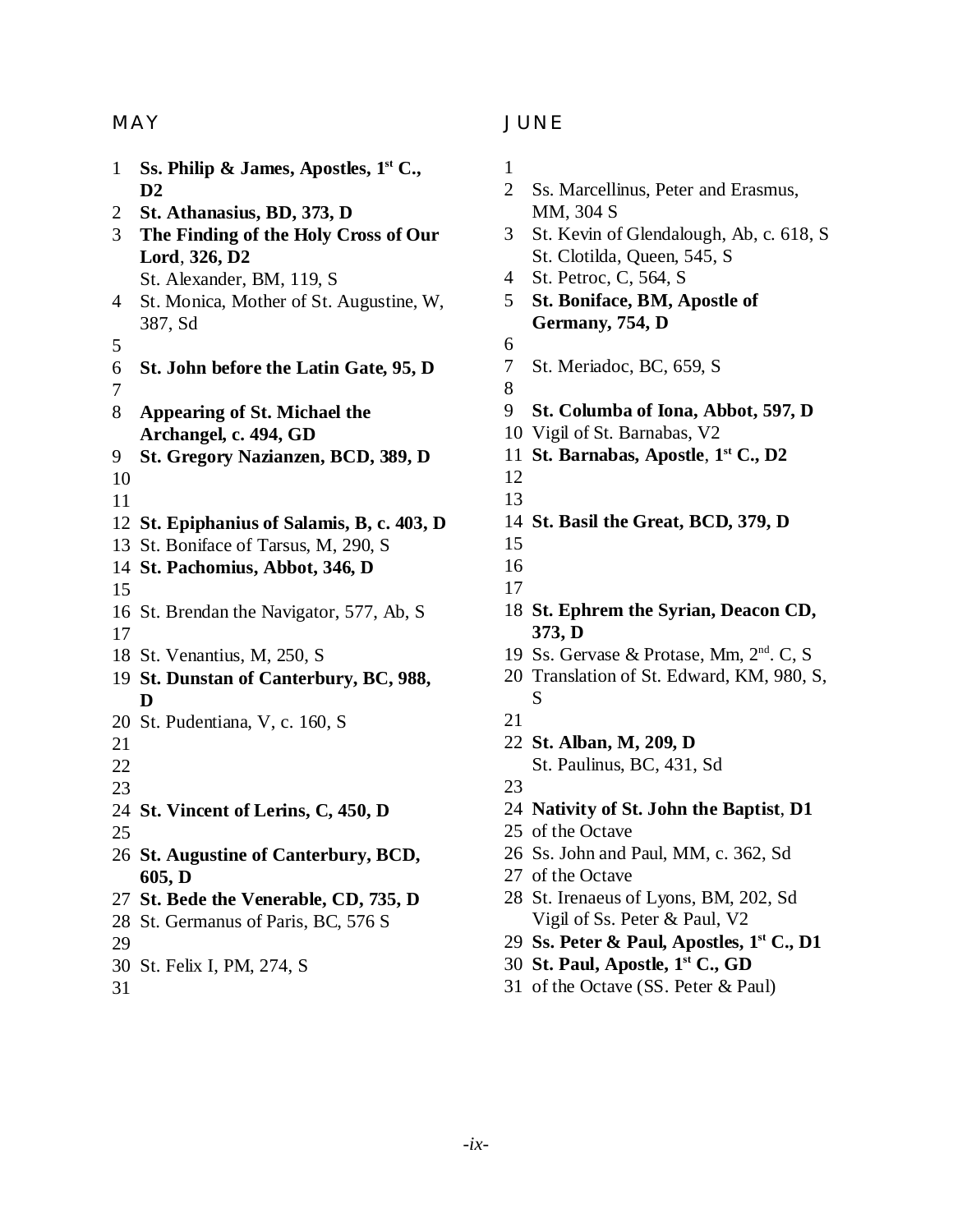## MAY

1 **Ss. Philip & James, Apostles, 1st C., D2**
2 **St. Athanasius, BD, 373, D**
3 **The Finding of the Holy Cross of Our Lord**, **326, D2**
St. Alexander, BM, 119, S
4 St. Monica, Mother of St. Augustine, W, 387, Sd
5
6 **St. John before the Latin Gate, 95, D**
7
8 **Appearing of St. Michael the Archangel, c. 494, GD**
9 **St. Gregory Nazianzen, BCD, 389, D**
10
11
12 **St. Epiphanius of Salamis, B, c. 403, D**
13 St. Boniface of Tarsus, M, 290, S
14 **St. Pachomius, Abbot, 346, D**
15
16 St. Brendan the Navigator, 577, Ab, S
17
18 St. Venantius, M, 250, S
19 **St. Dunstan of Canterbury, BC, 988, D**
20 St. Pudentiana, V, c. 160, S
21
22
23
24 **St. Vincent of Lerins, C, 450, D**
25
26 **St. Augustine of Canterbury, BCD, 605, D**
27 **St. Bede the Venerable, CD, 735, D**
28 St. Germanus of Paris, BC, 576 S
29
30 St. Felix I, PM, 274, S
31

## JUNE

1
2 Ss. Marcellinus, Peter and Erasmus, MM, 304 S
3 St. Kevin of Glendalough, Ab, c. 618, S
St. Clotilda, Queen, 545, S
4 St. Petroc, C, 564, S
5 **St. Boniface, BM, Apostle of Germany, 754, D**
6
7 St. Meriadoc, BC, 659, S
8
9 **St. Columba of Iona, Abbot, 597, D**
10 Vigil of St. Barnabas, V2
11 **St. Barnabas, Apostle**, **1st C., D2**
12
13
14 **St. Basil the Great, BCD, 379, D**
15
16
17
18 **St. Ephrem the Syrian, Deacon CD, 373, D**
19 Ss. Gervase & Protase, Mm, 2nd. C, S
20 Translation of St. Edward, KM, 980, S, S
21
22 **St. Alban, M, 209, D**
St. Paulinus, BC, 431, Sd
23
24 **Nativity of St. John the Baptist**, **D1**
25 of the Octave
26 Ss. John and Paul, MM, c. 362, Sd
27 of the Octave
28 St. Irenaeus of Lyons, BM, 202, Sd
Vigil of Ss. Peter & Paul, V2
29 **Ss. Peter & Paul, Apostles, 1st C., D1**
30 **St. Paul, Apostle, 1st C., GD**
31 of the Octave (SS. Peter & Paul)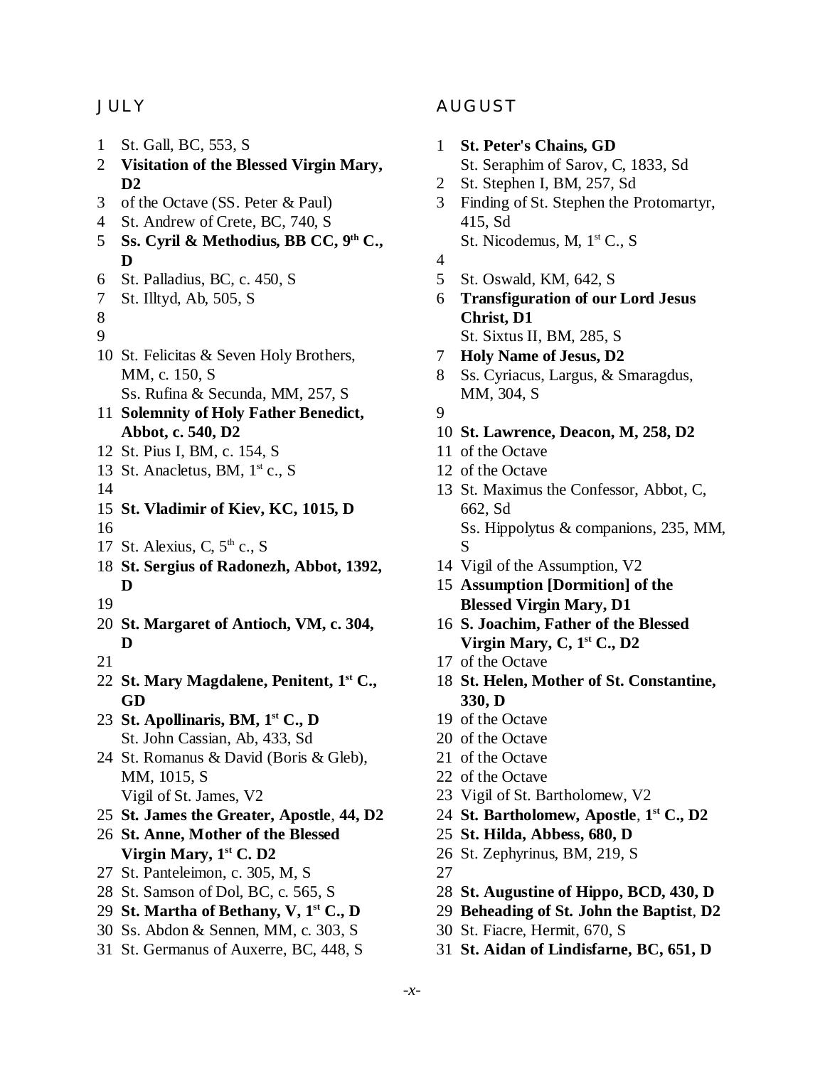## JULY

1 St. Gall, BC, 553, S
2 **Visitation of the Blessed Virgin Mary, D2**
3 of the Octave (SS. Peter & Paul)
4 St. Andrew of Crete, BC, 740, S
5 **Ss. Cyril & Methodius, BB CC, 9th C., D**
6 St. Palladius, BC, c. 450, S
7 St. Illtyd, Ab, 505, S
8
9
10 St. Felicitas & Seven Holy Brothers, MM, c. 150, S
Ss. Rufina & Secunda, MM, 257, S
11 **Solemnity of Holy Father Benedict, Abbot, c. 540, D2**
12 St. Pius I, BM, c. 154, S
13 St. Anacletus, BM, 1st c., S
14
15 **St. Vladimir of Kiev, KC, 1015, D**
16
17 St. Alexius, C, 5th c., S
18 **St. Sergius of Radonezh, Abbot, 1392, D**
19
20 **St. Margaret of Antioch, VM, c. 304, D**
21
22 **St. Mary Magdalene, Penitent, 1st C., GD**
23 **St. Apollinaris, BM, 1st C., D**
St. John Cassian, Ab, 433, Sd
24 St. Romanus & David (Boris & Gleb), MM, 1015, S
Vigil of St. James, V2
25 **St. James the Greater, Apostle**, **44, D2**
26 **St. Anne, Mother of the Blessed Virgin Mary, 1st C. D2**
27 St. Panteleimon, c. 305, M, S
28 St. Samson of Dol, BC, c. 565, S
29 **St. Martha of Bethany, V, 1st C., D**
30 Ss. Abdon & Sennen, MM, c. 303, S
31 St. Germanus of Auxerre, BC, 448, S

## AUGUST

1 **St. Peter's Chains, GD**
St. Seraphim of Sarov, C, 1833, Sd
2 St. Stephen I, BM, 257, Sd
3 Finding of St. Stephen the Protomartyr, 415, Sd
St. Nicodemus, M, 1st C., S
4
5 St. Oswald, KM, 642, S
6 **Transfiguration of our Lord Jesus Christ, D1**
St. Sixtus II, BM, 285, S
7 **Holy Name of Jesus, D2**
8 Ss. Cyriacus, Largus, & Smaragdus, MM, 304, S
9
10 **St. Lawrence, Deacon, M, 258, D2**
11 of the Octave
12 of the Octave
13 St. Maximus the Confessor, Abbot, C, 662, Sd
Ss. Hippolytus & companions, 235, MM, S
14 Vigil of the Assumption, V2
15 **Assumption [Dormition] of the Blessed Virgin Mary, D1**
16 **S. Joachim, Father of the Blessed Virgin Mary, C, 1st C., D2**
17 of the Octave
18 **St. Helen, Mother of St. Constantine, 330, D**
19 of the Octave
20 of the Octave
21 of the Octave
22 of the Octave
23 Vigil of St. Bartholomew, V2
24 **St. Bartholomew, Apostle**, **1st C., D2**
25 **St. Hilda, Abbess, 680, D**
26 St. Zephyrinus, BM, 219, S
27
28 **St. Augustine of Hippo, BCD, 430, D**
29 **Beheading of St. John the Baptist**, **D2**
30 St. Fiacre, Hermit, 670, S
31 **St. Aidan of Lindisfarne, BC, 651, D**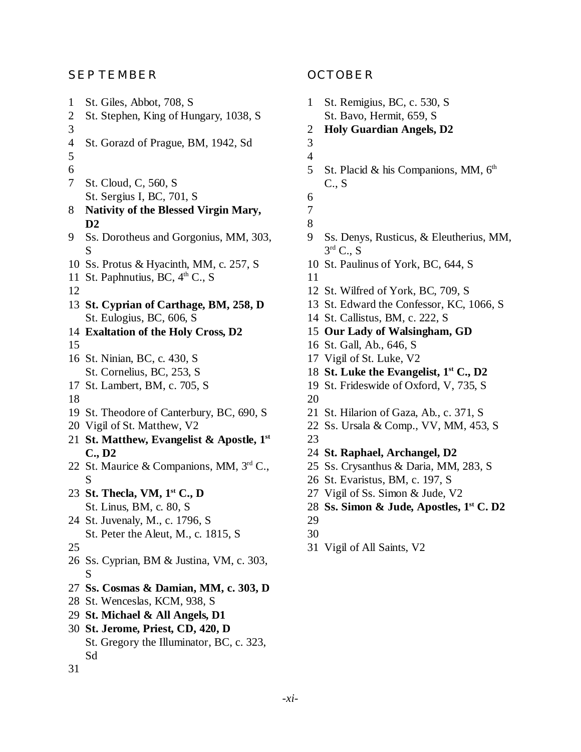## SEPTEMBER

1 St. Giles, Abbot, 708, S
2 St. Stephen, King of Hungary, 1038, S
3
4 St. Gorazd of Prague, BM, 1942, Sd
5
6
7 St. Cloud, C, 560, S
  St. Sergius I, BC, 701, S
8 **Nativity of the Blessed Virgin Mary, D2**
9 Ss. Dorotheus and Gorgonius, MM, 303, S
10 Ss. Protus & Hyacinth, MM, c. 257, S
11 St. Paphnutius, BC, 4th C., S
12
13 **St. Cyprian of Carthage, BM, 258, D**
  St. Eulogius, BC, 606, S
14 **Exaltation of the Holy Cross, D2**
15
16 St. Ninian, BC, c. 430, S
  St. Cornelius, BC, 253, S
17 St. Lambert, BM, c. 705, S
18
19 St. Theodore of Canterbury, BC, 690, S
20 Vigil of St. Matthew, V2
21 **St. Matthew, Evangelist & Apostle, 1st C., D2**
22 St. Maurice & Companions, MM, 3rd C., S
23 **St. Thecla, VM, 1st C., D**
  St. Linus, BM, c. 80, S
24 St. Juvenaly, M., c. 1796, S
  St. Peter the Aleut, M., c. 1815, S
25
26 Ss. Cyprian, BM & Justina, VM, c. 303, S
27 **Ss. Cosmas & Damian, MM, c. 303, D**
28 St. Wenceslas, KCM, 938, S
29 **St. Michael & All Angels, D1**
30 **St. Jerome, Priest, CD, 420, D**
  St. Gregory the Illuminator, BC, c. 323, Sd
31

## OCTOBER

1 St. Remigius, BC, c. 530, S
  St. Bavo, Hermit, 659, S
2 **Holy Guardian Angels, D2**
3
4
5 St. Placid & his Companions, MM, 6th C., S
6
7
8
9 Ss. Denys, Rusticus, & Eleutherius, MM, 3rd C., S
10 St. Paulinus of York, BC, 644, S
11
12 St. Wilfred of York, BC, 709, S
13 St. Edward the Confessor, KC, 1066, S
14 St. Callistus, BM, c. 222, S
15 **Our Lady of Walsingham, GD**
16 St. Gall, Ab., 646, S
17 Vigil of St. Luke, V2
18 **St. Luke the Evangelist, 1st C., D2**
19 St. Frideswide of Oxford, V, 735, S
20
21 St. Hilarion of Gaza, Ab., c. 371, S
22 Ss. Ursala & Comp., VV, MM, 453, S
23
24 **St. Raphael, Archangel, D2**
25 Ss. Crysanthus & Daria, MM, 283, S
26 St. Evaristus, BM, c. 197, S
27 Vigil of Ss. Simon & Jude, V2
28 **Ss. Simon & Jude, Apostles, 1st C. D2**
29
30
31 Vigil of All Saints, V2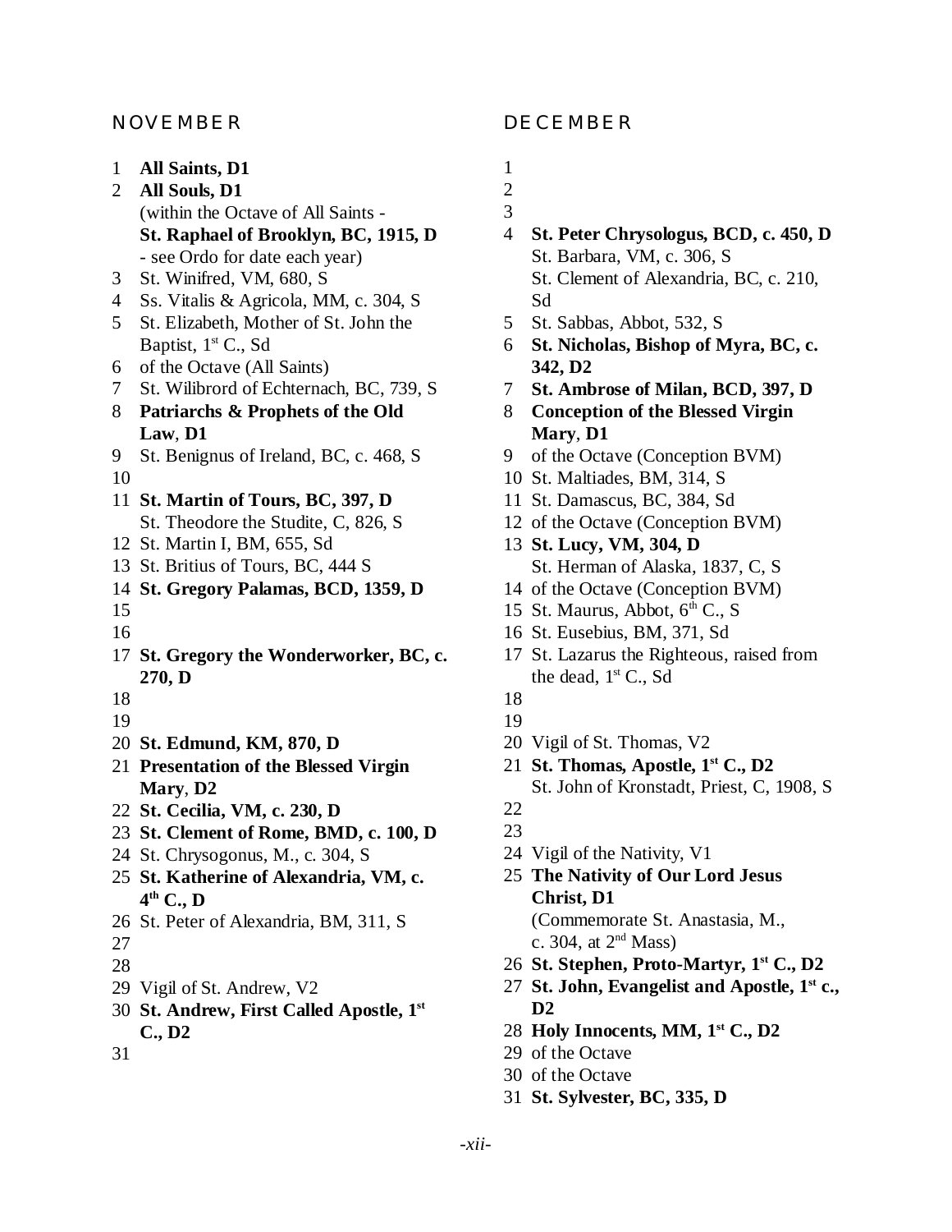## NOVEMBER

1 **All Saints, D1**
2 **All Souls, D1**
(within the Octave of All Saints -
**St. Raphael of Brooklyn, BC, 1915, D**
- see Ordo for date each year)
3 St. Winifred, VM, 680, S
4 Ss. Vitalis & Agricola, MM, c. 304, S
5 St. Elizabeth, Mother of St. John the Baptist, 1st C., Sd
6 of the Octave (All Saints)
7 St. Wilibrord of Echternach, BC, 739, S
8 **Patriarchs & Prophets of the Old Law**, **D1**
9 St. Benignus of Ireland, BC, c. 468, S
10
11 **St. Martin of Tours, BC, 397, D**
St. Theodore the Studite, C, 826, S
12 St. Martin I, BM, 655, Sd
13 St. Britius of Tours, BC, 444 S
14 **St. Gregory Palamas, BCD, 1359, D**
15
16
17 **St. Gregory the Wonderworker, BC, c. 270, D**
18
19
20 **St. Edmund, KM, 870, D**
21 **Presentation of the Blessed Virgin Mary**, **D2**
22 **St. Cecilia, VM, c. 230, D**
23 **St. Clement of Rome, BMD, c. 100, D**
24 St. Chrysogonus, M., c. 304, S
25 **St. Katherine of Alexandria, VM, c. 4th C., D**
26 St. Peter of Alexandria, BM, 311, S
27
28
29 Vigil of St. Andrew, V2
30 **St. Andrew, First Called Apostle, 1st C., D2**
31

## DECEMBER

1
2
3
4 **St. Peter Chrysologus, BCD, c. 450, D**
St. Barbara, VM, c. 306, S
St. Clement of Alexandria, BC, c. 210, Sd
5 St. Sabbas, Abbot, 532, S
6 **St. Nicholas, Bishop of Myra, BC, c. 342, D2**
7 **St. Ambrose of Milan, BCD, 397, D**
8 **Conception of the Blessed Virgin Mary**, **D1**
9 of the Octave (Conception BVM)
10 St. Maltiades, BM, 314, S
11 St. Damascus, BC, 384, Sd
12 of the Octave (Conception BVM)
13 **St. Lucy, VM, 304, D**
St. Herman of Alaska, 1837, C, S
14 of the Octave (Conception BVM)
15 St. Maurus, Abbot, 6th C., S
16 St. Eusebius, BM, 371, Sd
17 St. Lazarus the Righteous, raised from the dead, 1st C., Sd
18
19
20 Vigil of St. Thomas, V2
21 **St. Thomas, Apostle, 1st C., D2**
St. John of Kronstadt, Priest, C, 1908, S
22
23
24 Vigil of the Nativity, V1
25 **The Nativity of Our Lord Jesus Christ, D1**
(Commemorate St. Anastasia, M., c. 304, at 2nd Mass)
26 **St. Stephen, Proto-Martyr, 1st C., D2**
27 **St. John, Evangelist and Apostle, 1st c., D2**
28 **Holy Innocents, MM, 1st C., D2**
29 of the Octave
30 of the Octave
31 **St. Sylvester, BC, 335, D**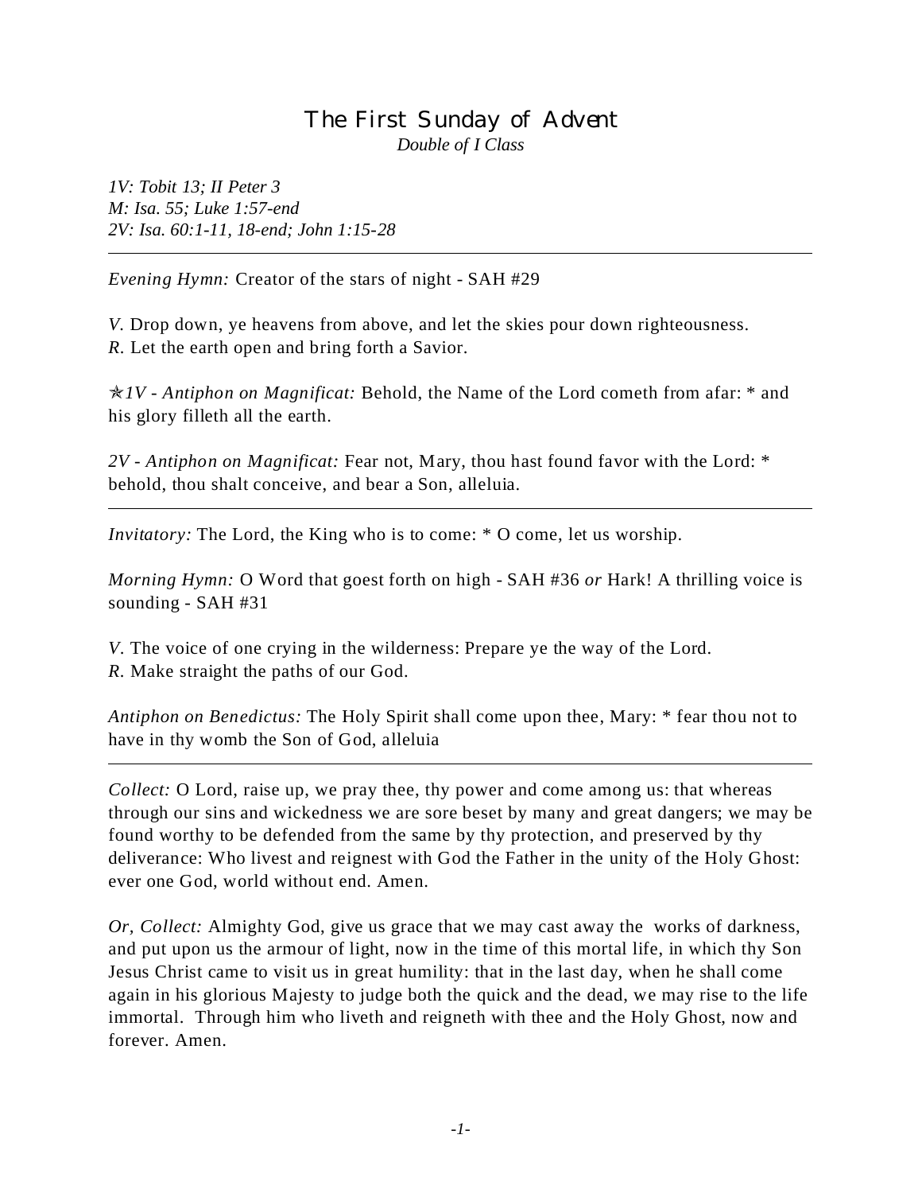# The First Sunday of Advent

*Double of I Class*

*1V: Tobit 13; II Peter 3*
*M: Isa. 55; Luke 1:57-end*
*2V: Isa. 60:1-11, 18-end; John 1:15-28*

---

*Evening Hymn:* Creator of the stars of night - SAH #29

*V.* Drop down, ye heavens from above, and let the skies pour down righteousness.
*R.* Let the earth open and bring forth a Savior.

✯*1V - Antiphon on Magnificat:* Behold, the Name of the Lord cometh from afar: * and his glory filleth all the earth.

*2V - Antiphon on Magnificat:* Fear not, Mary, thou hast found favor with the Lord: * behold, thou shalt conceive, and bear a Son, alleluia.

---

*Invitatory:* The Lord, the King who is to come: * O come, let us worship.

*Morning Hymn:* O Word that goest forth on high - SAH #36 *or* Hark! A thrilling voice is sounding - SAH #31

*V.* The voice of one crying in the wilderness: Prepare ye the way of the Lord.
*R.* Make straight the paths of our God.

*Antiphon on Benedictus:* The Holy Spirit shall come upon thee, Mary: * fear thou not to have in thy womb the Son of God, alleluia

---

*Collect:* O Lord, raise up, we pray thee, thy power and come among us: that whereas through our sins and wickedness we are sore beset by many and great dangers; we may be found worthy to be defended from the same by thy protection, and preserved by thy deliverance: Who livest and reignest with God the Father in the unity of the Holy Ghost: ever one God, world without end. Amen.

*Or, Collect:* Almighty God, give us grace that we may cast away the works of darkness, and put upon us the armour of light, now in the time of this mortal life, in which thy Son Jesus Christ came to visit us in great humility: that in the last day, when he shall come again in his glorious Majesty to judge both the quick and the dead, we may rise to the life immortal. Through him who liveth and reigneth with thee and the Holy Ghost, now and forever. Amen.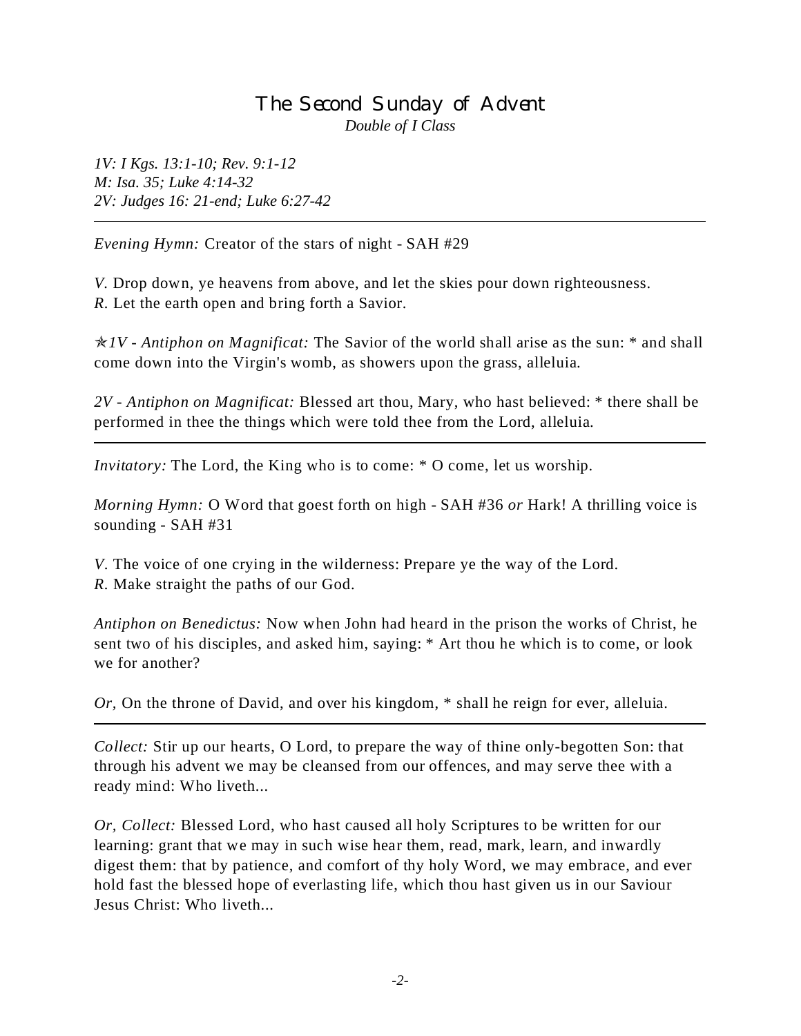# The Second Sunday of Advent

*Double of I Class*

*1V: I Kgs. 13:1-10; Rev. 9:1-12*
*M: Isa. 35; Luke 4:14-32*
*2V: Judges 16: 21-end; Luke 6:27-42*

---

*Evening Hymn:* Creator of the stars of night - SAH #29

*V.* Drop down, ye heavens from above, and let the skies pour down righteousness.
*R.* Let the earth open and bring forth a Savior.

✯*1V - Antiphon on Magnificat:* The Savior of the world shall arise as the sun: * and shall come down into the Virgin's womb, as showers upon the grass, alleluia.

*2V - Antiphon on Magnificat:* Blessed art thou, Mary, who hast believed: * there shall be performed in thee the things which were told thee from the Lord, alleluia.

---

*Invitatory:* The Lord, the King who is to come: * O come, let us worship.

*Morning Hymn:* O Word that goest forth on high - SAH #36 *or* Hark! A thrilling voice is sounding - SAH #31

*V.* The voice of one crying in the wilderness: Prepare ye the way of the Lord.
*R.* Make straight the paths of our God.

*Antiphon on Benedictus:* Now when John had heard in the prison the works of Christ, he sent two of his disciples, and asked him, saying: * Art thou he which is to come, or look we for another?

*Or,* On the throne of David, and over his kingdom, * shall he reign for ever, alleluia.

---

*Collect:* Stir up our hearts, O Lord, to prepare the way of thine only-begotten Son: that through his advent we may be cleansed from our offences, and may serve thee with a ready mind: Who liveth...

*Or, Collect:* Blessed Lord, who hast caused all holy Scriptures to be written for our learning: grant that we may in such wise hear them, read, mark, learn, and inwardly digest them: that by patience, and comfort of thy holy Word, we may embrace, and ever hold fast the blessed hope of everlasting life, which thou hast given us in our Saviour Jesus Christ: Who liveth...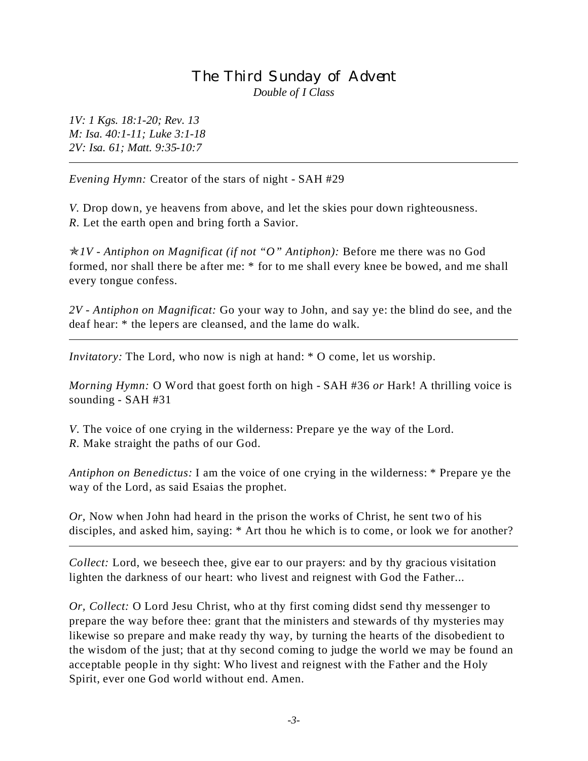# The Third Sunday of Advent

*Double of I Class*

*1V: 1 Kgs. 18:1-20; Rev. 13*
*M: Isa. 40:1-11; Luke 3:1-18*
*2V: Isa. 61; Matt. 9:35-10:7*

---

*Evening Hymn:* Creator of the stars of night - SAH #29

*V.* Drop down, ye heavens from above, and let the skies pour down righteousness.
*R.* Let the earth open and bring forth a Savior.

✯*1V - Antiphon on Magnificat (if not "O" Antiphon):* Before me there was no God formed, nor shall there be after me: * for to me shall every knee be bowed, and me shall every tongue confess.

*2V - Antiphon on Magnificat:* Go your way to John, and say ye: the blind do see, and the deaf hear: * the lepers are cleansed, and the lame do walk.

---

*Invitatory:* The Lord, who now is nigh at hand: * O come, let us worship.

*Morning Hymn:* O Word that goest forth on high - SAH #36 *or* Hark! A thrilling voice is sounding - SAH #31

*V.* The voice of one crying in the wilderness: Prepare ye the way of the Lord.
*R.* Make straight the paths of our God.

*Antiphon on Benedictus:* I am the voice of one crying in the wilderness: * Prepare ye the way of the Lord, as said Esaias the prophet.

*Or,* Now when John had heard in the prison the works of Christ, he sent two of his disciples, and asked him, saying: * Art thou he which is to come, or look we for another?

---

*Collect:* Lord, we beseech thee, give ear to our prayers: and by thy gracious visitation lighten the darkness of our heart: who livest and reignest with God the Father...

*Or, Collect:* O Lord Jesu Christ, who at thy first coming didst send thy messenger to prepare the way before thee: grant that the ministers and stewards of thy mysteries may likewise so prepare and make ready thy way, by turning the hearts of the disobedient to the wisdom of the just; that at thy second coming to judge the world we may be found an acceptable people in thy sight: Who livest and reignest with the Father and the Holy Spirit, ever one God world without end. Amen.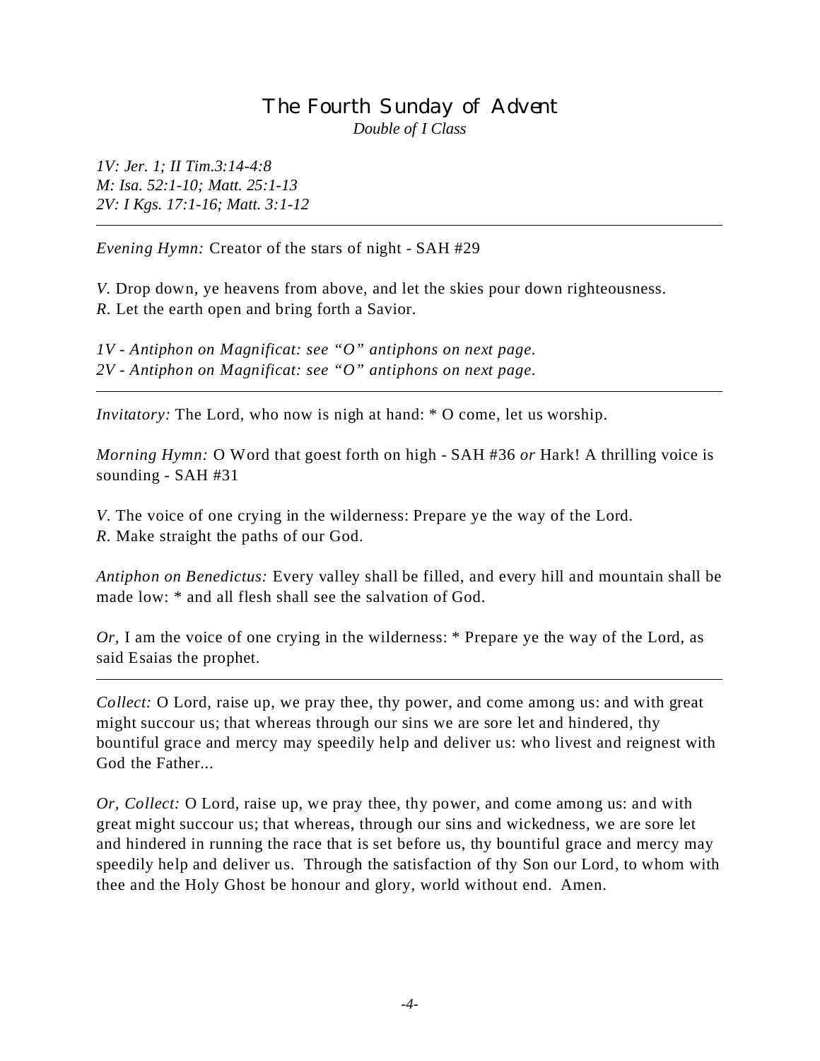# The Fourth Sunday of Advent

*Double of I Class*

*1V: Jer. 1; II Tim.3:14-4:8*
*M: Isa. 52:1-10; Matt. 25:1-13*
*2V: I Kgs. 17:1-16; Matt. 3:1-12*

---

*Evening Hymn:* Creator of the stars of night - SAH #29

*V.* Drop down, ye heavens from above, and let the skies pour down righteousness.
*R.* Let the earth open and bring forth a Savior.

*1V - Antiphon on Magnificat: see "O" antiphons on next page.*
*2V - Antiphon on Magnificat: see "O" antiphons on next page.*

---

*Invitatory:* The Lord, who now is nigh at hand: * O come, let us worship.

*Morning Hymn:* O Word that goest forth on high - SAH #36 *or* Hark! A thrilling voice is sounding - SAH #31

*V.* The voice of one crying in the wilderness: Prepare ye the way of the Lord.
*R.* Make straight the paths of our God.

*Antiphon on Benedictus:* Every valley shall be filled, and every hill and mountain shall be made low: * and all flesh shall see the salvation of God.

*Or,* I am the voice of one crying in the wilderness: * Prepare ye the way of the Lord, as said Esaias the prophet.

---

*Collect:* O Lord, raise up, we pray thee, thy power, and come among us: and with great might succour us; that whereas through our sins we are sore let and hindered, thy bountiful grace and mercy may speedily help and deliver us: who livest and reignest with God the Father...

*Or, Collect:* O Lord, raise up, we pray thee, thy power, and come among us: and with great might succour us; that whereas, through our sins and wickedness, we are sore let and hindered in running the race that is set before us, thy bountiful grace and mercy may speedily help and deliver us. Through the satisfaction of thy Son our Lord, to whom with thee and the Holy Ghost be honour and glory, world without end. Amen.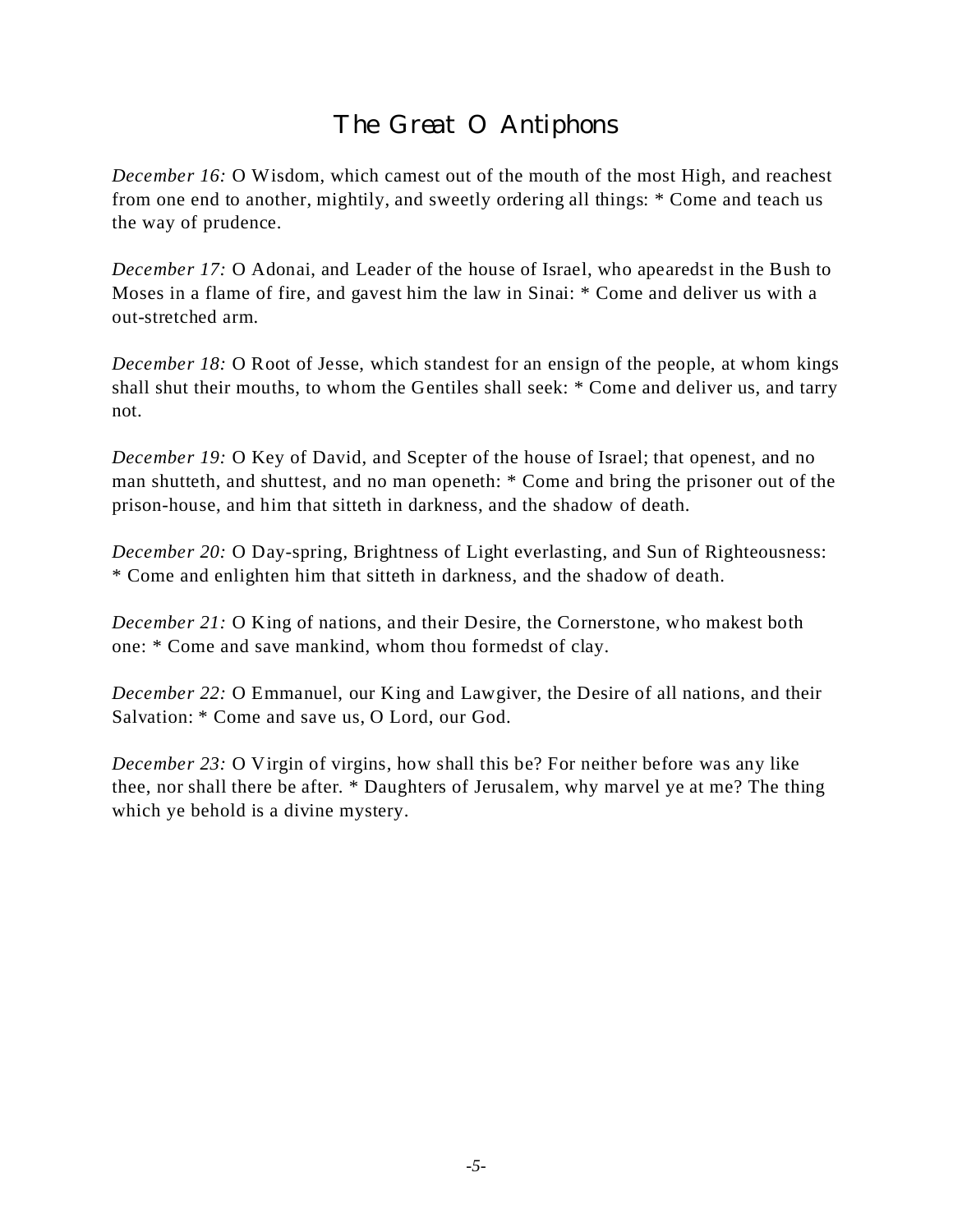# The Great O Antiphons

*December 16:* O Wisdom, which camest out of the mouth of the most High, and reachest from one end to another, mightily, and sweetly ordering all things: * Come and teach us the way of prudence.

*December 17:* O Adonai, and Leader of the house of Israel, who apearedst in the Bush to Moses in a flame of fire, and gavest him the law in Sinai: * Come and deliver us with a out-stretched arm.

*December 18:* O Root of Jesse, which standest for an ensign of the people, at whom kings shall shut their mouths, to whom the Gentiles shall seek: * Come and deliver us, and tarry not.

*December 19:* O Key of David, and Scepter of the house of Israel; that openest, and no man shutteth, and shuttest, and no man openeth: * Come and bring the prisoner out of the prison-house, and him that sitteth in darkness, and the shadow of death.

*December 20:* O Day-spring, Brightness of Light everlasting, and Sun of Righteousness: * Come and enlighten him that sitteth in darkness, and the shadow of death.

*December 21:* O King of nations, and their Desire, the Cornerstone, who makest both one: * Come and save mankind, whom thou formedst of clay.

*December 22:* O Emmanuel, our King and Lawgiver, the Desire of all nations, and their Salvation: * Come and save us, O Lord, our God.

*December 23:* O Virgin of virgins, how shall this be? For neither before was any like thee, nor shall there be after. * Daughters of Jerusalem, why marvel ye at me? The thing which ye behold is a divine mystery.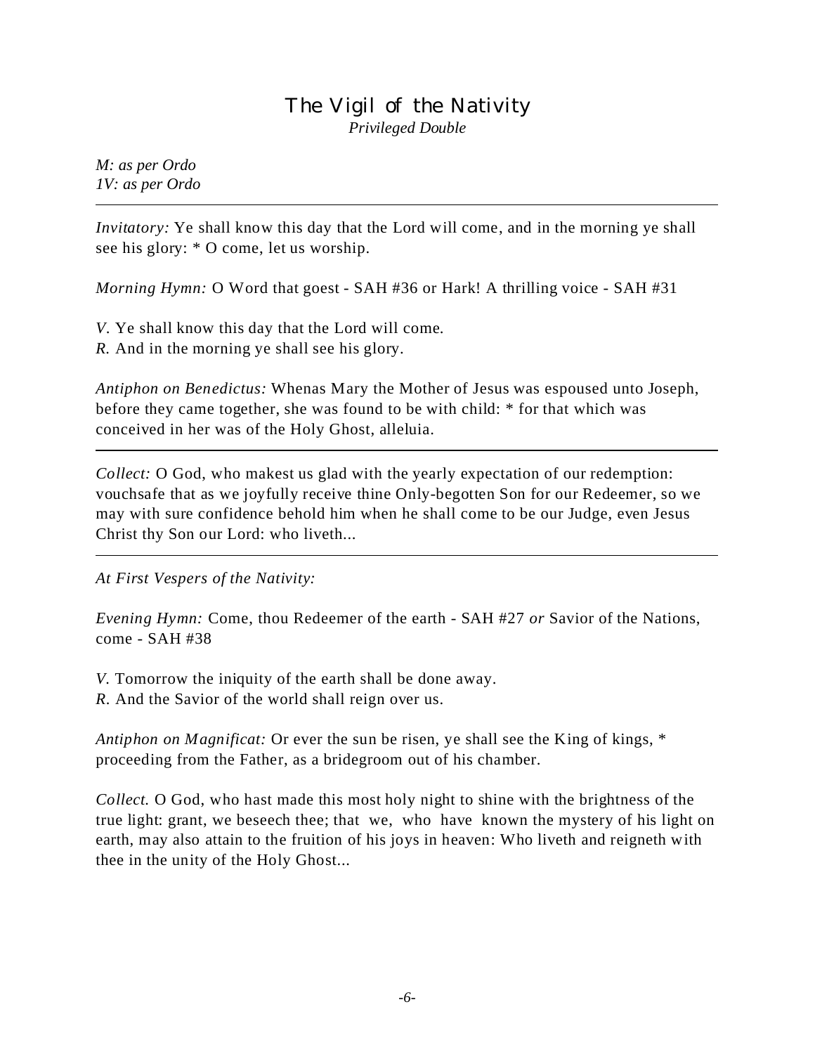# The Vigil of the Nativity

*Privileged Double*

*M: as per Ordo*
*1V: as per Ordo*

---

*Invitatory:* Ye shall know this day that the Lord will come, and in the morning ye shall see his glory: * O come, let us worship.

*Morning Hymn:* O Word that goest - SAH #36 or Hark! A thrilling voice - SAH #31

*V.* Ye shall know this day that the Lord will come.
*R.* And in the morning ye shall see his glory.

*Antiphon on Benedictus:* Whenas Mary the Mother of Jesus was espoused unto Joseph, before they came together, she was found to be with child: * for that which was conceived in her was of the Holy Ghost, alleluia.

---

*Collect:* O God, who makest us glad with the yearly expectation of our redemption: vouchsafe that as we joyfully receive thine Only-begotten Son for our Redeemer, so we may with sure confidence behold him when he shall come to be our Judge, even Jesus Christ thy Son our Lord: who liveth...

---

*At First Vespers of the Nativity:*

*Evening Hymn:* Come, thou Redeemer of the earth - SAH #27 *or* Savior of the Nations, come - SAH #38

*V.* Tomorrow the iniquity of the earth shall be done away.
*R.* And the Savior of the world shall reign over us.

*Antiphon on Magnificat:* Or ever the sun be risen, ye shall see the King of kings, * proceeding from the Father, as a bridegroom out of his chamber.

*Collect.* O God, who hast made this most holy night to shine with the brightness of the true light: grant, we beseech thee; that we, who have known the mystery of his light on earth, may also attain to the fruition of his joys in heaven: Who liveth and reigneth with thee in the unity of the Holy Ghost...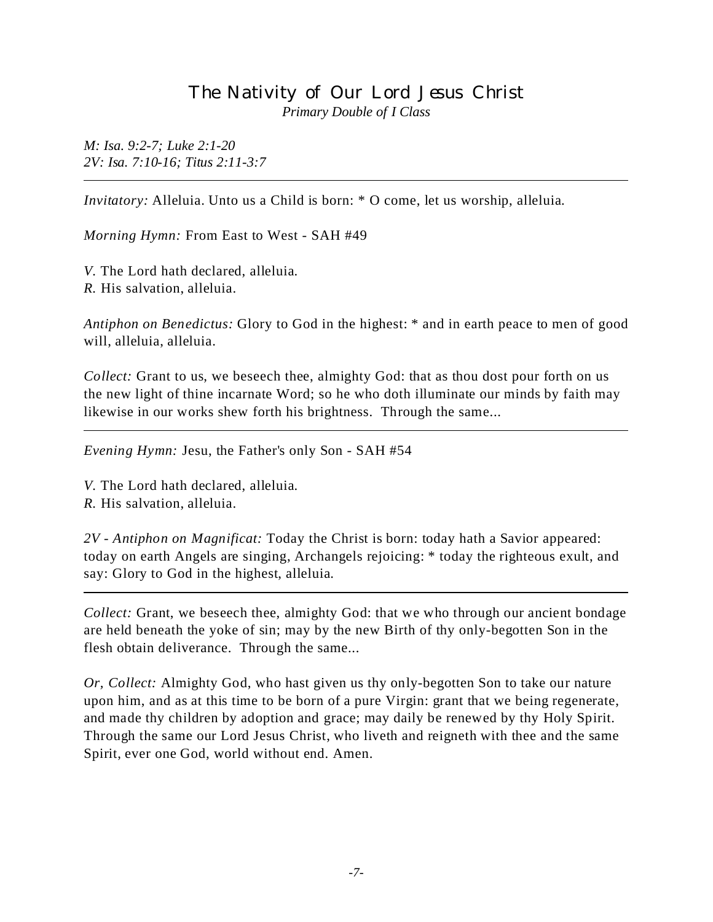# The Nativity of Our Lord Jesus Christ

*Primary Double of I Class*

*M: Isa. 9:2-7; Luke 2:1-20*
*2V: Isa. 7:10-16; Titus 2:11-3:7*

---

*Invitatory:* Alleluia. Unto us a Child is born: * O come, let us worship, alleluia.

*Morning Hymn:* From East to West - SAH #49

*V.* The Lord hath declared, alleluia.
*R.* His salvation, alleluia.

*Antiphon on Benedictus:* Glory to God in the highest: * and in earth peace to men of good will, alleluia, alleluia.

*Collect:* Grant to us, we beseech thee, almighty God: that as thou dost pour forth on us the new light of thine incarnate Word; so he who doth illuminate our minds by faith may likewise in our works shew forth his brightness. Through the same...

---

*Evening Hymn:* Jesu, the Father's only Son - SAH #54

*V.* The Lord hath declared, alleluia.
*R.* His salvation, alleluia.

*2V - Antiphon on Magnificat:* Today the Christ is born: today hath a Savior appeared: today on earth Angels are singing, Archangels rejoicing: * today the righteous exult, and say: Glory to God in the highest, alleluia.

---

*Collect:* Grant, we beseech thee, almighty God: that we who through our ancient bondage are held beneath the yoke of sin; may by the new Birth of thy only-begotten Son in the flesh obtain deliverance. Through the same...

*Or, Collect:* Almighty God, who hast given us thy only-begotten Son to take our nature upon him, and as at this time to be born of a pure Virgin: grant that we being regenerate, and made thy children by adoption and grace; may daily be renewed by thy Holy Spirit. Through the same our Lord Jesus Christ, who liveth and reigneth with thee and the same Spirit, ever one God, world without end. Amen.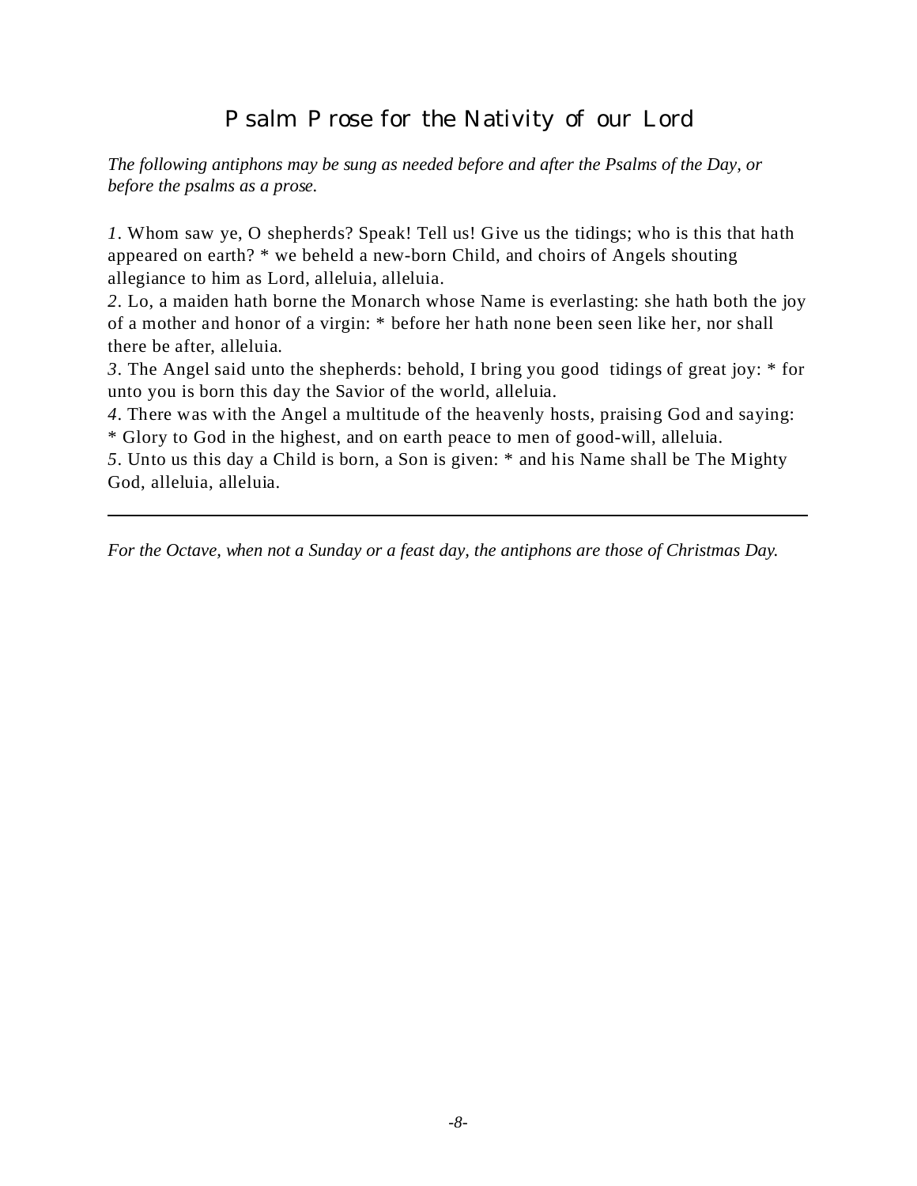## Psalm Prose for the Nativity of our Lord

*The following antiphons may be sung as needed before and after the Psalms of the Day, or before the psalms as a prose.*

*1*. Whom saw ye, O shepherds? Speak! Tell us! Give us the tidings; who is this that hath appeared on earth? * we beheld a new-born Child, and choirs of Angels shouting allegiance to him as Lord, alleluia, alleluia.
*2*. Lo, a maiden hath borne the Monarch whose Name is everlasting: she hath both the joy of a mother and honor of a virgin: * before her hath none been seen like her, nor shall there be after, alleluia.
*3*. The Angel said unto the shepherds: behold, I bring you good tidings of great joy: * for unto you is born this day the Savior of the world, alleluia.
*4*. There was with the Angel a multitude of the heavenly hosts, praising God and saying: * Glory to God in the highest, and on earth peace to men of good-will, alleluia.
*5*. Unto us this day a Child is born, a Son is given: * and his Name shall be The Mighty God, alleluia, alleluia.

---

*For the Octave, when not a Sunday or a feast day, the antiphons are those of Christmas Day.*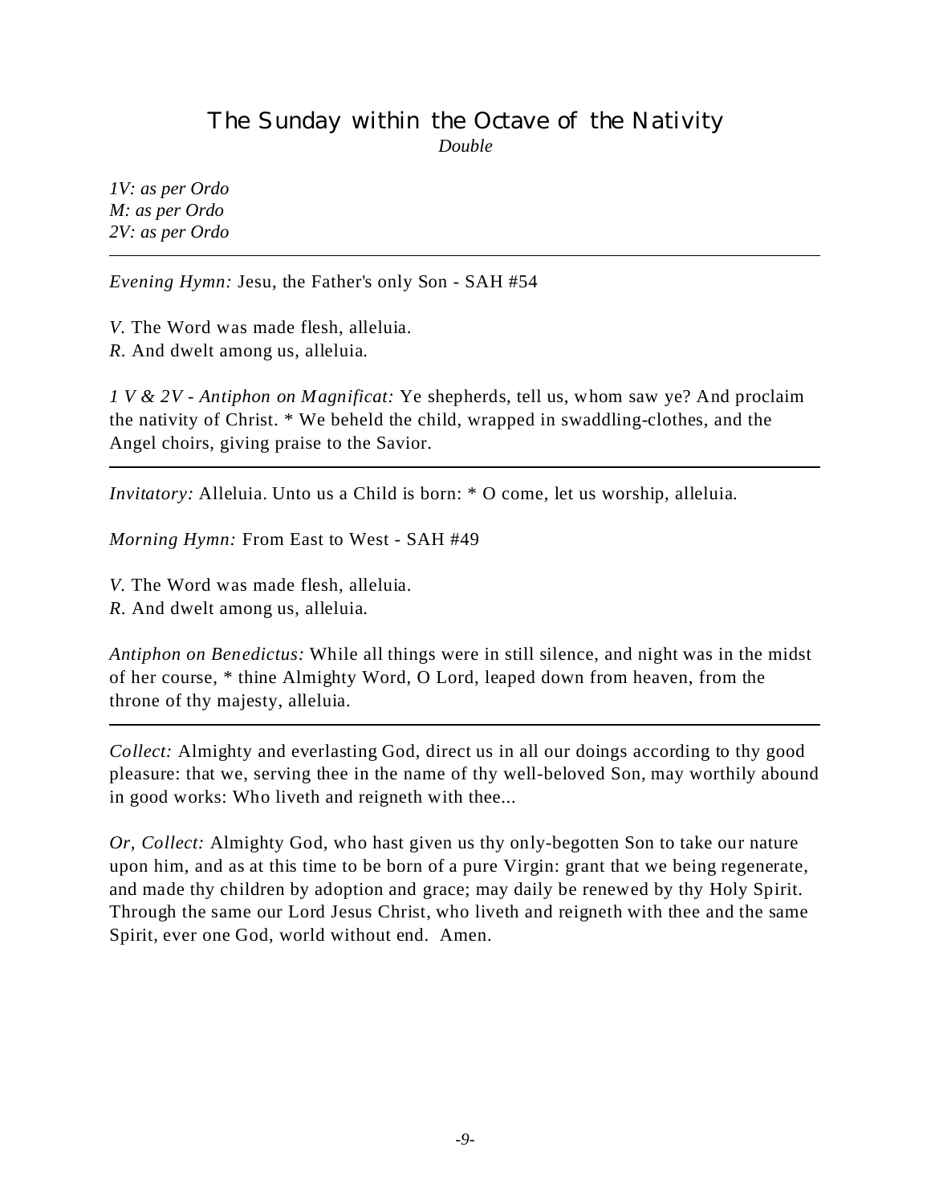## The Sunday within the Octave of the Nativity

*Double*

*1V: as per Ordo*
*M: as per Ordo*
*2V: as per Ordo*

---

*Evening Hymn:* Jesu, the Father's only Son - SAH #54

*V.* The Word was made flesh, alleluia.
*R.* And dwelt among us, alleluia.

*1 V & 2V - Antiphon on Magnificat:* Ye shepherds, tell us, whom saw ye? And proclaim the nativity of Christ. * We beheld the child, wrapped in swaddling-clothes, and the Angel choirs, giving praise to the Savior.

---

*Invitatory:* Alleluia. Unto us a Child is born: * O come, let us worship, alleluia.

*Morning Hymn:* From East to West - SAH #49

*V.* The Word was made flesh, alleluia.
*R.* And dwelt among us, alleluia.

*Antiphon on Benedictus:* While all things were in still silence, and night was in the midst of her course, * thine Almighty Word, O Lord, leaped down from heaven, from the throne of thy majesty, alleluia.

---

*Collect:* Almighty and everlasting God, direct us in all our doings according to thy good pleasure: that we, serving thee in the name of thy well-beloved Son, may worthily abound in good works: Who liveth and reigneth with thee...

*Or, Collect:* Almighty God, who hast given us thy only-begotten Son to take our nature upon him, and as at this time to be born of a pure Virgin: grant that we being regenerate, and made thy children by adoption and grace; may daily be renewed by thy Holy Spirit. Through the same our Lord Jesus Christ, who liveth and reigneth with thee and the same Spirit, ever one God, world without end. Amen.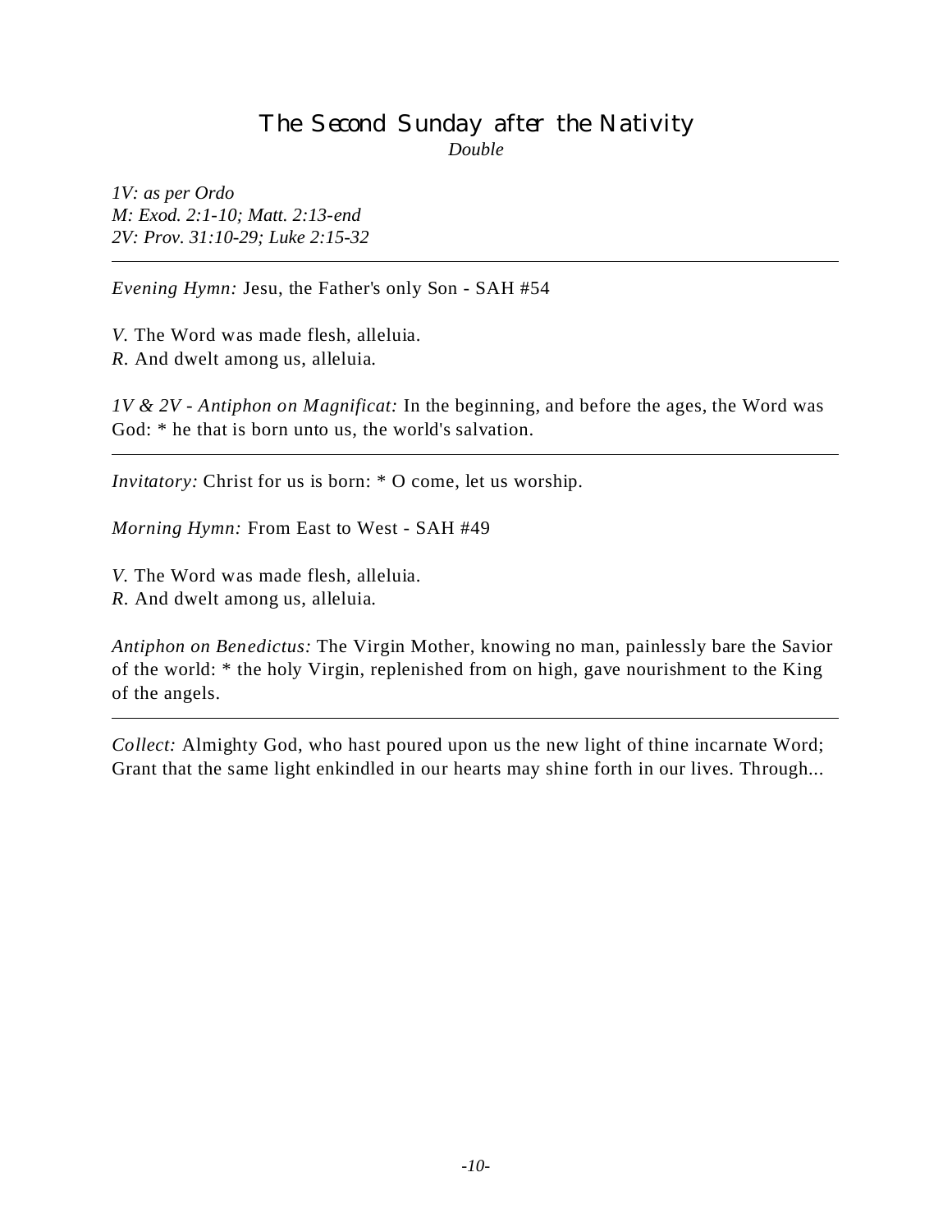## The Second Sunday after the Nativity

*Double*

*1V: as per Ordo*
*M: Exod. 2:1-10; Matt. 2:13-end*
*2V: Prov. 31:10-29; Luke 2:15-32*

---

*Evening Hymn:* Jesu, the Father's only Son - SAH #54

*V.* The Word was made flesh, alleluia.
*R.* And dwelt among us, alleluia.

*1V & 2V - Antiphon on Magnificat:* In the beginning, and before the ages, the Word was God: * he that is born unto us, the world's salvation.

---

*Invitatory:* Christ for us is born: * O come, let us worship.

*Morning Hymn:* From East to West - SAH #49

*V.* The Word was made flesh, alleluia.
*R.* And dwelt among us, alleluia.

*Antiphon on Benedictus:* The Virgin Mother, knowing no man, painlessly bare the Savior of the world: * the holy Virgin, replenished from on high, gave nourishment to the King of the angels.

---

*Collect:* Almighty God, who hast poured upon us the new light of thine incarnate Word; Grant that the same light enkindled in our hearts may shine forth in our lives. Through...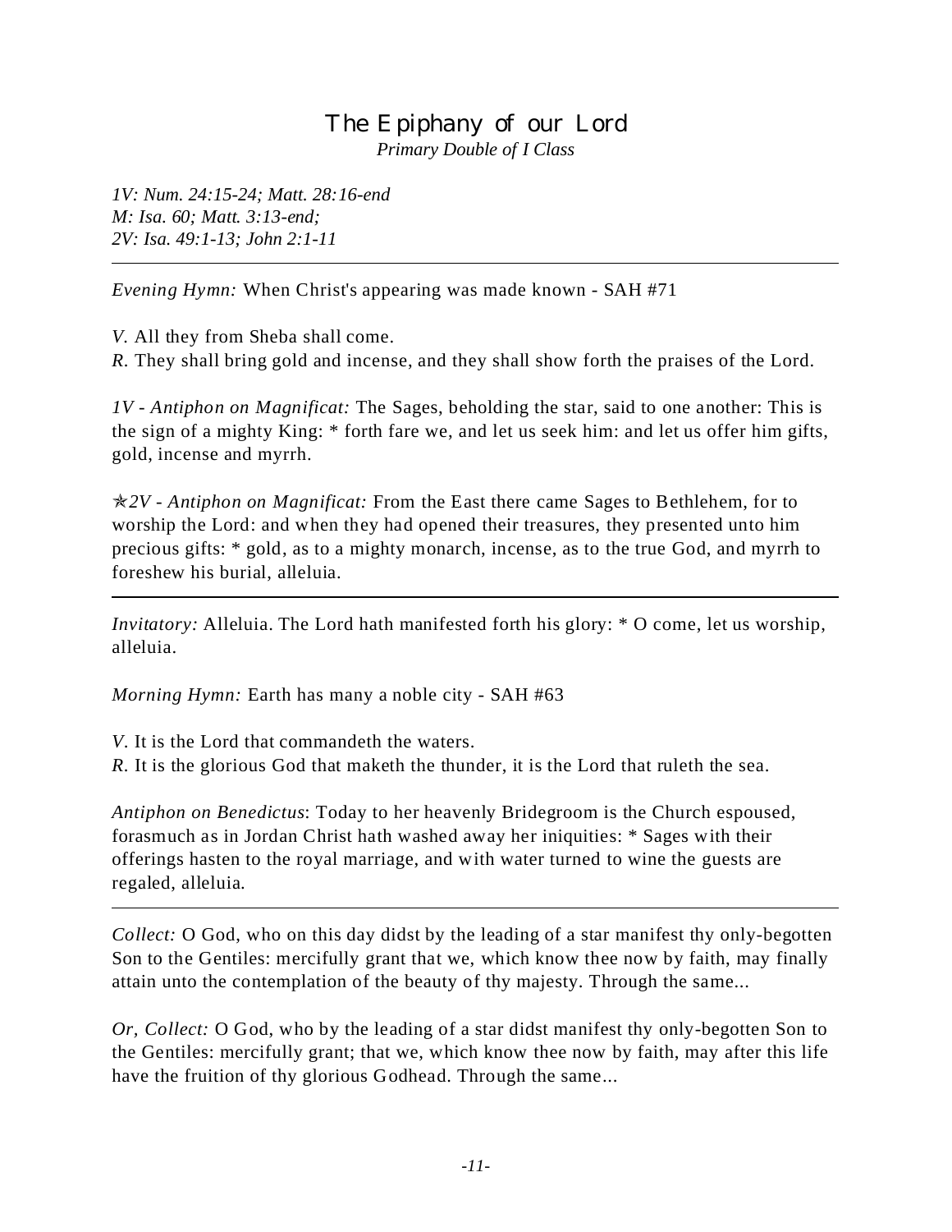# The Epiphany of our Lord

*Primary Double of I Class*

*1V: Num. 24:15-24; Matt. 28:16-end*
*M: Isa. 60; Matt. 3:13-end;*
*2V: Isa. 49:1-13; John 2:1-11*

---

*Evening Hymn:* When Christ's appearing was made known - SAH #71

*V.* All they from Sheba shall come.
*R.* They shall bring gold and incense, and they shall show forth the praises of the Lord.

*1V - Antiphon on Magnificat:* The Sages, beholding the star, said to one another: This is the sign of a mighty King: * forth fare we, and let us seek him: and let us offer him gifts, gold, incense and myrrh.

✯*2V - Antiphon on Magnificat:* From the East there came Sages to Bethlehem, for to worship the Lord: and when they had opened their treasures, they presented unto him precious gifts: * gold, as to a mighty monarch, incense, as to the true God, and myrrh to foreshew his burial, alleluia.

---

*Invitatory:* Alleluia. The Lord hath manifested forth his glory: * O come, let us worship, alleluia.

*Morning Hymn:* Earth has many a noble city - SAH #63

*V.* It is the Lord that commandeth the waters.
*R.* It is the glorious God that maketh the thunder, it is the Lord that ruleth the sea.

*Antiphon on Benedictus*: Today to her heavenly Bridegroom is the Church espoused, forasmuch as in Jordan Christ hath washed away her iniquities: * Sages with their offerings hasten to the royal marriage, and with water turned to wine the guests are regaled, alleluia.

---

*Collect:* O God, who on this day didst by the leading of a star manifest thy only-begotten Son to the Gentiles: mercifully grant that we, which know thee now by faith, may finally attain unto the contemplation of the beauty of thy majesty. Through the same...

*Or, Collect:* O God, who by the leading of a star didst manifest thy only-begotten Son to the Gentiles: mercifully grant; that we, which know thee now by faith, may after this life have the fruition of thy glorious Godhead. Through the same...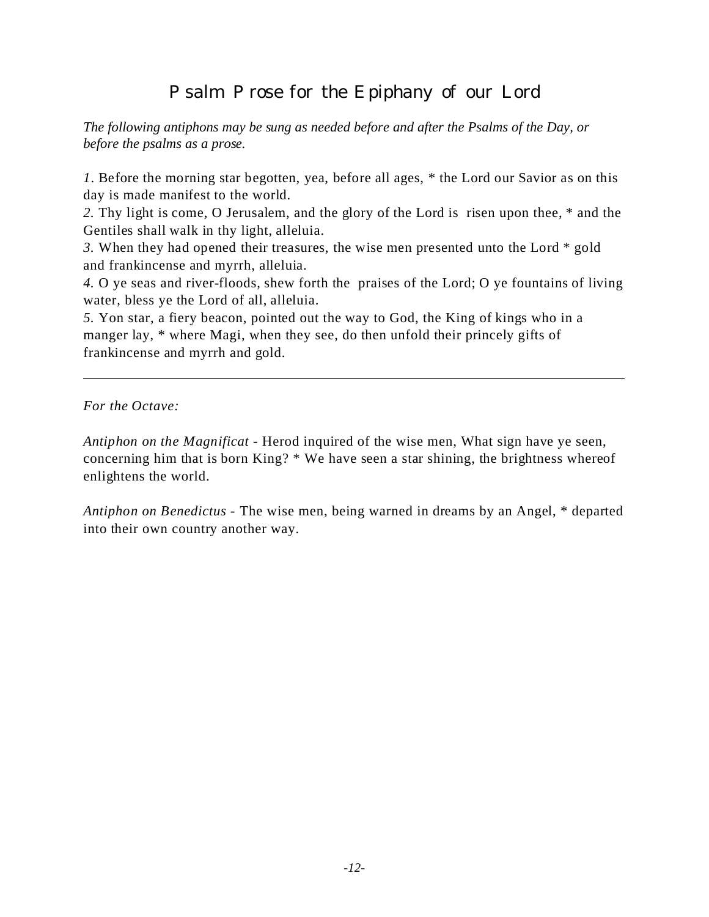# Psalm Prose for the Epiphany of our Lord

*The following antiphons may be sung as needed before and after the Psalms of the Day, or before the psalms as a prose.*

*1*. Before the morning star begotten, yea, before all ages, * the Lord our Savior as on this day is made manifest to the world.
*2.* Thy light is come, O Jerusalem, and the glory of the Lord is risen upon thee, * and the Gentiles shall walk in thy light, alleluia.
*3.* When they had opened their treasures, the wise men presented unto the Lord * gold and frankincense and myrrh, alleluia.
*4.* O ye seas and river-floods, shew forth the praises of the Lord; O ye fountains of living water, bless ye the Lord of all, alleluia.
*5.* Yon star, a fiery beacon, pointed out the way to God, the King of kings who in a manger lay, * where Magi, when they see, do then unfold their princely gifts of frankincense and myrrh and gold.

---

*For the Octave:*

*Antiphon on the Magnificat* - Herod inquired of the wise men, What sign have ye seen, concerning him that is born King? * We have seen a star shining, the brightness whereof enlightens the world.

*Antiphon on Benedictus* - The wise men, being warned in dreams by an Angel, * departed into their own country another way.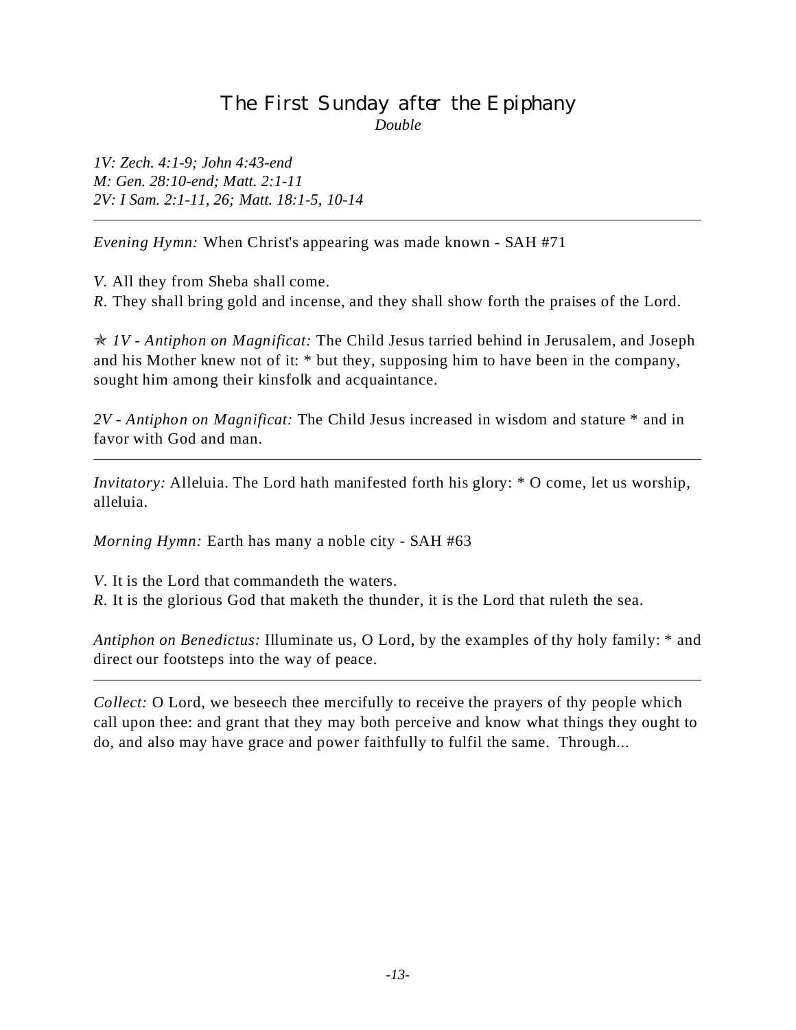# The First Sunday after the Epiphany

*Double*

*1V: Zech. 4:1-9; John 4:43-end*
*M: Gen. 28:10-end; Matt. 2:1-11*
*2V: I Sam. 2:1-11, 26; Matt. 18:1-5, 10-14*

---

*Evening Hymn:* When Christ's appearing was made known - SAH #71

*V.* All they from Sheba shall come.
*R.* They shall bring gold and incense, and they shall show forth the praises of the Lord.

✯ *1V - Antiphon on Magnificat:* The Child Jesus tarried behind in Jerusalem, and Joseph and his Mother knew not of it: * but they, supposing him to have been in the company, sought him among their kinsfolk and acquaintance.

*2V - Antiphon on Magnificat:* The Child Jesus increased in wisdom and stature * and in favor with God and man.

---

*Invitatory:* Alleluia. The Lord hath manifested forth his glory: * O come, let us worship, alleluia.

*Morning Hymn:* Earth has many a noble city - SAH #63

*V.* It is the Lord that commandeth the waters.
*R.* It is the glorious God that maketh the thunder, it is the Lord that ruleth the sea.

*Antiphon on Benedictus:* Illuminate us, O Lord, by the examples of thy holy family: * and direct our footsteps into the way of peace.

---

*Collect:* O Lord, we beseech thee mercifully to receive the prayers of thy people which call upon thee: and grant that they may both perceive and know what things they ought to do, and also may have grace and power faithfully to fulfil the same. Through...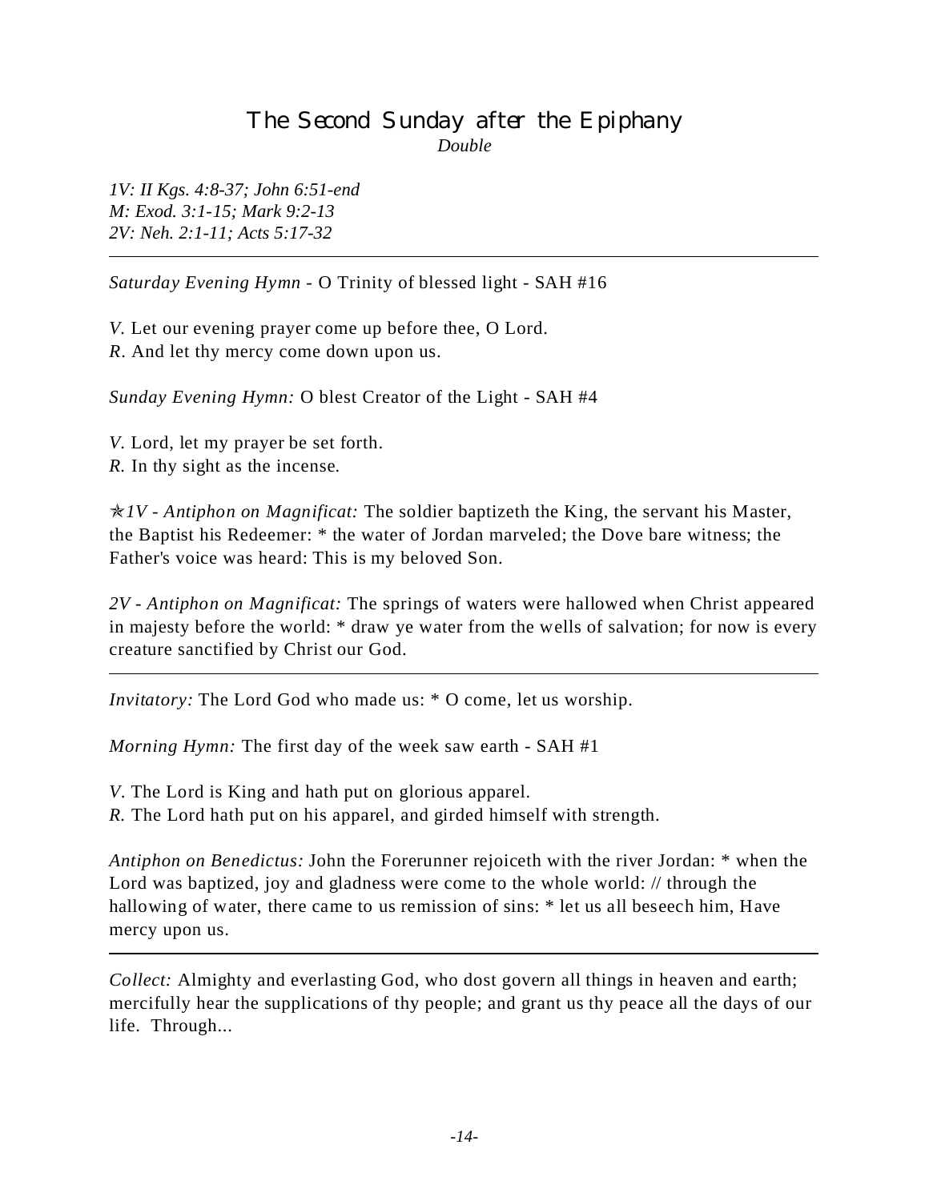# The Second Sunday after the Epiphany

*Double*

*1V: II Kgs. 4:8-37; John 6:51-end*
*M: Exod. 3:1-15; Mark 9:2-13*
*2V: Neh. 2:1-11; Acts 5:17-32*

---

*Saturday Evening Hymn* - O Trinity of blessed light - SAH #16

*V.* Let our evening prayer come up before thee, O Lord.
*R.* And let thy mercy come down upon us.

*Sunday Evening Hymn:* O blest Creator of the Light - SAH #4

*V.* Lord, let my prayer be set forth.
*R.* In thy sight as the incense.

✯*1V - Antiphon on Magnificat:* The soldier baptizeth the King, the servant his Master, the Baptist his Redeemer: * the water of Jordan marveled; the Dove bare witness; the Father's voice was heard: This is my beloved Son.

*2V - Antiphon on Magnificat:* The springs of waters were hallowed when Christ appeared in majesty before the world: * draw ye water from the wells of salvation; for now is every creature sanctified by Christ our God.

---

*Invitatory:* The Lord God who made us: * O come, let us worship.

*Morning Hymn:* The first day of the week saw earth - SAH #1

*V.* The Lord is King and hath put on glorious apparel.
*R.* The Lord hath put on his apparel, and girded himself with strength.

*Antiphon on Benedictus:* John the Forerunner rejoiceth with the river Jordan: * when the Lord was baptized, joy and gladness were come to the whole world: // through the hallowing of water, there came to us remission of sins: * let us all beseech him, Have mercy upon us.

---

*Collect:* Almighty and everlasting God, who dost govern all things in heaven and earth; mercifully hear the supplications of thy people; and grant us thy peace all the days of our life. Through...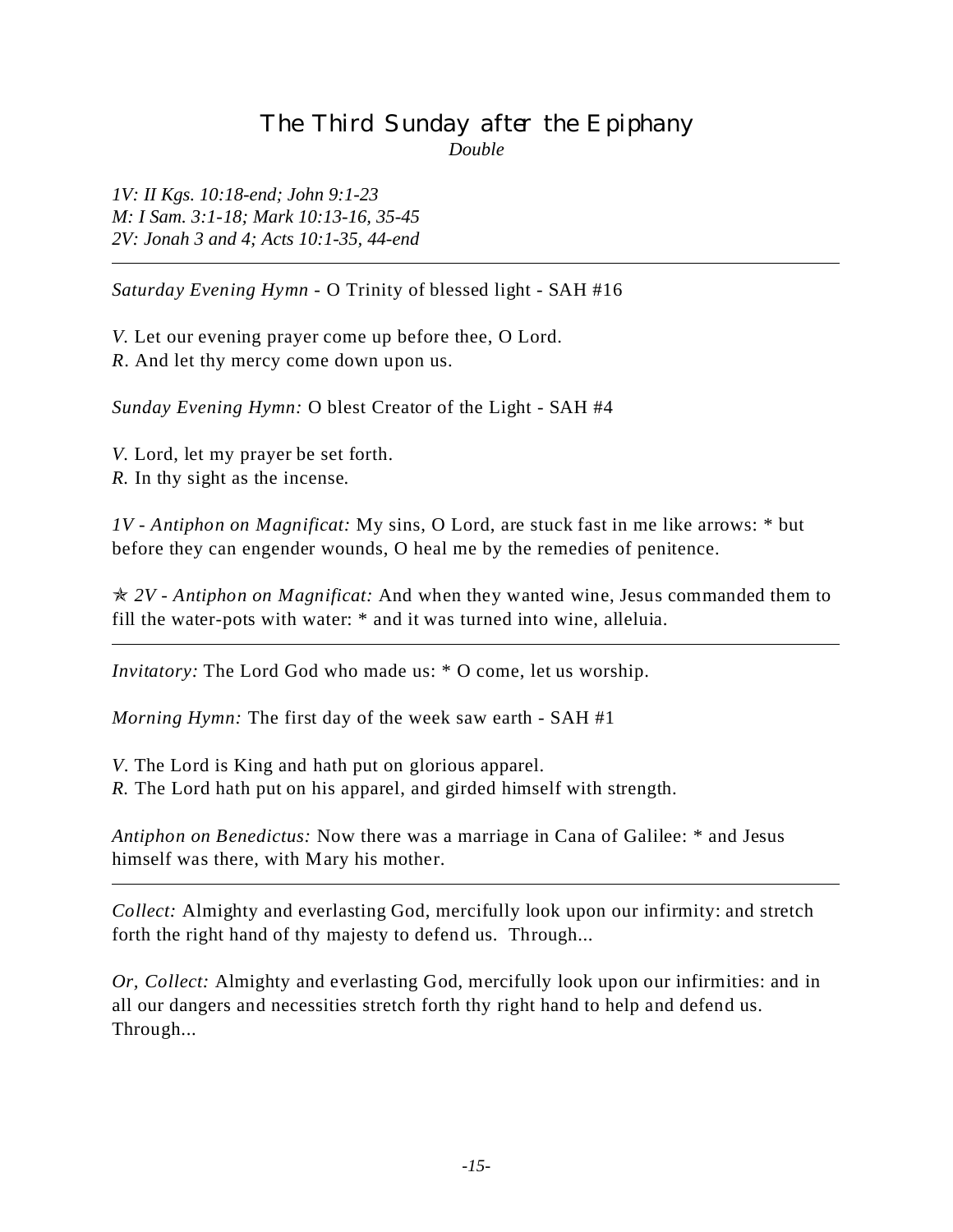# The Third Sunday after the Epiphany

*Double*

*1V: II Kgs. 10:18-end; John 9:1-23*
*M: I Sam. 3:1-18; Mark 10:13-16, 35-45*
*2V: Jonah 3 and 4; Acts 10:1-35, 44-end*

---

*Saturday Evening Hymn* - O Trinity of blessed light - SAH #16

*V*. Let our evening prayer come up before thee, O Lord.
*R*. And let thy mercy come down upon us.

*Sunday Evening Hymn:* O blest Creator of the Light - SAH #4

*V.* Lord, let my prayer be set forth.
*R.* In thy sight as the incense.

*1V - Antiphon on Magnificat:* My sins, O Lord, are stuck fast in me like arrows: * but before they can engender wounds, O heal me by the remedies of penitence.

✯ *2V - Antiphon on Magnificat:* And when they wanted wine, Jesus commanded them to fill the water-pots with water: * and it was turned into wine, alleluia.

---

*Invitatory:* The Lord God who made us: * O come, let us worship.

*Morning Hymn:* The first day of the week saw earth - SAH #1

*V*. The Lord is King and hath put on glorious apparel.
*R.* The Lord hath put on his apparel, and girded himself with strength.

*Antiphon on Benedictus:* Now there was a marriage in Cana of Galilee: * and Jesus himself was there, with Mary his mother.

---

*Collect:* Almighty and everlasting God, mercifully look upon our infirmity: and stretch forth the right hand of thy majesty to defend us. Through...

*Or, Collect:* Almighty and everlasting God, mercifully look upon our infirmities: and in all our dangers and necessities stretch forth thy right hand to help and defend us. Through...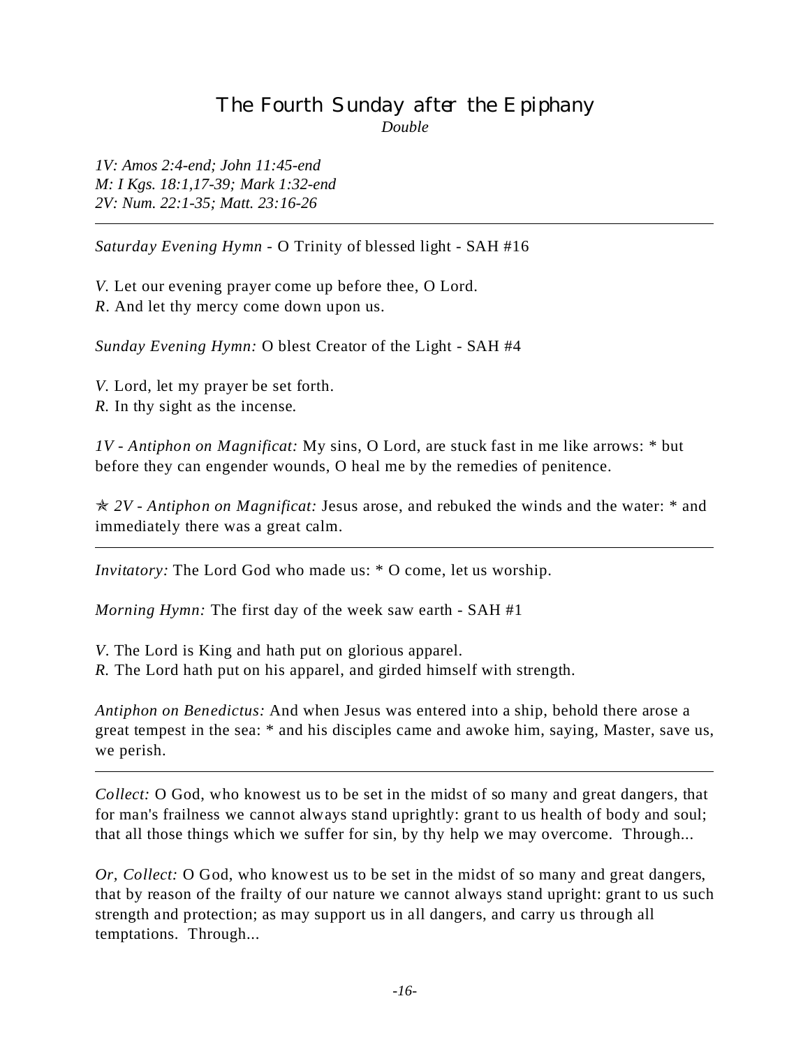## The Fourth Sunday after the Epiphany

*Double*

*1V: Amos 2:4-end; John 11:45-end*
*M: I Kgs. 18:1,17-39; Mark 1:32-end*
*2V: Num. 22:1-35; Matt. 23:16-26*

---

*Saturday Evening Hymn* - O Trinity of blessed light - SAH #16

*V.* Let our evening prayer come up before thee, O Lord.
*R.* And let thy mercy come down upon us.

*Sunday Evening Hymn:* O blest Creator of the Light - SAH #4

*V.* Lord, let my prayer be set forth.
*R.* In thy sight as the incense.

*1V - Antiphon on Magnificat:* My sins, O Lord, are stuck fast in me like arrows: * but before they can engender wounds, O heal me by the remedies of penitence.

✯ *2V - Antiphon on Magnificat:* Jesus arose, and rebuked the winds and the water: * and immediately there was a great calm.

---

*Invitatory:* The Lord God who made us: * O come, let us worship.

*Morning Hymn:* The first day of the week saw earth - SAH #1

*V.* The Lord is King and hath put on glorious apparel.
*R.* The Lord hath put on his apparel, and girded himself with strength.

*Antiphon on Benedictus:* And when Jesus was entered into a ship, behold there arose a great tempest in the sea: * and his disciples came and awoke him, saying, Master, save us, we perish.

---

*Collect:* O God, who knowest us to be set in the midst of so many and great dangers, that for man's frailness we cannot always stand uprightly: grant to us health of body and soul; that all those things which we suffer for sin, by thy help we may overcome. Through...

*Or, Collect:* O God, who knowest us to be set in the midst of so many and great dangers, that by reason of the frailty of our nature we cannot always stand upright: grant to us such strength and protection; as may support us in all dangers, and carry us through all temptations. Through...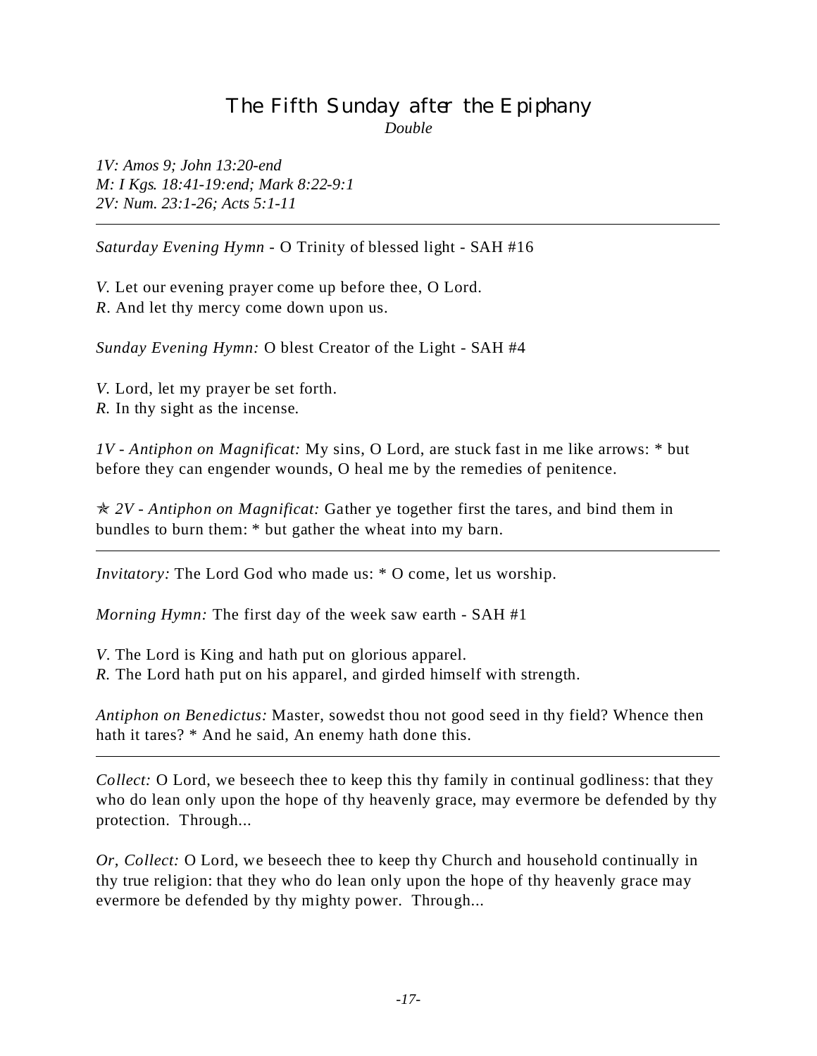# The Fifth Sunday after the Epiphany

*Double*

*1V: Amos 9; John 13:20-end*
*M: I Kgs. 18:41-19:end; Mark 8:22-9:1*
*2V: Num. 23:1-26; Acts 5:1-11*

---

*Saturday Evening Hymn* - O Trinity of blessed light - SAH #16

*V.* Let our evening prayer come up before thee, O Lord.
*R.* And let thy mercy come down upon us.

*Sunday Evening Hymn:* O blest Creator of the Light - SAH #4

*V.* Lord, let my prayer be set forth.
*R.* In thy sight as the incense.

*1V - Antiphon on Magnificat:* My sins, O Lord, are stuck fast in me like arrows: * but before they can engender wounds, O heal me by the remedies of penitence.

✠ *2V - Antiphon on Magnificat:* Gather ye together first the tares, and bind them in bundles to burn them: * but gather the wheat into my barn.

---

*Invitatory:* The Lord God who made us: * O come, let us worship.

*Morning Hymn:* The first day of the week saw earth - SAH #1

*V.* The Lord is King and hath put on glorious apparel.
*R.* The Lord hath put on his apparel, and girded himself with strength.

*Antiphon on Benedictus:* Master, sowedst thou not good seed in thy field? Whence then hath it tares? * And he said, An enemy hath done this.

---

*Collect:* O Lord, we beseech thee to keep this thy family in continual godliness: that they who do lean only upon the hope of thy heavenly grace, may evermore be defended by thy protection. Through...

*Or, Collect:* O Lord, we beseech thee to keep thy Church and household continually in thy true religion: that they who do lean only upon the hope of thy heavenly grace may evermore be defended by thy mighty power. Through...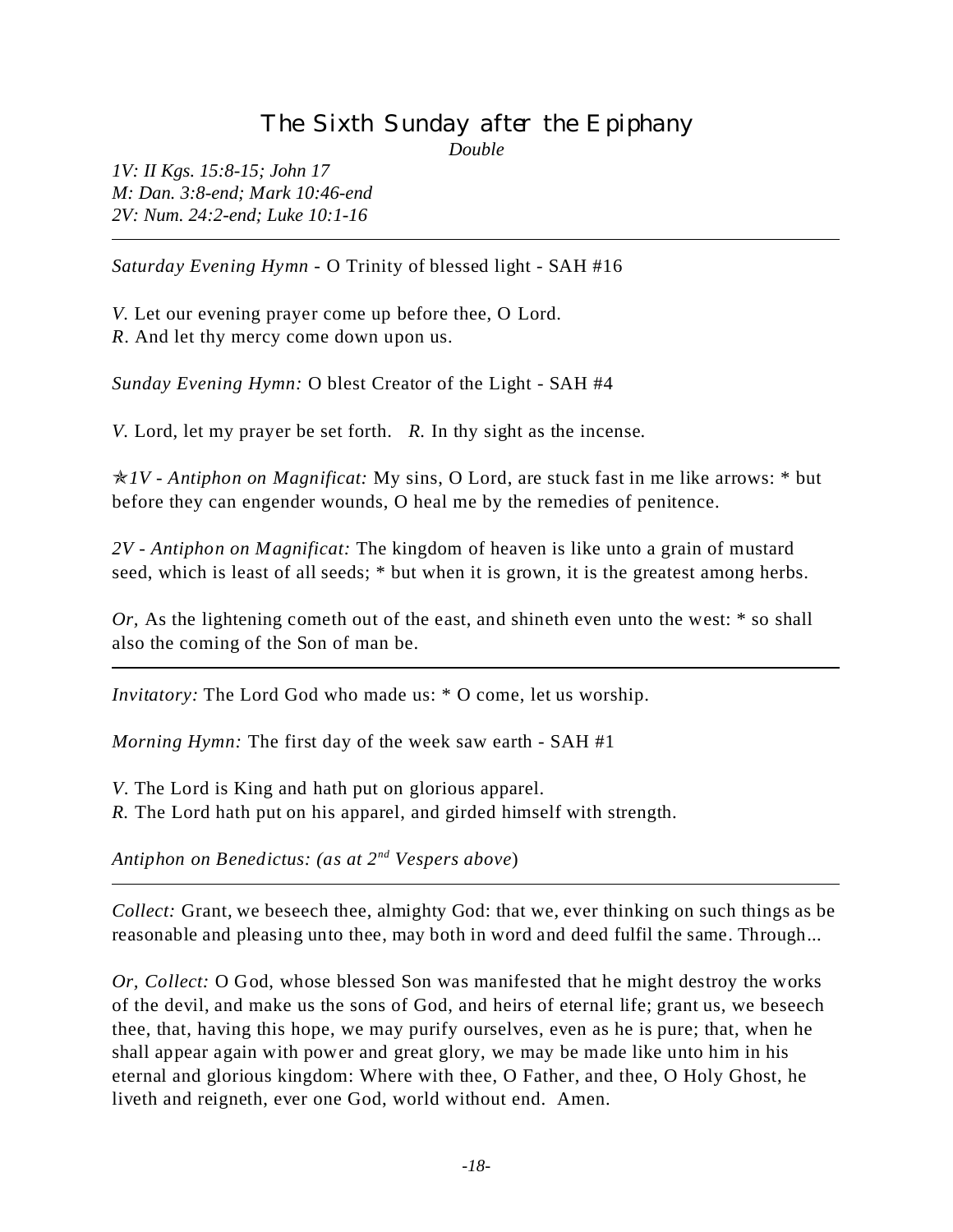# The Sixth Sunday after the Epiphany

*Double*

*1V: II Kgs. 15:8-15; John 17*
*M: Dan. 3:8-end; Mark 10:46-end*
*2V: Num. 24:2-end; Luke 10:1-16*

---

*Saturday Evening Hymn* - O Trinity of blessed light - SAH #16

*V.* Let our evening prayer come up before thee, O Lord.
*R.* And let thy mercy come down upon us.

*Sunday Evening Hymn:* O blest Creator of the Light - SAH #4

*V.* Lord, let my prayer be set forth. *R.* In thy sight as the incense.

✯*1V - Antiphon on Magnificat:* My sins, O Lord, are stuck fast in me like arrows: * but before they can engender wounds, O heal me by the remedies of penitence.

*2V - Antiphon on Magnificat:* The kingdom of heaven is like unto a grain of mustard seed, which is least of all seeds; * but when it is grown, it is the greatest among herbs.

*Or,* As the lightening cometh out of the east, and shineth even unto the west: * so shall also the coming of the Son of man be.

---

*Invitatory:* The Lord God who made us: * O come, let us worship.

*Morning Hymn:* The first day of the week saw earth - SAH #1

*V.* The Lord is King and hath put on glorious apparel.
*R.* The Lord hath put on his apparel, and girded himself with strength.

*Antiphon on Benedictus: (as at 2nd Vespers above*)

---

*Collect:* Grant, we beseech thee, almighty God: that we, ever thinking on such things as be reasonable and pleasing unto thee, may both in word and deed fulfil the same. Through...

*Or, Collect:* O God, whose blessed Son was manifested that he might destroy the works of the devil, and make us the sons of God, and heirs of eternal life; grant us, we beseech thee, that, having this hope, we may purify ourselves, even as he is pure; that, when he shall appear again with power and great glory, we may be made like unto him in his eternal and glorious kingdom: Where with thee, O Father, and thee, O Holy Ghost, he liveth and reigneth, ever one God, world without end. Amen.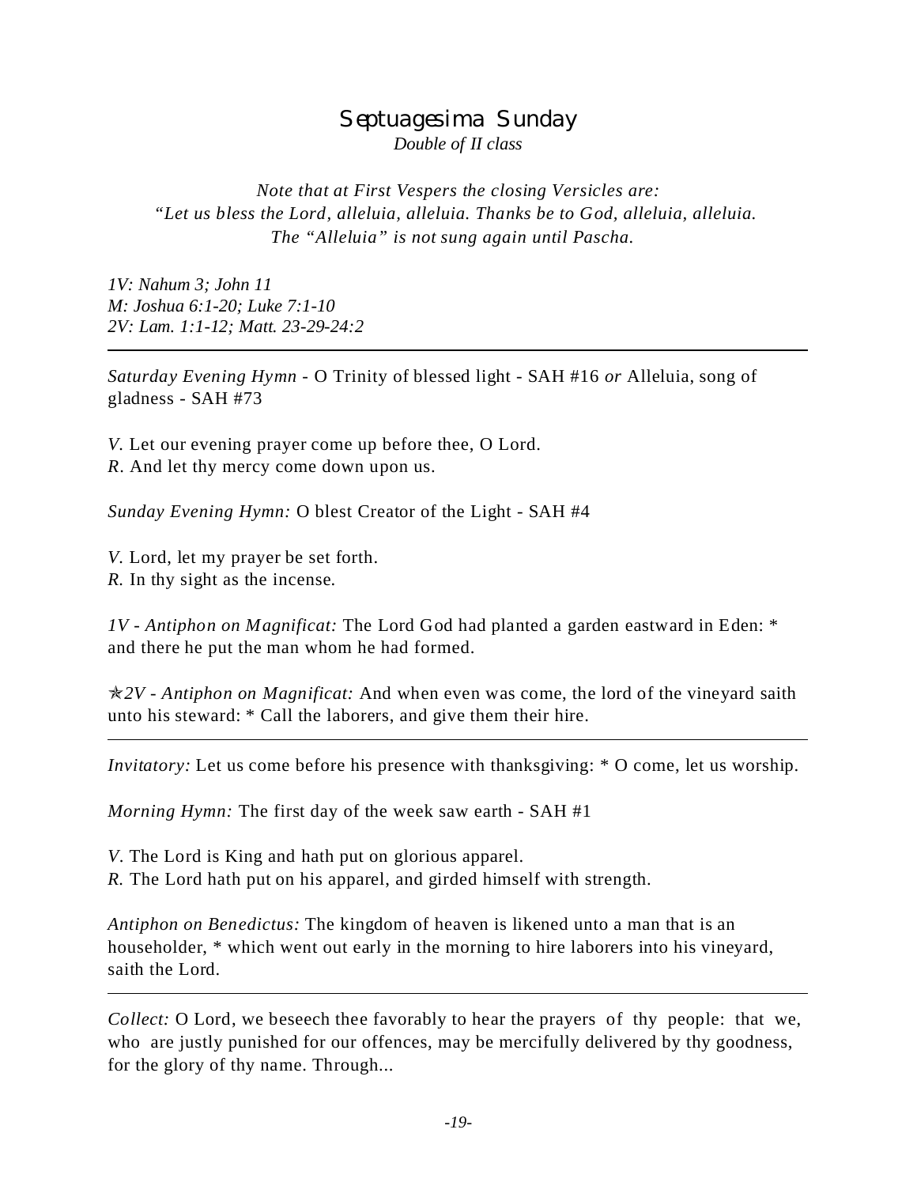# Septuagesima Sunday

*Double of II class*

*Note that at First Vespers the closing Versicles are:*
*“Let us bless the Lord, alleluia, alleluia. Thanks be to God, alleluia, alleluia.*
*The “Alleluia” is not sung again until Pascha.*

*1V: Nahum 3; John 11*
*M: Joshua 6:1-20; Luke 7:1-10*
*2V: Lam. 1:1-12; Matt. 23-29-24:2*

---

*Saturday Evening Hymn* - O Trinity of blessed light - SAH #16 *or* Alleluia, song of gladness - SAH #73

*V.* Let our evening prayer come up before thee, O Lord.
*R.* And let thy mercy come down upon us.

*Sunday Evening Hymn:* O blest Creator of the Light - SAH #4

*V.* Lord, let my prayer be set forth.
*R.* In thy sight as the incense.

*1V - Antiphon on Magnificat:* The Lord God had planted a garden eastward in Eden: * and there he put the man whom he had formed.

✯*2V - Antiphon on Magnificat:* And when even was come, the lord of the vineyard saith unto his steward: * Call the laborers, and give them their hire.

---

*Invitatory:* Let us come before his presence with thanksgiving: * O come, let us worship.

*Morning Hymn:* The first day of the week saw earth - SAH #1

*V.* The Lord is King and hath put on glorious apparel.
*R.* The Lord hath put on his apparel, and girded himself with strength.

*Antiphon on Benedictus:* The kingdom of heaven is likened unto a man that is an householder, * which went out early in the morning to hire laborers into his vineyard, saith the Lord.

---

*Collect:* O Lord, we beseech thee favorably to hear the prayers of thy people: that we, who are justly punished for our offences, may be mercifully delivered by thy goodness, for the glory of thy name. Through...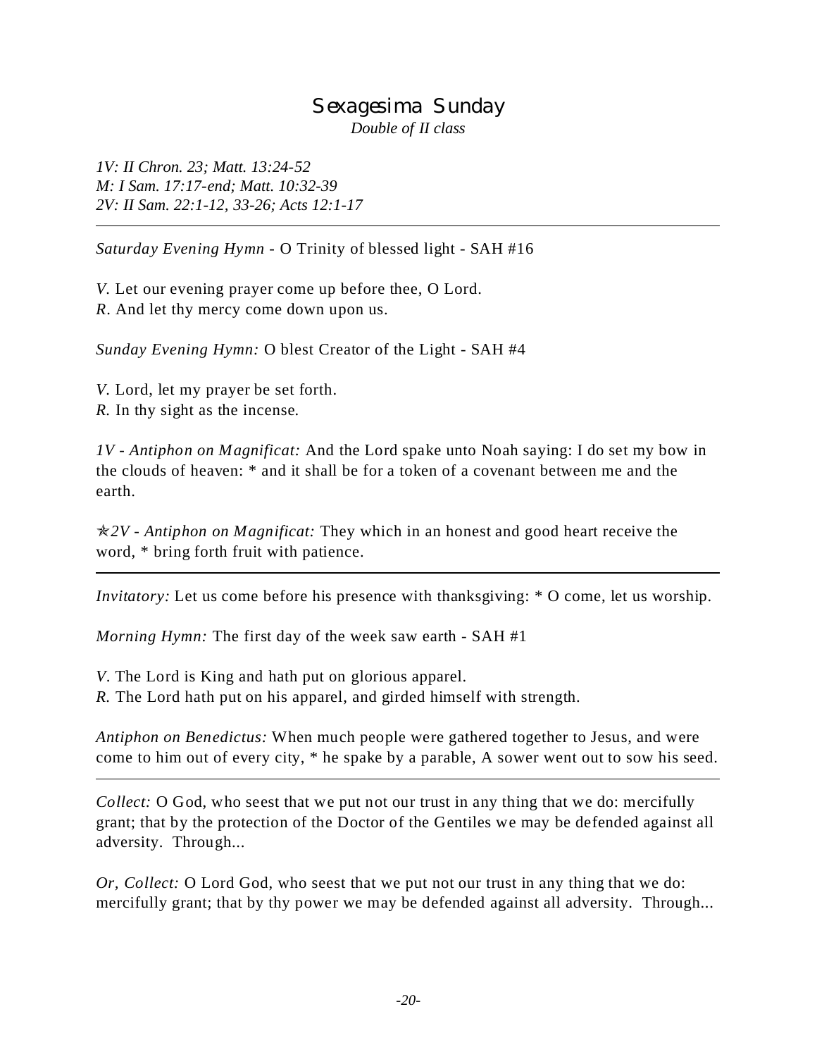# Sexagesima Sunday

*Double of II class*

*1V: II Chron. 23; Matt. 13:24-52*
*M: I Sam. 17:17-end; Matt. 10:32-39*
*2V: II Sam. 22:1-12, 33-26; Acts 12:1-17*

---

*Saturday Evening Hymn* - O Trinity of blessed light - SAH #16

*V.* Let our evening prayer come up before thee, O Lord.
*R.* And let thy mercy come down upon us.

*Sunday Evening Hymn:* O blest Creator of the Light - SAH #4

*V.* Lord, let my prayer be set forth.
*R.* In thy sight as the incense.

*1V - Antiphon on Magnificat:* And the Lord spake unto Noah saying: I do set my bow in the clouds of heaven: * and it shall be for a token of a covenant between me and the earth.

✯*2V - Antiphon on Magnificat:* They which in an honest and good heart receive the word, * bring forth fruit with patience.

---

*Invitatory:* Let us come before his presence with thanksgiving: * O come, let us worship.

*Morning Hymn:* The first day of the week saw earth - SAH #1

*V.* The Lord is King and hath put on glorious apparel.
*R.* The Lord hath put on his apparel, and girded himself with strength.

*Antiphon on Benedictus:* When much people were gathered together to Jesus, and were come to him out of every city, * he spake by a parable, A sower went out to sow his seed.

---

*Collect:* O God, who seest that we put not our trust in any thing that we do: mercifully grant; that by the protection of the Doctor of the Gentiles we may be defended against all adversity. Through...

*Or, Collect:* O Lord God, who seest that we put not our trust in any thing that we do: mercifully grant; that by thy power we may be defended against all adversity. Through...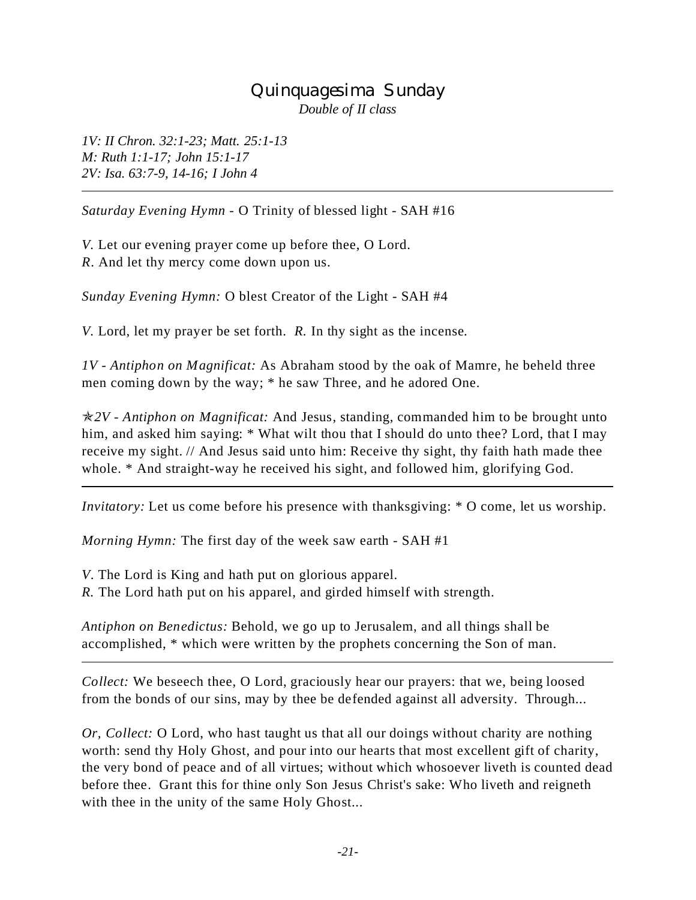# Quinquagesima Sunday

*Double of II class*

*1V: II Chron. 32:1-23; Matt. 25:1-13*
*M: Ruth 1:1-17; John 15:1-17*
*2V: Isa. 63:7-9, 14-16; I John 4*

---

*Saturday Evening Hymn* - O Trinity of blessed light - SAH #16

*V*. Let our evening prayer come up before thee, O Lord.
*R*. And let thy mercy come down upon us.

*Sunday Evening Hymn:* O blest Creator of the Light - SAH #4

*V*. Lord, let my prayer be set forth. *R.* In thy sight as the incense.

*1V - Antiphon on Magnificat:* As Abraham stood by the oak of Mamre, he beheld three men coming down by the way; * he saw Three, and he adored One.

✯*2V - Antiphon on Magnificat:* And Jesus, standing, commanded him to be brought unto him, and asked him saying: * What wilt thou that I should do unto thee? Lord, that I may receive my sight. // And Jesus said unto him: Receive thy sight, thy faith hath made thee whole. * And straight-way he received his sight, and followed him, glorifying God.

---

*Invitatory:* Let us come before his presence with thanksgiving: * O come, let us worship.

*Morning Hymn:* The first day of the week saw earth - SAH #1

*V*. The Lord is King and hath put on glorious apparel.
*R.* The Lord hath put on his apparel, and girded himself with strength.

*Antiphon on Benedictus:* Behold, we go up to Jerusalem, and all things shall be accomplished, * which were written by the prophets concerning the Son of man.

---

*Collect:* We beseech thee, O Lord, graciously hear our prayers: that we, being loosed from the bonds of our sins, may by thee be defended against all adversity. Through...

*Or, Collect:* O Lord, who hast taught us that all our doings without charity are nothing worth: send thy Holy Ghost, and pour into our hearts that most excellent gift of charity, the very bond of peace and of all virtues; without which whosoever liveth is counted dead before thee. Grant this for thine only Son Jesus Christ's sake: Who liveth and reigneth with thee in the unity of the same Holy Ghost...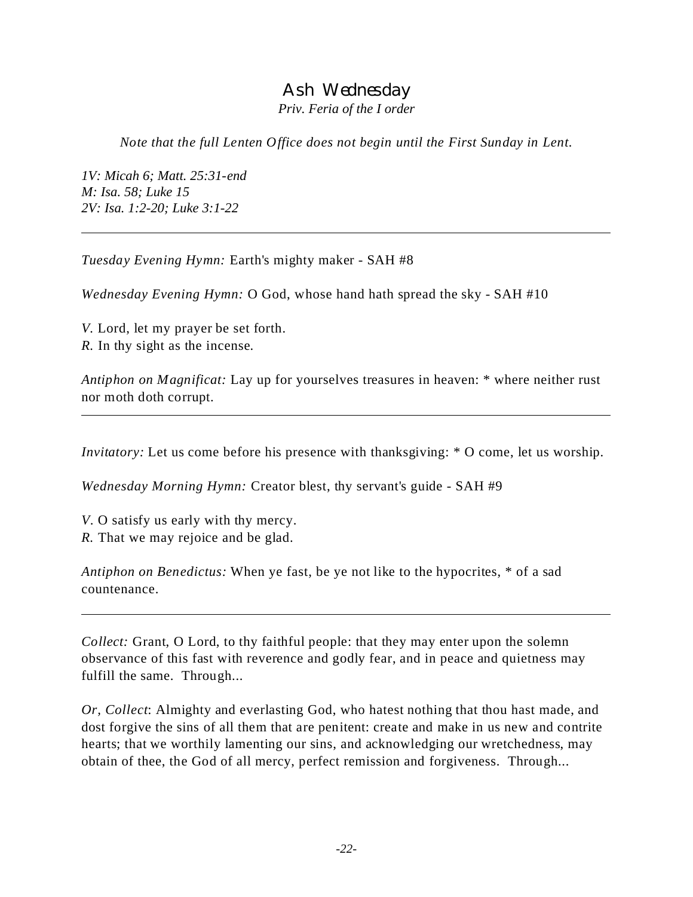# Ash Wednesday

*Priv. Feria of the I order*

*Note that the full Lenten Office does not begin until the First Sunday in Lent.*

*1V: Micah 6; Matt. 25:31-end*
*M: Isa. 58; Luke 15*
*2V: Isa. 1:2-20; Luke 3:1-22*

---

*Tuesday Evening Hymn:* Earth's mighty maker - SAH #8

*Wednesday Evening Hymn:* O God, whose hand hath spread the sky - SAH #10

*V.* Lord, let my prayer be set forth.
*R.* In thy sight as the incense.

*Antiphon on Magnificat:* Lay up for yourselves treasures in heaven: * where neither rust nor moth doth corrupt.

---

*Invitatory:* Let us come before his presence with thanksgiving: * O come, let us worship.

*Wednesday Morning Hymn:* Creator blest, thy servant's guide - SAH #9

*V.* O satisfy us early with thy mercy.
*R.* That we may rejoice and be glad.

*Antiphon on Benedictus:* When ye fast, be ye not like to the hypocrites, * of a sad countenance.

---

*Collect:* Grant, O Lord, to thy faithful people: that they may enter upon the solemn observance of this fast with reverence and godly fear, and in peace and quietness may fulfill the same. Through...

*Or, Collect*: Almighty and everlasting God, who hatest nothing that thou hast made, and dost forgive the sins of all them that are penitent: create and make in us new and contrite hearts; that we worthily lamenting our sins, and acknowledging our wretchedness, may obtain of thee, the God of all mercy, perfect remission and forgiveness. Through...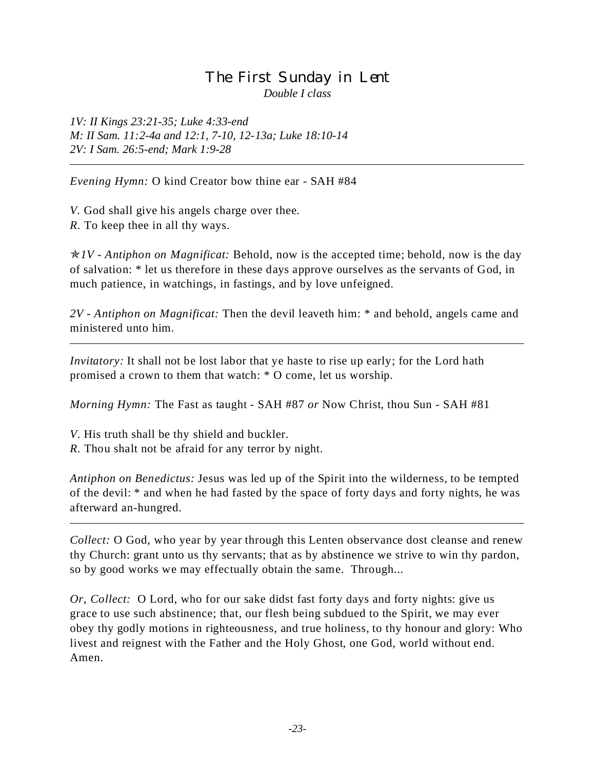# The First Sunday in Lent

*Double I class*

*1V: II Kings 23:21-35; Luke 4:33-end*
*M: II Sam. 11:2-4a and 12:1, 7-10, 12-13a; Luke 18:10-14*
*2V: I Sam. 26:5-end; Mark 1:9-28*

---

*Evening Hymn:* O kind Creator bow thine ear - SAH #84

*V.* God shall give his angels charge over thee.
*R.* To keep thee in all thy ways.

✯*1V - Antiphon on Magnificat:* Behold, now is the accepted time; behold, now is the day of salvation: * let us therefore in these days approve ourselves as the servants of God, in much patience, in watchings, in fastings, and by love unfeigned.

*2V - Antiphon on Magnificat:* Then the devil leaveth him: * and behold, angels came and ministered unto him.

---

*Invitatory:* It shall not be lost labor that ye haste to rise up early; for the Lord hath promised a crown to them that watch: * O come, let us worship.

*Morning Hymn:* The Fast as taught - SAH #87 *or* Now Christ, thou Sun - SAH #81

*V.* His truth shall be thy shield and buckler.
*R.* Thou shalt not be afraid for any terror by night.

*Antiphon on Benedictus:* Jesus was led up of the Spirit into the wilderness, to be tempted of the devil: * and when he had fasted by the space of forty days and forty nights, he was afterward an-hungred.

---

*Collect:* O God, who year by year through this Lenten observance dost cleanse and renew thy Church: grant unto us thy servants; that as by abstinence we strive to win thy pardon, so by good works we may effectually obtain the same. Through...

*Or, Collect:* O Lord, who for our sake didst fast forty days and forty nights: give us grace to use such abstinence; that, our flesh being subdued to the Spirit, we may ever obey thy godly motions in righteousness, and true holiness, to thy honour and glory: Who livest and reignest with the Father and the Holy Ghost, one God, world without end. Amen.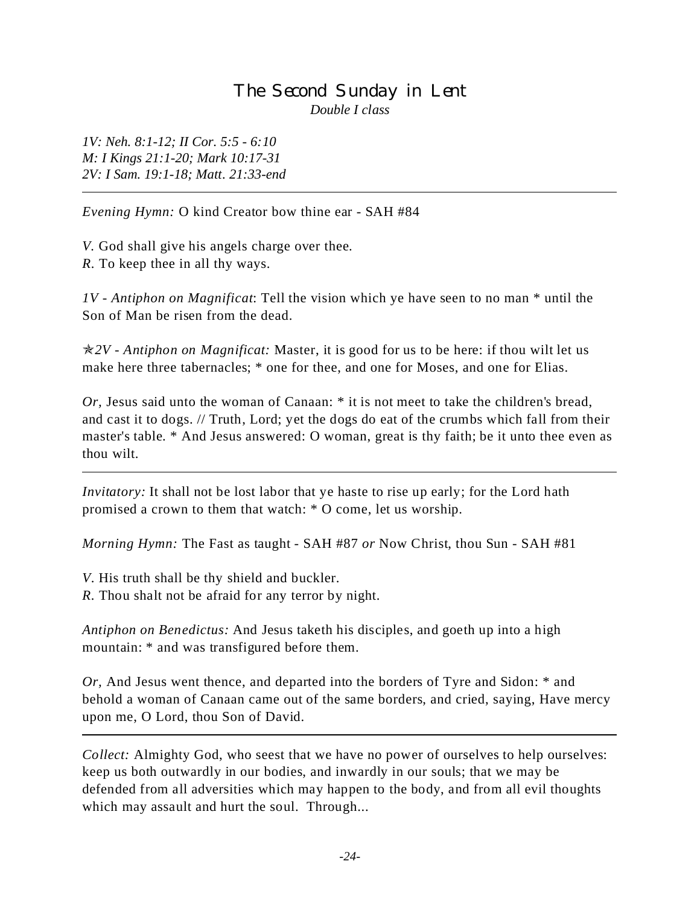# The Second Sunday in Lent

*Double I class*

*1V: Neh. 8:1-12; II Cor. 5:5 - 6:10*
*M: I Kings 21:1-20; Mark 10:17-31*
*2V: I Sam. 19:1-18; Matt. 21:33-end*

---

*Evening Hymn:* O kind Creator bow thine ear - SAH #84

*V.* God shall give his angels charge over thee.
*R.* To keep thee in all thy ways.

*1V - Antiphon on Magnificat*: Tell the vision which ye have seen to no man * until the Son of Man be risen from the dead.

✯*2V - Antiphon on Magnificat:* Master, it is good for us to be here: if thou wilt let us make here three tabernacles; * one for thee, and one for Moses, and one for Elias.

*Or,* Jesus said unto the woman of Canaan: * it is not meet to take the children's bread, and cast it to dogs. // Truth, Lord; yet the dogs do eat of the crumbs which fall from their master's table. * And Jesus answered: O woman, great is thy faith; be it unto thee even as thou wilt.

---

*Invitatory:* It shall not be lost labor that ye haste to rise up early; for the Lord hath promised a crown to them that watch: * O come, let us worship.

*Morning Hymn:* The Fast as taught - SAH #87 *or* Now Christ, thou Sun - SAH #81

*V.* His truth shall be thy shield and buckler.
*R.* Thou shalt not be afraid for any terror by night.

*Antiphon on Benedictus:* And Jesus taketh his disciples, and goeth up into a high mountain: * and was transfigured before them.

*Or,* And Jesus went thence, and departed into the borders of Tyre and Sidon: * and behold a woman of Canaan came out of the same borders, and cried, saying, Have mercy upon me, O Lord, thou Son of David.

---

*Collect:* Almighty God, who seest that we have no power of ourselves to help ourselves: keep us both outwardly in our bodies, and inwardly in our souls; that we may be defended from all adversities which may happen to the body, and from all evil thoughts which may assault and hurt the soul. Through...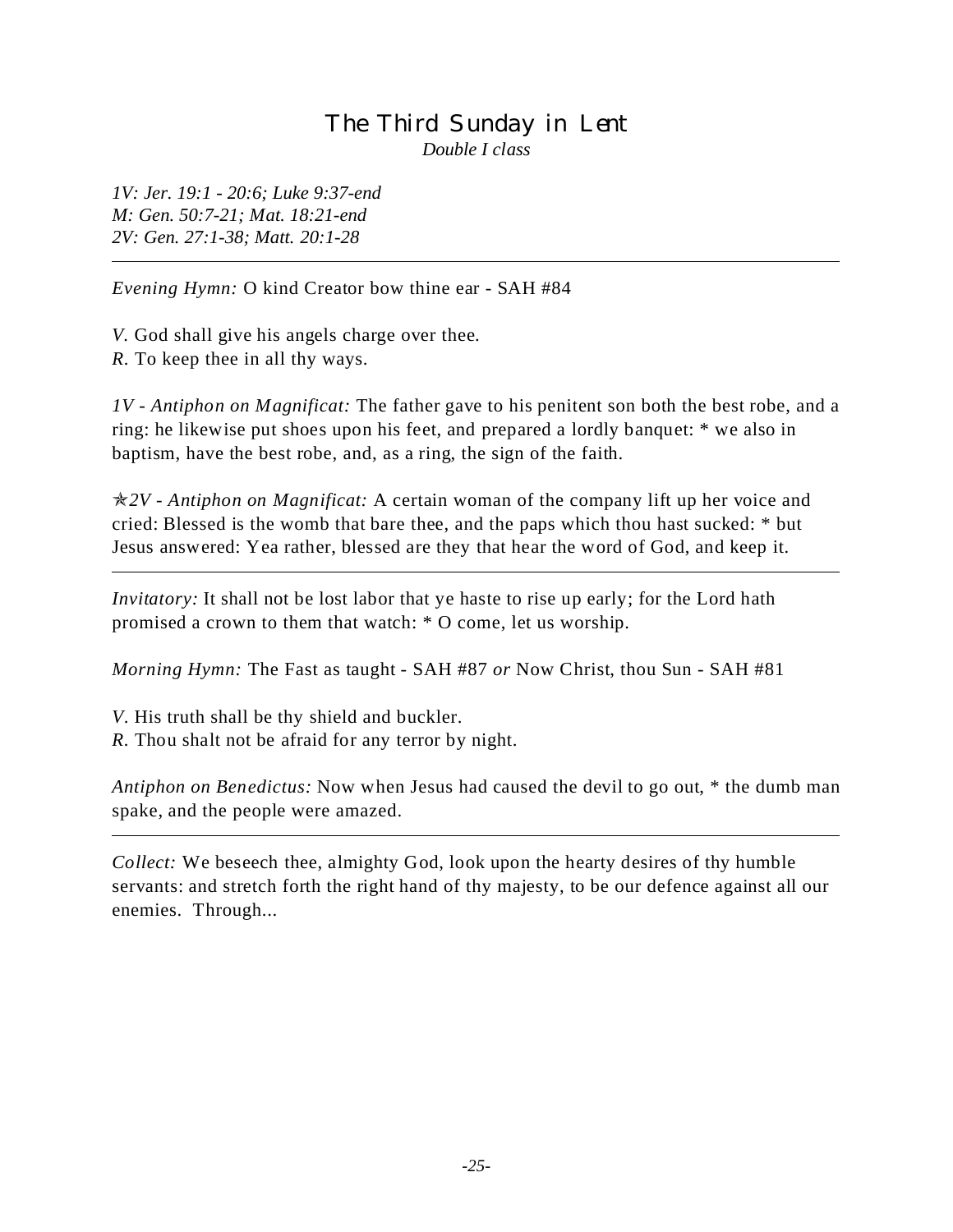# The Third Sunday in Lent

*Double I class*

*1V: Jer. 19:1 - 20:6; Luke 9:37-end*
*M: Gen. 50:7-21; Mat. 18:21-end*
*2V: Gen. 27:1-38; Matt. 20:1-28*

---

*Evening Hymn:* O kind Creator bow thine ear - SAH #84

*V.* God shall give his angels charge over thee.
*R.* To keep thee in all thy ways.

*1V - Antiphon on Magnificat:* The father gave to his penitent son both the best robe, and a ring: he likewise put shoes upon his feet, and prepared a lordly banquet: * we also in baptism, have the best robe, and, as a ring, the sign of the faith.

✯*2V - Antiphon on Magnificat:* A certain woman of the company lift up her voice and cried: Blessed is the womb that bare thee, and the paps which thou hast sucked: * but Jesus answered: Yea rather, blessed are they that hear the word of God, and keep it.

---

*Invitatory:* It shall not be lost labor that ye haste to rise up early; for the Lord hath promised a crown to them that watch: * O come, let us worship.

*Morning Hymn:* The Fast as taught - SAH #87 *or* Now Christ, thou Sun - SAH #81

*V.* His truth shall be thy shield and buckler.
*R.* Thou shalt not be afraid for any terror by night.

*Antiphon on Benedictus:* Now when Jesus had caused the devil to go out, * the dumb man spake, and the people were amazed.

---

*Collect:* We beseech thee, almighty God, look upon the hearty desires of thy humble servants: and stretch forth the right hand of thy majesty, to be our defence against all our enemies. Through...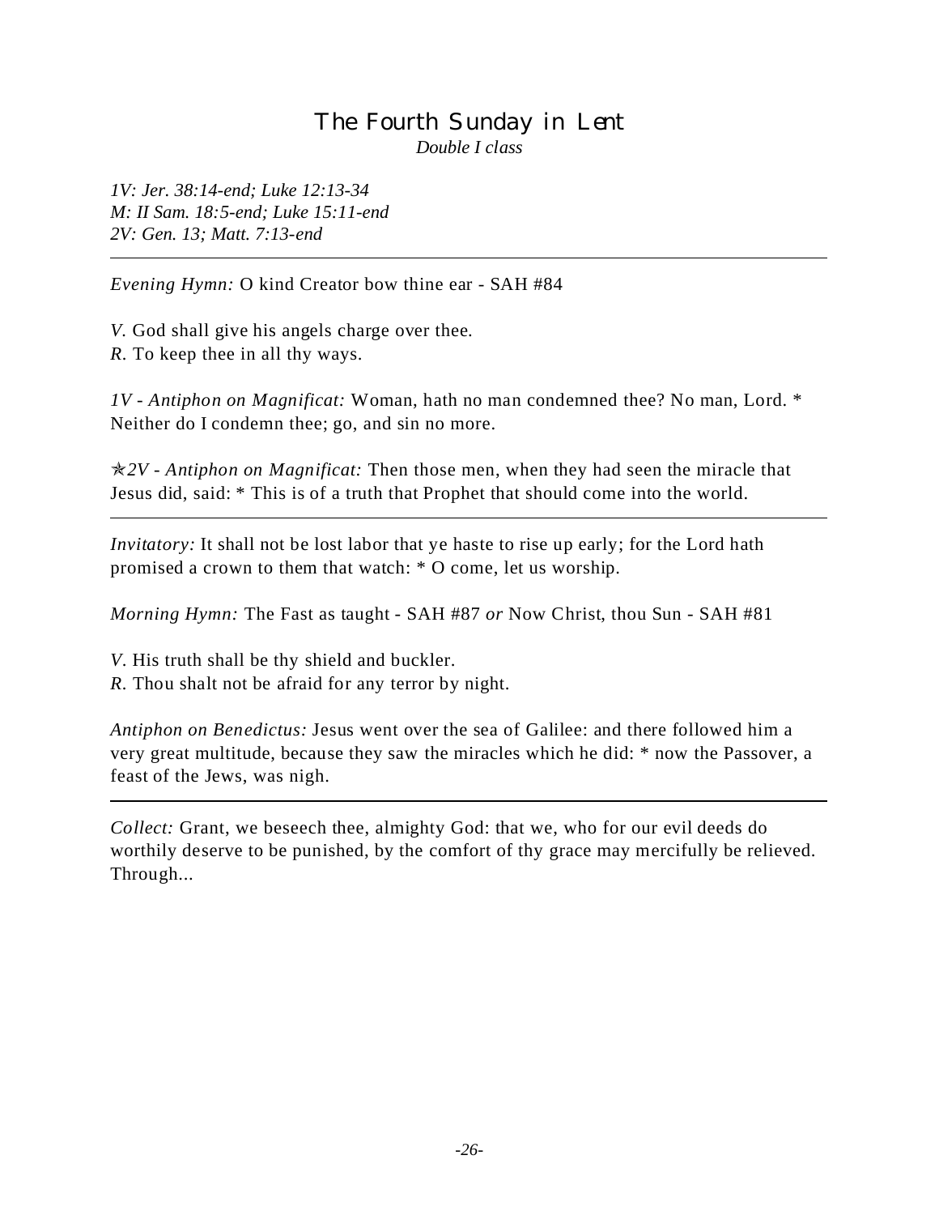# The Fourth Sunday in Lent

*Double I class*

*1V: Jer. 38:14-end; Luke 12:13-34*
*M: II Sam. 18:5-end; Luke 15:11-end*
*2V: Gen. 13; Matt. 7:13-end*

---

*Evening Hymn:* O kind Creator bow thine ear - SAH #84

*V.* God shall give his angels charge over thee.
*R.* To keep thee in all thy ways.

*1V - Antiphon on Magnificat:* Woman, hath no man condemned thee? No man, Lord. * Neither do I condemn thee; go, and sin no more.

✯*2V - Antiphon on Magnificat:* Then those men, when they had seen the miracle that Jesus did, said: * This is of a truth that Prophet that should come into the world.

---

*Invitatory:* It shall not be lost labor that ye haste to rise up early; for the Lord hath promised a crown to them that watch: * O come, let us worship.

*Morning Hymn:* The Fast as taught - SAH #87 *or* Now Christ, thou Sun - SAH #81

*V.* His truth shall be thy shield and buckler.
*R.* Thou shalt not be afraid for any terror by night.

*Antiphon on Benedictus:* Jesus went over the sea of Galilee: and there followed him a very great multitude, because they saw the miracles which he did: * now the Passover, a feast of the Jews, was nigh.

---

*Collect:* Grant, we beseech thee, almighty God: that we, who for our evil deeds do worthily deserve to be punished, by the comfort of thy grace may mercifully be relieved. Through...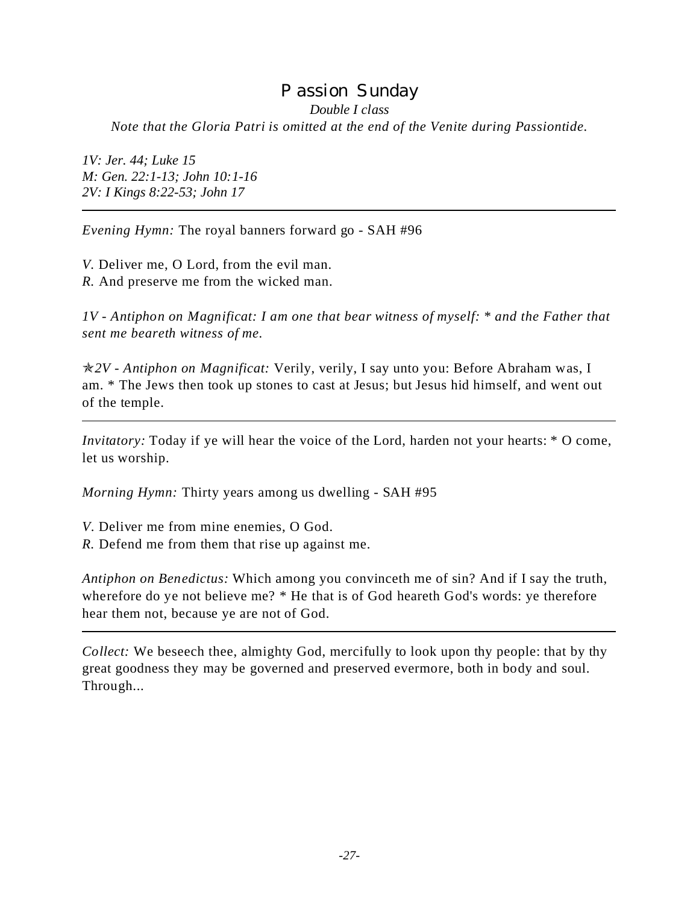# Passion Sunday

*Double I class*

*Note that the Gloria Patri is omitted at the end of the Venite during Passiontide.*

*1V: Jer. 44; Luke 15*
*M: Gen. 22:1-13; John 10:1-16*
*2V: I Kings 8:22-53; John 17*

---

*Evening Hymn:* The royal banners forward go - SAH #96

*V.* Deliver me, O Lord, from the evil man.
*R.* And preserve me from the wicked man.

*1V - Antiphon on Magnificat: I am one that bear witness of myself: * and the Father that sent me beareth witness of me.*

✯*2V - Antiphon on Magnificat:* Verily, verily, I say unto you: Before Abraham was, I am. * The Jews then took up stones to cast at Jesus; but Jesus hid himself, and went out of the temple.

---

*Invitatory:* Today if ye will hear the voice of the Lord, harden not your hearts: * O come, let us worship.

*Morning Hymn:* Thirty years among us dwelling - SAH #95

*V.* Deliver me from mine enemies, O God.
*R.* Defend me from them that rise up against me.

*Antiphon on Benedictus:* Which among you convinceth me of sin? And if I say the truth, wherefore do ye not believe me? * He that is of God heareth God's words: ye therefore hear them not, because ye are not of God.

---

*Collect:* We beseech thee, almighty God, mercifully to look upon thy people: that by thy great goodness they may be governed and preserved evermore, both in body and soul. Through...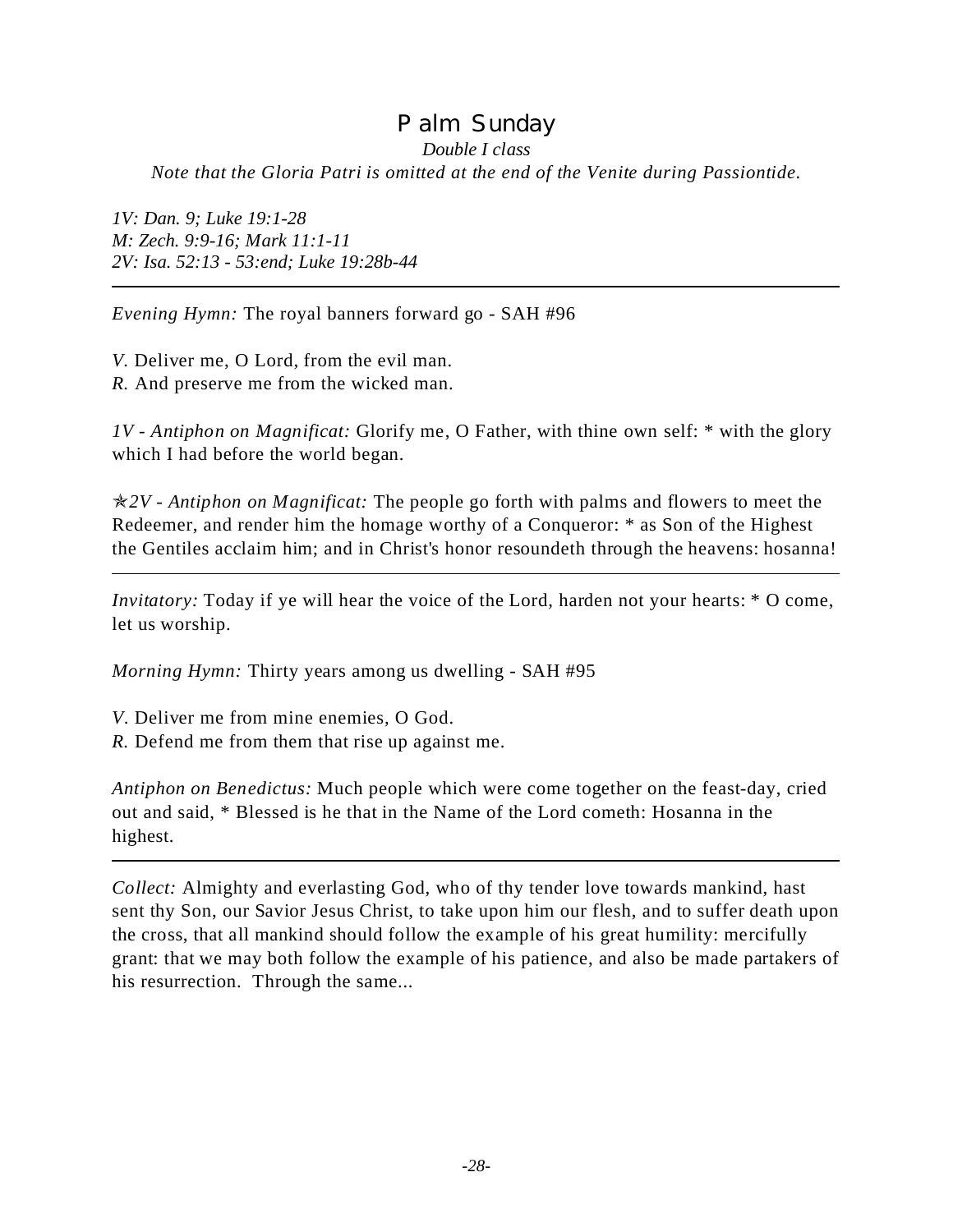# Palm Sunday

*Double I class*

*Note that the Gloria Patri is omitted at the end of the Venite during Passiontide.*

*1V: Dan. 9; Luke 19:1-28*
*M: Zech. 9:9-16; Mark 11:1-11*
*2V: Isa. 52:13 - 53:end; Luke 19:28b-44*

---

*Evening Hymn:* The royal banners forward go - SAH #96

*V.* Deliver me, O Lord, from the evil man.
*R.* And preserve me from the wicked man.

*1V - Antiphon on Magnificat:* Glorify me, O Father, with thine own self: * with the glory which I had before the world began.

✯*2V - Antiphon on Magnificat:* The people go forth with palms and flowers to meet the Redeemer, and render him the homage worthy of a Conqueror: * as Son of the Highest the Gentiles acclaim him; and in Christ's honor resoundeth through the heavens: hosanna!

---

*Invitatory:* Today if ye will hear the voice of the Lord, harden not your hearts: * O come, let us worship.

*Morning Hymn:* Thirty years among us dwelling - SAH #95

*V.* Deliver me from mine enemies, O God.
*R.* Defend me from them that rise up against me.

*Antiphon on Benedictus:* Much people which were come together on the feast-day, cried out and said, * Blessed is he that in the Name of the Lord cometh: Hosanna in the highest.

---

*Collect:* Almighty and everlasting God, who of thy tender love towards mankind, hast sent thy Son, our Savior Jesus Christ, to take upon him our flesh, and to suffer death upon the cross, that all mankind should follow the example of his great humility: mercifully grant: that we may both follow the example of his patience, and also be made partakers of his resurrection. Through the same...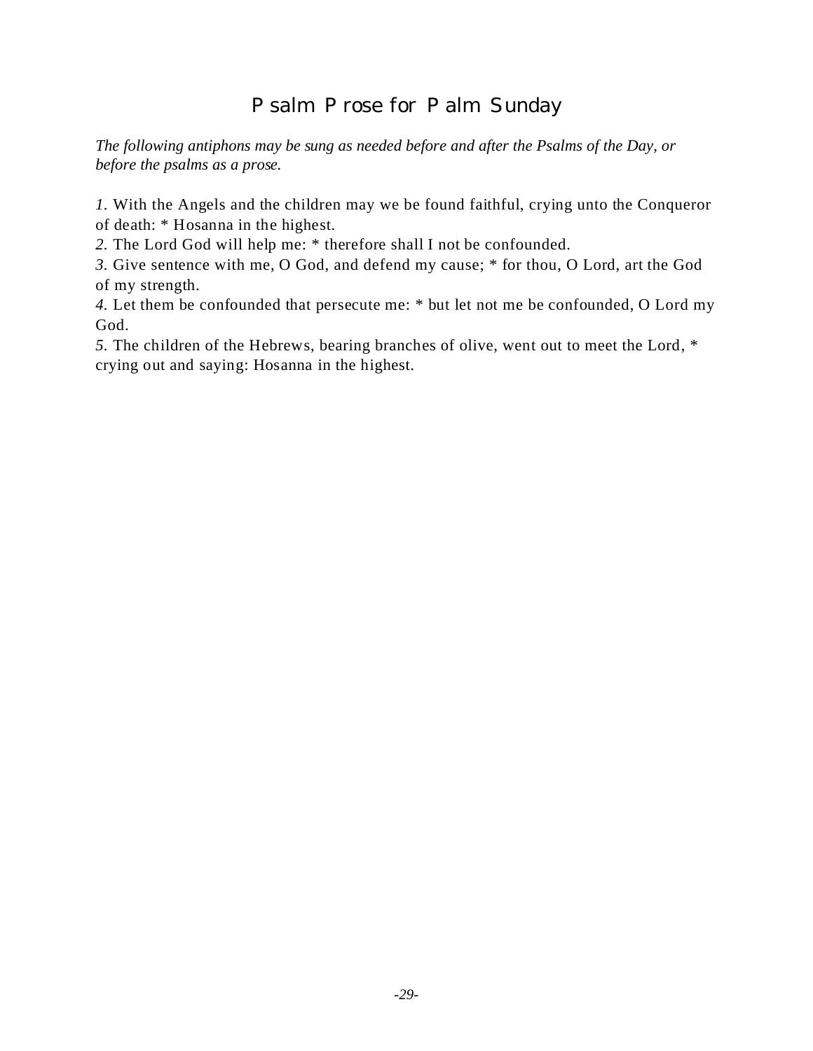# Psalm Prose for Palm Sunday

*The following antiphons may be sung as needed before and after the Psalms of the Day, or before the psalms as a prose.*

*1.* With the Angels and the children may we be found faithful, crying unto the Conqueror of death: * Hosanna in the highest.
*2.* The Lord God will help me: * therefore shall I not be confounded.
*3.* Give sentence with me, O God, and defend my cause; * for thou, O Lord, art the God of my strength.
*4.* Let them be confounded that persecute me: * but let not me be confounded, O Lord my God.
*5.* The children of the Hebrews, bearing branches of olive, went out to meet the Lord, * crying out and saying: Hosanna in the highest.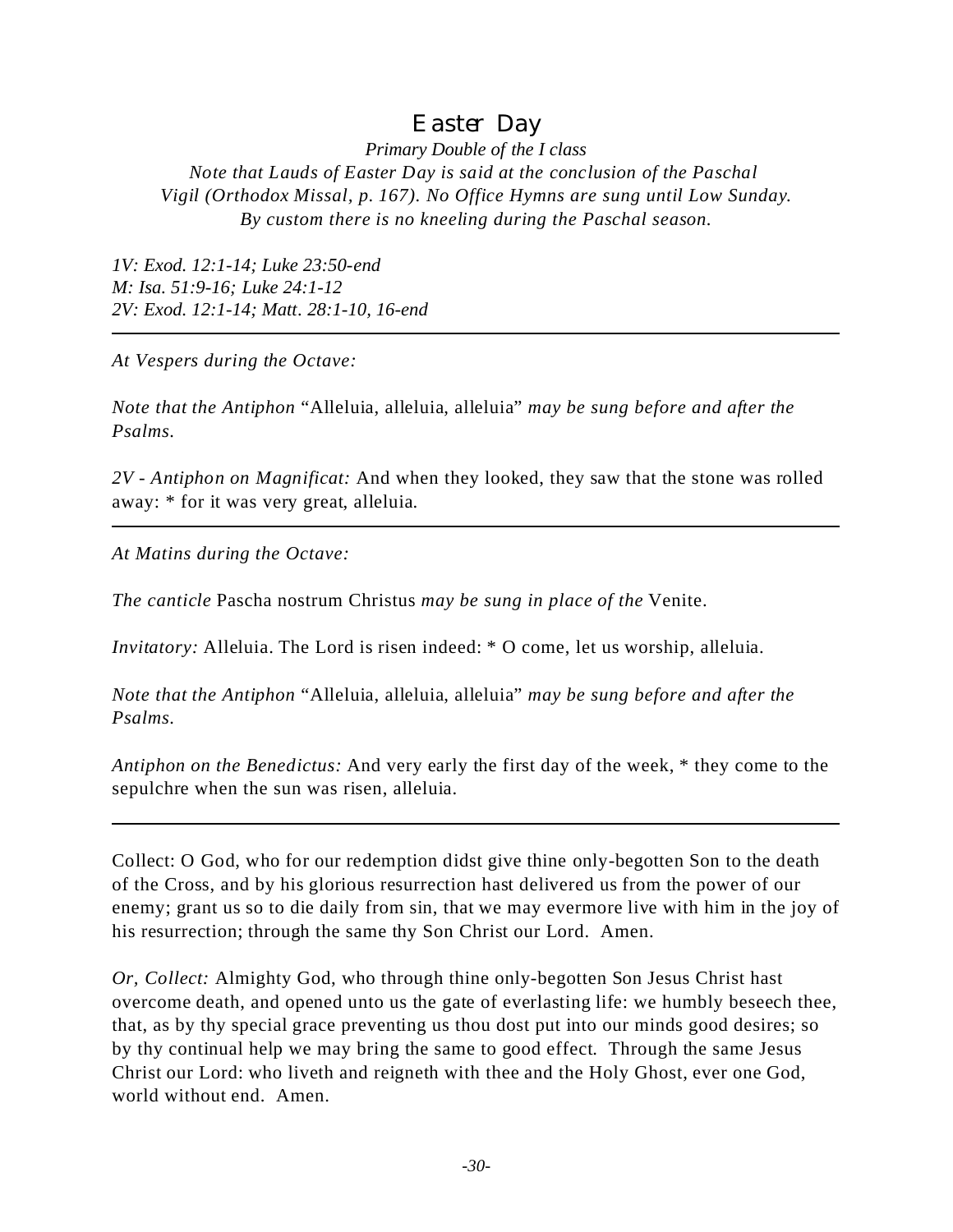# Easter Day

*Primary Double of the I class*

*Note that Lauds of Easter Day is said at the conclusion of the Paschal Vigil (Orthodox Missal, p. 167). No Office Hymns are sung until Low Sunday. By custom there is no kneeling during the Paschal season.*

*1V: Exod. 12:1-14; Luke 23:50-end*
*M: Isa. 51:9-16; Luke 24:1-12*
*2V: Exod. 12:1-14; Matt. 28:1-10, 16-end*

---

*At Vespers during the Octave:*

*Note that the Antiphon* "Alleluia, alleluia, alleluia" *may be sung before and after the Psalms.*

*2V - Antiphon on Magnificat:* And when they looked, they saw that the stone was rolled away: * for it was very great, alleluia.

---

*At Matins during the Octave:*

*The canticle* Pascha nostrum Christus *may be sung in place of the* Venite.

*Invitatory:* Alleluia. The Lord is risen indeed: * O come, let us worship, alleluia.

*Note that the Antiphon* "Alleluia, alleluia, alleluia" *may be sung before and after the Psalms.*

*Antiphon on the Benedictus:* And very early the first day of the week, * they come to the sepulchre when the sun was risen, alleluia.

---

Collect: O God, who for our redemption didst give thine only-begotten Son to the death of the Cross, and by his glorious resurrection hast delivered us from the power of our enemy; grant us so to die daily from sin, that we may evermore live with him in the joy of his resurrection; through the same thy Son Christ our Lord. Amen.

*Or, Collect:* Almighty God, who through thine only-begotten Son Jesus Christ hast overcome death, and opened unto us the gate of everlasting life: we humbly beseech thee, that, as by thy special grace preventing us thou dost put into our minds good desires; so by thy continual help we may bring the same to good effect. Through the same Jesus Christ our Lord: who liveth and reigneth with thee and the Holy Ghost, ever one God, world without end. Amen.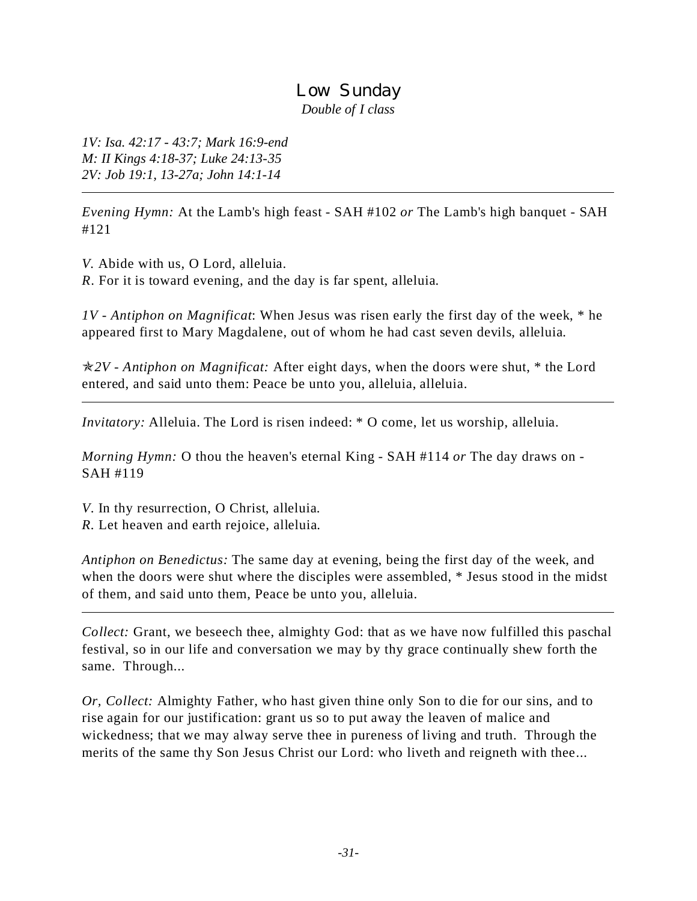# Low Sunday

*Double of I class*

*1V: Isa. 42:17 - 43:7; Mark 16:9-end*
*M: II Kings 4:18-37; Luke 24:13-35*
*2V: Job 19:1, 13-27a; John 14:1-14*

---

*Evening Hymn:* At the Lamb's high feast - SAH #102 *or* The Lamb's high banquet - SAH #121

*V.* Abide with us, O Lord, alleluia.
*R.* For it is toward evening, and the day is far spent, alleluia.

*1V - Antiphon on Magnificat*: When Jesus was risen early the first day of the week, * he appeared first to Mary Magdalene, out of whom he had cast seven devils, alleluia.

✯*2V - Antiphon on Magnificat:* After eight days, when the doors were shut, * the Lord entered, and said unto them: Peace be unto you, alleluia, alleluia.

---

*Invitatory:* Alleluia. The Lord is risen indeed: * O come, let us worship, alleluia.

*Morning Hymn:* O thou the heaven's eternal King - SAH #114 *or* The day draws on - SAH #119

*V.* In thy resurrection, O Christ, alleluia.
*R.* Let heaven and earth rejoice, alleluia.

*Antiphon on Benedictus:* The same day at evening, being the first day of the week, and when the doors were shut where the disciples were assembled, * Jesus stood in the midst of them, and said unto them, Peace be unto you, alleluia.

---

*Collect:* Grant, we beseech thee, almighty God: that as we have now fulfilled this paschal festival, so in our life and conversation we may by thy grace continually shew forth the same. Through...

*Or, Collect:* Almighty Father, who hast given thine only Son to die for our sins, and to rise again for our justification: grant us so to put away the leaven of malice and wickedness; that we may alway serve thee in pureness of living and truth. Through the merits of the same thy Son Jesus Christ our Lord: who liveth and reigneth with thee...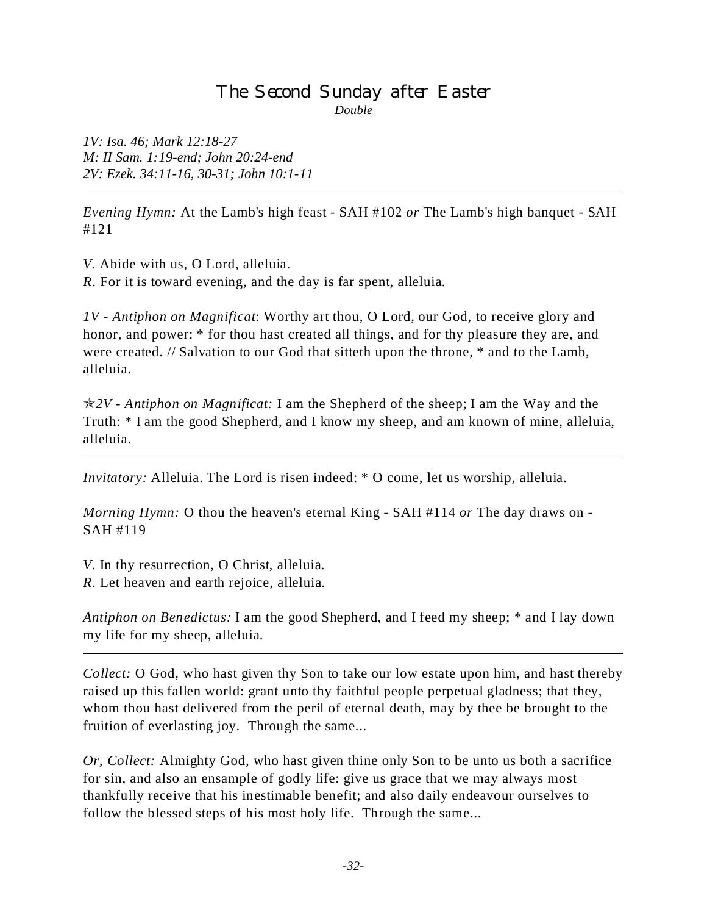## The Second Sunday after Easter

*Double*

*1V: Isa. 46; Mark 12:18-27*
*M: II Sam. 1:19-end; John 20:24-end*
*2V: Ezek. 34:11-16, 30-31; John 10:1-11*

---

*Evening Hymn:* At the Lamb's high feast - SAH #102 *or* The Lamb's high banquet - SAH #121

*V.* Abide with us, O Lord, alleluia.
*R.* For it is toward evening, and the day is far spent, alleluia.

*1V - Antiphon on Magnificat*: Worthy art thou, O Lord, our God, to receive glory and honor, and power: * for thou hast created all things, and for thy pleasure they are, and were created. // Salvation to our God that sitteth upon the throne, * and to the Lamb, alleluia.

✯*2V - Antiphon on Magnificat:* I am the Shepherd of the sheep; I am the Way and the Truth: * I am the good Shepherd, and I know my sheep, and am known of mine, alleluia, alleluia.

---

*Invitatory:* Alleluia. The Lord is risen indeed: * O come, let us worship, alleluia.

*Morning Hymn:* O thou the heaven's eternal King - SAH #114 *or* The day draws on - SAH #119

*V.* In thy resurrection, O Christ, alleluia.
*R.* Let heaven and earth rejoice, alleluia.

*Antiphon on Benedictus:* I am the good Shepherd, and I feed my sheep; * and I lay down my life for my sheep, alleluia.

---

*Collect:* O God, who hast given thy Son to take our low estate upon him, and hast thereby raised up this fallen world: grant unto thy faithful people perpetual gladness; that they, whom thou hast delivered from the peril of eternal death, may by thee be brought to the fruition of everlasting joy. Through the same...

*Or, Collect:* Almighty God, who hast given thine only Son to be unto us both a sacrifice for sin, and also an ensample of godly life: give us grace that we may always most thankfully receive that his inestimable benefit; and also daily endeavour ourselves to follow the blessed steps of his most holy life. Through the same...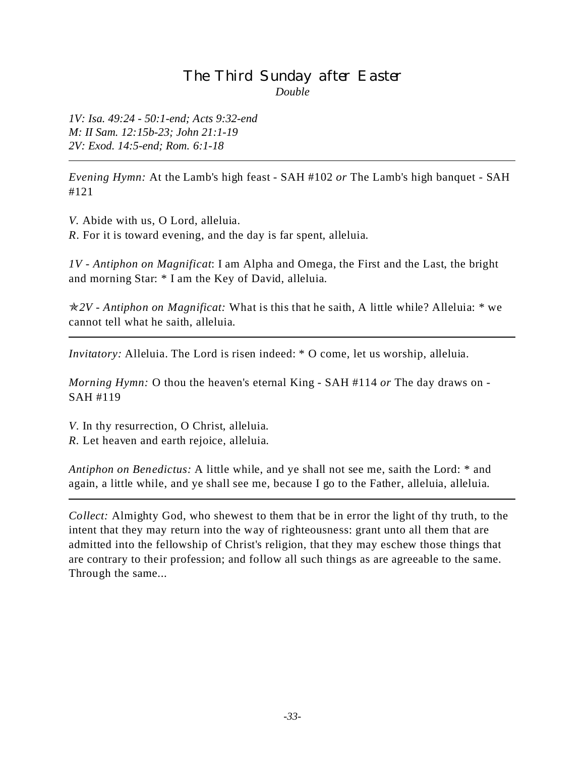# The Third Sunday after Easter

*Double*

*1V: Isa. 49:24 - 50:1-end; Acts 9:32-end*
*M: II Sam. 12:15b-23; John 21:1-19*
*2V: Exod. 14:5-end; Rom. 6:1-18*

---

*Evening Hymn:* At the Lamb's high feast - SAH #102 *or* The Lamb's high banquet - SAH #121

*V.* Abide with us, O Lord, alleluia.
*R.* For it is toward evening, and the day is far spent, alleluia.

*1V - Antiphon on Magnificat*: I am Alpha and Omega, the First and the Last, the bright and morning Star: * I am the Key of David, alleluia.

✯*2V - Antiphon on Magnificat:* What is this that he saith, A little while? Alleluia: * we cannot tell what he saith, alleluia.

---

*Invitatory:* Alleluia. The Lord is risen indeed: * O come, let us worship, alleluia.

*Morning Hymn:* O thou the heaven's eternal King - SAH #114 *or* The day draws on - SAH #119

*V.* In thy resurrection, O Christ, alleluia.
*R.* Let heaven and earth rejoice, alleluia.

*Antiphon on Benedictus:* A little while, and ye shall not see me, saith the Lord: * and again, a little while, and ye shall see me, because I go to the Father, alleluia, alleluia.

---

*Collect:* Almighty God, who shewest to them that be in error the light of thy truth, to the intent that they may return into the way of righteousness: grant unto all them that are admitted into the fellowship of Christ's religion, that they may eschew those things that are contrary to their profession; and follow all such things as are agreeable to the same. Through the same...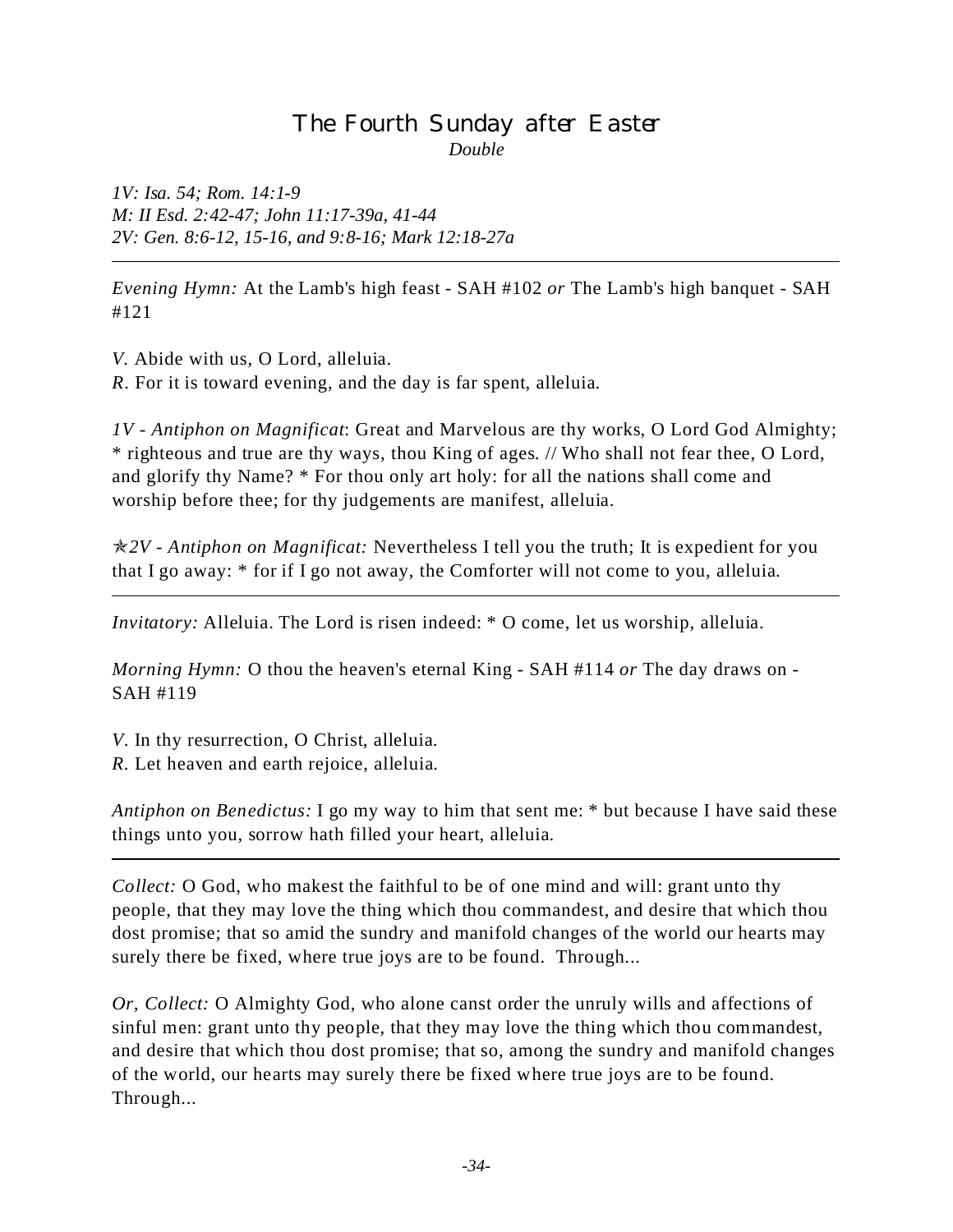# The Fourth Sunday after Easter

*Double*

*1V: Isa. 54; Rom. 14:1-9*
*M: II Esd. 2:42-47; John 11:17-39a, 41-44*
*2V: Gen. 8:6-12, 15-16, and 9:8-16; Mark 12:18-27a*

---

*Evening Hymn:* At the Lamb's high feast - SAH #102 *or* The Lamb's high banquet - SAH #121

*V.* Abide with us, O Lord, alleluia.
*R.* For it is toward evening, and the day is far spent, alleluia.

*1V - Antiphon on Magnificat*: Great and Marvelous are thy works, O Lord God Almighty; * righteous and true are thy ways, thou King of ages. // Who shall not fear thee, O Lord, and glorify thy Name? * For thou only art holy: for all the nations shall come and worship before thee; for thy judgements are manifest, alleluia.

✯*2V - Antiphon on Magnificat:* Nevertheless I tell you the truth; It is expedient for you that I go away: * for if I go not away, the Comforter will not come to you, alleluia.

---

*Invitatory:* Alleluia. The Lord is risen indeed: * O come, let us worship, alleluia.

*Morning Hymn:* O thou the heaven's eternal King - SAH #114 *or* The day draws on - SAH #119

*V.* In thy resurrection, O Christ, alleluia.
*R.* Let heaven and earth rejoice, alleluia.

*Antiphon on Benedictus:* I go my way to him that sent me: * but because I have said these things unto you, sorrow hath filled your heart, alleluia.

---

*Collect:* O God, who makest the faithful to be of one mind and will: grant unto thy people, that they may love the thing which thou commandest, and desire that which thou dost promise; that so amid the sundry and manifold changes of the world our hearts may surely there be fixed, where true joys are to be found. Through...

*Or, Collect:* O Almighty God, who alone canst order the unruly wills and affections of sinful men: grant unto thy people, that they may love the thing which thou commandest, and desire that which thou dost promise; that so, among the sundry and manifold changes of the world, our hearts may surely there be fixed where true joys are to be found. Through...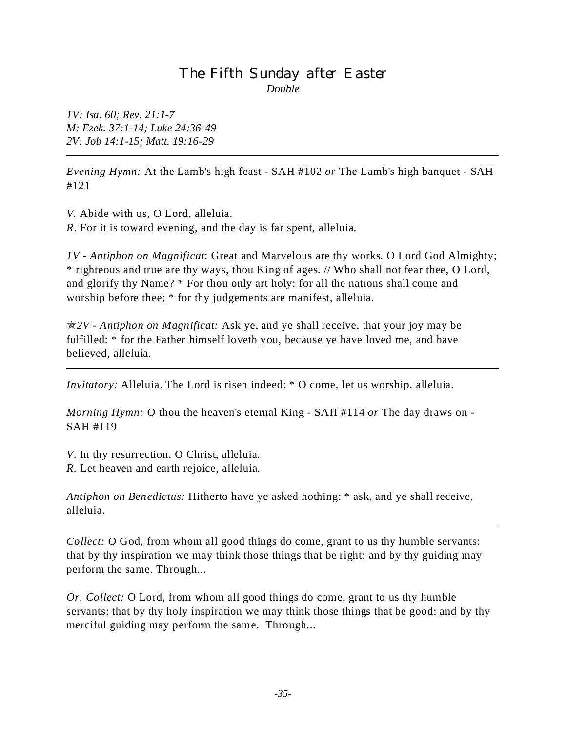# The Fifth Sunday after Easter

*Double*

*1V: Isa. 60; Rev. 21:1-7*
*M: Ezek. 37:1-14; Luke 24:36-49*
*2V: Job 14:1-15; Matt. 19:16-29*

---

*Evening Hymn:* At the Lamb's high feast - SAH #102 *or* The Lamb's high banquet - SAH #121

*V.* Abide with us, O Lord, alleluia.
*R.* For it is toward evening, and the day is far spent, alleluia.

*1V - Antiphon on Magnificat*: Great and Marvelous are thy works, O Lord God Almighty; * righteous and true are thy ways, thou King of ages. // Who shall not fear thee, O Lord, and glorify thy Name? * For thou only art holy: for all the nations shall come and worship before thee; * for thy judgements are manifest, alleluia.

✯*2V - Antiphon on Magnificat:* Ask ye, and ye shall receive, that your joy may be fulfilled: * for the Father himself loveth you, because ye have loved me, and have believed, alleluia.

---

*Invitatory:* Alleluia. The Lord is risen indeed: * O come, let us worship, alleluia.

*Morning Hymn:* O thou the heaven's eternal King - SAH #114 *or* The day draws on - SAH #119

*V.* In thy resurrection, O Christ, alleluia.
*R.* Let heaven and earth rejoice, alleluia.

*Antiphon on Benedictus:* Hitherto have ye asked nothing: * ask, and ye shall receive, alleluia.

---

*Collect:* O God, from whom all good things do come, grant to us thy humble servants: that by thy inspiration we may think those things that be right; and by thy guiding may perform the same. Through...

*Or, Collect:* O Lord, from whom all good things do come, grant to us thy humble servants: that by thy holy inspiration we may think those things that be good: and by thy merciful guiding may perform the same. Through...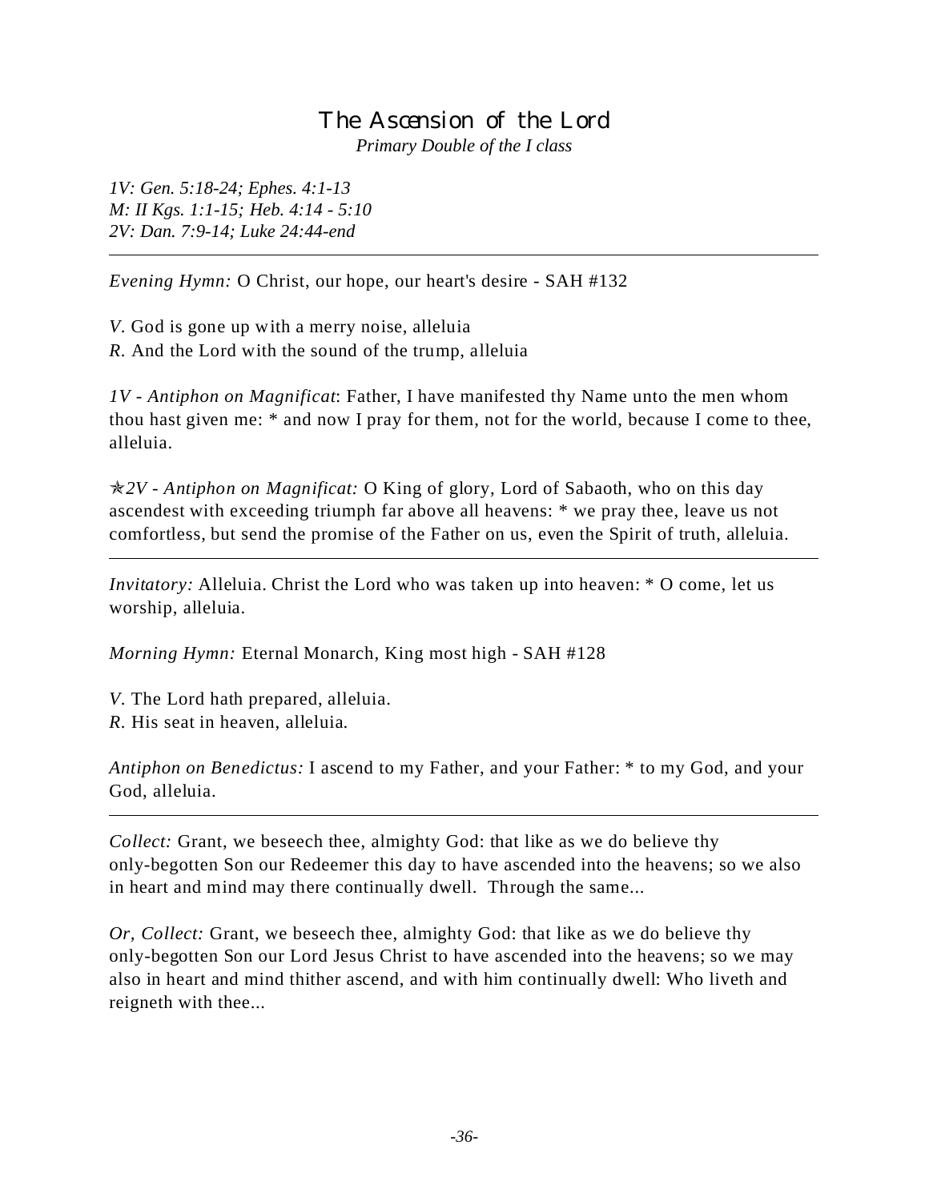# The Ascension of the Lord

*Primary Double of the I class*

*1V: Gen. 5:18-24; Ephes. 4:1-13*
*M: II Kgs. 1:1-15; Heb. 4:14 - 5:10*
*2V: Dan. 7:9-14; Luke 24:44-end*

---

*Evening Hymn:* O Christ, our hope, our heart's desire - SAH #132

*V.* God is gone up with a merry noise, alleluia
*R.* And the Lord with the sound of the trump, alleluia

*1V - Antiphon on Magnificat*: Father, I have manifested thy Name unto the men whom thou hast given me: * and now I pray for them, not for the world, because I come to thee, alleluia.

✯*2V - Antiphon on Magnificat:* O King of glory, Lord of Sabaoth, who on this day ascendest with exceeding triumph far above all heavens: * we pray thee, leave us not comfortless, but send the promise of the Father on us, even the Spirit of truth, alleluia.

---

*Invitatory:* Alleluia. Christ the Lord who was taken up into heaven: * O come, let us worship, alleluia.

*Morning Hymn:* Eternal Monarch, King most high - SAH #128

*V.* The Lord hath prepared, alleluia.
*R.* His seat in heaven, alleluia.

*Antiphon on Benedictus:* I ascend to my Father, and your Father: * to my God, and your God, alleluia.

---

*Collect:* Grant, we beseech thee, almighty God: that like as we do believe thy only-begotten Son our Redeemer this day to have ascended into the heavens; so we also in heart and mind may there continually dwell. Through the same...

*Or, Collect:* Grant, we beseech thee, almighty God: that like as we do believe thy only-begotten Son our Lord Jesus Christ to have ascended into the heavens; so we may also in heart and mind thither ascend, and with him continually dwell: Who liveth and reigneth with thee...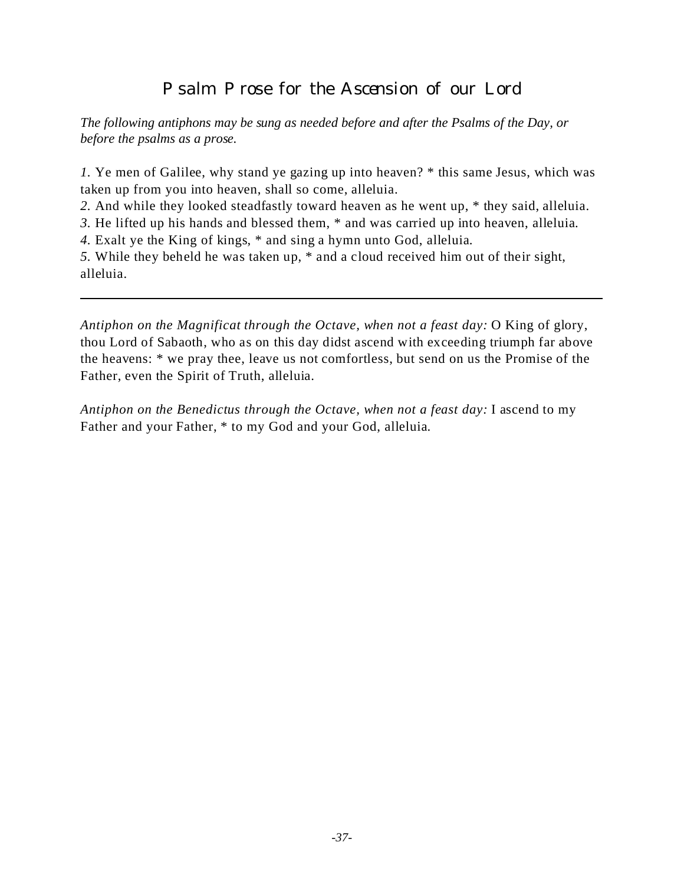# Psalm Prose for the Ascension of our Lord

*The following antiphons may be sung as needed before and after the Psalms of the Day, or before the psalms as a prose.*

*1.* Ye men of Galilee, why stand ye gazing up into heaven? * this same Jesus, which was taken up from you into heaven, shall so come, alleluia.
*2.* And while they looked steadfastly toward heaven as he went up, * they said, alleluia.
*3.* He lifted up his hands and blessed them, * and was carried up into heaven, alleluia.
*4.* Exalt ye the King of kings, * and sing a hymn unto God, alleluia.
*5.* While they beheld he was taken up, * and a cloud received him out of their sight, alleluia.

---

*Antiphon on the Magnificat through the Octave, when not a feast day:* O King of glory, thou Lord of Sabaoth, who as on this day didst ascend with exceeding triumph far above the heavens: * we pray thee, leave us not comfortless, but send on us the Promise of the Father, even the Spirit of Truth, alleluia.

*Antiphon on the Benedictus through the Octave, when not a feast day:* I ascend to my Father and your Father, * to my God and your God, alleluia.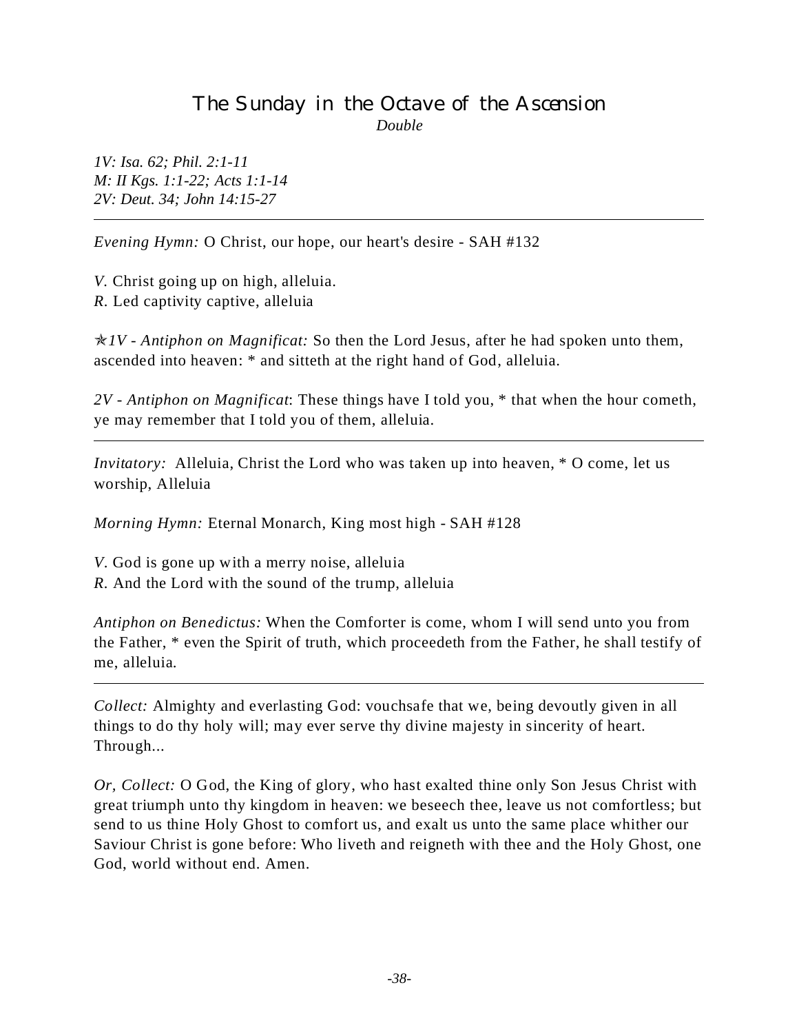## The Sunday in the Octave of the Ascension

*Double*

*1V: Isa. 62; Phil. 2:1-11*
*M: II Kgs. 1:1-22; Acts 1:1-14*
*2V: Deut. 34; John 14:15-27*

---

*Evening Hymn:* O Christ, our hope, our heart's desire - SAH #132

*V.* Christ going up on high, alleluia.
*R.* Led captivity captive, alleluia

✯*1V - Antiphon on Magnificat:* So then the Lord Jesus, after he had spoken unto them, ascended into heaven: * and sitteth at the right hand of God, alleluia.

*2V - Antiphon on Magnificat*: These things have I told you, * that when the hour cometh, ye may remember that I told you of them, alleluia.

---

*Invitatory:* Alleluia, Christ the Lord who was taken up into heaven, * O come, let us worship, Alleluia

*Morning Hymn:* Eternal Monarch, King most high - SAH #128

*V.* God is gone up with a merry noise, alleluia
*R.* And the Lord with the sound of the trump, alleluia

*Antiphon on Benedictus:* When the Comforter is come, whom I will send unto you from the Father, * even the Spirit of truth, which proceedeth from the Father, he shall testify of me, alleluia.

---

*Collect:* Almighty and everlasting God: vouchsafe that we, being devoutly given in all things to do thy holy will; may ever serve thy divine majesty in sincerity of heart. Through...

*Or, Collect:* O God, the King of glory, who hast exalted thine only Son Jesus Christ with great triumph unto thy kingdom in heaven: we beseech thee, leave us not comfortless; but send to us thine Holy Ghost to comfort us, and exalt us unto the same place whither our Saviour Christ is gone before: Who liveth and reigneth with thee and the Holy Ghost, one God, world without end. Amen.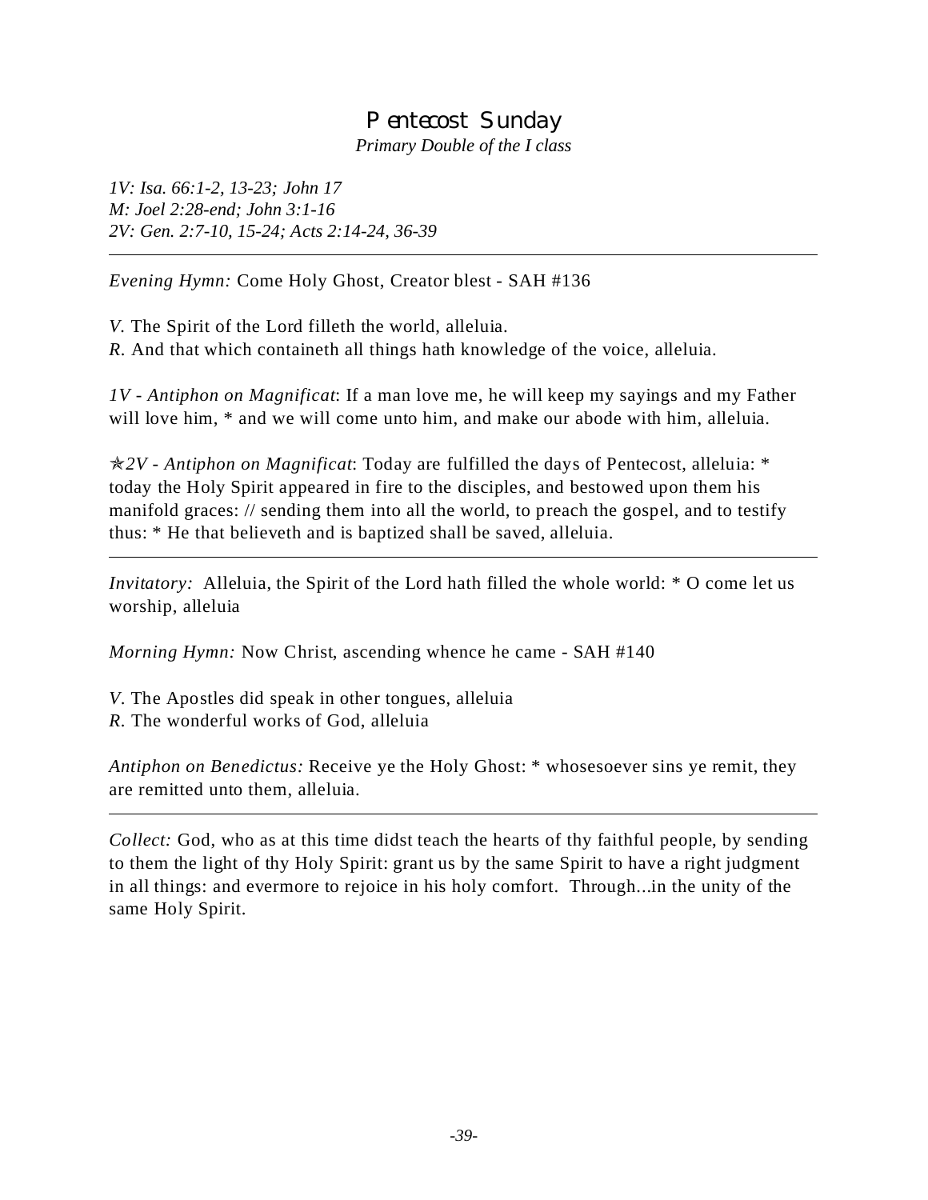# Pentecost Sunday

*Primary Double of the I class*

*1V: Isa. 66:1-2, 13-23; John 17*
*M: Joel 2:28-end; John 3:1-16*
*2V: Gen. 2:7-10, 15-24; Acts 2:14-24, 36-39*

---

*Evening Hymn:* Come Holy Ghost, Creator blest - SAH #136

*V.* The Spirit of the Lord filleth the world, alleluia.
*R.* And that which containeth all things hath knowledge of the voice, alleluia.

*1V - Antiphon on Magnificat*: If a man love me, he will keep my sayings and my Father will love him, * and we will come unto him, and make our abode with him, alleluia.

✯*2V - Antiphon on Magnificat*: Today are fulfilled the days of Pentecost, alleluia: * today the Holy Spirit appeared in fire to the disciples, and bestowed upon them his manifold graces: // sending them into all the world, to preach the gospel, and to testify thus: * He that believeth and is baptized shall be saved, alleluia.

---

*Invitatory:* Alleluia, the Spirit of the Lord hath filled the whole world: * O come let us worship, alleluia

*Morning Hymn:* Now Christ, ascending whence he came - SAH #140

*V.* The Apostles did speak in other tongues, alleluia
*R.* The wonderful works of God, alleluia

*Antiphon on Benedictus:* Receive ye the Holy Ghost: * whosesoever sins ye remit, they are remitted unto them, alleluia.

---

*Collect:* God, who as at this time didst teach the hearts of thy faithful people, by sending to them the light of thy Holy Spirit: grant us by the same Spirit to have a right judgment in all things: and evermore to rejoice in his holy comfort. Through...in the unity of the same Holy Spirit.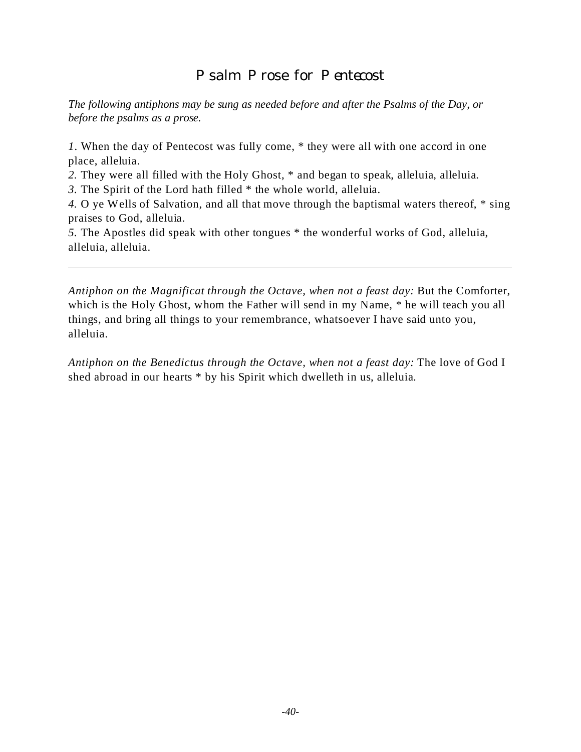# Psalm Prose for Pentecost

*The following antiphons may be sung as needed before and after the Psalms of the Day, or before the psalms as a prose.*

*1.* When the day of Pentecost was fully come, * they were all with one accord in one place, alleluia.
*2.* They were all filled with the Holy Ghost, * and began to speak, alleluia, alleluia.
*3.* The Spirit of the Lord hath filled * the whole world, alleluia.
*4.* O ye Wells of Salvation, and all that move through the baptismal waters thereof, * sing praises to God, alleluia.
*5.* The Apostles did speak with other tongues * the wonderful works of God, alleluia, alleluia, alleluia.

---

*Antiphon on the Magnificat through the Octave, when not a feast day:* But the Comforter, which is the Holy Ghost, whom the Father will send in my Name, * he will teach you all things, and bring all things to your remembrance, whatsoever I have said unto you, alleluia.

*Antiphon on the Benedictus through the Octave, when not a feast day:* The love of God I shed abroad in our hearts * by his Spirit which dwelleth in us, alleluia.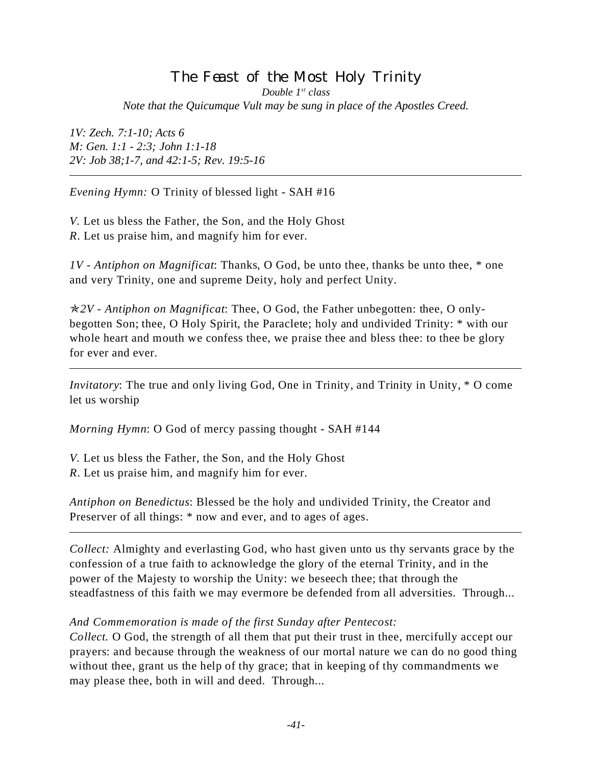# The Feast of the Most Holy Trinity

*Double 1st class*

*Note that the Quicumque Vult may be sung in place of the Apostles Creed.*

*1V: Zech. 7:1-10; Acts 6*
*M: Gen. 1:1 - 2:3; John 1:1-18*
*2V: Job 38;1-7, and 42:1-5; Rev. 19:5-16*

---

*Evening Hymn:* O Trinity of blessed light - SAH #16

*V.* Let us bless the Father, the Son, and the Holy Ghost
*R.* Let us praise him, and magnify him for ever.

*1V - Antiphon on Magnificat*: Thanks, O God, be unto thee, thanks be unto thee, * one and very Trinity, one and supreme Deity, holy and perfect Unity.

✯*2V - Antiphon on Magnificat*: Thee, O God, the Father unbegotten: thee, O only-begotten Son; thee, O Holy Spirit, the Paraclete; holy and undivided Trinity: * with our whole heart and mouth we confess thee, we praise thee and bless thee: to thee be glory for ever and ever.

---

*Invitatory*: The true and only living God, One in Trinity, and Trinity in Unity, * O come let us worship

*Morning Hymn*: O God of mercy passing thought - SAH #144

*V.* Let us bless the Father, the Son, and the Holy Ghost
*R.* Let us praise him, and magnify him for ever.

*Antiphon on Benedictus*: Blessed be the holy and undivided Trinity, the Creator and Preserver of all things: * now and ever, and to ages of ages.

---

*Collect:* Almighty and everlasting God, who hast given unto us thy servants grace by the confession of a true faith to acknowledge the glory of the eternal Trinity, and in the power of the Majesty to worship the Unity: we beseech thee; that through the steadfastness of this faith we may evermore be defended from all adversities. Through...

*And Commemoration is made of the first Sunday after Pentecost:*
*Collect.* O God, the strength of all them that put their trust in thee, mercifully accept our prayers: and because through the weakness of our mortal nature we can do no good thing without thee, grant us the help of thy grace; that in keeping of thy commandments we may please thee, both in will and deed. Through...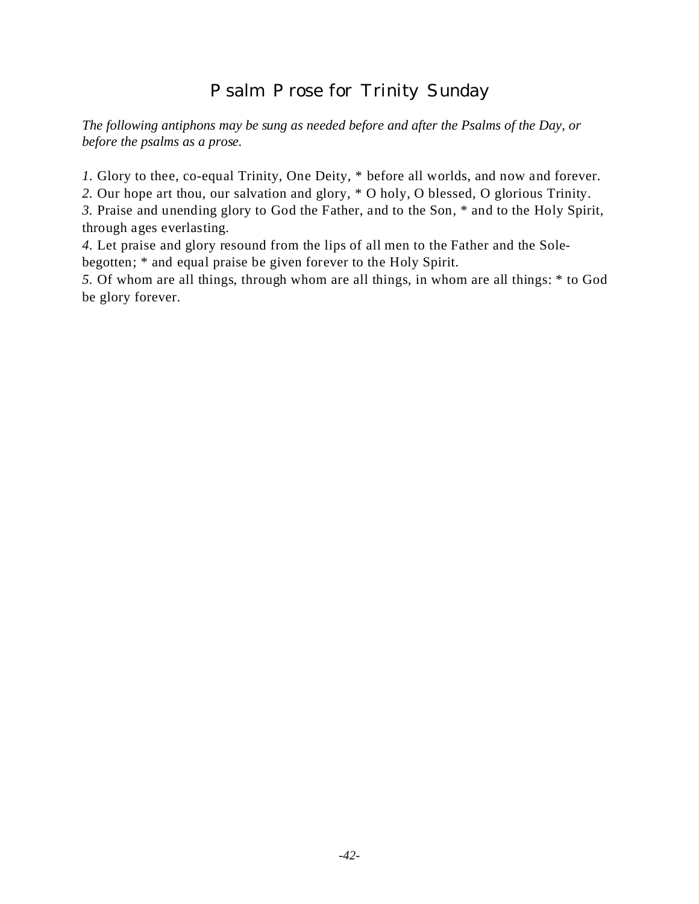# Psalm Prose for Trinity Sunday

*The following antiphons may be sung as needed before and after the Psalms of the Day, or before the psalms as a prose.*

*1.* Glory to thee, co-equal Trinity, One Deity, * before all worlds, and now and forever.
*2.* Our hope art thou, our salvation and glory, * O holy, O blessed, O glorious Trinity.
*3.* Praise and unending glory to God the Father, and to the Son, * and to the Holy Spirit, through ages everlasting.
*4.* Let praise and glory resound from the lips of all men to the Father and the Sole-begotten; * and equal praise be given forever to the Holy Spirit.
*5.* Of whom are all things, through whom are all things, in whom are all things: * to God be glory forever.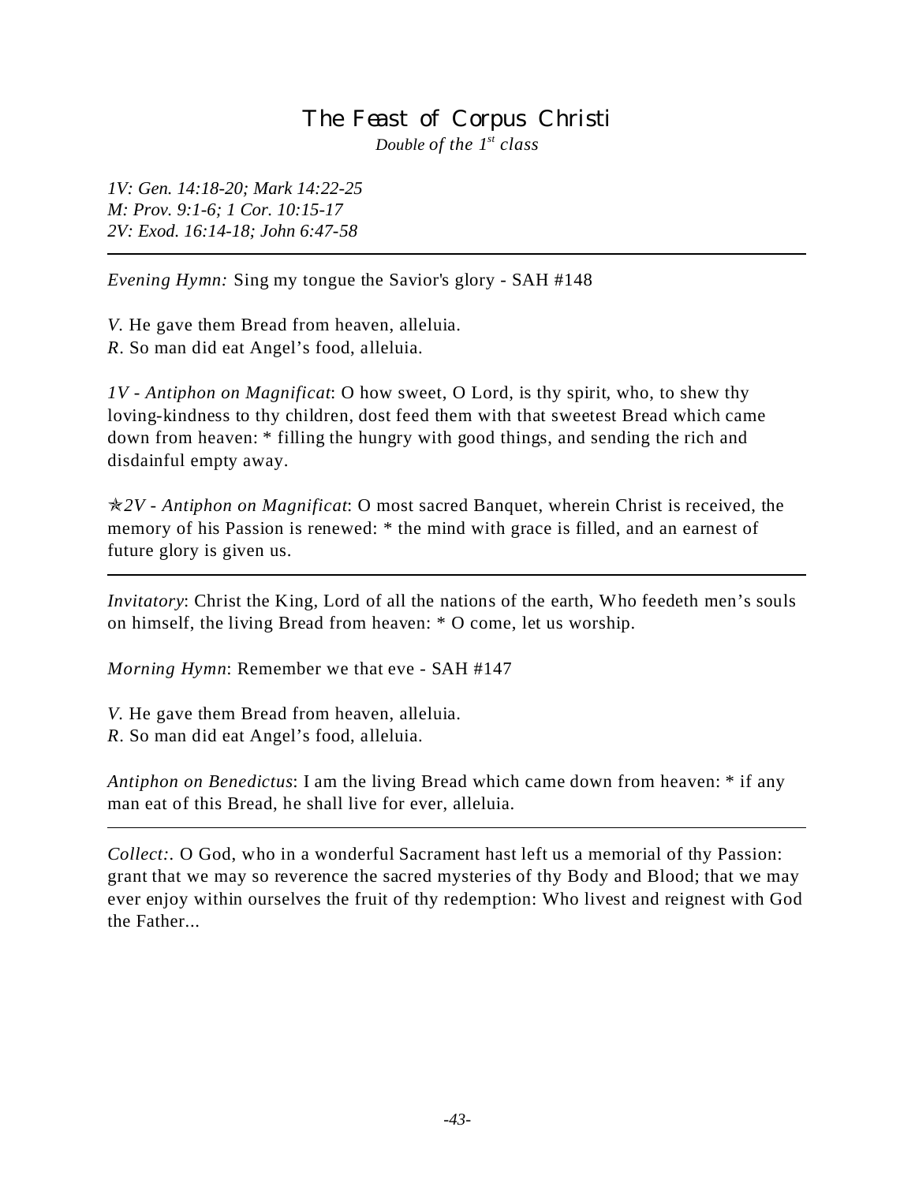# The Feast of Corpus Christi

*Double of the 1st class*

*1V: Gen. 14:18-20; Mark 14:22-25*
*M: Prov. 9:1-6; 1 Cor. 10:15-17*
*2V: Exod. 16:14-18; John 6:47-58*

---

*Evening Hymn:* Sing my tongue the Savior's glory - SAH #148

*V.* He gave them Bread from heaven, alleluia.
*R.* So man did eat Angel's food, alleluia.

*1V - Antiphon on Magnificat*: O how sweet, O Lord, is thy spirit, who, to shew thy loving-kindness to thy children, dost feed them with that sweetest Bread which came down from heaven: * filling the hungry with good things, and sending the rich and disdainful empty away.

✭*2V - Antiphon on Magnificat*: O most sacred Banquet, wherein Christ is received, the memory of his Passion is renewed: * the mind with grace is filled, and an earnest of future glory is given us.

---

*Invitatory*: Christ the King, Lord of all the nations of the earth, Who feedeth men's souls on himself, the living Bread from heaven: * O come, let us worship.

*Morning Hymn*: Remember we that eve - SAH #147

*V.* He gave them Bread from heaven, alleluia.
*R.* So man did eat Angel's food, alleluia.

*Antiphon on Benedictus*: I am the living Bread which came down from heaven: * if any man eat of this Bread, he shall live for ever, alleluia.

---

*Collect:*. O God, who in a wonderful Sacrament hast left us a memorial of thy Passion: grant that we may so reverence the sacred mysteries of thy Body and Blood; that we may ever enjoy within ourselves the fruit of thy redemption: Who livest and reignest with God the Father...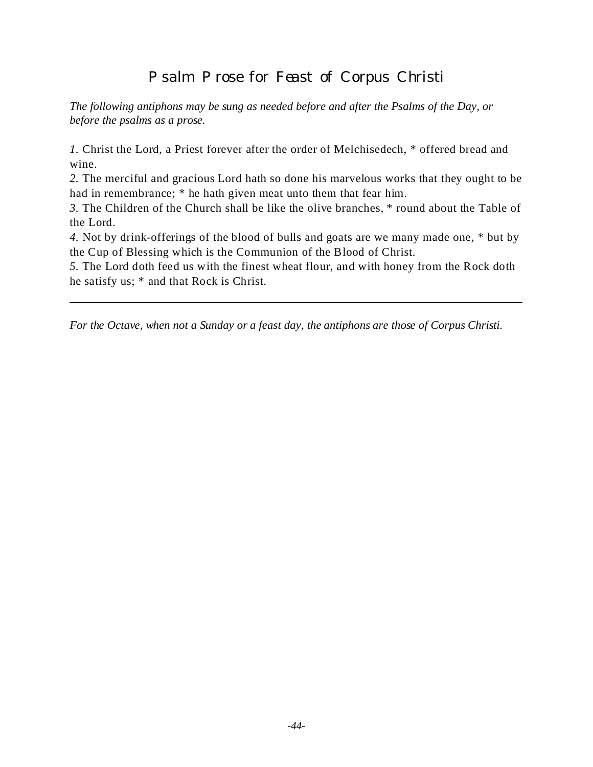# Psalm Prose for Feast of Corpus Christi

*The following antiphons may be sung as needed before and after the Psalms of the Day, or before the psalms as a prose.*

*1.* Christ the Lord, a Priest forever after the order of Melchisedech, * offered bread and wine.
*2.* The merciful and gracious Lord hath so done his marvelous works that they ought to be had in remembrance; * he hath given meat unto them that fear him.
*3.* The Children of the Church shall be like the olive branches, * round about the Table of the Lord.
*4.* Not by drink-offerings of the blood of bulls and goats are we many made one, * but by the Cup of Blessing which is the Communion of the Blood of Christ.
*5.* The Lord doth feed us with the finest wheat flour, and with honey from the Rock doth he satisfy us; * and that Rock is Christ.

---

*For the Octave, when not a Sunday or a feast day, the antiphons are those of Corpus Christi.*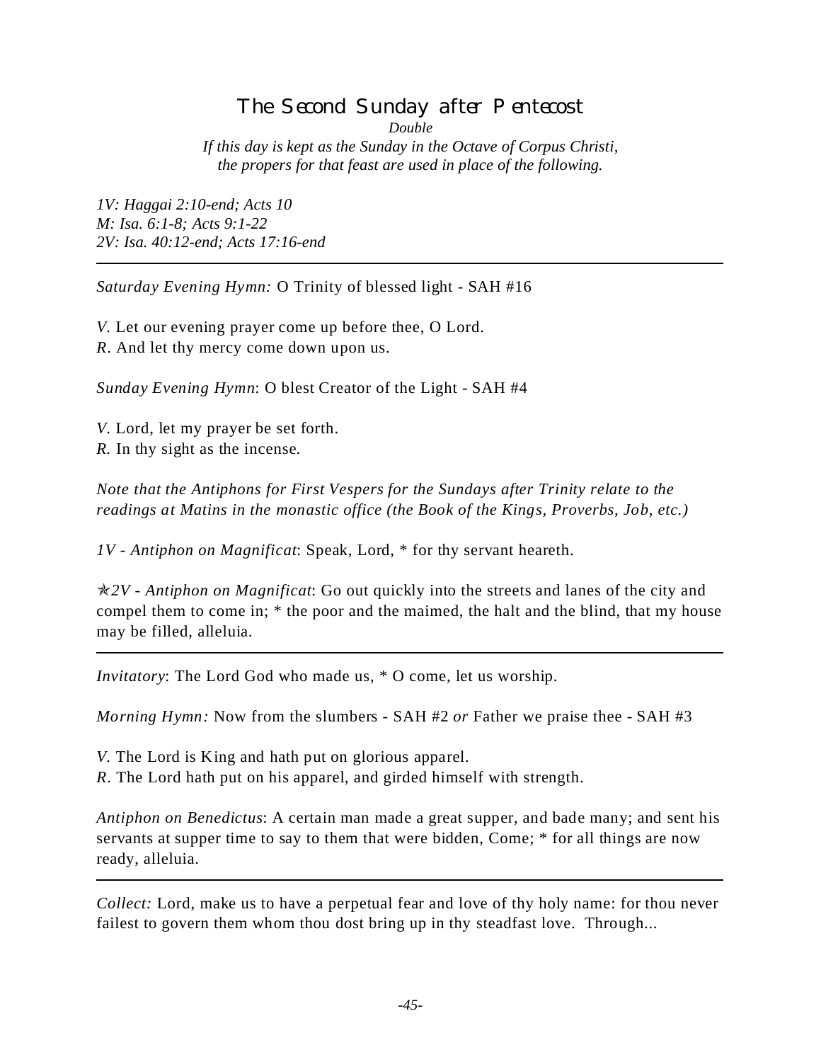# The Second Sunday after Pentecost

*Double*

*If this day is kept as the Sunday in the Octave of Corpus Christi, the propers for that feast are used in place of the following.*

*1V: Haggai 2:10-end; Acts 10*
*M: Isa. 6:1-8; Acts 9:1-22*
*2V: Isa. 40:12-end; Acts 17:16-end*

---

*Saturday Evening Hymn:* O Trinity of blessed light - SAH #16

*V.* Let our evening prayer come up before thee, O Lord.
*R.* And let thy mercy come down upon us.

*Sunday Evening Hymn*: O blest Creator of the Light - SAH #4

*V.* Lord, let my prayer be set forth.
*R.* In thy sight as the incense.

*Note that the Antiphons for First Vespers for the Sundays after Trinity relate to the readings at Matins in the monastic office (the Book of the Kings, Proverbs, Job, etc.)*

*1V - Antiphon on Magnificat*: Speak, Lord, * for thy servant heareth.

✯*2V - Antiphon on Magnificat*: Go out quickly into the streets and lanes of the city and compel them to come in; * the poor and the maimed, the halt and the blind, that my house may be filled, alleluia.

---

*Invitatory*: The Lord God who made us, * O come, let us worship.

*Morning Hymn:* Now from the slumbers - SAH #2 *or* Father we praise thee - SAH #3

*V.* The Lord is King and hath put on glorious apparel.
*R.* The Lord hath put on his apparel, and girded himself with strength.

*Antiphon on Benedictus*: A certain man made a great supper, and bade many; and sent his servants at supper time to say to them that were bidden, Come; * for all things are now ready, alleluia.

---

*Collect:* Lord, make us to have a perpetual fear and love of thy holy name: for thou never failest to govern them whom thou dost bring up in thy steadfast love. Through...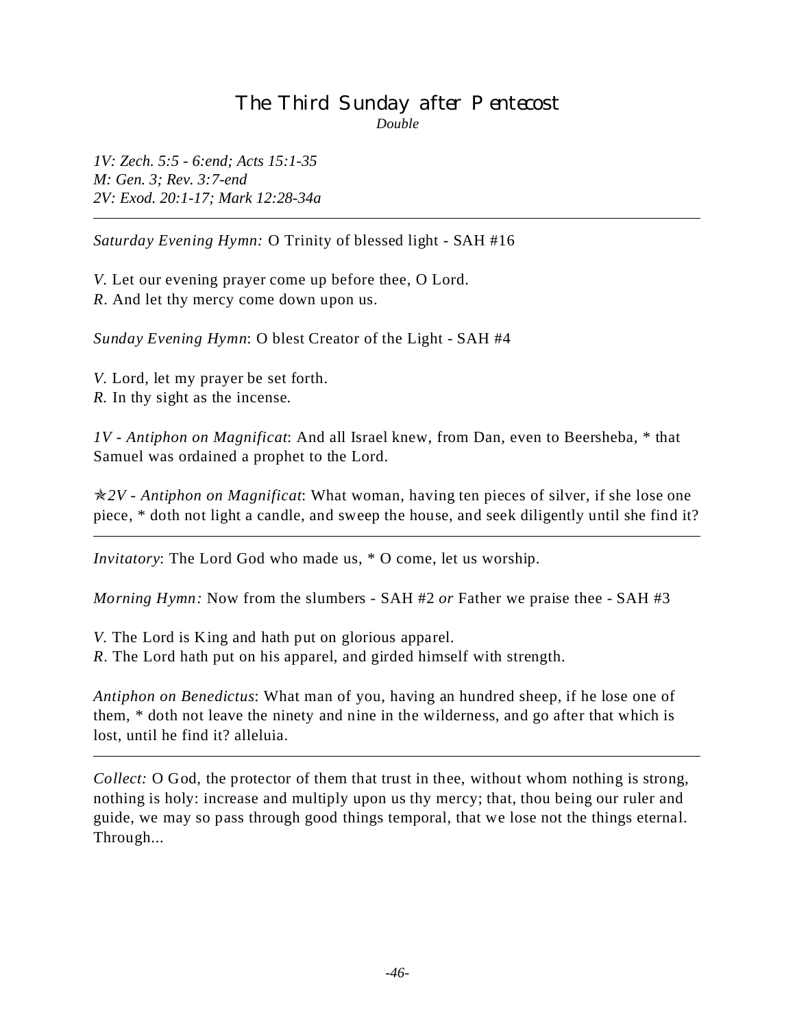# The Third Sunday after Pentecost

*Double*

*1V: Zech. 5:5 - 6:end; Acts 15:1-35*
*M: Gen. 3; Rev. 3:7-end*
*2V: Exod. 20:1-17; Mark 12:28-34a*

---

*Saturday Evening Hymn:* O Trinity of blessed light - SAH #16

*V.* Let our evening prayer come up before thee, O Lord.
*R.* And let thy mercy come down upon us.

*Sunday Evening Hymn*: O blest Creator of the Light - SAH #4

*V.* Lord, let my prayer be set forth.
*R.* In thy sight as the incense.

*1V - Antiphon on Magnificat*: And all Israel knew, from Dan, even to Beersheba, * that Samuel was ordained a prophet to the Lord.

✯*2V - Antiphon on Magnificat*: What woman, having ten pieces of silver, if she lose one piece, * doth not light a candle, and sweep the house, and seek diligently until she find it?

---

*Invitatory*: The Lord God who made us, * O come, let us worship.

*Morning Hymn:* Now from the slumbers - SAH #2 *or* Father we praise thee - SAH #3

*V.* The Lord is King and hath put on glorious apparel.
*R.* The Lord hath put on his apparel, and girded himself with strength.

*Antiphon on Benedictus*: What man of you, having an hundred sheep, if he lose one of them, * doth not leave the ninety and nine in the wilderness, and go after that which is lost, until he find it? alleluia.

---

*Collect:* O God, the protector of them that trust in thee, without whom nothing is strong, nothing is holy: increase and multiply upon us thy mercy; that, thou being our ruler and guide, we may so pass through good things temporal, that we lose not the things eternal. Through...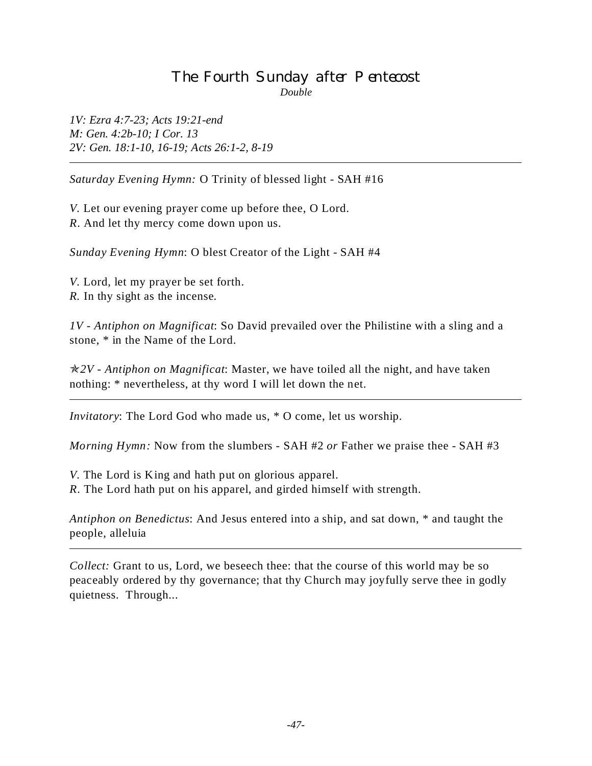# The Fourth Sunday after Pentecost

*Double*

*1V: Ezra 4:7-23; Acts 19:21-end*
*M: Gen. 4:2b-10; I Cor. 13*
*2V: Gen. 18:1-10, 16-19; Acts 26:1-2, 8-19*

---

*Saturday Evening Hymn:* O Trinity of blessed light - SAH #16

*V.* Let our evening prayer come up before thee, O Lord.
*R.* And let thy mercy come down upon us.

*Sunday Evening Hymn*: O blest Creator of the Light - SAH #4

*V.* Lord, let my prayer be set forth.
*R.* In thy sight as the incense.

*1V - Antiphon on Magnificat*: So David prevailed over the Philistine with a sling and a stone, * in the Name of the Lord.

✯*2V - Antiphon on Magnificat*: Master, we have toiled all the night, and have taken nothing: * nevertheless, at thy word I will let down the net.

---

*Invitatory*: The Lord God who made us, * O come, let us worship.

*Morning Hymn:* Now from the slumbers - SAH #2 *or* Father we praise thee - SAH #3

*V.* The Lord is King and hath put on glorious apparel.
*R.* The Lord hath put on his apparel, and girded himself with strength.

*Antiphon on Benedictus*: And Jesus entered into a ship, and sat down, * and taught the people, alleluia

---

*Collect:* Grant to us, Lord, we beseech thee: that the course of this world may be so peaceably ordered by thy governance; that thy Church may joyfully serve thee in godly quietness. Through...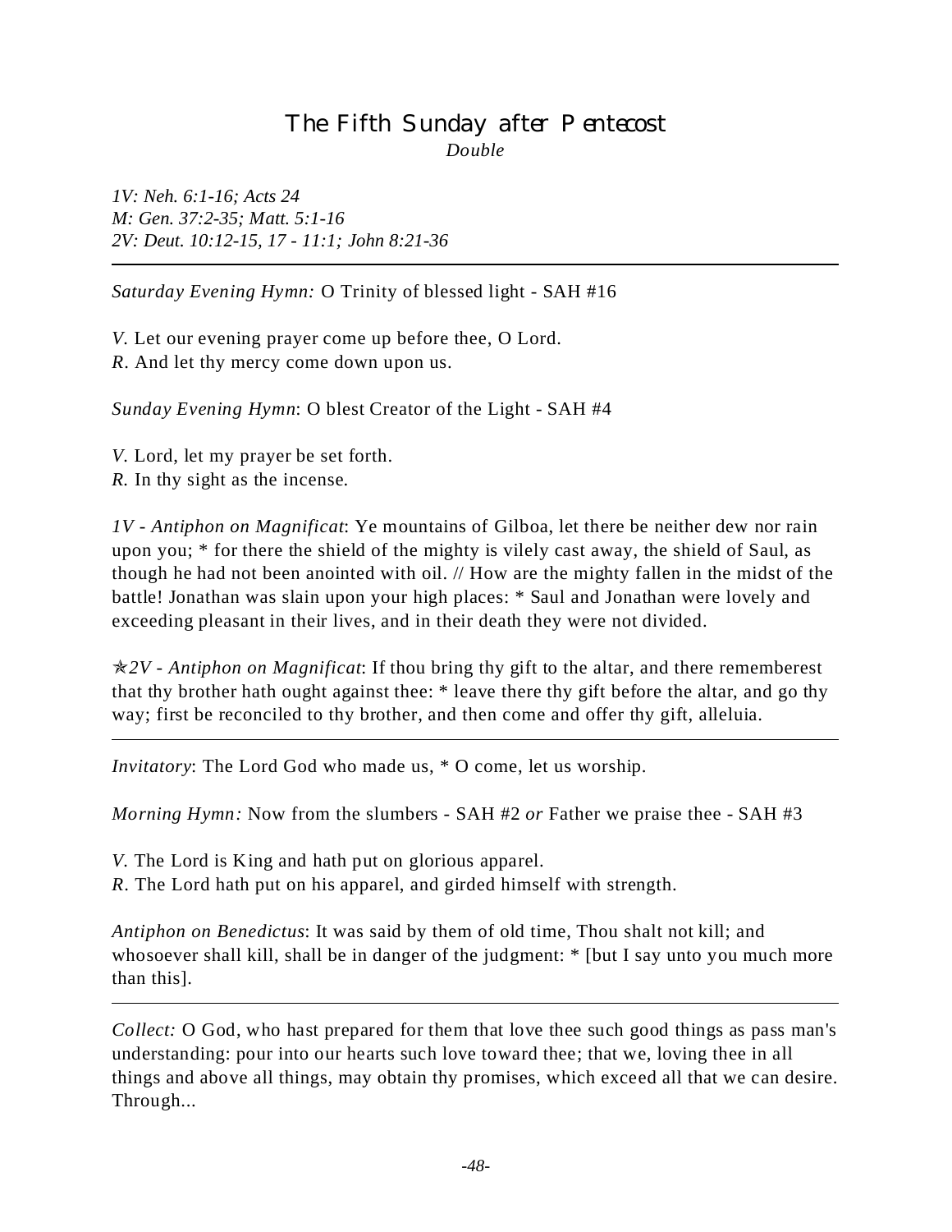## The Fifth Sunday after Pentecost

*Double*

*1V: Neh. 6:1-16; Acts 24*
*M: Gen. 37:2-35; Matt. 5:1-16*
*2V: Deut. 10:12-15, 17 - 11:1; John 8:21-36*

---

*Saturday Evening Hymn:* O Trinity of blessed light - SAH #16

*V.* Let our evening prayer come up before thee, O Lord.
*R.* And let thy mercy come down upon us.

*Sunday Evening Hymn*: O blest Creator of the Light - SAH #4

*V.* Lord, let my prayer be set forth.
*R.* In thy sight as the incense.

*1V - Antiphon on Magnificat*: Ye mountains of Gilboa, let there be neither dew nor rain upon you; * for there the shield of the mighty is vilely cast away, the shield of Saul, as though he had not been anointed with oil. // How are the mighty fallen in the midst of the battle! Jonathan was slain upon your high places: * Saul and Jonathan were lovely and exceeding pleasant in their lives, and in their death they were not divided.

✯*2V - Antiphon on Magnificat*: If thou bring thy gift to the altar, and there rememberest that thy brother hath ought against thee: * leave there thy gift before the altar, and go thy way; first be reconciled to thy brother, and then come and offer thy gift, alleluia.

---

*Invitatory*: The Lord God who made us, * O come, let us worship.

*Morning Hymn:* Now from the slumbers - SAH #2 *or* Father we praise thee - SAH #3

*V.* The Lord is King and hath put on glorious apparel.
*R.* The Lord hath put on his apparel, and girded himself with strength.

*Antiphon on Benedictus*: It was said by them of old time, Thou shalt not kill; and whosoever shall kill, shall be in danger of the judgment: * [but I say unto you much more than this].

---

*Collect:* O God, who hast prepared for them that love thee such good things as pass man's understanding: pour into our hearts such love toward thee; that we, loving thee in all things and above all things, may obtain thy promises, which exceed all that we can desire. Through...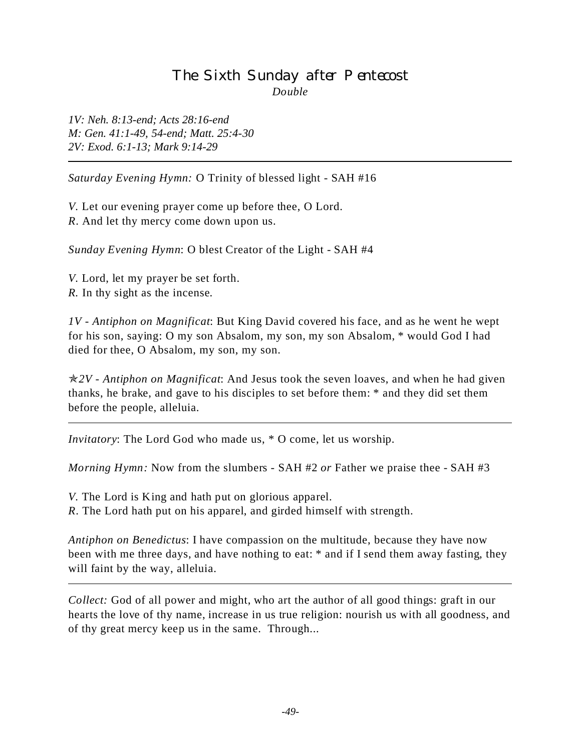# The Sixth Sunday after Pentecost

*Double*

*1V: Neh. 8:13-end; Acts 28:16-end*
*M: Gen. 41:1-49, 54-end; Matt. 25:4-30*
*2V: Exod. 6:1-13; Mark 9:14-29*

---

*Saturday Evening Hymn:* O Trinity of blessed light - SAH #16

*V.* Let our evening prayer come up before thee, O Lord.
*R.* And let thy mercy come down upon us.

*Sunday Evening Hymn*: O blest Creator of the Light - SAH #4

*V.* Lord, let my prayer be set forth.
*R.* In thy sight as the incense.

*1V - Antiphon on Magnificat*: But King David covered his face, and as he went he wept for his son, saying: O my son Absalom, my son, my son Absalom, * would God I had died for thee, O Absalom, my son, my son.

✯*2V - Antiphon on Magnificat*: And Jesus took the seven loaves, and when he had given thanks, he brake, and gave to his disciples to set before them: * and they did set them before the people, alleluia.

---

*Invitatory*: The Lord God who made us, * O come, let us worship.

*Morning Hymn:* Now from the slumbers - SAH #2 *or* Father we praise thee - SAH #3

*V.* The Lord is King and hath put on glorious apparel.
*R.* The Lord hath put on his apparel, and girded himself with strength.

*Antiphon on Benedictus*: I have compassion on the multitude, because they have now been with me three days, and have nothing to eat: * and if I send them away fasting, they will faint by the way, alleluia.

---

*Collect:* God of all power and might, who art the author of all good things: graft in our hearts the love of thy name, increase in us true religion: nourish us with all goodness, and of thy great mercy keep us in the same. Through...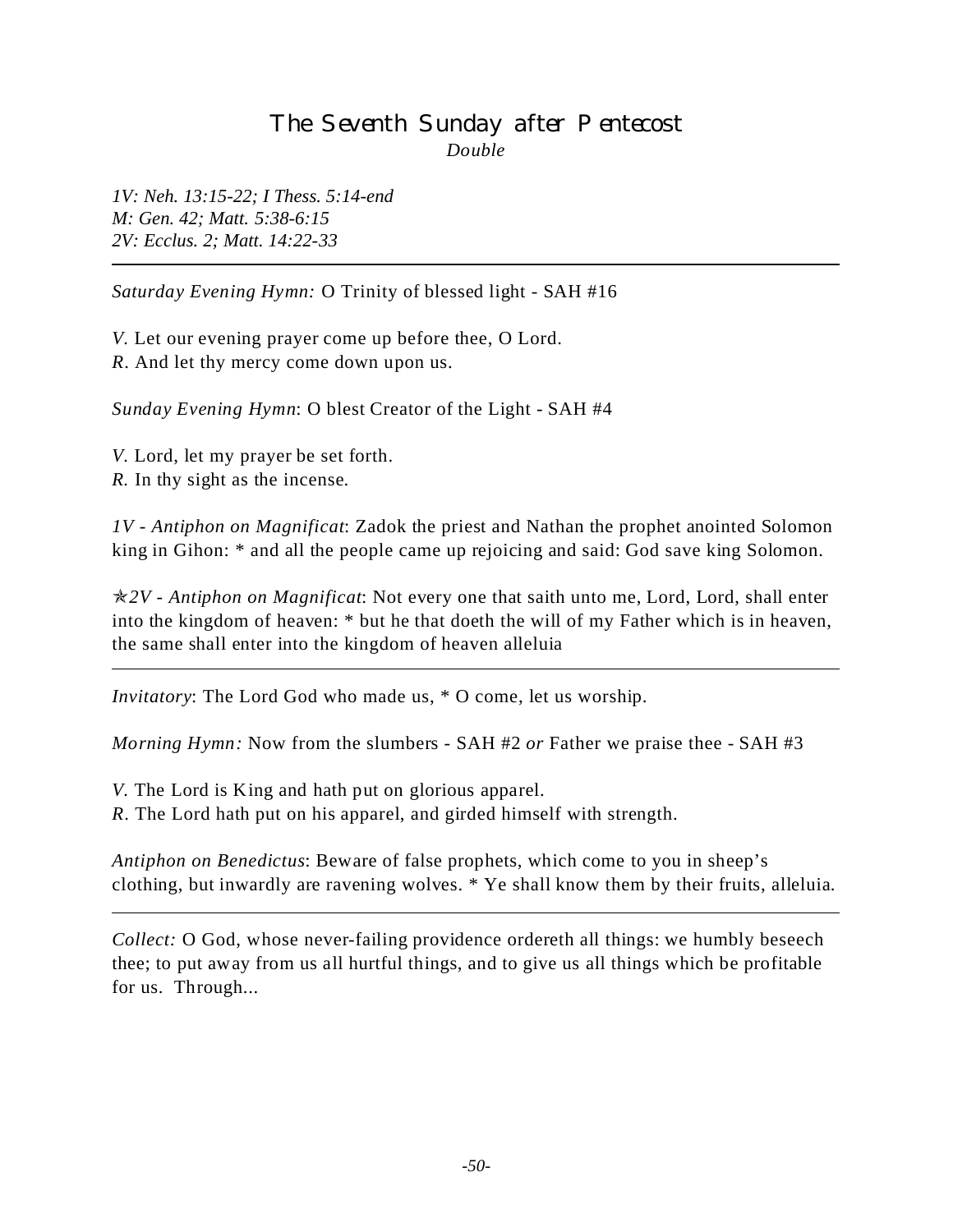# The Seventh Sunday after Pentecost

*Double*

*1V: Neh. 13:15-22; I Thess. 5:14-end*
*M: Gen. 42; Matt. 5:38-6:15*
*2V: Ecclus. 2; Matt. 14:22-33*

---

*Saturday Evening Hymn:* O Trinity of blessed light - SAH #16

*V.* Let our evening prayer come up before thee, O Lord.
*R.* And let thy mercy come down upon us.

*Sunday Evening Hymn*: O blest Creator of the Light - SAH #4

*V.* Lord, let my prayer be set forth.
*R.* In thy sight as the incense.

*1V - Antiphon on Magnificat*: Zadok the priest and Nathan the prophet anointed Solomon king in Gihon: * and all the people came up rejoicing and said: God save king Solomon.

✯*2V - Antiphon on Magnificat*: Not every one that saith unto me, Lord, Lord, shall enter into the kingdom of heaven: * but he that doeth the will of my Father which is in heaven, the same shall enter into the kingdom of heaven alleluia

---

*Invitatory*: The Lord God who made us, * O come, let us worship.

*Morning Hymn:* Now from the slumbers - SAH #2 *or* Father we praise thee - SAH #3

*V.* The Lord is King and hath put on glorious apparel.
*R.* The Lord hath put on his apparel, and girded himself with strength.

*Antiphon on Benedictus*: Beware of false prophets, which come to you in sheep's clothing, but inwardly are ravening wolves. * Ye shall know them by their fruits, alleluia.

---

*Collect:* O God, whose never-failing providence ordereth all things: we humbly beseech thee; to put away from us all hurtful things, and to give us all things which be profitable for us. Through...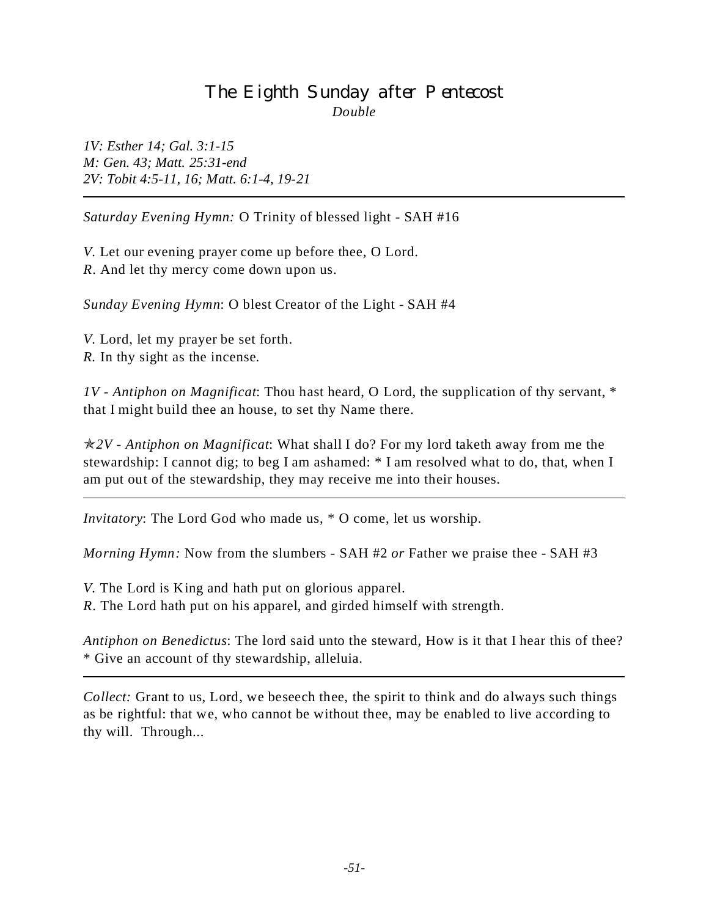# The Eighth Sunday after Pentecost

*Double*

*1V: Esther 14; Gal. 3:1-15*
*M: Gen. 43; Matt. 25:31-end*
*2V: Tobit 4:5-11, 16; Matt. 6:1-4, 19-21*

---

*Saturday Evening Hymn:* O Trinity of blessed light - SAH #16

*V.* Let our evening prayer come up before thee, O Lord.
*R.* And let thy mercy come down upon us.

*Sunday Evening Hymn*: O blest Creator of the Light - SAH #4

*V.* Lord, let my prayer be set forth.
*R.* In thy sight as the incense.

*1V - Antiphon on Magnificat*: Thou hast heard, O Lord, the supplication of thy servant, * that I might build thee an house, to set thy Name there.

✯*2V - Antiphon on Magnificat*: What shall I do? For my lord taketh away from me the stewardship: I cannot dig; to beg I am ashamed: * I am resolved what to do, that, when I am put out of the stewardship, they may receive me into their houses.

---

*Invitatory*: The Lord God who made us, * O come, let us worship.

*Morning Hymn:* Now from the slumbers - SAH #2 *or* Father we praise thee - SAH #3

*V.* The Lord is King and hath put on glorious apparel.
*R.* The Lord hath put on his apparel, and girded himself with strength.

*Antiphon on Benedictus*: The lord said unto the steward, How is it that I hear this of thee? * Give an account of thy stewardship, alleluia.

---

*Collect:* Grant to us, Lord, we beseech thee, the spirit to think and do always such things as be rightful: that we, who cannot be without thee, may be enabled to live according to thy will. Through...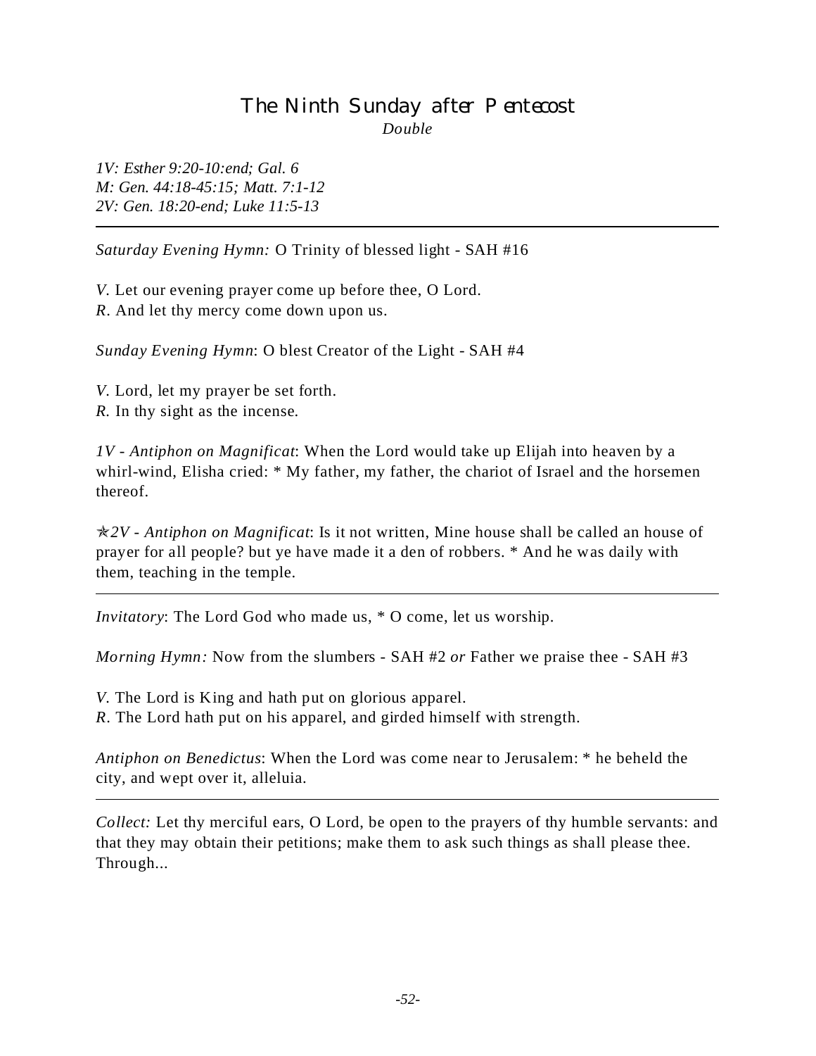# The Ninth Sunday after Pentecost

*Double*

*1V: Esther 9:20-10:end; Gal. 6*
*M: Gen. 44:18-45:15; Matt. 7:1-12*
*2V: Gen. 18:20-end; Luke 11:5-13*

---

*Saturday Evening Hymn:* O Trinity of blessed light - SAH #16

*V.* Let our evening prayer come up before thee, O Lord.
*R.* And let thy mercy come down upon us.

*Sunday Evening Hymn*: O blest Creator of the Light - SAH #4

*V.* Lord, let my prayer be set forth.
*R.* In thy sight as the incense.

*1V - Antiphon on Magnificat*: When the Lord would take up Elijah into heaven by a whirl-wind, Elisha cried: * My father, my father, the chariot of Israel and the horsemen thereof.

✯*2V - Antiphon on Magnificat*: Is it not written, Mine house shall be called an house of prayer for all people? but ye have made it a den of robbers. * And he was daily with them, teaching in the temple.

---

*Invitatory*: The Lord God who made us, * O come, let us worship.

*Morning Hymn:* Now from the slumbers - SAH #2 *or* Father we praise thee - SAH #3

*V.* The Lord is King and hath put on glorious apparel.
*R.* The Lord hath put on his apparel, and girded himself with strength.

*Antiphon on Benedictus*: When the Lord was come near to Jerusalem: * he beheld the city, and wept over it, alleluia.

---

*Collect:* Let thy merciful ears, O Lord, be open to the prayers of thy humble servants: and that they may obtain their petitions; make them to ask such things as shall please thee. Through...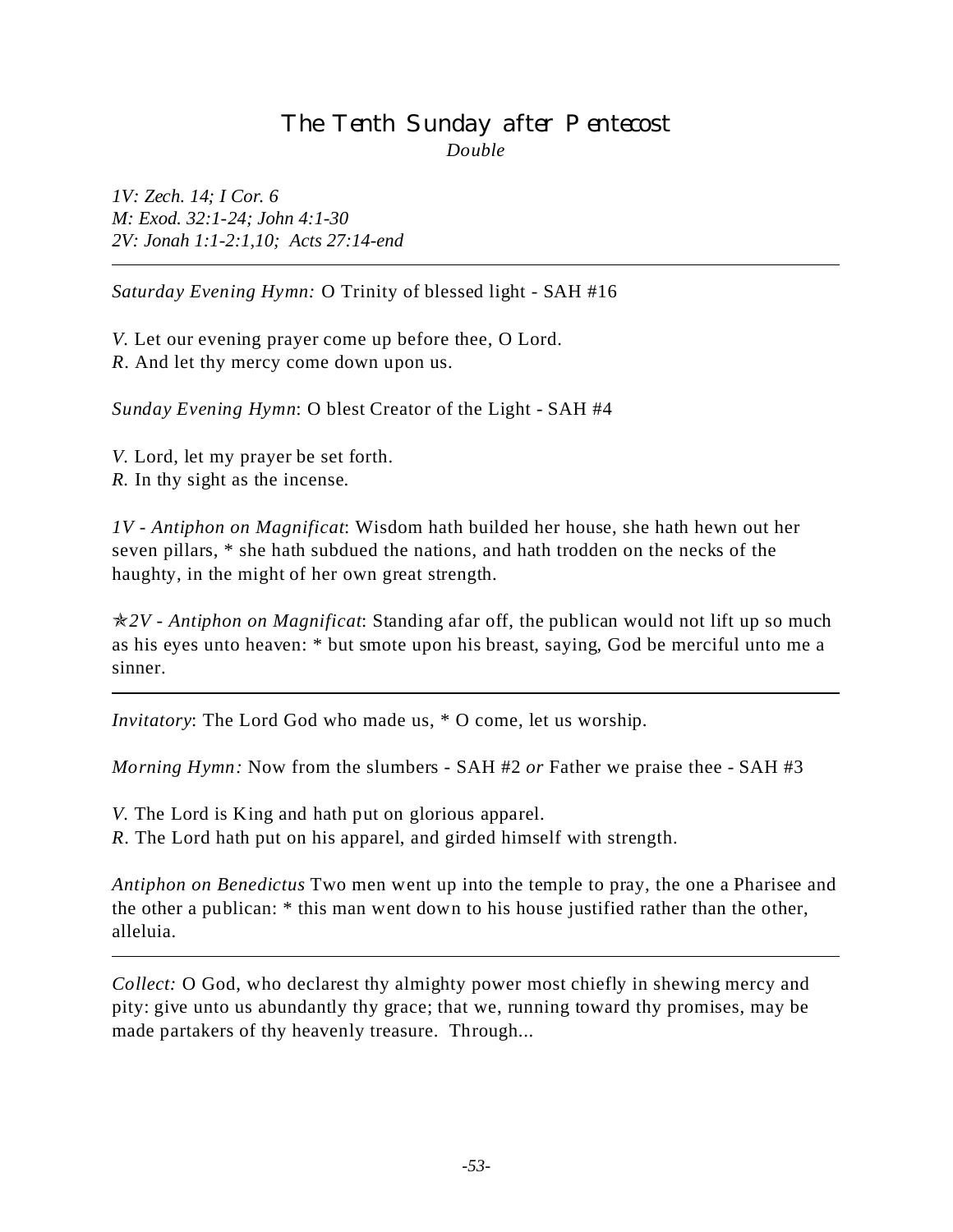# The Tenth Sunday after Pentecost

*Double*

*1V: Zech. 14; I Cor. 6*
*M: Exod. 32:1-24; John 4:1-30*
*2V: Jonah 1:1-2:1,10; Acts 27:14-end*

---

*Saturday Evening Hymn:* O Trinity of blessed light - SAH #16

*V.* Let our evening prayer come up before thee, O Lord.
*R.* And let thy mercy come down upon us.

*Sunday Evening Hymn*: O blest Creator of the Light - SAH #4

*V.* Lord, let my prayer be set forth.
*R.* In thy sight as the incense.

*1V - Antiphon on Magnificat*: Wisdom hath builded her house, she hath hewn out her seven pillars, * she hath subdued the nations, and hath trodden on the necks of the haughty, in the might of her own great strength.

✯*2V - Antiphon on Magnificat*: Standing afar off, the publican would not lift up so much as his eyes unto heaven: * but smote upon his breast, saying, God be merciful unto me a sinner.

---

*Invitatory*: The Lord God who made us, * O come, let us worship.

*Morning Hymn:* Now from the slumbers - SAH #2 *or* Father we praise thee - SAH #3

*V.* The Lord is King and hath put on glorious apparel.
*R.* The Lord hath put on his apparel, and girded himself with strength.

*Antiphon on Benedictus* Two men went up into the temple to pray, the one a Pharisee and the other a publican: * this man went down to his house justified rather than the other, alleluia.

---

*Collect:* O God, who declarest thy almighty power most chiefly in shewing mercy and pity: give unto us abundantly thy grace; that we, running toward thy promises, may be made partakers of thy heavenly treasure. Through...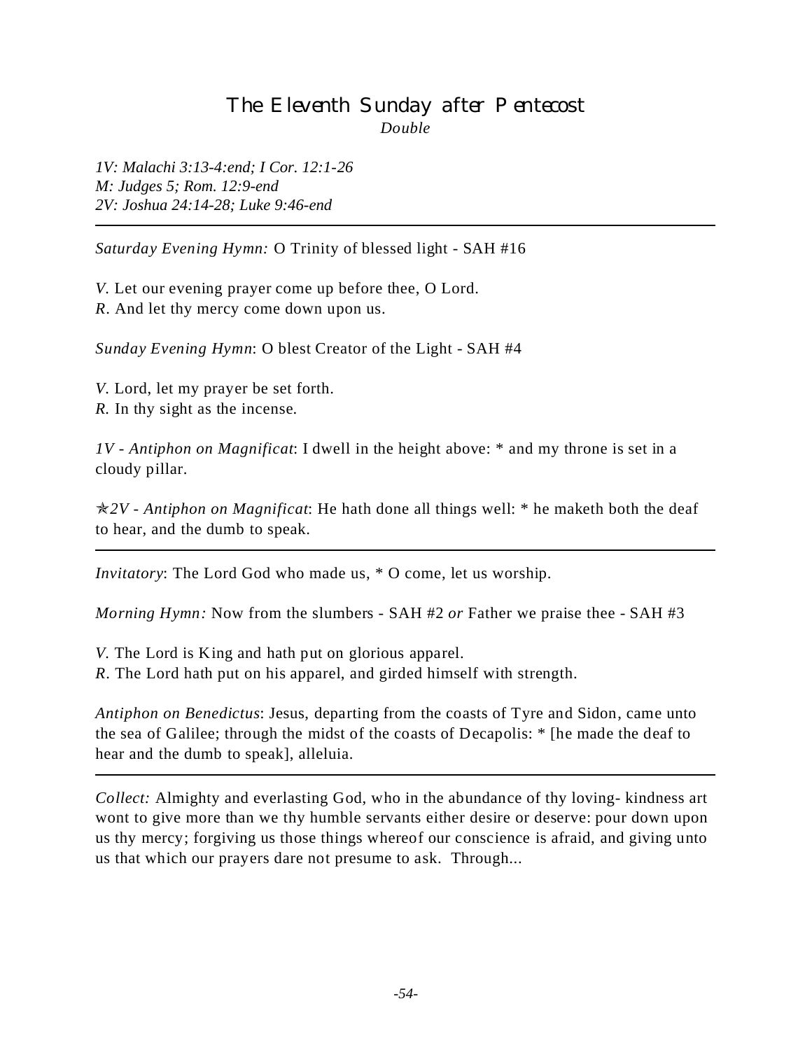# The Eleventh Sunday after Pentecost

*Double*

*1V: Malachi 3:13-4:end; I Cor. 12:1-26*
*M: Judges 5; Rom. 12:9-end*
*2V: Joshua 24:14-28; Luke 9:46-end*

---

*Saturday Evening Hymn:* O Trinity of blessed light - SAH #16

*V.* Let our evening prayer come up before thee, O Lord.
*R.* And let thy mercy come down upon us.

*Sunday Evening Hymn*: O blest Creator of the Light - SAH #4

*V.* Lord, let my prayer be set forth.
*R.* In thy sight as the incense.

*1V - Antiphon on Magnificat*: I dwell in the height above: * and my throne is set in a cloudy pillar.

✯*2V - Antiphon on Magnificat*: He hath done all things well: * he maketh both the deaf to hear, and the dumb to speak.

---

*Invitatory*: The Lord God who made us, * O come, let us worship.

*Morning Hymn:* Now from the slumbers - SAH #2 *or* Father we praise thee - SAH #3

*V.* The Lord is King and hath put on glorious apparel.
*R.* The Lord hath put on his apparel, and girded himself with strength.

*Antiphon on Benedictus*: Jesus, departing from the coasts of Tyre and Sidon, came unto the sea of Galilee; through the midst of the coasts of Decapolis: * [he made the deaf to hear and the dumb to speak], alleluia.

---

*Collect:* Almighty and everlasting God, who in the abundance of thy loving- kindness art wont to give more than we thy humble servants either desire or deserve: pour down upon us thy mercy; forgiving us those things whereof our conscience is afraid, and giving unto us that which our prayers dare not presume to ask. Through...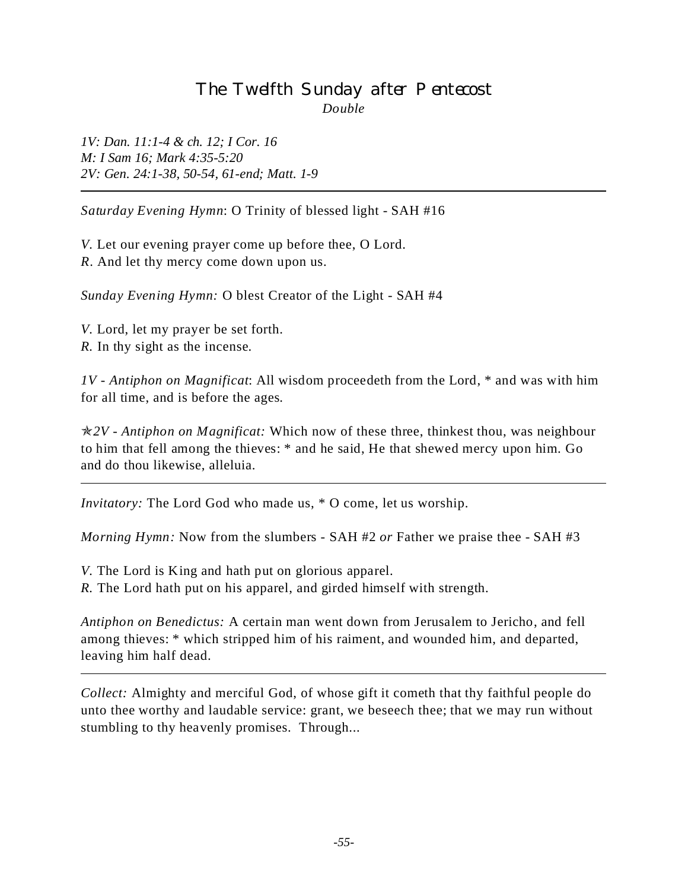# The Twelfth Sunday after Pentecost

*Double*

*1V: Dan. 11:1-4 & ch. 12; I Cor. 16*
*M: I Sam 16; Mark 4:35-5:20*
*2V: Gen. 24:1-38, 50-54, 61-end; Matt. 1-9*

---

*Saturday Evening Hymn*: O Trinity of blessed light - SAH #16

*V.* Let our evening prayer come up before thee, O Lord.
*R.* And let thy mercy come down upon us.

*Sunday Evening Hymn:* O blest Creator of the Light - SAH #4

*V.* Lord, let my prayer be set forth.
*R.* In thy sight as the incense.

*1V - Antiphon on Magnificat*: All wisdom proceedeth from the Lord, * and was with him for all time, and is before the ages.

✯*2V - Antiphon on Magnificat:* Which now of these three, thinkest thou, was neighbour to him that fell among the thieves: * and he said, He that shewed mercy upon him. Go and do thou likewise, alleluia.

---

*Invitatory:* The Lord God who made us, * O come, let us worship.

*Morning Hymn:* Now from the slumbers - SAH #2 *or* Father we praise thee - SAH #3

*V.* The Lord is King and hath put on glorious apparel.
*R.* The Lord hath put on his apparel, and girded himself with strength.

*Antiphon on Benedictus:* A certain man went down from Jerusalem to Jericho, and fell among thieves: * which stripped him of his raiment, and wounded him, and departed, leaving him half dead.

---

*Collect:* Almighty and merciful God, of whose gift it cometh that thy faithful people do unto thee worthy and laudable service: grant, we beseech thee; that we may run without stumbling to thy heavenly promises. Through...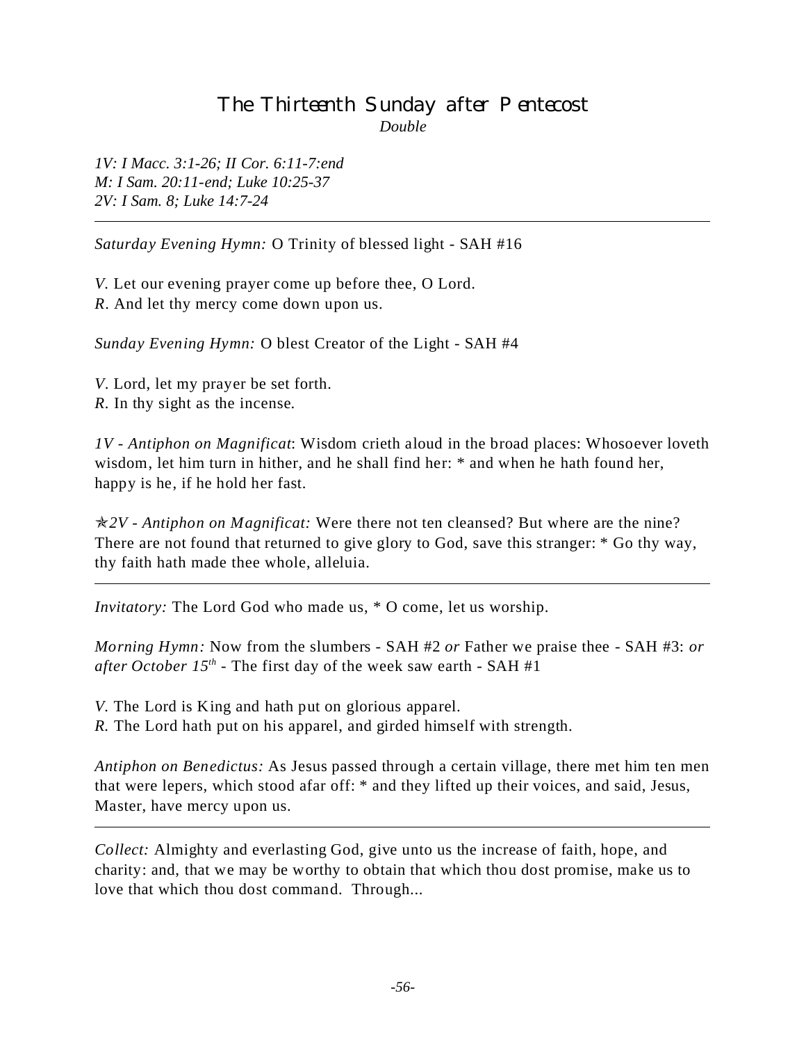# The Thirteenth Sunday after Pentecost

*Double*

*1V: I Macc. 3:1-26; II Cor. 6:11-7:end*
*M: I Sam. 20:11-end; Luke 10:25-37*
*2V: I Sam. 8; Luke 14:7-24*

---

*Saturday Evening Hymn:* O Trinity of blessed light - SAH #16

*V.* Let our evening prayer come up before thee, O Lord.
*R.* And let thy mercy come down upon us.

*Sunday Evening Hymn:* O blest Creator of the Light - SAH #4

*V.* Lord, let my prayer be set forth.
*R.* In thy sight as the incense.

*1V - Antiphon on Magnificat*: Wisdom crieth aloud in the broad places: Whosoever loveth wisdom, let him turn in hither, and he shall find her: * and when he hath found her, happy is he, if he hold her fast.

✯*2V - Antiphon on Magnificat:* Were there not ten cleansed? But where are the nine? There are not found that returned to give glory to God, save this stranger: * Go thy way, thy faith hath made thee whole, alleluia.

---

*Invitatory:* The Lord God who made us, * O come, let us worship.

*Morning Hymn:* Now from the slumbers - SAH #2 *or* Father we praise thee - SAH #3: *or after October 15th* - The first day of the week saw earth - SAH #1

*V.* The Lord is King and hath put on glorious apparel.
*R.* The Lord hath put on his apparel, and girded himself with strength.

*Antiphon on Benedictus:* As Jesus passed through a certain village, there met him ten men that were lepers, which stood afar off: * and they lifted up their voices, and said, Jesus, Master, have mercy upon us.

---

*Collect:* Almighty and everlasting God, give unto us the increase of faith, hope, and charity: and, that we may be worthy to obtain that which thou dost promise, make us to love that which thou dost command. Through...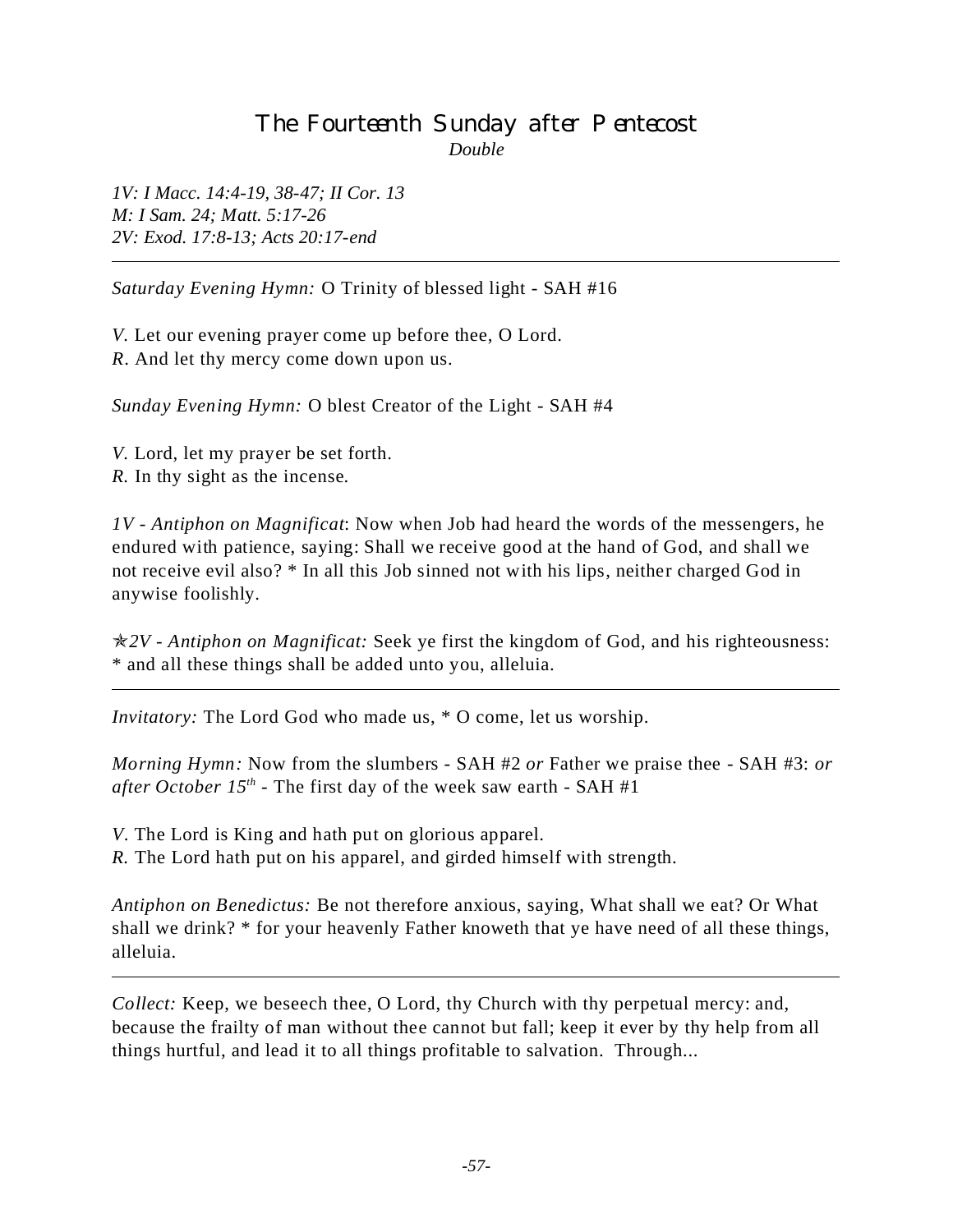# The Fourteenth Sunday after Pentecost

*Double*

*1V: I Macc. 14:4-19, 38-47; II Cor. 13*
*M: I Sam. 24; Matt. 5:17-26*
*2V: Exod. 17:8-13; Acts 20:17-end*

---

*Saturday Evening Hymn:* O Trinity of blessed light - SAH #16

*V.* Let our evening prayer come up before thee, O Lord.
*R.* And let thy mercy come down upon us.

*Sunday Evening Hymn:* O blest Creator of the Light - SAH #4

*V.* Lord, let my prayer be set forth.
*R.* In thy sight as the incense.

*1V - Antiphon on Magnificat*: Now when Job had heard the words of the messengers, he endured with patience, saying: Shall we receive good at the hand of God, and shall we not receive evil also? * In all this Job sinned not with his lips, neither charged God in anywise foolishly.

✯*2V - Antiphon on Magnificat:* Seek ye first the kingdom of God, and his righteousness: * and all these things shall be added unto you, alleluia.

---

*Invitatory:* The Lord God who made us, * O come, let us worship.

*Morning Hymn:* Now from the slumbers - SAH #2 *or* Father we praise thee - SAH #3: *or after October 15th* - The first day of the week saw earth - SAH #1

*V.* The Lord is King and hath put on glorious apparel.
*R.* The Lord hath put on his apparel, and girded himself with strength.

*Antiphon on Benedictus:* Be not therefore anxious, saying, What shall we eat? Or What shall we drink? * for your heavenly Father knoweth that ye have need of all these things, alleluia.

---

*Collect:* Keep, we beseech thee, O Lord, thy Church with thy perpetual mercy: and, because the frailty of man without thee cannot but fall; keep it ever by thy help from all things hurtful, and lead it to all things profitable to salvation. Through...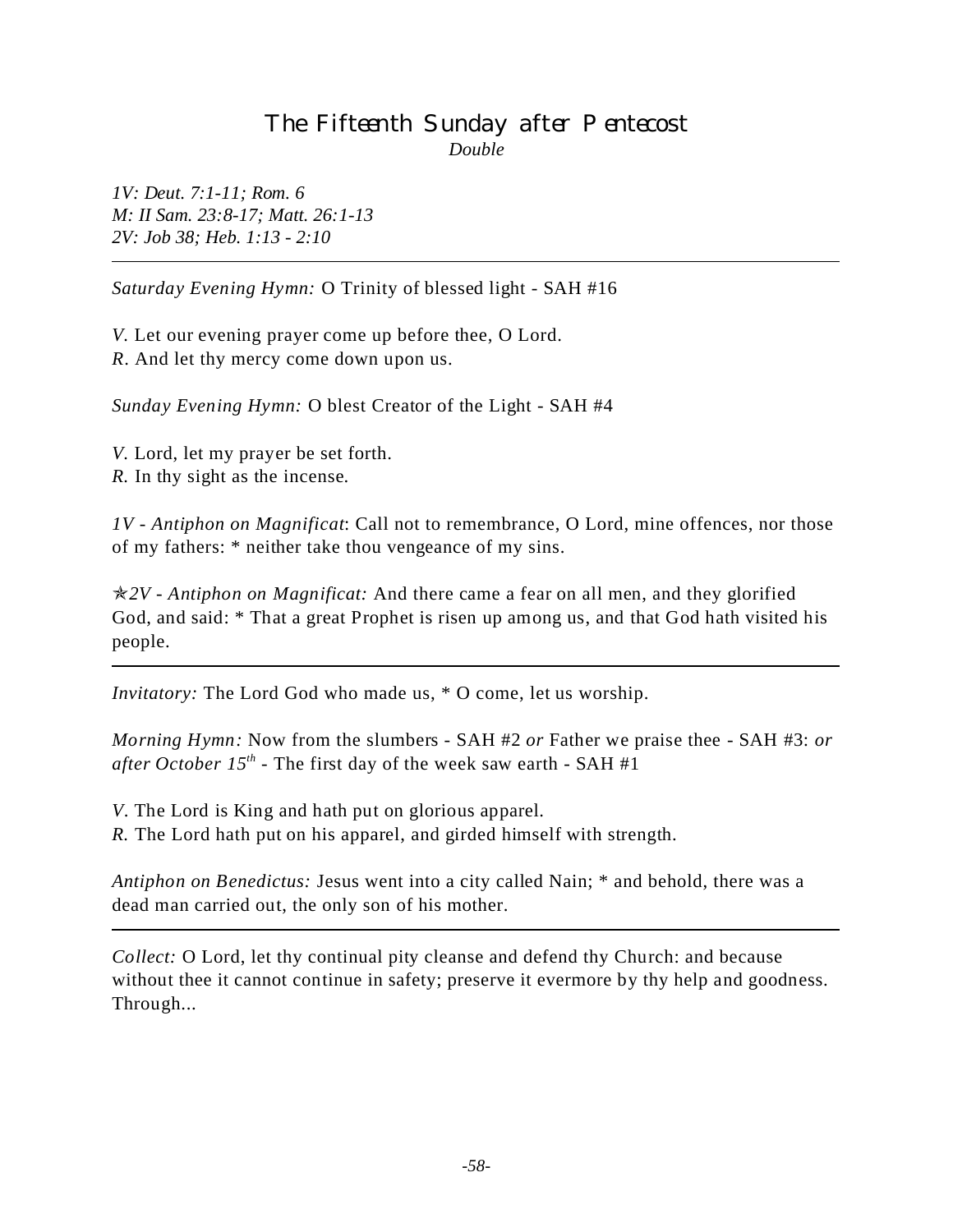# The Fifteenth Sunday after Pentecost

*Double*

*1V: Deut. 7:1-11; Rom. 6*
*M: II Sam. 23:8-17; Matt. 26:1-13*
*2V: Job 38; Heb. 1:13 - 2:10*

---

*Saturday Evening Hymn:* O Trinity of blessed light - SAH #16

*V.* Let our evening prayer come up before thee, O Lord.
*R.* And let thy mercy come down upon us.

*Sunday Evening Hymn:* O blest Creator of the Light - SAH #4

*V.* Lord, let my prayer be set forth.
*R.* In thy sight as the incense.

*1V - Antiphon on Magnificat*: Call not to remembrance, O Lord, mine offences, nor those of my fathers: * neither take thou vengeance of my sins.

✯*2V - Antiphon on Magnificat:* And there came a fear on all men, and they glorified God, and said: * That a great Prophet is risen up among us, and that God hath visited his people.

---

*Invitatory:* The Lord God who made us, * O come, let us worship.

*Morning Hymn:* Now from the slumbers - SAH #2 *or* Father we praise thee - SAH #3: *or after October 15th* - The first day of the week saw earth - SAH #1

*V.* The Lord is King and hath put on glorious apparel.
*R.* The Lord hath put on his apparel, and girded himself with strength.

*Antiphon on Benedictus:* Jesus went into a city called Nain; * and behold, there was a dead man carried out, the only son of his mother.

---

*Collect:* O Lord, let thy continual pity cleanse and defend thy Church: and because without thee it cannot continue in safety; preserve it evermore by thy help and goodness. Through...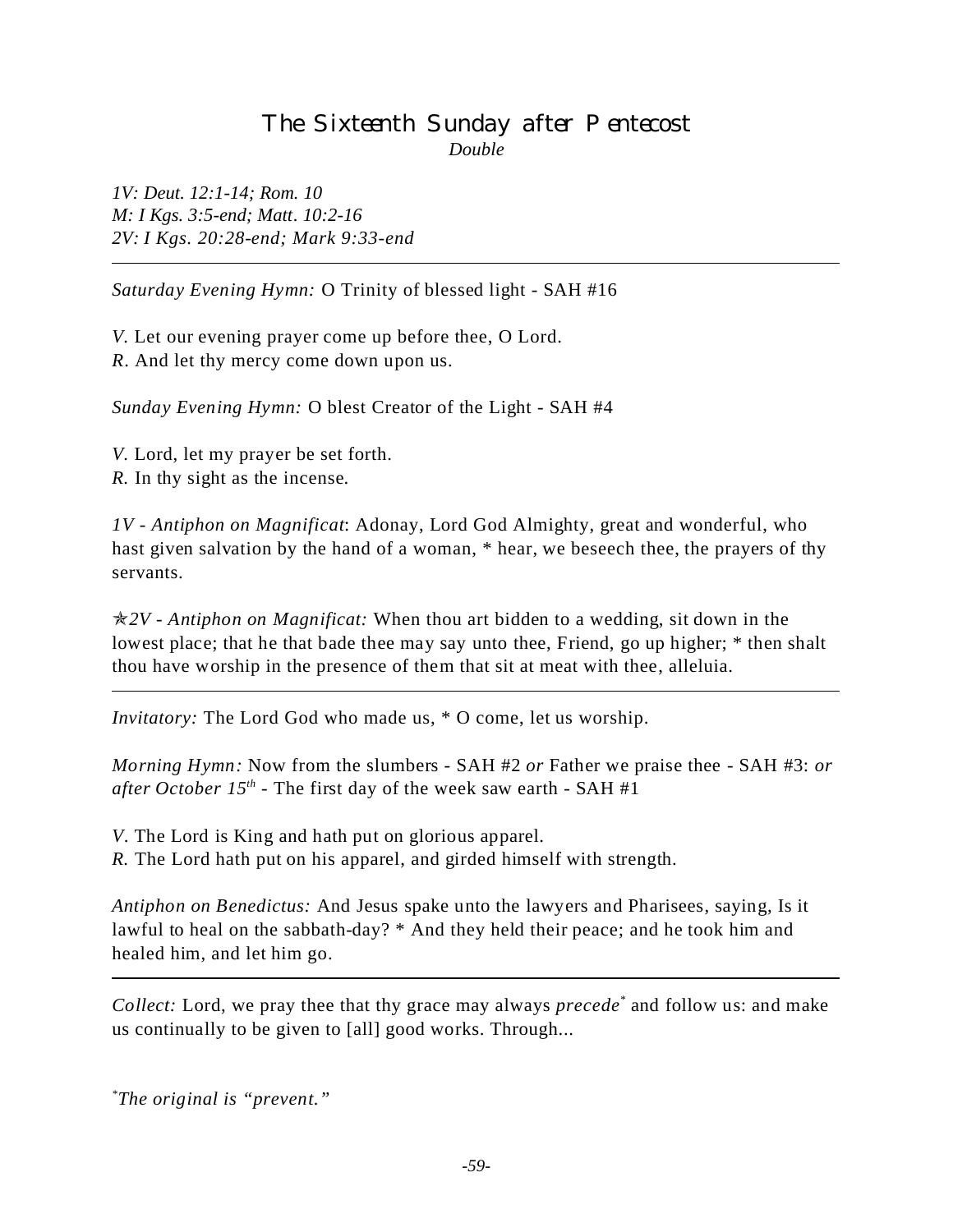# The Sixteenth Sunday after Pentecost

*Double*

*1V: Deut. 12:1-14; Rom. 10*
*M: I Kgs. 3:5-end; Matt. 10:2-16*
*2V: I Kgs. 20:28-end; Mark 9:33-end*

---

*Saturday Evening Hymn:* O Trinity of blessed light - SAH #16

*V.* Let our evening prayer come up before thee, O Lord.
*R.* And let thy mercy come down upon us.

*Sunday Evening Hymn:* O blest Creator of the Light - SAH #4

*V.* Lord, let my prayer be set forth.
*R.* In thy sight as the incense.

*1V - Antiphon on Magnificat*: Adonay, Lord God Almighty, great and wonderful, who hast given salvation by the hand of a woman, * hear, we beseech thee, the prayers of thy servants.

✯*2V - Antiphon on Magnificat:* When thou art bidden to a wedding, sit down in the lowest place; that he that bade thee may say unto thee, Friend, go up higher; * then shalt thou have worship in the presence of them that sit at meat with thee, alleluia.

---

*Invitatory:* The Lord God who made us, * O come, let us worship.

*Morning Hymn:* Now from the slumbers - SAH #2 *or* Father we praise thee - SAH #3: *or after October 15th* - The first day of the week saw earth - SAH #1

*V.* The Lord is King and hath put on glorious apparel.
*R.* The Lord hath put on his apparel, and girded himself with strength.

*Antiphon on Benedictus:* And Jesus spake unto the lawyers and Pharisees, saying, Is it lawful to heal on the sabbath-day? * And they held their peace; and he took him and healed him, and let him go.

---

*Collect:* Lord, we pray thee that thy grace may always *precede*[*] and follow us: and make us continually to be given to [all] good works. Through...

[*]*The original is "prevent."*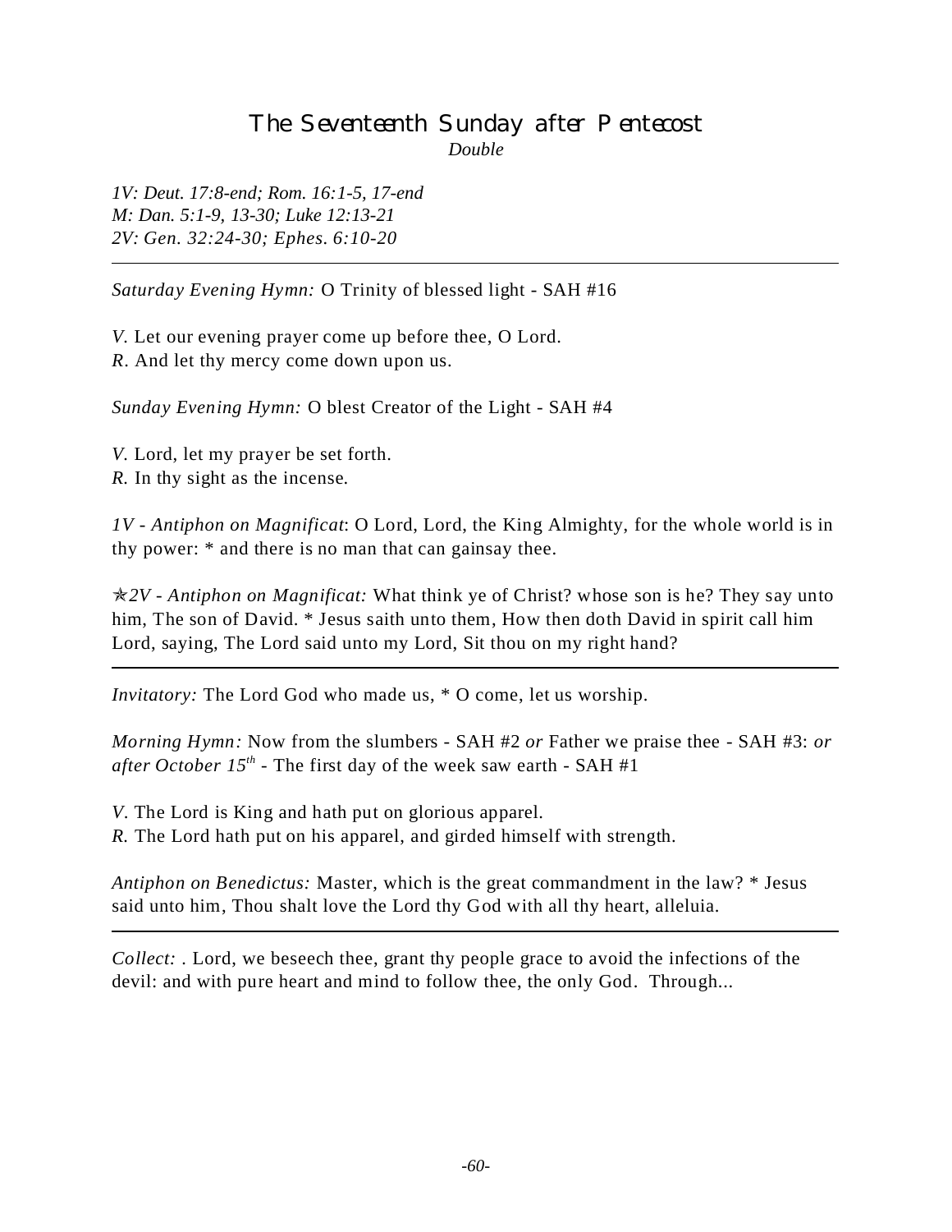# The Seventeenth Sunday after Pentecost

*Double*

*1V: Deut. 17:8-end; Rom. 16:1-5, 17-end*
*M: Dan. 5:1-9, 13-30; Luke 12:13-21*
*2V: Gen. 32:24-30; Ephes. 6:10-20*

---

*Saturday Evening Hymn:* O Trinity of blessed light - SAH #16

*V.* Let our evening prayer come up before thee, O Lord.
*R*. And let thy mercy come down upon us.

*Sunday Evening Hymn:* O blest Creator of the Light - SAH #4

*V.* Lord, let my prayer be set forth.
*R.* In thy sight as the incense.

*1V - Antiphon on Magnificat*: O Lord, Lord, the King Almighty, for the whole world is in thy power: * and there is no man that can gainsay thee.

✯*2V - Antiphon on Magnificat:* What think ye of Christ? whose son is he? They say unto him, The son of David. * Jesus saith unto them, How then doth David in spirit call him Lord, saying, The Lord said unto my Lord, Sit thou on my right hand?

---

*Invitatory:* The Lord God who made us, * O come, let us worship.

*Morning Hymn:* Now from the slumbers - SAH #2 *or* Father we praise thee - SAH #3: *or after October 15th* - The first day of the week saw earth - SAH #1

*V.* The Lord is King and hath put on glorious apparel.
*R.* The Lord hath put on his apparel, and girded himself with strength.

*Antiphon on Benedictus:* Master, which is the great commandment in the law? * Jesus said unto him, Thou shalt love the Lord thy God with all thy heart, alleluia.

---

*Collect:* . Lord, we beseech thee, grant thy people grace to avoid the infections of the devil: and with pure heart and mind to follow thee, the only God. Through...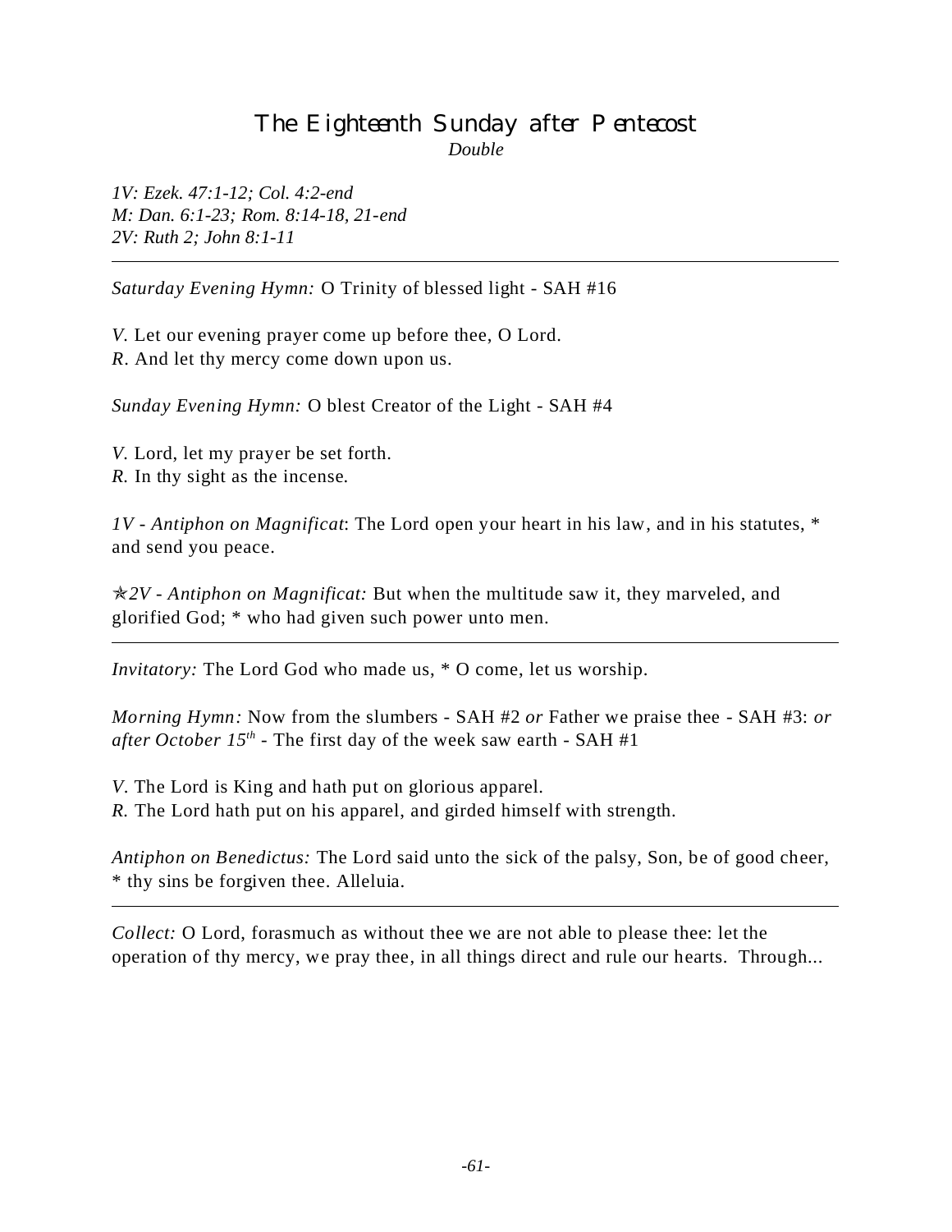# The Eighteenth Sunday after Pentecost

*Double*

*1V: Ezek. 47:1-12; Col. 4:2-end*
*M: Dan. 6:1-23; Rom. 8:14-18, 21-end*
*2V: Ruth 2; John 8:1-11*

---

*Saturday Evening Hymn:* O Trinity of blessed light - SAH #16

*V.* Let our evening prayer come up before thee, O Lord.
*R.* And let thy mercy come down upon us.

*Sunday Evening Hymn:* O blest Creator of the Light - SAH #4

*V.* Lord, let my prayer be set forth.
*R.* In thy sight as the incense.

*1V - Antiphon on Magnificat*: The Lord open your heart in his law, and in his statutes, * and send you peace.

✯*2V - Antiphon on Magnificat:* But when the multitude saw it, they marveled, and glorified God; * who had given such power unto men.

---

*Invitatory:* The Lord God who made us, * O come, let us worship.

*Morning Hymn:* Now from the slumbers - SAH #2 *or* Father we praise thee - SAH #3: *or after October 15th* - The first day of the week saw earth - SAH #1

*V.* The Lord is King and hath put on glorious apparel.
*R.* The Lord hath put on his apparel, and girded himself with strength.

*Antiphon on Benedictus:* The Lord said unto the sick of the palsy, Son, be of good cheer, * thy sins be forgiven thee. Alleluia.

---

*Collect:* O Lord, forasmuch as without thee we are not able to please thee: let the operation of thy mercy, we pray thee, in all things direct and rule our hearts. Through...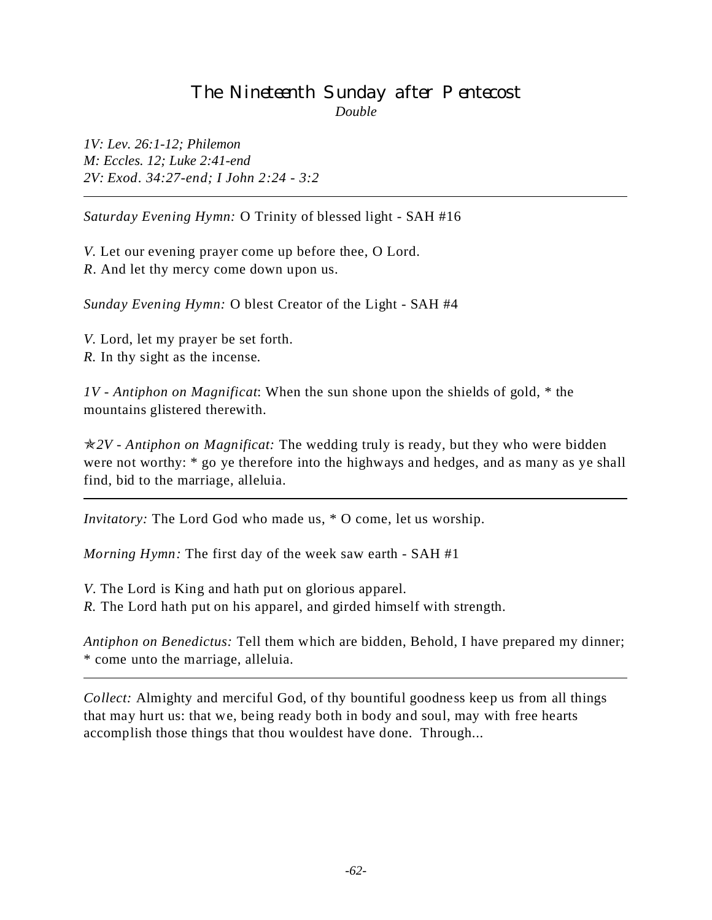# The Nineteenth Sunday after Pentecost

*Double*

*1V: Lev. 26:1-12; Philemon*
*M: Eccles. 12; Luke 2:41-end*
*2V: Exod. 34:27-end; I John 2:24 - 3:2*

---

*Saturday Evening Hymn:* O Trinity of blessed light - SAH #16

*V.* Let our evening prayer come up before thee, O Lord.
*R.* And let thy mercy come down upon us.

*Sunday Evening Hymn:* O blest Creator of the Light - SAH #4

*V.* Lord, let my prayer be set forth.
*R.* In thy sight as the incense.

*1V - Antiphon on Magnificat*: When the sun shone upon the shields of gold, * the mountains glistered therewith.

✯*2V - Antiphon on Magnificat:* The wedding truly is ready, but they who were bidden were not worthy: * go ye therefore into the highways and hedges, and as many as ye shall find, bid to the marriage, alleluia.

---

*Invitatory:* The Lord God who made us, * O come, let us worship.

*Morning Hymn:* The first day of the week saw earth - SAH #1

*V.* The Lord is King and hath put on glorious apparel.
*R.* The Lord hath put on his apparel, and girded himself with strength.

*Antiphon on Benedictus:* Tell them which are bidden, Behold, I have prepared my dinner; * come unto the marriage, alleluia.

---

*Collect:* Almighty and merciful God, of thy bountiful goodness keep us from all things that may hurt us: that we, being ready both in body and soul, may with free hearts accomplish those things that thou wouldest have done. Through...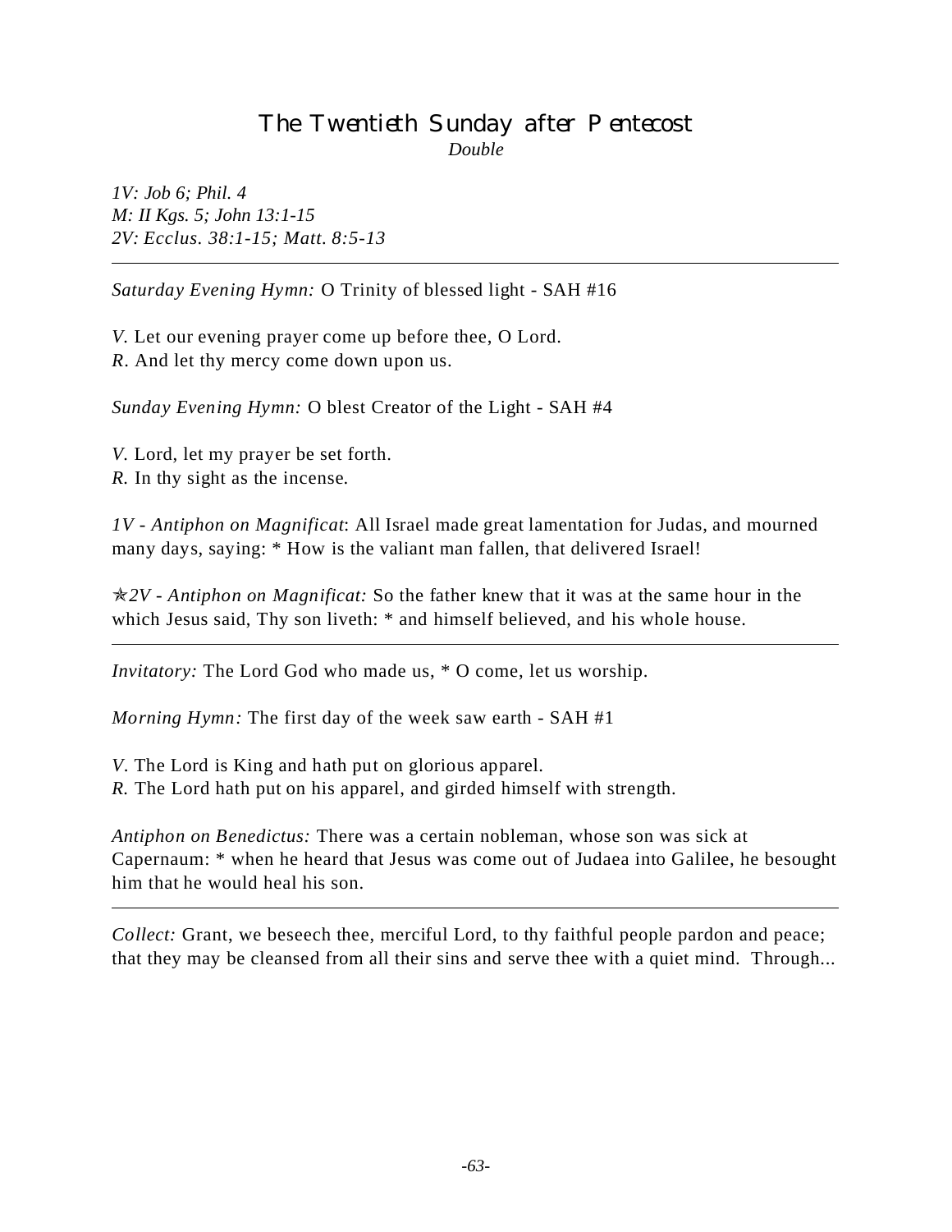# The Twentieth Sunday after Pentecost

*Double*

*1V: Job 6; Phil. 4*
*M: II Kgs. 5; John 13:1-15*
*2V: Ecclus. 38:1-15; Matt. 8:5-13*

---

*Saturday Evening Hymn:* O Trinity of blessed light - SAH #16

*V.* Let our evening prayer come up before thee, O Lord.
*R.* And let thy mercy come down upon us.

*Sunday Evening Hymn:* O blest Creator of the Light - SAH #4

*V.* Lord, let my prayer be set forth.
*R.* In thy sight as the incense.

*1V - Antiphon on Magnificat*: All Israel made great lamentation for Judas, and mourned many days, saying: * How is the valiant man fallen, that delivered Israel!

✯*2V - Antiphon on Magnificat:* So the father knew that it was at the same hour in the which Jesus said, Thy son liveth: * and himself believed, and his whole house.

---

*Invitatory:* The Lord God who made us, * O come, let us worship.

*Morning Hymn:* The first day of the week saw earth - SAH #1

*V.* The Lord is King and hath put on glorious apparel.
*R.* The Lord hath put on his apparel, and girded himself with strength.

*Antiphon on Benedictus:* There was a certain nobleman, whose son was sick at Capernaum: * when he heard that Jesus was come out of Judaea into Galilee, he besought him that he would heal his son.

---

*Collect:* Grant, we beseech thee, merciful Lord, to thy faithful people pardon and peace; that they may be cleansed from all their sins and serve thee with a quiet mind. Through...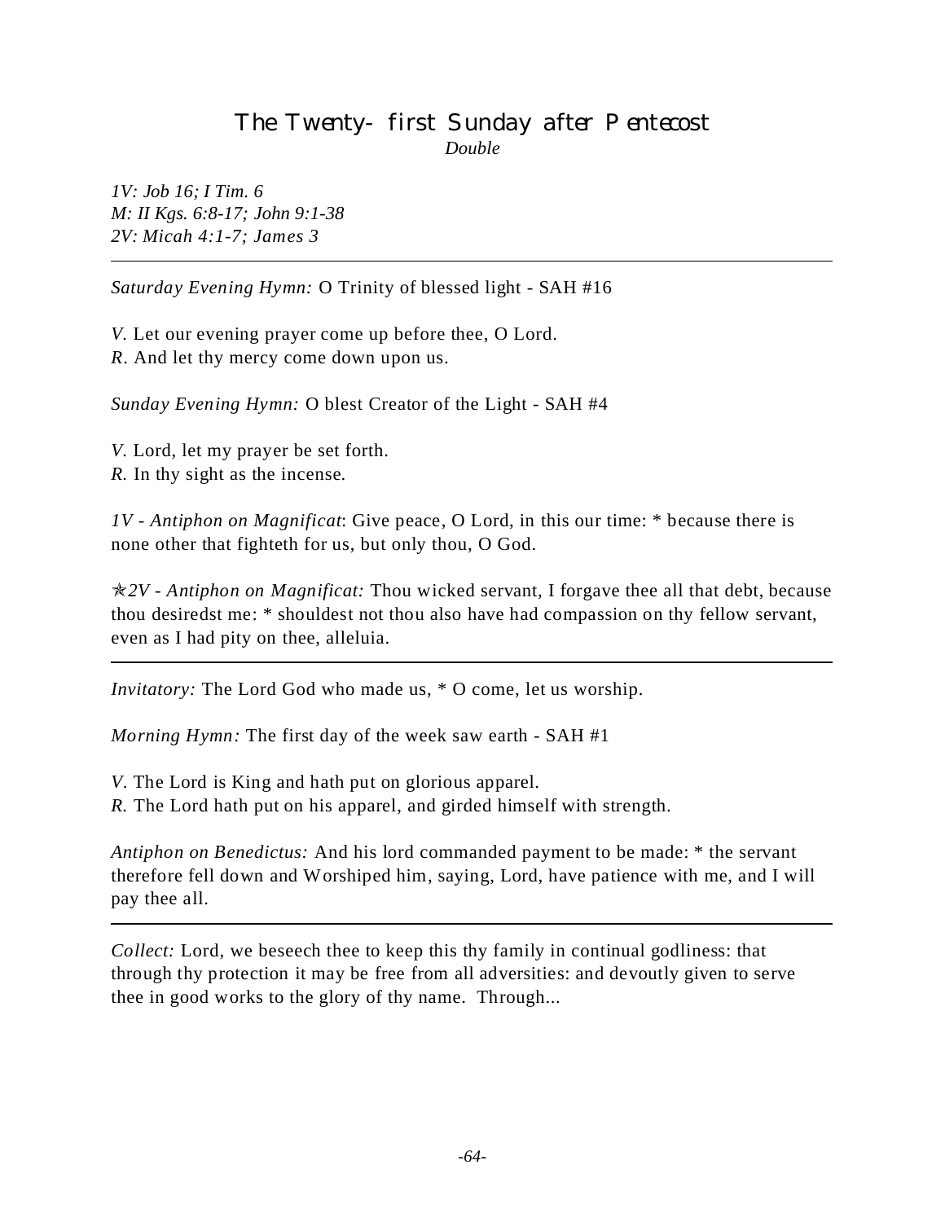# The Twenty-first Sunday after Pentecost

*Double*

*1V: Job 16; I Tim. 6*
*M: II Kgs. 6:8-17; John 9:1-38*
*2V: Micah 4:1-7; James 3*

---

*Saturday Evening Hymn:* O Trinity of blessed light - SAH #16

*V.* Let our evening prayer come up before thee, O Lord.
*R.* And let thy mercy come down upon us.

*Sunday Evening Hymn:* O blest Creator of the Light - SAH #4

*V.* Lord, let my prayer be set forth.
*R.* In thy sight as the incense.

*1V - Antiphon on Magnificat*: Give peace, O Lord, in this our time: * because there is none other that fighteth for us, but only thou, O God.

✯*2V - Antiphon on Magnificat:* Thou wicked servant, I forgave thee all that debt, because thou desiredst me: * shouldest not thou also have had compassion on thy fellow servant, even as I had pity on thee, alleluia.

---

*Invitatory:* The Lord God who made us, * O come, let us worship.

*Morning Hymn:* The first day of the week saw earth - SAH #1

*V.* The Lord is King and hath put on glorious apparel.
*R.* The Lord hath put on his apparel, and girded himself with strength.

*Antiphon on Benedictus:* And his lord commanded payment to be made: * the servant therefore fell down and Worshiped him, saying, Lord, have patience with me, and I will pay thee all.

---

*Collect:* Lord, we beseech thee to keep this thy family in continual godliness: that through thy protection it may be free from all adversities: and devoutly given to serve thee in good works to the glory of thy name. Through...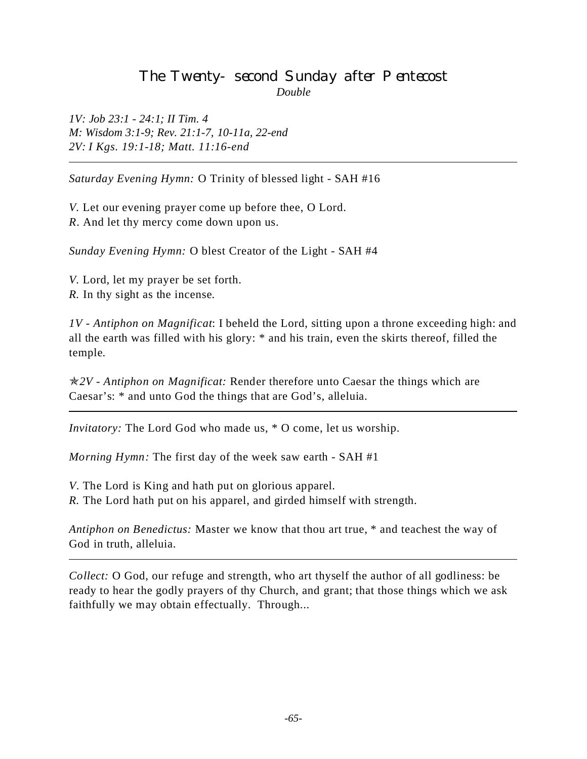# The Twenty-second Sunday after Pentecost

*Double*

*1V: Job 23:1 - 24:1; II Tim. 4*
*M: Wisdom 3:1-9; Rev. 21:1-7, 10-11a, 22-end*
*2V: I Kgs. 19:1-18; Matt. 11:16-end*

---

*Saturday Evening Hymn:* O Trinity of blessed light - SAH #16

*V.* Let our evening prayer come up before thee, O Lord.
*R.* And let thy mercy come down upon us.

*Sunday Evening Hymn:* O blest Creator of the Light - SAH #4

*V.* Lord, let my prayer be set forth.
*R.* In thy sight as the incense.

*1V - Antiphon on Magnificat*: I beheld the Lord, sitting upon a throne exceeding high: and all the earth was filled with his glory: * and his train, even the skirts thereof, filled the temple.

✯*2V - Antiphon on Magnificat:* Render therefore unto Caesar the things which are Caesar's: * and unto God the things that are God's, alleluia.

---

*Invitatory:* The Lord God who made us, * O come, let us worship.

*Morning Hymn:* The first day of the week saw earth - SAH #1

*V.* The Lord is King and hath put on glorious apparel.
*R.* The Lord hath put on his apparel, and girded himself with strength.

*Antiphon on Benedictus:* Master we know that thou art true, * and teachest the way of God in truth, alleluia.

---

*Collect:* O God, our refuge and strength, who art thyself the author of all godliness: be ready to hear the godly prayers of thy Church, and grant; that those things which we ask faithfully we may obtain effectually. Through...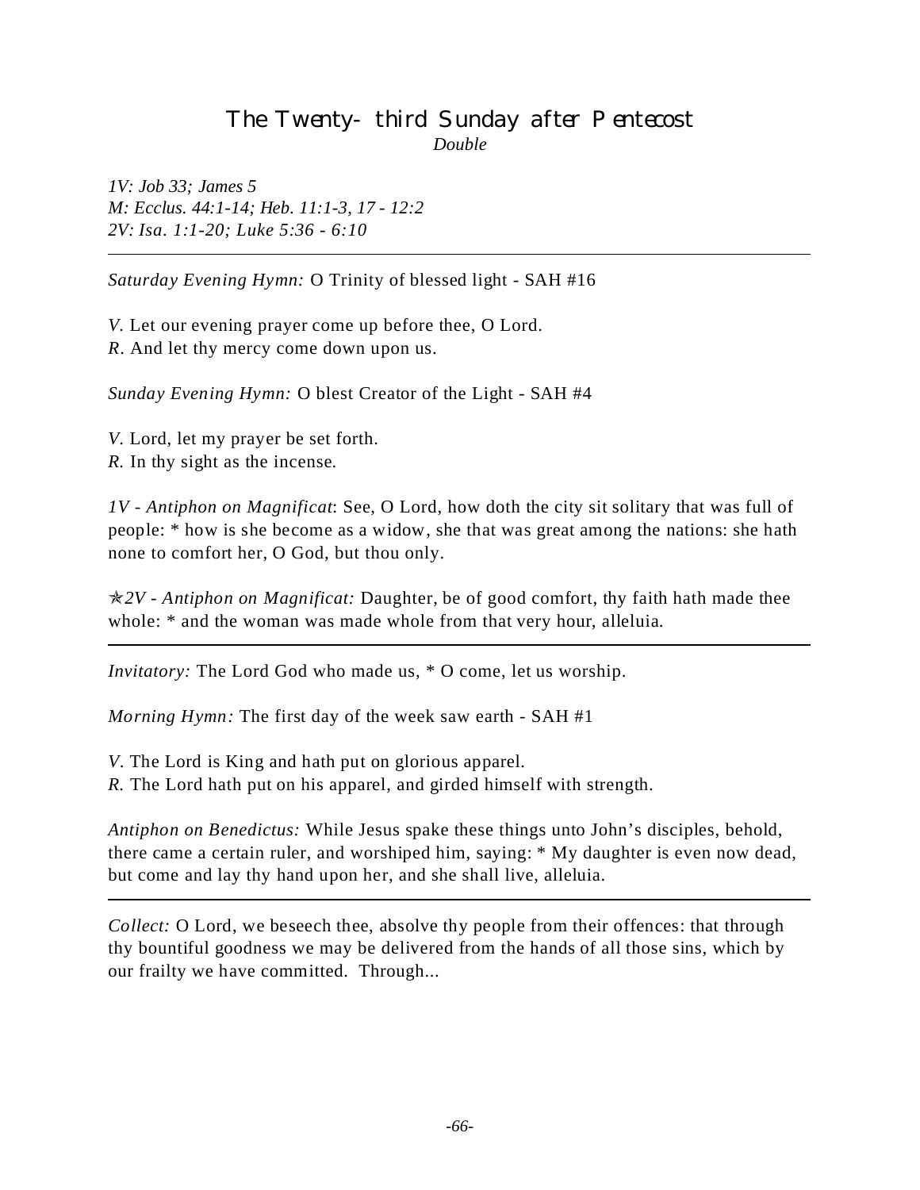## The Twenty-third Sunday after Pentecost

*Double*

*1V: Job 33; James 5*
*M: Ecclus. 44:1-14; Heb. 11:1-3, 17 - 12:2*
*2V: Isa. 1:1-20; Luke 5:36 - 6:10*

---

*Saturday Evening Hymn:* O Trinity of blessed light - SAH #16

*V.* Let our evening prayer come up before thee, O Lord.
*R.* And let thy mercy come down upon us.

*Sunday Evening Hymn:* O blest Creator of the Light - SAH #4

*V.* Lord, let my prayer be set forth.
*R.* In thy sight as the incense.

*1V - Antiphon on Magnificat*: See, O Lord, how doth the city sit solitary that was full of people: * how is she become as a widow, she that was great among the nations: she hath none to comfort her, O God, but thou only.

✯*2V - Antiphon on Magnificat:* Daughter, be of good comfort, thy faith hath made thee whole: * and the woman was made whole from that very hour, alleluia.

---

*Invitatory:* The Lord God who made us, * O come, let us worship.

*Morning Hymn:* The first day of the week saw earth - SAH #1

*V.* The Lord is King and hath put on glorious apparel.
*R.* The Lord hath put on his apparel, and girded himself with strength.

*Antiphon on Benedictus:* While Jesus spake these things unto John's disciples, behold, there came a certain ruler, and worshiped him, saying: * My daughter is even now dead, but come and lay thy hand upon her, and she shall live, alleluia.

---

*Collect:* O Lord, we beseech thee, absolve thy people from their offences: that through thy bountiful goodness we may be delivered from the hands of all those sins, which by our frailty we have committed. Through...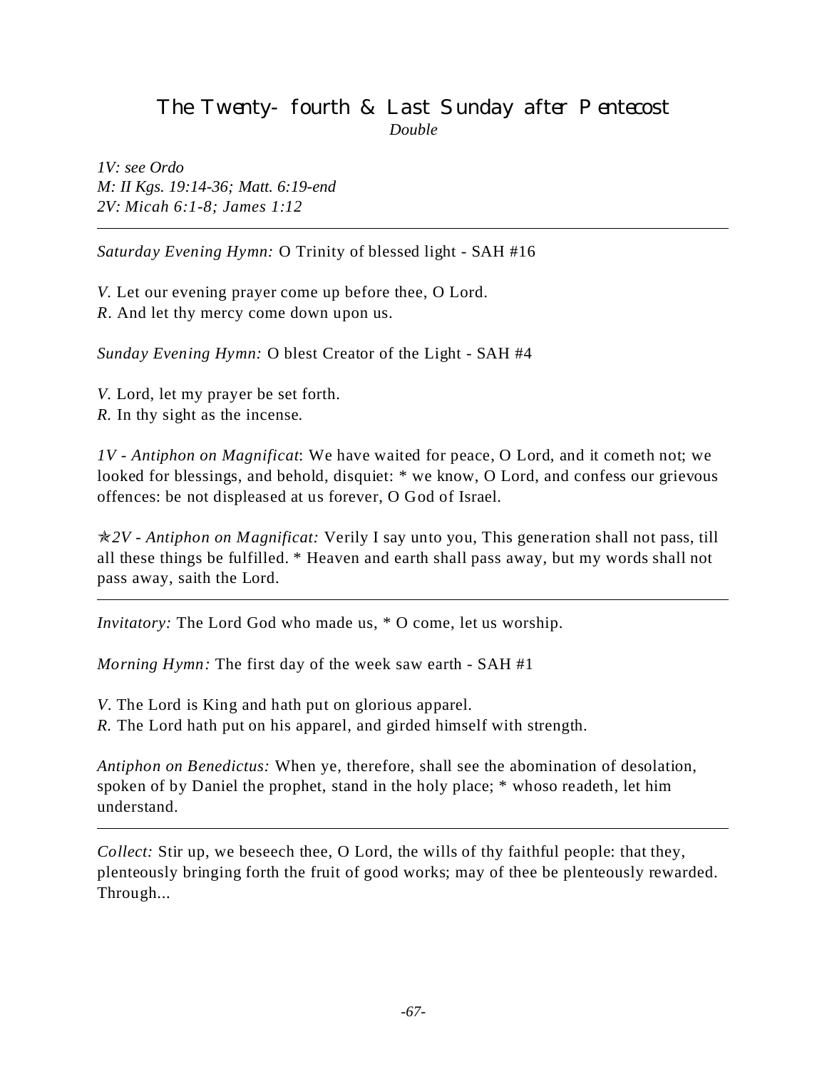## The Twenty-fourth & Last Sunday after Pentecost

*Double*

*1V: see Ordo*
*M: II Kgs. 19:14-36; Matt. 6:19-end*
*2V: Micah 6:1-8; James 1:12*

---

*Saturday Evening Hymn:* O Trinity of blessed light - SAH #16

*V.* Let our evening prayer come up before thee, O Lord.
*R.* And let thy mercy come down upon us.

*Sunday Evening Hymn:* O blest Creator of the Light - SAH #4

*V.* Lord, let my prayer be set forth.
*R.* In thy sight as the incense.

*1V - Antiphon on Magnificat*: We have waited for peace, O Lord, and it cometh not; we looked for blessings, and behold, disquiet: * we know, O Lord, and confess our grievous offences: be not displeased at us forever, O God of Israel.

✯*2V - Antiphon on Magnificat:* Verily I say unto you, This generation shall not pass, till all these things be fulfilled. * Heaven and earth shall pass away, but my words shall not pass away, saith the Lord.

---

*Invitatory:* The Lord God who made us, * O come, let us worship.

*Morning Hymn:* The first day of the week saw earth - SAH #1

*V.* The Lord is King and hath put on glorious apparel.
*R.* The Lord hath put on his apparel, and girded himself with strength.

*Antiphon on Benedictus:* When ye, therefore, shall see the abomination of desolation, spoken of by Daniel the prophet, stand in the holy place; * whoso readeth, let him understand.

---

*Collect:* Stir up, we beseech thee, O Lord, the wills of thy faithful people: that they, plenteously bringing forth the fruit of good works; may of thee be plenteously rewarded. Through...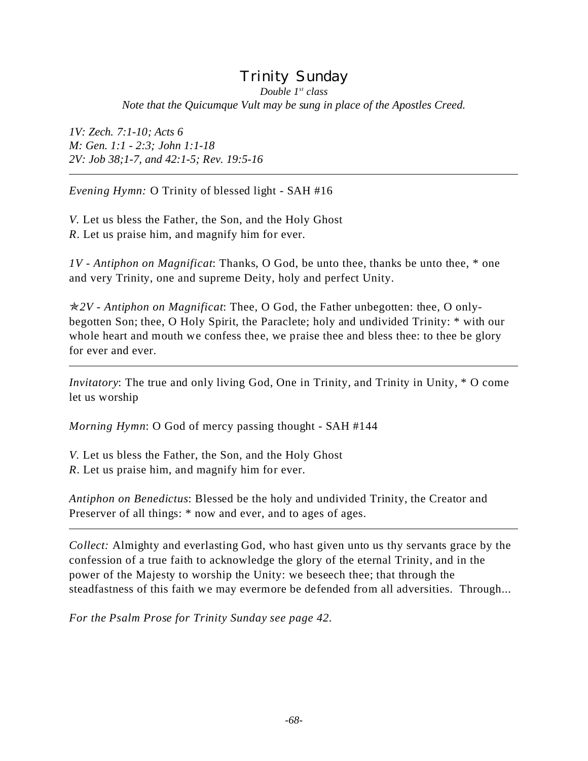# Trinity Sunday

*Double 1st class*

*Note that the Quicumque Vult may be sung in place of the Apostles Creed.*

*1V: Zech. 7:1-10; Acts 6*
*M: Gen. 1:1 - 2:3; John 1:1-18*
*2V: Job 38;1-7, and 42:1-5; Rev. 19:5-16*

---

*Evening Hymn:* O Trinity of blessed light - SAH #16

*V.* Let us bless the Father, the Son, and the Holy Ghost
*R*. Let us praise him, and magnify him for ever.

*1V - Antiphon on Magnificat*: Thanks, O God, be unto thee, thanks be unto thee, * one and very Trinity, one and supreme Deity, holy and perfect Unity.

✯*2V - Antiphon on Magnificat*: Thee, O God, the Father unbegotten: thee, O only-begotten Son; thee, O Holy Spirit, the Paraclete; holy and undivided Trinity: * with our whole heart and mouth we confess thee, we praise thee and bless thee: to thee be glory for ever and ever.

---

*Invitatory*: The true and only living God, One in Trinity, and Trinity in Unity, * O come let us worship

*Morning Hymn*: O God of mercy passing thought - SAH #144

*V.* Let us bless the Father, the Son, and the Holy Ghost
*R*. Let us praise him, and magnify him for ever.

*Antiphon on Benedictus*: Blessed be the holy and undivided Trinity, the Creator and Preserver of all things: * now and ever, and to ages of ages.

---

*Collect:* Almighty and everlasting God, who hast given unto us thy servants grace by the confession of a true faith to acknowledge the glory of the eternal Trinity, and in the power of the Majesty to worship the Unity: we beseech thee; that through the steadfastness of this faith we may evermore be defended from all adversities. Through...

*For the Psalm Prose for Trinity Sunday see page 42.*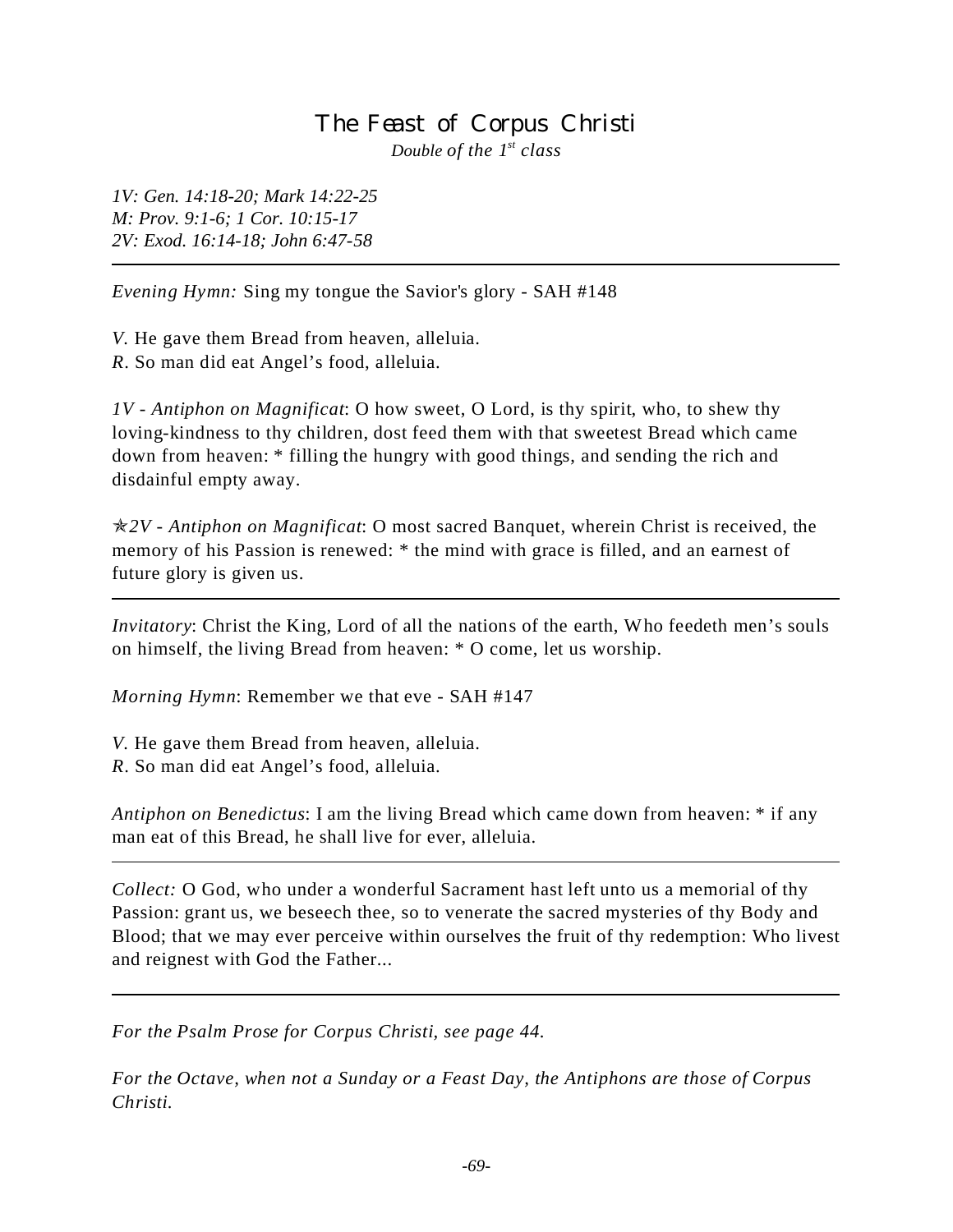# The Feast of Corpus Christi

*Double of the 1st class*

*1V: Gen. 14:18-20; Mark 14:22-25*
*M: Prov. 9:1-6; 1 Cor. 10:15-17*
*2V: Exod. 16:14-18; John 6:47-58*

---

*Evening Hymn:* Sing my tongue the Savior's glory - SAH #148

*V.* He gave them Bread from heaven, alleluia.
*R.* So man did eat Angel's food, alleluia.

*1V - Antiphon on Magnificat*: O how sweet, O Lord, is thy spirit, who, to shew thy loving-kindness to thy children, dost feed them with that sweetest Bread which came down from heaven: * filling the hungry with good things, and sending the rich and disdainful empty away.

✯*2V - Antiphon on Magnificat*: O most sacred Banquet, wherein Christ is received, the memory of his Passion is renewed: * the mind with grace is filled, and an earnest of future glory is given us.

---

*Invitatory*: Christ the King, Lord of all the nations of the earth, Who feedeth men's souls on himself, the living Bread from heaven: * O come, let us worship.

*Morning Hymn*: Remember we that eve - SAH #147

*V.* He gave them Bread from heaven, alleluia.
*R.* So man did eat Angel's food, alleluia.

*Antiphon on Benedictus*: I am the living Bread which came down from heaven: * if any man eat of this Bread, he shall live for ever, alleluia.

---

*Collect:* O God, who under a wonderful Sacrament hast left unto us a memorial of thy Passion: grant us, we beseech thee, so to venerate the sacred mysteries of thy Body and Blood; that we may ever perceive within ourselves the fruit of thy redemption: Who livest and reignest with God the Father...

---

*For the Psalm Prose for Corpus Christi, see page 44.*

*For the Octave, when not a Sunday or a Feast Day, the Antiphons are those of Corpus Christi.*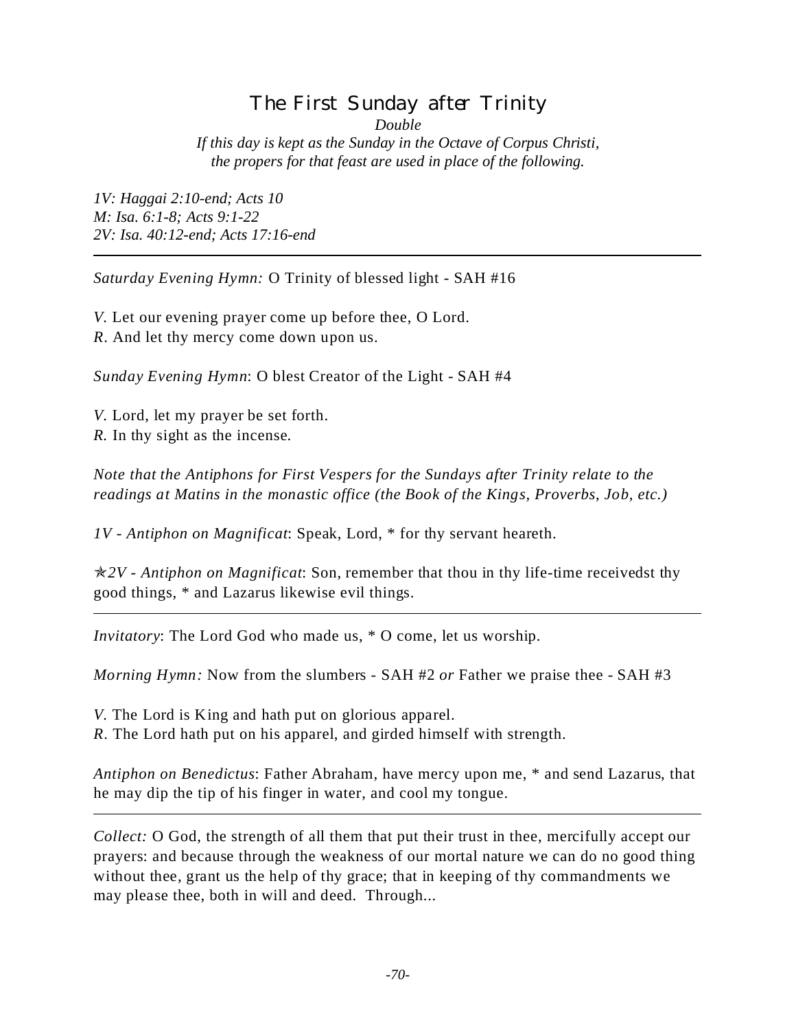# The First Sunday after Trinity

*Double*

*If this day is kept as the Sunday in the Octave of Corpus Christi, the propers for that feast are used in place of the following.*

*1V: Haggai 2:10-end; Acts 10*
*M: Isa. 6:1-8; Acts 9:1-22*
*2V: Isa. 40:12-end; Acts 17:16-end*

---

*Saturday Evening Hymn:* O Trinity of blessed light - SAH #16

*V.* Let our evening prayer come up before thee, O Lord.
*R.* And let thy mercy come down upon us.

*Sunday Evening Hymn*: O blest Creator of the Light - SAH #4

*V.* Lord, let my prayer be set forth.
*R.* In thy sight as the incense.

*Note that the Antiphons for First Vespers for the Sundays after Trinity relate to the readings at Matins in the monastic office (the Book of the Kings, Proverbs, Job, etc.)*

*1V - Antiphon on Magnificat*: Speak, Lord, * for thy servant heareth.

✯*2V - Antiphon on Magnificat*: Son, remember that thou in thy life-time receivedst thy good things, * and Lazarus likewise evil things.

---

*Invitatory*: The Lord God who made us, * O come, let us worship.

*Morning Hymn:* Now from the slumbers - SAH #2 *or* Father we praise thee - SAH #3

*V.* The Lord is King and hath put on glorious apparel.
*R.* The Lord hath put on his apparel, and girded himself with strength.

*Antiphon on Benedictus*: Father Abraham, have mercy upon me, * and send Lazarus, that he may dip the tip of his finger in water, and cool my tongue.

---

*Collect:* O God, the strength of all them that put their trust in thee, mercifully accept our prayers: and because through the weakness of our mortal nature we can do no good thing without thee, grant us the help of thy grace; that in keeping of thy commandments we may please thee, both in will and deed. Through...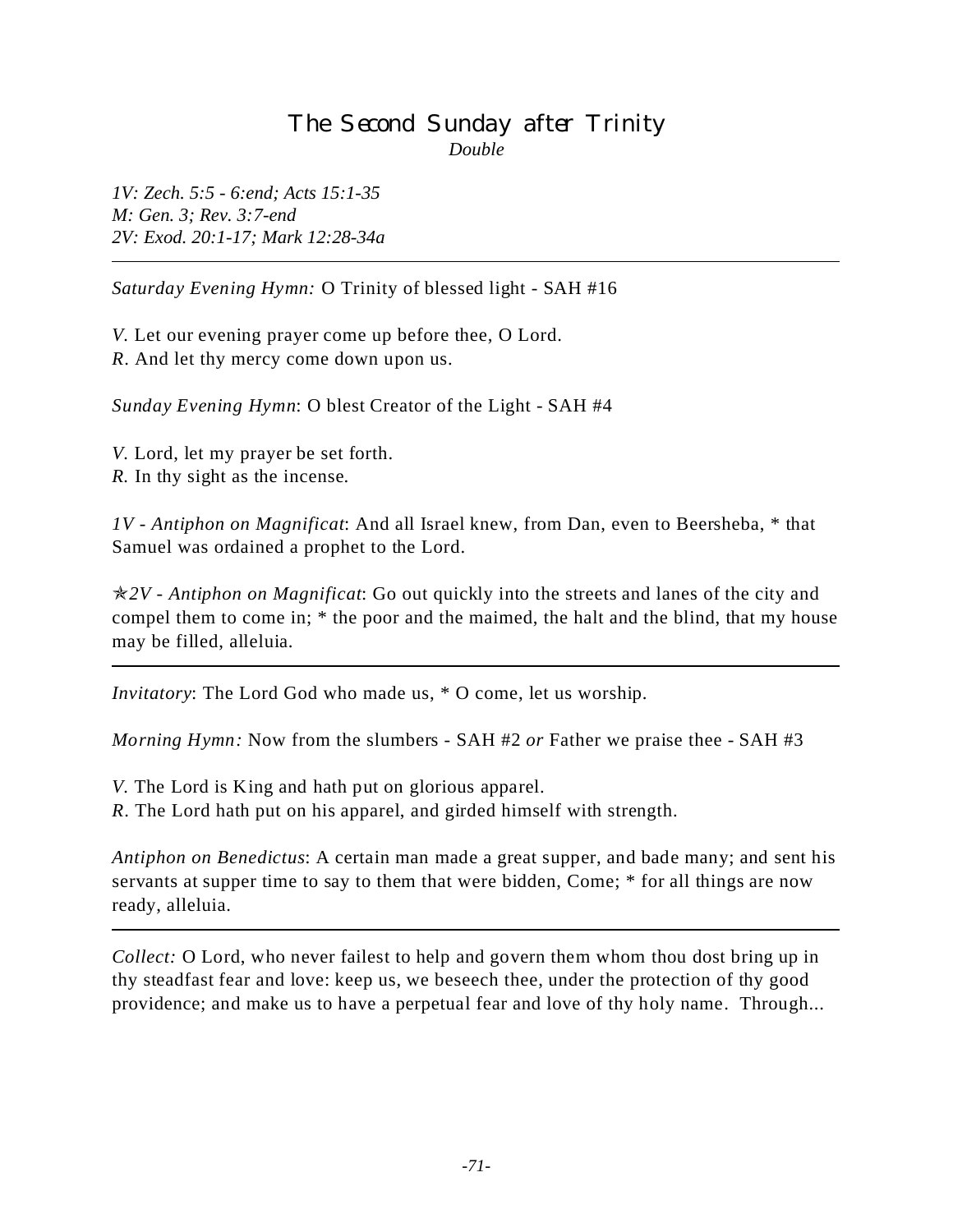# The Second Sunday after Trinity

*Double*

*1V: Zech. 5:5 - 6:end; Acts 15:1-35*
*M: Gen. 3; Rev. 3:7-end*
*2V: Exod. 20:1-17; Mark 12:28-34a*

---

*Saturday Evening Hymn:* O Trinity of blessed light - SAH #16

*V.* Let our evening prayer come up before thee, O Lord.
*R.* And let thy mercy come down upon us.

*Sunday Evening Hymn*: O blest Creator of the Light - SAH #4

*V.* Lord, let my prayer be set forth.
*R.* In thy sight as the incense.

*1V - Antiphon on Magnificat*: And all Israel knew, from Dan, even to Beersheba, * that Samuel was ordained a prophet to the Lord.

✯*2V - Antiphon on Magnificat*: Go out quickly into the streets and lanes of the city and compel them to come in; * the poor and the maimed, the halt and the blind, that my house may be filled, alleluia.

---

*Invitatory*: The Lord God who made us, * O come, let us worship.

*Morning Hymn:* Now from the slumbers - SAH #2 *or* Father we praise thee - SAH #3

*V.* The Lord is King and hath put on glorious apparel.
*R.* The Lord hath put on his apparel, and girded himself with strength.

*Antiphon on Benedictus*: A certain man made a great supper, and bade many; and sent his servants at supper time to say to them that were bidden, Come; * for all things are now ready, alleluia.

---

*Collect:* O Lord, who never failest to help and govern them whom thou dost bring up in thy steadfast fear and love: keep us, we beseech thee, under the protection of thy good providence; and make us to have a perpetual fear and love of thy holy name. Through...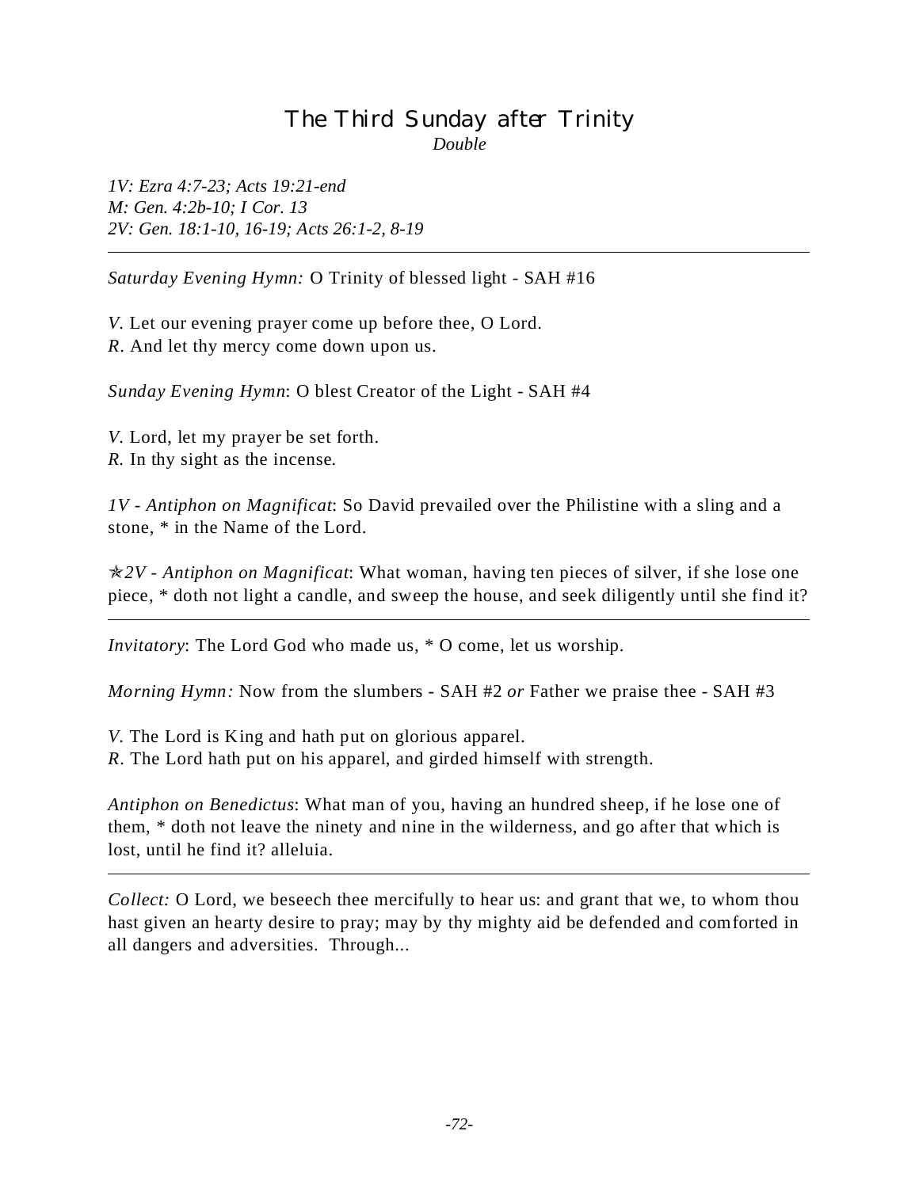# The Third Sunday after Trinity

*Double*

*1V: Ezra 4:7-23; Acts 19:21-end*
*M: Gen. 4:2b-10; I Cor. 13*
*2V: Gen. 18:1-10, 16-19; Acts 26:1-2, 8-19*

---

*Saturday Evening Hymn:* O Trinity of blessed light - SAH #16

*V.* Let our evening prayer come up before thee, O Lord.
*R.* And let thy mercy come down upon us.

*Sunday Evening Hymn*: O blest Creator of the Light - SAH #4

*V.* Lord, let my prayer be set forth.
*R.* In thy sight as the incense.

*1V - Antiphon on Magnificat*: So David prevailed over the Philistine with a sling and a stone, * in the Name of the Lord.

✯*2V - Antiphon on Magnificat*: What woman, having ten pieces of silver, if she lose one piece, * doth not light a candle, and sweep the house, and seek diligently until she find it?

---

*Invitatory*: The Lord God who made us, * O come, let us worship.

*Morning Hymn:* Now from the slumbers - SAH #2 *or* Father we praise thee - SAH #3

*V.* The Lord is King and hath put on glorious apparel.
*R.* The Lord hath put on his apparel, and girded himself with strength.

*Antiphon on Benedictus*: What man of you, having an hundred sheep, if he lose one of them, * doth not leave the ninety and nine in the wilderness, and go after that which is lost, until he find it? alleluia.

---

*Collect:* O Lord, we beseech thee mercifully to hear us: and grant that we, to whom thou hast given an hearty desire to pray; may by thy mighty aid be defended and comforted in all dangers and adversities. Through...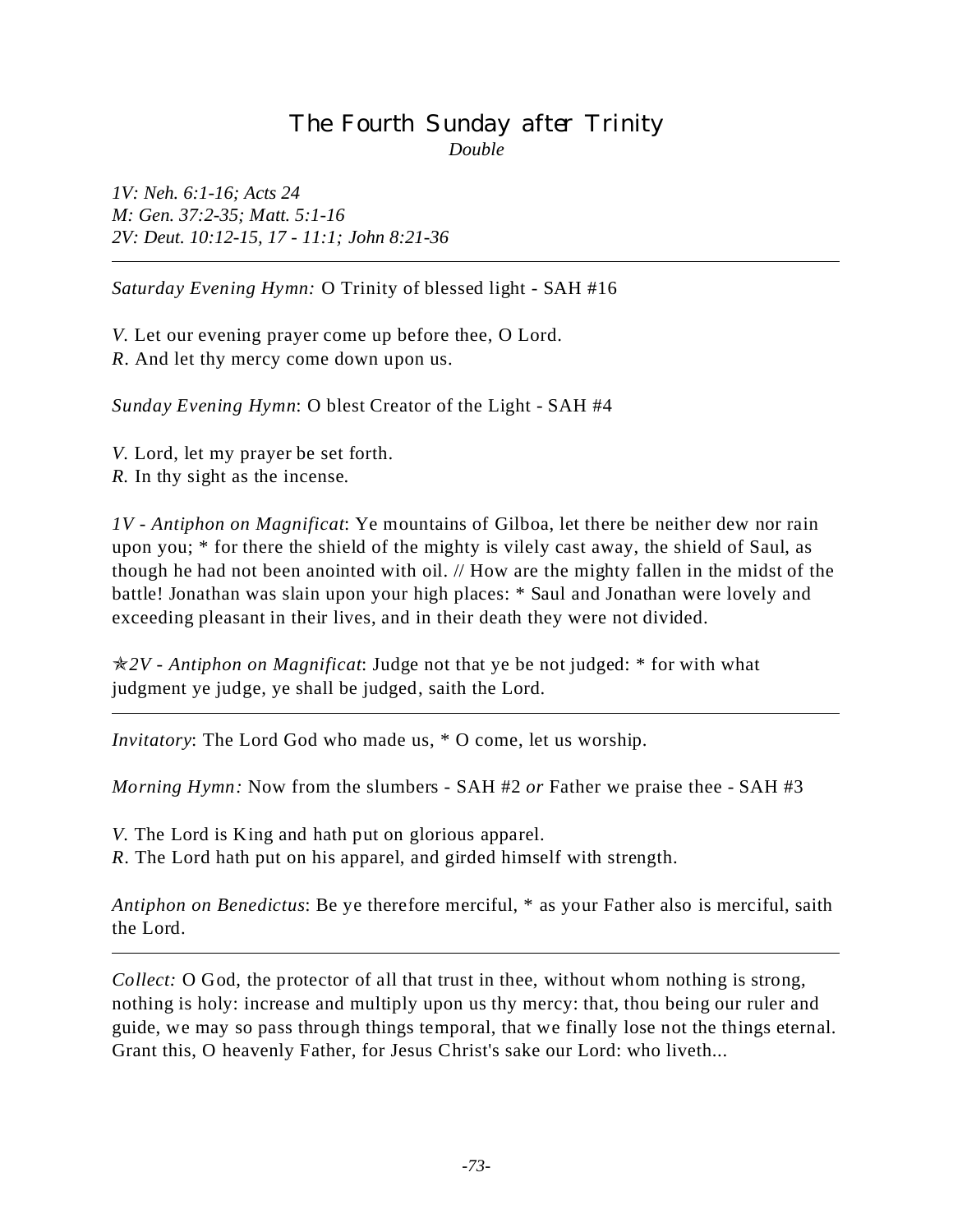# The Fourth Sunday after Trinity

*Double*

*1V: Neh. 6:1-16; Acts 24*
*M: Gen. 37:2-35; Matt. 5:1-16*
*2V: Deut. 10:12-15, 17 - 11:1; John 8:21-36*

---

*Saturday Evening Hymn:* O Trinity of blessed light - SAH #16

*V.* Let our evening prayer come up before thee, O Lord.
*R.* And let thy mercy come down upon us.

*Sunday Evening Hymn*: O blest Creator of the Light - SAH #4

*V.* Lord, let my prayer be set forth.
*R.* In thy sight as the incense.

*1V - Antiphon on Magnificat*: Ye mountains of Gilboa, let there be neither dew nor rain upon you; * for there the shield of the mighty is vilely cast away, the shield of Saul, as though he had not been anointed with oil. // How are the mighty fallen in the midst of the battle! Jonathan was slain upon your high places: * Saul and Jonathan were lovely and exceeding pleasant in their lives, and in their death they were not divided.

✯*2V - Antiphon on Magnificat*: Judge not that ye be not judged: * for with what judgment ye judge, ye shall be judged, saith the Lord.

---

*Invitatory*: The Lord God who made us, * O come, let us worship.

*Morning Hymn:* Now from the slumbers - SAH #2 *or* Father we praise thee - SAH #3

*V.* The Lord is King and hath put on glorious apparel.
*R.* The Lord hath put on his apparel, and girded himself with strength.

*Antiphon on Benedictus*: Be ye therefore merciful, * as your Father also is merciful, saith the Lord.

---

*Collect:* O God, the protector of all that trust in thee, without whom nothing is strong, nothing is holy: increase and multiply upon us thy mercy: that, thou being our ruler and guide, we may so pass through things temporal, that we finally lose not the things eternal. Grant this, O heavenly Father, for Jesus Christ's sake our Lord: who liveth...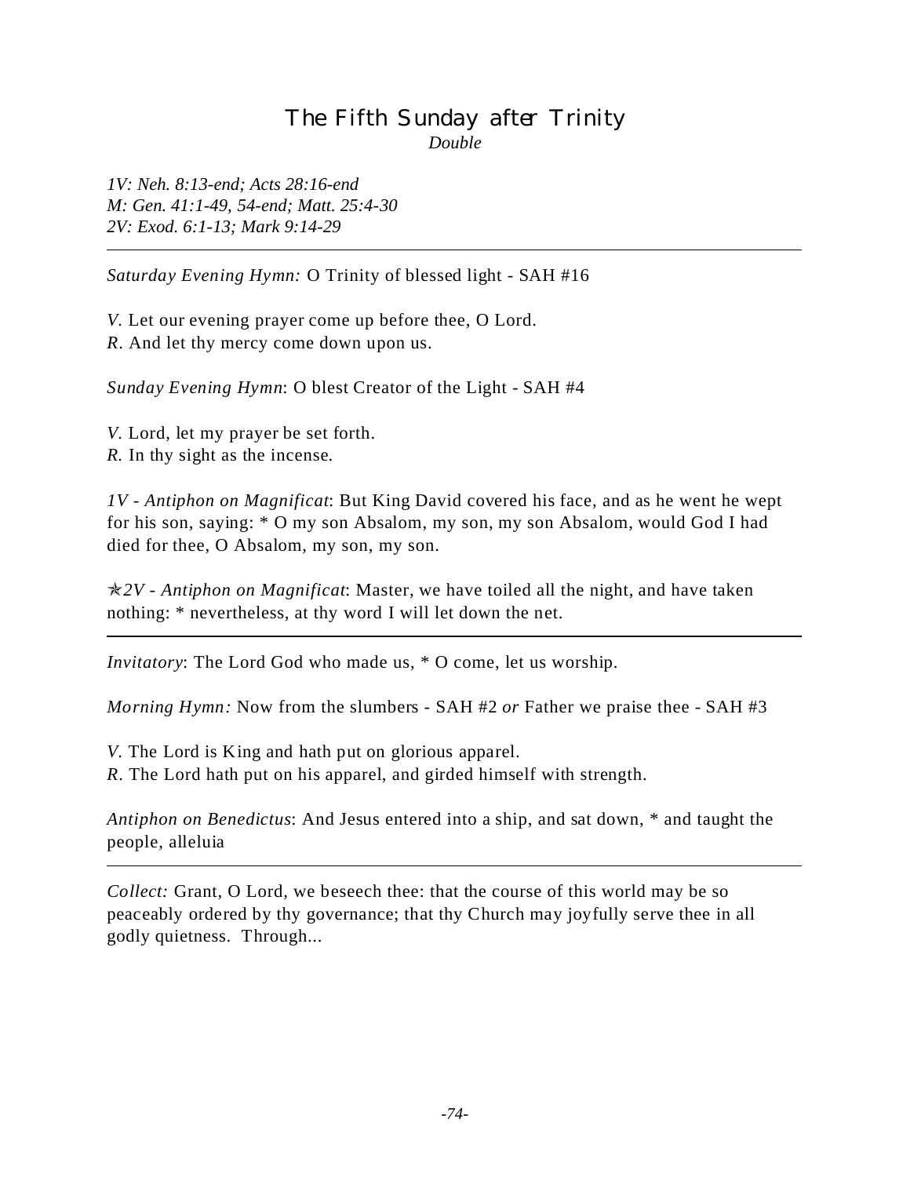# The Fifth Sunday after Trinity

*Double*

*1V: Neh. 8:13-end; Acts 28:16-end*
*M: Gen. 41:1-49, 54-end; Matt. 25:4-30*
*2V: Exod. 6:1-13; Mark 9:14-29*

---

*Saturday Evening Hymn:* O Trinity of blessed light - SAH #16

*V.* Let our evening prayer come up before thee, O Lord.
*R.* And let thy mercy come down upon us.

*Sunday Evening Hymn*: O blest Creator of the Light - SAH #4

*V.* Lord, let my prayer be set forth.
*R.* In thy sight as the incense.

*1V - Antiphon on Magnificat*: But King David covered his face, and as he went he wept for his son, saying: * O my son Absalom, my son, my son Absalom, would God I had died for thee, O Absalom, my son, my son.

✯*2V - Antiphon on Magnificat*: Master, we have toiled all the night, and have taken nothing: * nevertheless, at thy word I will let down the net.

---

*Invitatory*: The Lord God who made us, * O come, let us worship.

*Morning Hymn:* Now from the slumbers - SAH #2 *or* Father we praise thee - SAH #3

*V.* The Lord is King and hath put on glorious apparel.
*R.* The Lord hath put on his apparel, and girded himself with strength.

*Antiphon on Benedictus*: And Jesus entered into a ship, and sat down, * and taught the people, alleluia

---

*Collect:* Grant, O Lord, we beseech thee: that the course of this world may be so peaceably ordered by thy governance; that thy Church may joyfully serve thee in all godly quietness. Through...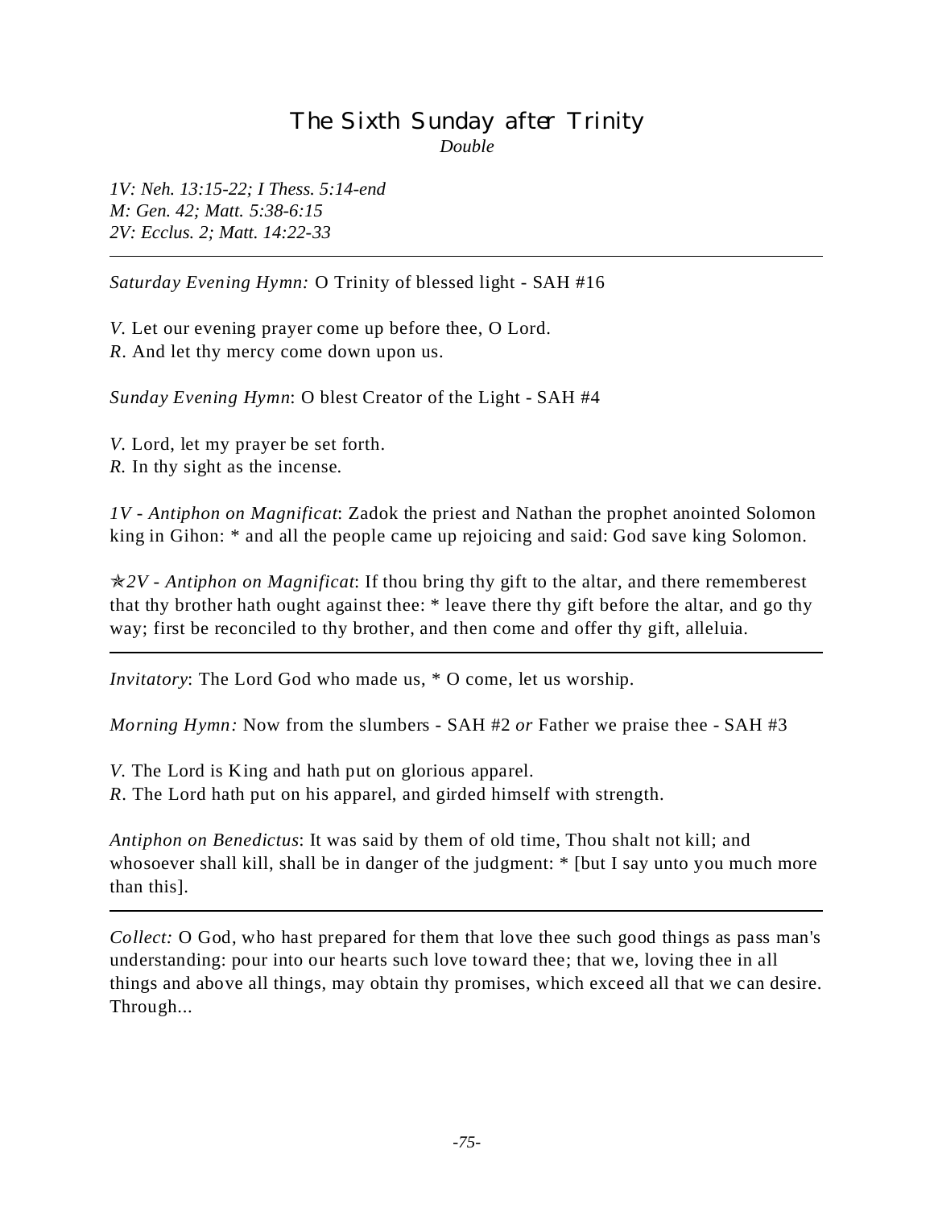# The Sixth Sunday after Trinity

*Double*

*1V: Neh. 13:15-22; I Thess. 5:14-end*
*M: Gen. 42; Matt. 5:38-6:15*
*2V: Ecclus. 2; Matt. 14:22-33*

---

*Saturday Evening Hymn:* O Trinity of blessed light - SAH #16

*V.* Let our evening prayer come up before thee, O Lord.
*R.* And let thy mercy come down upon us.

*Sunday Evening Hymn*: O blest Creator of the Light - SAH #4

*V.* Lord, let my prayer be set forth.
*R.* In thy sight as the incense.

*1V - Antiphon on Magnificat*: Zadok the priest and Nathan the prophet anointed Solomon king in Gihon: * and all the people came up rejoicing and said: God save king Solomon.

✯*2V - Antiphon on Magnificat*: If thou bring thy gift to the altar, and there rememberest that thy brother hath ought against thee: * leave there thy gift before the altar, and go thy way; first be reconciled to thy brother, and then come and offer thy gift, alleluia.

---

*Invitatory*: The Lord God who made us, * O come, let us worship.

*Morning Hymn:* Now from the slumbers - SAH #2 *or* Father we praise thee - SAH #3

*V.* The Lord is King and hath put on glorious apparel.
*R.* The Lord hath put on his apparel, and girded himself with strength.

*Antiphon on Benedictus*: It was said by them of old time, Thou shalt not kill; and whosoever shall kill, shall be in danger of the judgment: * [but I say unto you much more than this].

---

*Collect:* O God, who hast prepared for them that love thee such good things as pass man's understanding: pour into our hearts such love toward thee; that we, loving thee in all things and above all things, may obtain thy promises, which exceed all that we can desire. Through...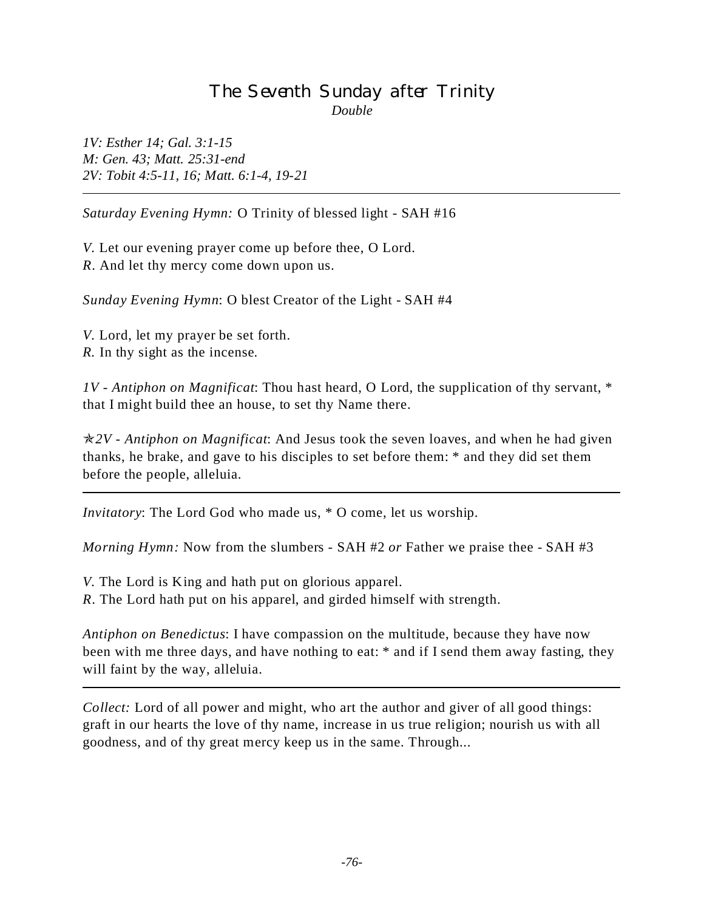# The Seventh Sunday after Trinity

*Double*

*1V: Esther 14; Gal. 3:1-15*
*M: Gen. 43; Matt. 25:31-end*
*2V: Tobit 4:5-11, 16; Matt. 6:1-4, 19-21*

---

*Saturday Evening Hymn:* O Trinity of blessed light - SAH #16

*V.* Let our evening prayer come up before thee, O Lord.
*R.* And let thy mercy come down upon us.

*Sunday Evening Hymn*: O blest Creator of the Light - SAH #4

*V.* Lord, let my prayer be set forth.
*R.* In thy sight as the incense.

*1V - Antiphon on Magnificat*: Thou hast heard, O Lord, the supplication of thy servant, * that I might build thee an house, to set thy Name there.

✯*2V - Antiphon on Magnificat*: And Jesus took the seven loaves, and when he had given thanks, he brake, and gave to his disciples to set before them: * and they did set them before the people, alleluia.

---

*Invitatory*: The Lord God who made us, * O come, let us worship.

*Morning Hymn:* Now from the slumbers - SAH #2 *or* Father we praise thee - SAH #3

*V.* The Lord is King and hath put on glorious apparel.
*R.* The Lord hath put on his apparel, and girded himself with strength.

*Antiphon on Benedictus*: I have compassion on the multitude, because they have now been with me three days, and have nothing to eat: * and if I send them away fasting, they will faint by the way, alleluia.

---

*Collect:* Lord of all power and might, who art the author and giver of all good things: graft in our hearts the love of thy name, increase in us true religion; nourish us with all goodness, and of thy great mercy keep us in the same. Through...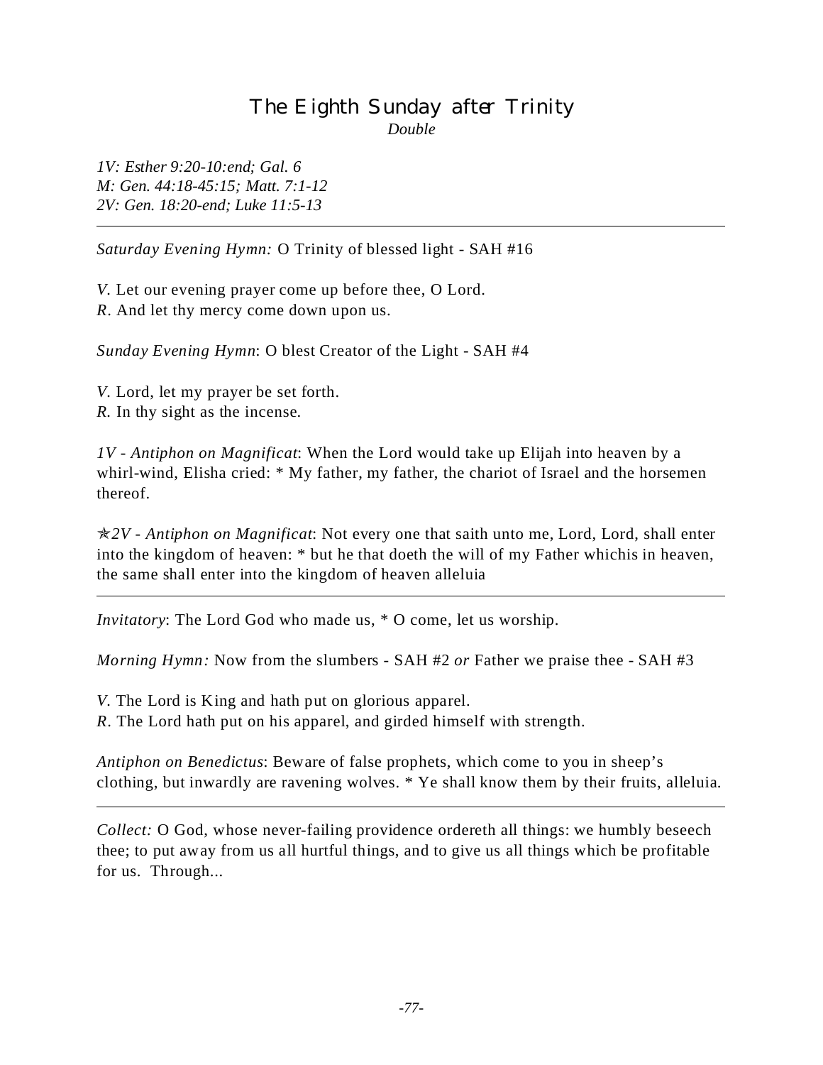# The Eighth Sunday after Trinity

*Double*

*1V: Esther 9:20-10:end; Gal. 6*
*M: Gen. 44:18-45:15; Matt. 7:1-12*
*2V: Gen. 18:20-end; Luke 11:5-13*

---

*Saturday Evening Hymn:* O Trinity of blessed light - SAH #16

*V.* Let our evening prayer come up before thee, O Lord.
*R.* And let thy mercy come down upon us.

*Sunday Evening Hymn*: O blest Creator of the Light - SAH #4

*V.* Lord, let my prayer be set forth.
*R.* In thy sight as the incense.

*1V - Antiphon on Magnificat*: When the Lord would take up Elijah into heaven by a whirl-wind, Elisha cried: * My father, my father, the chariot of Israel and the horsemen thereof.

✯*2V - Antiphon on Magnificat*: Not every one that saith unto me, Lord, Lord, shall enter into the kingdom of heaven: * but he that doeth the will of my Father whichis in heaven, the same shall enter into the kingdom of heaven alleluia

---

*Invitatory*: The Lord God who made us, * O come, let us worship.

*Morning Hymn:* Now from the slumbers - SAH #2 *or* Father we praise thee - SAH #3

*V.* The Lord is King and hath put on glorious apparel.
*R.* The Lord hath put on his apparel, and girded himself with strength.

*Antiphon on Benedictus*: Beware of false prophets, which come to you in sheep's clothing, but inwardly are ravening wolves. * Ye shall know them by their fruits, alleluia.

---

*Collect:* O God, whose never-failing providence ordereth all things: we humbly beseech thee; to put away from us all hurtful things, and to give us all things which be profitable for us. Through...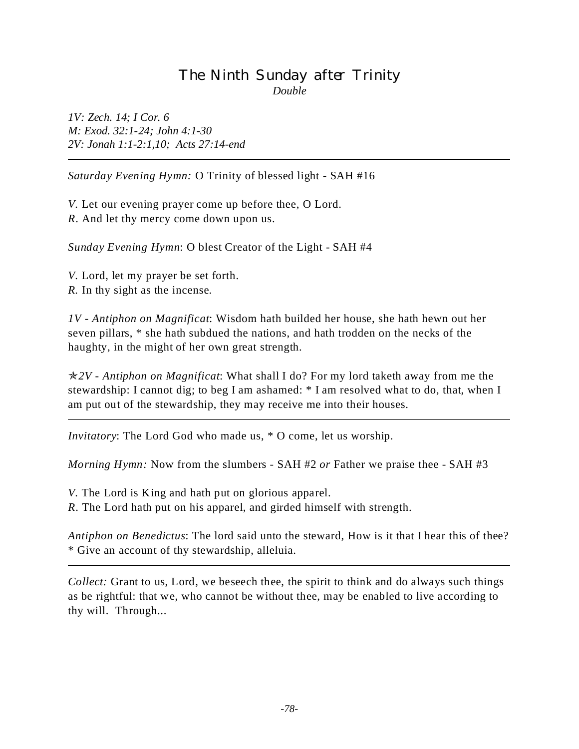# The Ninth Sunday after Trinity

*Double*

*1V: Zech. 14; I Cor. 6*
*M: Exod. 32:1-24; John 4:1-30*
*2V: Jonah 1:1-2:1,10; Acts 27:14-end*

---

*Saturday Evening Hymn:* O Trinity of blessed light - SAH #16

*V.* Let our evening prayer come up before thee, O Lord.
*R.* And let thy mercy come down upon us.

*Sunday Evening Hymn*: O blest Creator of the Light - SAH #4

*V.* Lord, let my prayer be set forth.
*R.* In thy sight as the incense.

*1V - Antiphon on Magnificat*: Wisdom hath builded her house, she hath hewn out her seven pillars, * she hath subdued the nations, and hath trodden on the necks of the haughty, in the might of her own great strength.

✯*2V - Antiphon on Magnificat*: What shall I do? For my lord taketh away from me the stewardship: I cannot dig; to beg I am ashamed: * I am resolved what to do, that, when I am put out of the stewardship, they may receive me into their houses.

---

*Invitatory*: The Lord God who made us, * O come, let us worship.

*Morning Hymn:* Now from the slumbers - SAH #2 *or* Father we praise thee - SAH #3

*V.* The Lord is King and hath put on glorious apparel.
*R.* The Lord hath put on his apparel, and girded himself with strength.

*Antiphon on Benedictus*: The lord said unto the steward, How is it that I hear this of thee? * Give an account of thy stewardship, alleluia.

---

*Collect:* Grant to us, Lord, we beseech thee, the spirit to think and do always such things as be rightful: that we, who cannot be without thee, may be enabled to live according to thy will. Through...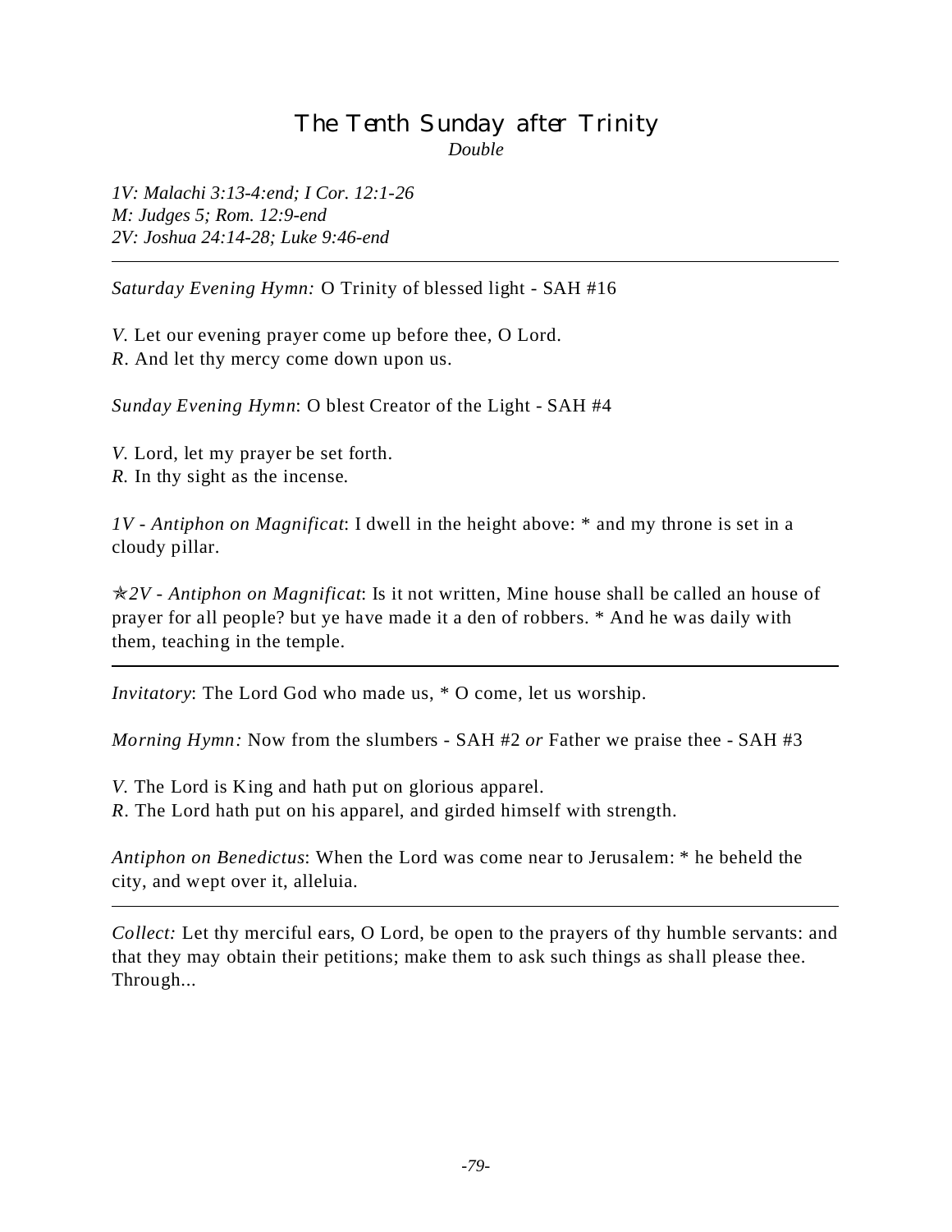# The Tenth Sunday after Trinity

*Double*

*1V: Malachi 3:13-4:end; I Cor. 12:1-26*
*M: Judges 5; Rom. 12:9-end*
*2V: Joshua 24:14-28; Luke 9:46-end*

---

*Saturday Evening Hymn:* O Trinity of blessed light - SAH #16

*V.* Let our evening prayer come up before thee, O Lord.
*R.* And let thy mercy come down upon us.

*Sunday Evening Hymn*: O blest Creator of the Light - SAH #4

*V.* Lord, let my prayer be set forth.
*R.* In thy sight as the incense.

*1V - Antiphon on Magnificat*: I dwell in the height above: * and my throne is set in a cloudy pillar.

✯*2V - Antiphon on Magnificat*: Is it not written, Mine house shall be called an house of prayer for all people? but ye have made it a den of robbers. * And he was daily with them, teaching in the temple.

---

*Invitatory*: The Lord God who made us, * O come, let us worship.

*Morning Hymn:* Now from the slumbers - SAH #2 *or* Father we praise thee - SAH #3

*V.* The Lord is King and hath put on glorious apparel.
*R.* The Lord hath put on his apparel, and girded himself with strength.

*Antiphon on Benedictus*: When the Lord was come near to Jerusalem: * he beheld the city, and wept over it, alleluia.

---

*Collect:* Let thy merciful ears, O Lord, be open to the prayers of thy humble servants: and that they may obtain their petitions; make them to ask such things as shall please thee. Through...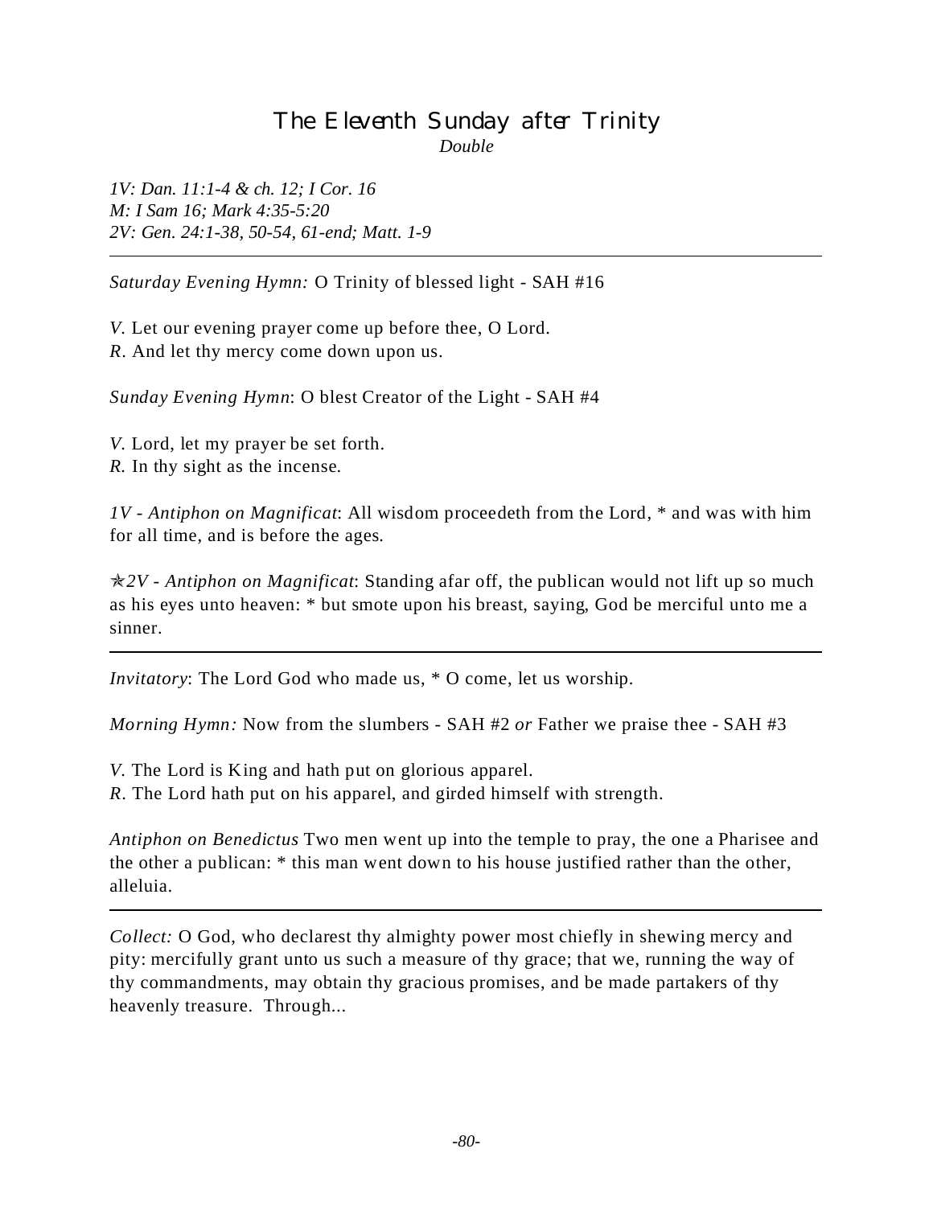# The Eleventh Sunday after Trinity

*Double*

*1V: Dan. 11:1-4 & ch. 12; I Cor. 16*
*M: I Sam 16; Mark 4:35-5:20*
*2V: Gen. 24:1-38, 50-54, 61-end; Matt. 1-9*

---

*Saturday Evening Hymn:* O Trinity of blessed light - SAH #16

*V.* Let our evening prayer come up before thee, O Lord.
*R.* And let thy mercy come down upon us.

*Sunday Evening Hymn*: O blest Creator of the Light - SAH #4

*V.* Lord, let my prayer be set forth.
*R.* In thy sight as the incense.

*1V - Antiphon on Magnificat*: All wisdom proceedeth from the Lord, * and was with him for all time, and is before the ages.

✯*2V - Antiphon on Magnificat*: Standing afar off, the publican would not lift up so much as his eyes unto heaven: * but smote upon his breast, saying, God be merciful unto me a sinner.

---

*Invitatory*: The Lord God who made us, * O come, let us worship.

*Morning Hymn:* Now from the slumbers - SAH #2 *or* Father we praise thee - SAH #3

*V.* The Lord is King and hath put on glorious apparel.
*R.* The Lord hath put on his apparel, and girded himself with strength.

*Antiphon on Benedictus* Two men went up into the temple to pray, the one a Pharisee and the other a publican: * this man went down to his house justified rather than the other, alleluia.

---

*Collect:* O God, who declarest thy almighty power most chiefly in shewing mercy and pity: mercifully grant unto us such a measure of thy grace; that we, running the way of thy commandments, may obtain thy gracious promises, and be made partakers of thy heavenly treasure. Through...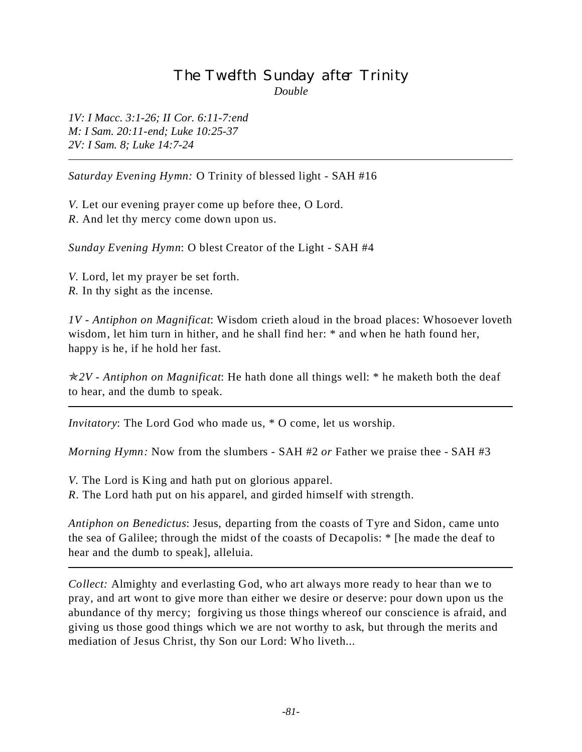# The Twelfth Sunday after Trinity

*Double*

*1V: I Macc. 3:1-26; II Cor. 6:11-7:end*
*M: I Sam. 20:11-end; Luke 10:25-37*
*2V: I Sam. 8; Luke 14:7-24*

---

*Saturday Evening Hymn:* O Trinity of blessed light - SAH #16

*V.* Let our evening prayer come up before thee, O Lord.
*R.* And let thy mercy come down upon us.

*Sunday Evening Hymn*: O blest Creator of the Light - SAH #4

*V.* Lord, let my prayer be set forth.
*R.* In thy sight as the incense.

*1V - Antiphon on Magnificat*: Wisdom crieth aloud in the broad places: Whosoever loveth wisdom, let him turn in hither, and he shall find her: * and when he hath found her, happy is he, if he hold her fast.

✯*2V - Antiphon on Magnificat*: He hath done all things well: * he maketh both the deaf to hear, and the dumb to speak.

---

*Invitatory*: The Lord God who made us, * O come, let us worship.

*Morning Hymn:* Now from the slumbers - SAH #2 *or* Father we praise thee - SAH #3

*V.* The Lord is King and hath put on glorious apparel.
*R.* The Lord hath put on his apparel, and girded himself with strength.

*Antiphon on Benedictus*: Jesus, departing from the coasts of Tyre and Sidon, came unto the sea of Galilee; through the midst of the coasts of Decapolis: * [he made the deaf to hear and the dumb to speak], alleluia.

---

*Collect:* Almighty and everlasting God, who art always more ready to hear than we to pray, and art wont to give more than either we desire or deserve: pour down upon us the abundance of thy mercy; forgiving us those things whereof our conscience is afraid, and giving us those good things which we are not worthy to ask, but through the merits and mediation of Jesus Christ, thy Son our Lord: Who liveth...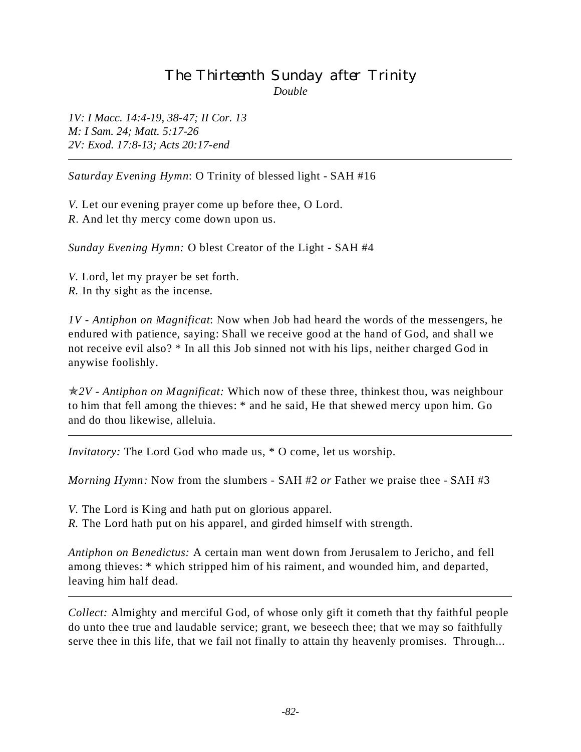# The Thirteenth Sunday after Trinity

*Double*

*1V: I Macc. 14:4-19, 38-47; II Cor. 13*
*M: I Sam. 24; Matt. 5:17-26*
*2V: Exod. 17:8-13; Acts 20:17-end*

---

*Saturday Evening Hymn*: O Trinity of blessed light - SAH #16

*V*. Let our evening prayer come up before thee, O Lord.
*R*. And let thy mercy come down upon us.

*Sunday Evening Hymn:* O blest Creator of the Light - SAH #4

*V.* Lord, let my prayer be set forth.
*R.* In thy sight as the incense.

*1V - Antiphon on Magnificat*: Now when Job had heard the words of the messengers, he endured with patience, saying: Shall we receive good at the hand of God, and shall we not receive evil also? * In all this Job sinned not with his lips, neither charged God in anywise foolishly.

✯*2V - Antiphon on Magnificat:* Which now of these three, thinkest thou, was neighbour to him that fell among the thieves: * and he said, He that shewed mercy upon him. Go and do thou likewise, alleluia.

---

*Invitatory:* The Lord God who made us, * O come, let us worship.

*Morning Hymn:* Now from the slumbers - SAH #2 *or* Father we praise thee - SAH #3

*V.* The Lord is King and hath put on glorious apparel.
*R.* The Lord hath put on his apparel, and girded himself with strength.

*Antiphon on Benedictus:* A certain man went down from Jerusalem to Jericho, and fell among thieves: * which stripped him of his raiment, and wounded him, and departed, leaving him half dead.

---

*Collect:* Almighty and merciful God, of whose only gift it cometh that thy faithful people do unto thee true and laudable service; grant, we beseech thee; that we may so faithfully serve thee in this life, that we fail not finally to attain thy heavenly promises. Through...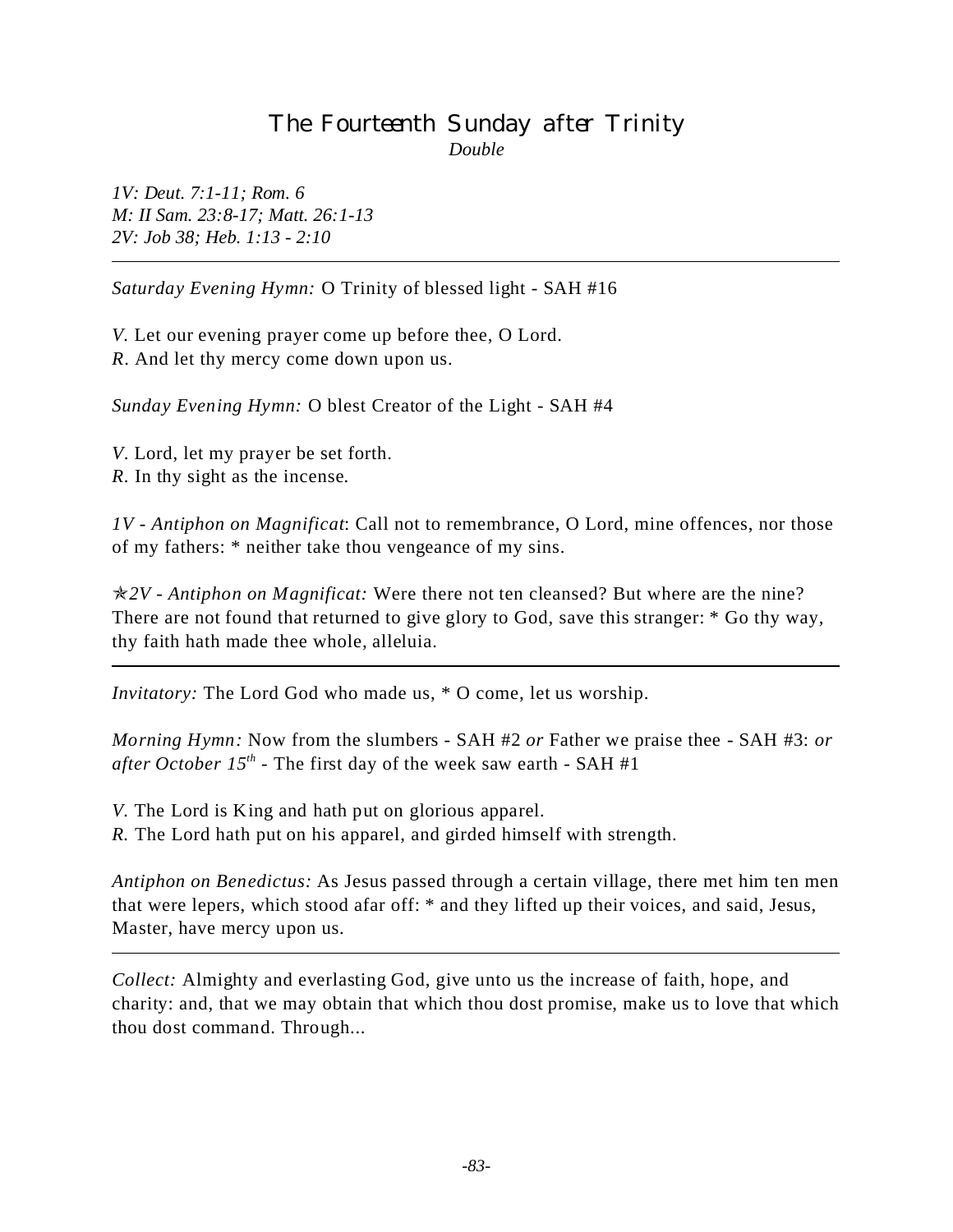# The Fourteenth Sunday after Trinity

*Double*

*1V: Deut. 7:1-11; Rom. 6*
*M: II Sam. 23:8-17; Matt. 26:1-13*
*2V: Job 38; Heb. 1:13 - 2:10*

---

*Saturday Evening Hymn:* O Trinity of blessed light - SAH #16

*V.* Let our evening prayer come up before thee, O Lord.
*R.* And let thy mercy come down upon us.

*Sunday Evening Hymn:* O blest Creator of the Light - SAH #4

*V.* Lord, let my prayer be set forth.
*R.* In thy sight as the incense.

*1V - Antiphon on Magnificat*: Call not to remembrance, O Lord, mine offences, nor those of my fathers: * neither take thou vengeance of my sins.

✠*2V - Antiphon on Magnificat:* Were there not ten cleansed? But where are the nine? There are not found that returned to give glory to God, save this stranger: * Go thy way, thy faith hath made thee whole, alleluia.

---

*Invitatory:* The Lord God who made us, * O come, let us worship.

*Morning Hymn:* Now from the slumbers - SAH #2 *or* Father we praise thee - SAH #3: *or after October 15th* - The first day of the week saw earth - SAH #1

*V.* The Lord is King and hath put on glorious apparel.
*R.* The Lord hath put on his apparel, and girded himself with strength.

*Antiphon on Benedictus:* As Jesus passed through a certain village, there met him ten men that were lepers, which stood afar off: * and they lifted up their voices, and said, Jesus, Master, have mercy upon us.

---

*Collect:* Almighty and everlasting God, give unto us the increase of faith, hope, and charity: and, that we may obtain that which thou dost promise, make us to love that which thou dost command. Through...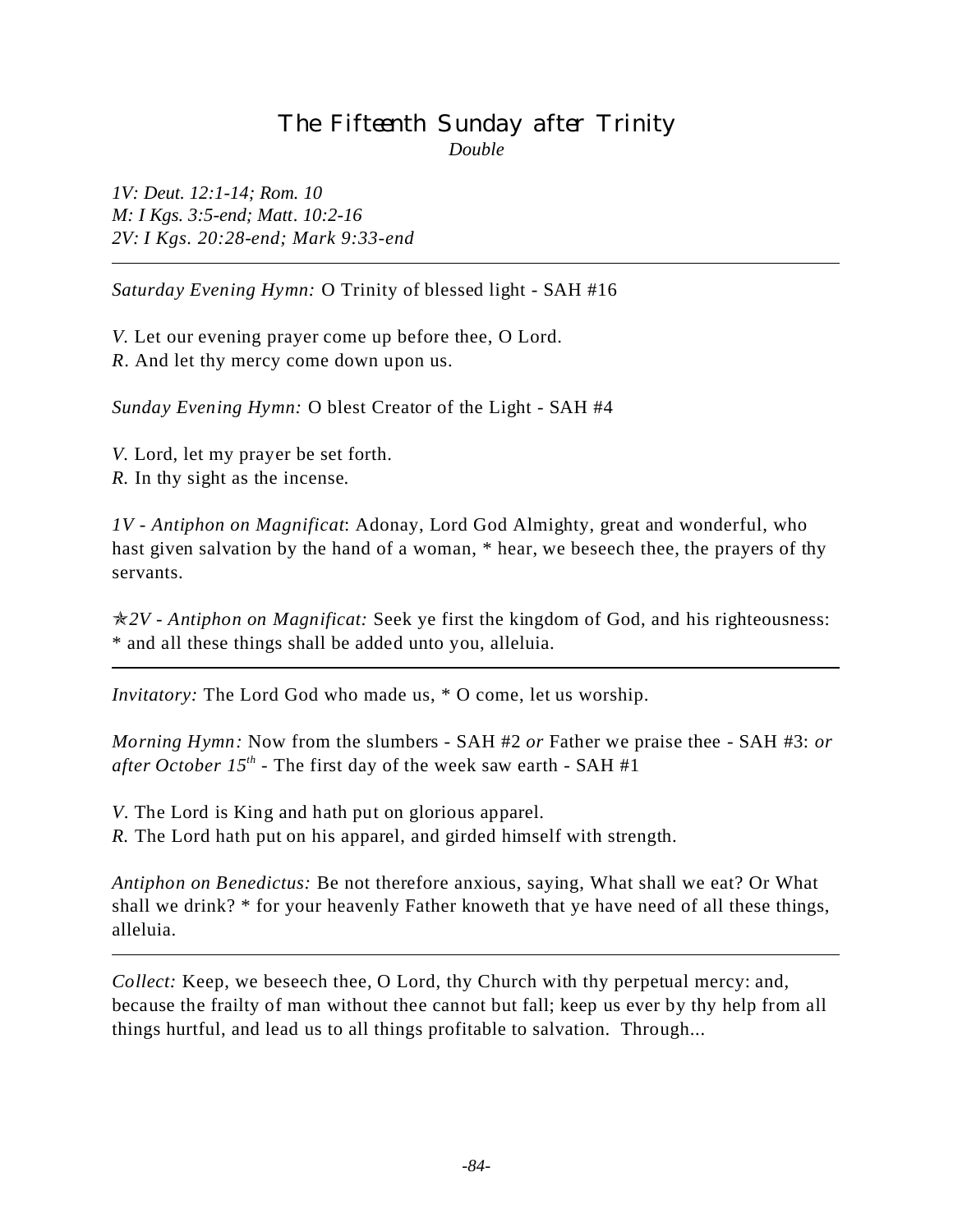# The Fifteenth Sunday after Trinity

*Double*

*1V: Deut. 12:1-14; Rom. 10*
*M: I Kgs. 3:5-end; Matt. 10:2-16*
*2V: I Kgs. 20:28-end; Mark 9:33-end*

---

*Saturday Evening Hymn:* O Trinity of blessed light - SAH #16

*V.* Let our evening prayer come up before thee, O Lord.
*R.* And let thy mercy come down upon us.

*Sunday Evening Hymn:* O blest Creator of the Light - SAH #4

*V.* Lord, let my prayer be set forth.
*R.* In thy sight as the incense.

*1V - Antiphon on Magnificat*: Adonay, Lord God Almighty, great and wonderful, who hast given salvation by the hand of a woman, * hear, we beseech thee, the prayers of thy servants.

✯*2V - Antiphon on Magnificat:* Seek ye first the kingdom of God, and his righteousness: * and all these things shall be added unto you, alleluia.

---

*Invitatory:* The Lord God who made us, * O come, let us worship.

*Morning Hymn:* Now from the slumbers - SAH #2 *or* Father we praise thee - SAH #3: *or after October 15th* - The first day of the week saw earth - SAH #1

*V.* The Lord is King and hath put on glorious apparel.
*R.* The Lord hath put on his apparel, and girded himself with strength.

*Antiphon on Benedictus:* Be not therefore anxious, saying, What shall we eat? Or What shall we drink? * for your heavenly Father knoweth that ye have need of all these things, alleluia.

---

*Collect:* Keep, we beseech thee, O Lord, thy Church with thy perpetual mercy: and, because the frailty of man without thee cannot but fall; keep us ever by thy help from all things hurtful, and lead us to all things profitable to salvation. Through...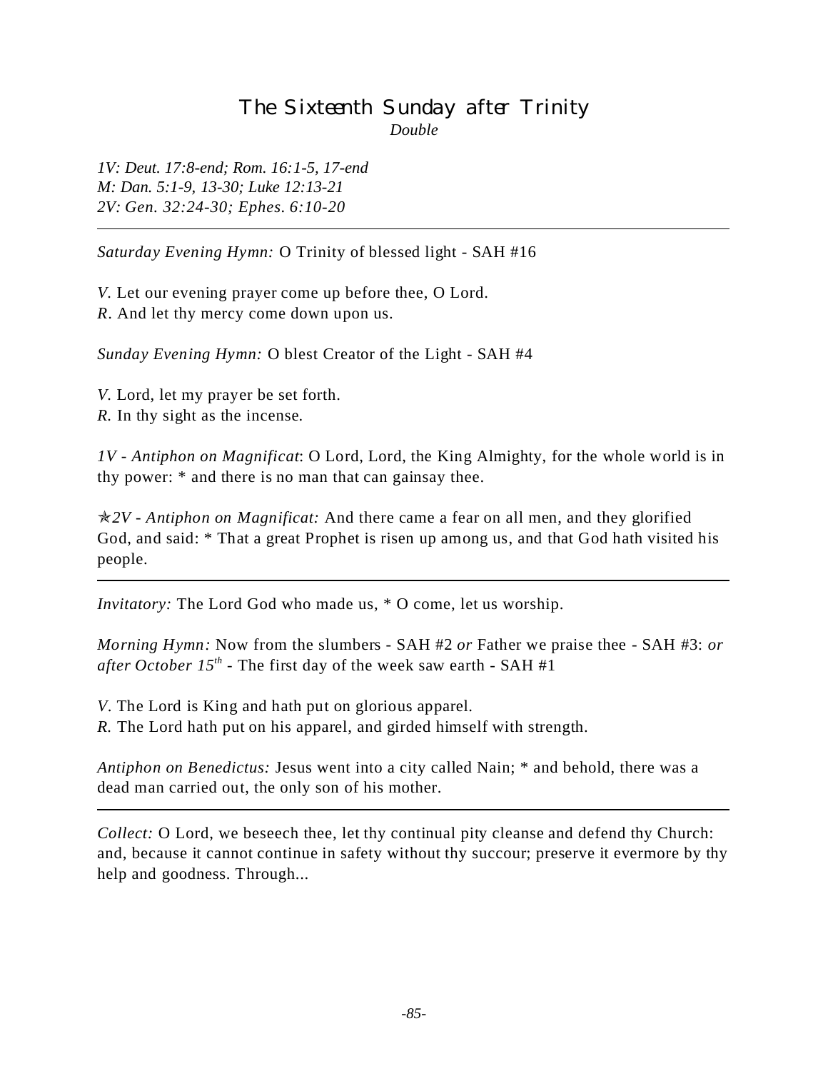# The Sixteenth Sunday after Trinity

*Double*

*1V: Deut. 17:8-end; Rom. 16:1-5, 17-end*
*M: Dan. 5:1-9, 13-30; Luke 12:13-21*
*2V: Gen. 32:24-30; Ephes. 6:10-20*

---

*Saturday Evening Hymn:* O Trinity of blessed light - SAH #16

*V.* Let our evening prayer come up before thee, O Lord.
*R.* And let thy mercy come down upon us.

*Sunday Evening Hymn:* O blest Creator of the Light - SAH #4

*V.* Lord, let my prayer be set forth.
*R.* In thy sight as the incense.

*1V - Antiphon on Magnificat*: O Lord, Lord, the King Almighty, for the whole world is in thy power: * and there is no man that can gainsay thee.

✯*2V - Antiphon on Magnificat:* And there came a fear on all men, and they glorified God, and said: * That a great Prophet is risen up among us, and that God hath visited his people.

---

*Invitatory:* The Lord God who made us, * O come, let us worship.

*Morning Hymn:* Now from the slumbers - SAH #2 *or* Father we praise thee - SAH #3: *or after October 15th* - The first day of the week saw earth - SAH #1

*V.* The Lord is King and hath put on glorious apparel.
*R.* The Lord hath put on his apparel, and girded himself with strength.

*Antiphon on Benedictus:* Jesus went into a city called Nain; * and behold, there was a dead man carried out, the only son of his mother.

---

*Collect:* O Lord, we beseech thee, let thy continual pity cleanse and defend thy Church: and, because it cannot continue in safety without thy succour; preserve it evermore by thy help and goodness. Through...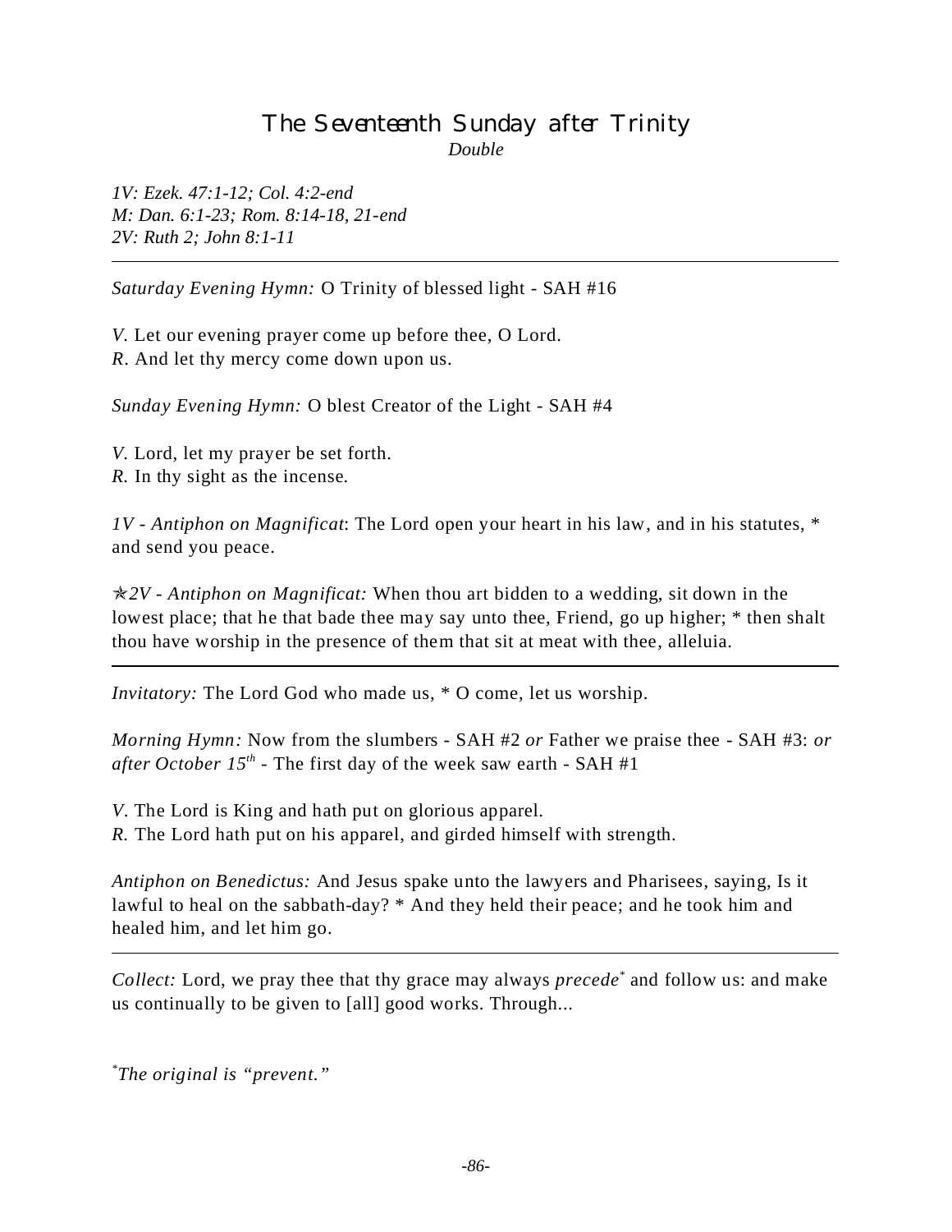# The Seventeenth Sunday after Trinity

*Double*

*1V: Ezek. 47:1-12; Col. 4:2-end*
*M: Dan. 6:1-23; Rom. 8:14-18, 21-end*
*2V: Ruth 2; John 8:1-11*

---

*Saturday Evening Hymn:* O Trinity of blessed light - SAH #16

*V.* Let our evening prayer come up before thee, O Lord.
*R.* And let thy mercy come down upon us.

*Sunday Evening Hymn:* O blest Creator of the Light - SAH #4

*V.* Lord, let my prayer be set forth.
*R.* In thy sight as the incense.

*1V - Antiphon on Magnificat*: The Lord open your heart in his law, and in his statutes, * and send you peace.

✯*2V - Antiphon on Magnificat:* When thou art bidden to a wedding, sit down in the lowest place; that he that bade thee may say unto thee, Friend, go up higher; * then shalt thou have worship in the presence of them that sit at meat with thee, alleluia.

---

*Invitatory:* The Lord God who made us, * O come, let us worship.

*Morning Hymn:* Now from the slumbers - SAH #2 *or* Father we praise thee - SAH #3: *or after October 15th* - The first day of the week saw earth - SAH #1

*V.* The Lord is King and hath put on glorious apparel.
*R.* The Lord hath put on his apparel, and girded himself with strength.

*Antiphon on Benedictus:* And Jesus spake unto the lawyers and Pharisees, saying, Is it lawful to heal on the sabbath-day? * And they held their peace; and he took him and healed him, and let him go.

---

*Collect:* Lord, we pray thee that thy grace may always *precede*[*] and follow us: and make us continually to be given to [all] good works. Through...

[*]*The original is "prevent."*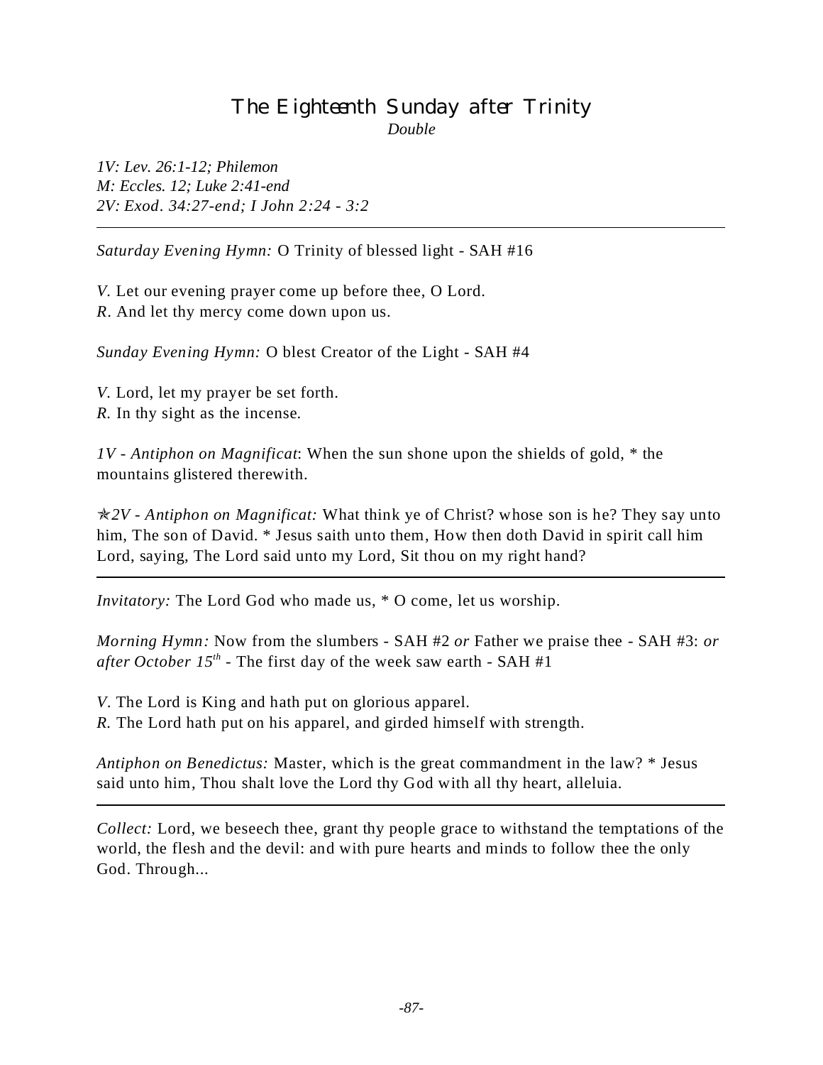# The Eighteenth Sunday after Trinity

*Double*

*1V: Lev. 26:1-12; Philemon*
*M: Eccles. 12; Luke 2:41-end*
*2V: Exod. 34:27-end; I John 2:24 - 3:2*

---

*Saturday Evening Hymn:* O Trinity of blessed light - SAH #16

*V.* Let our evening prayer come up before thee, O Lord.
*R.* And let thy mercy come down upon us.

*Sunday Evening Hymn:* O blest Creator of the Light - SAH #4

*V.* Lord, let my prayer be set forth.
*R.* In thy sight as the incense.

*1V - Antiphon on Magnificat*: When the sun shone upon the shields of gold, * the mountains glistered therewith.

✯*2V - Antiphon on Magnificat:* What think ye of Christ? whose son is he? They say unto him, The son of David. * Jesus saith unto them, How then doth David in spirit call him Lord, saying, The Lord said unto my Lord, Sit thou on my right hand?

---

*Invitatory:* The Lord God who made us, * O come, let us worship.

*Morning Hymn:* Now from the slumbers - SAH #2 *or* Father we praise thee - SAH #3: *or after October 15th* - The first day of the week saw earth - SAH #1

*V.* The Lord is King and hath put on glorious apparel.
*R.* The Lord hath put on his apparel, and girded himself with strength.

*Antiphon on Benedictus:* Master, which is the great commandment in the law? * Jesus said unto him, Thou shalt love the Lord thy God with all thy heart, alleluia.

---

*Collect:* Lord, we beseech thee, grant thy people grace to withstand the temptations of the world, the flesh and the devil: and with pure hearts and minds to follow thee the only God. Through...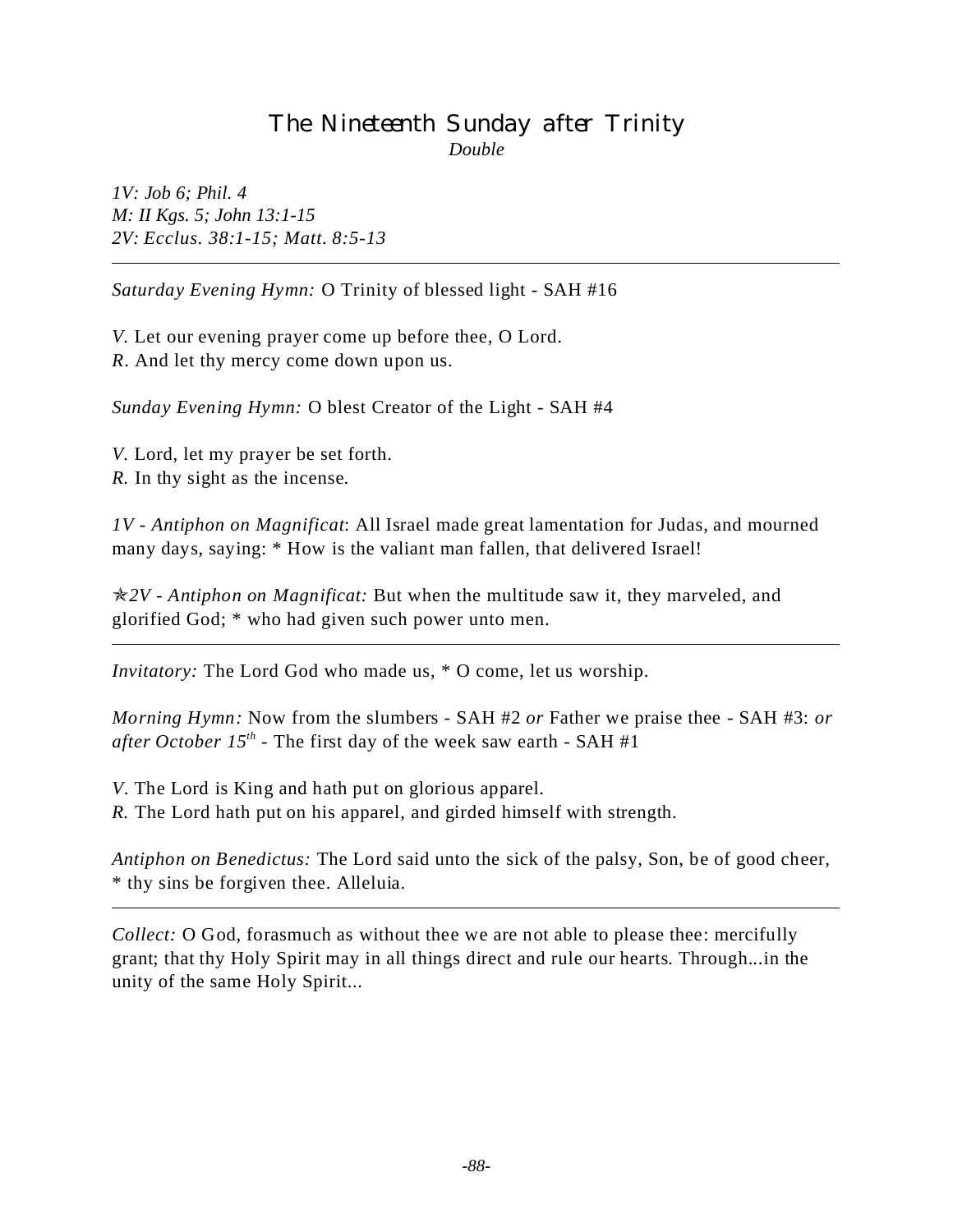## The Nineteenth Sunday after Trinity

*Double*

*1V: Job 6; Phil. 4*
*M: II Kgs. 5; John 13:1-15*
*2V: Ecclus. 38:1-15; Matt. 8:5-13*

---

*Saturday Evening Hymn:* O Trinity of blessed light - SAH #16

*V.* Let our evening prayer come up before thee, O Lord.
*R.* And let thy mercy come down upon us.

*Sunday Evening Hymn:* O blest Creator of the Light - SAH #4

*V.* Lord, let my prayer be set forth.
*R.* In thy sight as the incense.

*1V - Antiphon on Magnificat*: All Israel made great lamentation for Judas, and mourned many days, saying: * How is the valiant man fallen, that delivered Israel!

✯*2V - Antiphon on Magnificat:* But when the multitude saw it, they marveled, and glorified God; * who had given such power unto men.

---

*Invitatory:* The Lord God who made us, * O come, let us worship.

*Morning Hymn:* Now from the slumbers - SAH #2 *or* Father we praise thee - SAH #3: *or after October 15th* - The first day of the week saw earth - SAH #1

*V.* The Lord is King and hath put on glorious apparel.
*R.* The Lord hath put on his apparel, and girded himself with strength.

*Antiphon on Benedictus:* The Lord said unto the sick of the palsy, Son, be of good cheer, * thy sins be forgiven thee. Alleluia.

---

*Collect:* O God, forasmuch as without thee we are not able to please thee: mercifully grant; that thy Holy Spirit may in all things direct and rule our hearts. Through...in the unity of the same Holy Spirit...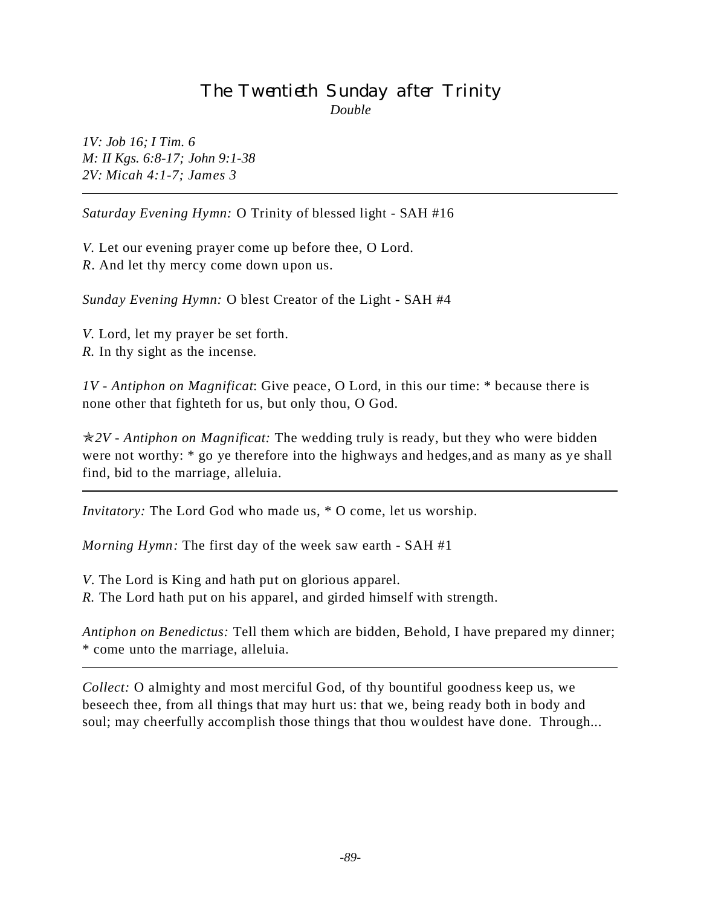# The Twentieth Sunday after Trinity

*Double*

*1V: Job 16; I Tim. 6*
*M: II Kgs. 6:8-17; John 9:1-38*
*2V: Micah 4:1-7; James 3*

---

*Saturday Evening Hymn:* O Trinity of blessed light - SAH #16

*V.* Let our evening prayer come up before thee, O Lord.
*R.* And let thy mercy come down upon us.

*Sunday Evening Hymn:* O blest Creator of the Light - SAH #4

*V.* Lord, let my prayer be set forth.
*R.* In thy sight as the incense.

*1V - Antiphon on Magnificat*: Give peace, O Lord, in this our time: * because there is none other that fighteth for us, but only thou, O God.

✯*2V - Antiphon on Magnificat:* The wedding truly is ready, but they who were bidden were not worthy: * go ye therefore into the highways and hedges,and as many as ye shall find, bid to the marriage, alleluia.

---

*Invitatory:* The Lord God who made us, * O come, let us worship.

*Morning Hymn:* The first day of the week saw earth - SAH #1

*V.* The Lord is King and hath put on glorious apparel.
*R.* The Lord hath put on his apparel, and girded himself with strength.

*Antiphon on Benedictus:* Tell them which are bidden, Behold, I have prepared my dinner; * come unto the marriage, alleluia.

---

*Collect:* O almighty and most merciful God, of thy bountiful goodness keep us, we beseech thee, from all things that may hurt us: that we, being ready both in body and soul; may cheerfully accomplish those things that thou wouldest have done. Through...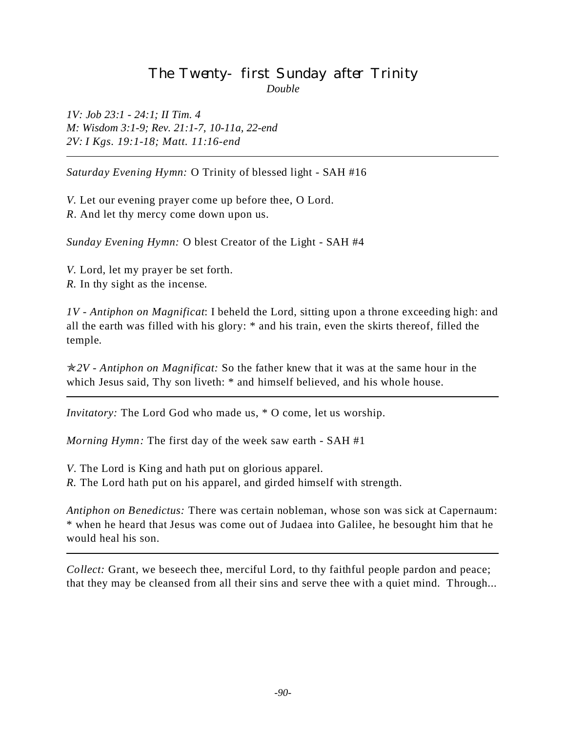## The Twenty- first Sunday after Trinity

*Double*

*1V: Job 23:1 - 24:1; II Tim. 4*
*M: Wisdom 3:1-9; Rev. 21:1-7, 10-11a, 22-end*
*2V: I Kgs. 19:1-18; Matt. 11:16-end*

---

*Saturday Evening Hymn:* O Trinity of blessed light - SAH #16

*V.* Let our evening prayer come up before thee, O Lord.
*R.* And let thy mercy come down upon us.

*Sunday Evening Hymn:* O blest Creator of the Light - SAH #4

*V.* Lord, let my prayer be set forth.
*R.* In thy sight as the incense.

*1V - Antiphon on Magnificat*: I beheld the Lord, sitting upon a throne exceeding high: and all the earth was filled with his glory: * and his train, even the skirts thereof, filled the temple.

✯*2V - Antiphon on Magnificat:* So the father knew that it was at the same hour in the which Jesus said, Thy son liveth: * and himself believed, and his whole house.

---

*Invitatory:* The Lord God who made us, * O come, let us worship.

*Morning Hymn:* The first day of the week saw earth - SAH #1

*V.* The Lord is King and hath put on glorious apparel.
*R.* The Lord hath put on his apparel, and girded himself with strength.

*Antiphon on Benedictus:* There was certain nobleman, whose son was sick at Capernaum: * when he heard that Jesus was come out of Judaea into Galilee, he besought him that he would heal his son.

---

*Collect:* Grant, we beseech thee, merciful Lord, to thy faithful people pardon and peace; that they may be cleansed from all their sins and serve thee with a quiet mind. Through...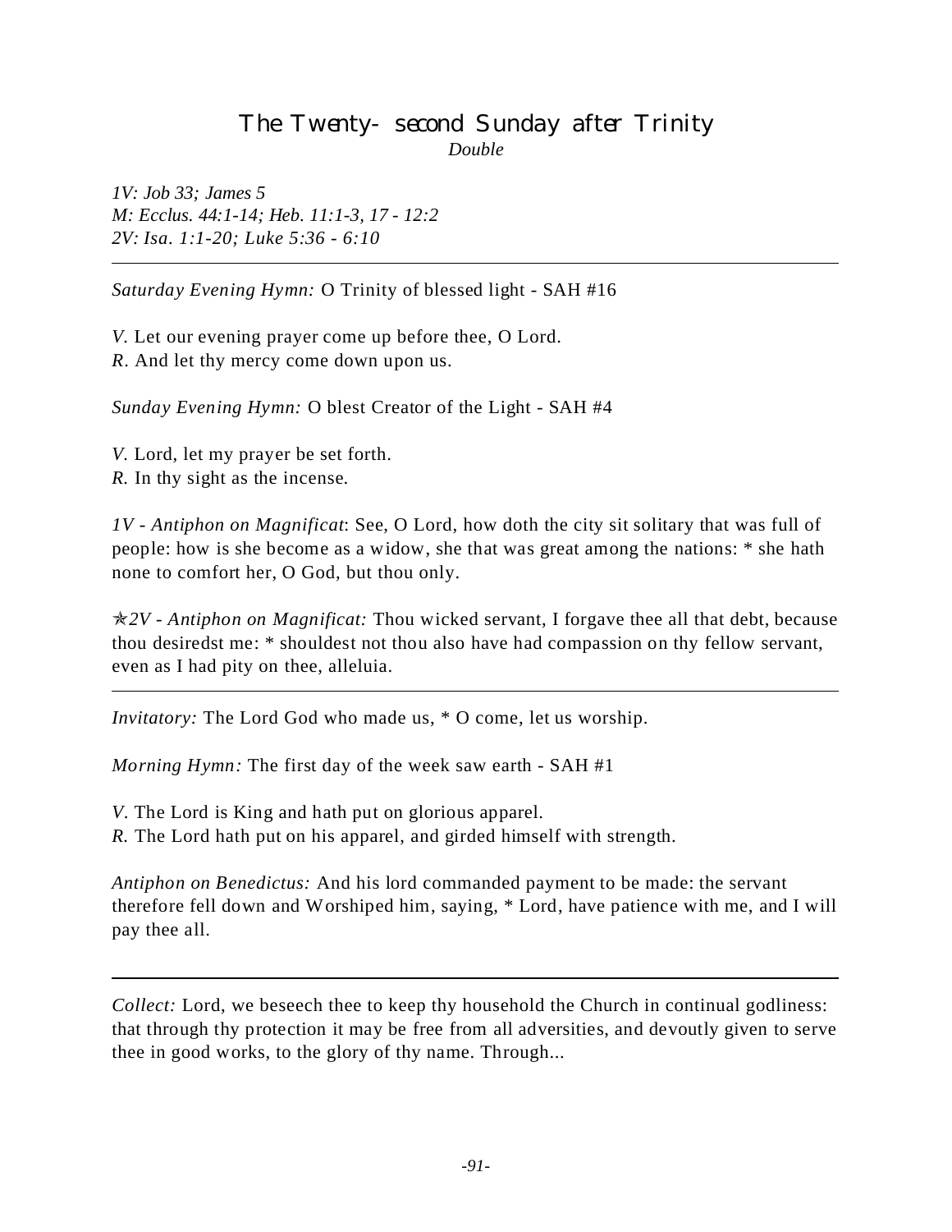# The Twenty-second Sunday after Trinity

*Double*

*1V: Job 33; James 5*
*M: Ecclus. 44:1-14; Heb. 11:1-3, 17 - 12:2*
*2V: Isa. 1:1-20; Luke 5:36 - 6:10*

---

*Saturday Evening Hymn:* O Trinity of blessed light - SAH #16

*V.* Let our evening prayer come up before thee, O Lord.
*R.* And let thy mercy come down upon us.

*Sunday Evening Hymn:* O blest Creator of the Light - SAH #4

*V.* Lord, let my prayer be set forth.
*R.* In thy sight as the incense.

*1V - Antiphon on Magnificat*: See, O Lord, how doth the city sit solitary that was full of people: how is she become as a widow, she that was great among the nations: * she hath none to comfort her, O God, but thou only.

✯*2V - Antiphon on Magnificat:* Thou wicked servant, I forgave thee all that debt, because thou desiredst me: * shouldest not thou also have had compassion on thy fellow servant, even as I had pity on thee, alleluia.

---

*Invitatory:* The Lord God who made us, * O come, let us worship.

*Morning Hymn:* The first day of the week saw earth - SAH #1

*V.* The Lord is King and hath put on glorious apparel.
*R.* The Lord hath put on his apparel, and girded himself with strength.

*Antiphon on Benedictus:* And his lord commanded payment to be made: the servant therefore fell down and Worshiped him, saying, * Lord, have patience with me, and I will pay thee all.

---

*Collect:* Lord, we beseech thee to keep thy household the Church in continual godliness: that through thy protection it may be free from all adversities, and devoutly given to serve thee in good works, to the glory of thy name. Through...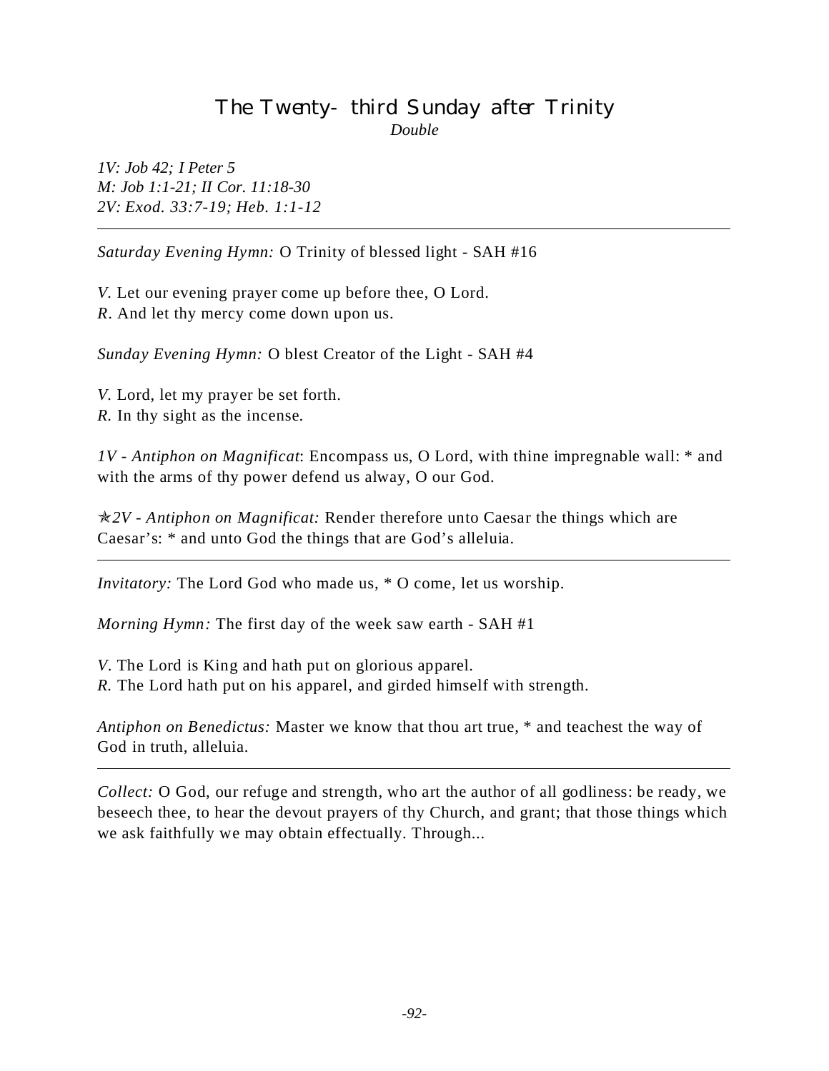# The Twenty- third Sunday after Trinity

*Double*

*1V: Job 42; I Peter 5*
*M: Job 1:1-21; II Cor. 11:18-30*
*2V: Exod. 33:7-19; Heb. 1:1-12*

---

*Saturday Evening Hymn:* O Trinity of blessed light - SAH #16

*V.* Let our evening prayer come up before thee, O Lord.
*R.* And let thy mercy come down upon us.

*Sunday Evening Hymn:* O blest Creator of the Light - SAH #4

*V.* Lord, let my prayer be set forth.
*R.* In thy sight as the incense.

*1V - Antiphon on Magnificat*: Encompass us, O Lord, with thine impregnable wall: * and with the arms of thy power defend us alway, O our God.

✯*2V - Antiphon on Magnificat:* Render therefore unto Caesar the things which are Caesar's: * and unto God the things that are God's alleluia.

---

*Invitatory:* The Lord God who made us, * O come, let us worship.

*Morning Hymn:* The first day of the week saw earth - SAH #1

*V.* The Lord is King and hath put on glorious apparel.
*R.* The Lord hath put on his apparel, and girded himself with strength.

*Antiphon on Benedictus:* Master we know that thou art true, * and teachest the way of God in truth, alleluia.

---

*Collect:* O God, our refuge and strength, who art the author of all godliness: be ready, we beseech thee, to hear the devout prayers of thy Church, and grant; that those things which we ask faithfully we may obtain effectually. Through...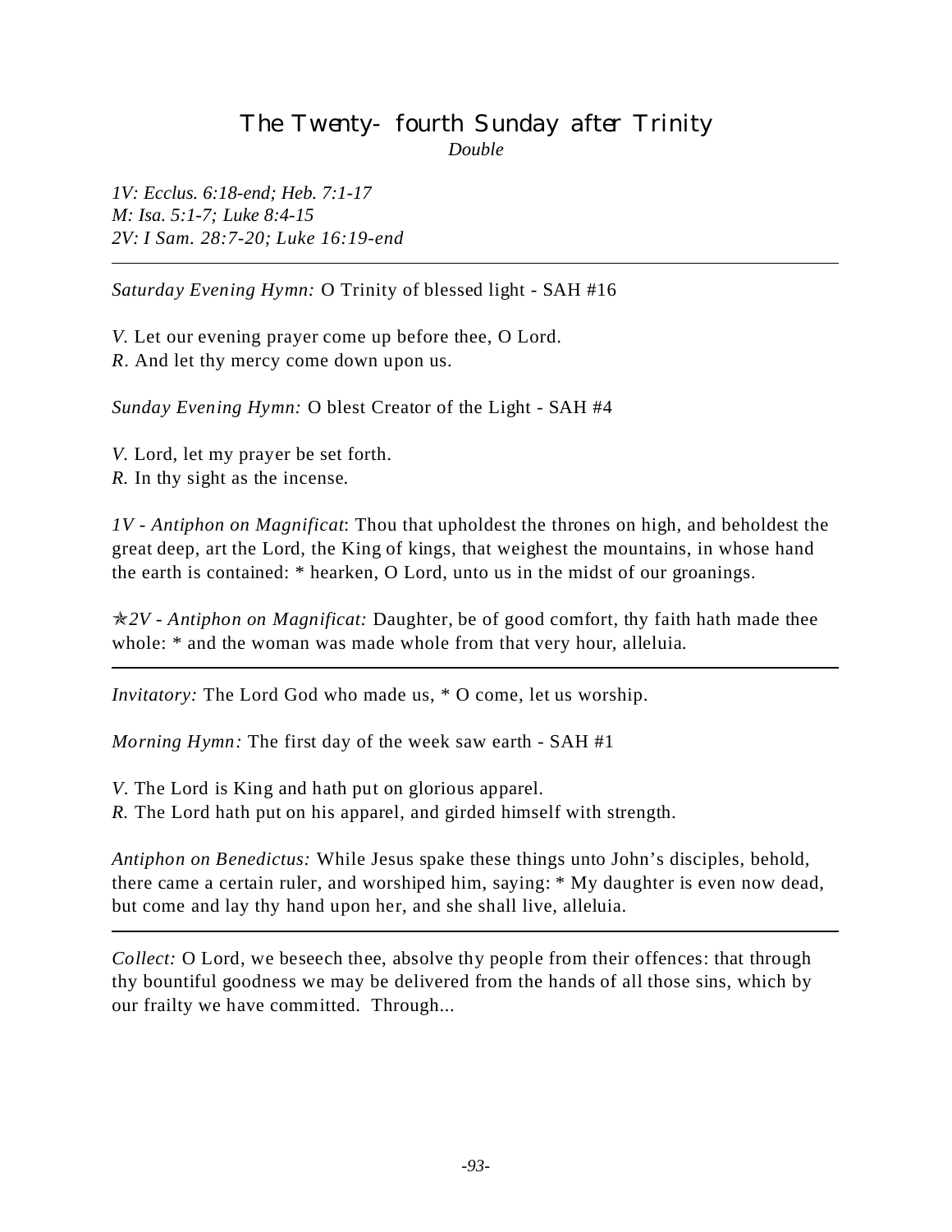# The Twenty-fourth Sunday after Trinity

*Double*

*1V: Ecclus. 6:18-end; Heb. 7:1-17*
*M: Isa. 5:1-7; Luke 8:4-15*
*2V: I Sam. 28:7-20; Luke 16:19-end*

---

*Saturday Evening Hymn:* O Trinity of blessed light - SAH #16

*V.* Let our evening prayer come up before thee, O Lord.
*R.* And let thy mercy come down upon us.

*Sunday Evening Hymn:* O blest Creator of the Light - SAH #4

*V.* Lord, let my prayer be set forth.
*R.* In thy sight as the incense.

*1V - Antiphon on Magnificat*: Thou that upholdest the thrones on high, and beholdest the great deep, art the Lord, the King of kings, that weighest the mountains, in whose hand the earth is contained: * hearken, O Lord, unto us in the midst of our groanings.

✯*2V - Antiphon on Magnificat:* Daughter, be of good comfort, thy faith hath made thee whole: * and the woman was made whole from that very hour, alleluia.

---

*Invitatory:* The Lord God who made us, * O come, let us worship.

*Morning Hymn:* The first day of the week saw earth - SAH #1

*V.* The Lord is King and hath put on glorious apparel.
*R.* The Lord hath put on his apparel, and girded himself with strength.

*Antiphon on Benedictus:* While Jesus spake these things unto John's disciples, behold, there came a certain ruler, and worshiped him, saying: * My daughter is even now dead, but come and lay thy hand upon her, and she shall live, alleluia.

---

*Collect:* O Lord, we beseech thee, absolve thy people from their offences: that through thy bountiful goodness we may be delivered from the hands of all those sins, which by our frailty we have committed. Through...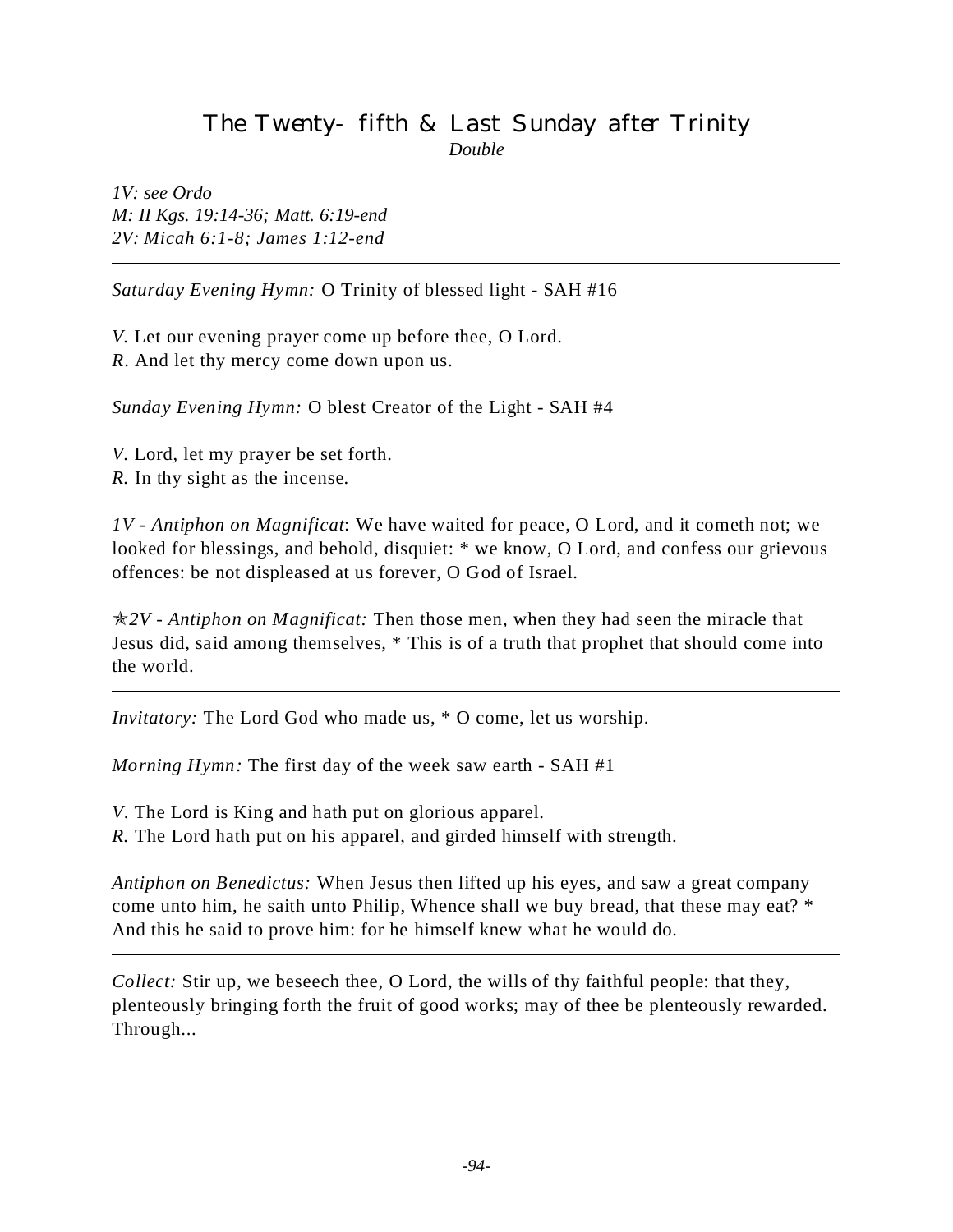# The Twenty- fifth & Last Sunday after Trinity

*Double*

*1V: see Ordo*
*M: II Kgs. 19:14-36; Matt. 6:19-end*
*2V: Micah 6:1-8; James 1:12-end*

---

*Saturday Evening Hymn:* O Trinity of blessed light - SAH #16

*V.* Let our evening prayer come up before thee, O Lord.
*R.* And let thy mercy come down upon us.

*Sunday Evening Hymn:* O blest Creator of the Light - SAH #4

*V.* Lord, let my prayer be set forth.
*R.* In thy sight as the incense.

*1V - Antiphon on Magnificat*: We have waited for peace, O Lord, and it cometh not; we looked for blessings, and behold, disquiet: * we know, O Lord, and confess our grievous offences: be not displeased at us forever, O God of Israel.

✯*2V - Antiphon on Magnificat:* Then those men, when they had seen the miracle that Jesus did, said among themselves, * This is of a truth that prophet that should come into the world.

---

*Invitatory:* The Lord God who made us, * O come, let us worship.

*Morning Hymn:* The first day of the week saw earth - SAH #1

*V.* The Lord is King and hath put on glorious apparel.
*R.* The Lord hath put on his apparel, and girded himself with strength.

*Antiphon on Benedictus:* When Jesus then lifted up his eyes, and saw a great company come unto him, he saith unto Philip, Whence shall we buy bread, that these may eat? * And this he said to prove him: for he himself knew what he would do.

---

*Collect:* Stir up, we beseech thee, O Lord, the wills of thy faithful people: that they, plenteously bringing forth the fruit of good works; may of thee be plenteously rewarded. Through...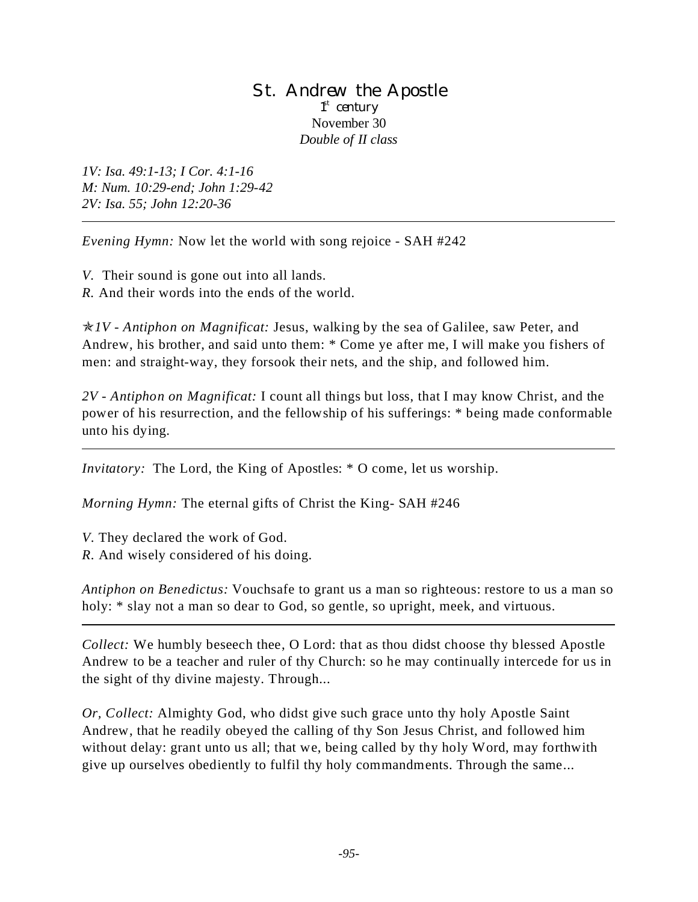# St. Andrew the Apostle

1st century
November 30
*Double of II class*

*1V: Isa. 49:1-13; I Cor. 4:1-16*
*M: Num. 10:29-end; John 1:29-42*
*2V: Isa. 55; John 12:20-36*

---

*Evening Hymn:* Now let the world with song rejoice - SAH #242

*V.* Their sound is gone out into all lands.
*R.* And their words into the ends of the world.

✯*1V - Antiphon on Magnificat:* Jesus, walking by the sea of Galilee, saw Peter, and Andrew, his brother, and said unto them: * Come ye after me, I will make you fishers of men: and straight-way, they forsook their nets, and the ship, and followed him.

*2V - Antiphon on Magnificat:* I count all things but loss, that I may know Christ, and the power of his resurrection, and the fellowship of his sufferings: * being made conformable unto his dying.

---

*Invitatory:* The Lord, the King of Apostles: * O come, let us worship.

*Morning Hymn:* The eternal gifts of Christ the King- SAH #246

*V.* They declared the work of God.
*R.* And wisely considered of his doing.

*Antiphon on Benedictus:* Vouchsafe to grant us a man so righteous: restore to us a man so holy: * slay not a man so dear to God, so gentle, so upright, meek, and virtuous.

---

*Collect:* We humbly beseech thee, O Lord: that as thou didst choose thy blessed Apostle Andrew to be a teacher and ruler of thy Church: so he may continually intercede for us in the sight of thy divine majesty. Through...

*Or, Collect:* Almighty God, who didst give such grace unto thy holy Apostle Saint Andrew, that he readily obeyed the calling of thy Son Jesus Christ, and followed him without delay: grant unto us all; that we, being called by thy holy Word, may forthwith give up ourselves obediently to fulfil thy holy commandments. Through the same...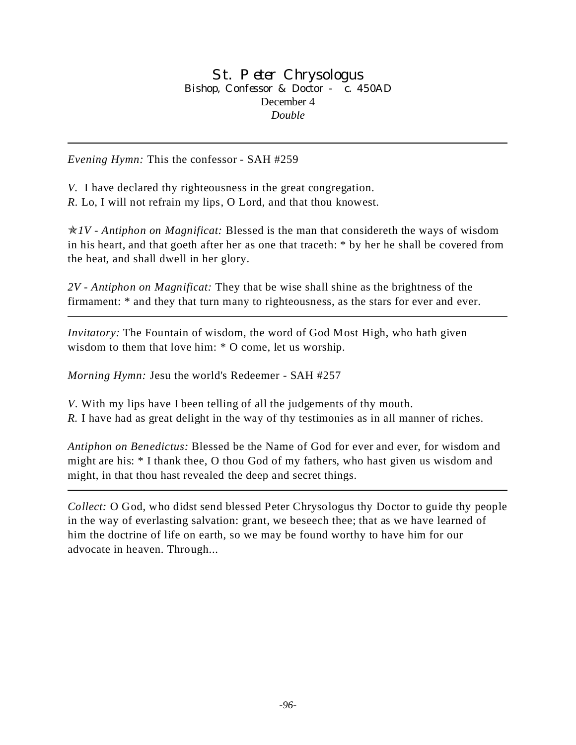# St. Peter Chrysologus

Bishop, Confessor & Doctor - c. 450AD

December 4

*Double*

---

*Evening Hymn:* This the confessor - SAH #259

*V.* I have declared thy righteousness in the great congregation.
*R.* Lo, I will not refrain my lips, O Lord, and that thou knowest.

✯*1V - Antiphon on Magnificat:* Blessed is the man that considereth the ways of wisdom in his heart, and that goeth after her as one that traceth: * by her he shall be covered from the heat, and shall dwell in her glory.

*2V - Antiphon on Magnificat:* They that be wise shall shine as the brightness of the firmament: * and they that turn many to righteousness, as the stars for ever and ever.

---

*Invitatory:* The Fountain of wisdom, the word of God Most High, who hath given wisdom to them that love him: * O come, let us worship.

*Morning Hymn:* Jesu the world's Redeemer - SAH #257

*V.* With my lips have I been telling of all the judgements of thy mouth.
*R.* I have had as great delight in the way of thy testimonies as in all manner of riches.

*Antiphon on Benedictus:* Blessed be the Name of God for ever and ever, for wisdom and might are his: * I thank thee, O thou God of my fathers, who hast given us wisdom and might, in that thou hast revealed the deep and secret things.

---

*Collect:* O God, who didst send blessed Peter Chrysologus thy Doctor to guide thy people in the way of everlasting salvation: grant, we beseech thee; that as we have learned of him the doctrine of life on earth, so we may be found worthy to have him for our advocate in heaven. Through...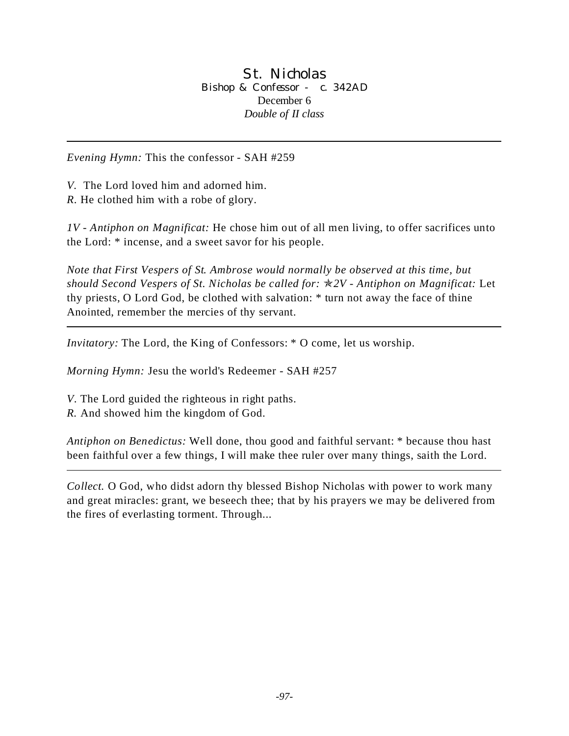# St. Nicholas

Bishop & Confessor - c. 342AD

December 6

*Double of II class*

---

*Evening Hymn:* This the confessor - SAH #259

*V.* The Lord loved him and adorned him.
*R.* He clothed him with a robe of glory.

*1V - Antiphon on Magnificat:* He chose him out of all men living, to offer sacrifices unto the Lord: * incense, and a sweet savor for his people.

*Note that First Vespers of St. Ambrose would normally be observed at this time, but should Second Vespers of St. Nicholas be called for:* ✯*2V - Antiphon on Magnificat:* Let thy priests, O Lord God, be clothed with salvation: * turn not away the face of thine Anointed, remember the mercies of thy servant.

---

*Invitatory:* The Lord, the King of Confessors: * O come, let us worship.

*Morning Hymn:* Jesu the world's Redeemer - SAH #257

*V.* The Lord guided the righteous in right paths.
*R.* And showed him the kingdom of God.

*Antiphon on Benedictus:* Well done, thou good and faithful servant: * because thou hast been faithful over a few things, I will make thee ruler over many things, saith the Lord.

---

*Collect.* O God, who didst adorn thy blessed Bishop Nicholas with power to work many and great miracles: grant, we beseech thee; that by his prayers we may be delivered from the fires of everlasting torment. Through...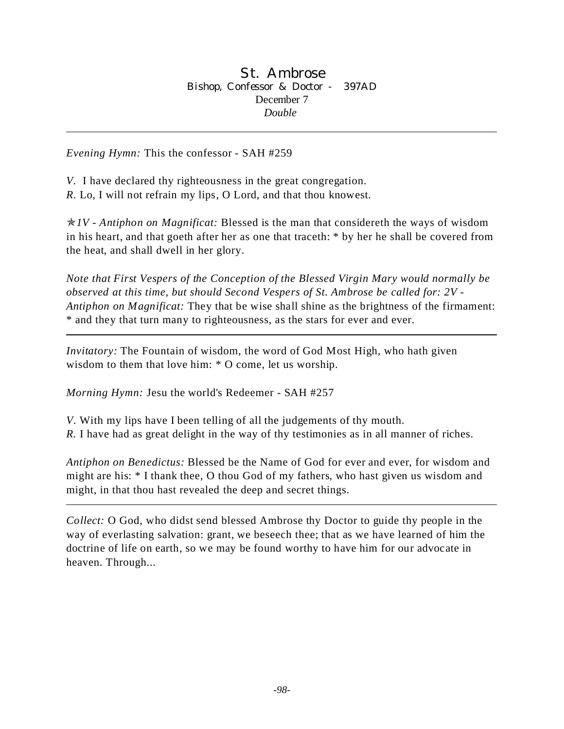# St. Ambrose

Bishop, Confessor & Doctor - 397AD

December 7

*Double*

---

*Evening Hymn:* This the confessor - SAH #259

*V.* I have declared thy righteousness in the great congregation.
*R.* Lo, I will not refrain my lips, O Lord, and that thou knowest.

✯*1V - Antiphon on Magnificat:* Blessed is the man that considereth the ways of wisdom in his heart, and that goeth after her as one that traceth: * by her he shall be covered from the heat, and shall dwell in her glory.

*Note that First Vespers of the Conception of the Blessed Virgin Mary would normally be observed at this time, but should Second Vespers of St. Ambrose be called for: 2V - Antiphon on Magnificat:* They that be wise shall shine as the brightness of the firmament: * and they that turn many to righteousness, as the stars for ever and ever.

---

*Invitatory:* The Fountain of wisdom, the word of God Most High, who hath given wisdom to them that love him: * O come, let us worship.

*Morning Hymn:* Jesu the world's Redeemer - SAH #257

*V.* With my lips have I been telling of all the judgements of thy mouth.
*R.* I have had as great delight in the way of thy testimonies as in all manner of riches.

*Antiphon on Benedictus:* Blessed be the Name of God for ever and ever, for wisdom and might are his: * I thank thee, O thou God of my fathers, who hast given us wisdom and might, in that thou hast revealed the deep and secret things.

---

*Collect:* O God, who didst send blessed Ambrose thy Doctor to guide thy people in the way of everlasting salvation: grant, we beseech thee; that as we have learned of him the doctrine of life on earth, so we may be found worthy to have him for our advocate in heaven. Through...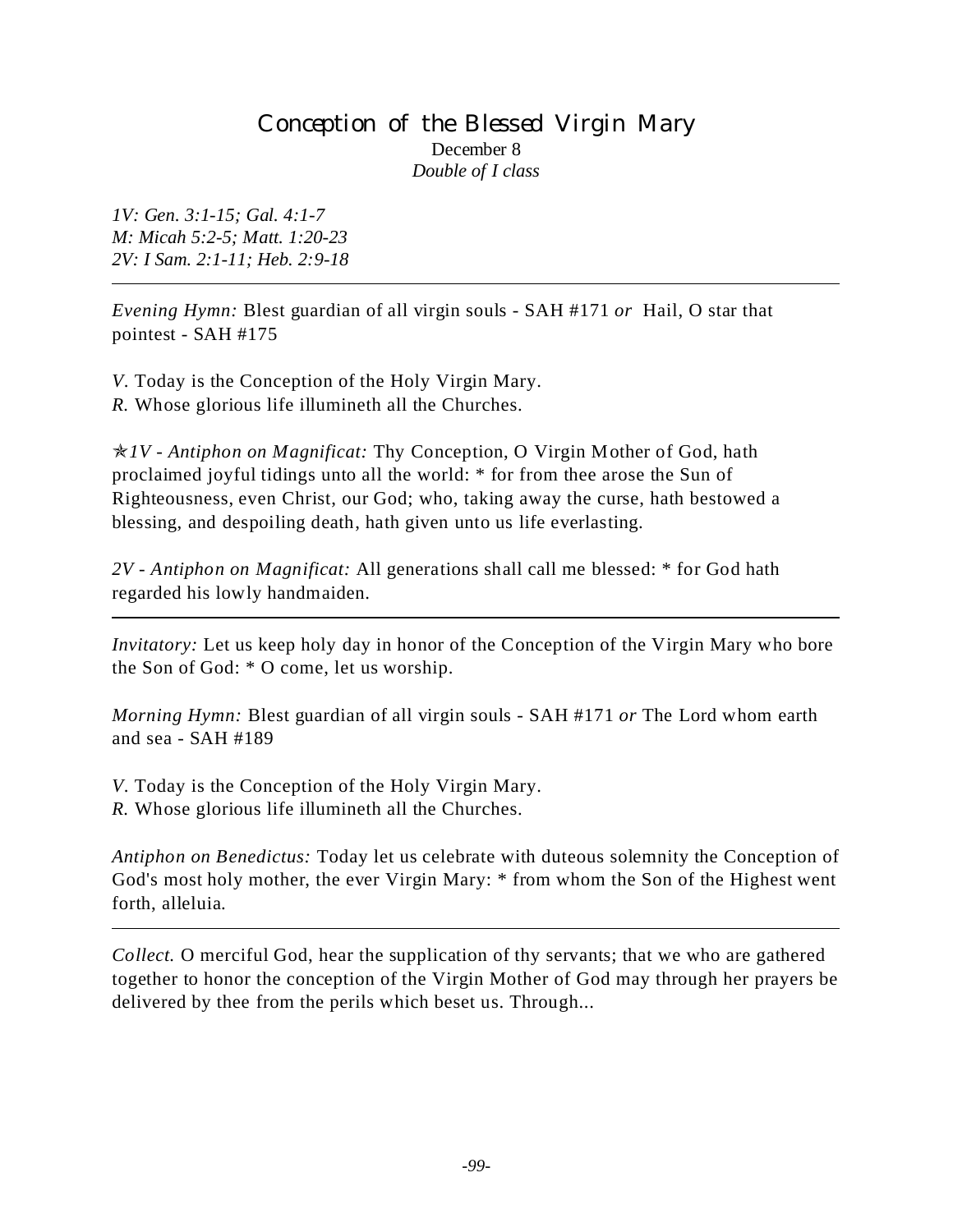# Conception of the Blessed Virgin Mary

December 8

*Double of I class*

*1V: Gen. 3:1-15; Gal. 4:1-7*
*M: Micah 5:2-5; Matt. 1:20-23*
*2V: I Sam. 2:1-11; Heb. 2:9-18*

---

*Evening Hymn:* Blest guardian of all virgin souls - SAH #171 *or* Hail, O star that pointest - SAH #175

*V.* Today is the Conception of the Holy Virgin Mary.
*R.* Whose glorious life illumineth all the Churches.

✯*1V - Antiphon on Magnificat:* Thy Conception, O Virgin Mother of God, hath proclaimed joyful tidings unto all the world: * for from thee arose the Sun of Righteousness, even Christ, our God; who, taking away the curse, hath bestowed a blessing, and despoiling death, hath given unto us life everlasting.

*2V - Antiphon on Magnificat:* All generations shall call me blessed: * for God hath regarded his lowly handmaiden.

---

*Invitatory:* Let us keep holy day in honor of the Conception of the Virgin Mary who bore the Son of God: * O come, let us worship.

*Morning Hymn:* Blest guardian of all virgin souls - SAH #171 *or* The Lord whom earth and sea - SAH #189

*V.* Today is the Conception of the Holy Virgin Mary.
*R.* Whose glorious life illumineth all the Churches.

*Antiphon on Benedictus:* Today let us celebrate with duteous solemnity the Conception of God's most holy mother, the ever Virgin Mary: * from whom the Son of the Highest went forth, alleluia.

---

*Collect.* O merciful God, hear the supplication of thy servants; that we who are gathered together to honor the conception of the Virgin Mother of God may through her prayers be delivered by thee from the perils which beset us. Through...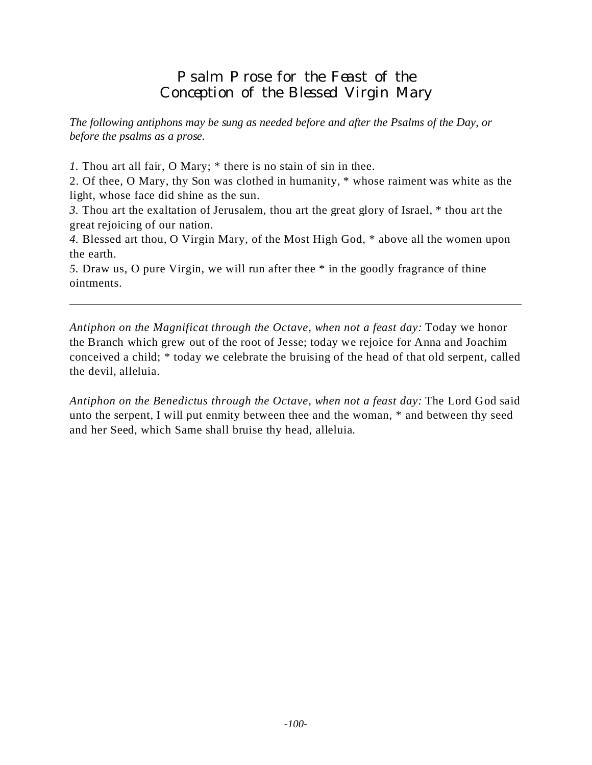# Psalm Prose for the Feast of the Conception of the Blessed Virgin Mary

*The following antiphons may be sung as needed before and after the Psalms of the Day, or before the psalms as a prose.*

*1.* Thou art all fair, O Mary; * there is no stain of sin in thee.
2. Of thee, O Mary, thy Son was clothed in humanity, * whose raiment was white as the light, whose face did shine as the sun.
*3.* Thou art the exaltation of Jerusalem, thou art the great glory of Israel, * thou art the great rejoicing of our nation.
*4.* Blessed art thou, O Virgin Mary, of the Most High God, * above all the women upon the earth.
*5.* Draw us, O pure Virgin, we will run after thee * in the goodly fragrance of thine ointments.

---

*Antiphon on the Magnificat through the Octave, when not a feast day:* Today we honor the Branch which grew out of the root of Jesse; today we rejoice for Anna and Joachim conceived a child; * today we celebrate the bruising of the head of that old serpent, called the devil, alleluia.

*Antiphon on the Benedictus through the Octave, when not a feast day:* The Lord God said unto the serpent, I will put enmity between thee and the woman, * and between thy seed and her Seed, which Same shall bruise thy head, alleluia.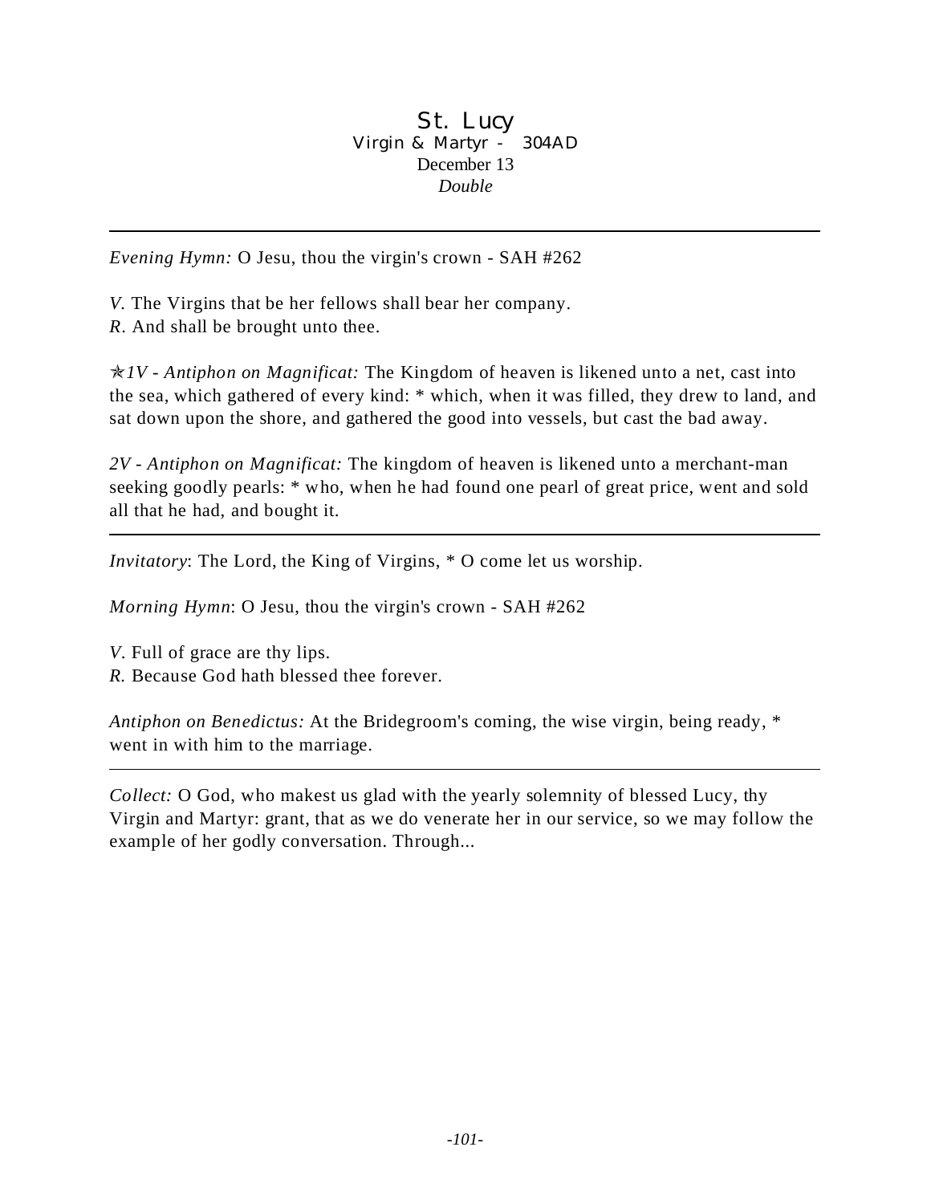# St. Lucy

Virgin & Martyr - 304AD
December 13
*Double*

---

*Evening Hymn:* O Jesu, thou the virgin's crown - SAH #262

*V.* The Virgins that be her fellows shall bear her company.
*R*. And shall be brought unto thee.

✯*1V - Antiphon on Magnificat:* The Kingdom of heaven is likened unto a net, cast into the sea, which gathered of every kind: * which, when it was filled, they drew to land, and sat down upon the shore, and gathered the good into vessels, but cast the bad away.

*2V - Antiphon on Magnificat:* The kingdom of heaven is likened unto a merchant-man seeking goodly pearls: * who, when he had found one pearl of great price, went and sold all that he had, and bought it.

---

*Invitatory*: The Lord, the King of Virgins, * O come let us worship.

*Morning Hymn*: O Jesu, thou the virgin's crown - SAH #262

*V.* Full of grace are thy lips.
*R.* Because God hath blessed thee forever.

*Antiphon on Benedictus:* At the Bridegroom's coming, the wise virgin, being ready, * went in with him to the marriage.

---

*Collect:* O God, who makest us glad with the yearly solemnity of blessed Lucy, thy Virgin and Martyr: grant, that as we do venerate her in our service, so we may follow the example of her godly conversation. Through...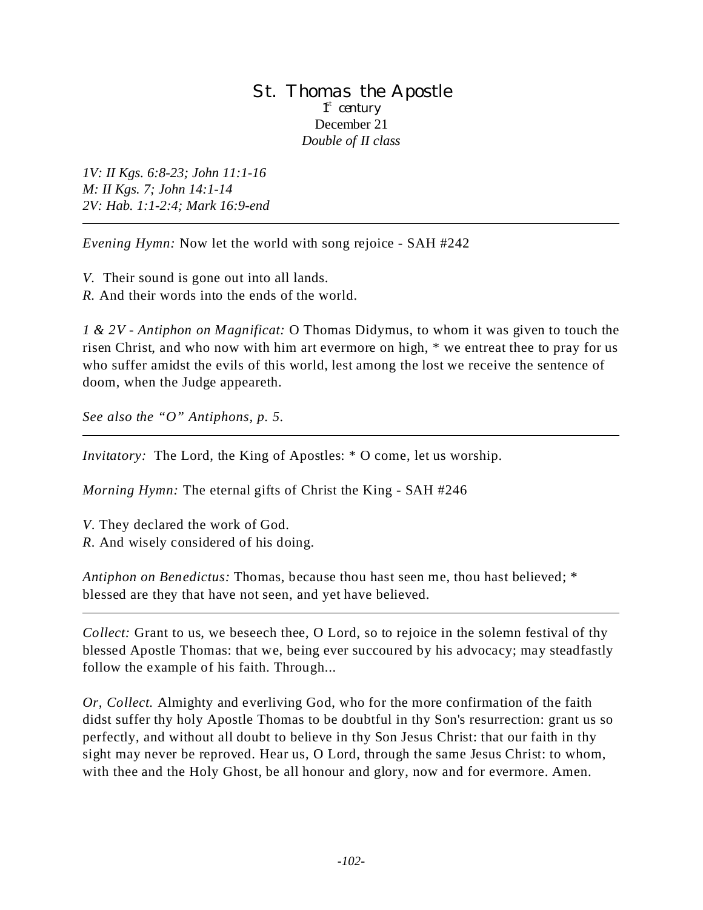# St. Thomas the Apostle

1st century

December 21

*Double of II class*

*1V: II Kgs. 6:8-23; John 11:1-16*
*M: II Kgs. 7; John 14:1-14*
*2V: Hab. 1:1-2:4; Mark 16:9-end*

---

*Evening Hymn:* Now let the world with song rejoice - SAH #242

*V.* Their sound is gone out into all lands.
*R.* And their words into the ends of the world.

*1 & 2V - Antiphon on Magnificat:* O Thomas Didymus, to whom it was given to touch the risen Christ, and who now with him art evermore on high, * we entreat thee to pray for us who suffer amidst the evils of this world, lest among the lost we receive the sentence of doom, when the Judge appeareth.

*See also the "O" Antiphons, p. 5.*

---

*Invitatory:* The Lord, the King of Apostles: * O come, let us worship.

*Morning Hymn:* The eternal gifts of Christ the King - SAH #246

*V.* They declared the work of God.
*R.* And wisely considered of his doing.

*Antiphon on Benedictus:* Thomas, because thou hast seen me, thou hast believed; * blessed are they that have not seen, and yet have believed.

---

*Collect:* Grant to us, we beseech thee, O Lord, so to rejoice in the solemn festival of thy blessed Apostle Thomas: that we, being ever succoured by his advocacy; may steadfastly follow the example of his faith. Through...

*Or, Collect.* Almighty and everliving God, who for the more confirmation of the faith didst suffer thy holy Apostle Thomas to be doubtful in thy Son's resurrection: grant us so perfectly, and without all doubt to believe in thy Son Jesus Christ: that our faith in thy sight may never be reproved. Hear us, O Lord, through the same Jesus Christ: to whom, with thee and the Holy Ghost, be all honour and glory, now and for evermore. Amen.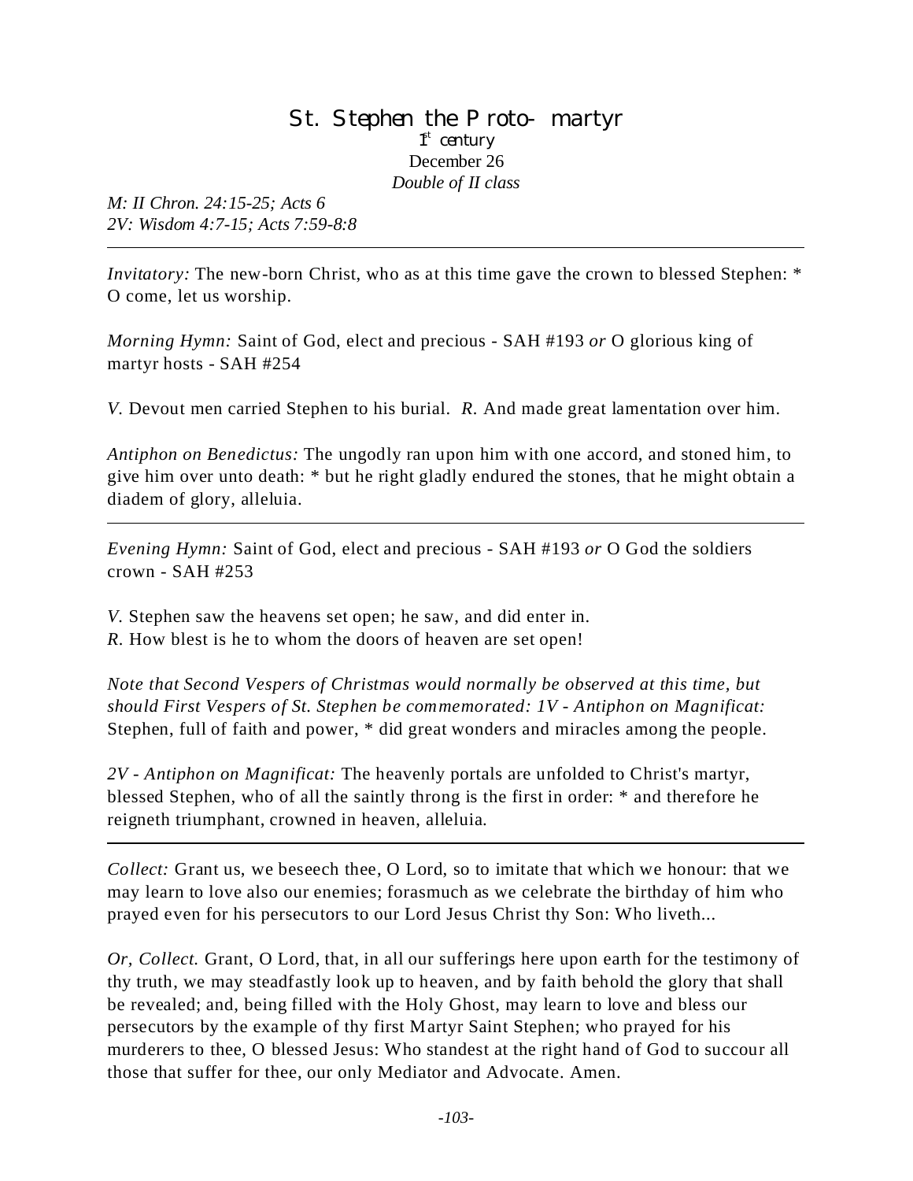# St. Stephen the Proto- martyr

1st century

December 26

*Double of II class*

*M: II Chron. 24:15-25; Acts 6*
*2V: Wisdom 4:7-15; Acts 7:59-8:8*

---

*Invitatory:* The new-born Christ, who as at this time gave the crown to blessed Stephen: * O come, let us worship.

*Morning Hymn:* Saint of God, elect and precious - SAH #193 *or* O glorious king of martyr hosts - SAH #254

*V.* Devout men carried Stephen to his burial. *R.* And made great lamentation over him.

*Antiphon on Benedictus:* The ungodly ran upon him with one accord, and stoned him, to give him over unto death: * but he right gladly endured the stones, that he might obtain a diadem of glory, alleluia.

---

*Evening Hymn:* Saint of God, elect and precious - SAH #193 *or* O God the soldiers crown - SAH #253

*V.* Stephen saw the heavens set open; he saw, and did enter in.
*R.* How blest is he to whom the doors of heaven are set open!

*Note that Second Vespers of Christmas would normally be observed at this time, but should First Vespers of St. Stephen be commemorated: 1V - Antiphon on Magnificat:* Stephen, full of faith and power, * did great wonders and miracles among the people.

*2V - Antiphon on Magnificat:* The heavenly portals are unfolded to Christ's martyr, blessed Stephen, who of all the saintly throng is the first in order: * and therefore he reigneth triumphant, crowned in heaven, alleluia.

---

*Collect:* Grant us, we beseech thee, O Lord, so to imitate that which we honour: that we may learn to love also our enemies; forasmuch as we celebrate the birthday of him who prayed even for his persecutors to our Lord Jesus Christ thy Son: Who liveth...

*Or, Collect.* Grant, O Lord, that, in all our sufferings here upon earth for the testimony of thy truth, we may steadfastly look up to heaven, and by faith behold the glory that shall be revealed; and, being filled with the Holy Ghost, may learn to love and bless our persecutors by the example of thy first Martyr Saint Stephen; who prayed for his murderers to thee, O blessed Jesus: Who standest at the right hand of God to succour all those that suffer for thee, our only Mediator and Advocate. Amen.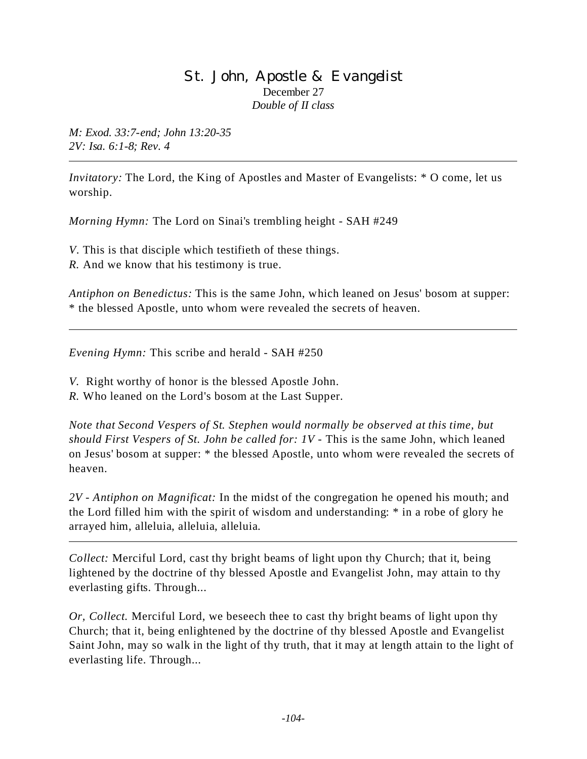# St. John, Apostle & Evangelist

December 27

*Double of II class*

*M: Exod. 33:7-end; John 13:20-35*
*2V: Isa. 6:1-8; Rev. 4*

---

*Invitatory:* The Lord, the King of Apostles and Master of Evangelists: * O come, let us worship.

*Morning Hymn:* The Lord on Sinai's trembling height - SAH #249

*V.* This is that disciple which testifieth of these things.
*R.* And we know that his testimony is true.

*Antiphon on Benedictus:* This is the same John, which leaned on Jesus' bosom at supper: * the blessed Apostle, unto whom were revealed the secrets of heaven.

---

*Evening Hymn:* This scribe and herald - SAH #250

*V.* Right worthy of honor is the blessed Apostle John.
*R.* Who leaned on the Lord's bosom at the Last Supper.

*Note that Second Vespers of St. Stephen would normally be observed at this time, but should First Vespers of St. John be called for: 1V* - This is the same John, which leaned on Jesus' bosom at supper: * the blessed Apostle, unto whom were revealed the secrets of heaven.

*2V - Antiphon on Magnificat:* In the midst of the congregation he opened his mouth; and the Lord filled him with the spirit of wisdom and understanding: * in a robe of glory he arrayed him, alleluia, alleluia, alleluia.

---

*Collect:* Merciful Lord, cast thy bright beams of light upon thy Church; that it, being lightened by the doctrine of thy blessed Apostle and Evangelist John, may attain to thy everlasting gifts. Through...

*Or, Collect.* Merciful Lord, we beseech thee to cast thy bright beams of light upon thy Church; that it, being enlightened by the doctrine of thy blessed Apostle and Evangelist Saint John, may so walk in the light of thy truth, that it may at length attain to the light of everlasting life. Through...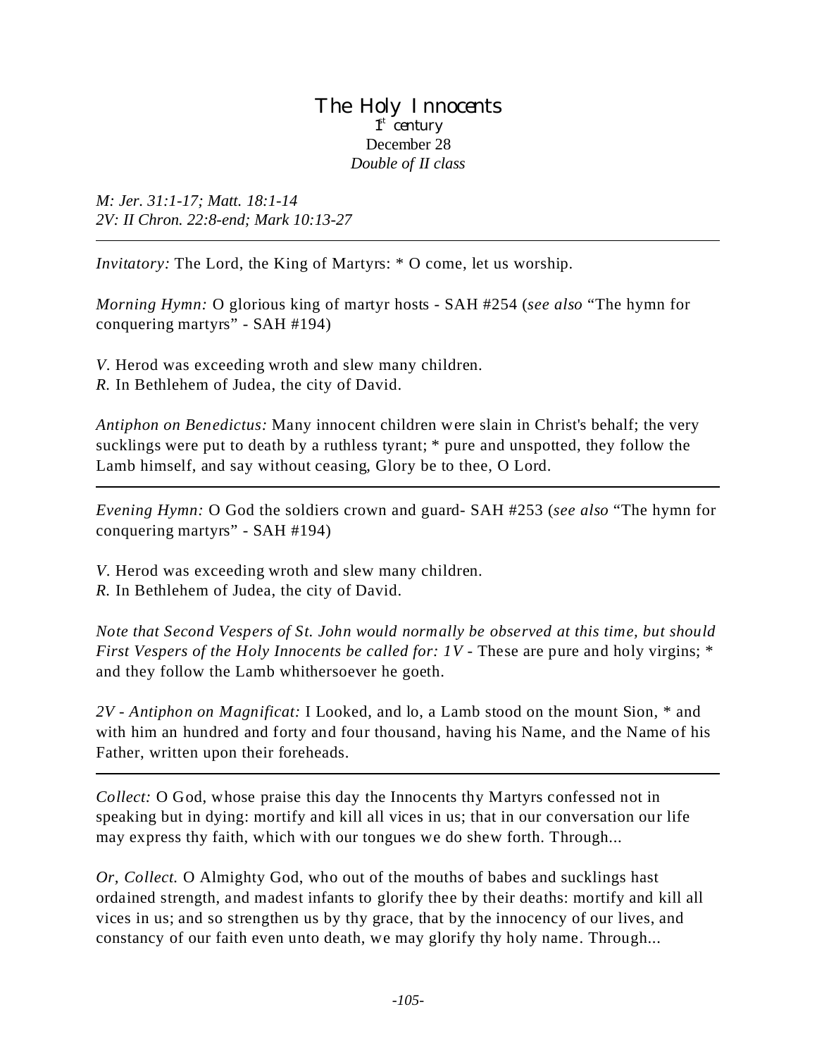# The Holy Innocents

1st century
December 28
*Double of II class*

*M: Jer. 31:1-17; Matt. 18:1-14*
*2V: II Chron. 22:8-end; Mark 10:13-27*

---

*Invitatory:* The Lord, the King of Martyrs: * O come, let us worship.

*Morning Hymn:* O glorious king of martyr hosts - SAH #254 (*see also* "The hymn for conquering martyrs" - SAH #194)

*V.* Herod was exceeding wroth and slew many children.
*R.* In Bethlehem of Judea, the city of David.

*Antiphon on Benedictus:* Many innocent children were slain in Christ's behalf; the very sucklings were put to death by a ruthless tyrant; * pure and unspotted, they follow the Lamb himself, and say without ceasing, Glory be to thee, O Lord.

---

*Evening Hymn:* O God the soldiers crown and guard- SAH #253 (*see also* "The hymn for conquering martyrs" - SAH #194)

*V.* Herod was exceeding wroth and slew many children.
*R.* In Bethlehem of Judea, the city of David.

*Note that Second Vespers of St. John would normally be observed at this time, but should First Vespers of the Holy Innocents be called for: 1V* - These are pure and holy virgins; * and they follow the Lamb whithersoever he goeth.

*2V - Antiphon on Magnificat:* I Looked, and lo, a Lamb stood on the mount Sion, * and with him an hundred and forty and four thousand, having his Name, and the Name of his Father, written upon their foreheads.

---

*Collect:* O God, whose praise this day the Innocents thy Martyrs confessed not in speaking but in dying: mortify and kill all vices in us; that in our conversation our life may express thy faith, which with our tongues we do shew forth. Through...

*Or, Collect.* O Almighty God, who out of the mouths of babes and sucklings hast ordained strength, and madest infants to glorify thee by their deaths: mortify and kill all vices in us; and so strengthen us by thy grace, that by the innocency of our lives, and constancy of our faith even unto death, we may glorify thy holy name. Through...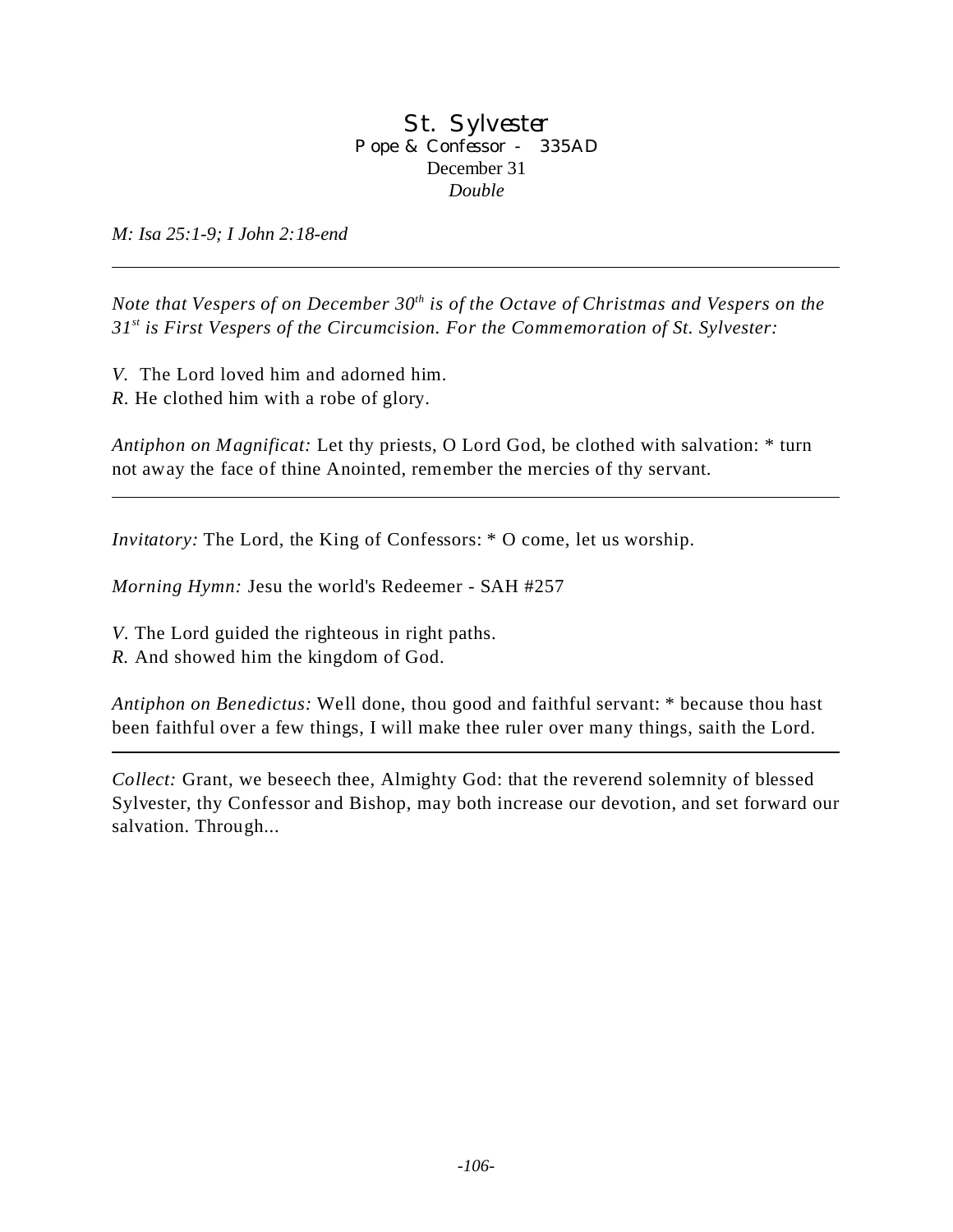# St. Sylvester

### Pope & Confessor - 335AD

December 31

*Double*

*M: Isa 25:1-9; I John 2:18-end*

---

*Note that Vespers of on December 30th is of the Octave of Christmas and Vespers on the 31st is First Vespers of the Circumcision. For the Commemoration of St. Sylvester:*

*V.* The Lord loved him and adorned him.
*R.* He clothed him with a robe of glory.

*Antiphon on Magnificat:* Let thy priests, O Lord God, be clothed with salvation: * turn not away the face of thine Anointed, remember the mercies of thy servant.

---

*Invitatory:* The Lord, the King of Confessors: * O come, let us worship.

*Morning Hymn:* Jesu the world's Redeemer - SAH #257

*V.* The Lord guided the righteous in right paths.
*R.* And showed him the kingdom of God.

*Antiphon on Benedictus:* Well done, thou good and faithful servant: * because thou hast been faithful over a few things, I will make thee ruler over many things, saith the Lord.

---

*Collect:* Grant, we beseech thee, Almighty God: that the reverend solemnity of blessed Sylvester, thy Confessor and Bishop, may both increase our devotion, and set forward our salvation. Through...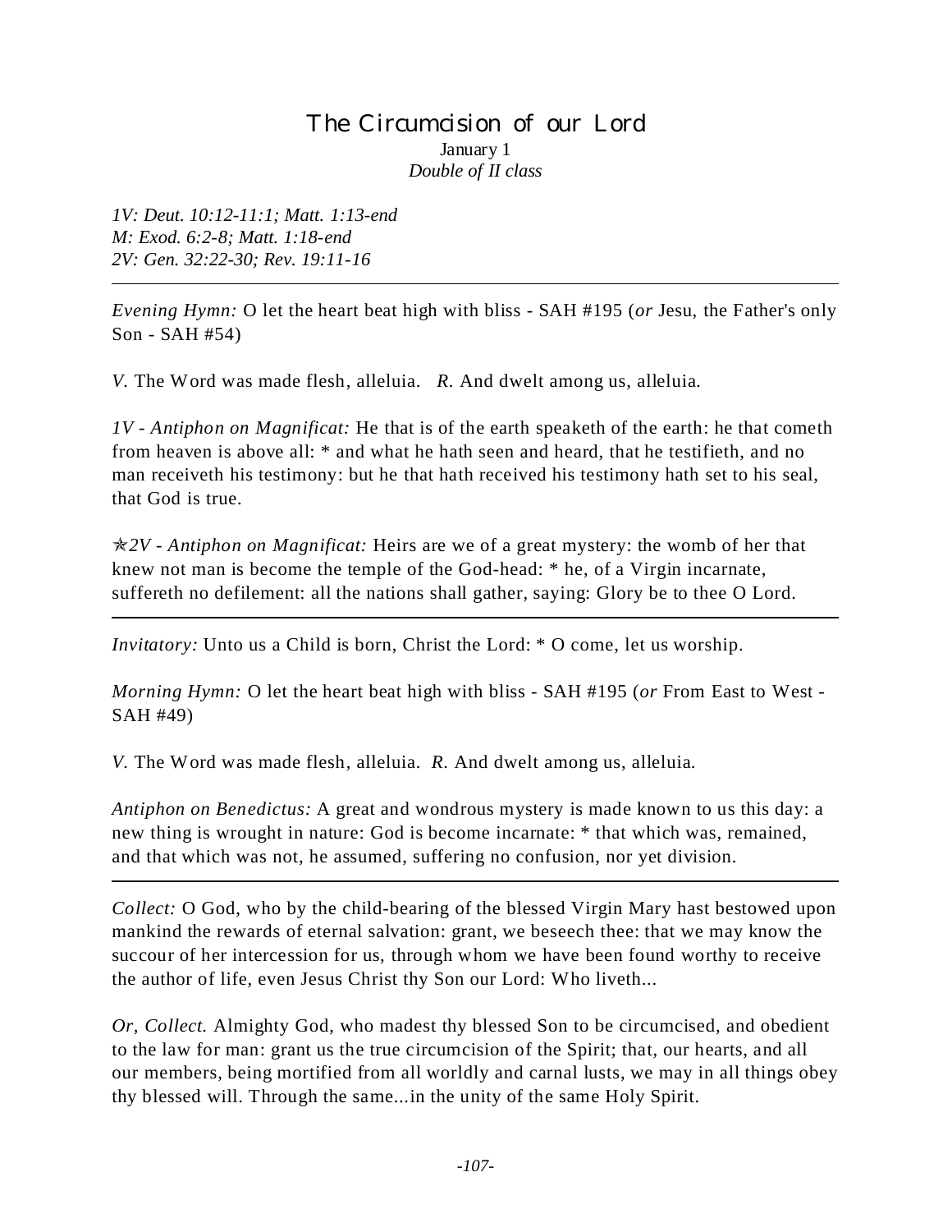# The Circumcision of our Lord

January 1

*Double of II class*

*1V: Deut. 10:12-11:1; Matt. 1:13-end*
*M: Exod. 6:2-8; Matt. 1:18-end*
*2V: Gen. 32:22-30; Rev. 19:11-16*

---

*Evening Hymn:* O let the heart beat high with bliss - SAH #195 (*or* Jesu, the Father's only Son - SAH #54)

*V.* The Word was made flesh, alleluia. *R.* And dwelt among us, alleluia.

*1V - Antiphon on Magnificat:* He that is of the earth speaketh of the earth: he that cometh from heaven is above all: * and what he hath seen and heard, that he testifieth, and no man receiveth his testimony: but he that hath received his testimony hath set to his seal, that God is true.

✯*2V - Antiphon on Magnificat:* Heirs are we of a great mystery: the womb of her that knew not man is become the temple of the God-head: * he, of a Virgin incarnate, suffereth no defilement: all the nations shall gather, saying: Glory be to thee O Lord.

---

*Invitatory:* Unto us a Child is born, Christ the Lord: * O come, let us worship.

*Morning Hymn:* O let the heart beat high with bliss - SAH #195 (*or* From East to West - SAH #49)

*V.* The Word was made flesh, alleluia. *R.* And dwelt among us, alleluia.

*Antiphon on Benedictus:* A great and wondrous mystery is made known to us this day: a new thing is wrought in nature: God is become incarnate: * that which was, remained, and that which was not, he assumed, suffering no confusion, nor yet division.

---

*Collect:* O God, who by the child-bearing of the blessed Virgin Mary hast bestowed upon mankind the rewards of eternal salvation: grant, we beseech thee: that we may know the succour of her intercession for us, through whom we have been found worthy to receive the author of life, even Jesus Christ thy Son our Lord: Who liveth...

*Or, Collect.* Almighty God, who madest thy blessed Son to be circumcised, and obedient to the law for man: grant us the true circumcision of the Spirit; that, our hearts, and all our members, being mortified from all worldly and carnal lusts, we may in all things obey thy blessed will. Through the same...in the unity of the same Holy Spirit.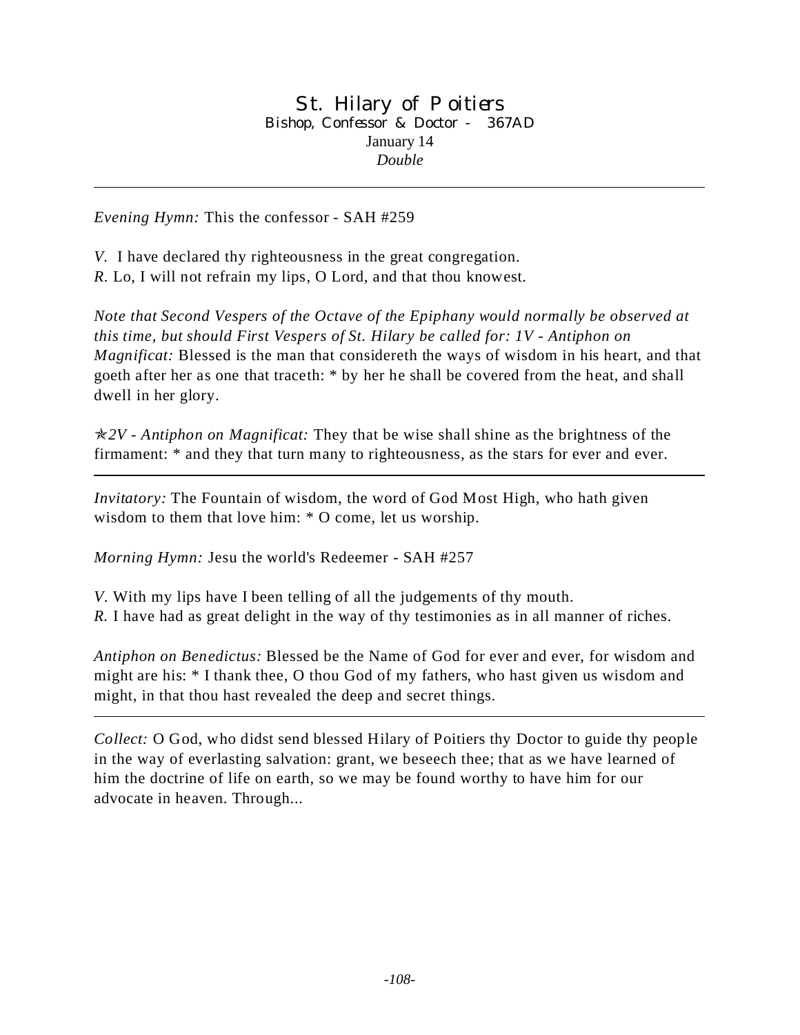# St. Hilary of Poitiers

Bishop, Confessor & Doctor - 367AD

January 14

*Double*

---

*Evening Hymn:* This the confessor - SAH #259

*V.* I have declared thy righteousness in the great congregation.
*R.* Lo, I will not refrain my lips, O Lord, and that thou knowest.

*Note that Second Vespers of the Octave of the Epiphany would normally be observed at this time, but should First Vespers of St. Hilary be called for: 1V - Antiphon on Magnificat:* Blessed is the man that considereth the ways of wisdom in his heart, and that goeth after her as one that traceth: * by her he shall be covered from the heat, and shall dwell in her glory.

✯*2V - Antiphon on Magnificat:* They that be wise shall shine as the brightness of the firmament: * and they that turn many to righteousness, as the stars for ever and ever.

---

*Invitatory:* The Fountain of wisdom, the word of God Most High, who hath given wisdom to them that love him: * O come, let us worship.

*Morning Hymn:* Jesu the world's Redeemer - SAH #257

*V.* With my lips have I been telling of all the judgements of thy mouth.
*R.* I have had as great delight in the way of thy testimonies as in all manner of riches.

*Antiphon on Benedictus:* Blessed be the Name of God for ever and ever, for wisdom and might are his: * I thank thee, O thou God of my fathers, who hast given us wisdom and might, in that thou hast revealed the deep and secret things.

---

*Collect:* O God, who didst send blessed Hilary of Poitiers thy Doctor to guide thy people in the way of everlasting salvation: grant, we beseech thee; that as we have learned of him the doctrine of life on earth, so we may be found worthy to have him for our advocate in heaven. Through...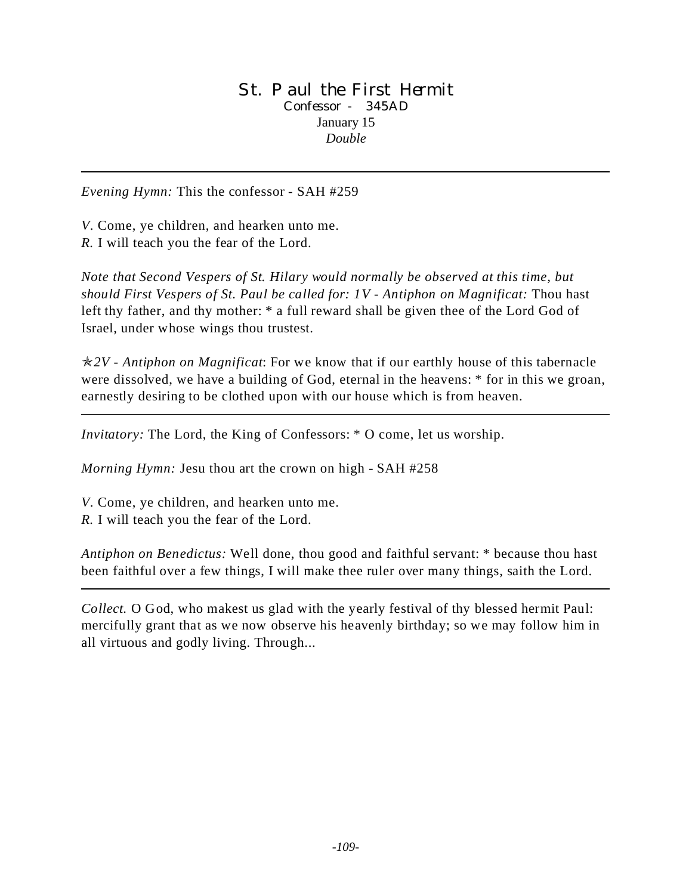# St. Paul the First Hermit

Confessor - 345AD

January 15

*Double*

---

*Evening Hymn:* This the confessor - SAH #259

*V.* Come, ye children, and hearken unto me.
*R.* I will teach you the fear of the Lord.

*Note that Second Vespers of St. Hilary would normally be observed at this time, but should First Vespers of St. Paul be called for: 1V - Antiphon on Magnificat:* Thou hast left thy father, and thy mother: * a full reward shall be given thee of the Lord God of Israel, under whose wings thou trustest.

✯*2V - Antiphon on Magnificat*: For we know that if our earthly house of this tabernacle were dissolved, we have a building of God, eternal in the heavens: * for in this we groan, earnestly desiring to be clothed upon with our house which is from heaven.

---

*Invitatory:* The Lord, the King of Confessors: * O come, let us worship.

*Morning Hymn:* Jesu thou art the crown on high - SAH #258

*V.* Come, ye children, and hearken unto me.
*R.* I will teach you the fear of the Lord.

*Antiphon on Benedictus:* Well done, thou good and faithful servant: * because thou hast been faithful over a few things, I will make thee ruler over many things, saith the Lord.

---

*Collect.* O God, who makest us glad with the yearly festival of thy blessed hermit Paul: mercifully grant that as we now observe his heavenly birthday; so we may follow him in all virtuous and godly living. Through...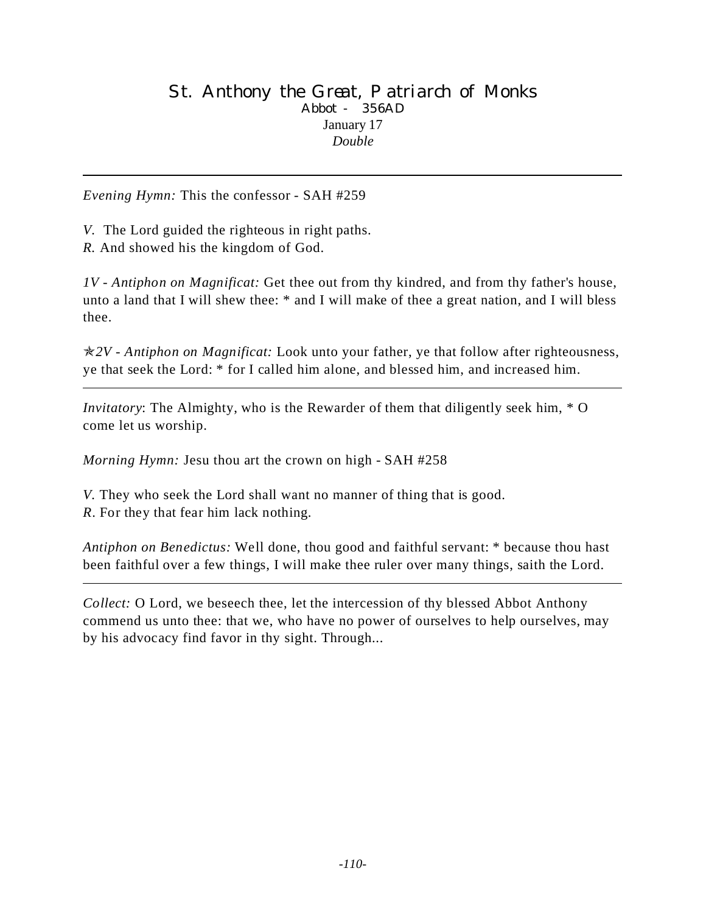# St. Anthony the Great, Patriarch of Monks

Abbot - 356AD

January 17

*Double*

---

*Evening Hymn:* This the confessor - SAH #259

*V.* The Lord guided the righteous in right paths.
*R.* And showed his the kingdom of God.

*1V - Antiphon on Magnificat:* Get thee out from thy kindred, and from thy father's house, unto a land that I will shew thee: * and I will make of thee a great nation, and I will bless thee.

✯*2V - Antiphon on Magnificat:* Look unto your father, ye that follow after righteousness, ye that seek the Lord: * for I called him alone, and blessed him, and increased him.

---

*Invitatory*: The Almighty, who is the Rewarder of them that diligently seek him, * O come let us worship.

*Morning Hymn:* Jesu thou art the crown on high - SAH #258

*V.* They who seek the Lord shall want no manner of thing that is good.
*R*. For they that fear him lack nothing.

*Antiphon on Benedictus:* Well done, thou good and faithful servant: * because thou hast been faithful over a few things, I will make thee ruler over many things, saith the Lord.

---

*Collect:* O Lord, we beseech thee, let the intercession of thy blessed Abbot Anthony commend us unto thee: that we, who have no power of ourselves to help ourselves, may by his advocacy find favor in thy sight. Through...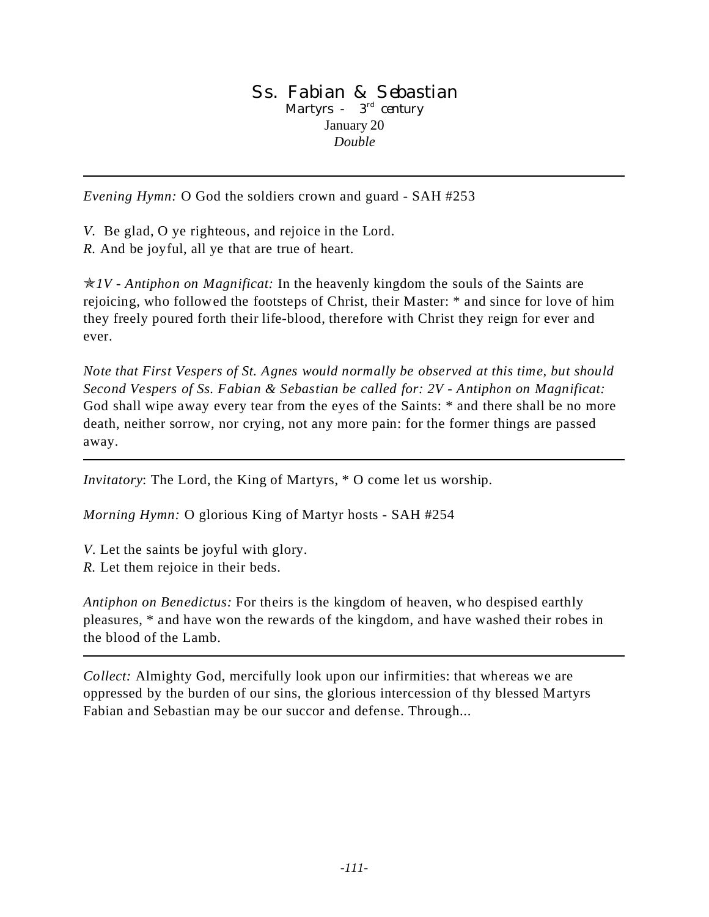# Ss. Fabian & Sebastian

Martyrs - 3rd century

January 20

*Double*

---

*Evening Hymn:* O God the soldiers crown and guard - SAH #253

*V.* Be glad, O ye righteous, and rejoice in the Lord.
*R.* And be joyful, all ye that are true of heart.

✯*1V - Antiphon on Magnificat:* In the heavenly kingdom the souls of the Saints are rejoicing, who followed the footsteps of Christ, their Master: * and since for love of him they freely poured forth their life-blood, therefore with Christ they reign for ever and ever.

*Note that First Vespers of St. Agnes would normally be observed at this time, but should Second Vespers of Ss. Fabian & Sebastian be called for: 2V - Antiphon on Magnificat:* God shall wipe away every tear from the eyes of the Saints: * and there shall be no more death, neither sorrow, nor crying, not any more pain: for the former things are passed away.

---

*Invitatory*: The Lord, the King of Martyrs, * O come let us worship.

*Morning Hymn:* O glorious King of Martyr hosts - SAH #254

*V.* Let the saints be joyful with glory.
*R.* Let them rejoice in their beds.

*Antiphon on Benedictus:* For theirs is the kingdom of heaven, who despised earthly pleasures, * and have won the rewards of the kingdom, and have washed their robes in the blood of the Lamb.

---

*Collect:* Almighty God, mercifully look upon our infirmities: that whereas we are oppressed by the burden of our sins, the glorious intercession of thy blessed Martyrs Fabian and Sebastian may be our succor and defense. Through...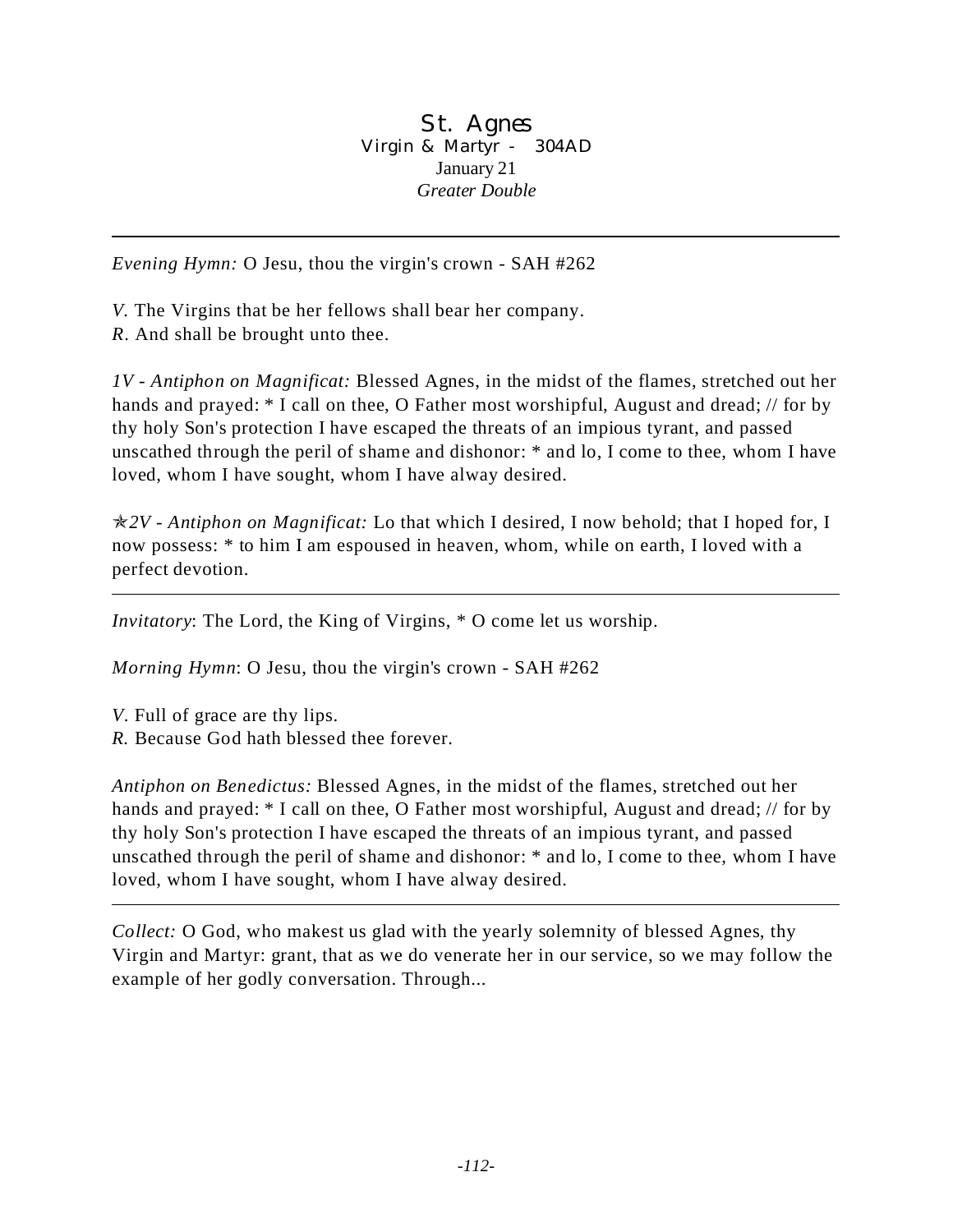# St. Agnes

Virgin & Martyr - 304AD

January 21

*Greater Double*

---

*Evening Hymn:* O Jesu, thou the virgin's crown - SAH #262

*V.* The Virgins that be her fellows shall bear her company.
*R*. And shall be brought unto thee.

*1V - Antiphon on Magnificat:* Blessed Agnes, in the midst of the flames, stretched out her hands and prayed: * I call on thee, O Father most worshipful, August and dread; // for by thy holy Son's protection I have escaped the threats of an impious tyrant, and passed unscathed through the peril of shame and dishonor: * and lo, I come to thee, whom I have loved, whom I have sought, whom I have alway desired.

✯*2V - Antiphon on Magnificat:* Lo that which I desired, I now behold; that I hoped for, I now possess: * to him I am espoused in heaven, whom, while on earth, I loved with a perfect devotion.

---

*Invitatory*: The Lord, the King of Virgins, * O come let us worship.

*Morning Hymn*: O Jesu, thou the virgin's crown - SAH #262

*V*. Full of grace are thy lips.
*R.* Because God hath blessed thee forever.

*Antiphon on Benedictus:* Blessed Agnes, in the midst of the flames, stretched out her hands and prayed: * I call on thee, O Father most worshipful, August and dread; // for by thy holy Son's protection I have escaped the threats of an impious tyrant, and passed unscathed through the peril of shame and dishonor: * and lo, I come to thee, whom I have loved, whom I have sought, whom I have alway desired.

---

*Collect:* O God, who makest us glad with the yearly solemnity of blessed Agnes, thy Virgin and Martyr: grant, that as we do venerate her in our service, so we may follow the example of her godly conversation. Through...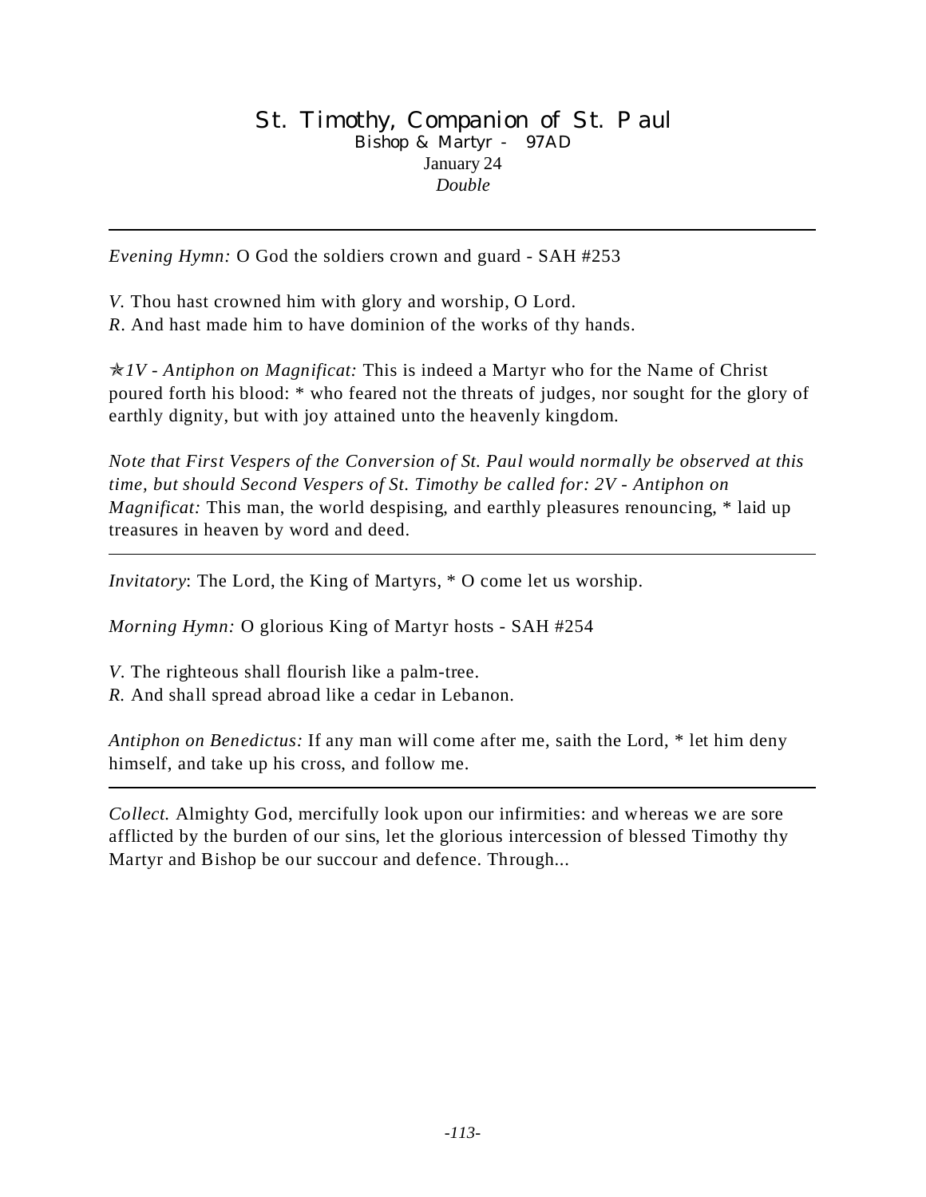# St. Timothy, Companion of St. Paul

Bishop & Martyr - 97AD

January 24

*Double*

---

*Evening Hymn:* O God the soldiers crown and guard - SAH #253

*V.* Thou hast crowned him with glory and worship, O Lord.
*R.* And hast made him to have dominion of the works of thy hands.

✯*1V - Antiphon on Magnificat:* This is indeed a Martyr who for the Name of Christ poured forth his blood: * who feared not the threats of judges, nor sought for the glory of earthly dignity, but with joy attained unto the heavenly kingdom.

*Note that First Vespers of the Conversion of St. Paul would normally be observed at this time, but should Second Vespers of St. Timothy be called for: 2V - Antiphon on Magnificat:* This man, the world despising, and earthly pleasures renouncing, * laid up treasures in heaven by word and deed.

---

*Invitatory*: The Lord, the King of Martyrs, * O come let us worship.

*Morning Hymn:* O glorious King of Martyr hosts - SAH #254

*V.* The righteous shall flourish like a palm-tree.
*R.* And shall spread abroad like a cedar in Lebanon.

*Antiphon on Benedictus:* If any man will come after me, saith the Lord, * let him deny himself, and take up his cross, and follow me.

---

*Collect.* Almighty God, mercifully look upon our infirmities: and whereas we are sore afflicted by the burden of our sins, let the glorious intercession of blessed Timothy thy Martyr and Bishop be our succour and defence. Through...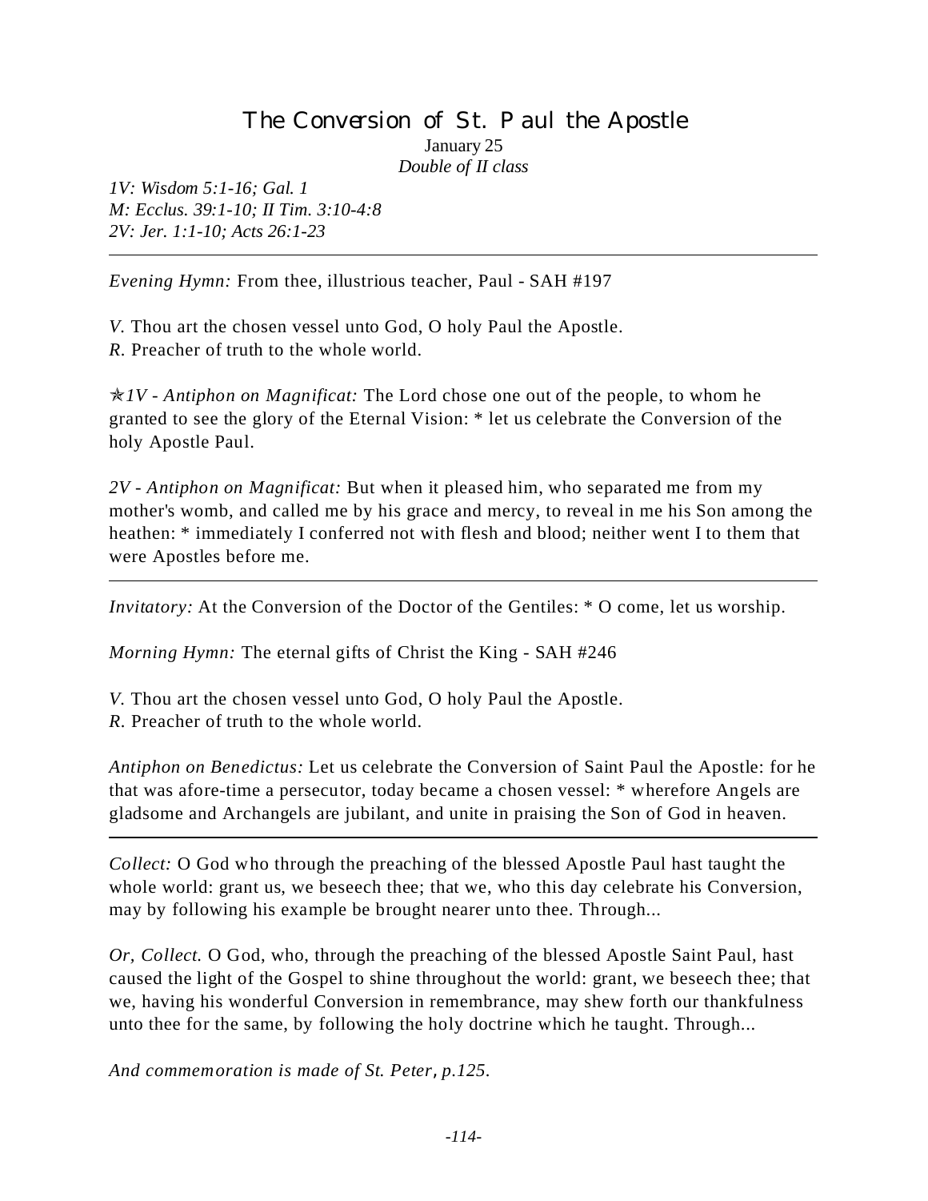# The Conversion of St. Paul the Apostle

January 25

*Double of II class*

*1V: Wisdom 5:1-16; Gal. 1*
*M: Ecclus. 39:1-10; II Tim. 3:10-4:8*
*2V: Jer. 1:1-10; Acts 26:1-23*

---

*Evening Hymn:* From thee, illustrious teacher, Paul - SAH #197

*V.* Thou art the chosen vessel unto God, O holy Paul the Apostle.
*R.* Preacher of truth to the whole world.

✯*1V - Antiphon on Magnificat:* The Lord chose one out of the people, to whom he granted to see the glory of the Eternal Vision: * let us celebrate the Conversion of the holy Apostle Paul.

*2V - Antiphon on Magnificat:* But when it pleased him, who separated me from my mother's womb, and called me by his grace and mercy, to reveal in me his Son among the heathen: * immediately I conferred not with flesh and blood; neither went I to them that were Apostles before me.

---

*Invitatory:* At the Conversion of the Doctor of the Gentiles: * O come, let us worship.

*Morning Hymn:* The eternal gifts of Christ the King - SAH #246

*V.* Thou art the chosen vessel unto God, O holy Paul the Apostle.
*R.* Preacher of truth to the whole world.

*Antiphon on Benedictus:* Let us celebrate the Conversion of Saint Paul the Apostle: for he that was afore-time a persecutor, today became a chosen vessel: * wherefore Angels are gladsome and Archangels are jubilant, and unite in praising the Son of God in heaven.

---

*Collect:* O God who through the preaching of the blessed Apostle Paul hast taught the whole world: grant us, we beseech thee; that we, who this day celebrate his Conversion, may by following his example be brought nearer unto thee. Through...

*Or, Collect.* O God, who, through the preaching of the blessed Apostle Saint Paul, hast caused the light of the Gospel to shine throughout the world: grant, we beseech thee; that we, having his wonderful Conversion in remembrance, may shew forth our thankfulness unto thee for the same, by following the holy doctrine which he taught. Through...

*And commemoration is made of St. Peter, p.125.*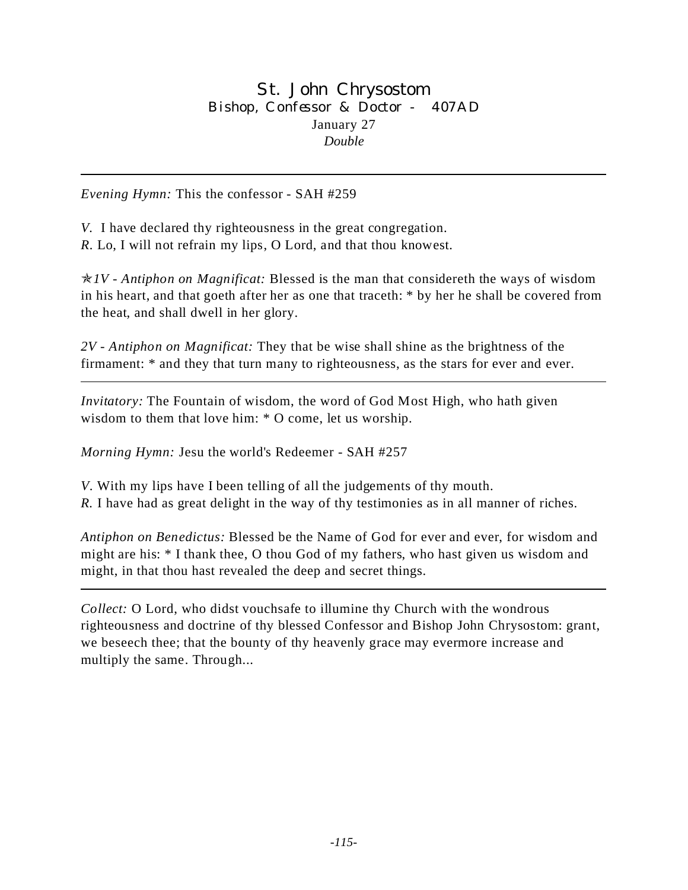# St. John Chrysostom

### Bishop, Confessor & Doctor - 407AD

January 27

*Double*

---

*Evening Hymn:* This the confessor - SAH #259

*V.* I have declared thy righteousness in the great congregation.
*R.* Lo, I will not refrain my lips, O Lord, and that thou knowest.

✯*1V - Antiphon on Magnificat:* Blessed is the man that considereth the ways of wisdom in his heart, and that goeth after her as one that traceth: * by her he shall be covered from the heat, and shall dwell in her glory.

*2V - Antiphon on Magnificat:* They that be wise shall shine as the brightness of the firmament: * and they that turn many to righteousness, as the stars for ever and ever.

---

*Invitatory:* The Fountain of wisdom, the word of God Most High, who hath given wisdom to them that love him: * O come, let us worship.

*Morning Hymn:* Jesu the world's Redeemer - SAH #257

*V.* With my lips have I been telling of all the judgements of thy mouth.
*R.* I have had as great delight in the way of thy testimonies as in all manner of riches.

*Antiphon on Benedictus:* Blessed be the Name of God for ever and ever, for wisdom and might are his: * I thank thee, O thou God of my fathers, who hast given us wisdom and might, in that thou hast revealed the deep and secret things.

---

*Collect:* O Lord, who didst vouchsafe to illumine thy Church with the wondrous righteousness and doctrine of thy blessed Confessor and Bishop John Chrysostom: grant, we beseech thee; that the bounty of thy heavenly grace may evermore increase and multiply the same. Through...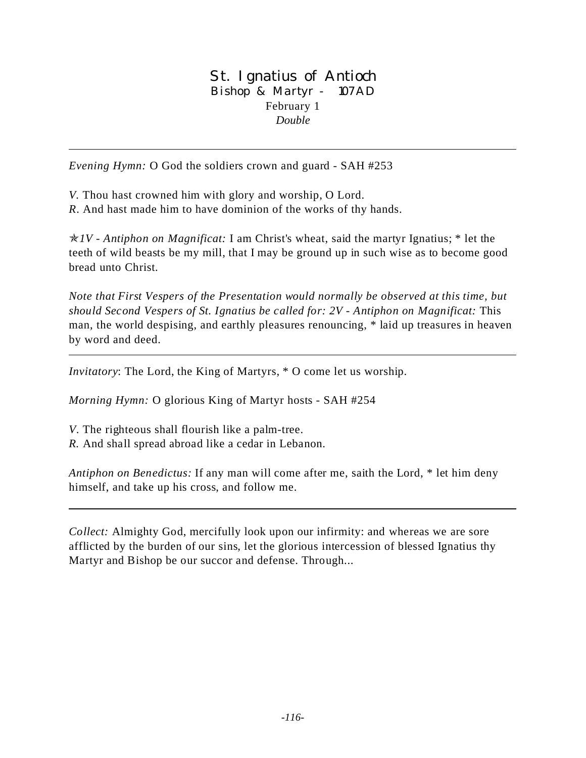# St. Ignatius of Antioch

### Bishop & Martyr - 107 AD

February 1

*Double*

---

*Evening Hymn:* O God the soldiers crown and guard - SAH #253

*V.* Thou hast crowned him with glory and worship, O Lord.
*R.* And hast made him to have dominion of the works of thy hands.

✯*1V - Antiphon on Magnificat:* I am Christ's wheat, said the martyr Ignatius; * let the teeth of wild beasts be my mill, that I may be ground up in such wise as to become good bread unto Christ.

*Note that First Vespers of the Presentation would normally be observed at this time, but should Second Vespers of St. Ignatius be called for: 2V - Antiphon on Magnificat:* This man, the world despising, and earthly pleasures renouncing, * laid up treasures in heaven by word and deed.

---

*Invitatory*: The Lord, the King of Martyrs, * O come let us worship.

*Morning Hymn:* O glorious King of Martyr hosts - SAH #254

*V.* The righteous shall flourish like a palm-tree.
*R.* And shall spread abroad like a cedar in Lebanon.

*Antiphon on Benedictus:* If any man will come after me, saith the Lord, * let him deny himself, and take up his cross, and follow me.

---

*Collect:* Almighty God, mercifully look upon our infirmity: and whereas we are sore afflicted by the burden of our sins, let the glorious intercession of blessed Ignatius thy Martyr and Bishop be our succor and defense. Through...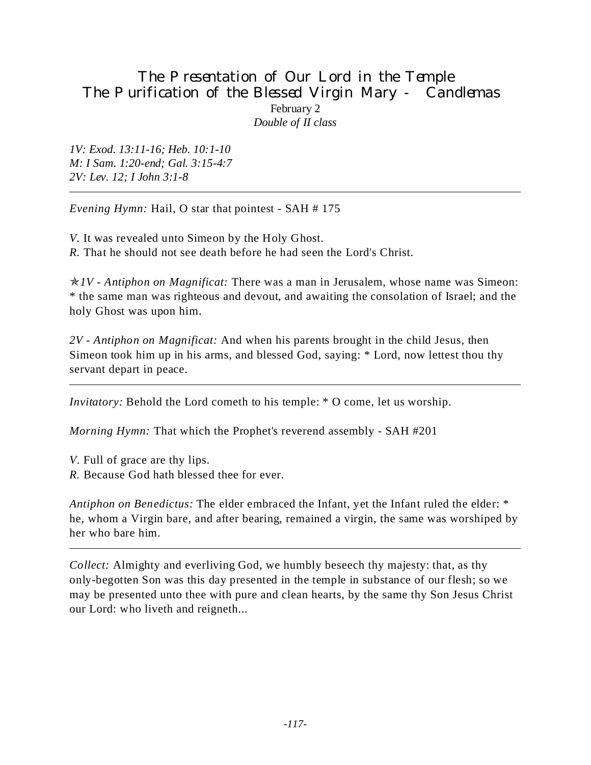# The Presentation of Our Lord in the Temple
# The Purification of the Blessed Virgin Mary - Candlemas

February 2

*Double of II class*

*1V: Exod. 13:11-16; Heb. 10:1-10*
*M: I Sam. 1:20-end; Gal. 3:15-4:7*
*2V: Lev. 12; I John 3:1-8*

---

*Evening Hymn:* Hail, O star that pointest - SAH # 175

*V.* It was revealed unto Simeon by the Holy Ghost.
*R.* That he should not see death before he had seen the Lord's Christ.

✯*1V - Antiphon on Magnificat:* There was a man in Jerusalem, whose name was Simeon: * the same man was righteous and devout, and awaiting the consolation of Israel; and the holy Ghost was upon him.

*2V - Antiphon on Magnificat:* And when his parents brought in the child Jesus, then Simeon took him up in his arms, and blessed God, saying: * Lord, now lettest thou thy servant depart in peace.

---

*Invitatory:* Behold the Lord cometh to his temple: * O come, let us worship.

*Morning Hymn:* That which the Prophet's reverend assembly - SAH #201

*V.* Full of grace are thy lips.
*R.* Because God hath blessed thee for ever.

*Antiphon on Benedictus:* The elder embraced the Infant, yet the Infant ruled the elder: * he, whom a Virgin bare, and after bearing, remained a virgin, the same was worshiped by her who bare him.

---

*Collect:* Almighty and everliving God, we humbly beseech thy majesty: that, as thy only-begotten Son was this day presented in the temple in substance of our flesh; so we may be presented unto thee with pure and clean hearts, by the same thy Son Jesus Christ our Lord: who liveth and reigneth...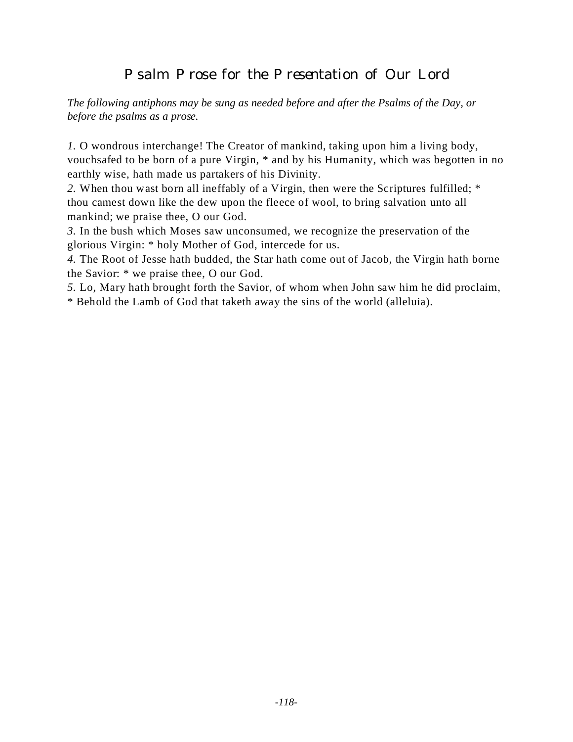# Psalm Prose for the Presentation of Our Lord

*The following antiphons may be sung as needed before and after the Psalms of the Day, or before the psalms as a prose.*

*1.* O wondrous interchange! The Creator of mankind, taking upon him a living body, vouchsafed to be born of a pure Virgin, * and by his Humanity, which was begotten in no earthly wise, hath made us partakers of his Divinity.
*2.* When thou wast born all ineffably of a Virgin, then were the Scriptures fulfilled; * thou camest down like the dew upon the fleece of wool, to bring salvation unto all mankind; we praise thee, O our God.
*3.* In the bush which Moses saw unconsumed, we recognize the preservation of the glorious Virgin: * holy Mother of God, intercede for us.
*4.* The Root of Jesse hath budded, the Star hath come out of Jacob, the Virgin hath borne the Savior: * we praise thee, O our God.
*5.* Lo, Mary hath brought forth the Savior, of whom when John saw him he did proclaim, * Behold the Lamb of God that taketh away the sins of the world (alleluia).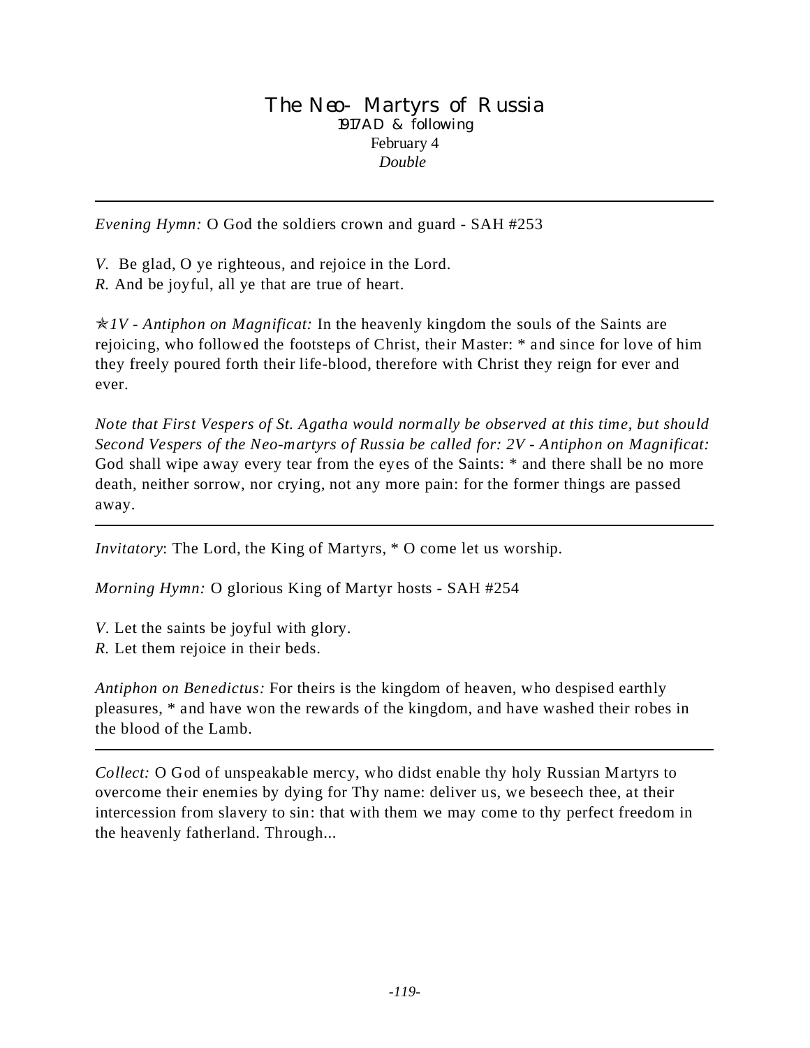# The Neo- Martyrs of Russia

1917 AD & following

February 4

*Double*

---

*Evening Hymn:* O God the soldiers crown and guard - SAH #253

*V.* Be glad, O ye righteous, and rejoice in the Lord.
*R.* And be joyful, all ye that are true of heart.

✯*1V - Antiphon on Magnificat:* In the heavenly kingdom the souls of the Saints are rejoicing, who followed the footsteps of Christ, their Master: * and since for love of him they freely poured forth their life-blood, therefore with Christ they reign for ever and ever.

*Note that First Vespers of St. Agatha would normally be observed at this time, but should Second Vespers of the Neo-martyrs of Russia be called for: 2V - Antiphon on Magnificat:* God shall wipe away every tear from the eyes of the Saints: * and there shall be no more death, neither sorrow, nor crying, not any more pain: for the former things are passed away.

---

*Invitatory*: The Lord, the King of Martyrs, * O come let us worship.

*Morning Hymn:* O glorious King of Martyr hosts - SAH #254

*V.* Let the saints be joyful with glory.
*R.* Let them rejoice in their beds.

*Antiphon on Benedictus:* For theirs is the kingdom of heaven, who despised earthly pleasures, * and have won the rewards of the kingdom, and have washed their robes in the blood of the Lamb.

---

*Collect:* O God of unspeakable mercy, who didst enable thy holy Russian Martyrs to overcome their enemies by dying for Thy name: deliver us, we beseech thee, at their intercession from slavery to sin: that with them we may come to thy perfect freedom in the heavenly fatherland. Through...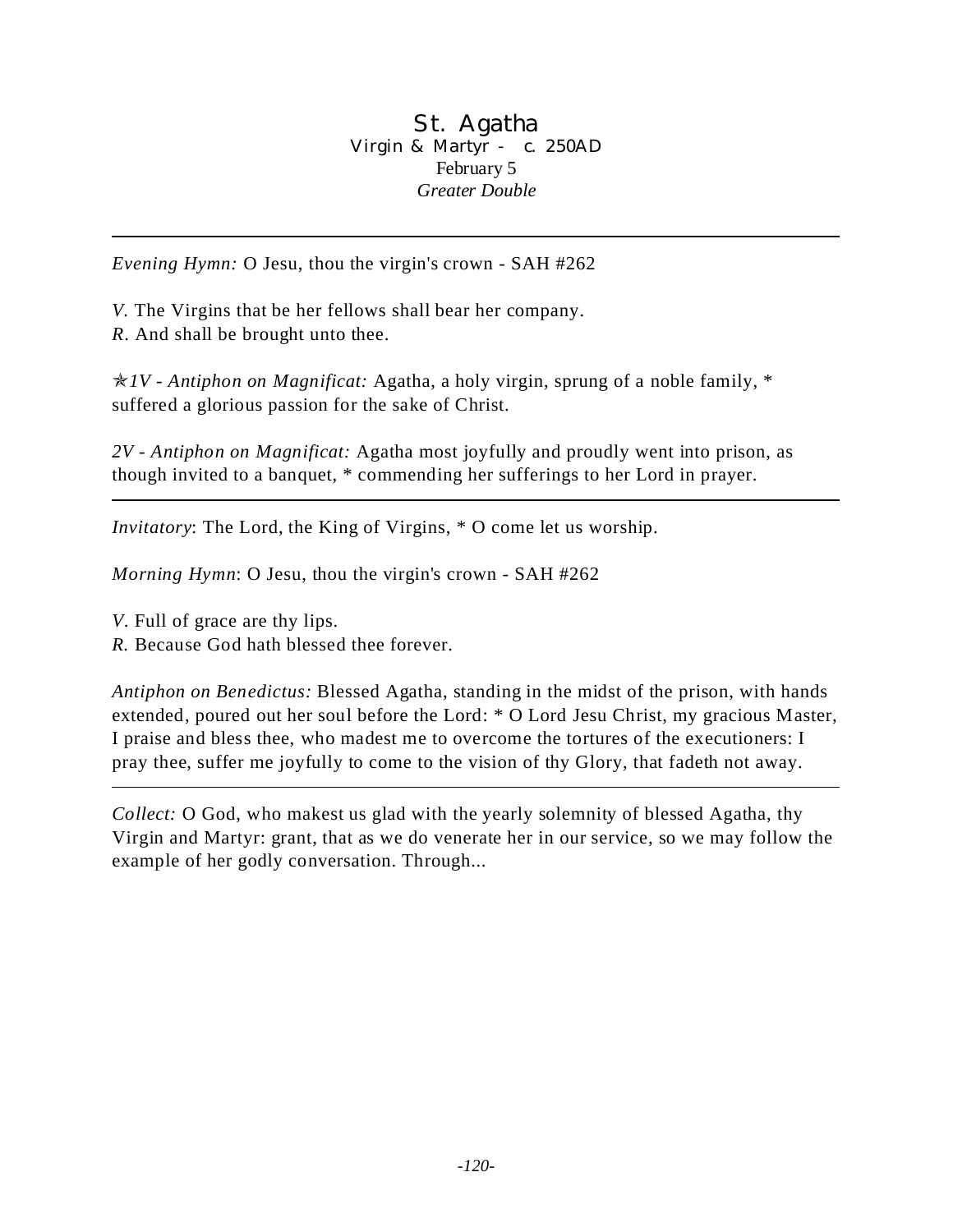# St. Agatha

Virgin & Martyr - c. 250AD

February 5

*Greater Double*

---

*Evening Hymn:* O Jesu, thou the virgin's crown - SAH #262

*V.* The Virgins that be her fellows shall bear her company.
*R.* And shall be brought unto thee.

✯*1V - Antiphon on Magnificat:* Agatha, a holy virgin, sprung of a noble family, * suffered a glorious passion for the sake of Christ.

*2V - Antiphon on Magnificat:* Agatha most joyfully and proudly went into prison, as though invited to a banquet, * commending her sufferings to her Lord in prayer.

---

*Invitatory*: The Lord, the King of Virgins, * O come let us worship.

*Morning Hymn*: O Jesu, thou the virgin's crown - SAH #262

*V.* Full of grace are thy lips.
*R.* Because God hath blessed thee forever.

*Antiphon on Benedictus:* Blessed Agatha, standing in the midst of the prison, with hands extended, poured out her soul before the Lord: * O Lord Jesu Christ, my gracious Master, I praise and bless thee, who madest me to overcome the tortures of the executioners: I pray thee, suffer me joyfully to come to the vision of thy Glory, that fadeth not away.

---

*Collect:* O God, who makest us glad with the yearly solemnity of blessed Agatha, thy Virgin and Martyr: grant, that as we do venerate her in our service, so we may follow the example of her godly conversation. Through...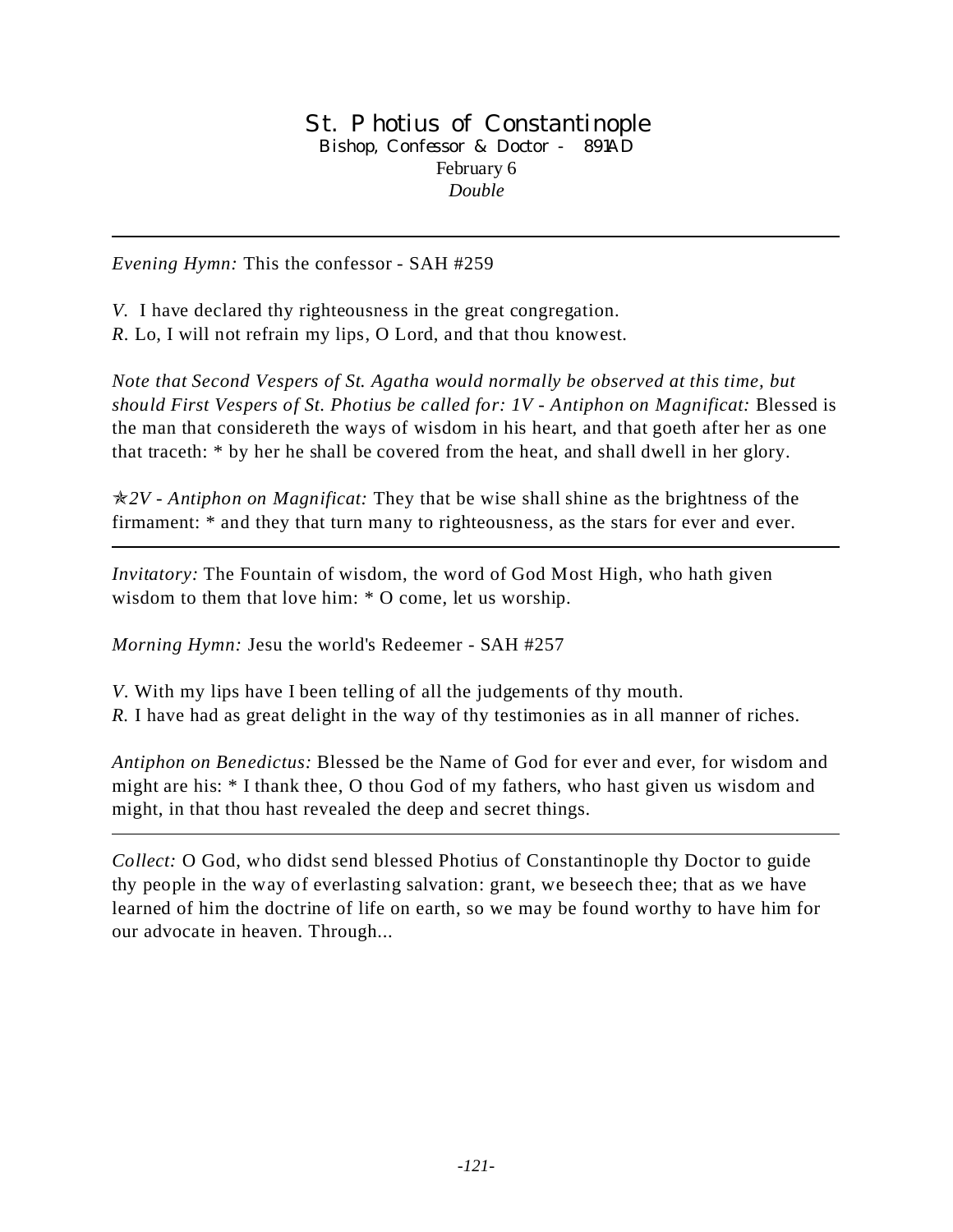# St. Photius of Constantinople

Bishop, Confessor & Doctor - 891AD

February 6

*Double*

---

*Evening Hymn:* This the confessor - SAH #259

*V.* I have declared thy righteousness in the great congregation.
*R.* Lo, I will not refrain my lips, O Lord, and that thou knowest.

*Note that Second Vespers of St. Agatha would normally be observed at this time, but should First Vespers of St. Photius be called for: 1V - Antiphon on Magnificat:* Blessed is the man that considereth the ways of wisdom in his heart, and that goeth after her as one that traceth: * by her he shall be covered from the heat, and shall dwell in her glory.

✯*2V - Antiphon on Magnificat:* They that be wise shall shine as the brightness of the firmament: * and they that turn many to righteousness, as the stars for ever and ever.

---

*Invitatory:* The Fountain of wisdom, the word of God Most High, who hath given wisdom to them that love him: * O come, let us worship.

*Morning Hymn:* Jesu the world's Redeemer - SAH #257

*V.* With my lips have I been telling of all the judgements of thy mouth.
*R.* I have had as great delight in the way of thy testimonies as in all manner of riches.

*Antiphon on Benedictus:* Blessed be the Name of God for ever and ever, for wisdom and might are his: * I thank thee, O thou God of my fathers, who hast given us wisdom and might, in that thou hast revealed the deep and secret things.

---

*Collect:* O God, who didst send blessed Photius of Constantinople thy Doctor to guide thy people in the way of everlasting salvation: grant, we beseech thee; that as we have learned of him the doctrine of life on earth, so we may be found worthy to have him for our advocate in heaven. Through...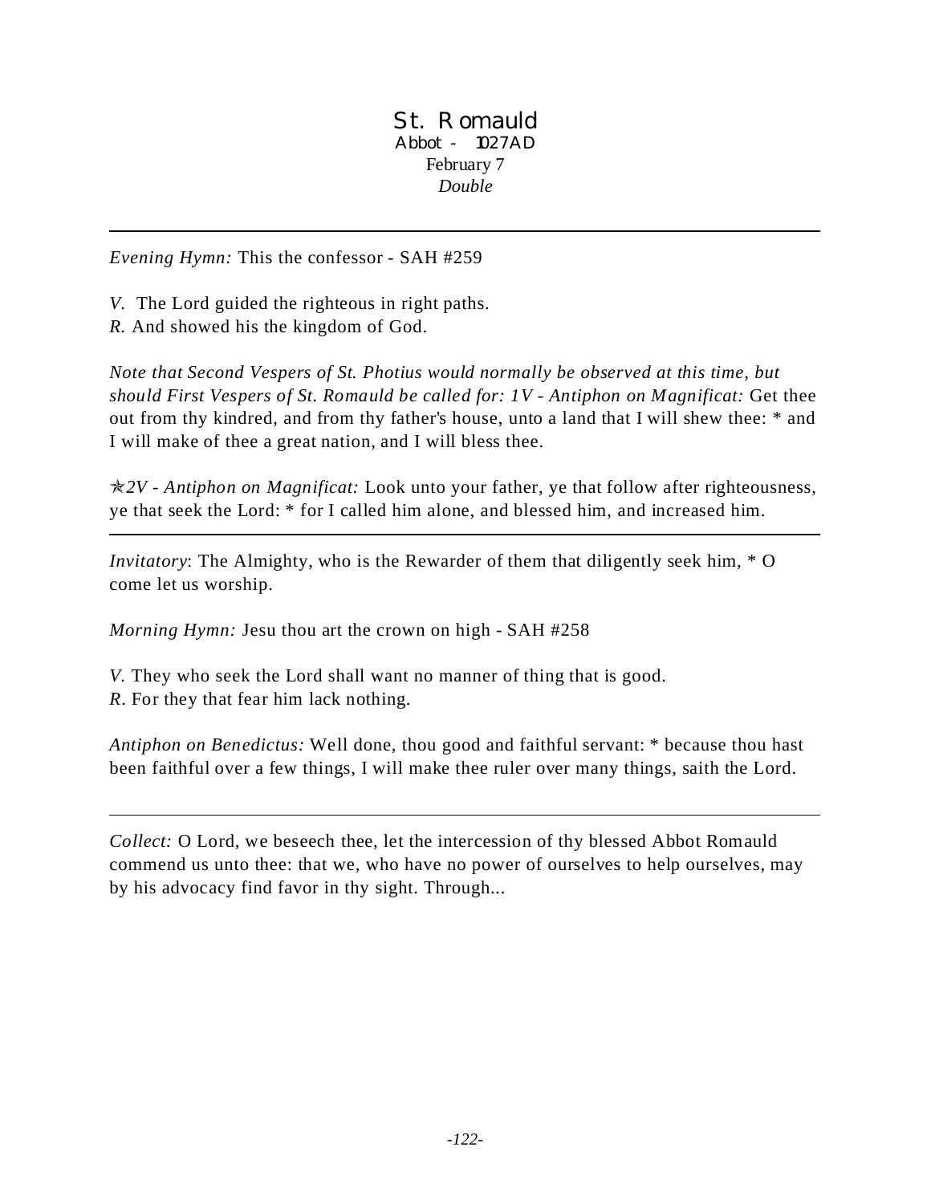# St. Romauld

Abbot - 1027AD

February 7

*Double*

---

*Evening Hymn:* This the confessor - SAH #259

*V.* The Lord guided the righteous in right paths.
*R.* And showed his the kingdom of God.

*Note that Second Vespers of St. Photius would normally be observed at this time, but should First Vespers of St. Romauld be called for: 1V - Antiphon on Magnificat:* Get thee out from thy kindred, and from thy father's house, unto a land that I will shew thee: * and I will make of thee a great nation, and I will bless thee.

✯*2V - Antiphon on Magnificat:* Look unto your father, ye that follow after righteousness, ye that seek the Lord: * for I called him alone, and blessed him, and increased him.

---

*Invitatory*: The Almighty, who is the Rewarder of them that diligently seek him, * O come let us worship.

*Morning Hymn:* Jesu thou art the crown on high - SAH #258

*V.* They who seek the Lord shall want no manner of thing that is good.
*R*. For they that fear him lack nothing.

*Antiphon on Benedictus:* Well done, thou good and faithful servant: * because thou hast been faithful over a few things, I will make thee ruler over many things, saith the Lord.

---

*Collect:* O Lord, we beseech thee, let the intercession of thy blessed Abbot Romauld commend us unto thee: that we, who have no power of ourselves to help ourselves, may by his advocacy find favor in thy sight. Through...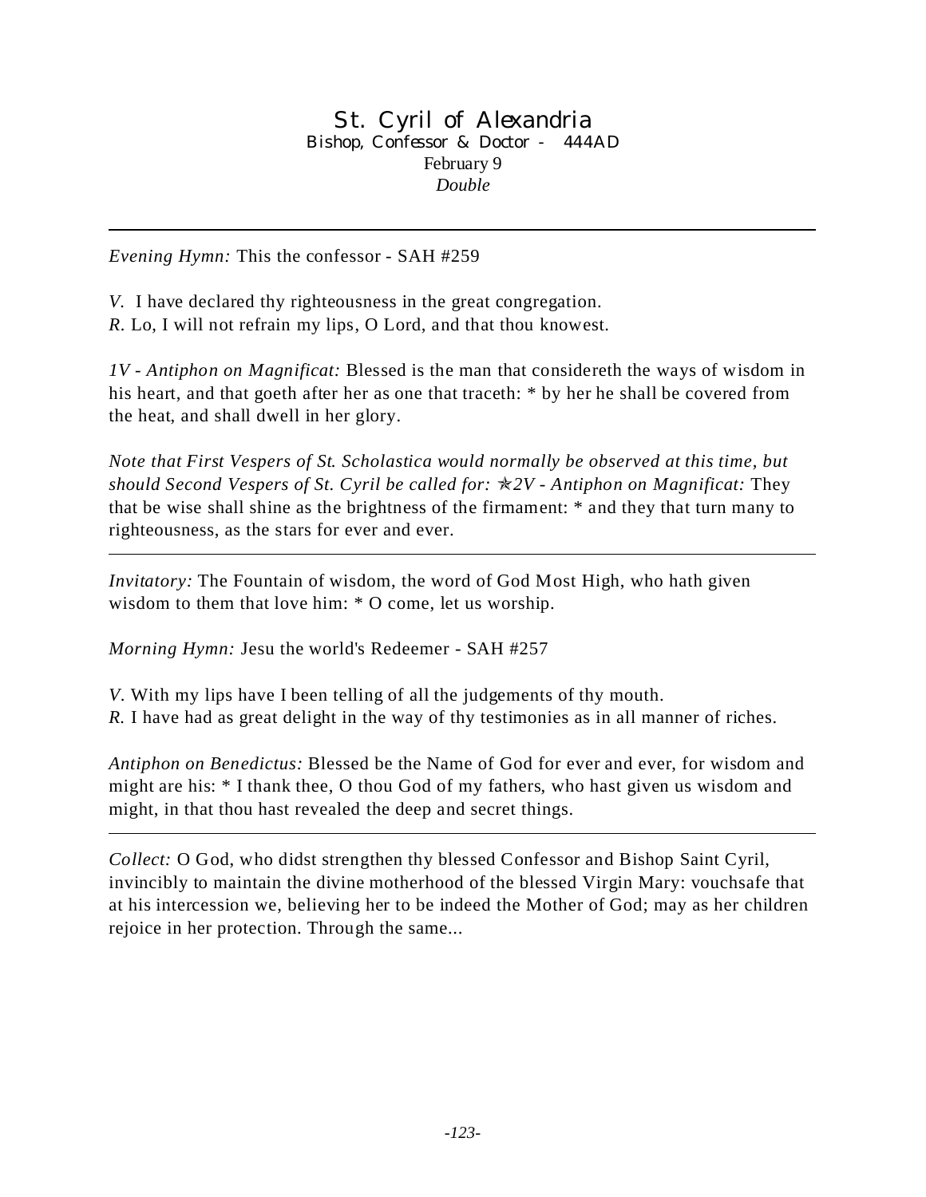# St. Cyril of Alexandria

Bishop, Confessor & Doctor - 444AD

February 9

*Double*

---

*Evening Hymn:* This the confessor - SAH #259

*V.* I have declared thy righteousness in the great congregation.
*R.* Lo, I will not refrain my lips, O Lord, and that thou knowest.

*1V - Antiphon on Magnificat:* Blessed is the man that considereth the ways of wisdom in his heart, and that goeth after her as one that traceth: * by her he shall be covered from the heat, and shall dwell in her glory.

*Note that First Vespers of St. Scholastica would normally be observed at this time, but should Second Vespers of St. Cyril be called for:* ✯*2V - Antiphon on Magnificat:* They that be wise shall shine as the brightness of the firmament: * and they that turn many to righteousness, as the stars for ever and ever.

---

*Invitatory:* The Fountain of wisdom, the word of God Most High, who hath given wisdom to them that love him: * O come, let us worship.

*Morning Hymn:* Jesu the world's Redeemer - SAH #257

*V.* With my lips have I been telling of all the judgements of thy mouth.
*R.* I have had as great delight in the way of thy testimonies as in all manner of riches.

*Antiphon on Benedictus:* Blessed be the Name of God for ever and ever, for wisdom and might are his: * I thank thee, O thou God of my fathers, who hast given us wisdom and might, in that thou hast revealed the deep and secret things.

---

*Collect:* O God, who didst strengthen thy blessed Confessor and Bishop Saint Cyril, invincibly to maintain the divine motherhood of the blessed Virgin Mary: vouchsafe that at his intercession we, believing her to be indeed the Mother of God; may as her children rejoice in her protection. Through the same...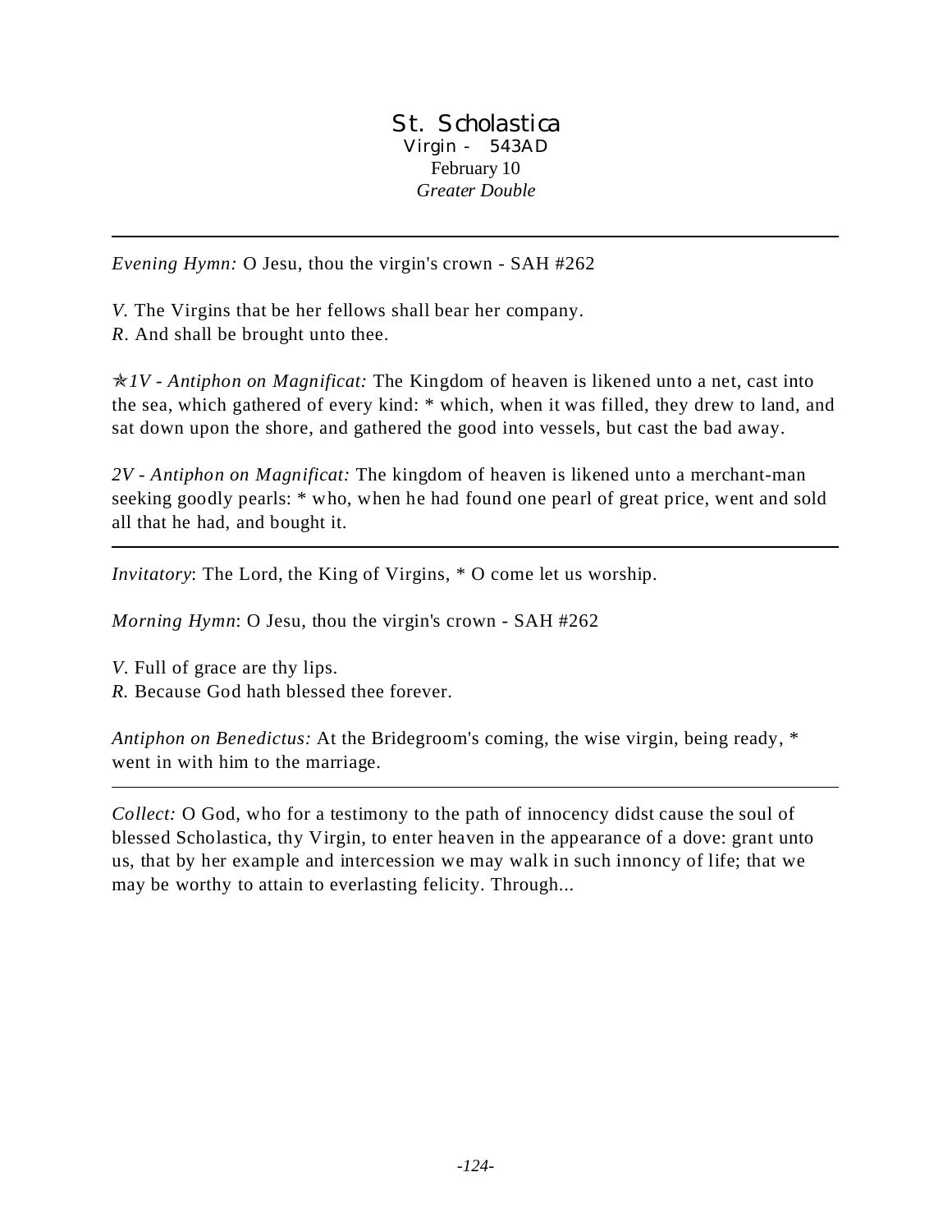# St. Scholastica

Virgin - 543AD

February 10

*Greater Double*

---

*Evening Hymn:* O Jesu, thou the virgin's crown - SAH #262

*V.* The Virgins that be her fellows shall bear her company.
*R.* And shall be brought unto thee.

✯*1V - Antiphon on Magnificat:* The Kingdom of heaven is likened unto a net, cast into the sea, which gathered of every kind: * which, when it was filled, they drew to land, and sat down upon the shore, and gathered the good into vessels, but cast the bad away.

*2V - Antiphon on Magnificat:* The kingdom of heaven is likened unto a merchant-man seeking goodly pearls: * who, when he had found one pearl of great price, went and sold all that he had, and bought it.

---

*Invitatory*: The Lord, the King of Virgins, * O come let us worship.

*Morning Hymn*: O Jesu, thou the virgin's crown - SAH #262

*V.* Full of grace are thy lips.
*R.* Because God hath blessed thee forever.

*Antiphon on Benedictus:* At the Bridegroom's coming, the wise virgin, being ready, * went in with him to the marriage.

---

*Collect:* O God, who for a testimony to the path of innocency didst cause the soul of blessed Scholastica, thy Virgin, to enter heaven in the appearance of a dove: grant unto us, that by her example and intercession we may walk in such innoncy of life; that we may be worthy to attain to everlasting felicity. Through...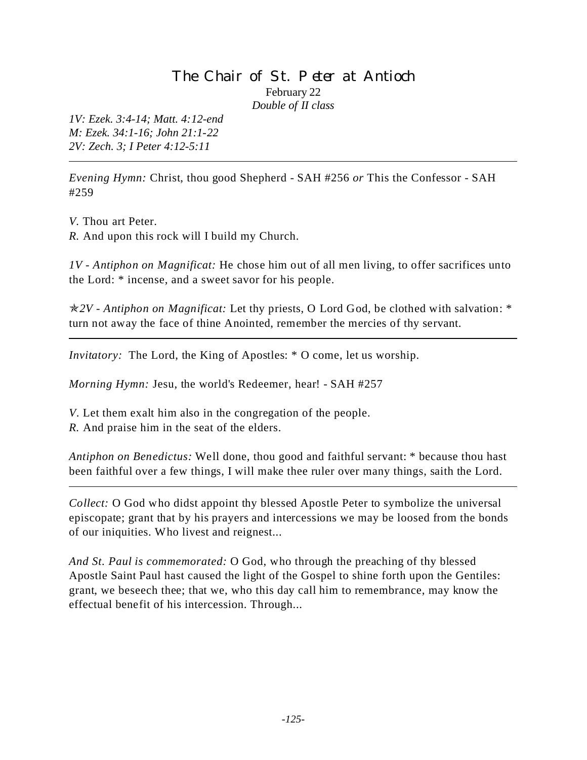# The Chair of St. Peter at Antioch

February 22

*Double of II class*

*1V: Ezek. 3:4-14; Matt. 4:12-end*
*M: Ezek. 34:1-16; John 21:1-22*
*2V: Zech. 3; I Peter 4:12-5:11*

---

*Evening Hymn:* Christ, thou good Shepherd - SAH #256 *or* This the Confessor - SAH #259

*V.* Thou art Peter.
*R.* And upon this rock will I build my Church.

*1V - Antiphon on Magnificat:* He chose him out of all men living, to offer sacrifices unto the Lord: * incense, and a sweet savor for his people.

✯*2V - Antiphon on Magnificat:* Let thy priests, O Lord God, be clothed with salvation: * turn not away the face of thine Anointed, remember the mercies of thy servant.

---

*Invitatory:* The Lord, the King of Apostles: * O come, let us worship.

*Morning Hymn:* Jesu, the world's Redeemer, hear! - SAH #257

*V.* Let them exalt him also in the congregation of the people.
*R.* And praise him in the seat of the elders.

*Antiphon on Benedictus:* Well done, thou good and faithful servant: * because thou hast been faithful over a few things, I will make thee ruler over many things, saith the Lord.

---

*Collect:* O God who didst appoint thy blessed Apostle Peter to symbolize the universal episcopate; grant that by his prayers and intercessions we may be loosed from the bonds of our iniquities. Who livest and reignest...

*And St. Paul is commemorated:* O God, who through the preaching of thy blessed Apostle Saint Paul hast caused the light of the Gospel to shine forth upon the Gentiles: grant, we beseech thee; that we, who this day call him to remembrance, may know the effectual benefit of his intercession. Through...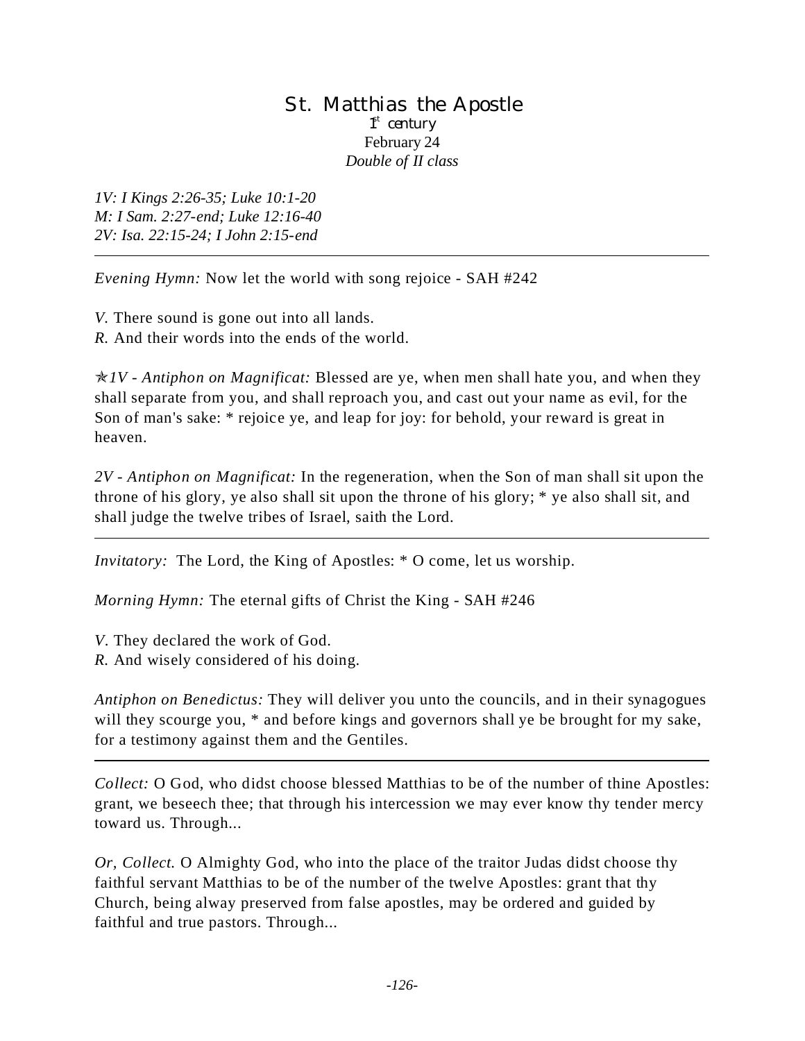# St. Matthias the Apostle

1st century

February 24

*Double of II class*

*1V: I Kings 2:26-35; Luke 10:1-20*
*M: I Sam. 2:27-end; Luke 12:16-40*
*2V: Isa. 22:15-24; I John 2:15-end*

---

*Evening Hymn:* Now let the world with song rejoice - SAH #242

*V.* There sound is gone out into all lands.
*R.* And their words into the ends of the world.

✯*1V - Antiphon on Magnificat:* Blessed are ye, when men shall hate you, and when they shall separate from you, and shall reproach you, and cast out your name as evil, for the Son of man's sake: * rejoice ye, and leap for joy: for behold, your reward is great in heaven.

*2V - Antiphon on Magnificat:* In the regeneration, when the Son of man shall sit upon the throne of his glory, ye also shall sit upon the throne of his glory; * ye also shall sit, and shall judge the twelve tribes of Israel, saith the Lord.

---

*Invitatory:* The Lord, the King of Apostles: * O come, let us worship.

*Morning Hymn:* The eternal gifts of Christ the King - SAH #246

*V.* They declared the work of God.
*R.* And wisely considered of his doing.

*Antiphon on Benedictus:* They will deliver you unto the councils, and in their synagogues will they scourge you, * and before kings and governors shall ye be brought for my sake, for a testimony against them and the Gentiles.

---

*Collect:* O God, who didst choose blessed Matthias to be of the number of thine Apostles: grant, we beseech thee; that through his intercession we may ever know thy tender mercy toward us. Through...

*Or, Collect.* O Almighty God, who into the place of the traitor Judas didst choose thy faithful servant Matthias to be of the number of the twelve Apostles: grant that thy Church, being alway preserved from false apostles, may be ordered and guided by faithful and true pastors. Through...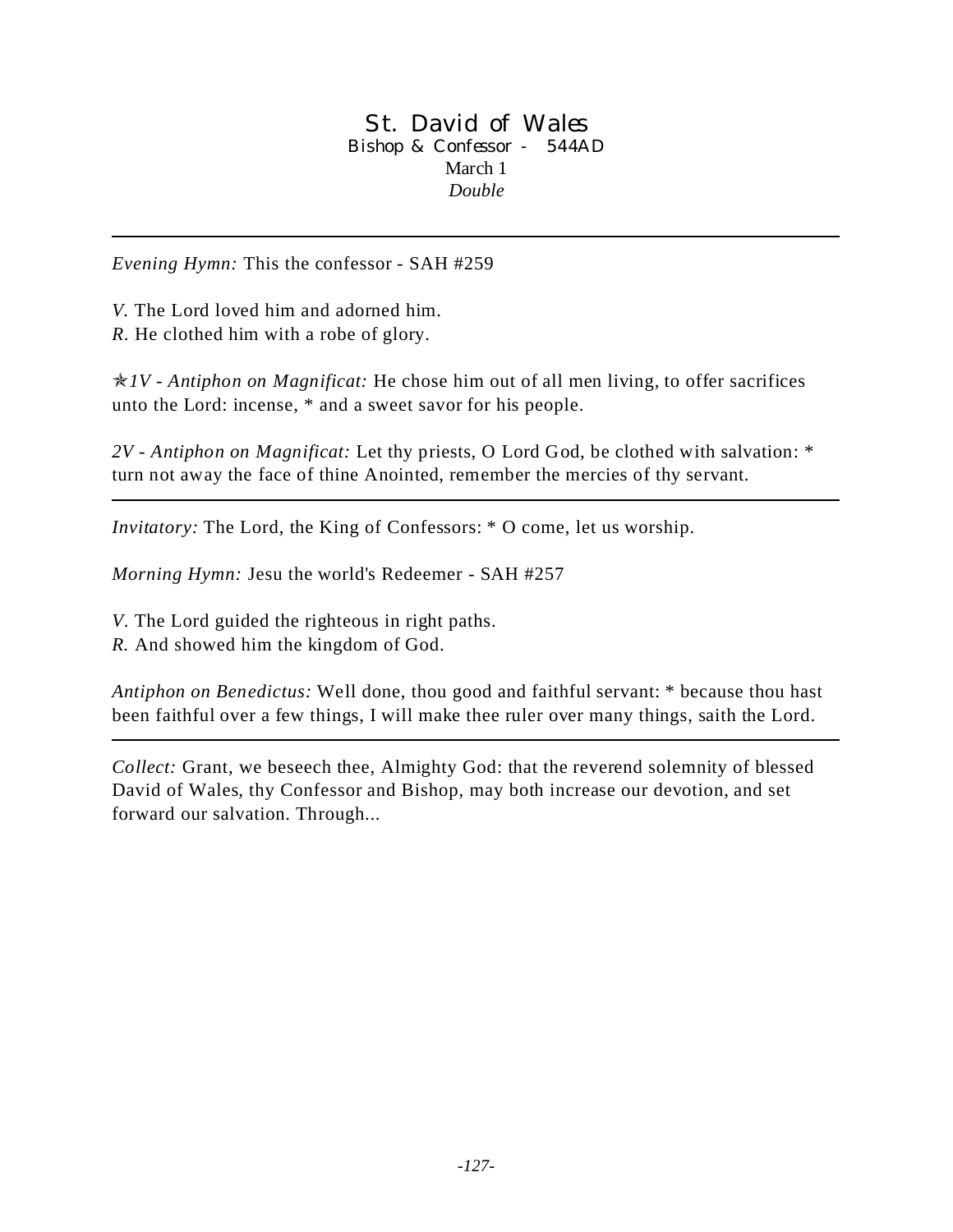# St. David of Wales

Bishop & Confessor - 544AD

March 1

*Double*

---

*Evening Hymn:* This the confessor - SAH #259

*V.* The Lord loved him and adorned him.
*R.* He clothed him with a robe of glory.

✯*1V - Antiphon on Magnificat:* He chose him out of all men living, to offer sacrifices unto the Lord: incense, * and a sweet savor for his people.

*2V - Antiphon on Magnificat:* Let thy priests, O Lord God, be clothed with salvation: * turn not away the face of thine Anointed, remember the mercies of thy servant.

---

*Invitatory:* The Lord, the King of Confessors: * O come, let us worship.

*Morning Hymn:* Jesu the world's Redeemer - SAH #257

*V.* The Lord guided the righteous in right paths.
*R.* And showed him the kingdom of God.

*Antiphon on Benedictus:* Well done, thou good and faithful servant: * because thou hast been faithful over a few things, I will make thee ruler over many things, saith the Lord.

---

*Collect:* Grant, we beseech thee, Almighty God: that the reverend solemnity of blessed David of Wales, thy Confessor and Bishop, may both increase our devotion, and set forward our salvation. Through...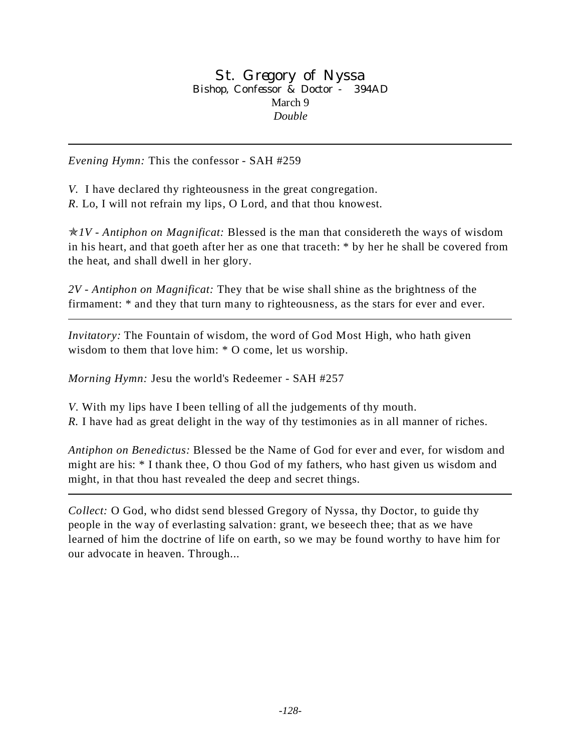# St. Gregory of Nyssa

Bishop, Confessor & Doctor - 394AD

March 9

*Double*

---

*Evening Hymn:* This the confessor - SAH #259

*V.* I have declared thy righteousness in the great congregation.
*R.* Lo, I will not refrain my lips, O Lord, and that thou knowest.

✯*1V - Antiphon on Magnificat:* Blessed is the man that considereth the ways of wisdom in his heart, and that goeth after her as one that traceth: * by her he shall be covered from the heat, and shall dwell in her glory.

*2V - Antiphon on Magnificat:* They that be wise shall shine as the brightness of the firmament: * and they that turn many to righteousness, as the stars for ever and ever.

---

*Invitatory:* The Fountain of wisdom, the word of God Most High, who hath given wisdom to them that love him: * O come, let us worship.

*Morning Hymn:* Jesu the world's Redeemer - SAH #257

*V.* With my lips have I been telling of all the judgements of thy mouth.
*R.* I have had as great delight in the way of thy testimonies as in all manner of riches.

*Antiphon on Benedictus:* Blessed be the Name of God for ever and ever, for wisdom and might are his: * I thank thee, O thou God of my fathers, who hast given us wisdom and might, in that thou hast revealed the deep and secret things.

---

*Collect:* O God, who didst send blessed Gregory of Nyssa, thy Doctor, to guide thy people in the way of everlasting salvation: grant, we beseech thee; that as we have learned of him the doctrine of life on earth, so we may be found worthy to have him for our advocate in heaven. Through...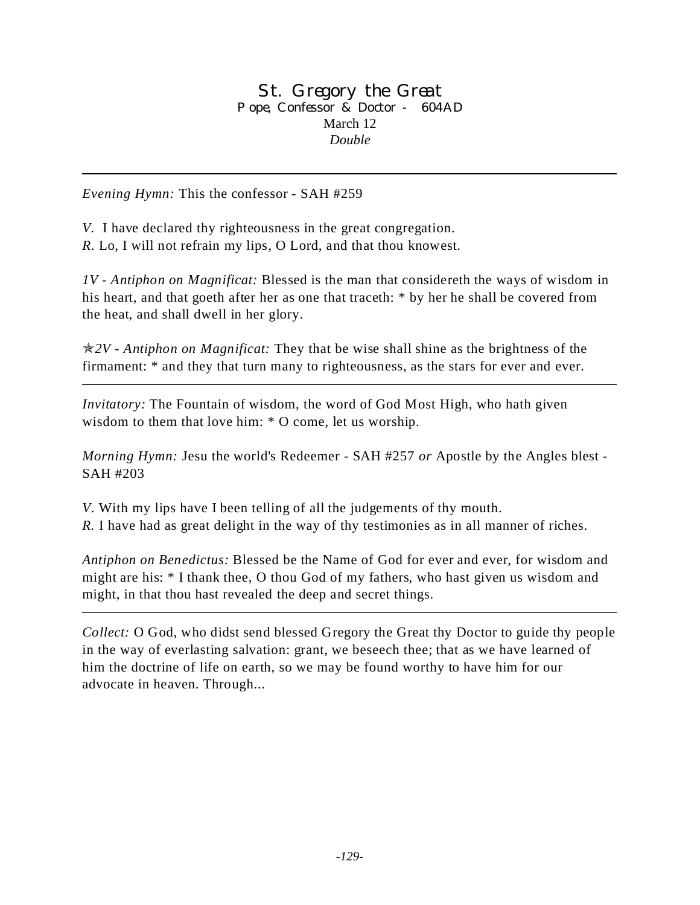# St. Gregory the Great

**Pope, Confessor & Doctor - 604AD**

March 12

*Double*

---

*Evening Hymn:* This the confessor - SAH #259

*V.* I have declared thy righteousness in the great congregation.
*R.* Lo, I will not refrain my lips, O Lord, and that thou knowest.

*1V - Antiphon on Magnificat:* Blessed is the man that considereth the ways of wisdom in his heart, and that goeth after her as one that traceth: * by her he shall be covered from the heat, and shall dwell in her glory.

✯*2V - Antiphon on Magnificat:* They that be wise shall shine as the brightness of the firmament: * and they that turn many to righteousness, as the stars for ever and ever.

---

*Invitatory:* The Fountain of wisdom, the word of God Most High, who hath given wisdom to them that love him: * O come, let us worship.

*Morning Hymn:* Jesu the world's Redeemer - SAH #257 *or* Apostle by the Angles blest - SAH #203

*V.* With my lips have I been telling of all the judgements of thy mouth.
*R.* I have had as great delight in the way of thy testimonies as in all manner of riches.

*Antiphon on Benedictus:* Blessed be the Name of God for ever and ever, for wisdom and might are his: * I thank thee, O thou God of my fathers, who hast given us wisdom and might, in that thou hast revealed the deep and secret things.

---

*Collect:* O God, who didst send blessed Gregory the Great thy Doctor to guide thy people in the way of everlasting salvation: grant, we beseech thee; that as we have learned of him the doctrine of life on earth, so we may be found worthy to have him for our advocate in heaven. Through...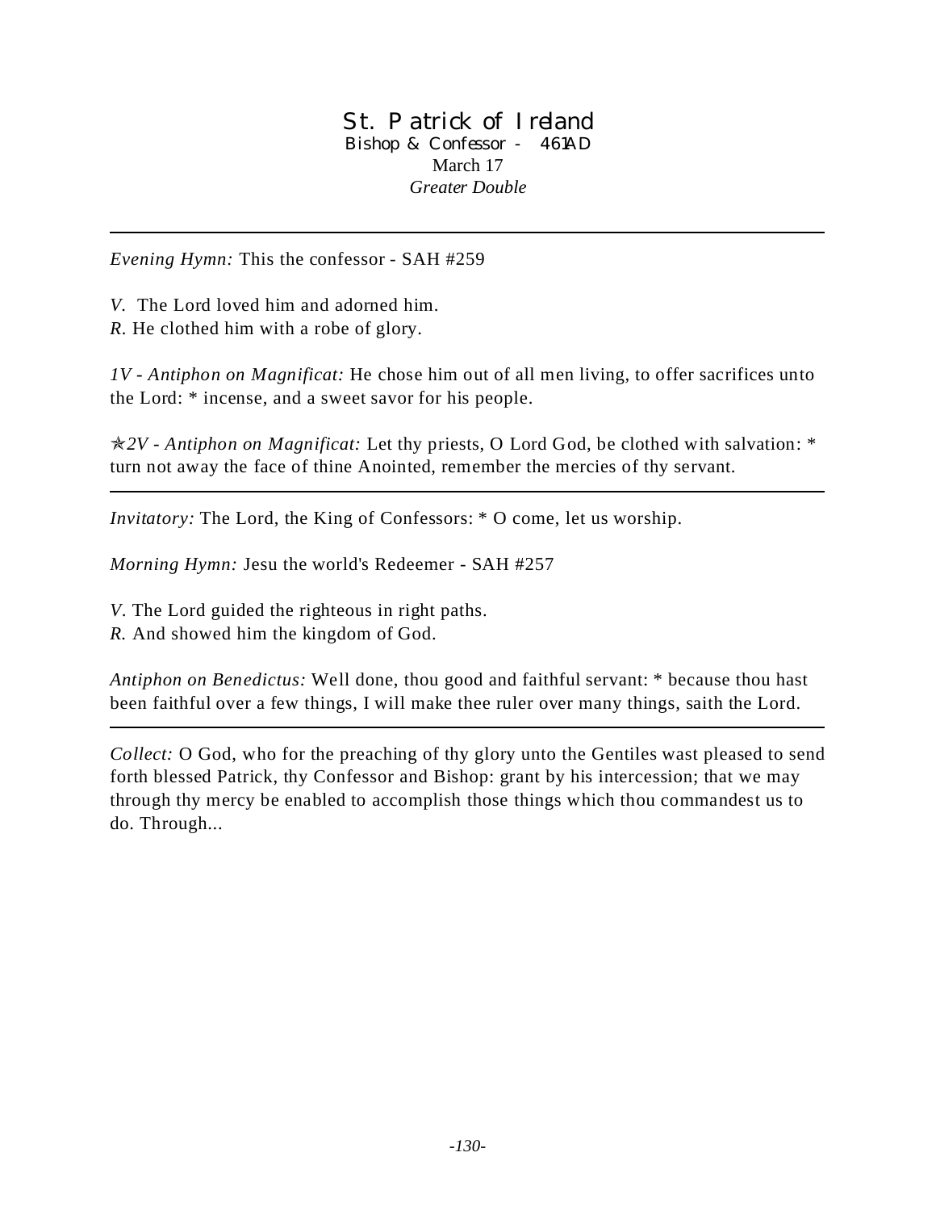# St. Patrick of Ireland

Bishop & Confessor - 461AD

March 17

*Greater Double*

---

*Evening Hymn:* This the confessor - SAH #259

*V.* The Lord loved him and adorned him.
*R.* He clothed him with a robe of glory.

*1V - Antiphon on Magnificat:* He chose him out of all men living, to offer sacrifices unto the Lord: * incense, and a sweet savor for his people.

✯*2V - Antiphon on Magnificat:* Let thy priests, O Lord God, be clothed with salvation: * turn not away the face of thine Anointed, remember the mercies of thy servant.

---

*Invitatory:* The Lord, the King of Confessors: * O come, let us worship.

*Morning Hymn:* Jesu the world's Redeemer - SAH #257

*V.* The Lord guided the righteous in right paths.
*R.* And showed him the kingdom of God.

*Antiphon on Benedictus:* Well done, thou good and faithful servant: * because thou hast been faithful over a few things, I will make thee ruler over many things, saith the Lord.

---

*Collect:* O God, who for the preaching of thy glory unto the Gentiles wast pleased to send forth blessed Patrick, thy Confessor and Bishop: grant by his intercession; that we may through thy mercy be enabled to accomplish those things which thou commandest us to do. Through...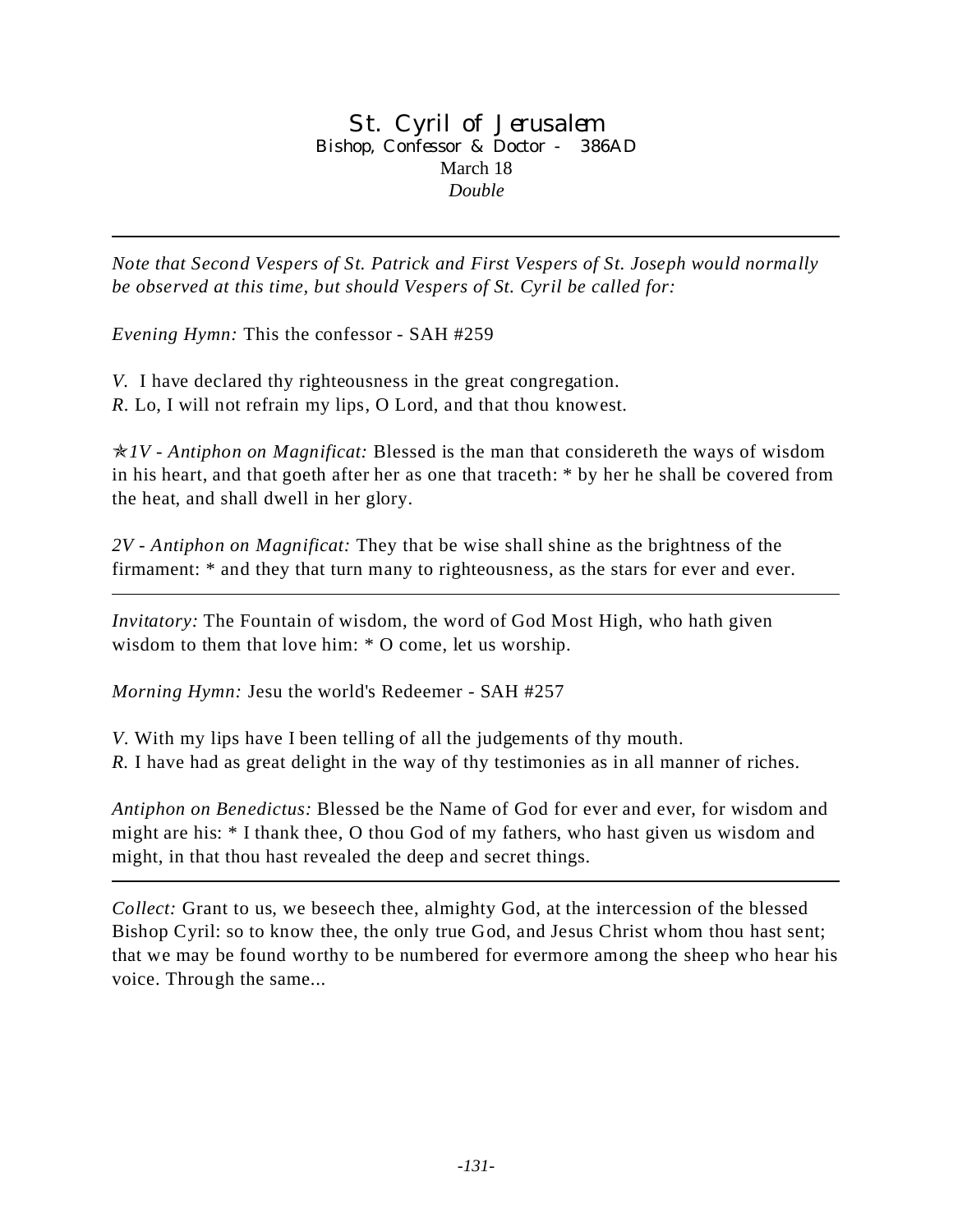# St. Cyril of Jerusalem

Bishop, Confessor & Doctor - 386AD

March 18

*Double*

---

*Note that Second Vespers of St. Patrick and First Vespers of St. Joseph would normally be observed at this time, but should Vespers of St. Cyril be called for:*

*Evening Hymn:* This the confessor - SAH #259

*V.* I have declared thy righteousness in the great congregation.
*R.* Lo, I will not refrain my lips, O Lord, and that thou knowest.

✯*1V - Antiphon on Magnificat:* Blessed is the man that considereth the ways of wisdom in his heart, and that goeth after her as one that traceth: * by her he shall be covered from the heat, and shall dwell in her glory.

*2V - Antiphon on Magnificat:* They that be wise shall shine as the brightness of the firmament: * and they that turn many to righteousness, as the stars for ever and ever.

---

*Invitatory:* The Fountain of wisdom, the word of God Most High, who hath given wisdom to them that love him: * O come, let us worship.

*Morning Hymn:* Jesu the world's Redeemer - SAH #257

*V.* With my lips have I been telling of all the judgements of thy mouth.
*R.* I have had as great delight in the way of thy testimonies as in all manner of riches.

*Antiphon on Benedictus:* Blessed be the Name of God for ever and ever, for wisdom and might are his: * I thank thee, O thou God of my fathers, who hast given us wisdom and might, in that thou hast revealed the deep and secret things.

---

*Collect:* Grant to us, we beseech thee, almighty God, at the intercession of the blessed Bishop Cyril: so to know thee, the only true God, and Jesus Christ whom thou hast sent; that we may be found worthy to be numbered for evermore among the sheep who hear his voice. Through the same...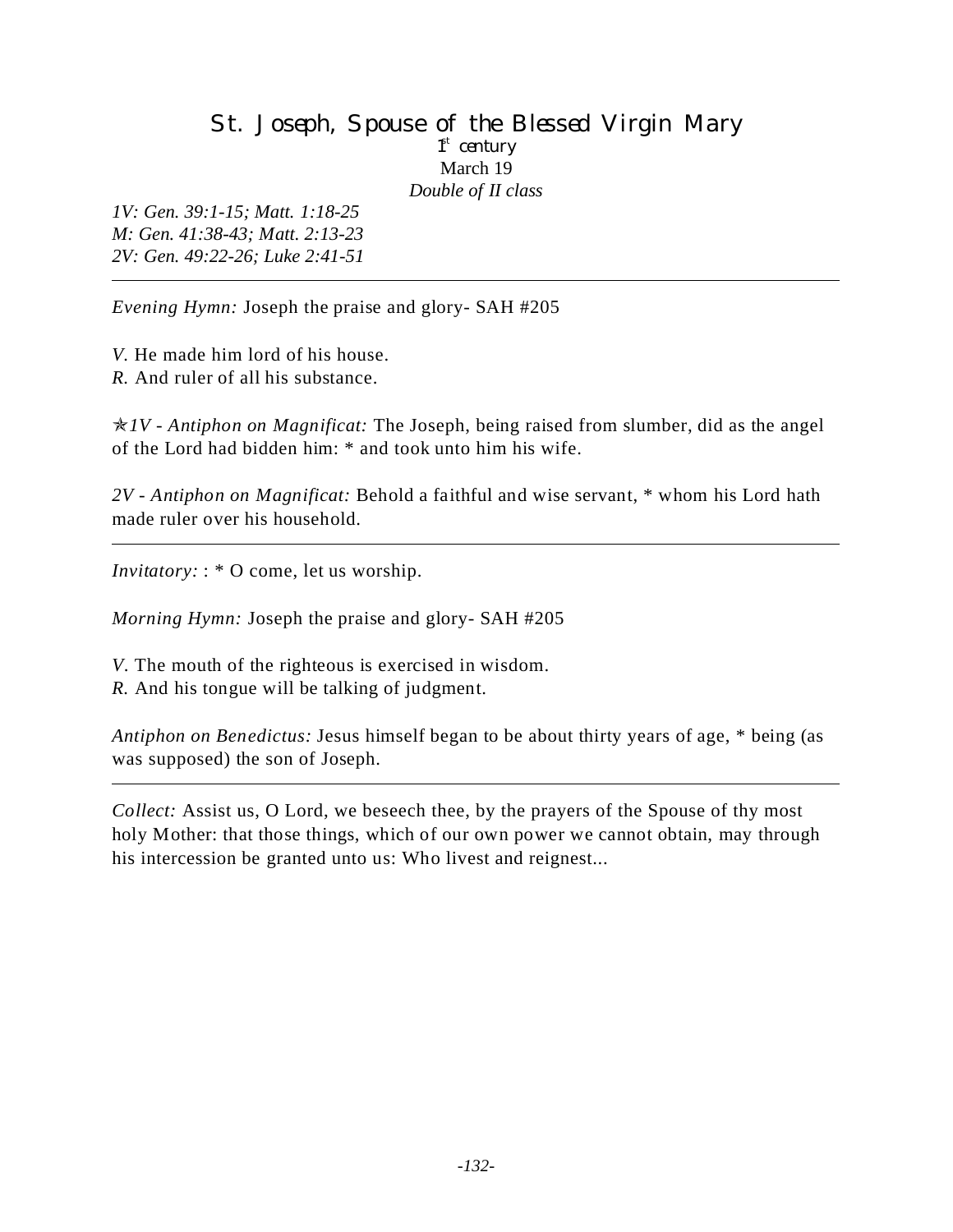# St. Joseph, Spouse of the Blessed Virgin Mary

1st century

March 19

*Double of II class*

*1V: Gen. 39:1-15; Matt. 1:18-25*
*M: Gen. 41:38-43; Matt. 2:13-23*
*2V: Gen. 49:22-26; Luke 2:41-51*

---

*Evening Hymn:* Joseph the praise and glory- SAH #205

*V.* He made him lord of his house.
*R.* And ruler of all his substance.

✯*1V - Antiphon on Magnificat:* The Joseph, being raised from slumber, did as the angel of the Lord had bidden him: * and took unto him his wife.

*2V - Antiphon on Magnificat:* Behold a faithful and wise servant, * whom his Lord hath made ruler over his household.

---

*Invitatory:* : * O come, let us worship.

*Morning Hymn:* Joseph the praise and glory- SAH #205

*V.* The mouth of the righteous is exercised in wisdom.
*R.* And his tongue will be talking of judgment.

*Antiphon on Benedictus:* Jesus himself began to be about thirty years of age, * being (as was supposed) the son of Joseph.

---

*Collect:* Assist us, O Lord, we beseech thee, by the prayers of the Spouse of thy most holy Mother: that those things, which of our own power we cannot obtain, may through his intercession be granted unto us: Who livest and reignest...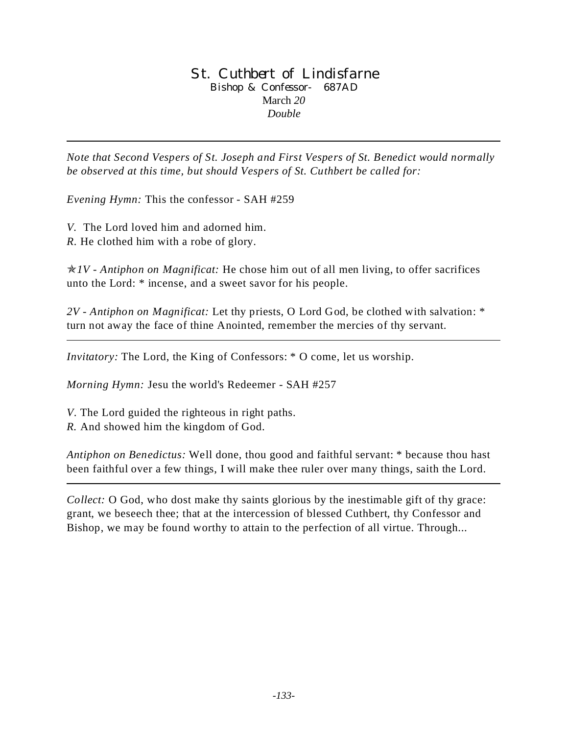# St. Cuthbert of Lindisfarne

Bishop & Confessor- 687AD

March *20*

*Double*

---

*Note that Second Vespers of St. Joseph and First Vespers of St. Benedict would normally be observed at this time, but should Vespers of St. Cuthbert be called for:*

*Evening Hymn:* This the confessor - SAH #259

*V.* The Lord loved him and adorned him.
*R.* He clothed him with a robe of glory.

✯*1V - Antiphon on Magnificat:* He chose him out of all men living, to offer sacrifices unto the Lord: * incense, and a sweet savor for his people.

*2V - Antiphon on Magnificat:* Let thy priests, O Lord God, be clothed with salvation: * turn not away the face of thine Anointed, remember the mercies of thy servant.

---

*Invitatory:* The Lord, the King of Confessors: * O come, let us worship.

*Morning Hymn:* Jesu the world's Redeemer - SAH #257

*V.* The Lord guided the righteous in right paths.
*R.* And showed him the kingdom of God.

*Antiphon on Benedictus:* Well done, thou good and faithful servant: * because thou hast been faithful over a few things, I will make thee ruler over many things, saith the Lord.

---

*Collect:* O God, who dost make thy saints glorious by the inestimable gift of thy grace: grant, we beseech thee; that at the intercession of blessed Cuthbert, thy Confessor and Bishop, we may be found worthy to attain to the perfection of all virtue. Through...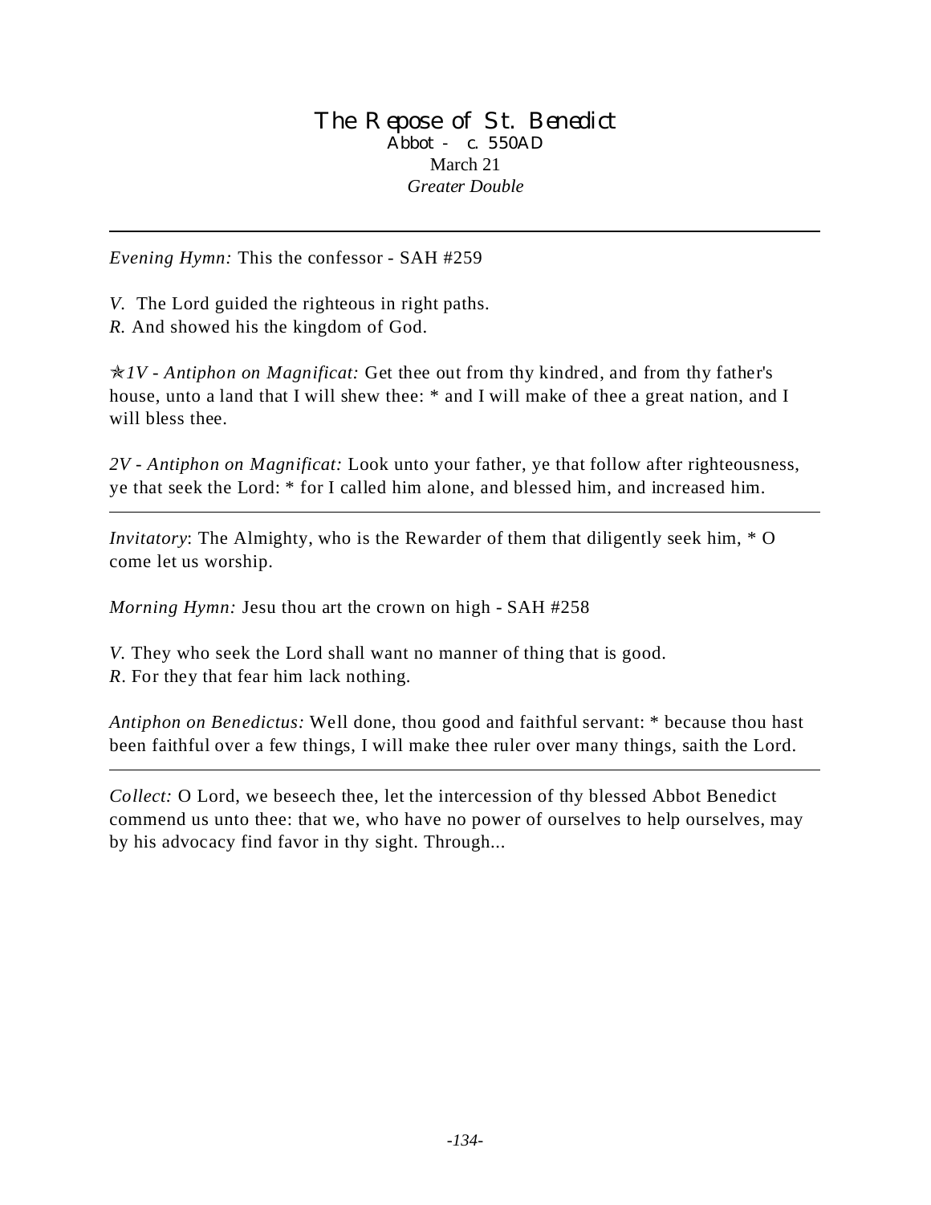# The Repose of St. Benedict

Abbot - c. 550AD

March 21

*Greater Double*

---

*Evening Hymn:* This the confessor - SAH #259

*V.* The Lord guided the righteous in right paths.
*R.* And showed his the kingdom of God.

✯*1V - Antiphon on Magnificat:* Get thee out from thy kindred, and from thy father's house, unto a land that I will shew thee: * and I will make of thee a great nation, and I will bless thee.

*2V - Antiphon on Magnificat:* Look unto your father, ye that follow after righteousness, ye that seek the Lord: * for I called him alone, and blessed him, and increased him.

---

*Invitatory*: The Almighty, who is the Rewarder of them that diligently seek him, * O come let us worship.

*Morning Hymn:* Jesu thou art the crown on high - SAH #258

*V.* They who seek the Lord shall want no manner of thing that is good.
*R*. For they that fear him lack nothing.

*Antiphon on Benedictus:* Well done, thou good and faithful servant: * because thou hast been faithful over a few things, I will make thee ruler over many things, saith the Lord.

---

*Collect:* O Lord, we beseech thee, let the intercession of thy blessed Abbot Benedict commend us unto thee: that we, who have no power of ourselves to help ourselves, may by his advocacy find favor in thy sight. Through...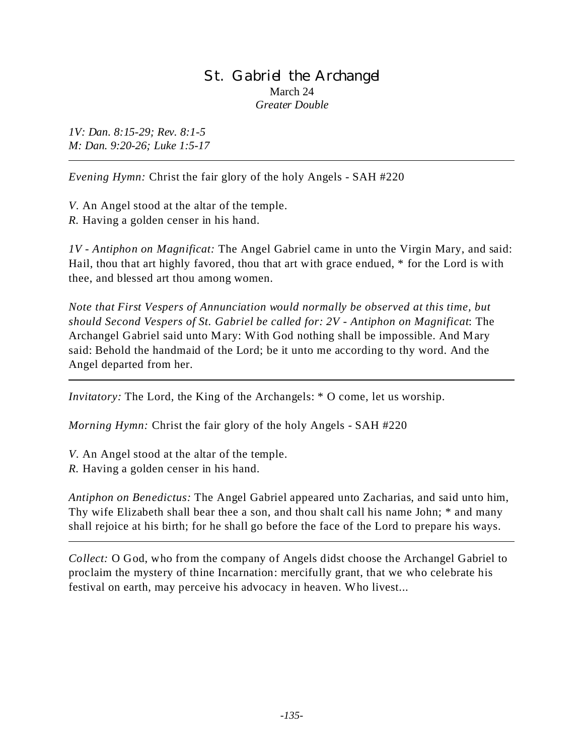# St. Gabriel the Archangel

March 24
*Greater Double*

*1V: Dan. 8:15-29; Rev. 8:1-5*
*M: Dan. 9:20-26; Luke 1:5-17*

---

*Evening Hymn:* Christ the fair glory of the holy Angels - SAH #220

*V.* An Angel stood at the altar of the temple.
*R.* Having a golden censer in his hand.

*1V - Antiphon on Magnificat:* The Angel Gabriel came in unto the Virgin Mary, and said: Hail, thou that art highly favored, thou that art with grace endued, * for the Lord is with thee, and blessed art thou among women.

*Note that First Vespers of Annunciation would normally be observed at this time, but should Second Vespers of St. Gabriel be called for: 2V - Antiphon on Magnificat*: The Archangel Gabriel said unto Mary: With God nothing shall be impossible. And Mary said: Behold the handmaid of the Lord; be it unto me according to thy word. And the Angel departed from her.

---

*Invitatory:* The Lord, the King of the Archangels: * O come, let us worship.

*Morning Hymn:* Christ the fair glory of the holy Angels - SAH #220

*V.* An Angel stood at the altar of the temple.
*R.* Having a golden censer in his hand.

*Antiphon on Benedictus:* The Angel Gabriel appeared unto Zacharias, and said unto him, Thy wife Elizabeth shall bear thee a son, and thou shalt call his name John; * and many shall rejoice at his birth; for he shall go before the face of the Lord to prepare his ways.

---

*Collect:* O God, who from the company of Angels didst choose the Archangel Gabriel to proclaim the mystery of thine Incarnation: mercifully grant, that we who celebrate his festival on earth, may perceive his advocacy in heaven. Who livest...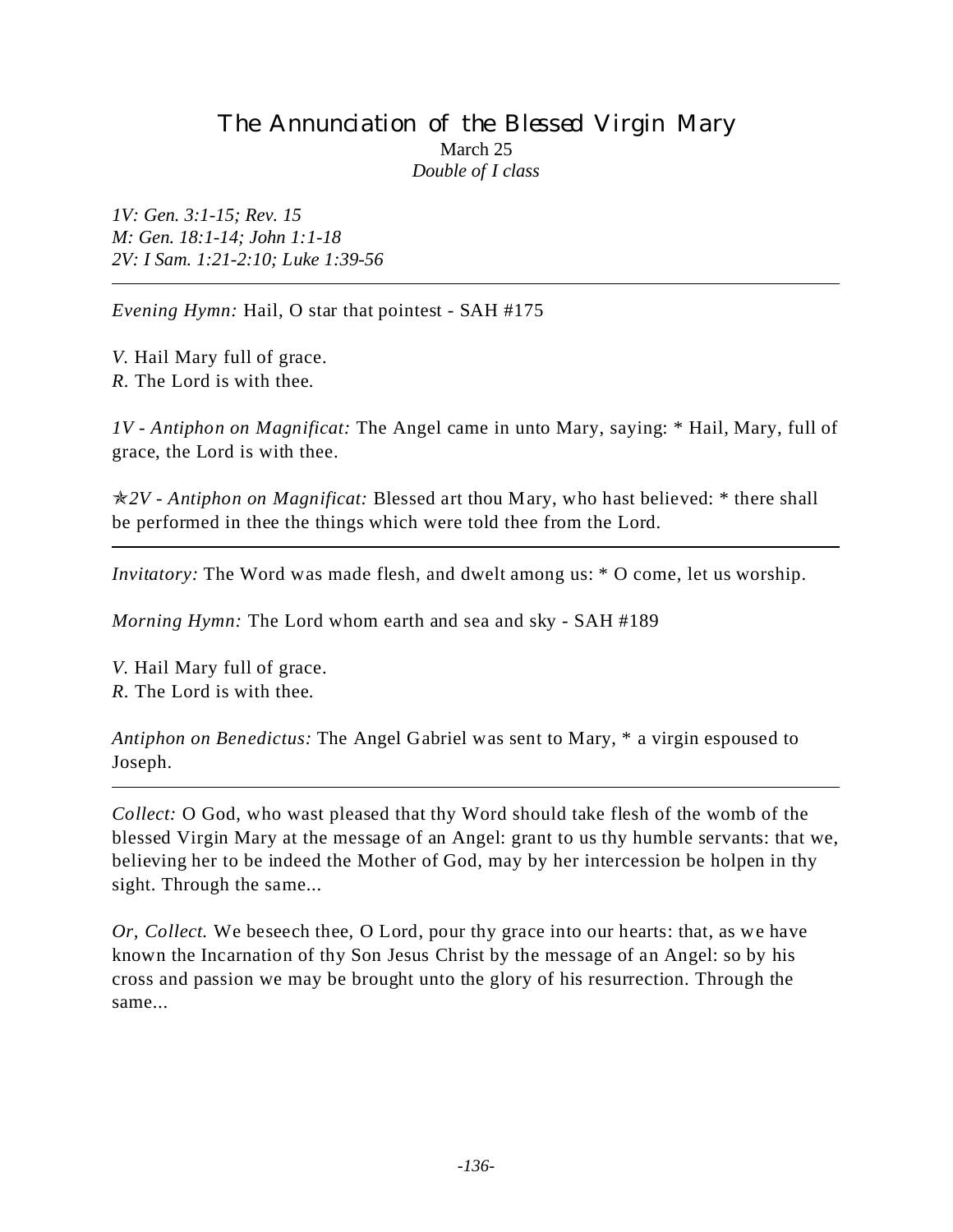# The Annunciation of the Blessed Virgin Mary

March 25

*Double of I class*

*1V: Gen. 3:1-15; Rev. 15*
*M: Gen. 18:1-14; John 1:1-18*
*2V: I Sam. 1:21-2:10; Luke 1:39-56*

---

*Evening Hymn:* Hail, O star that pointest - SAH #175

*V.* Hail Mary full of grace.
*R.* The Lord is with thee.

*1V - Antiphon on Magnificat:* The Angel came in unto Mary, saying: * Hail, Mary, full of grace, the Lord is with thee.

✯*2V - Antiphon on Magnificat:* Blessed art thou Mary, who hast believed: * there shall be performed in thee the things which were told thee from the Lord.

---

*Invitatory:* The Word was made flesh, and dwelt among us: * O come, let us worship.

*Morning Hymn:* The Lord whom earth and sea and sky - SAH #189

*V.* Hail Mary full of grace.
*R.* The Lord is with thee.

*Antiphon on Benedictus:* The Angel Gabriel was sent to Mary, * a virgin espoused to Joseph.

---

*Collect:* O God, who wast pleased that thy Word should take flesh of the womb of the blessed Virgin Mary at the message of an Angel: grant to us thy humble servants: that we, believing her to be indeed the Mother of God, may by her intercession be holpen in thy sight. Through the same...

*Or, Collect.* We beseech thee, O Lord, pour thy grace into our hearts: that, as we have known the Incarnation of thy Son Jesus Christ by the message of an Angel: so by his cross and passion we may be brought unto the glory of his resurrection. Through the same...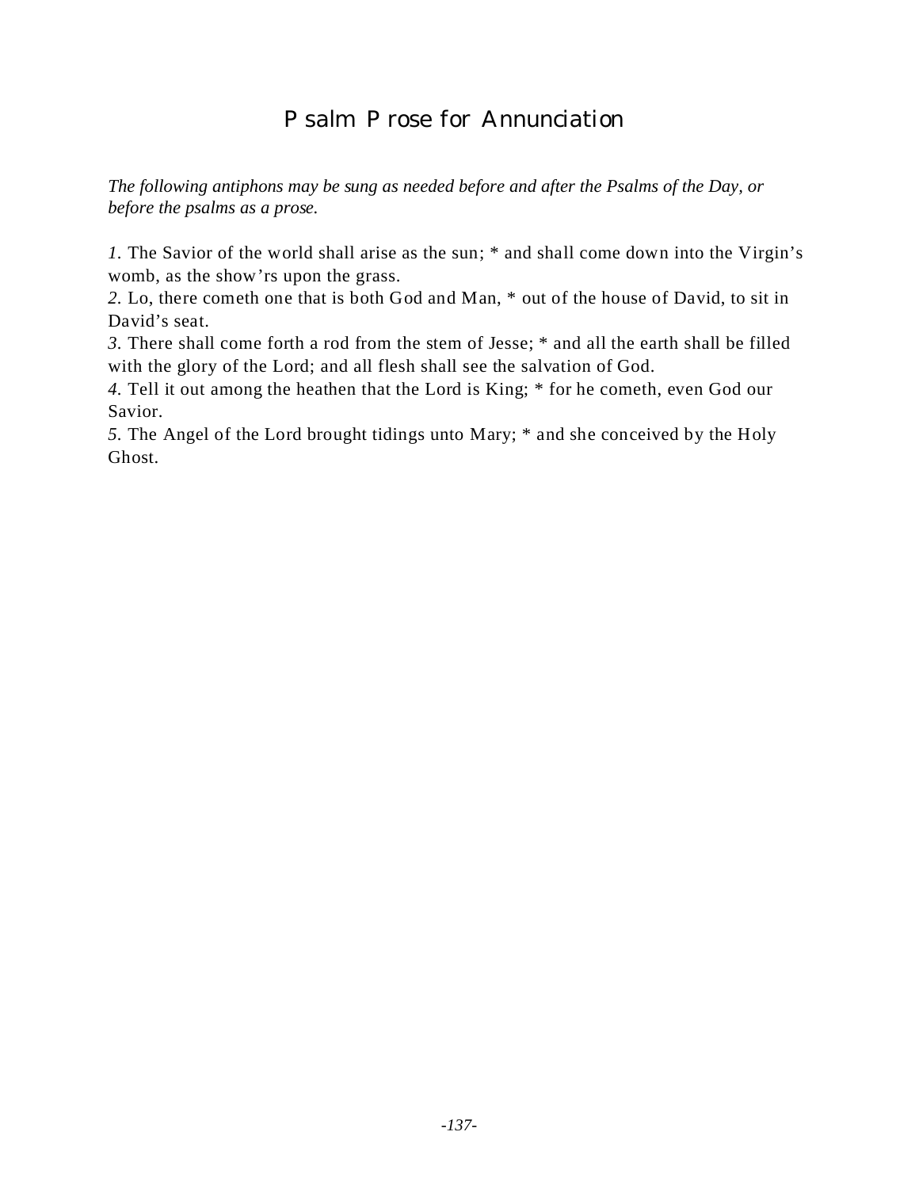# Psalm Prose for Annunciation

*The following antiphons may be sung as needed before and after the Psalms of the Day, or before the psalms as a prose.*

*1.* The Savior of the world shall arise as the sun; * and shall come down into the Virgin's womb, as the show'rs upon the grass.
*2.* Lo, there cometh one that is both God and Man, * out of the house of David, to sit in David's seat.
*3.* There shall come forth a rod from the stem of Jesse; * and all the earth shall be filled with the glory of the Lord; and all flesh shall see the salvation of God.
*4.* Tell it out among the heathen that the Lord is King; * for he cometh, even God our Savior.
*5.* The Angel of the Lord brought tidings unto Mary; * and she conceived by the Holy Ghost.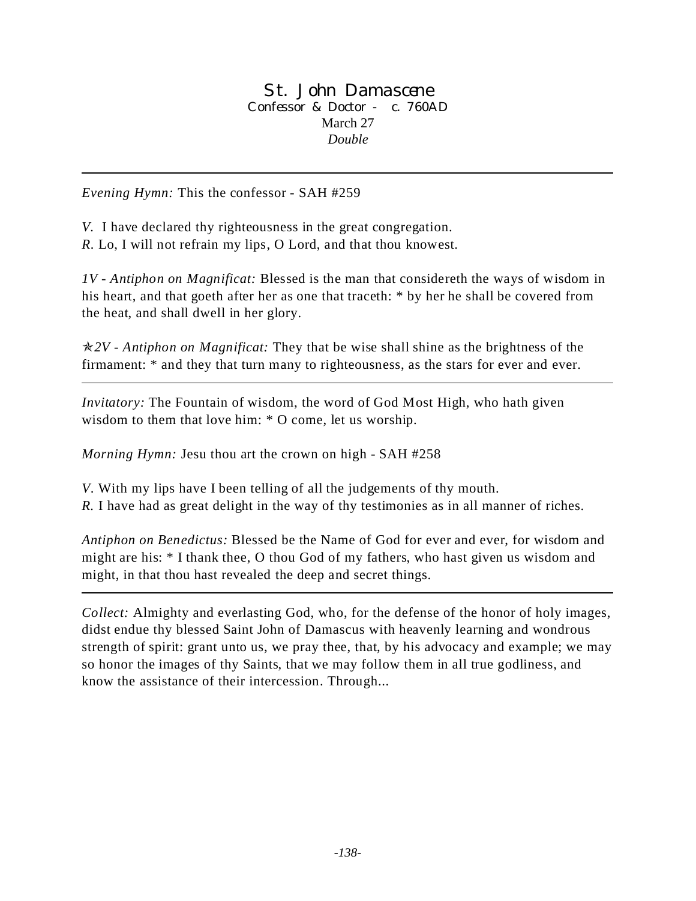# St. John Damascene

Confessor & Doctor - c. 760AD

March 27

*Double*

---

*Evening Hymn:* This the confessor - SAH #259

*V.* I have declared thy righteousness in the great congregation.
*R.* Lo, I will not refrain my lips, O Lord, and that thou knowest.

*1V - Antiphon on Magnificat:* Blessed is the man that considereth the ways of wisdom in his heart, and that goeth after her as one that traceth: * by her he shall be covered from the heat, and shall dwell in her glory.

✯*2V - Antiphon on Magnificat:* They that be wise shall shine as the brightness of the firmament: * and they that turn many to righteousness, as the stars for ever and ever.

---

*Invitatory:* The Fountain of wisdom, the word of God Most High, who hath given wisdom to them that love him: * O come, let us worship.

*Morning Hymn:* Jesu thou art the crown on high - SAH #258

*V.* With my lips have I been telling of all the judgements of thy mouth.
*R.* I have had as great delight in the way of thy testimonies as in all manner of riches.

*Antiphon on Benedictus:* Blessed be the Name of God for ever and ever, for wisdom and might are his: * I thank thee, O thou God of my fathers, who hast given us wisdom and might, in that thou hast revealed the deep and secret things.

---

*Collect:* Almighty and everlasting God, who, for the defense of the honor of holy images, didst endue thy blessed Saint John of Damascus with heavenly learning and wondrous strength of spirit: grant unto us, we pray thee, that, by his advocacy and example; we may so honor the images of thy Saints, that we may follow them in all true godliness, and know the assistance of their intercession. Through...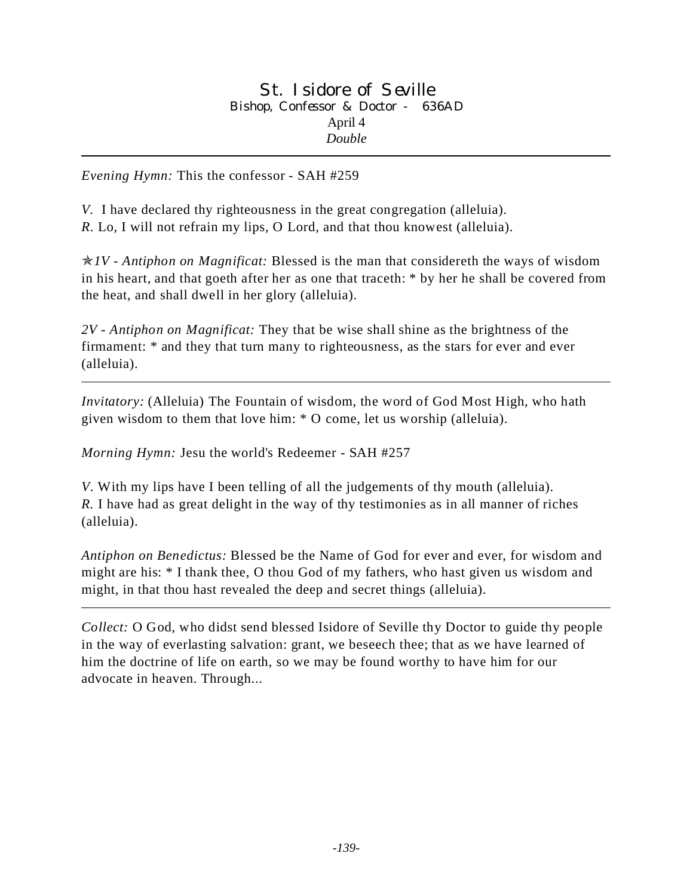# St. Isidore of Seville

Bishop, Confessor & Doctor - 636AD

April 4

*Double*

---

*Evening Hymn:* This the confessor - SAH #259

*V.* I have declared thy righteousness in the great congregation (alleluia).
*R.* Lo, I will not refrain my lips, O Lord, and that thou knowest (alleluia).

✯*1V - Antiphon on Magnificat:* Blessed is the man that considereth the ways of wisdom in his heart, and that goeth after her as one that traceth: * by her he shall be covered from the heat, and shall dwell in her glory (alleluia).

*2V - Antiphon on Magnificat:* They that be wise shall shine as the brightness of the firmament: * and they that turn many to righteousness, as the stars for ever and ever (alleluia).

---

*Invitatory:* (Alleluia) The Fountain of wisdom, the word of God Most High, who hath given wisdom to them that love him: * O come, let us worship (alleluia).

*Morning Hymn:* Jesu the world's Redeemer - SAH #257

*V.* With my lips have I been telling of all the judgements of thy mouth (alleluia).
*R.* I have had as great delight in the way of thy testimonies as in all manner of riches (alleluia).

*Antiphon on Benedictus:* Blessed be the Name of God for ever and ever, for wisdom and might are his: * I thank thee, O thou God of my fathers, who hast given us wisdom and might, in that thou hast revealed the deep and secret things (alleluia).

---

*Collect:* O God, who didst send blessed Isidore of Seville thy Doctor to guide thy people in the way of everlasting salvation: grant, we beseech thee; that as we have learned of him the doctrine of life on earth, so we may be found worthy to have him for our advocate in heaven. Through...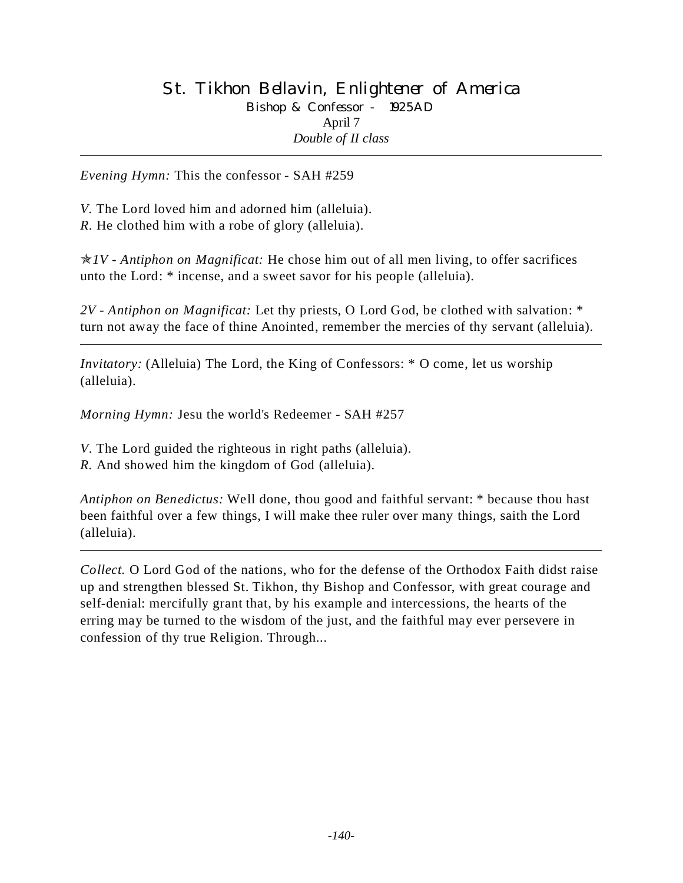# St. Tikhon Bellavin, Enlightener of America

Bishop & Confessor - 1925 AD

April 7

*Double of II class*

---

*Evening Hymn:* This the confessor - SAH #259

*V.* The Lord loved him and adorned him (alleluia).
*R.* He clothed him with a robe of glory (alleluia).

✯*1V - Antiphon on Magnificat:* He chose him out of all men living, to offer sacrifices unto the Lord: * incense, and a sweet savor for his people (alleluia).

*2V - Antiphon on Magnificat:* Let thy priests, O Lord God, be clothed with salvation: * turn not away the face of thine Anointed, remember the mercies of thy servant (alleluia).

---

*Invitatory:* (Alleluia) The Lord, the King of Confessors: * O come, let us worship (alleluia).

*Morning Hymn:* Jesu the world's Redeemer - SAH #257

*V.* The Lord guided the righteous in right paths (alleluia).
*R.* And showed him the kingdom of God (alleluia).

*Antiphon on Benedictus:* Well done, thou good and faithful servant: * because thou hast been faithful over a few things, I will make thee ruler over many things, saith the Lord (alleluia).

---

*Collect.* O Lord God of the nations, who for the defense of the Orthodox Faith didst raise up and strengthen blessed St. Tikhon, thy Bishop and Confessor, with great courage and self-denial: mercifully grant that, by his example and intercessions, the hearts of the erring may be turned to the wisdom of the just, and the faithful may ever persevere in confession of thy true Religion. Through...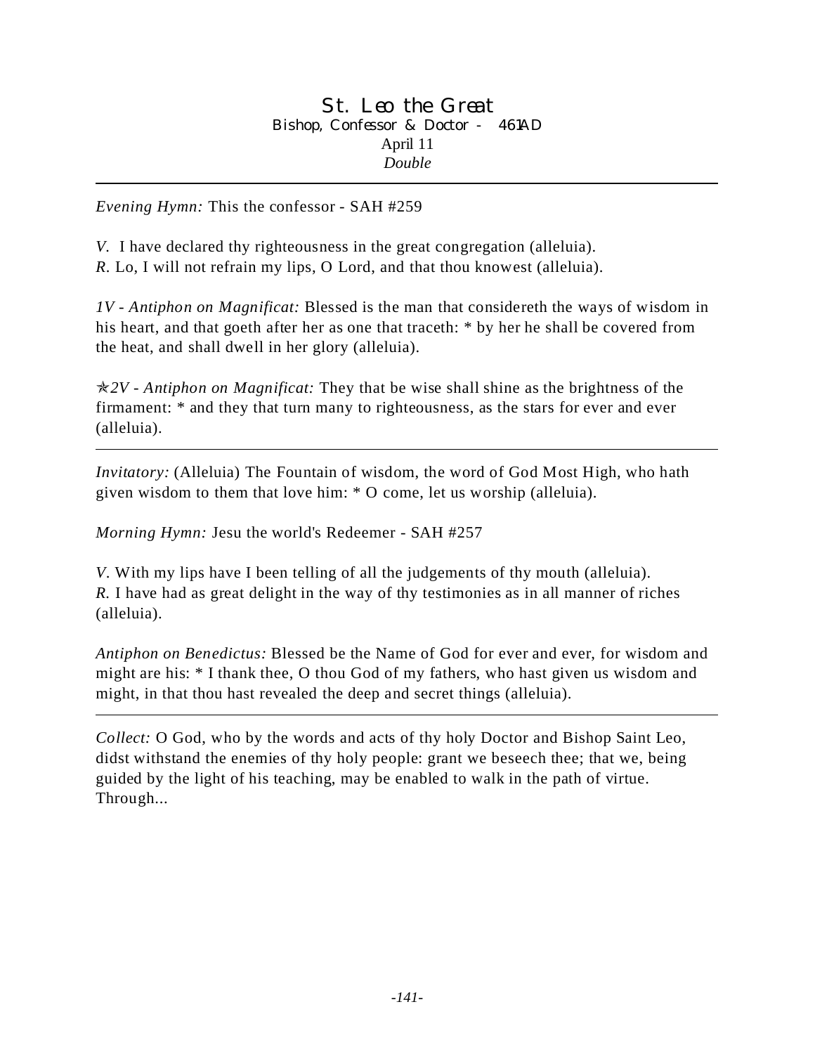# St. Leo the Great

Bishop, Confessor & Doctor - 461AD
April 11
*Double*

---

*Evening Hymn:* This the confessor - SAH #259

*V.* I have declared thy righteousness in the great congregation (alleluia).
*R.* Lo, I will not refrain my lips, O Lord, and that thou knowest (alleluia).

*1V - Antiphon on Magnificat:* Blessed is the man that considereth the ways of wisdom in his heart, and that goeth after her as one that traceth: * by her he shall be covered from the heat, and shall dwell in her glory (alleluia).

✯*2V - Antiphon on Magnificat:* They that be wise shall shine as the brightness of the firmament: * and they that turn many to righteousness, as the stars for ever and ever (alleluia).

---

*Invitatory:* (Alleluia) The Fountain of wisdom, the word of God Most High, who hath given wisdom to them that love him: * O come, let us worship (alleluia).

*Morning Hymn:* Jesu the world's Redeemer - SAH #257

*V.* With my lips have I been telling of all the judgements of thy mouth (alleluia).
*R.* I have had as great delight in the way of thy testimonies as in all manner of riches (alleluia).

*Antiphon on Benedictus:* Blessed be the Name of God for ever and ever, for wisdom and might are his: * I thank thee, O thou God of my fathers, who hast given us wisdom and might, in that thou hast revealed the deep and secret things (alleluia).

---

*Collect:* O God, who by the words and acts of thy holy Doctor and Bishop Saint Leo, didst withstand the enemies of thy holy people: grant we beseech thee; that we, being guided by the light of his teaching, may be enabled to walk in the path of virtue. Through...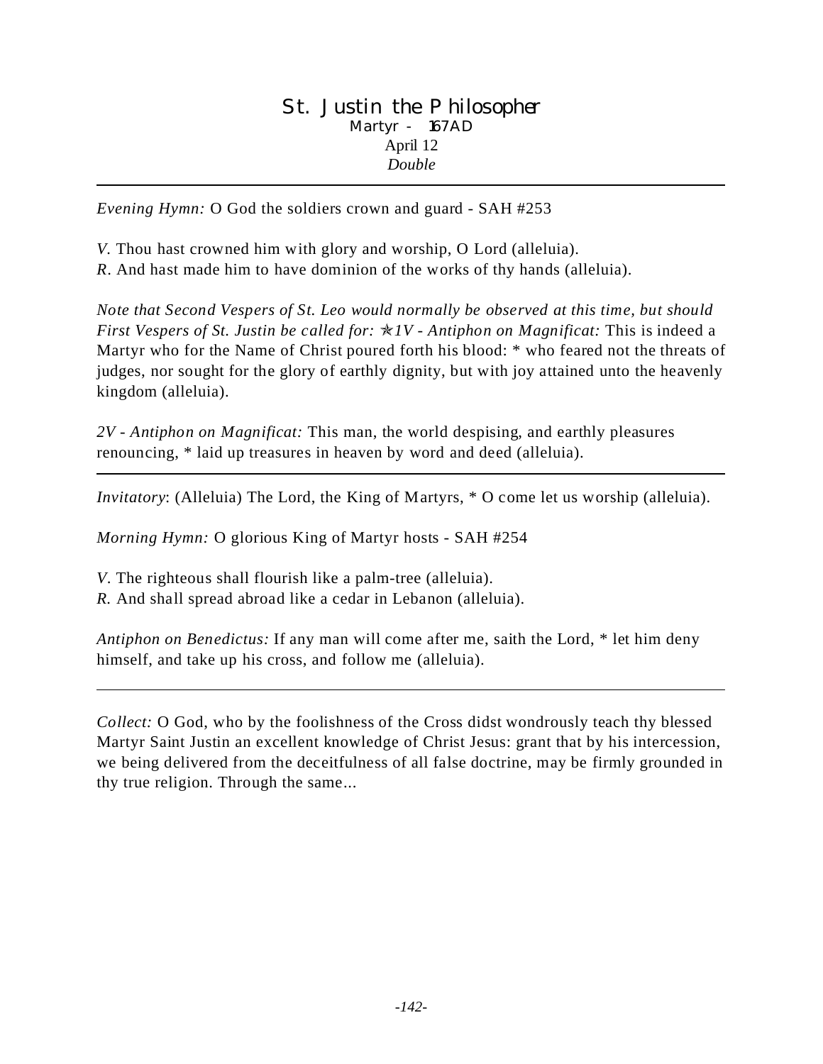# St. Justin the Philosopher

Martyr - 167AD

April 12

*Double*

---

*Evening Hymn:* O God the soldiers crown and guard - SAH #253

*V.* Thou hast crowned him with glory and worship, O Lord (alleluia).
*R.* And hast made him to have dominion of the works of thy hands (alleluia).

*Note that Second Vespers of St. Leo would normally be observed at this time, but should First Vespers of St. Justin be called for: ✯1V - Antiphon on Magnificat:* This is indeed a Martyr who for the Name of Christ poured forth his blood: * who feared not the threats of judges, nor sought for the glory of earthly dignity, but with joy attained unto the heavenly kingdom (alleluia).

*2V - Antiphon on Magnificat:* This man, the world despising, and earthly pleasures renouncing, * laid up treasures in heaven by word and deed (alleluia).

---

*Invitatory*: (Alleluia) The Lord, the King of Martyrs, * O come let us worship (alleluia).

*Morning Hymn:* O glorious King of Martyr hosts - SAH #254

*V.* The righteous shall flourish like a palm-tree (alleluia).
*R.* And shall spread abroad like a cedar in Lebanon (alleluia).

*Antiphon on Benedictus:* If any man will come after me, saith the Lord, * let him deny himself, and take up his cross, and follow me (alleluia).

---

*Collect:* O God, who by the foolishness of the Cross didst wondrously teach thy blessed Martyr Saint Justin an excellent knowledge of Christ Jesus: grant that by his intercession, we being delivered from the deceitfulness of all false doctrine, may be firmly grounded in thy true religion. Through the same...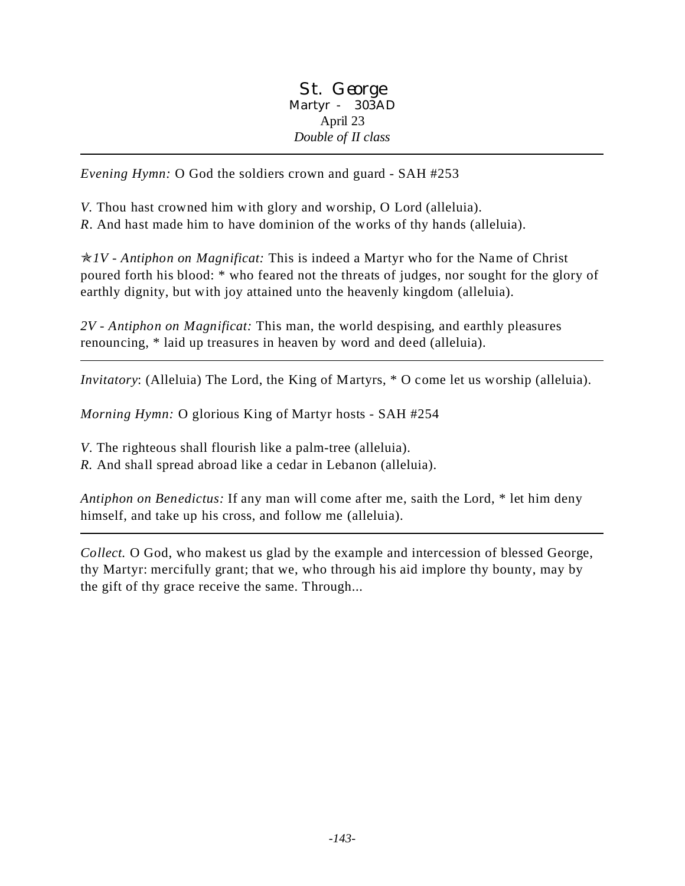# St. George

Martyr - 303AD

April 23

*Double of II class*

---

*Evening Hymn:* O God the soldiers crown and guard - SAH #253

*V.* Thou hast crowned him with glory and worship, O Lord (alleluia).
*R*. And hast made him to have dominion of the works of thy hands (alleluia).

✯*1V - Antiphon on Magnificat:* This is indeed a Martyr who for the Name of Christ poured forth his blood: * who feared not the threats of judges, nor sought for the glory of earthly dignity, but with joy attained unto the heavenly kingdom (alleluia).

*2V - Antiphon on Magnificat:* This man, the world despising, and earthly pleasures renouncing, * laid up treasures in heaven by word and deed (alleluia).

---

*Invitatory*: (Alleluia) The Lord, the King of Martyrs, * O come let us worship (alleluia).

*Morning Hymn:* O glorious King of Martyr hosts - SAH #254

*V*. The righteous shall flourish like a palm-tree (alleluia).
*R.* And shall spread abroad like a cedar in Lebanon (alleluia).

*Antiphon on Benedictus:* If any man will come after me, saith the Lord, * let him deny himself, and take up his cross, and follow me (alleluia).

---

*Collect.* O God, who makest us glad by the example and intercession of blessed George, thy Martyr: mercifully grant; that we, who through his aid implore thy bounty, may by the gift of thy grace receive the same. Through...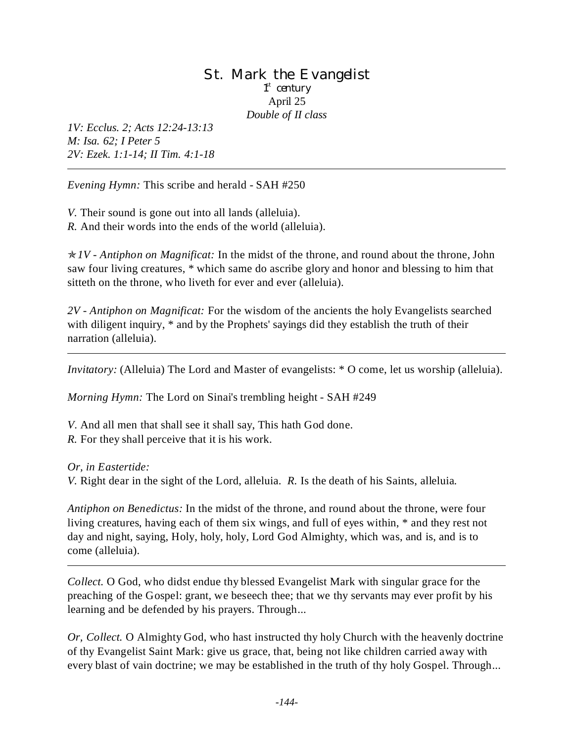# St. Mark the Evangelist

1st century

April 25

*Double of II class*

*1V: Ecclus. 2; Acts 12:24-13:13*
*M: Isa. 62; I Peter 5*
*2V: Ezek. 1:1-14; II Tim. 4:1-18*

---

*Evening Hymn:* This scribe and herald - SAH #250

*V.* Their sound is gone out into all lands (alleluia).
*R.* And their words into the ends of the world (alleluia).

✠*1V - Antiphon on Magnificat:* In the midst of the throne, and round about the throne, John saw four living creatures, * which same do ascribe glory and honor and blessing to him that sitteth on the throne, who liveth for ever and ever (alleluia).

*2V - Antiphon on Magnificat:* For the wisdom of the ancients the holy Evangelists searched with diligent inquiry, * and by the Prophets' sayings did they establish the truth of their narration (alleluia).

---

*Invitatory:* (Alleluia) The Lord and Master of evangelists: * O come, let us worship (alleluia).

*Morning Hymn:* The Lord on Sinai's trembling height - SAH #249

*V.* And all men that shall see it shall say, This hath God done.
*R.* For they shall perceive that it is his work.

*Or, in Eastertide:*
*V.* Right dear in the sight of the Lord, alleluia. *R.* Is the death of his Saints, alleluia.

*Antiphon on Benedictus:* In the midst of the throne, and round about the throne, were four living creatures, having each of them six wings, and full of eyes within, * and they rest not day and night, saying, Holy, holy, holy, Lord God Almighty, which was, and is, and is to come (alleluia).

---

*Collect.* O God, who didst endue thy blessed Evangelist Mark with singular grace for the preaching of the Gospel: grant, we beseech thee; that we thy servants may ever profit by his learning and be defended by his prayers. Through...

*Or, Collect.* O Almighty God, who hast instructed thy holy Church with the heavenly doctrine of thy Evangelist Saint Mark: give us grace, that, being not like children carried away with every blast of vain doctrine; we may be established in the truth of thy holy Gospel. Through...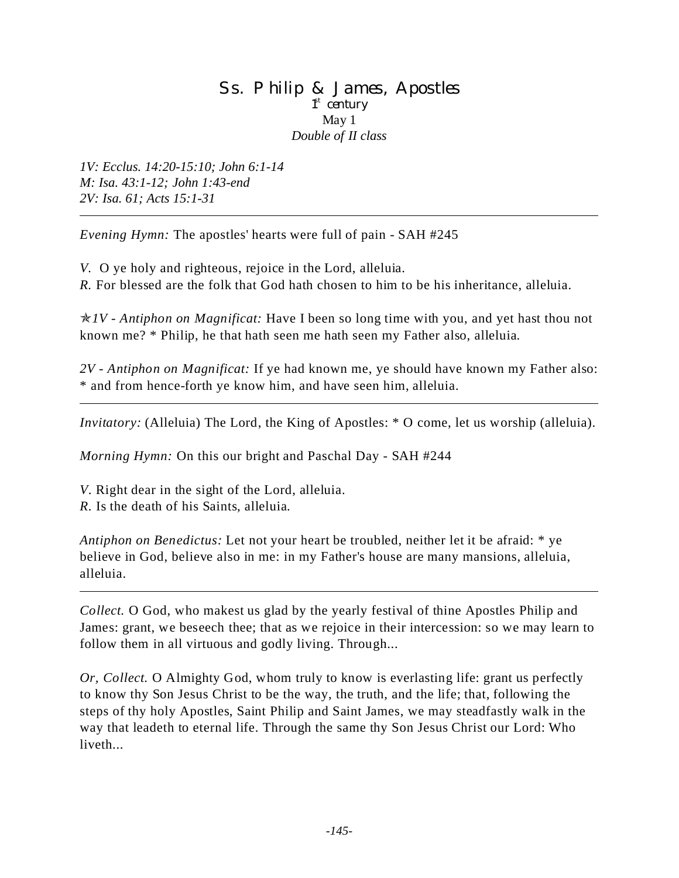# Ss. Philip & James, Apostles

1st century

May 1

*Double of II class*

*1V: Ecclus. 14:20-15:10; John 6:1-14*
*M: Isa. 43:1-12; John 1:43-end*
*2V: Isa. 61; Acts 15:1-31*

---

*Evening Hymn:* The apostles' hearts were full of pain - SAH #245

*V.* O ye holy and righteous, rejoice in the Lord, alleluia.
*R.* For blessed are the folk that God hath chosen to him to be his inheritance, alleluia.

✯*1V - Antiphon on Magnificat:* Have I been so long time with you, and yet hast thou not known me? * Philip, he that hath seen me hath seen my Father also, alleluia.

*2V - Antiphon on Magnificat:* If ye had known me, ye should have known my Father also: * and from hence-forth ye know him, and have seen him, alleluia.

---

*Invitatory:* (Alleluia) The Lord, the King of Apostles: * O come, let us worship (alleluia).

*Morning Hymn:* On this our bright and Paschal Day - SAH #244

*V.* Right dear in the sight of the Lord, alleluia.
*R.* Is the death of his Saints, alleluia.

*Antiphon on Benedictus:* Let not your heart be troubled, neither let it be afraid: * ye believe in God, believe also in me: in my Father's house are many mansions, alleluia, alleluia.

---

*Collect.* O God, who makest us glad by the yearly festival of thine Apostles Philip and James: grant, we beseech thee; that as we rejoice in their intercession: so we may learn to follow them in all virtuous and godly living. Through...

*Or, Collect.* O Almighty God, whom truly to know is everlasting life: grant us perfectly to know thy Son Jesus Christ to be the way, the truth, and the life; that, following the steps of thy holy Apostles, Saint Philip and Saint James, we may steadfastly walk in the way that leadeth to eternal life. Through the same thy Son Jesus Christ our Lord: Who liveth...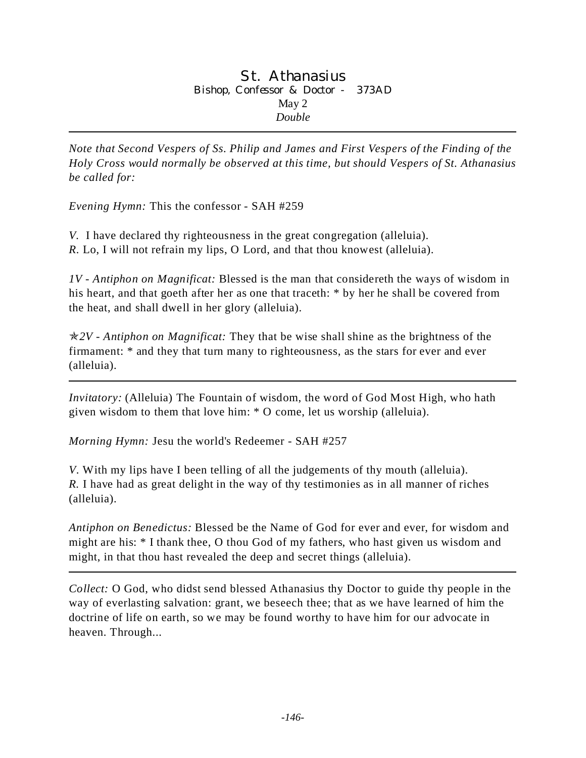# St. Athanasius

### Bishop, Confessor & Doctor - 373AD

May 2

*Double*

---

*Note that Second Vespers of Ss. Philip and James and First Vespers of the Finding of the Holy Cross would normally be observed at this time, but should Vespers of St. Athanasius be called for:*

*Evening Hymn:* This the confessor - SAH #259

*V.* I have declared thy righteousness in the great congregation (alleluia).
*R.* Lo, I will not refrain my lips, O Lord, and that thou knowest (alleluia).

*1V - Antiphon on Magnificat:* Blessed is the man that considereth the ways of wisdom in his heart, and that goeth after her as one that traceth: * by her he shall be covered from the heat, and shall dwell in her glory (alleluia).

✯*2V - Antiphon on Magnificat:* They that be wise shall shine as the brightness of the firmament: * and they that turn many to righteousness, as the stars for ever and ever (alleluia).

---

*Invitatory:* (Alleluia) The Fountain of wisdom, the word of God Most High, who hath given wisdom to them that love him: * O come, let us worship (alleluia).

*Morning Hymn:* Jesu the world's Redeemer - SAH #257

*V.* With my lips have I been telling of all the judgements of thy mouth (alleluia).
*R.* I have had as great delight in the way of thy testimonies as in all manner of riches (alleluia).

*Antiphon on Benedictus:* Blessed be the Name of God for ever and ever, for wisdom and might are his: * I thank thee, O thou God of my fathers, who hast given us wisdom and might, in that thou hast revealed the deep and secret things (alleluia).

---

*Collect:* O God, who didst send blessed Athanasius thy Doctor to guide thy people in the way of everlasting salvation: grant, we beseech thee; that as we have learned of him the doctrine of life on earth, so we may be found worthy to have him for our advocate in heaven. Through...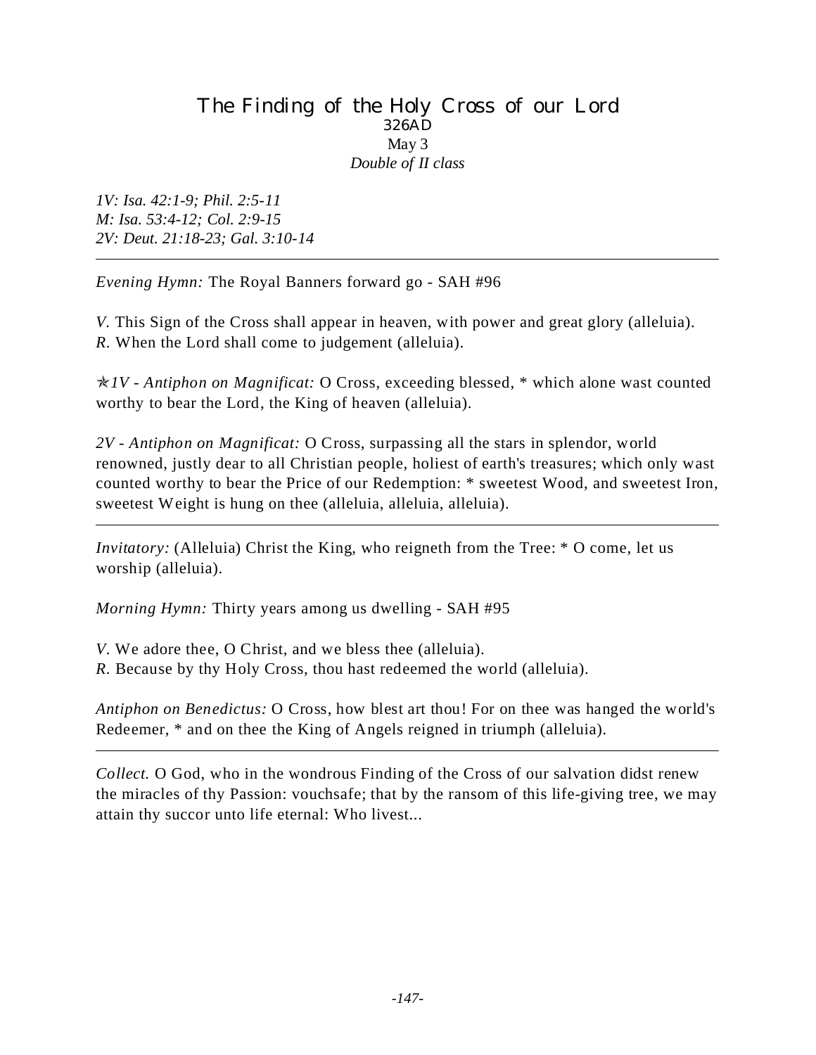# The Finding of the Holy Cross of our Lord

326AD

May 3

*Double of II class*

*1V: Isa. 42:1-9; Phil. 2:5-11*
*M: Isa. 53:4-12; Col. 2:9-15*
*2V: Deut. 21:18-23; Gal. 3:10-14*

---

*Evening Hymn:* The Royal Banners forward go - SAH #96

*V.* This Sign of the Cross shall appear in heaven, with power and great glory (alleluia).
*R.* When the Lord shall come to judgement (alleluia).

✯*1V - Antiphon on Magnificat:* O Cross, exceeding blessed, * which alone wast counted worthy to bear the Lord, the King of heaven (alleluia).

*2V - Antiphon on Magnificat:* O Cross, surpassing all the stars in splendor, world renowned, justly dear to all Christian people, holiest of earth's treasures; which only wast counted worthy to bear the Price of our Redemption: * sweetest Wood, and sweetest Iron, sweetest Weight is hung on thee (alleluia, alleluia, alleluia).

---

*Invitatory:* (Alleluia) Christ the King, who reigneth from the Tree: * O come, let us worship (alleluia).

*Morning Hymn:* Thirty years among us dwelling - SAH #95

*V.* We adore thee, O Christ, and we bless thee (alleluia).
*R.* Because by thy Holy Cross, thou hast redeemed the world (alleluia).

*Antiphon on Benedictus:* O Cross, how blest art thou! For on thee was hanged the world's Redeemer, * and on thee the King of Angels reigned in triumph (alleluia).

---

*Collect.* O God, who in the wondrous Finding of the Cross of our salvation didst renew the miracles of thy Passion: vouchsafe; that by the ransom of this life-giving tree, we may attain thy succor unto life eternal: Who livest...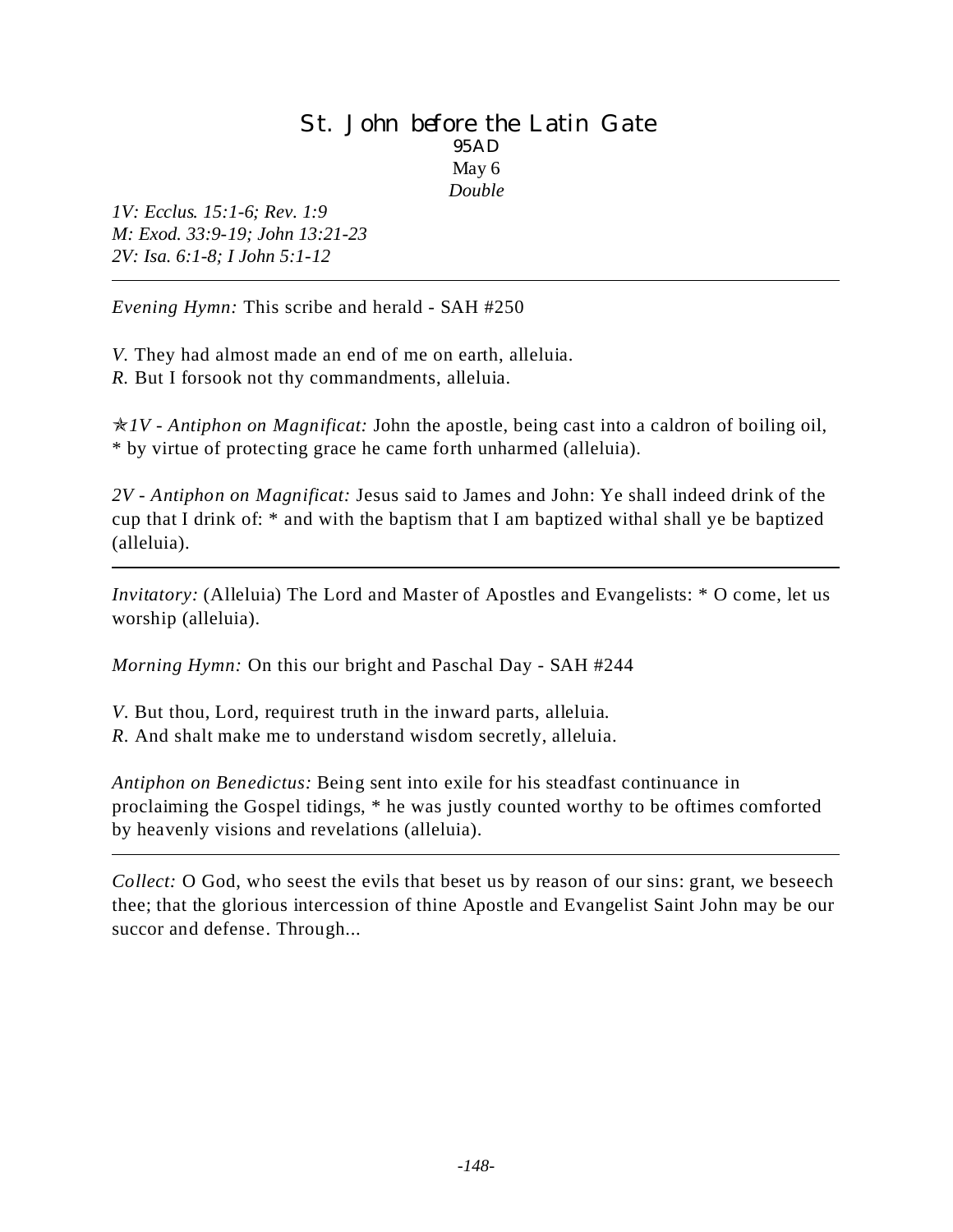# St. John before the Latin Gate

95AD

May 6

*Double*

*1V: Ecclus. 15:1-6; Rev. 1:9*
*M: Exod. 33:9-19; John 13:21-23*
*2V: Isa. 6:1-8; I John 5:1-12*

---

*Evening Hymn:* This scribe and herald - SAH #250

*V.* They had almost made an end of me on earth, alleluia.
*R.* But I forsook not thy commandments, alleluia.

✯*1V - Antiphon on Magnificat:* John the apostle, being cast into a caldron of boiling oil, * by virtue of protecting grace he came forth unharmed (alleluia).

*2V - Antiphon on Magnificat:* Jesus said to James and John: Ye shall indeed drink of the cup that I drink of: * and with the baptism that I am baptized withal shall ye be baptized (alleluia).

---

*Invitatory:* (Alleluia) The Lord and Master of Apostles and Evangelists: * O come, let us worship (alleluia).

*Morning Hymn:* On this our bright and Paschal Day - SAH #244

*V.* But thou, Lord, requirest truth in the inward parts, alleluia.
*R.* And shalt make me to understand wisdom secretly, alleluia.

*Antiphon on Benedictus:* Being sent into exile for his steadfast continuance in proclaiming the Gospel tidings, * he was justly counted worthy to be oftimes comforted by heavenly visions and revelations (alleluia).

---

*Collect:* O God, who seest the evils that beset us by reason of our sins: grant, we beseech thee; that the glorious intercession of thine Apostle and Evangelist Saint John may be our succor and defense. Through...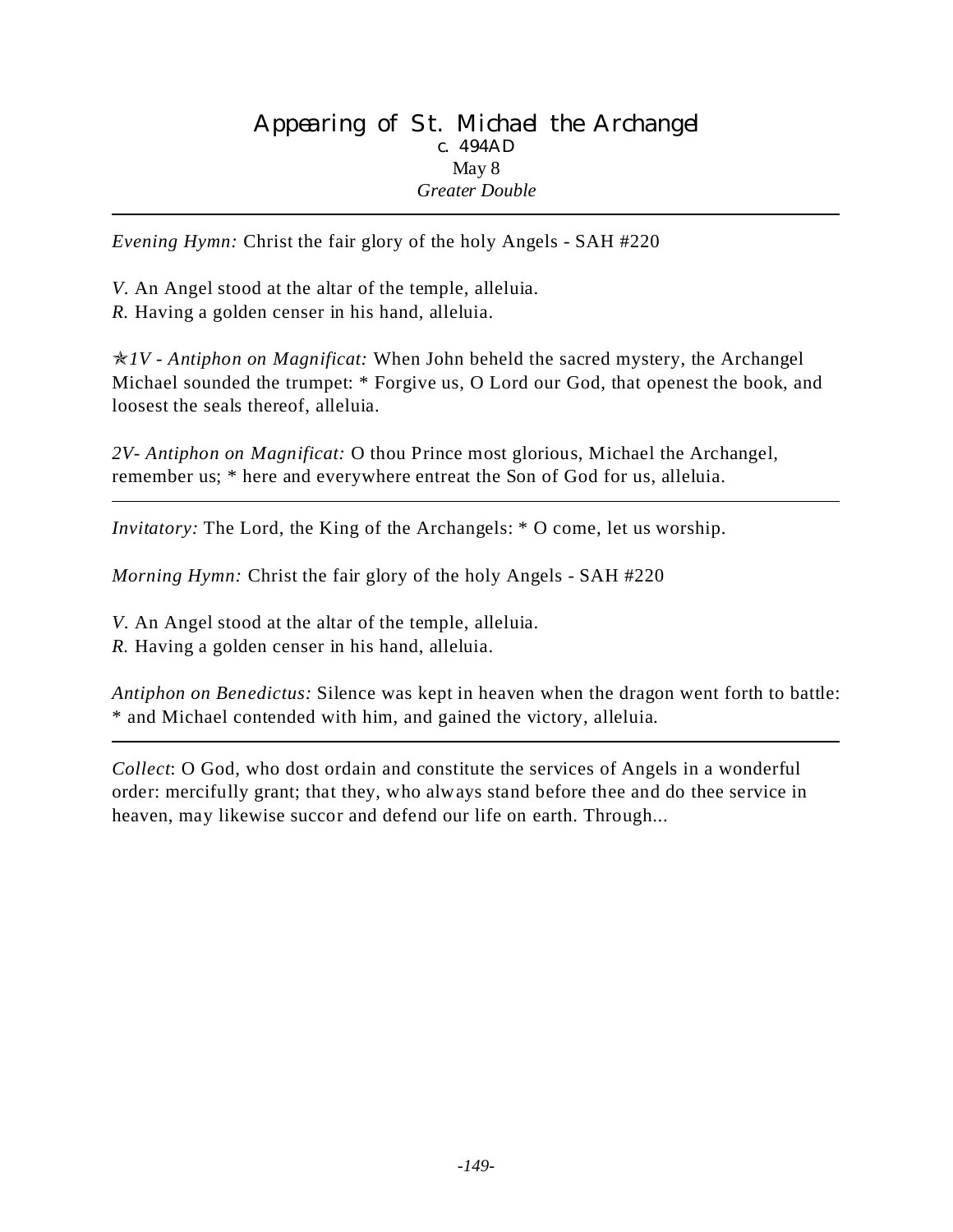# Appearing of St. Michael the Archangel

c. 494AD

May 8

*Greater Double*

---

*Evening Hymn:* Christ the fair glory of the holy Angels - SAH #220

*V.* An Angel stood at the altar of the temple, alleluia.
*R.* Having a golden censer in his hand, alleluia.

✯*1V - Antiphon on Magnificat:* When John beheld the sacred mystery, the Archangel Michael sounded the trumpet: * Forgive us, O Lord our God, that openest the book, and loosest the seals thereof, alleluia.

*2V- Antiphon on Magnificat:* O thou Prince most glorious, Michael the Archangel, remember us; * here and everywhere entreat the Son of God for us, alleluia.

---

*Invitatory:* The Lord, the King of the Archangels: * O come, let us worship.

*Morning Hymn:* Christ the fair glory of the holy Angels - SAH #220

*V.* An Angel stood at the altar of the temple, alleluia.
*R.* Having a golden censer in his hand, alleluia.

*Antiphon on Benedictus:* Silence was kept in heaven when the dragon went forth to battle: * and Michael contended with him, and gained the victory, alleluia.

---

*Collect*: O God, who dost ordain and constitute the services of Angels in a wonderful order: mercifully grant; that they, who always stand before thee and do thee service in heaven, may likewise succor and defend our life on earth. Through...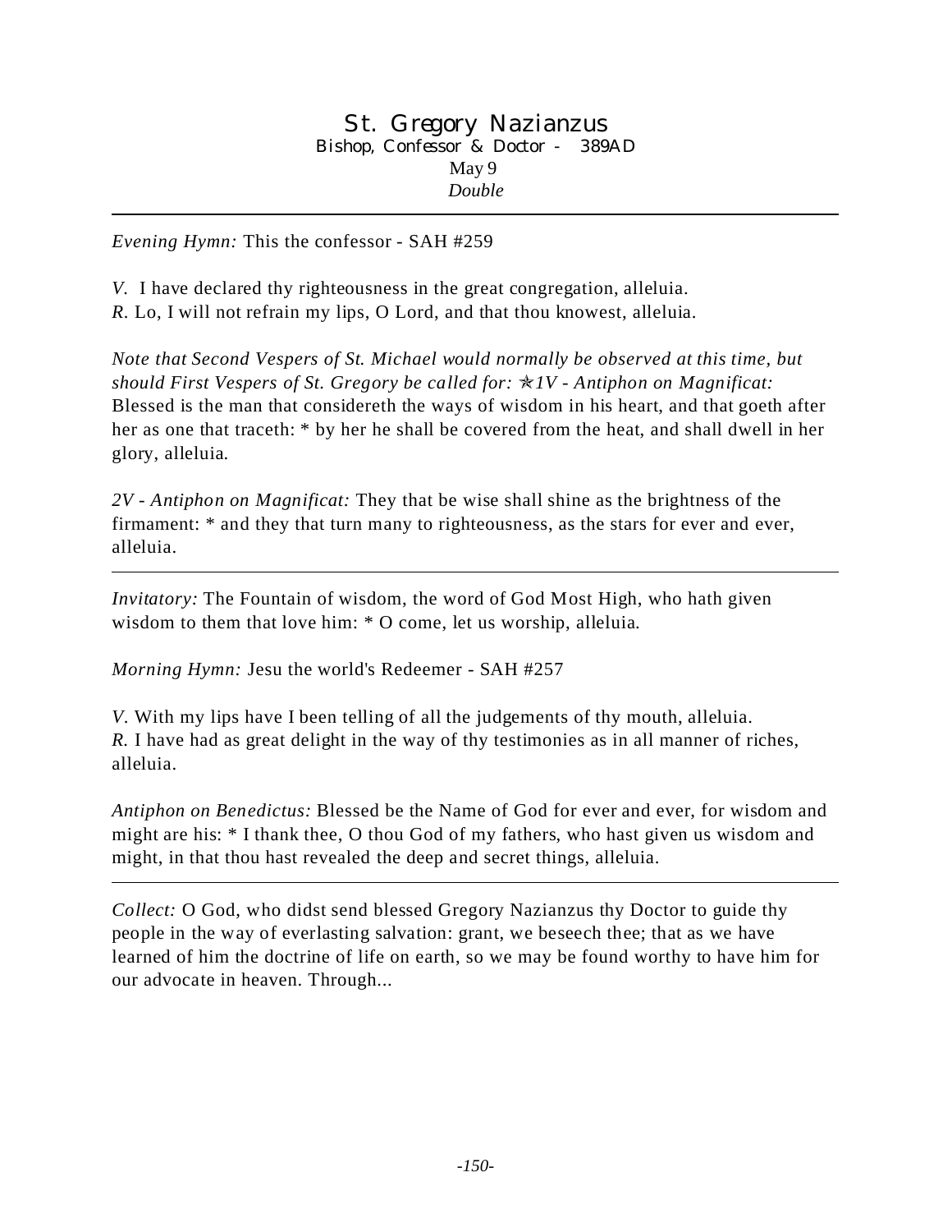# St. Gregory Nazianzus

Bishop, Confessor & Doctor - 389AD

May 9

*Double*

---

*Evening Hymn:* This the confessor - SAH #259

*V.* I have declared thy righteousness in the great congregation, alleluia.
*R.* Lo, I will not refrain my lips, O Lord, and that thou knowest, alleluia.

*Note that Second Vespers of St. Michael would normally be observed at this time, but should First Vespers of St. Gregory be called for:* ✯*1V - Antiphon on Magnificat:* Blessed is the man that considereth the ways of wisdom in his heart, and that goeth after her as one that traceth: * by her he shall be covered from the heat, and shall dwell in her glory, alleluia.

*2V - Antiphon on Magnificat:* They that be wise shall shine as the brightness of the firmament: * and they that turn many to righteousness, as the stars for ever and ever, alleluia.

---

*Invitatory:* The Fountain of wisdom, the word of God Most High, who hath given wisdom to them that love him: * O come, let us worship, alleluia.

*Morning Hymn:* Jesu the world's Redeemer - SAH #257

*V.* With my lips have I been telling of all the judgements of thy mouth, alleluia.
*R.* I have had as great delight in the way of thy testimonies as in all manner of riches, alleluia.

*Antiphon on Benedictus:* Blessed be the Name of God for ever and ever, for wisdom and might are his: * I thank thee, O thou God of my fathers, who hast given us wisdom and might, in that thou hast revealed the deep and secret things, alleluia.

---

*Collect:* O God, who didst send blessed Gregory Nazianzus thy Doctor to guide thy people in the way of everlasting salvation: grant, we beseech thee; that as we have learned of him the doctrine of life on earth, so we may be found worthy to have him for our advocate in heaven. Through...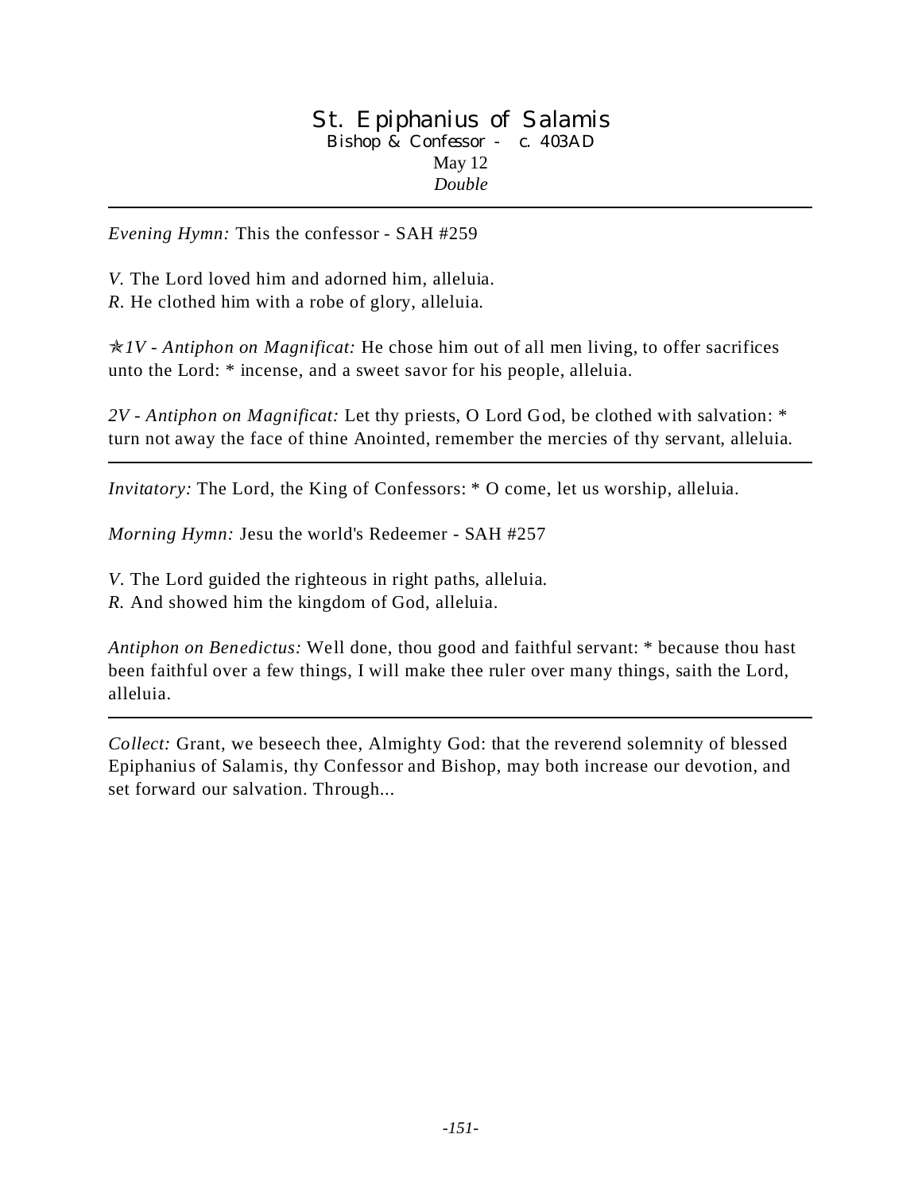# St. Epiphanius of Salamis

Bishop & Confessor - c. 403AD

May 12

*Double*

---

*Evening Hymn:* This the confessor - SAH #259

*V.* The Lord loved him and adorned him, alleluia.
*R.* He clothed him with a robe of glory, alleluia.

✯*1V - Antiphon on Magnificat:* He chose him out of all men living, to offer sacrifices unto the Lord: * incense, and a sweet savor for his people, alleluia.

*2V - Antiphon on Magnificat:* Let thy priests, O Lord God, be clothed with salvation: * turn not away the face of thine Anointed, remember the mercies of thy servant, alleluia.

---

*Invitatory:* The Lord, the King of Confessors: * O come, let us worship, alleluia.

*Morning Hymn:* Jesu the world's Redeemer - SAH #257

*V.* The Lord guided the righteous in right paths, alleluia.
*R.* And showed him the kingdom of God, alleluia.

*Antiphon on Benedictus:* Well done, thou good and faithful servant: * because thou hast been faithful over a few things, I will make thee ruler over many things, saith the Lord, alleluia.

---

*Collect:* Grant, we beseech thee, Almighty God: that the reverend solemnity of blessed Epiphanius of Salamis, thy Confessor and Bishop, may both increase our devotion, and set forward our salvation. Through...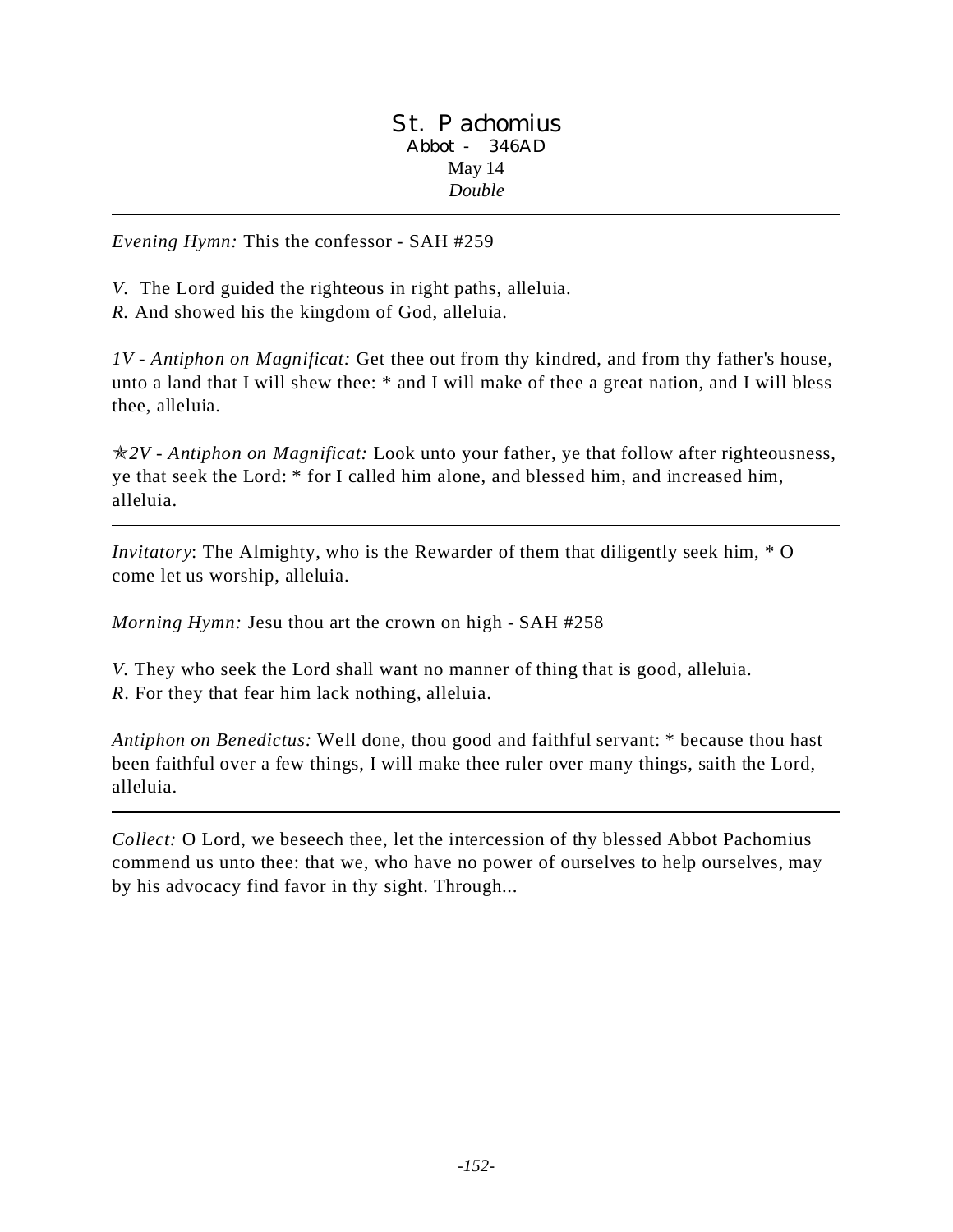# St. Pachomius

Abbot - 346AD

May 14

*Double*

---

*Evening Hymn:* This the confessor - SAH #259

*V.* The Lord guided the righteous in right paths, alleluia.
*R.* And showed his the kingdom of God, alleluia.

*1V - Antiphon on Magnificat:* Get thee out from thy kindred, and from thy father's house, unto a land that I will shew thee: * and I will make of thee a great nation, and I will bless thee, alleluia.

✯*2V - Antiphon on Magnificat:* Look unto your father, ye that follow after righteousness, ye that seek the Lord: * for I called him alone, and blessed him, and increased him, alleluia.

---

*Invitatory*: The Almighty, who is the Rewarder of them that diligently seek him, * O come let us worship, alleluia.

*Morning Hymn:* Jesu thou art the crown on high - SAH #258

*V.* They who seek the Lord shall want no manner of thing that is good, alleluia.
*R*. For they that fear him lack nothing, alleluia.

*Antiphon on Benedictus:* Well done, thou good and faithful servant: * because thou hast been faithful over a few things, I will make thee ruler over many things, saith the Lord, alleluia.

---

*Collect:* O Lord, we beseech thee, let the intercession of thy blessed Abbot Pachomius commend us unto thee: that we, who have no power of ourselves to help ourselves, may by his advocacy find favor in thy sight. Through...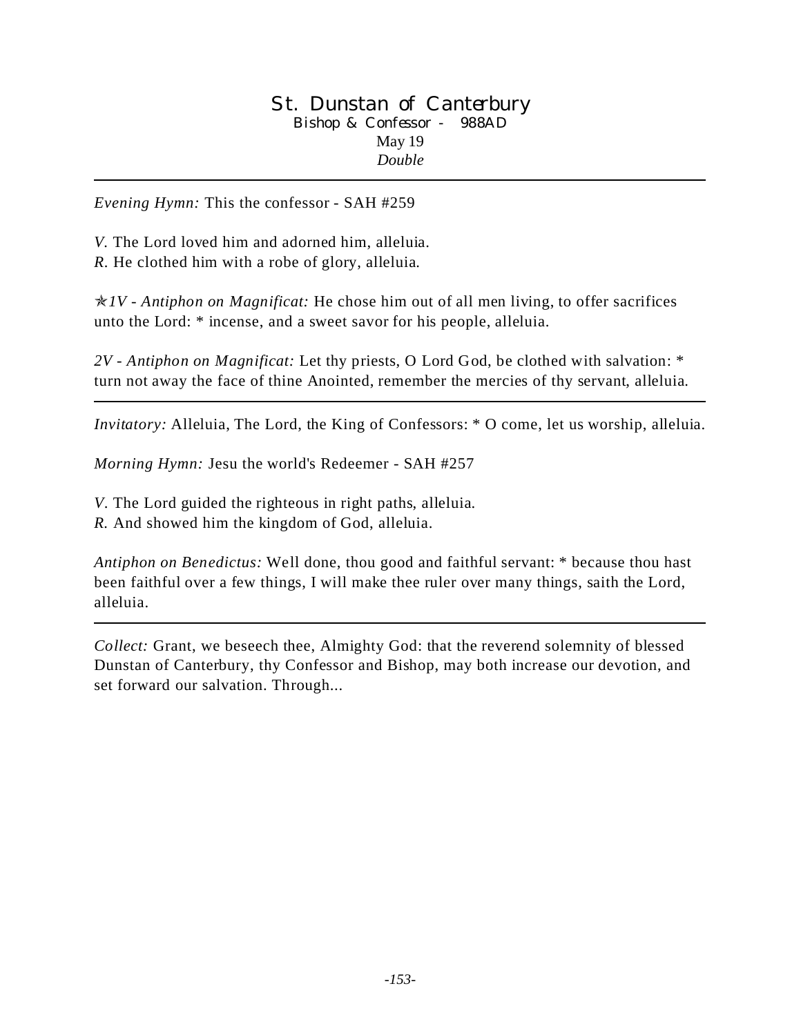# St. Dunstan of Canterbury

Bishop & Confessor - 988AD

May 19

*Double*

---

*Evening Hymn:* This the confessor - SAH #259

*V.* The Lord loved him and adorned him, alleluia.
*R.* He clothed him with a robe of glory, alleluia.

✯*1V - Antiphon on Magnificat:* He chose him out of all men living, to offer sacrifices unto the Lord: * incense, and a sweet savor for his people, alleluia.

*2V - Antiphon on Magnificat:* Let thy priests, O Lord God, be clothed with salvation: * turn not away the face of thine Anointed, remember the mercies of thy servant, alleluia.

---

*Invitatory:* Alleluia, The Lord, the King of Confessors: * O come, let us worship, alleluia.

*Morning Hymn:* Jesu the world's Redeemer - SAH #257

*V.* The Lord guided the righteous in right paths, alleluia.
*R.* And showed him the kingdom of God, alleluia.

*Antiphon on Benedictus:* Well done, thou good and faithful servant: * because thou hast been faithful over a few things, I will make thee ruler over many things, saith the Lord, alleluia.

---

*Collect:* Grant, we beseech thee, Almighty God: that the reverend solemnity of blessed Dunstan of Canterbury, thy Confessor and Bishop, may both increase our devotion, and set forward our salvation. Through...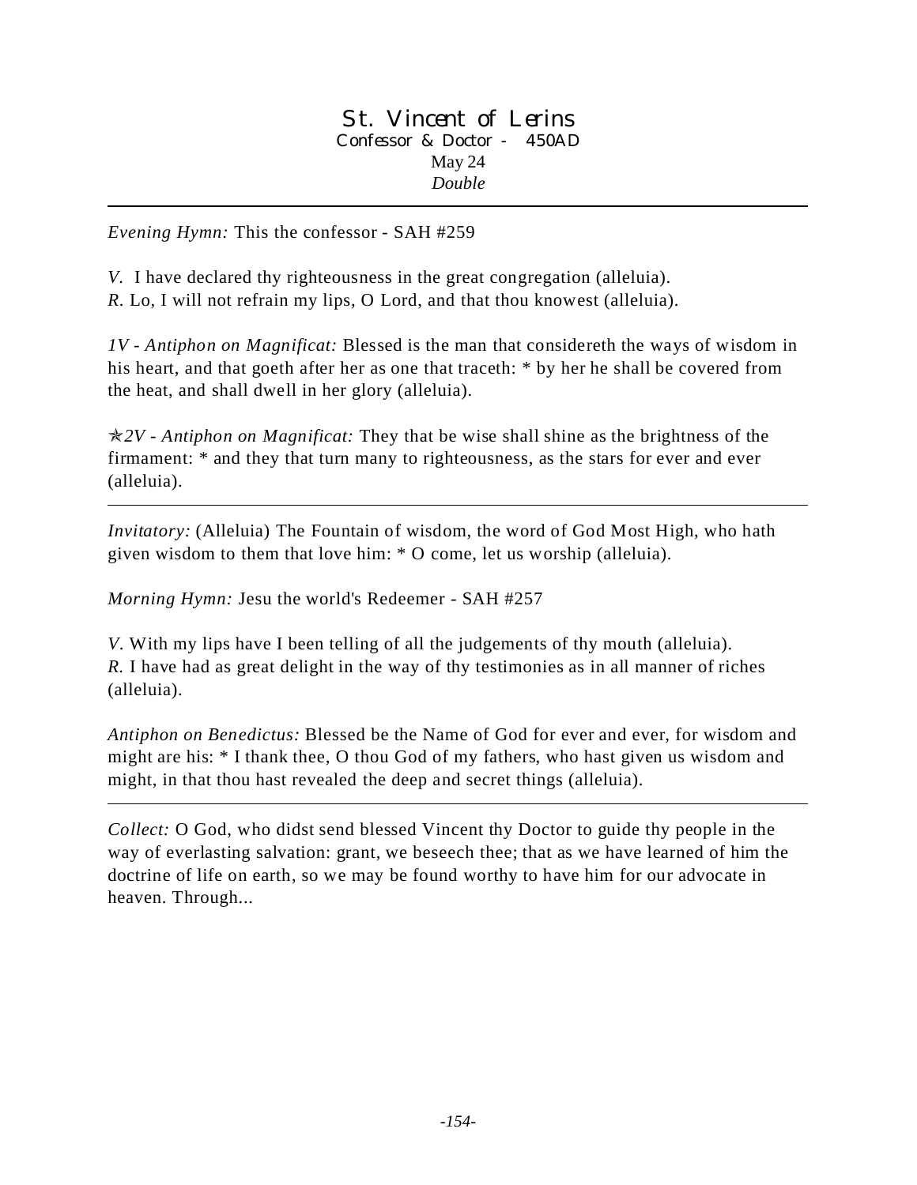# St. Vincent of Lerins

Confessor & Doctor - 450AD

May 24

*Double*

---

*Evening Hymn:* This the confessor - SAH #259

*V.* I have declared thy righteousness in the great congregation (alleluia).
*R.* Lo, I will not refrain my lips, O Lord, and that thou knowest (alleluia).

*1V - Antiphon on Magnificat:* Blessed is the man that considereth the ways of wisdom in his heart, and that goeth after her as one that traceth: * by her he shall be covered from the heat, and shall dwell in her glory (alleluia).

✯*2V - Antiphon on Magnificat:* They that be wise shall shine as the brightness of the firmament: * and they that turn many to righteousness, as the stars for ever and ever (alleluia).

---

*Invitatory:* (Alleluia) The Fountain of wisdom, the word of God Most High, who hath given wisdom to them that love him: * O come, let us worship (alleluia).

*Morning Hymn:* Jesu the world's Redeemer - SAH #257

*V.* With my lips have I been telling of all the judgements of thy mouth (alleluia).
*R.* I have had as great delight in the way of thy testimonies as in all manner of riches (alleluia).

*Antiphon on Benedictus:* Blessed be the Name of God for ever and ever, for wisdom and might are his: * I thank thee, O thou God of my fathers, who hast given us wisdom and might, in that thou hast revealed the deep and secret things (alleluia).

---

*Collect:* O God, who didst send blessed Vincent thy Doctor to guide thy people in the way of everlasting salvation: grant, we beseech thee; that as we have learned of him the doctrine of life on earth, so we may be found worthy to have him for our advocate in heaven. Through...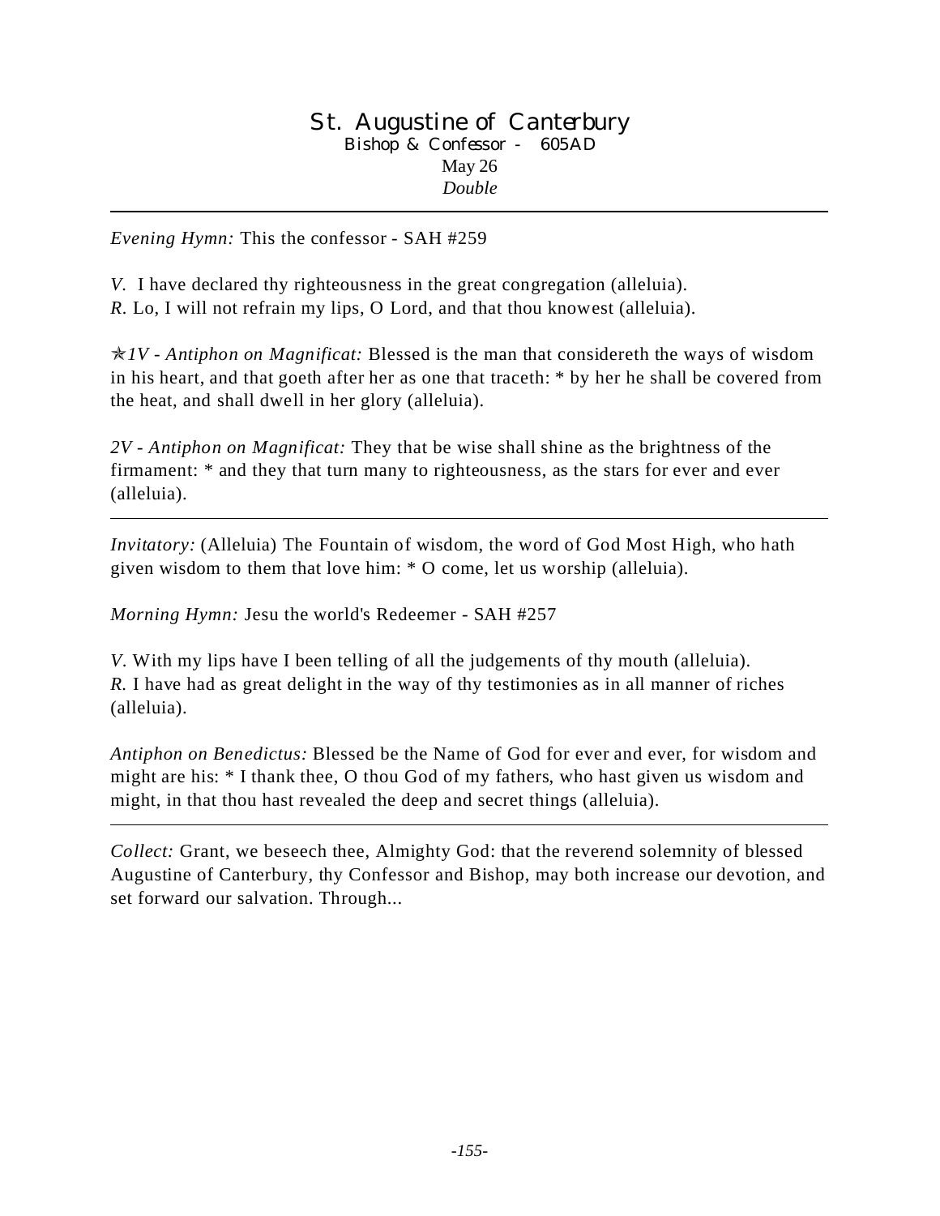# St. Augustine of Canterbury

Bishop & Confessor - 605AD

May 26

*Double*

---

*Evening Hymn:* This the confessor - SAH #259

*V.* I have declared thy righteousness in the great congregation (alleluia).
*R.* Lo, I will not refrain my lips, O Lord, and that thou knowest (alleluia).

✯*1V - Antiphon on Magnificat:* Blessed is the man that considereth the ways of wisdom in his heart, and that goeth after her as one that traceth: * by her he shall be covered from the heat, and shall dwell in her glory (alleluia).

*2V - Antiphon on Magnificat:* They that be wise shall shine as the brightness of the firmament: * and they that turn many to righteousness, as the stars for ever and ever (alleluia).

---

*Invitatory:* (Alleluia) The Fountain of wisdom, the word of God Most High, who hath given wisdom to them that love him: * O come, let us worship (alleluia).

*Morning Hymn:* Jesu the world's Redeemer - SAH #257

*V.* With my lips have I been telling of all the judgements of thy mouth (alleluia).
*R.* I have had as great delight in the way of thy testimonies as in all manner of riches (alleluia).

*Antiphon on Benedictus:* Blessed be the Name of God for ever and ever, for wisdom and might are his: * I thank thee, O thou God of my fathers, who hast given us wisdom and might, in that thou hast revealed the deep and secret things (alleluia).

---

*Collect:* Grant, we beseech thee, Almighty God: that the reverend solemnity of blessed Augustine of Canterbury, thy Confessor and Bishop, may both increase our devotion, and set forward our salvation. Through...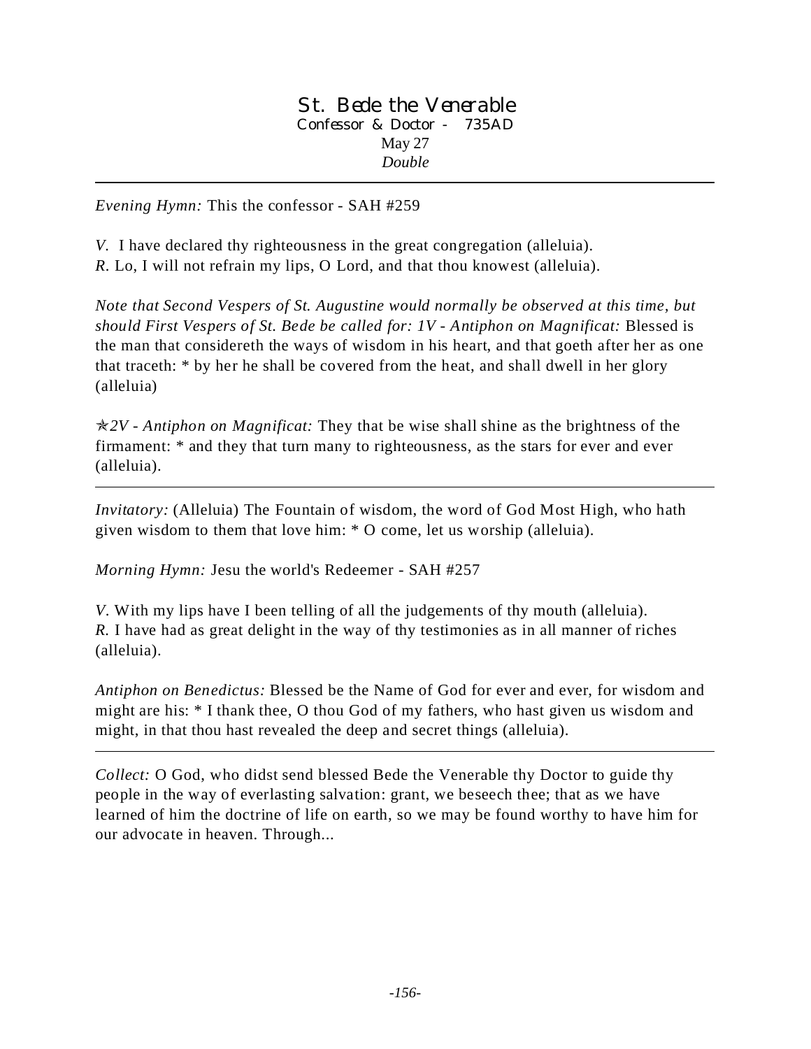# St. Bede the Venerable

Confessor & Doctor - 735AD

May 27

*Double*

---

*Evening Hymn:* This the confessor - SAH #259

*V.* I have declared thy righteousness in the great congregation (alleluia).
*R.* Lo, I will not refrain my lips, O Lord, and that thou knowest (alleluia).

*Note that Second Vespers of St. Augustine would normally be observed at this time, but should First Vespers of St. Bede be called for: 1V - Antiphon on Magnificat:* Blessed is the man that considereth the ways of wisdom in his heart, and that goeth after her as one that traceth: * by her he shall be covered from the heat, and shall dwell in her glory (alleluia)

✯*2V - Antiphon on Magnificat:* They that be wise shall shine as the brightness of the firmament: * and they that turn many to righteousness, as the stars for ever and ever (alleluia).

---

*Invitatory:* (Alleluia) The Fountain of wisdom, the word of God Most High, who hath given wisdom to them that love him: * O come, let us worship (alleluia).

*Morning Hymn:* Jesu the world's Redeemer - SAH #257

*V.* With my lips have I been telling of all the judgements of thy mouth (alleluia).
*R.* I have had as great delight in the way of thy testimonies as in all manner of riches (alleluia).

*Antiphon on Benedictus:* Blessed be the Name of God for ever and ever, for wisdom and might are his: * I thank thee, O thou God of my fathers, who hast given us wisdom and might, in that thou hast revealed the deep and secret things (alleluia).

---

*Collect:* O God, who didst send blessed Bede the Venerable thy Doctor to guide thy people in the way of everlasting salvation: grant, we beseech thee; that as we have learned of him the doctrine of life on earth, so we may be found worthy to have him for our advocate in heaven. Through...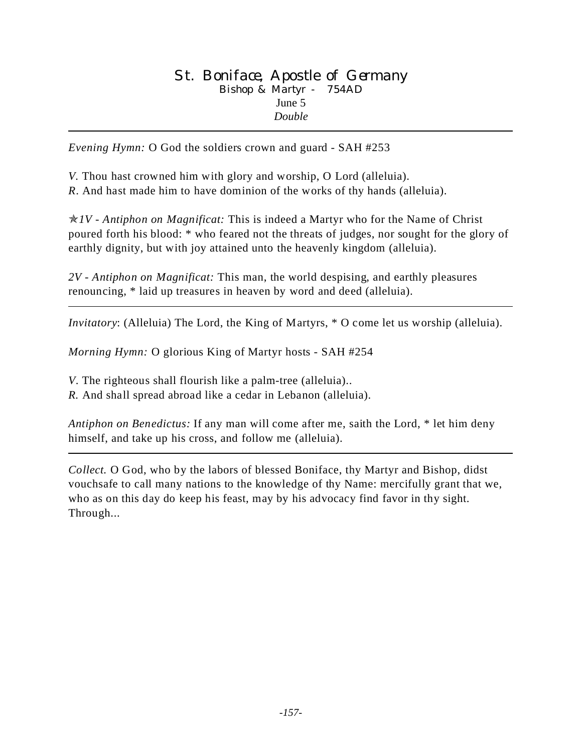# St. Boniface, Apostle of Germany

Bishop & Martyr - 754AD

June 5

*Double*

---

*Evening Hymn:* O God the soldiers crown and guard - SAH #253

*V.* Thou hast crowned him with glory and worship, O Lord (alleluia).
*R.* And hast made him to have dominion of the works of thy hands (alleluia).

✯*1V - Antiphon on Magnificat:* This is indeed a Martyr who for the Name of Christ poured forth his blood: * who feared not the threats of judges, nor sought for the glory of earthly dignity, but with joy attained unto the heavenly kingdom (alleluia).

*2V - Antiphon on Magnificat:* This man, the world despising, and earthly pleasures renouncing, * laid up treasures in heaven by word and deed (alleluia).

---

*Invitatory*: (Alleluia) The Lord, the King of Martyrs, * O come let us worship (alleluia).

*Morning Hymn:* O glorious King of Martyr hosts - SAH #254

*V.* The righteous shall flourish like a palm-tree (alleluia)..
*R.* And shall spread abroad like a cedar in Lebanon (alleluia).

*Antiphon on Benedictus:* If any man will come after me, saith the Lord, * let him deny himself, and take up his cross, and follow me (alleluia).

---

*Collect.* O God, who by the labors of blessed Boniface, thy Martyr and Bishop, didst vouchsafe to call many nations to the knowledge of thy Name: mercifully grant that we, who as on this day do keep his feast, may by his advocacy find favor in thy sight. Through...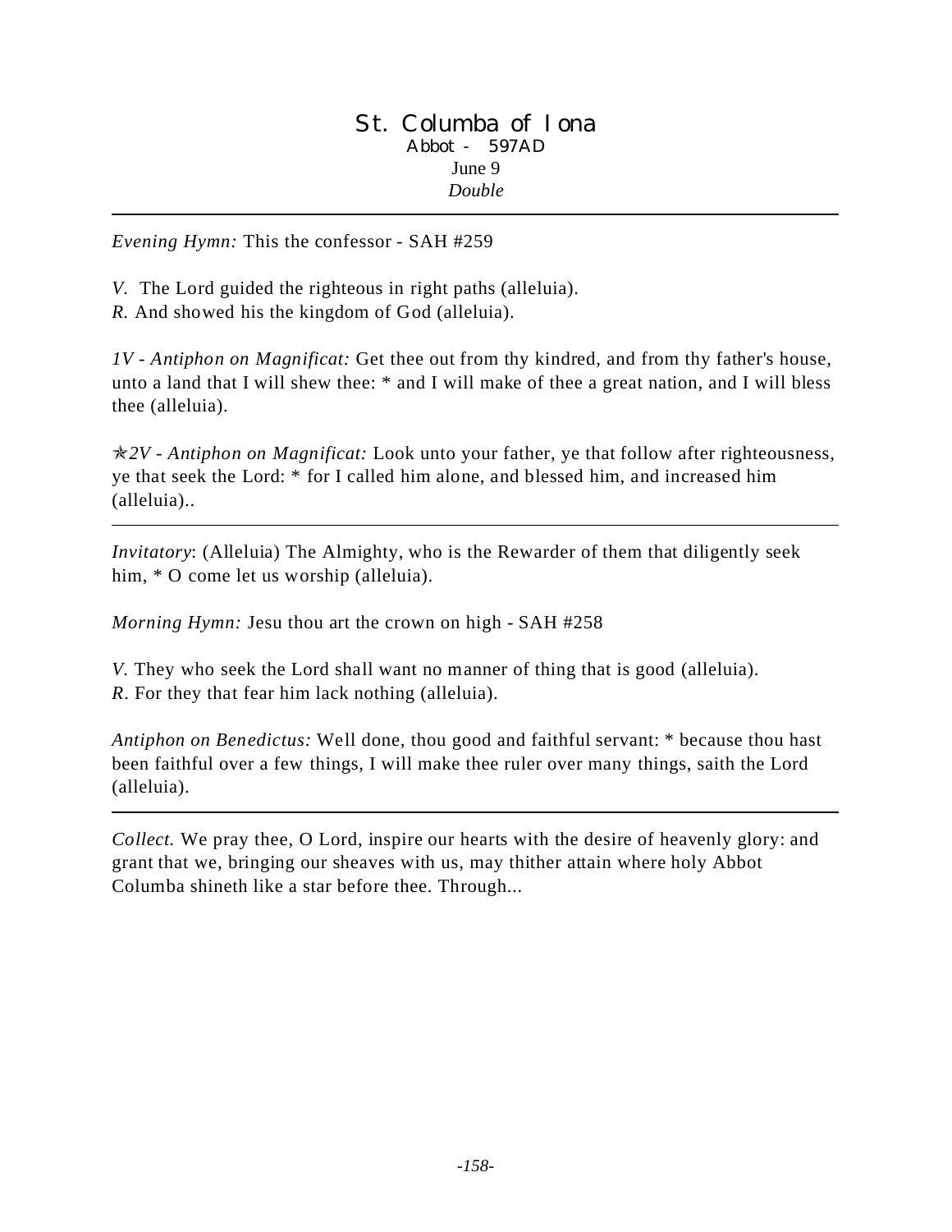# St. Columba of Iona

Abbot - 597AD

June 9

*Double*

---

*Evening Hymn:* This the confessor - SAH #259

*V.* The Lord guided the righteous in right paths (alleluia).
*R.* And showed his the kingdom of God (alleluia).

*1V - Antiphon on Magnificat:* Get thee out from thy kindred, and from thy father's house, unto a land that I will shew thee: * and I will make of thee a great nation, and I will bless thee (alleluia).

✯*2V - Antiphon on Magnificat:* Look unto your father, ye that follow after righteousness, ye that seek the Lord: * for I called him alone, and blessed him, and increased him (alleluia)..

---

*Invitatory*: (Alleluia) The Almighty, who is the Rewarder of them that diligently seek him, * O come let us worship (alleluia).

*Morning Hymn:* Jesu thou art the crown on high - SAH #258

*V.* They who seek the Lord shall want no manner of thing that is good (alleluia).
*R*. For they that fear him lack nothing (alleluia).

*Antiphon on Benedictus:* Well done, thou good and faithful servant: * because thou hast been faithful over a few things, I will make thee ruler over many things, saith the Lord (alleluia).

---

*Collect.* We pray thee, O Lord, inspire our hearts with the desire of heavenly glory: and grant that we, bringing our sheaves with us, may thither attain where holy Abbot Columba shineth like a star before thee. Through...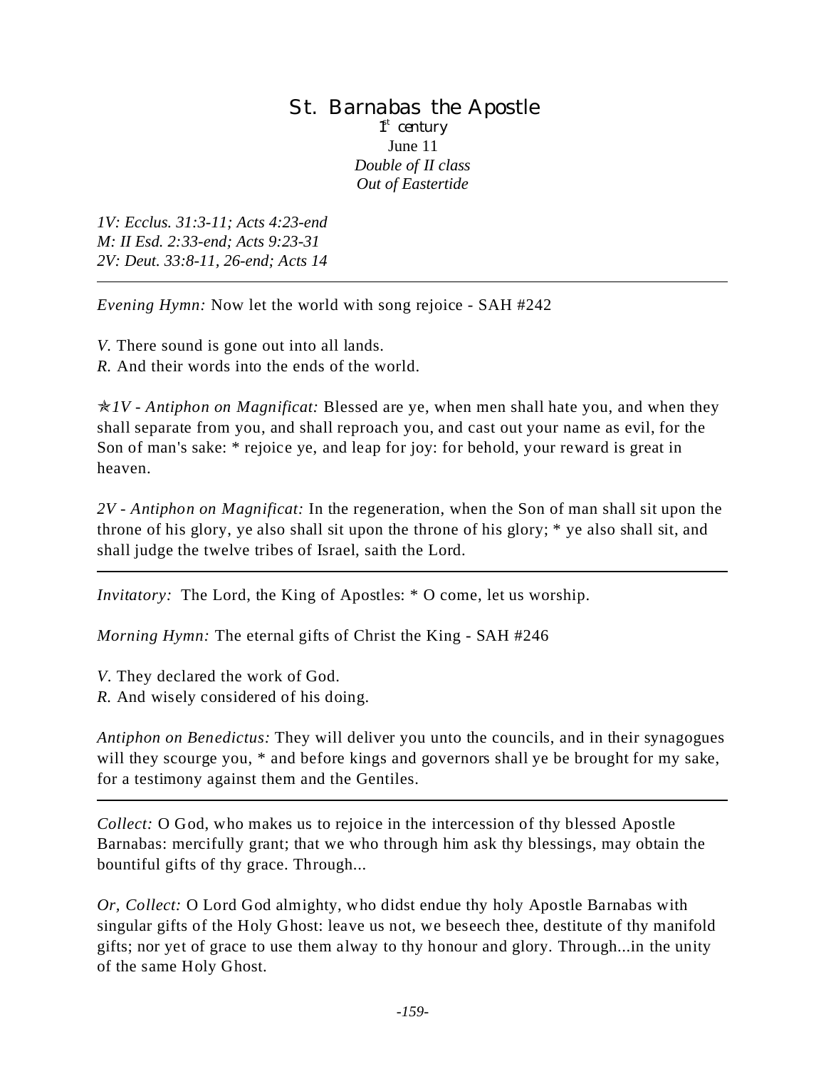# St. Barnabas the Apostle

1st century
June 11
*Double of II class*
*Out of Eastertide*

*1V: Ecclus. 31:3-11; Acts 4:23-end*
*M: II Esd. 2:33-end; Acts 9:23-31*
*2V: Deut. 33:8-11, 26-end; Acts 14*

---

*Evening Hymn:* Now let the world with song rejoice - SAH #242

*V.* There sound is gone out into all lands.
*R.* And their words into the ends of the world.

✯*1V - Antiphon on Magnificat:* Blessed are ye, when men shall hate you, and when they shall separate from you, and shall reproach you, and cast out your name as evil, for the Son of man's sake: * rejoice ye, and leap for joy: for behold, your reward is great in heaven.

*2V - Antiphon on Magnificat:* In the regeneration, when the Son of man shall sit upon the throne of his glory, ye also shall sit upon the throne of his glory; * ye also shall sit, and shall judge the twelve tribes of Israel, saith the Lord.

---

*Invitatory:* The Lord, the King of Apostles: * O come, let us worship.

*Morning Hymn:* The eternal gifts of Christ the King - SAH #246

*V.* They declared the work of God.
*R.* And wisely considered of his doing.

*Antiphon on Benedictus:* They will deliver you unto the councils, and in their synagogues will they scourge you, * and before kings and governors shall ye be brought for my sake, for a testimony against them and the Gentiles.

---

*Collect:* O God, who makes us to rejoice in the intercession of thy blessed Apostle Barnabas: mercifully grant; that we who through him ask thy blessings, may obtain the bountiful gifts of thy grace. Through...

*Or, Collect:* O Lord God almighty, who didst endue thy holy Apostle Barnabas with singular gifts of the Holy Ghost: leave us not, we beseech thee, destitute of thy manifold gifts; nor yet of grace to use them alway to thy honour and glory. Through...in the unity of the same Holy Ghost.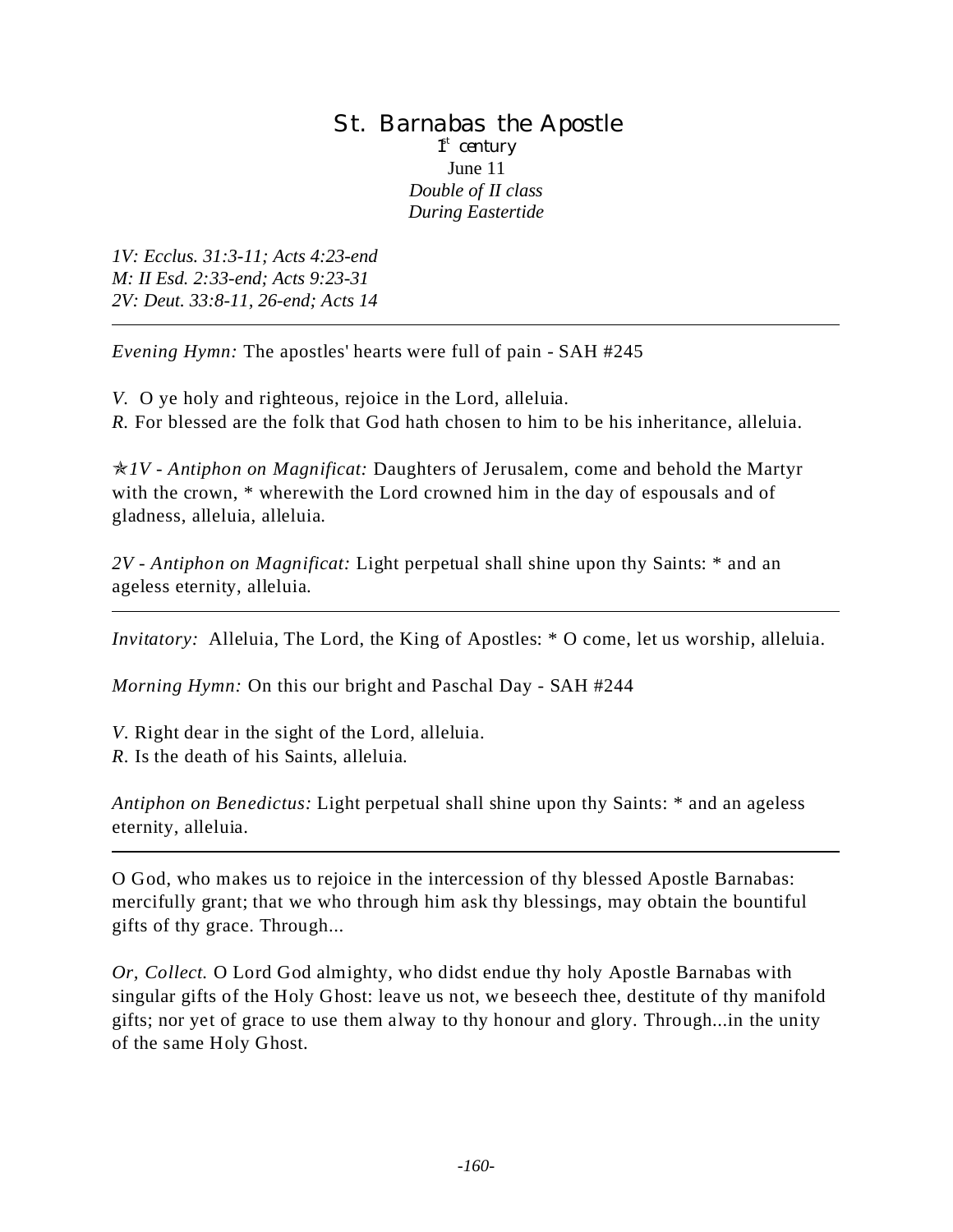# St. Barnabas the Apostle

1st century
June 11
*Double of II class*
*During Eastertide*

*1V: Ecclus. 31:3-11; Acts 4:23-end*
*M: II Esd. 2:33-end; Acts 9:23-31*
*2V: Deut. 33:8-11, 26-end; Acts 14*

---

*Evening Hymn:* The apostles' hearts were full of pain - SAH #245

*V.* O ye holy and righteous, rejoice in the Lord, alleluia.
*R.* For blessed are the folk that God hath chosen to him to be his inheritance, alleluia.

✯*1V - Antiphon on Magnificat:* Daughters of Jerusalem, come and behold the Martyr with the crown, * wherewith the Lord crowned him in the day of espousals and of gladness, alleluia, alleluia.

*2V - Antiphon on Magnificat:* Light perpetual shall shine upon thy Saints: * and an ageless eternity, alleluia.

---

*Invitatory:* Alleluia, The Lord, the King of Apostles: * O come, let us worship, alleluia.

*Morning Hymn:* On this our bright and Paschal Day - SAH #244

*V.* Right dear in the sight of the Lord, alleluia.
*R.* Is the death of his Saints, alleluia.

*Antiphon on Benedictus:* Light perpetual shall shine upon thy Saints: * and an ageless eternity, alleluia.

---

O God, who makes us to rejoice in the intercession of thy blessed Apostle Barnabas: mercifully grant; that we who through him ask thy blessings, may obtain the bountiful gifts of thy grace. Through...

*Or, Collect.* O Lord God almighty, who didst endue thy holy Apostle Barnabas with singular gifts of the Holy Ghost: leave us not, we beseech thee, destitute of thy manifold gifts; nor yet of grace to use them alway to thy honour and glory. Through...in the unity of the same Holy Ghost.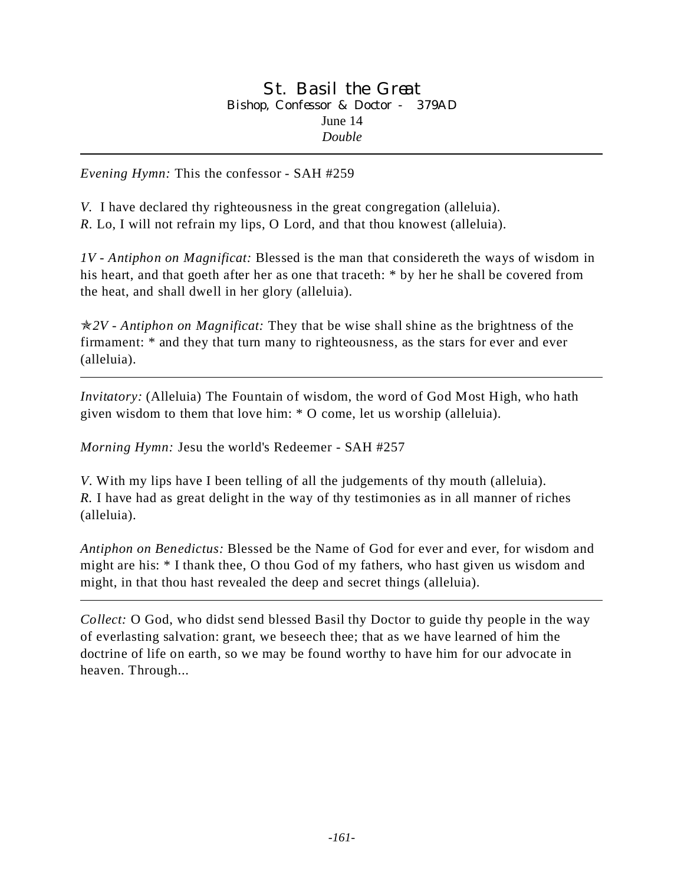# St. Basil the Great

**Bishop, Confessor & Doctor - 379AD**

June 14

*Double*

---

*Evening Hymn:* This the confessor - SAH #259

*V.* I have declared thy righteousness in the great congregation (alleluia).
*R.* Lo, I will not refrain my lips, O Lord, and that thou knowest (alleluia).

*1V - Antiphon on Magnificat:* Blessed is the man that considereth the ways of wisdom in his heart, and that goeth after her as one that traceth: * by her he shall be covered from the heat, and shall dwell in her glory (alleluia).

✯*2V - Antiphon on Magnificat:* They that be wise shall shine as the brightness of the firmament: * and they that turn many to righteousness, as the stars for ever and ever (alleluia).

---

*Invitatory:* (Alleluia) The Fountain of wisdom, the word of God Most High, who hath given wisdom to them that love him: * O come, let us worship (alleluia).

*Morning Hymn:* Jesu the world's Redeemer - SAH #257

*V.* With my lips have I been telling of all the judgements of thy mouth (alleluia).
*R.* I have had as great delight in the way of thy testimonies as in all manner of riches (alleluia).

*Antiphon on Benedictus:* Blessed be the Name of God for ever and ever, for wisdom and might are his: * I thank thee, O thou God of my fathers, who hast given us wisdom and might, in that thou hast revealed the deep and secret things (alleluia).

---

*Collect:* O God, who didst send blessed Basil thy Doctor to guide thy people in the way of everlasting salvation: grant, we beseech thee; that as we have learned of him the doctrine of life on earth, so we may be found worthy to have him for our advocate in heaven. Through...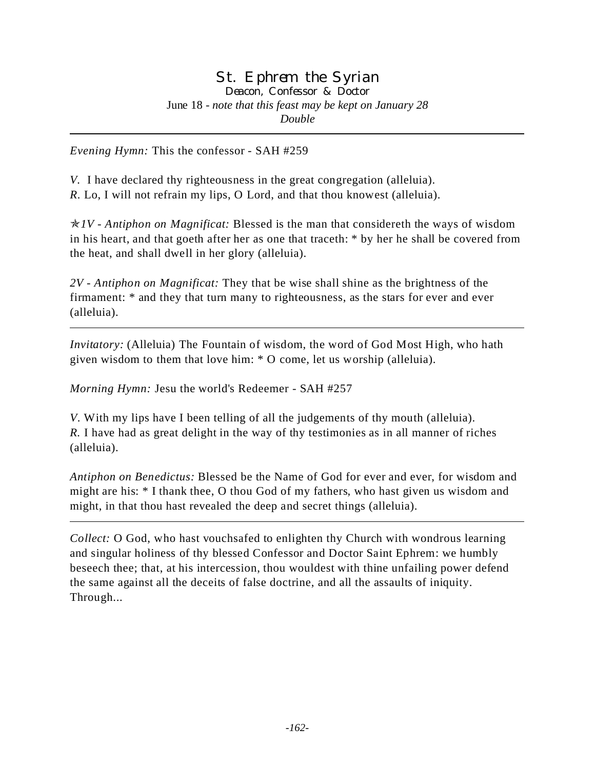# St. Ephrem the Syrian

### Deacon, Confessor & Doctor

June 18 - *note that this feast may be kept on January 28*

*Double*

---

*Evening Hymn:* This the confessor - SAH #259

*V.* I have declared thy righteousness in the great congregation (alleluia).
*R.* Lo, I will not refrain my lips, O Lord, and that thou knowest (alleluia).

✯*1V - Antiphon on Magnificat:* Blessed is the man that considereth the ways of wisdom in his heart, and that goeth after her as one that traceth: * by her he shall be covered from the heat, and shall dwell in her glory (alleluia).

*2V - Antiphon on Magnificat:* They that be wise shall shine as the brightness of the firmament: * and they that turn many to righteousness, as the stars for ever and ever (alleluia).

---

*Invitatory:* (Alleluia) The Fountain of wisdom, the word of God Most High, who hath given wisdom to them that love him: * O come, let us worship (alleluia).

*Morning Hymn:* Jesu the world's Redeemer - SAH #257

*V.* With my lips have I been telling of all the judgements of thy mouth (alleluia).
*R.* I have had as great delight in the way of thy testimonies as in all manner of riches (alleluia).

*Antiphon on Benedictus:* Blessed be the Name of God for ever and ever, for wisdom and might are his: * I thank thee, O thou God of my fathers, who hast given us wisdom and might, in that thou hast revealed the deep and secret things (alleluia).

---

*Collect:* O God, who hast vouchsafed to enlighten thy Church with wondrous learning and singular holiness of thy blessed Confessor and Doctor Saint Ephrem: we humbly beseech thee; that, at his intercession, thou wouldest with thine unfailing power defend the same against all the deceits of false doctrine, and all the assaults of iniquity. Through...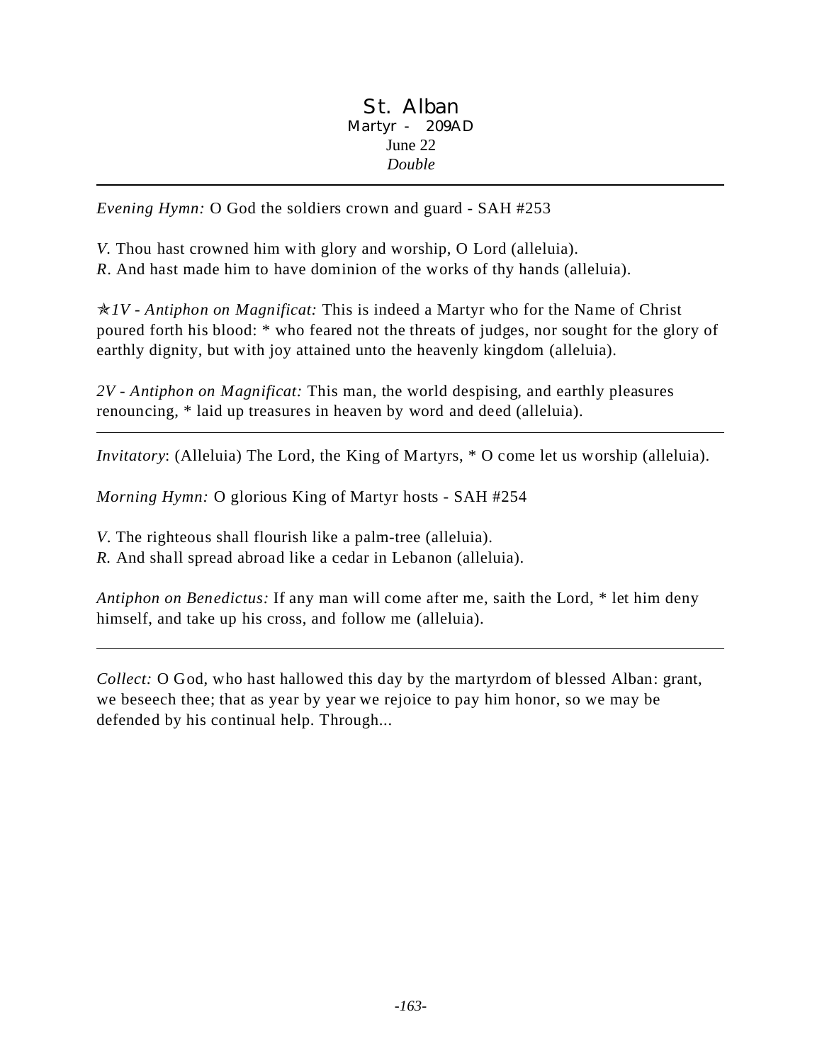# St. Alban

Martyr - 209AD

June 22

*Double*

---

*Evening Hymn:* O God the soldiers crown and guard - SAH #253

*V.* Thou hast crowned him with glory and worship, O Lord (alleluia).
*R*. And hast made him to have dominion of the works of thy hands (alleluia).

✯*1V - Antiphon on Magnificat:* This is indeed a Martyr who for the Name of Christ poured forth his blood: * who feared not the threats of judges, nor sought for the glory of earthly dignity, but with joy attained unto the heavenly kingdom (alleluia).

*2V - Antiphon on Magnificat:* This man, the world despising, and earthly pleasures renouncing, * laid up treasures in heaven by word and deed (alleluia).

---

*Invitatory*: (Alleluia) The Lord, the King of Martyrs, * O come let us worship (alleluia).

*Morning Hymn:* O glorious King of Martyr hosts - SAH #254

*V*. The righteous shall flourish like a palm-tree (alleluia).
*R.* And shall spread abroad like a cedar in Lebanon (alleluia).

*Antiphon on Benedictus:* If any man will come after me, saith the Lord, * let him deny himself, and take up his cross, and follow me (alleluia).

---

*Collect:* O God, who hast hallowed this day by the martyrdom of blessed Alban: grant, we beseech thee; that as year by year we rejoice to pay him honor, so we may be defended by his continual help. Through...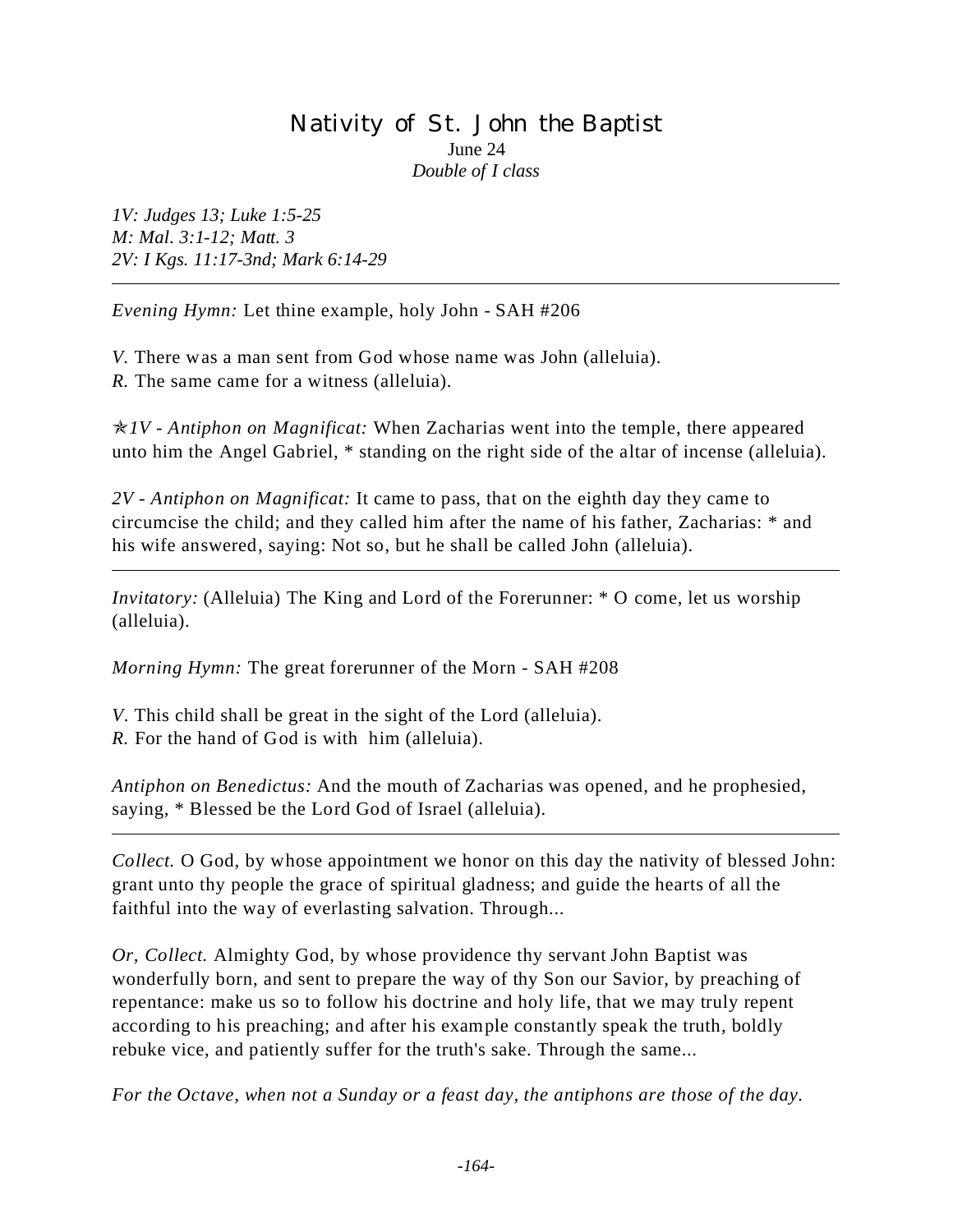# Nativity of St. John the Baptist

June 24
*Double of I class*

*1V: Judges 13; Luke 1:5-25*
*M: Mal. 3:1-12; Matt. 3*
*2V: I Kgs. 11:17-3nd; Mark 6:14-29*

---

*Evening Hymn:* Let thine example, holy John - SAH #206

*V.* There was a man sent from God whose name was John (alleluia).
*R.* The same came for a witness (alleluia).

✯*1V - Antiphon on Magnificat:* When Zacharias went into the temple, there appeared unto him the Angel Gabriel, * standing on the right side of the altar of incense (alleluia).

*2V - Antiphon on Magnificat:* It came to pass, that on the eighth day they came to circumcise the child; and they called him after the name of his father, Zacharias: * and his wife answered, saying: Not so, but he shall be called John (alleluia).

---

*Invitatory:* (Alleluia) The King and Lord of the Forerunner: * O come, let us worship (alleluia).

*Morning Hymn:* The great forerunner of the Morn - SAH #208

*V.* This child shall be great in the sight of the Lord (alleluia).
*R.* For the hand of God is with him (alleluia).

*Antiphon on Benedictus:* And the mouth of Zacharias was opened, and he prophesied, saying, * Blessed be the Lord God of Israel (alleluia).

---

*Collect.* O God, by whose appointment we honor on this day the nativity of blessed John: grant unto thy people the grace of spiritual gladness; and guide the hearts of all the faithful into the way of everlasting salvation. Through...

*Or, Collect.* Almighty God, by whose providence thy servant John Baptist was wonderfully born, and sent to prepare the way of thy Son our Savior, by preaching of repentance: make us so to follow his doctrine and holy life, that we may truly repent according to his preaching; and after his example constantly speak the truth, boldly rebuke vice, and patiently suffer for the truth's sake. Through the same...

*For the Octave, when not a Sunday or a feast day, the antiphons are those of the day.*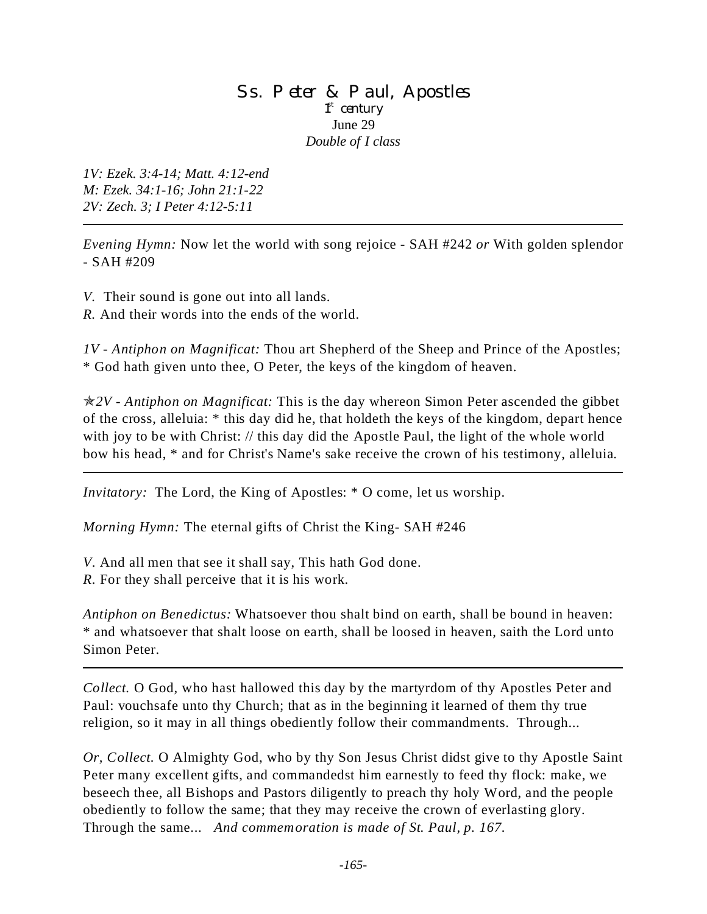# Ss. Peter & Paul, Apostles

1st century
June 29
*Double of I class*

*1V: Ezek. 3:4-14; Matt. 4:12-end*
*M: Ezek. 34:1-16; John 21:1-22*
*2V: Zech. 3; I Peter 4:12-5:11*

---

*Evening Hymn:* Now let the world with song rejoice - SAH #242 *or* With golden splendor - SAH #209

*V.* Their sound is gone out into all lands.
*R.* And their words into the ends of the world.

*1V - Antiphon on Magnificat:* Thou art Shepherd of the Sheep and Prince of the Apostles; * God hath given unto thee, O Peter, the keys of the kingdom of heaven.

✯*2V - Antiphon on Magnificat:* This is the day whereon Simon Peter ascended the gibbet of the cross, alleluia: * this day did he, that holdeth the keys of the kingdom, depart hence with joy to be with Christ: // this day did the Apostle Paul, the light of the whole world bow his head, * and for Christ's Name's sake receive the crown of his testimony, alleluia.

---

*Invitatory:* The Lord, the King of Apostles: * O come, let us worship.

*Morning Hymn:* The eternal gifts of Christ the King- SAH #246

*V.* And all men that see it shall say, This hath God done.
*R.* For they shall perceive that it is his work.

*Antiphon on Benedictus:* Whatsoever thou shalt bind on earth, shall be bound in heaven: * and whatsoever that shalt loose on earth, shall be loosed in heaven, saith the Lord unto Simon Peter.

---

*Collect.* O God, who hast hallowed this day by the martyrdom of thy Apostles Peter and Paul: vouchsafe unto thy Church; that as in the beginning it learned of them thy true religion, so it may in all things obediently follow their commandments. Through...

*Or, Collect.* O Almighty God, who by thy Son Jesus Christ didst give to thy Apostle Saint Peter many excellent gifts, and commandedst him earnestly to feed thy flock: make, we beseech thee, all Bishops and Pastors diligently to preach thy holy Word, and the people obediently to follow the same; that they may receive the crown of everlasting glory. Through the same... *And commemoration is made of St. Paul, p. 167.*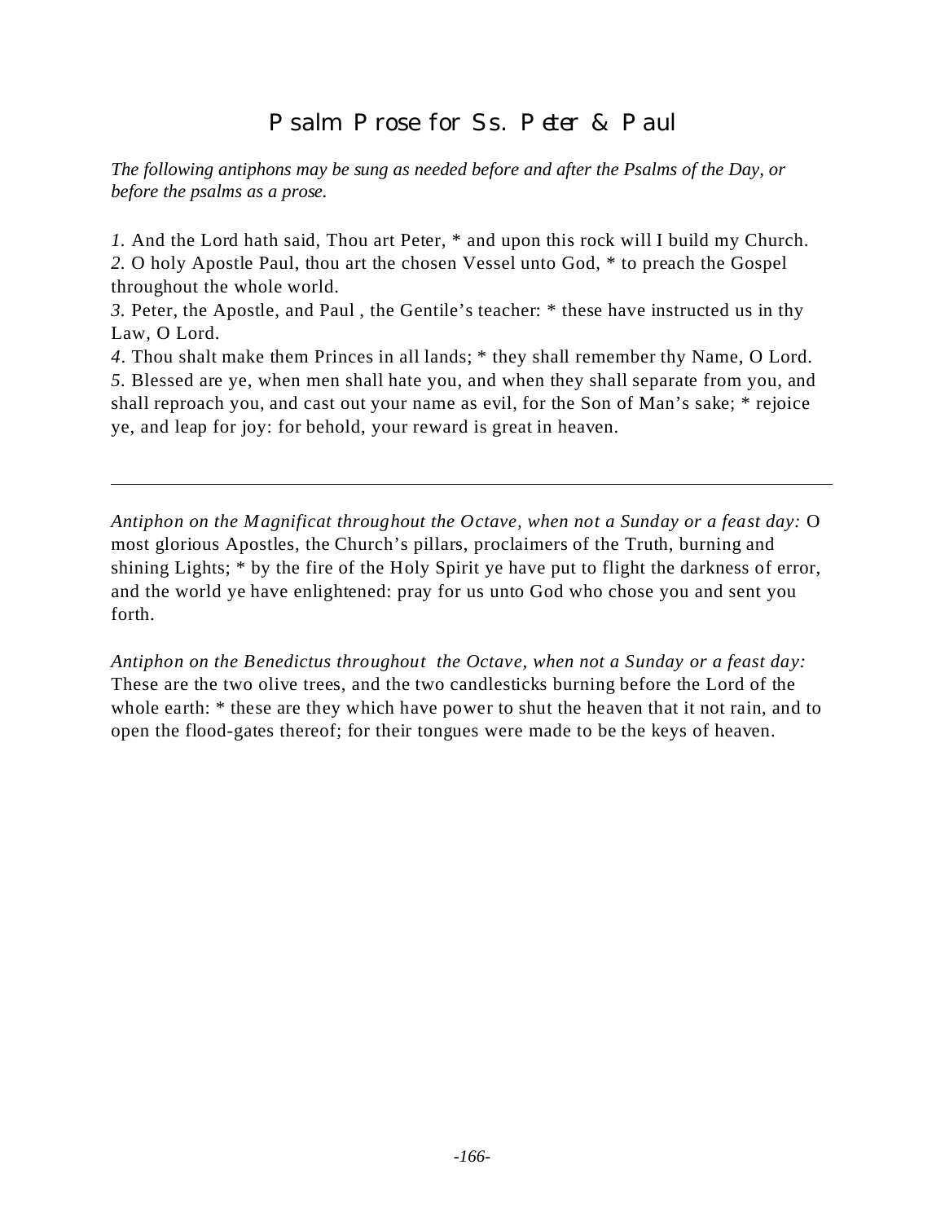# Psalm Prose for Ss. Peter & Paul

*The following antiphons may be sung as needed before and after the Psalms of the Day, or before the psalms as a prose.*

*1.* And the Lord hath said, Thou art Peter, * and upon this rock will I build my Church.
*2.* O holy Apostle Paul, thou art the chosen Vessel unto God, * to preach the Gospel throughout the whole world.
*3.* Peter, the Apostle, and Paul , the Gentile's teacher: * these have instructed us in thy Law, O Lord.
*4*. Thou shalt make them Princes in all lands; * they shall remember thy Name, O Lord.
*5*. Blessed are ye, when men shall hate you, and when they shall separate from you, and shall reproach you, and cast out your name as evil, for the Son of Man's sake; * rejoice ye, and leap for joy: for behold, your reward is great in heaven.

---

*Antiphon on the Magnificat throughout the Octave, when not a Sunday or a feast day:* O most glorious Apostles, the Church's pillars, proclaimers of the Truth, burning and shining Lights; * by the fire of the Holy Spirit ye have put to flight the darkness of error, and the world ye have enlightened: pray for us unto God who chose you and sent you forth.

*Antiphon on the Benedictus throughout the Octave, when not a Sunday or a feast day:* These are the two olive trees, and the two candlesticks burning before the Lord of the whole earth: * these are they which have power to shut the heaven that it not rain, and to open the flood-gates thereof; for their tongues were made to be the keys of heaven.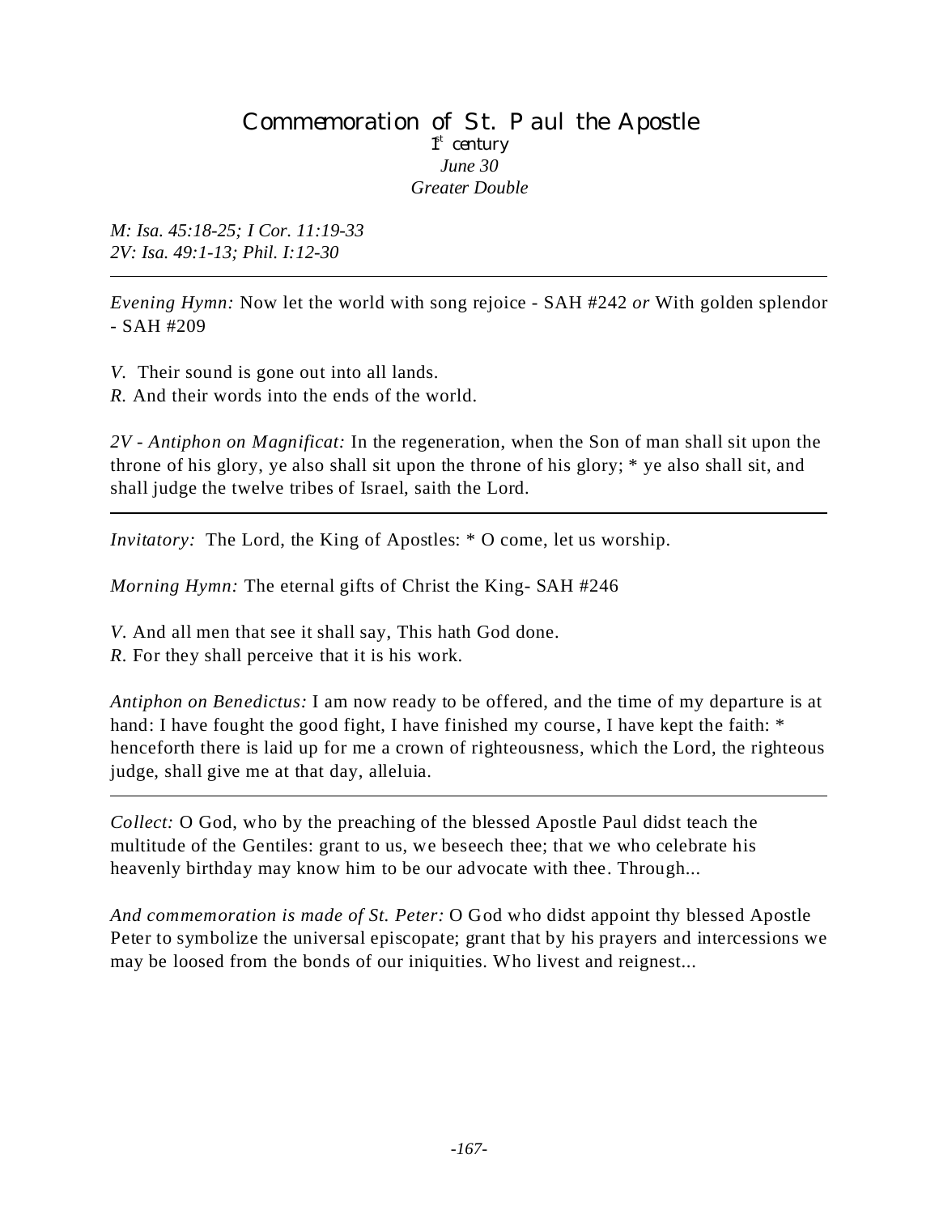# Commemoration of St. Paul the Apostle

1st century
*June 30*
*Greater Double*

*M: Isa. 45:18-25; I Cor. 11:19-33*
*2V: Isa. 49:1-13; Phil. I:12-30*

---

*Evening Hymn:* Now let the world with song rejoice - SAH #242 *or* With golden splendor - SAH #209

*V.* Their sound is gone out into all lands.
*R.* And their words into the ends of the world.

*2V - Antiphon on Magnificat:* In the regeneration, when the Son of man shall sit upon the throne of his glory, ye also shall sit upon the throne of his glory; * ye also shall sit, and shall judge the twelve tribes of Israel, saith the Lord.

---

*Invitatory:* The Lord, the King of Apostles: * O come, let us worship.

*Morning Hymn:* The eternal gifts of Christ the King- SAH #246

*V.* And all men that see it shall say, This hath God done.
*R.* For they shall perceive that it is his work.

*Antiphon on Benedictus:* I am now ready to be offered, and the time of my departure is at hand: I have fought the good fight, I have finished my course, I have kept the faith: * henceforth there is laid up for me a crown of righteousness, which the Lord, the righteous judge, shall give me at that day, alleluia.

---

*Collect:* O God, who by the preaching of the blessed Apostle Paul didst teach the multitude of the Gentiles: grant to us, we beseech thee; that we who celebrate his heavenly birthday may know him to be our advocate with thee. Through...

*And commemoration is made of St. Peter:* O God who didst appoint thy blessed Apostle Peter to symbolize the universal episcopate; grant that by his prayers and intercessions we may be loosed from the bonds of our iniquities. Who livest and reignest...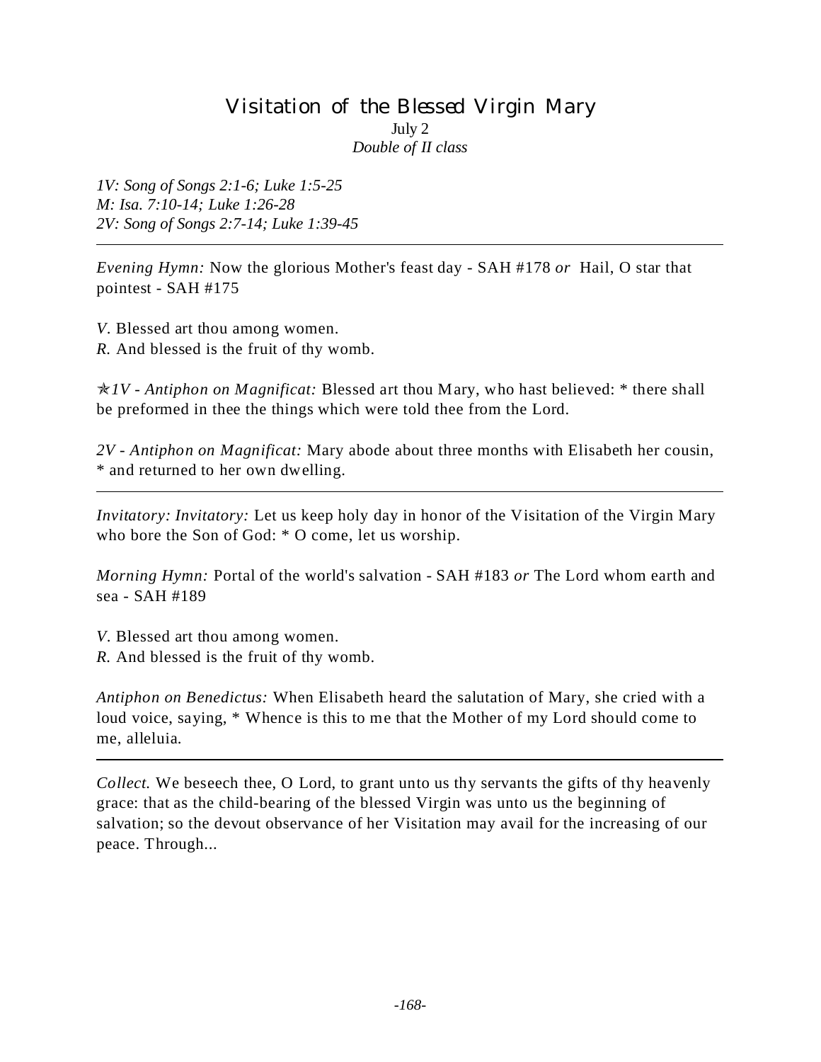# Visitation of the Blessed Virgin Mary

July 2

*Double of II class*

*1V: Song of Songs 2:1-6; Luke 1:5-25*
*M: Isa. 7:10-14; Luke 1:26-28*
*2V: Song of Songs 2:7-14; Luke 1:39-45*

---

*Evening Hymn:* Now the glorious Mother's feast day - SAH #178 *or* Hail, O star that pointest - SAH #175

*V.* Blessed art thou among women.
*R.* And blessed is the fruit of thy womb.

✯*1V - Antiphon on Magnificat:* Blessed art thou Mary, who hast believed: * there shall be preformed in thee the things which were told thee from the Lord.

*2V - Antiphon on Magnificat:* Mary abode about three months with Elisabeth her cousin, * and returned to her own dwelling.

---

*Invitatory: Invitatory:* Let us keep holy day in honor of the Visitation of the Virgin Mary who bore the Son of God: * O come, let us worship.

*Morning Hymn:* Portal of the world's salvation - SAH #183 *or* The Lord whom earth and sea - SAH #189

*V.* Blessed art thou among women.
*R.* And blessed is the fruit of thy womb.

*Antiphon on Benedictus:* When Elisabeth heard the salutation of Mary, she cried with a loud voice, saying, * Whence is this to me that the Mother of my Lord should come to me, alleluia.

---

*Collect.* We beseech thee, O Lord, to grant unto us thy servants the gifts of thy heavenly grace: that as the child-bearing of the blessed Virgin was unto us the beginning of salvation; so the devout observance of her Visitation may avail for the increasing of our peace. Through...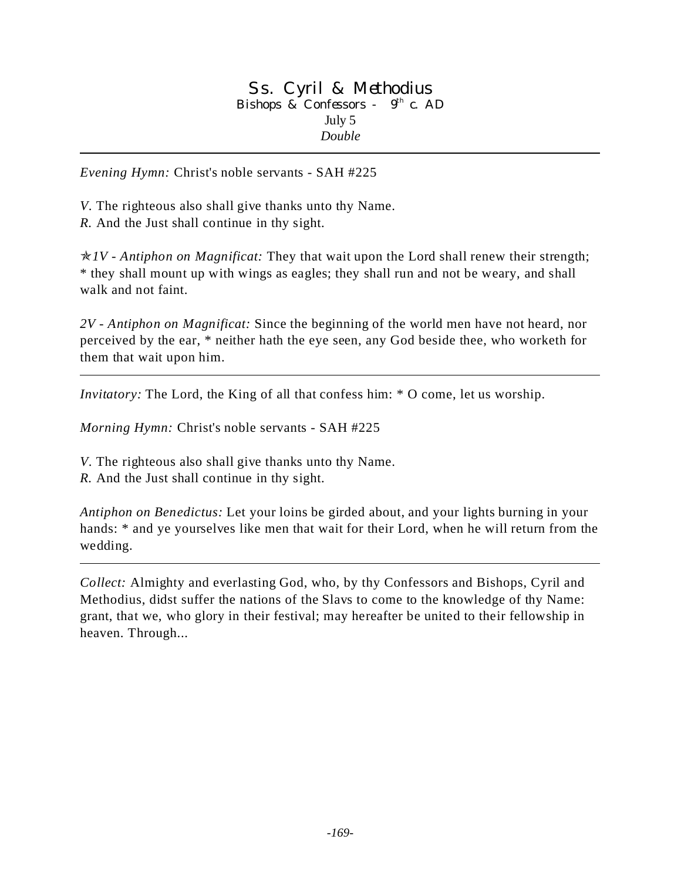# Ss. Cyril & Methodius

Bishops & Confessors - 9th c. AD

July 5

*Double*

---

*Evening Hymn:* Christ's noble servants - SAH #225

*V.* The righteous also shall give thanks unto thy Name.
*R.* And the Just shall continue in thy sight.

✯*1V - Antiphon on Magnificat:* They that wait upon the Lord shall renew their strength; * they shall mount up with wings as eagles; they shall run and not be weary, and shall walk and not faint.

*2V - Antiphon on Magnificat:* Since the beginning of the world men have not heard, nor perceived by the ear, * neither hath the eye seen, any God beside thee, who worketh for them that wait upon him.

---

*Invitatory:* The Lord, the King of all that confess him: * O come, let us worship.

*Morning Hymn:* Christ's noble servants - SAH #225

*V.* The righteous also shall give thanks unto thy Name.
*R.* And the Just shall continue in thy sight.

*Antiphon on Benedictus:* Let your loins be girded about, and your lights burning in your hands: * and ye yourselves like men that wait for their Lord, when he will return from the wedding.

---

*Collect:* Almighty and everlasting God, who, by thy Confessors and Bishops, Cyril and Methodius, didst suffer the nations of the Slavs to come to the knowledge of thy Name: grant, that we, who glory in their festival; may hereafter be united to their fellowship in heaven. Through...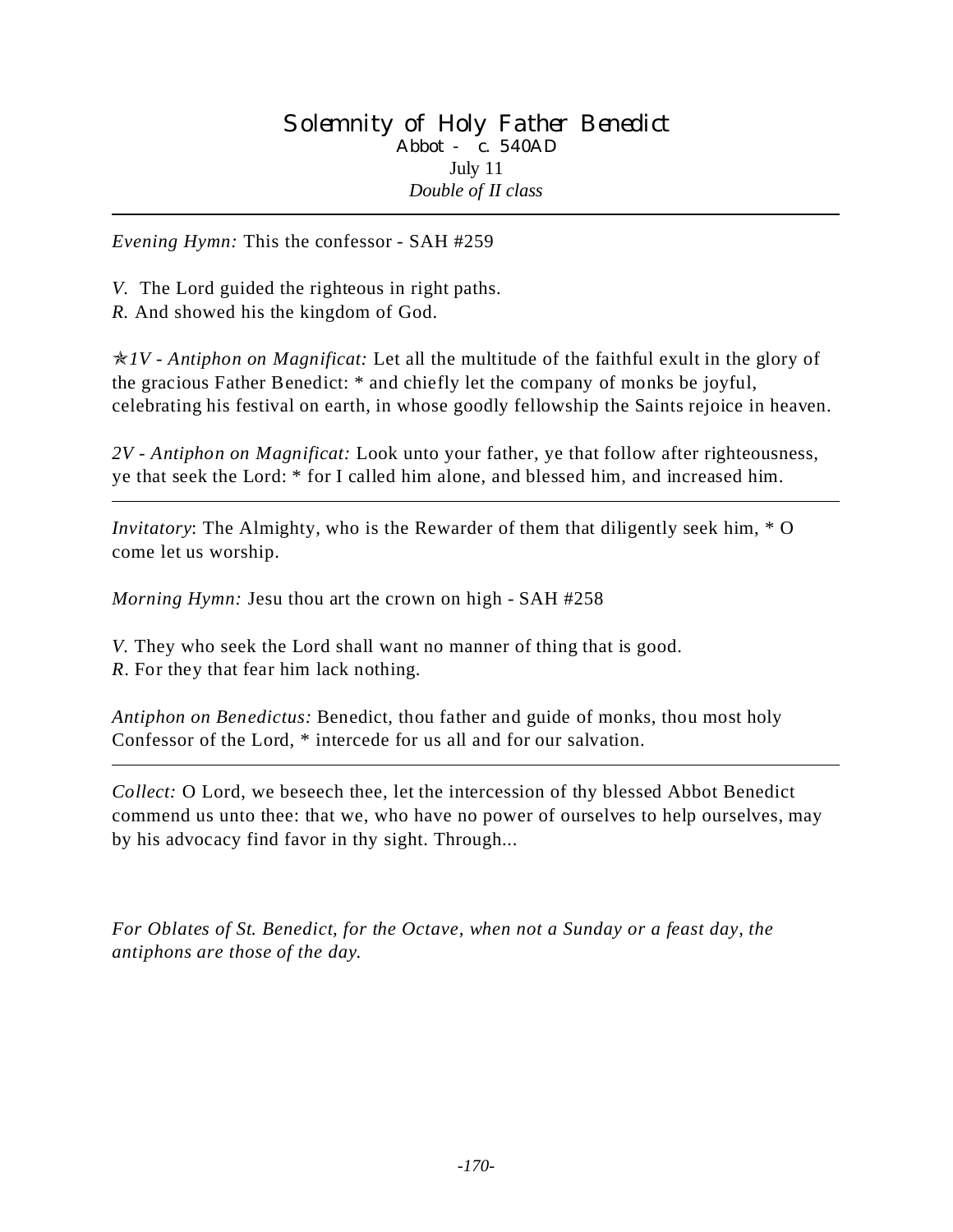# Solemnity of Holy Father Benedict

Abbot - c. 540AD

July 11

*Double of II class*

---

*Evening Hymn:* This the confessor - SAH #259

*V.* The Lord guided the righteous in right paths.
*R.* And showed his the kingdom of God.

✯*1V - Antiphon on Magnificat:* Let all the multitude of the faithful exult in the glory of the gracious Father Benedict: * and chiefly let the company of monks be joyful, celebrating his festival on earth, in whose goodly fellowship the Saints rejoice in heaven.

*2V - Antiphon on Magnificat:* Look unto your father, ye that follow after righteousness, ye that seek the Lord: * for I called him alone, and blessed him, and increased him.

---

*Invitatory*: The Almighty, who is the Rewarder of them that diligently seek him, * O come let us worship.

*Morning Hymn:* Jesu thou art the crown on high - SAH #258

*V.* They who seek the Lord shall want no manner of thing that is good.
*R*. For they that fear him lack nothing.

*Antiphon on Benedictus:* Benedict, thou father and guide of monks, thou most holy Confessor of the Lord, * intercede for us all and for our salvation.

---

*Collect:* O Lord, we beseech thee, let the intercession of thy blessed Abbot Benedict commend us unto thee: that we, who have no power of ourselves to help ourselves, may by his advocacy find favor in thy sight. Through...

*For Oblates of St. Benedict, for the Octave, when not a Sunday or a feast day, the antiphons are those of the day.*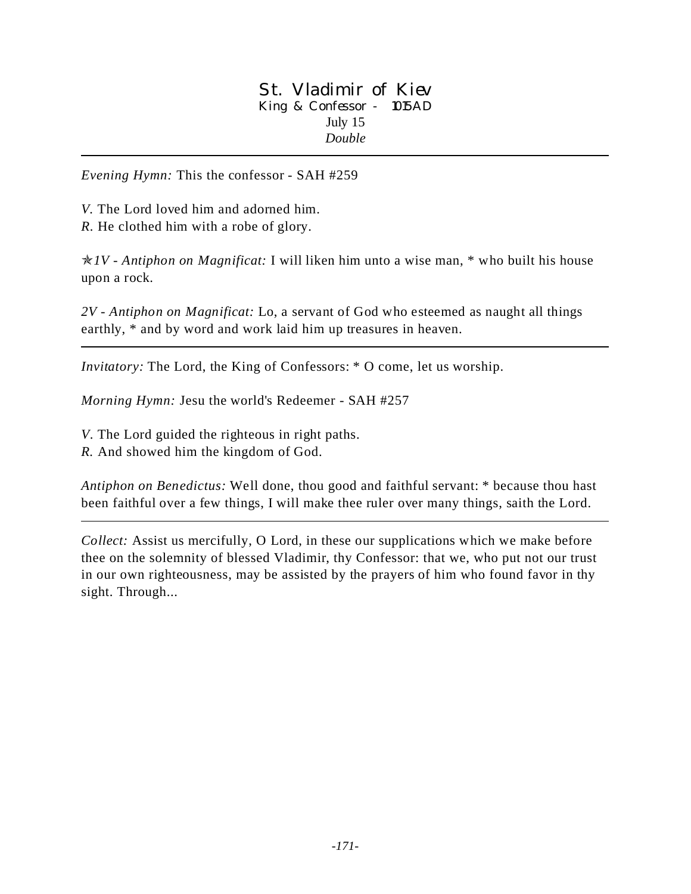# St. Vladimir of Kiev

King & Confessor - 1015AD
July 15
*Double*

---

*Evening Hymn:* This the confessor - SAH #259

*V.* The Lord loved him and adorned him.
*R.* He clothed him with a robe of glory.

✯*1V - Antiphon on Magnificat:* I will liken him unto a wise man, * who built his house upon a rock.

*2V - Antiphon on Magnificat:* Lo, a servant of God who esteemed as naught all things earthly, * and by word and work laid him up treasures in heaven.

---

*Invitatory:* The Lord, the King of Confessors: * O come, let us worship.

*Morning Hymn:* Jesu the world's Redeemer - SAH #257

*V.* The Lord guided the righteous in right paths.
*R.* And showed him the kingdom of God.

*Antiphon on Benedictus:* Well done, thou good and faithful servant: * because thou hast been faithful over a few things, I will make thee ruler over many things, saith the Lord.

---

*Collect:* Assist us mercifully, O Lord, in these our supplications which we make before thee on the solemnity of blessed Vladimir, thy Confessor: that we, who put not our trust in our own righteousness, may be assisted by the prayers of him who found favor in thy sight. Through...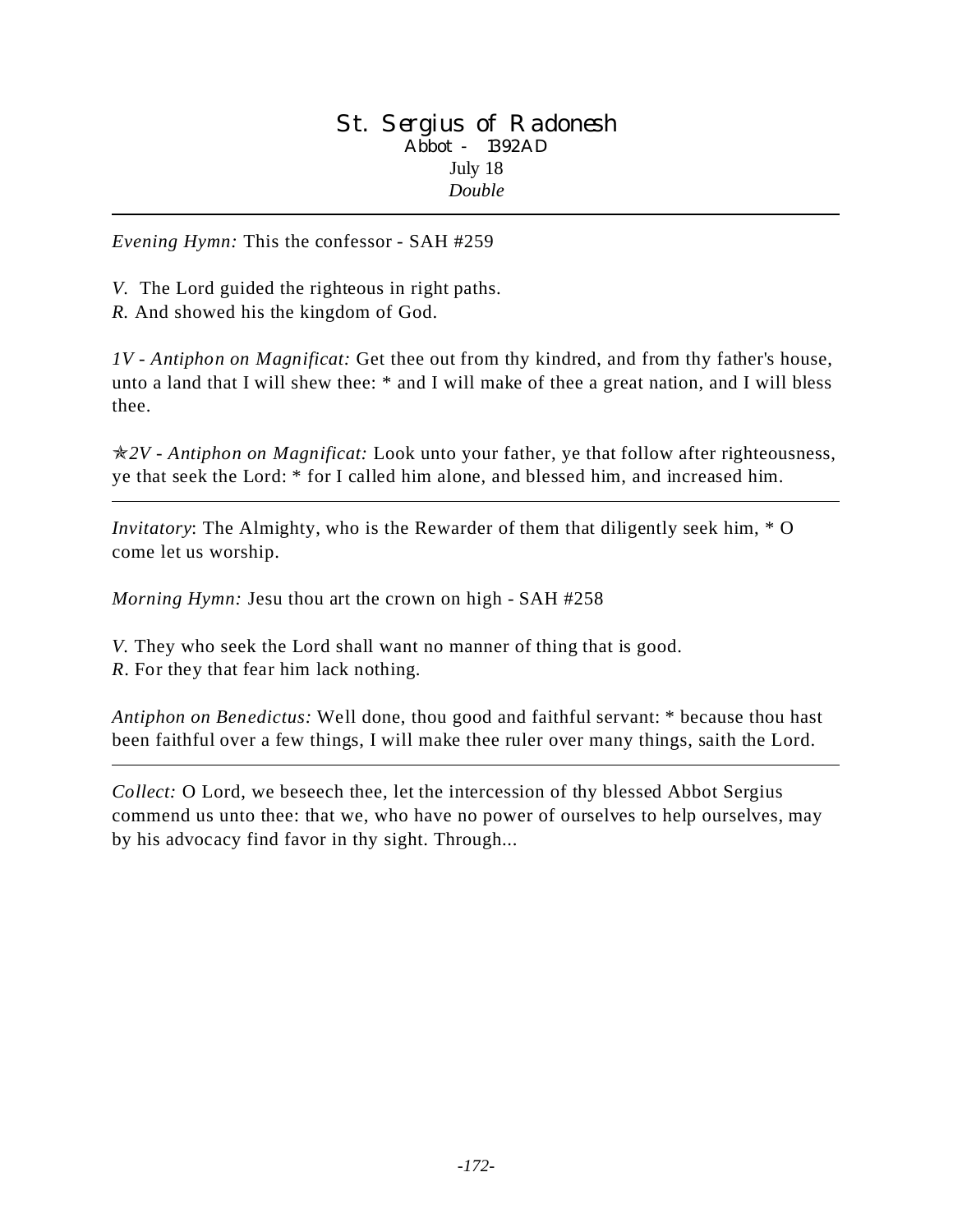# St. Sergius of Radonesh

Abbot - 1392 AD

July 18

*Double*

---

*Evening Hymn:* This the confessor - SAH #259

*V.* The Lord guided the righteous in right paths.
*R.* And showed his the kingdom of God.

*1V - Antiphon on Magnificat:* Get thee out from thy kindred, and from thy father's house, unto a land that I will shew thee: * and I will make of thee a great nation, and I will bless thee.

✯*2V - Antiphon on Magnificat:* Look unto your father, ye that follow after righteousness, ye that seek the Lord: * for I called him alone, and blessed him, and increased him.

---

*Invitatory*: The Almighty, who is the Rewarder of them that diligently seek him, * O come let us worship.

*Morning Hymn:* Jesu thou art the crown on high - SAH #258

*V.* They who seek the Lord shall want no manner of thing that is good.
*R*. For they that fear him lack nothing.

*Antiphon on Benedictus:* Well done, thou good and faithful servant: * because thou hast been faithful over a few things, I will make thee ruler over many things, saith the Lord.

---

*Collect:* O Lord, we beseech thee, let the intercession of thy blessed Abbot Sergius commend us unto thee: that we, who have no power of ourselves to help ourselves, may by his advocacy find favor in thy sight. Through...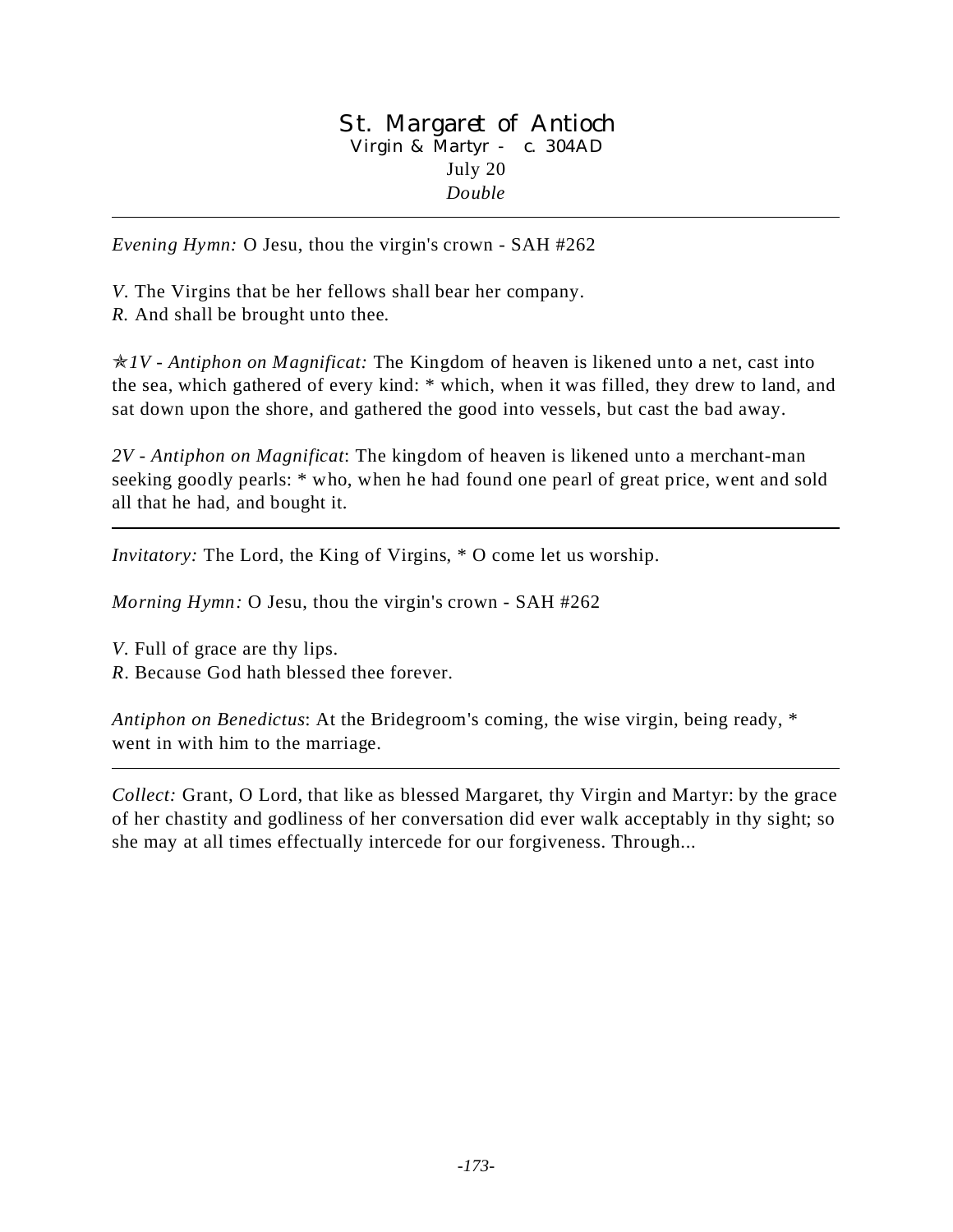# St. Margaret of Antioch

Virgin & Martyr - c. 304AD

July 20

*Double*

---

*Evening Hymn:* O Jesu, thou the virgin's crown - SAH #262

*V*. The Virgins that be her fellows shall bear her company.
*R.* And shall be brought unto thee.

✯*1V - Antiphon on Magnificat:* The Kingdom of heaven is likened unto a net, cast into the sea, which gathered of every kind: * which, when it was filled, they drew to land, and sat down upon the shore, and gathered the good into vessels, but cast the bad away.

*2V - Antiphon on Magnificat*: The kingdom of heaven is likened unto a merchant-man seeking goodly pearls: * who, when he had found one pearl of great price, went and sold all that he had, and bought it.

---

*Invitatory:* The Lord, the King of Virgins, * O come let us worship.

*Morning Hymn:* O Jesu, thou the virgin's crown - SAH #262

*V*. Full of grace are thy lips.
*R*. Because God hath blessed thee forever.

*Antiphon on Benedictus*: At the Bridegroom's coming, the wise virgin, being ready, * went in with him to the marriage.

---

*Collect:* Grant, O Lord, that like as blessed Margaret, thy Virgin and Martyr: by the grace of her chastity and godliness of her conversation did ever walk acceptably in thy sight; so she may at all times effectually intercede for our forgiveness. Through...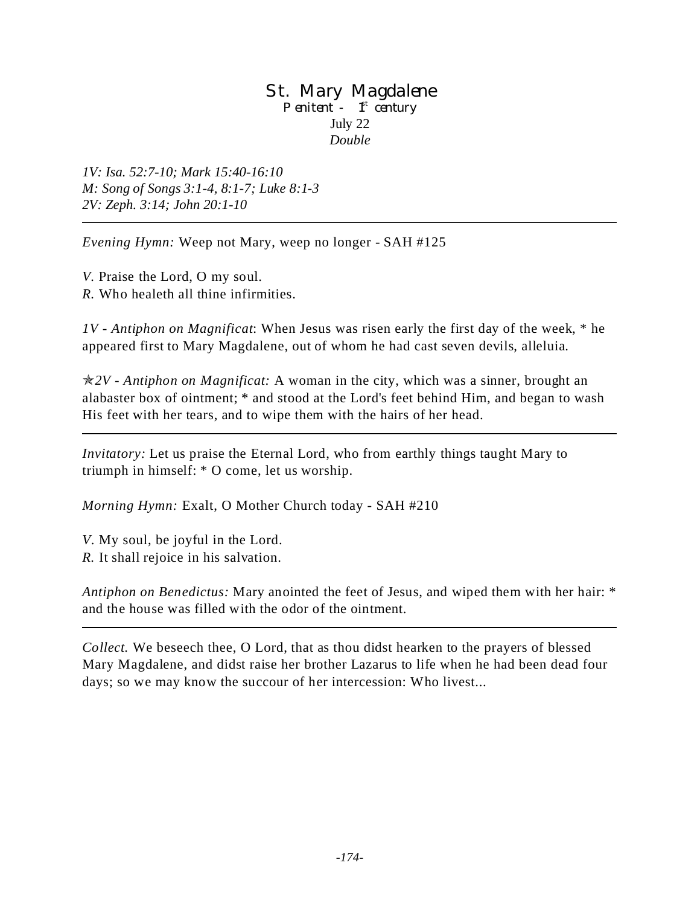# St. Mary Magdalene

Penitent - 1st century
July 22
*Double*

*1V: Isa. 52:7-10; Mark 15:40-16:10*
*M: Song of Songs 3:1-4, 8:1-7; Luke 8:1-3*
*2V: Zeph. 3:14; John 20:1-10*

---

*Evening Hymn:* Weep not Mary, weep no longer - SAH #125

*V.* Praise the Lord, O my soul.
*R.* Who healeth all thine infirmities.

*1V - Antiphon on Magnificat*: When Jesus was risen early the first day of the week, * he appeared first to Mary Magdalene, out of whom he had cast seven devils, alleluia.

✯*2V - Antiphon on Magnificat:* A woman in the city, which was a sinner, brought an alabaster box of ointment; * and stood at the Lord's feet behind Him, and began to wash His feet with her tears, and to wipe them with the hairs of her head.

---

*Invitatory:* Let us praise the Eternal Lord, who from earthly things taught Mary to triumph in himself: * O come, let us worship.

*Morning Hymn:* Exalt, O Mother Church today - SAH #210

*V.* My soul, be joyful in the Lord.
*R.* It shall rejoice in his salvation.

*Antiphon on Benedictus:* Mary anointed the feet of Jesus, and wiped them with her hair: * and the house was filled with the odor of the ointment.

---

*Collect.* We beseech thee, O Lord, that as thou didst hearken to the prayers of blessed Mary Magdalene, and didst raise her brother Lazarus to life when he had been dead four days; so we may know the succour of her intercession: Who livest...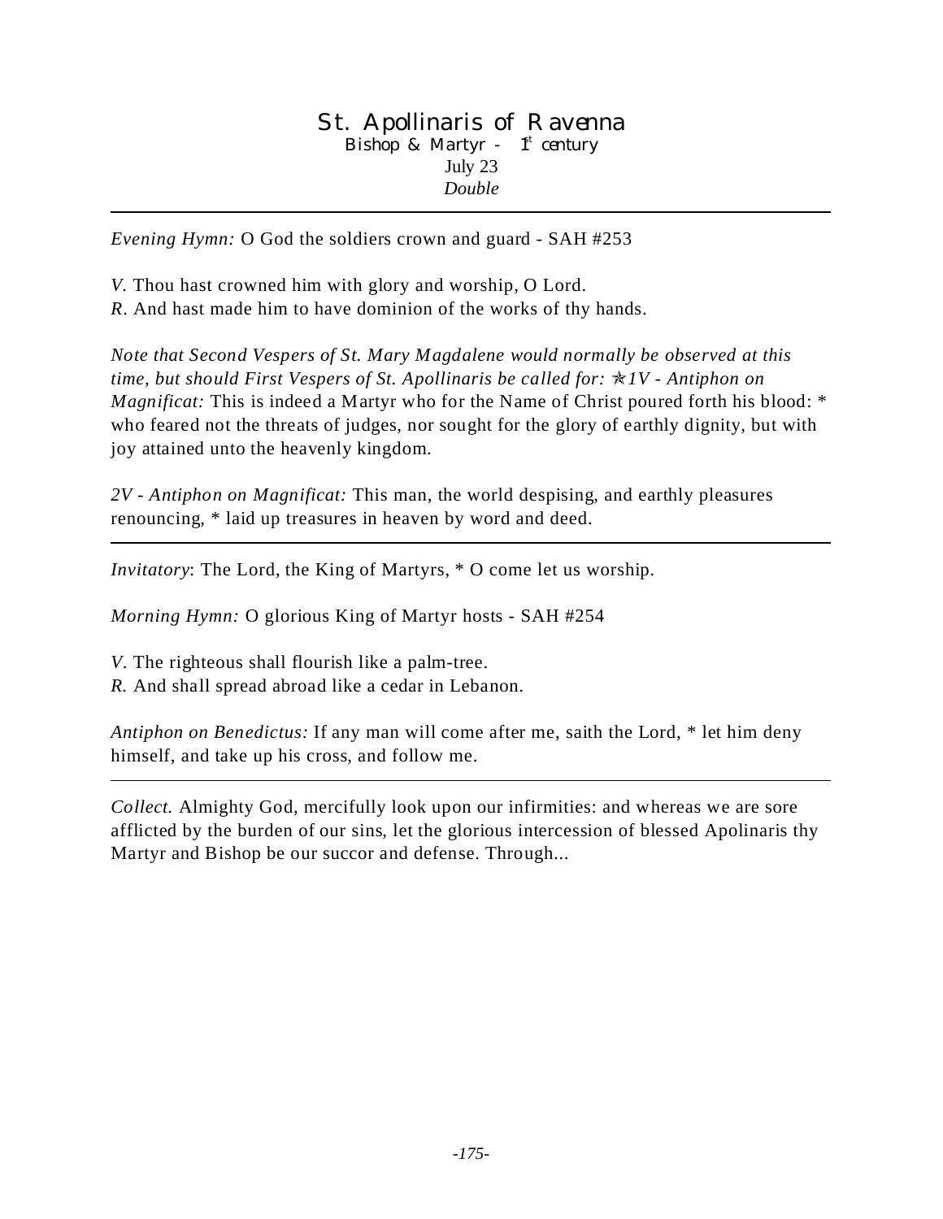# St. Apollinaris of Ravenna

Bishop & Martyr - 1st century

July 23

*Double*

---

*Evening Hymn:* O God the soldiers crown and guard - SAH #253

*V.* Thou hast crowned him with glory and worship, O Lord.
*R.* And hast made him to have dominion of the works of thy hands.

*Note that Second Vespers of St. Mary Magdalene would normally be observed at this time, but should First Vespers of St. Apollinaris be called for:* ✯*1V - Antiphon on Magnificat:* This is indeed a Martyr who for the Name of Christ poured forth his blood: * who feared not the threats of judges, nor sought for the glory of earthly dignity, but with joy attained unto the heavenly kingdom.

*2V - Antiphon on Magnificat:* This man, the world despising, and earthly pleasures renouncing, * laid up treasures in heaven by word and deed.

---

*Invitatory*: The Lord, the King of Martyrs, * O come let us worship.

*Morning Hymn:* O glorious King of Martyr hosts - SAH #254

*V.* The righteous shall flourish like a palm-tree.
*R.* And shall spread abroad like a cedar in Lebanon.

*Antiphon on Benedictus:* If any man will come after me, saith the Lord, * let him deny himself, and take up his cross, and follow me.

---

*Collect.* Almighty God, mercifully look upon our infirmities: and whereas we are sore afflicted by the burden of our sins, let the glorious intercession of blessed Apolinaris thy Martyr and Bishop be our succor and defense. Through...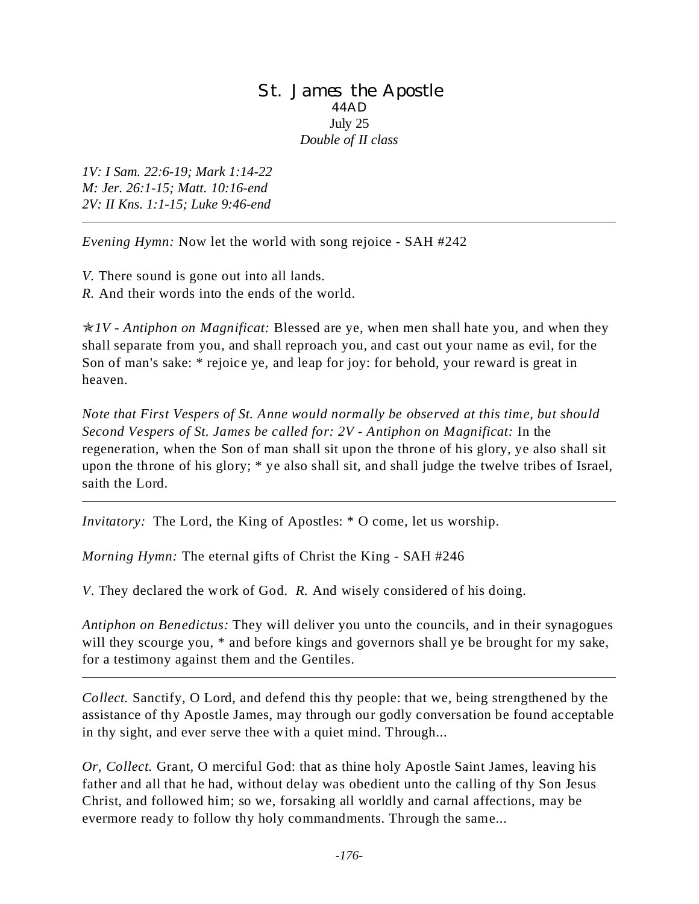# St. James the Apostle

44AD

July 25

*Double of II class*

*1V: I Sam. 22:6-19; Mark 1:14-22*
*M: Jer. 26:1-15; Matt. 10:16-end*
*2V: II Kns. 1:1-15; Luke 9:46-end*

---

*Evening Hymn:* Now let the world with song rejoice - SAH #242

*V.* There sound is gone out into all lands.
*R.* And their words into the ends of the world.

✯*1V - Antiphon on Magnificat:* Blessed are ye, when men shall hate you, and when they shall separate from you, and shall reproach you, and cast out your name as evil, for the Son of man's sake: * rejoice ye, and leap for joy: for behold, your reward is great in heaven.

*Note that First Vespers of St. Anne would normally be observed at this time, but should Second Vespers of St. James be called for: 2V - Antiphon on Magnificat:* In the regeneration, when the Son of man shall sit upon the throne of his glory, ye also shall sit upon the throne of his glory; * ye also shall sit, and shall judge the twelve tribes of Israel, saith the Lord.

---

*Invitatory:* The Lord, the King of Apostles: * O come, let us worship.

*Morning Hymn:* The eternal gifts of Christ the King - SAH #246

*V.* They declared the work of God. *R.* And wisely considered of his doing.

*Antiphon on Benedictus:* They will deliver you unto the councils, and in their synagogues will they scourge you, * and before kings and governors shall ye be brought for my sake, for a testimony against them and the Gentiles.

---

*Collect.* Sanctify, O Lord, and defend this thy people: that we, being strengthened by the assistance of thy Apostle James, may through our godly conversation be found acceptable in thy sight, and ever serve thee with a quiet mind. Through...

*Or, Collect.* Grant, O merciful God: that as thine holy Apostle Saint James, leaving his father and all that he had, without delay was obedient unto the calling of thy Son Jesus Christ, and followed him; so we, forsaking all worldly and carnal affections, may be evermore ready to follow thy holy commandments. Through the same...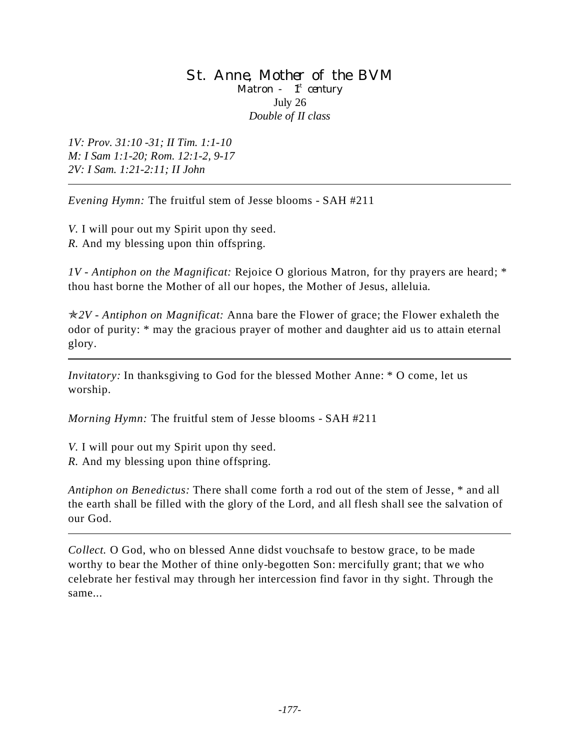# St. Anne, Mother of the BVM

Matron - 1st century

July 26

*Double of II class*

*1V: Prov. 31:10 -31; II Tim. 1:1-10*
*M: I Sam 1:1-20; Rom. 12:1-2, 9-17*
*2V: I Sam. 1:21-2:11; II John*

---

*Evening Hymn:* The fruitful stem of Jesse blooms - SAH #211

*V.* I will pour out my Spirit upon thy seed.
*R.* And my blessing upon thin offspring.

*1V - Antiphon on the Magnificat:* Rejoice O glorious Matron, for thy prayers are heard; * thou hast borne the Mother of all our hopes, the Mother of Jesus, alleluia.

✯*2V - Antiphon on Magnificat:* Anna bare the Flower of grace; the Flower exhaleth the odor of purity: * may the gracious prayer of mother and daughter aid us to attain eternal glory.

---

*Invitatory:* In thanksgiving to God for the blessed Mother Anne: * O come, let us worship.

*Morning Hymn:* The fruitful stem of Jesse blooms - SAH #211

*V.* I will pour out my Spirit upon thy seed.
*R.* And my blessing upon thine offspring.

*Antiphon on Benedictus:* There shall come forth a rod out of the stem of Jesse, * and all the earth shall be filled with the glory of the Lord, and all flesh shall see the salvation of our God.

---

*Collect.* O God, who on blessed Anne didst vouchsafe to bestow grace, to be made worthy to bear the Mother of thine only-begotten Son: mercifully grant; that we who celebrate her festival may through her intercession find favor in thy sight. Through the same...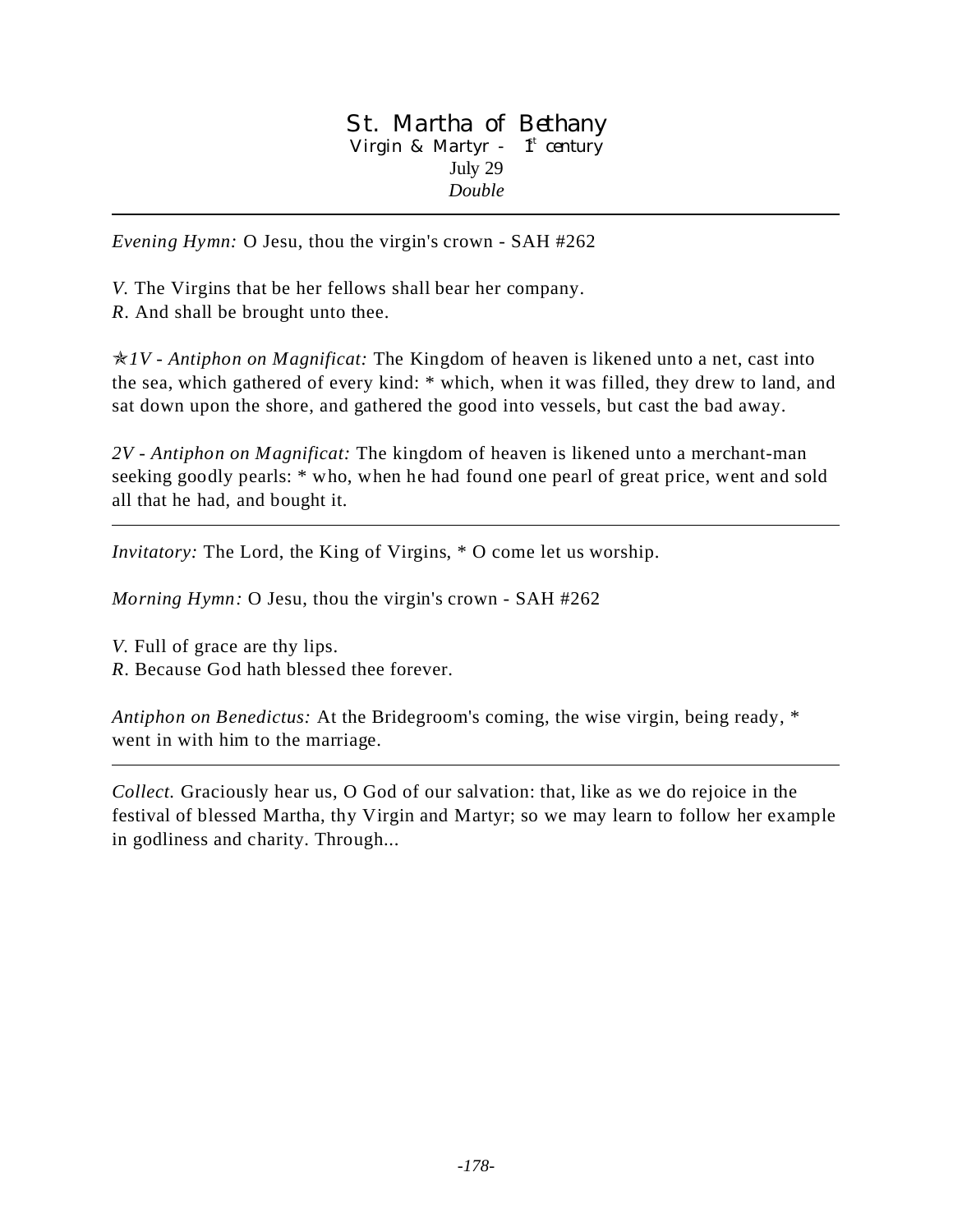# St. Martha of Bethany

Virgin & Martyr - 1st century
July 29
*Double*

---

*Evening Hymn:* O Jesu, thou the virgin's crown - SAH #262

*V.* The Virgins that be her fellows shall bear her company.
*R.* And shall be brought unto thee.

✯*1V - Antiphon on Magnificat:* The Kingdom of heaven is likened unto a net, cast into the sea, which gathered of every kind: * which, when it was filled, they drew to land, and sat down upon the shore, and gathered the good into vessels, but cast the bad away.

*2V - Antiphon on Magnificat:* The kingdom of heaven is likened unto a merchant-man seeking goodly pearls: * who, when he had found one pearl of great price, went and sold all that he had, and bought it.

---

*Invitatory:* The Lord, the King of Virgins, * O come let us worship.

*Morning Hymn:* O Jesu, thou the virgin's crown - SAH #262

*V.* Full of grace are thy lips.
*R.* Because God hath blessed thee forever.

*Antiphon on Benedictus:* At the Bridegroom's coming, the wise virgin, being ready, * went in with him to the marriage.

---

*Collect.* Graciously hear us, O God of our salvation: that, like as we do rejoice in the festival of blessed Martha, thy Virgin and Martyr; so we may learn to follow her example in godliness and charity. Through...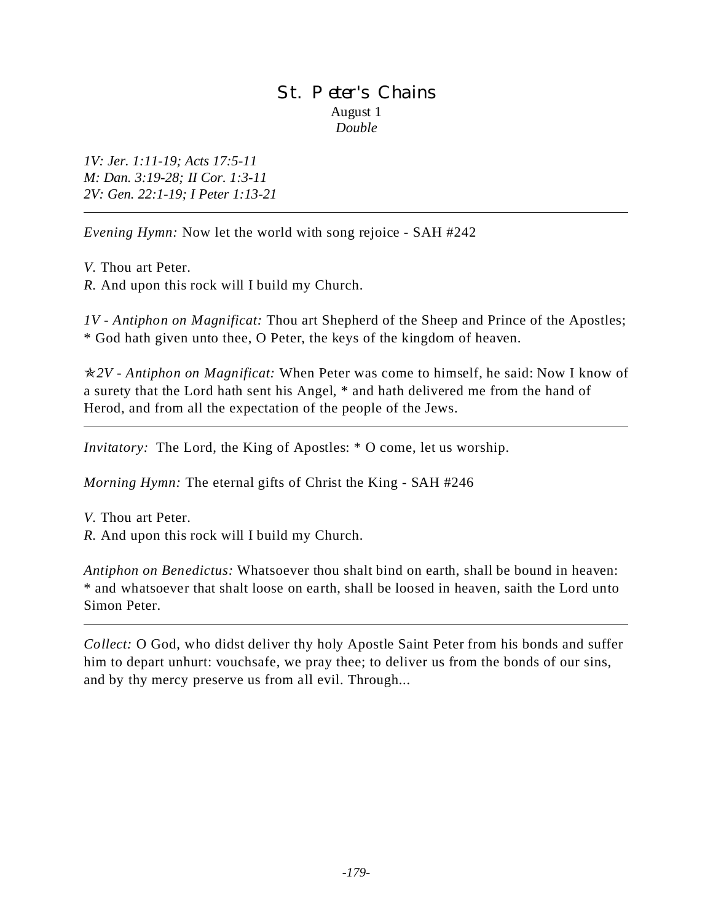# St. Peter's Chains

August 1
*Double*

*1V: Jer. 1:11-19; Acts 17:5-11*
*M: Dan. 3:19-28; II Cor. 1:3-11*
*2V: Gen. 22:1-19; I Peter 1:13-21*

---

*Evening Hymn:* Now let the world with song rejoice - SAH #242

*V.* Thou art Peter.
*R.* And upon this rock will I build my Church.

*1V - Antiphon on Magnificat:* Thou art Shepherd of the Sheep and Prince of the Apostles; * God hath given unto thee, O Peter, the keys of the kingdom of heaven.

✯*2V - Antiphon on Magnificat:* When Peter was come to himself, he said: Now I know of a surety that the Lord hath sent his Angel, * and hath delivered me from the hand of Herod, and from all the expectation of the people of the Jews.

---

*Invitatory:* The Lord, the King of Apostles: * O come, let us worship.

*Morning Hymn:* The eternal gifts of Christ the King - SAH #246

*V.* Thou art Peter.
*R.* And upon this rock will I build my Church.

*Antiphon on Benedictus:* Whatsoever thou shalt bind on earth, shall be bound in heaven: * and whatsoever that shalt loose on earth, shall be loosed in heaven, saith the Lord unto Simon Peter.

---

*Collect:* O God, who didst deliver thy holy Apostle Saint Peter from his bonds and suffer him to depart unhurt: vouchsafe, we pray thee; to deliver us from the bonds of our sins, and by thy mercy preserve us from all evil. Through...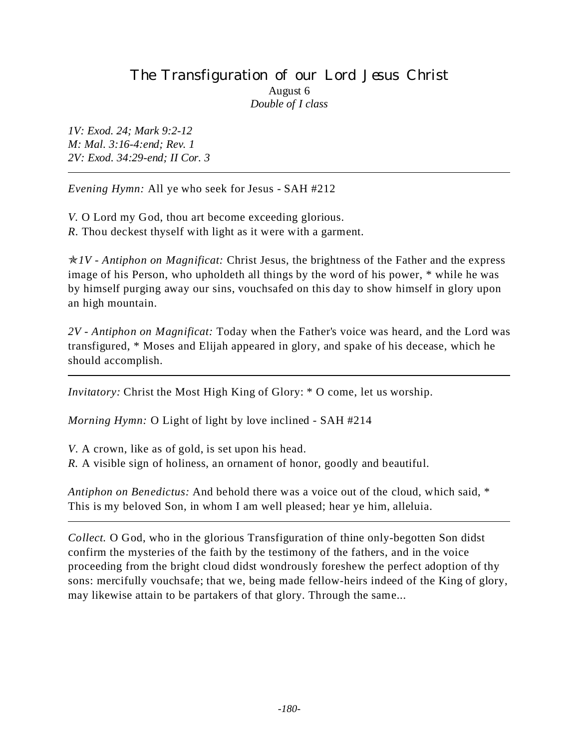# The Transfiguration of our Lord Jesus Christ

August 6

*Double of I class*

*1V: Exod. 24; Mark 9:2-12*
*M: Mal. 3:16-4:end; Rev. 1*
*2V: Exod. 34:29-end; II Cor. 3*

---

*Evening Hymn:* All ye who seek for Jesus - SAH #212

*V.* O Lord my God, thou art become exceeding glorious.
*R.* Thou deckest thyself with light as it were with a garment.

✯*1V - Antiphon on Magnificat:* Christ Jesus, the brightness of the Father and the express image of his Person, who upholdeth all things by the word of his power, * while he was by himself purging away our sins, vouchsafed on this day to show himself in glory upon an high mountain.

*2V - Antiphon on Magnificat:* Today when the Father's voice was heard, and the Lord was transfigured, * Moses and Elijah appeared in glory, and spake of his decease, which he should accomplish.

---

*Invitatory:* Christ the Most High King of Glory: * O come, let us worship.

*Morning Hymn:* O Light of light by love inclined - SAH #214

*V.* A crown, like as of gold, is set upon his head.
*R.* A visible sign of holiness, an ornament of honor, goodly and beautiful.

*Antiphon on Benedictus:* And behold there was a voice out of the cloud, which said, * This is my beloved Son, in whom I am well pleased; hear ye him, alleluia.

---

*Collect.* O God, who in the glorious Transfiguration of thine only-begotten Son didst confirm the mysteries of the faith by the testimony of the fathers, and in the voice proceeding from the bright cloud didst wondrously foreshew the perfect adoption of thy sons: mercifully vouchsafe; that we, being made fellow-heirs indeed of the King of glory, may likewise attain to be partakers of that glory. Through the same...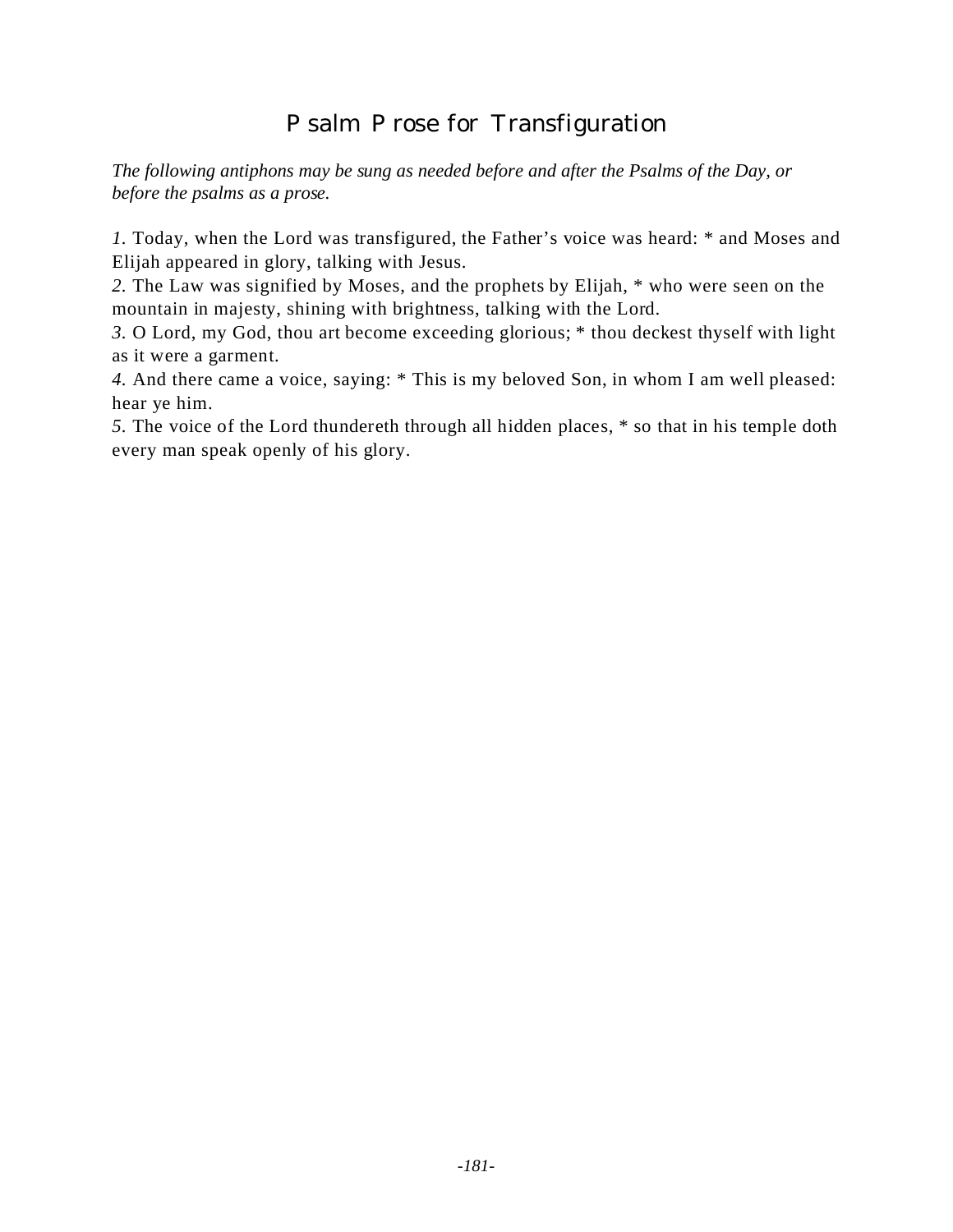# Psalm Prose for Transfiguration

*The following antiphons may be sung as needed before and after the Psalms of the Day, or before the psalms as a prose.*

*1.* Today, when the Lord was transfigured, the Father's voice was heard: * and Moses and Elijah appeared in glory, talking with Jesus.
*2.* The Law was signified by Moses, and the prophets by Elijah, * who were seen on the mountain in majesty, shining with brightness, talking with the Lord.
*3.* O Lord, my God, thou art become exceeding glorious; * thou deckest thyself with light as it were a garment.
*4.* And there came a voice, saying: * This is my beloved Son, in whom I am well pleased: hear ye him.
*5.* The voice of the Lord thundereth through all hidden places, * so that in his temple doth every man speak openly of his glory.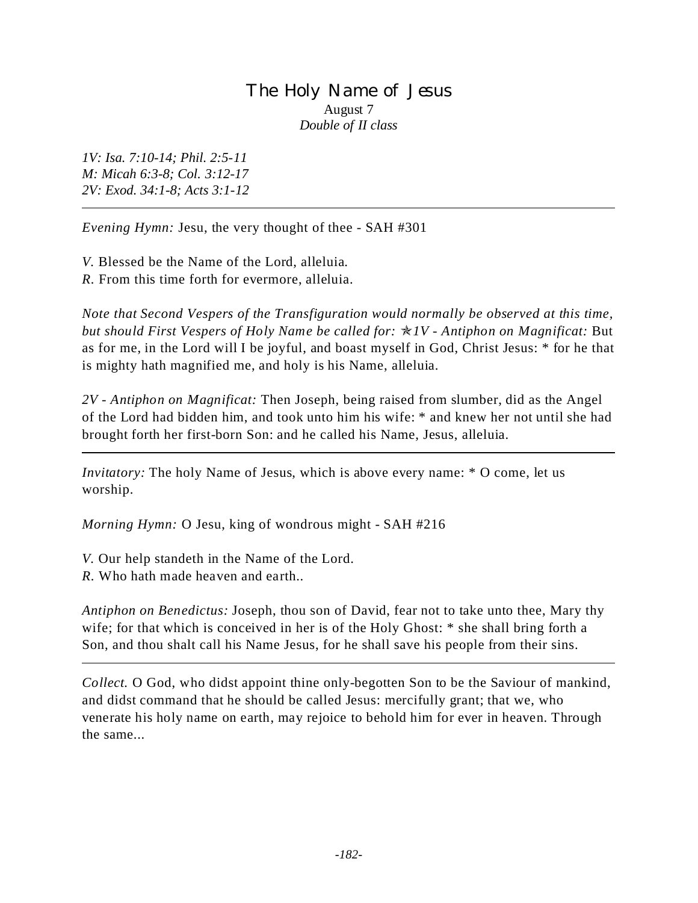# The Holy Name of Jesus

August 7
*Double of II class*

*1V: Isa. 7:10-14; Phil. 2:5-11*
*M: Micah 6:3-8; Col. 3:12-17*
*2V: Exod. 34:1-8; Acts 3:1-12*

---

*Evening Hymn:* Jesu, the very thought of thee - SAH #301

*V.* Blessed be the Name of the Lord, alleluia.
*R.* From this time forth for evermore, alleluia.

*Note that Second Vespers of the Transfiguration would normally be observed at this time, but should First Vespers of Holy Name be called for:* ✯*1V - Antiphon on Magnificat:* But as for me, in the Lord will I be joyful, and boast myself in God, Christ Jesus: * for he that is mighty hath magnified me, and holy is his Name, alleluia.

*2V - Antiphon on Magnificat:* Then Joseph, being raised from slumber, did as the Angel of the Lord had bidden him, and took unto him his wife: * and knew her not until she had brought forth her first-born Son: and he called his Name, Jesus, alleluia.

---

*Invitatory:* The holy Name of Jesus, which is above every name: * O come, let us worship.

*Morning Hymn:* O Jesu, king of wondrous might - SAH #216

*V.* Our help standeth in the Name of the Lord.
*R.* Who hath made heaven and earth..

*Antiphon on Benedictus:* Joseph, thou son of David, fear not to take unto thee, Mary thy wife; for that which is conceived in her is of the Holy Ghost: * she shall bring forth a Son, and thou shalt call his Name Jesus, for he shall save his people from their sins.

---

*Collect.* O God, who didst appoint thine only-begotten Son to be the Saviour of mankind, and didst command that he should be called Jesus: mercifully grant; that we, who venerate his holy name on earth, may rejoice to behold him for ever in heaven. Through the same...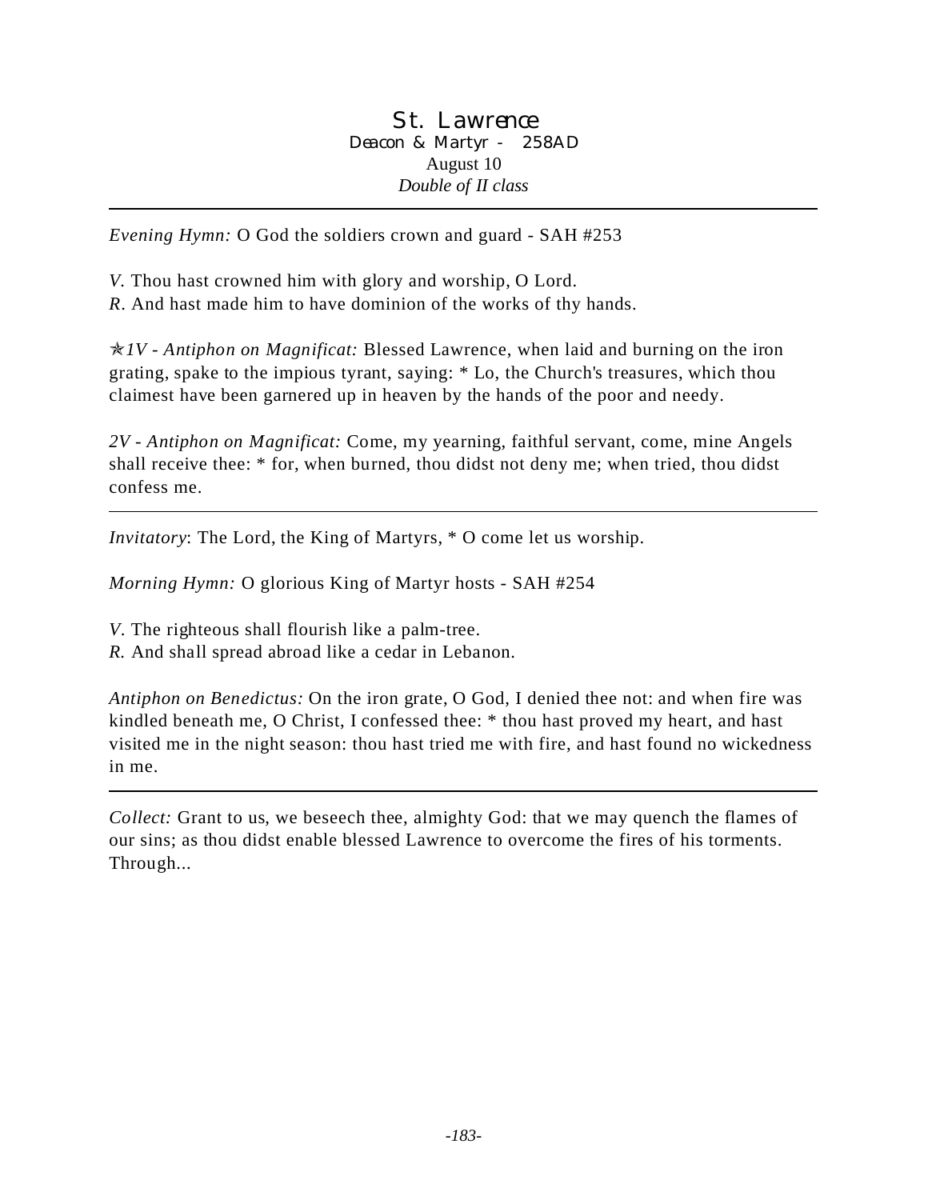# St. Lawrence

Deacon & Martyr - 258AD

August 10

*Double of II class*

---

*Evening Hymn:* O God the soldiers crown and guard - SAH #253

*V.* Thou hast crowned him with glory and worship, O Lord.
*R.* And hast made him to have dominion of the works of thy hands.

✯*1V - Antiphon on Magnificat:* Blessed Lawrence, when laid and burning on the iron grating, spake to the impious tyrant, saying: * Lo, the Church's treasures, which thou claimest have been garnered up in heaven by the hands of the poor and needy.

*2V - Antiphon on Magnificat:* Come, my yearning, faithful servant, come, mine Angels shall receive thee: * for, when burned, thou didst not deny me; when tried, thou didst confess me.

---

*Invitatory*: The Lord, the King of Martyrs, * O come let us worship.

*Morning Hymn:* O glorious King of Martyr hosts - SAH #254

*V.* The righteous shall flourish like a palm-tree.
*R.* And shall spread abroad like a cedar in Lebanon.

*Antiphon on Benedictus:* On the iron grate, O God, I denied thee not: and when fire was kindled beneath me, O Christ, I confessed thee: * thou hast proved my heart, and hast visited me in the night season: thou hast tried me with fire, and hast found no wickedness in me.

---

*Collect:* Grant to us, we beseech thee, almighty God: that we may quench the flames of our sins; as thou didst enable blessed Lawrence to overcome the fires of his torments. Through...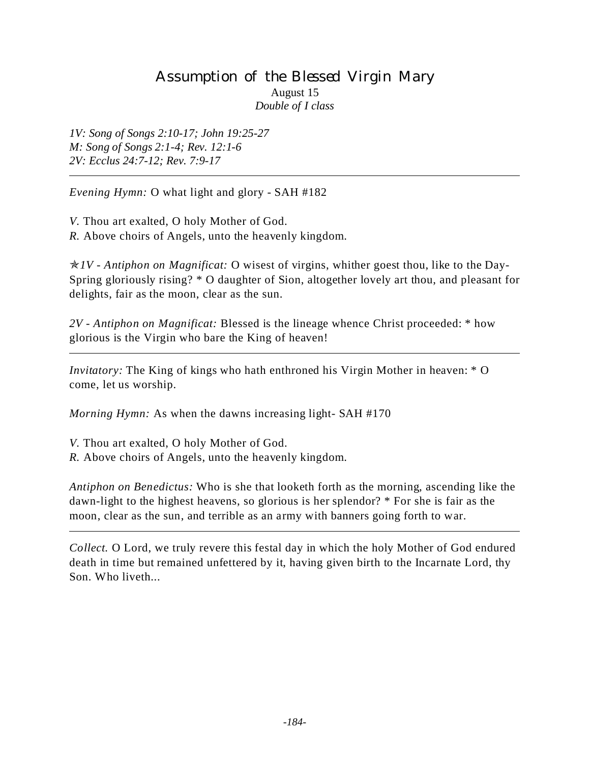# Assumption of the Blessed Virgin Mary

August 15

*Double of I class*

*1V: Song of Songs 2:10-17; John 19:25-27*
*M: Song of Songs 2:1-4; Rev. 12:1-6*
*2V: Ecclus 24:7-12; Rev. 7:9-17*

---

*Evening Hymn:* O what light and glory - SAH #182

*V.* Thou art exalted, O holy Mother of God.
*R.* Above choirs of Angels, unto the heavenly kingdom.

✯*1V - Antiphon on Magnificat:* O wisest of virgins, whither goest thou, like to the Day-Spring gloriously rising? * O daughter of Sion, altogether lovely art thou, and pleasant for delights, fair as the moon, clear as the sun.

*2V - Antiphon on Magnificat:* Blessed is the lineage whence Christ proceeded: * how glorious is the Virgin who bare the King of heaven!

---

*Invitatory:* The King of kings who hath enthroned his Virgin Mother in heaven: * O come, let us worship.

*Morning Hymn:* As when the dawns increasing light- SAH #170

*V.* Thou art exalted, O holy Mother of God.
*R.* Above choirs of Angels, unto the heavenly kingdom.

*Antiphon on Benedictus:* Who is she that looketh forth as the morning, ascending like the dawn-light to the highest heavens, so glorious is her splendor? * For she is fair as the moon, clear as the sun, and terrible as an army with banners going forth to war.

---

*Collect.* O Lord, we truly revere this festal day in which the holy Mother of God endured death in time but remained unfettered by it, having given birth to the Incarnate Lord, thy Son. Who liveth...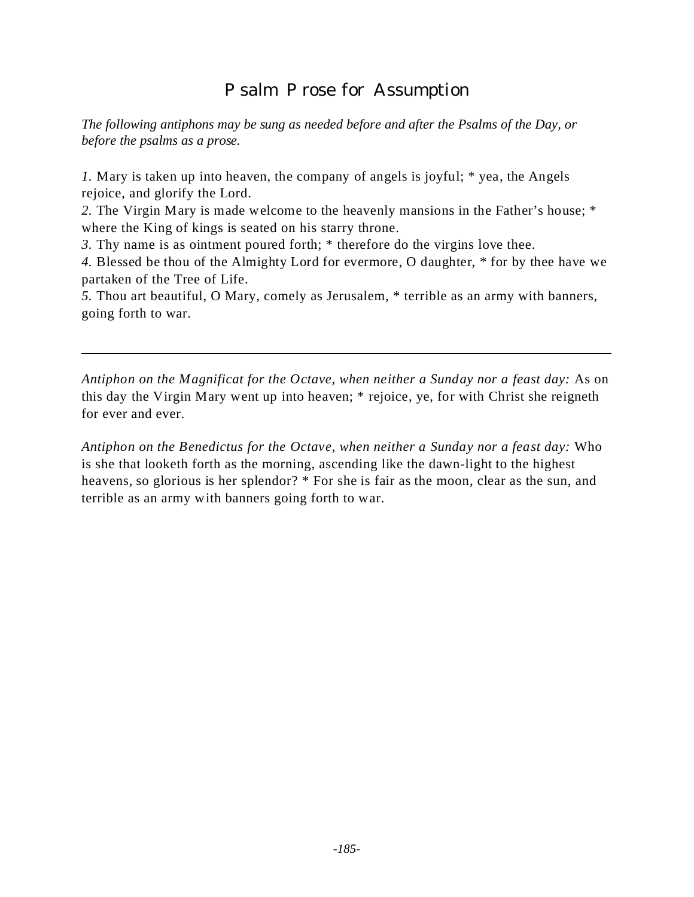# Psalm Prose for Assumption

*The following antiphons may be sung as needed before and after the Psalms of the Day, or before the psalms as a prose.*

*1.* Mary is taken up into heaven, the company of angels is joyful; * yea, the Angels rejoice, and glorify the Lord.
*2.* The Virgin Mary is made welcome to the heavenly mansions in the Father's house; * where the King of kings is seated on his starry throne.
*3.* Thy name is as ointment poured forth; * therefore do the virgins love thee.
*4.* Blessed be thou of the Almighty Lord for evermore, O daughter, * for by thee have we partaken of the Tree of Life.
*5.* Thou art beautiful, O Mary, comely as Jerusalem, * terrible as an army with banners, going forth to war.

---

*Antiphon on the Magnificat for the Octave, when neither a Sunday nor a feast day:* As on this day the Virgin Mary went up into heaven; * rejoice, ye, for with Christ she reigneth for ever and ever.

*Antiphon on the Benedictus for the Octave, when neither a Sunday nor a feast day:* Who is she that looketh forth as the morning, ascending like the dawn-light to the highest heavens, so glorious is her splendor? * For she is fair as the moon, clear as the sun, and terrible as an army with banners going forth to war.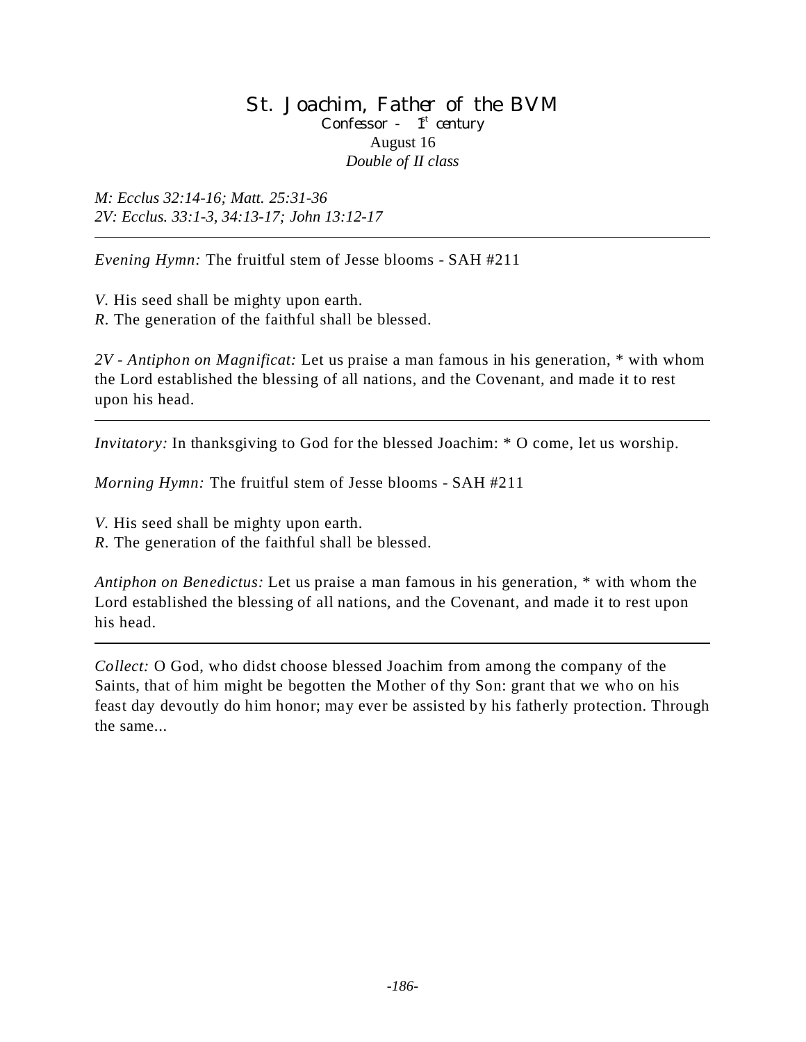# St. Joachim, Father of the BVM

Confessor - 1st century

August 16

*Double of II class*

*M: Ecclus 32:14-16; Matt. 25:31-36*
*2V: Ecclus. 33:1-3, 34:13-17; John 13:12-17*

---

*Evening Hymn:* The fruitful stem of Jesse blooms - SAH #211

*V.* His seed shall be mighty upon earth.
*R.* The generation of the faithful shall be blessed.

*2V - Antiphon on Magnificat:* Let us praise a man famous in his generation, * with whom the Lord established the blessing of all nations, and the Covenant, and made it to rest upon his head.

---

*Invitatory:* In thanksgiving to God for the blessed Joachim: * O come, let us worship.

*Morning Hymn:* The fruitful stem of Jesse blooms - SAH #211

*V.* His seed shall be mighty upon earth.
*R.* The generation of the faithful shall be blessed.

*Antiphon on Benedictus:* Let us praise a man famous in his generation, * with whom the Lord established the blessing of all nations, and the Covenant, and made it to rest upon his head.

---

*Collect:* O God, who didst choose blessed Joachim from among the company of the Saints, that of him might be begotten the Mother of thy Son: grant that we who on his feast day devoutly do him honor; may ever be assisted by his fatherly protection. Through the same...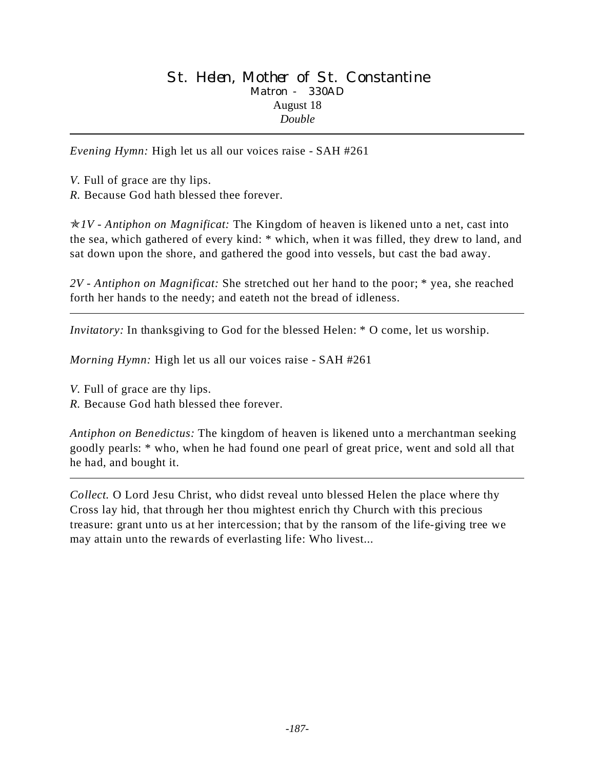# St. Helen, Mother of St. Constantine

Matron - 330AD
August 18
*Double*

---

*Evening Hymn:* High let us all our voices raise - SAH #261

*V.* Full of grace are thy lips.
*R.* Because God hath blessed thee forever.

✯*1V - Antiphon on Magnificat:* The Kingdom of heaven is likened unto a net, cast into the sea, which gathered of every kind: * which, when it was filled, they drew to land, and sat down upon the shore, and gathered the good into vessels, but cast the bad away.

*2V - Antiphon on Magnificat:* She stretched out her hand to the poor; * yea, she reached forth her hands to the needy; and eateth not the bread of idleness.

---

*Invitatory:* In thanksgiving to God for the blessed Helen: * O come, let us worship.

*Morning Hymn:* High let us all our voices raise - SAH #261

*V.* Full of grace are thy lips.
*R.* Because God hath blessed thee forever.

*Antiphon on Benedictus:* The kingdom of heaven is likened unto a merchantman seeking goodly pearls: * who, when he had found one pearl of great price, went and sold all that he had, and bought it.

---

*Collect.* O Lord Jesu Christ, who didst reveal unto blessed Helen the place where thy Cross lay hid, that through her thou mightest enrich thy Church with this precious treasure: grant unto us at her intercession; that by the ransom of the life-giving tree we may attain unto the rewards of everlasting life: Who livest...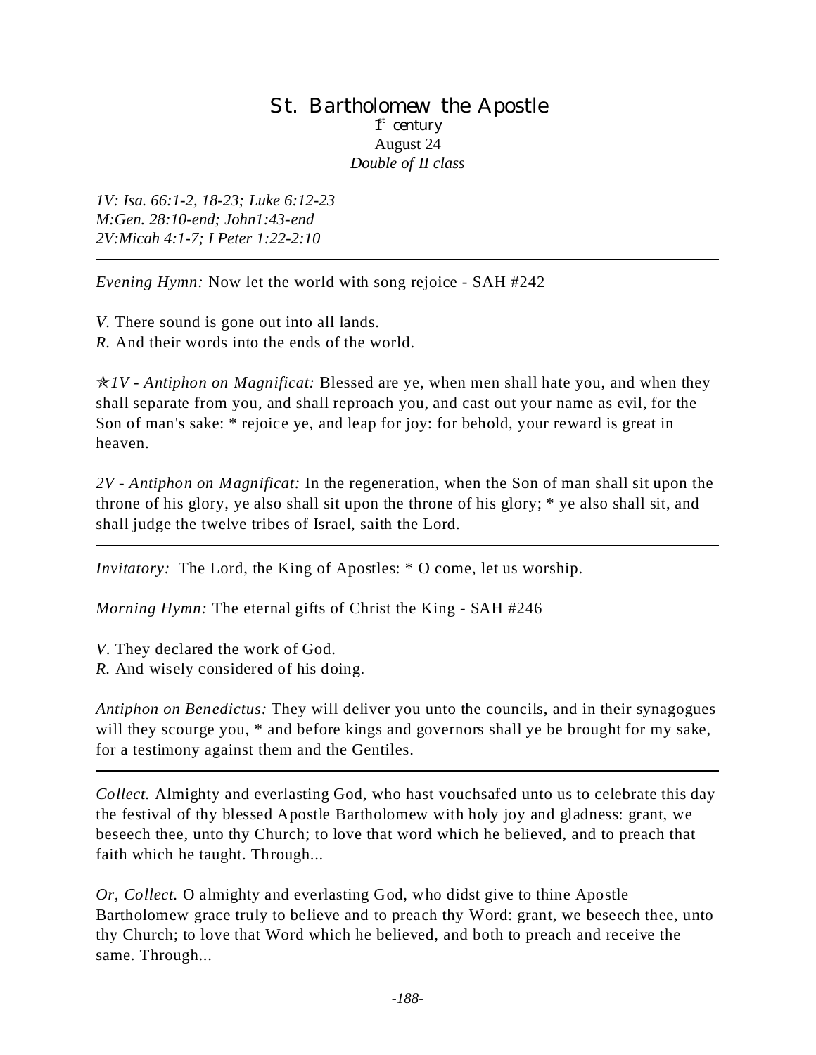# St. Bartholomew the Apostle

1st century
August 24
*Double of II class*

*1V: Isa. 66:1-2, 18-23; Luke 6:12-23*
*M:Gen. 28:10-end; John1:43-end*
*2V:Micah 4:1-7; I Peter 1:22-2:10*

---

*Evening Hymn:* Now let the world with song rejoice - SAH #242

*V.* There sound is gone out into all lands.
*R.* And their words into the ends of the world.

✯*1V - Antiphon on Magnificat:* Blessed are ye, when men shall hate you, and when they shall separate from you, and shall reproach you, and cast out your name as evil, for the Son of man's sake: * rejoice ye, and leap for joy: for behold, your reward is great in heaven.

*2V - Antiphon on Magnificat:* In the regeneration, when the Son of man shall sit upon the throne of his glory, ye also shall sit upon the throne of his glory; * ye also shall sit, and shall judge the twelve tribes of Israel, saith the Lord.

---

*Invitatory:* The Lord, the King of Apostles: * O come, let us worship.

*Morning Hymn:* The eternal gifts of Christ the King - SAH #246

*V.* They declared the work of God.
*R.* And wisely considered of his doing.

*Antiphon on Benedictus:* They will deliver you unto the councils, and in their synagogues will they scourge you, * and before kings and governors shall ye be brought for my sake, for a testimony against them and the Gentiles.

---

*Collect.* Almighty and everlasting God, who hast vouchsafed unto us to celebrate this day the festival of thy blessed Apostle Bartholomew with holy joy and gladness: grant, we beseech thee, unto thy Church; to love that word which he believed, and to preach that faith which he taught. Through...

*Or, Collect.* O almighty and everlasting God, who didst give to thine Apostle Bartholomew grace truly to believe and to preach thy Word: grant, we beseech thee, unto thy Church; to love that Word which he believed, and both to preach and receive the same. Through...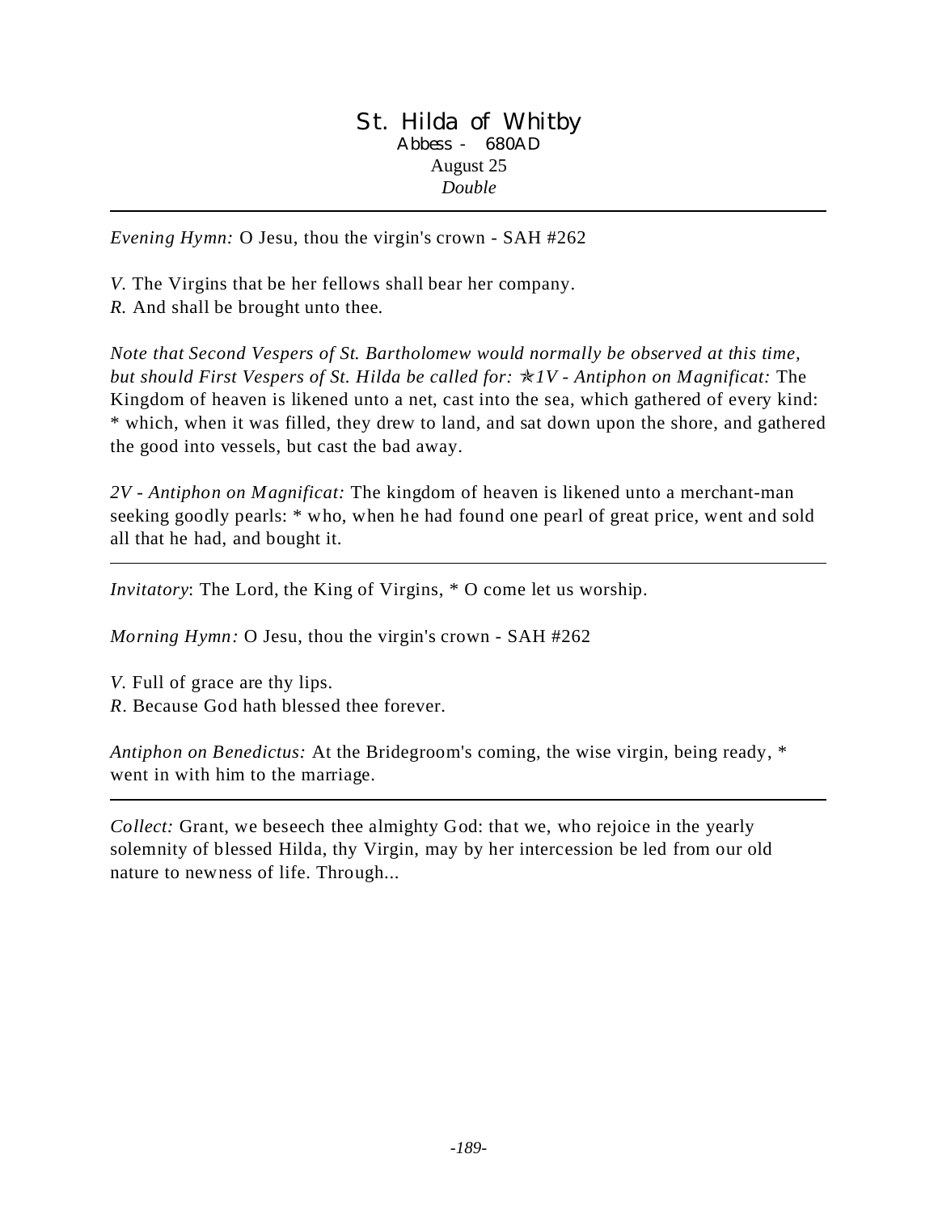# St. Hilda of Whitby

Abbess - 680AD

August 25

*Double*

---

*Evening Hymn:* O Jesu, thou the virgin's crown - SAH #262

*V.* The Virgins that be her fellows shall bear her company.
*R.* And shall be brought unto thee.

*Note that Second Vespers of St. Bartholomew would normally be observed at this time, but should First Vespers of St. Hilda be called for:* ✭*1V - Antiphon on Magnificat:* The Kingdom of heaven is likened unto a net, cast into the sea, which gathered of every kind: * which, when it was filled, they drew to land, and sat down upon the shore, and gathered the good into vessels, but cast the bad away.

*2V - Antiphon on Magnificat:* The kingdom of heaven is likened unto a merchant-man seeking goodly pearls: * who, when he had found one pearl of great price, went and sold all that he had, and bought it.

---

*Invitatory*: The Lord, the King of Virgins, * O come let us worship.

*Morning Hymn:* O Jesu, thou the virgin's crown - SAH #262

*V.* Full of grace are thy lips.
*R.* Because God hath blessed thee forever.

*Antiphon on Benedictus:* At the Bridegroom's coming, the wise virgin, being ready, * went in with him to the marriage.

---

*Collect:* Grant, we beseech thee almighty God: that we, who rejoice in the yearly solemnity of blessed Hilda, thy Virgin, may by her intercession be led from our old nature to newness of life. Through...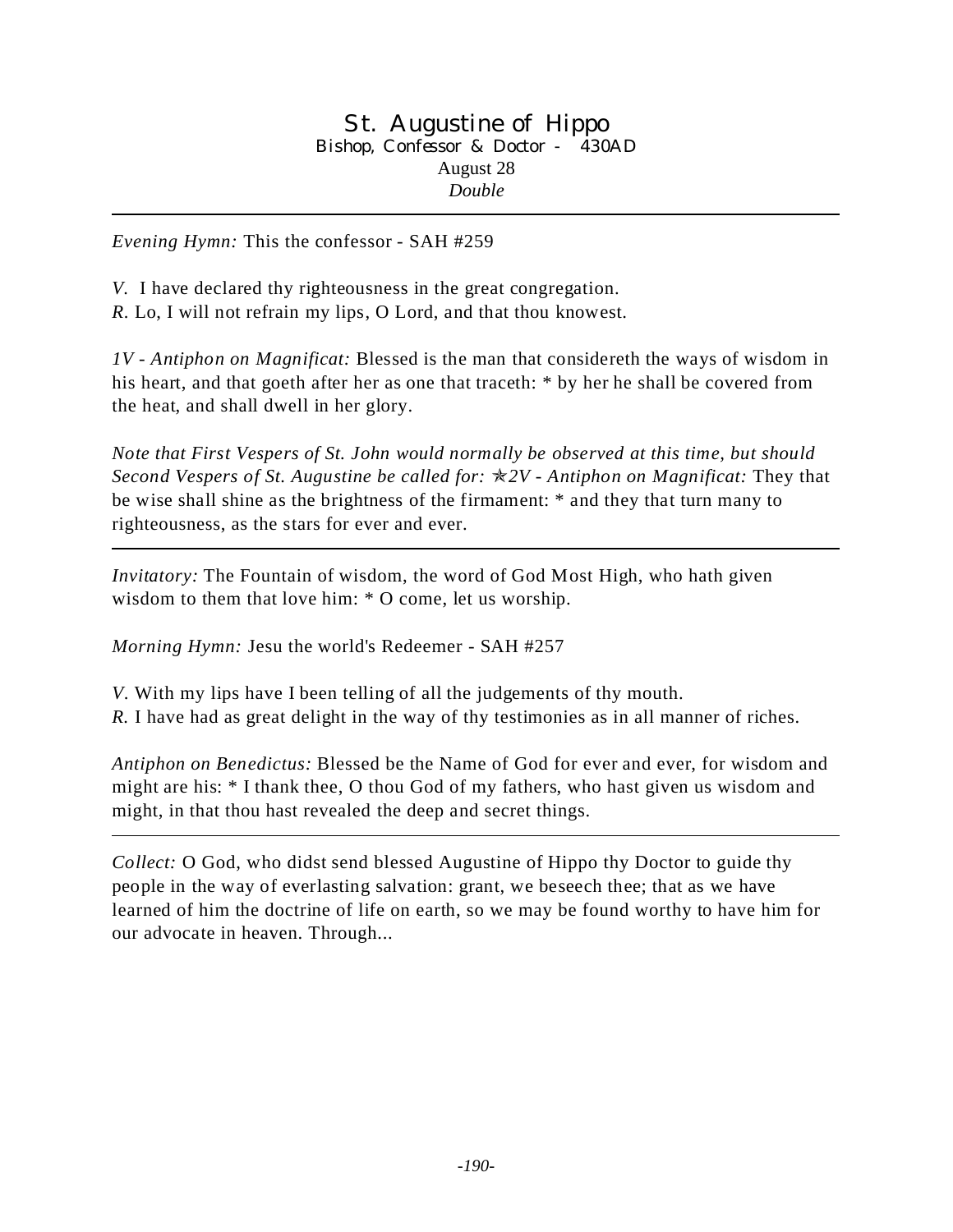# St. Augustine of Hippo

Bishop, Confessor & Doctor - 430AD

August 28

*Double*

---

*Evening Hymn:* This the confessor - SAH #259

*V.* I have declared thy righteousness in the great congregation.
*R.* Lo, I will not refrain my lips, O Lord, and that thou knowest.

*1V - Antiphon on Magnificat:* Blessed is the man that considereth the ways of wisdom in his heart, and that goeth after her as one that traceth: * by her he shall be covered from the heat, and shall dwell in her glory.

*Note that First Vespers of St. John would normally be observed at this time, but should Second Vespers of St. Augustine be called for:* ✯*2V - Antiphon on Magnificat:* They that be wise shall shine as the brightness of the firmament: * and they that turn many to righteousness, as the stars for ever and ever.

---

*Invitatory:* The Fountain of wisdom, the word of God Most High, who hath given wisdom to them that love him: * O come, let us worship.

*Morning Hymn:* Jesu the world's Redeemer - SAH #257

*V.* With my lips have I been telling of all the judgements of thy mouth.
*R.* I have had as great delight in the way of thy testimonies as in all manner of riches.

*Antiphon on Benedictus:* Blessed be the Name of God for ever and ever, for wisdom and might are his: * I thank thee, O thou God of my fathers, who hast given us wisdom and might, in that thou hast revealed the deep and secret things.

---

*Collect:* O God, who didst send blessed Augustine of Hippo thy Doctor to guide thy people in the way of everlasting salvation: grant, we beseech thee; that as we have learned of him the doctrine of life on earth, so we may be found worthy to have him for our advocate in heaven. Through...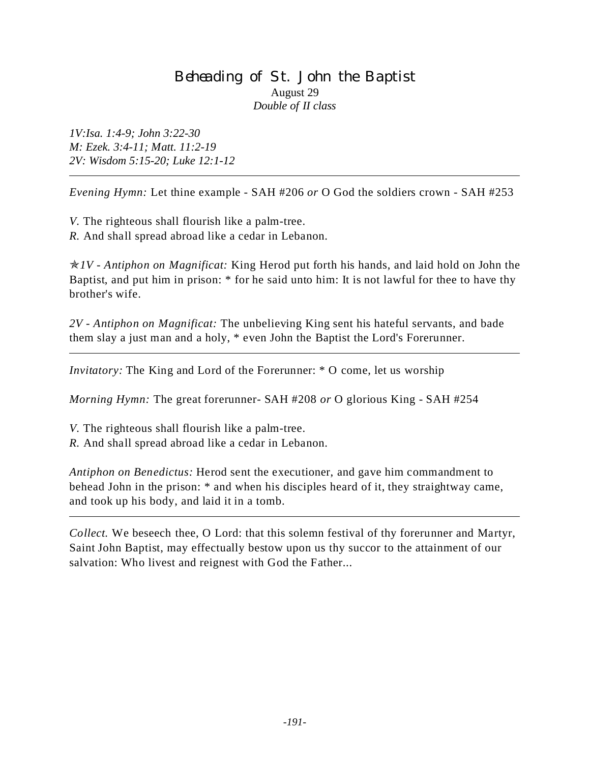# Beheading of St. John the Baptist

August 29

*Double of II class*

*1V:Isa. 1:4-9; John 3:22-30*
*M: Ezek. 3:4-11; Matt. 11:2-19*
*2V: Wisdom 5:15-20; Luke 12:1-12*

---

*Evening Hymn:* Let thine example - SAH #206 *or* O God the soldiers crown - SAH #253

*V.* The righteous shall flourish like a palm-tree.
*R.* And shall spread abroad like a cedar in Lebanon.

✯*1V - Antiphon on Magnificat:* King Herod put forth his hands, and laid hold on John the Baptist, and put him in prison: * for he said unto him: It is not lawful for thee to have thy brother's wife.

*2V - Antiphon on Magnificat:* The unbelieving King sent his hateful servants, and bade them slay a just man and a holy, * even John the Baptist the Lord's Forerunner.

---

*Invitatory:* The King and Lord of the Forerunner: * O come, let us worship

*Morning Hymn:* The great forerunner- SAH #208 *or* O glorious King - SAH #254

*V.* The righteous shall flourish like a palm-tree.
*R.* And shall spread abroad like a cedar in Lebanon.

*Antiphon on Benedictus:* Herod sent the executioner, and gave him commandment to behead John in the prison: * and when his disciples heard of it, they straightway came, and took up his body, and laid it in a tomb.

---

*Collect.* We beseech thee, O Lord: that this solemn festival of thy forerunner and Martyr, Saint John Baptist, may effectually bestow upon us thy succor to the attainment of our salvation: Who livest and reignest with God the Father...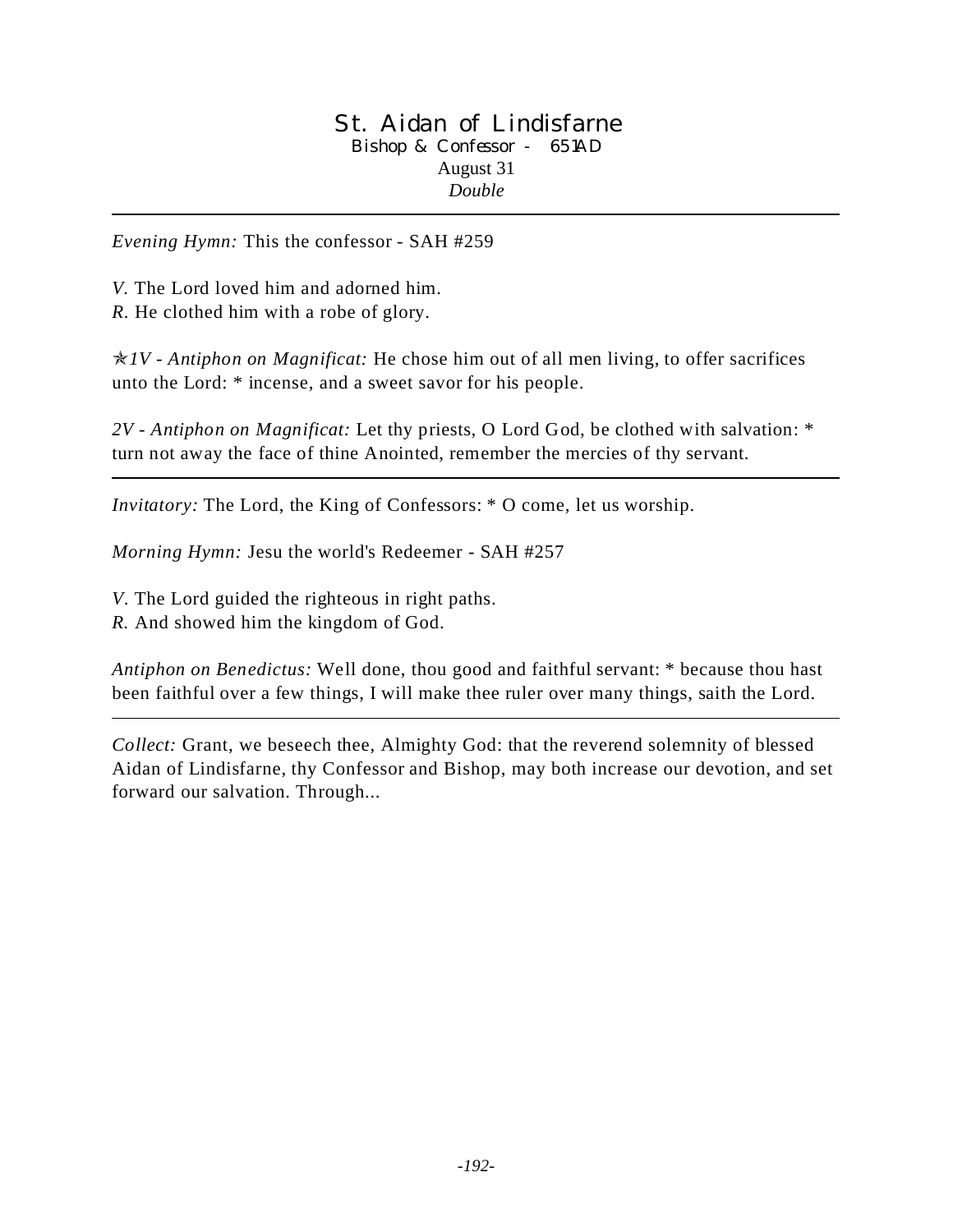# St. Aidan of Lindisfarne

Bishop & Confessor - 651AD

August 31

*Double*

---

*Evening Hymn:* This the confessor - SAH #259

*V.* The Lord loved him and adorned him.
*R.* He clothed him with a robe of glory.

✯*1V - Antiphon on Magnificat:* He chose him out of all men living, to offer sacrifices unto the Lord: * incense, and a sweet savor for his people.

*2V - Antiphon on Magnificat:* Let thy priests, O Lord God, be clothed with salvation: * turn not away the face of thine Anointed, remember the mercies of thy servant.

---

*Invitatory:* The Lord, the King of Confessors: * O come, let us worship.

*Morning Hymn:* Jesu the world's Redeemer - SAH #257

*V.* The Lord guided the righteous in right paths.
*R.* And showed him the kingdom of God.

*Antiphon on Benedictus:* Well done, thou good and faithful servant: * because thou hast been faithful over a few things, I will make thee ruler over many things, saith the Lord.

---

*Collect:* Grant, we beseech thee, Almighty God: that the reverend solemnity of blessed Aidan of Lindisfarne, thy Confessor and Bishop, may both increase our devotion, and set forward our salvation. Through...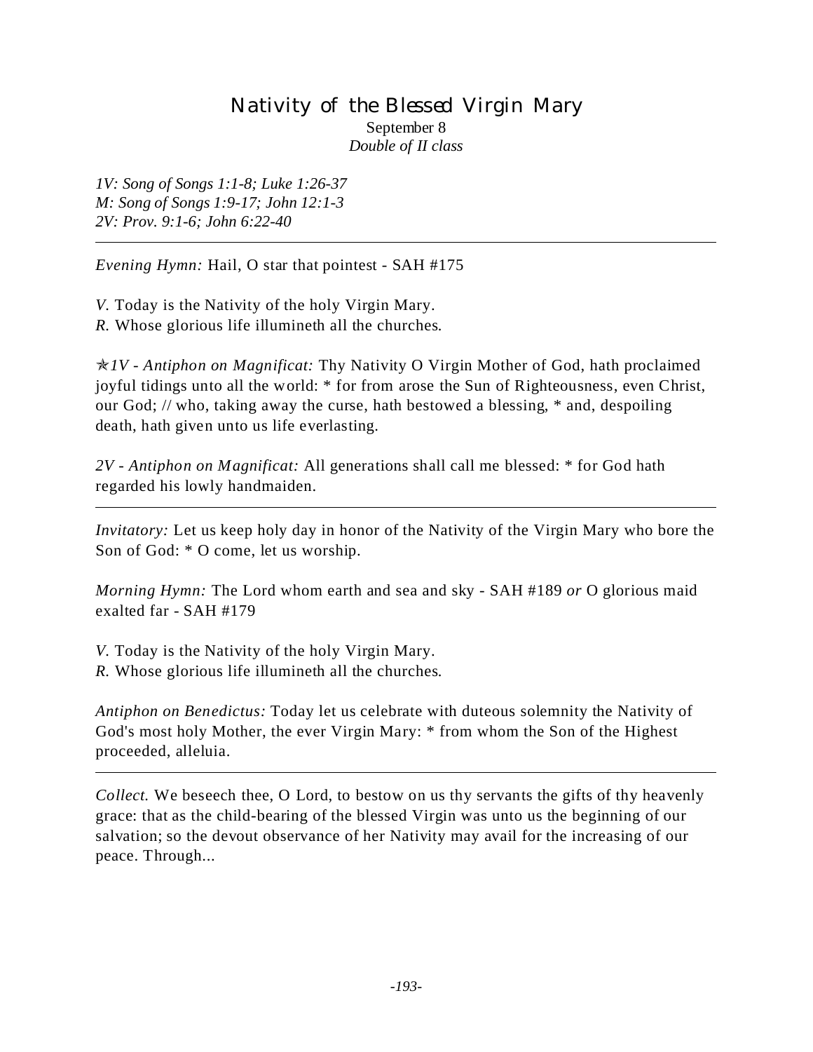# Nativity of the Blessed Virgin Mary

September 8
*Double of II class*

*1V: Song of Songs 1:1-8; Luke 1:26-37*
*M: Song of Songs 1:9-17; John 12:1-3*
*2V: Prov. 9:1-6; John 6:22-40*

---

*Evening Hymn:* Hail, O star that pointest - SAH #175

*V.* Today is the Nativity of the holy Virgin Mary.
*R.* Whose glorious life illumineth all the churches.

✯*1V - Antiphon on Magnificat:* Thy Nativity O Virgin Mother of God, hath proclaimed joyful tidings unto all the world: * for from arose the Sun of Righteousness, even Christ, our God; // who, taking away the curse, hath bestowed a blessing, * and, despoiling death, hath given unto us life everlasting.

*2V - Antiphon on Magnificat:* All generations shall call me blessed: * for God hath regarded his lowly handmaiden.

---

*Invitatory:* Let us keep holy day in honor of the Nativity of the Virgin Mary who bore the Son of God: * O come, let us worship.

*Morning Hymn:* The Lord whom earth and sea and sky - SAH #189 *or* O glorious maid exalted far - SAH #179

*V.* Today is the Nativity of the holy Virgin Mary.
*R.* Whose glorious life illumineth all the churches.

*Antiphon on Benedictus:* Today let us celebrate with duteous solemnity the Nativity of God's most holy Mother, the ever Virgin Mary: * from whom the Son of the Highest proceeded, alleluia.

---

*Collect.* We beseech thee, O Lord, to bestow on us thy servants the gifts of thy heavenly grace: that as the child-bearing of the blessed Virgin was unto us the beginning of our salvation; so the devout observance of her Nativity may avail for the increasing of our peace. Through...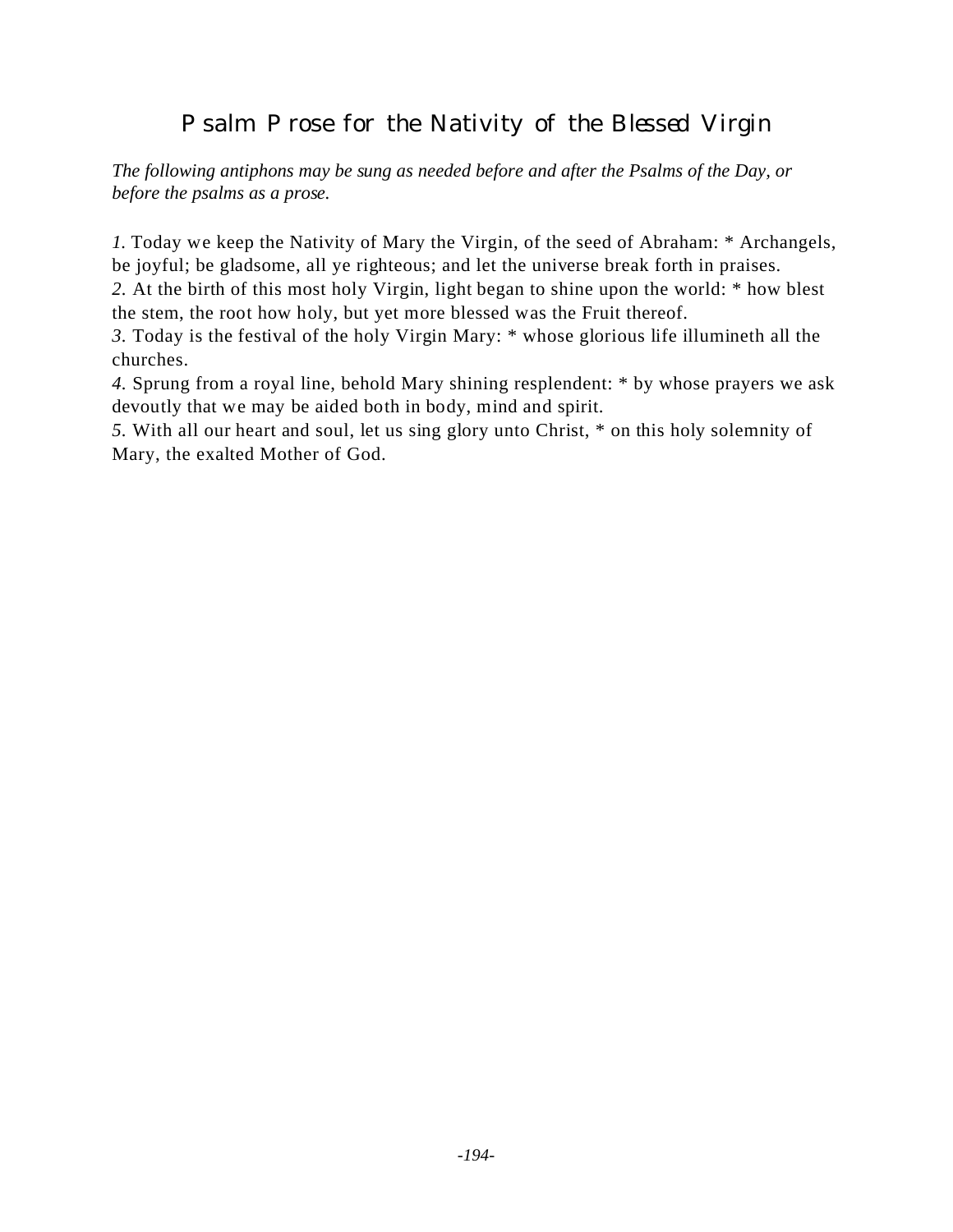# Psalm Prose for the Nativity of the Blessed Virgin

*The following antiphons may be sung as needed before and after the Psalms of the Day, or before the psalms as a prose.*

*1.* Today we keep the Nativity of Mary the Virgin, of the seed of Abraham: * Archangels, be joyful; be gladsome, all ye righteous; and let the universe break forth in praises.
*2.* At the birth of this most holy Virgin, light began to shine upon the world: * how blest the stem, the root how holy, but yet more blessed was the Fruit thereof.
*3.* Today is the festival of the holy Virgin Mary: * whose glorious life illumineth all the churches.
*4.* Sprung from a royal line, behold Mary shining resplendent: * by whose prayers we ask devoutly that we may be aided both in body, mind and spirit.
*5.* With all our heart and soul, let us sing glory unto Christ, * on this holy solemnity of Mary, the exalted Mother of God.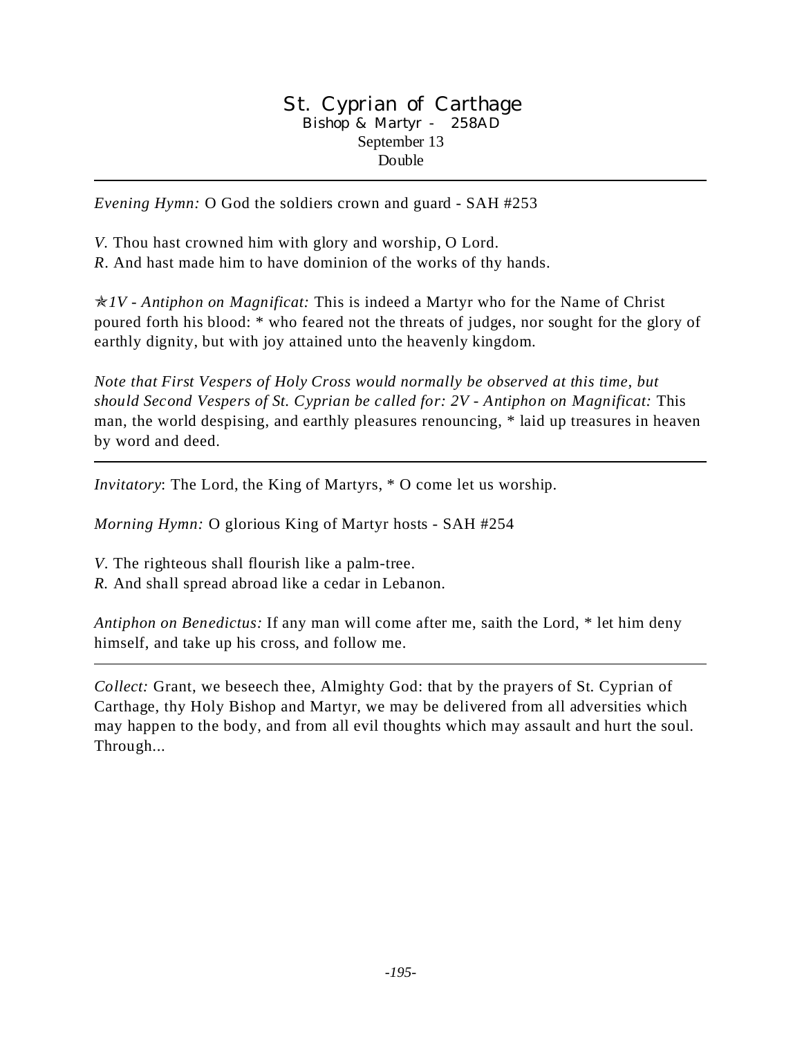# St. Cyprian of Carthage

Bishop & Martyr - 258AD

September 13

Double

---

*Evening Hymn:* O God the soldiers crown and guard - SAH #253

*V.* Thou hast crowned him with glory and worship, O Lord.
*R.* And hast made him to have dominion of the works of thy hands.

✯*1V - Antiphon on Magnificat:* This is indeed a Martyr who for the Name of Christ poured forth his blood: * who feared not the threats of judges, nor sought for the glory of earthly dignity, but with joy attained unto the heavenly kingdom.

*Note that First Vespers of Holy Cross would normally be observed at this time, but should Second Vespers of St. Cyprian be called for: 2V - Antiphon on Magnificat:* This man, the world despising, and earthly pleasures renouncing, * laid up treasures in heaven by word and deed.

---

*Invitatory*: The Lord, the King of Martyrs, * O come let us worship.

*Morning Hymn:* O glorious King of Martyr hosts - SAH #254

*V.* The righteous shall flourish like a palm-tree.
*R.* And shall spread abroad like a cedar in Lebanon.

*Antiphon on Benedictus:* If any man will come after me, saith the Lord, * let him deny himself, and take up his cross, and follow me.

---

*Collect:* Grant, we beseech thee, Almighty God: that by the prayers of St. Cyprian of Carthage, thy Holy Bishop and Martyr, we may be delivered from all adversities which may happen to the body, and from all evil thoughts which may assault and hurt the soul. Through...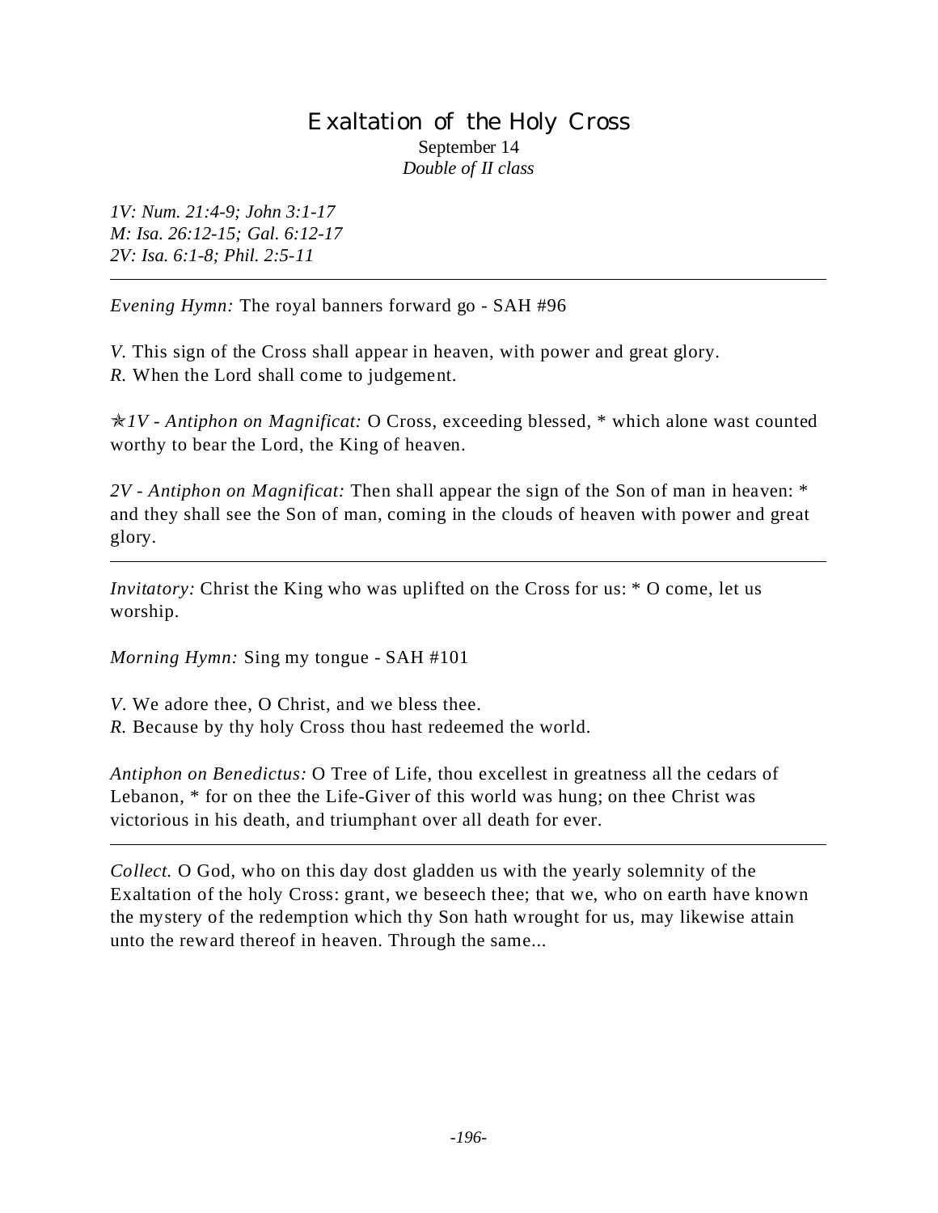# Exaltation of the Holy Cross

September 14
*Double of II class*

*1V: Num. 21:4-9; John 3:1-17*
*M: Isa. 26:12-15; Gal. 6:12-17*
*2V: Isa. 6:1-8; Phil. 2:5-11*

---

*Evening Hymn:* The royal banners forward go - SAH #96

*V.* This sign of the Cross shall appear in heaven, with power and great glory.
*R.* When the Lord shall come to judgement.

✯*1V - Antiphon on Magnificat:* O Cross, exceeding blessed, * which alone wast counted worthy to bear the Lord, the King of heaven.

*2V - Antiphon on Magnificat:* Then shall appear the sign of the Son of man in heaven: * and they shall see the Son of man, coming in the clouds of heaven with power and great glory.

---

*Invitatory:* Christ the King who was uplifted on the Cross for us: * O come, let us worship.

*Morning Hymn:* Sing my tongue - SAH #101

*V.* We adore thee, O Christ, and we bless thee.
*R.* Because by thy holy Cross thou hast redeemed the world.

*Antiphon on Benedictus:* O Tree of Life, thou excellest in greatness all the cedars of Lebanon, * for on thee the Life-Giver of this world was hung; on thee Christ was victorious in his death, and triumphant over all death for ever.

---

*Collect.* O God, who on this day dost gladden us with the yearly solemnity of the Exaltation of the holy Cross: grant, we beseech thee; that we, who on earth have known the mystery of the redemption which thy Son hath wrought for us, may likewise attain unto the reward thereof in heaven. Through the same...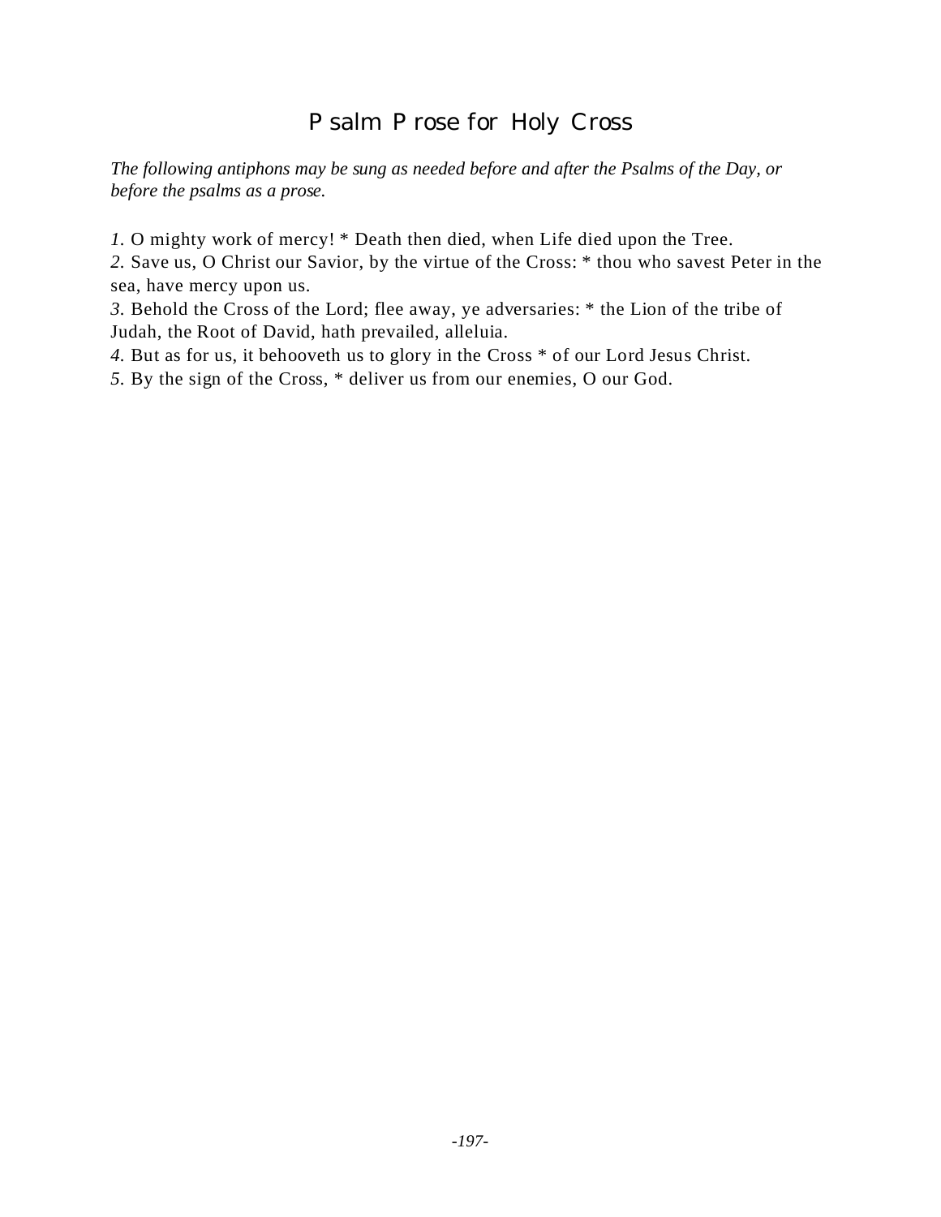# Psalm Prose for Holy Cross

*The following antiphons may be sung as needed before and after the Psalms of the Day, or before the psalms as a prose.*

*1.* O mighty work of mercy! * Death then died, when Life died upon the Tree.
*2.* Save us, O Christ our Savior, by the virtue of the Cross: * thou who savest Peter in the sea, have mercy upon us.
*3.* Behold the Cross of the Lord; flee away, ye adversaries: * the Lion of the tribe of Judah, the Root of David, hath prevailed, alleluia.
*4.* But as for us, it behooveth us to glory in the Cross * of our Lord Jesus Christ.
*5.* By the sign of the Cross, * deliver us from our enemies, O our God.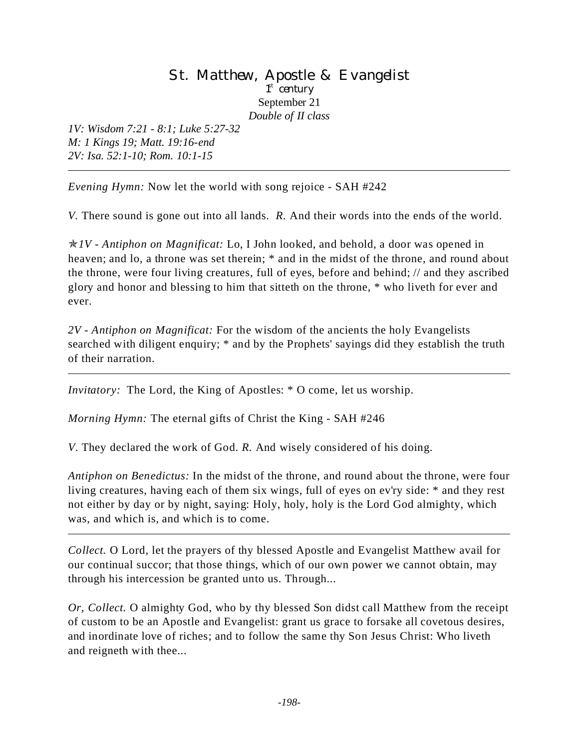# St. Matthew, Apostle & Evangelist

1st century

September 21

*Double of II class*

*1V: Wisdom 7:21 - 8:1; Luke 5:27-32*
*M: 1 Kings 19; Matt. 19:16-end*
*2V: Isa. 52:1-10; Rom. 10:1-15*

---

*Evening Hymn:* Now let the world with song rejoice - SAH #242

*V.* There sound is gone out into all lands. *R.* And their words into the ends of the world.

✯*1V - Antiphon on Magnificat:* Lo, I John looked, and behold, a door was opened in heaven; and lo, a throne was set therein; * and in the midst of the throne, and round about the throne, were four living creatures, full of eyes, before and behind; // and they ascribed glory and honor and blessing to him that sitteth on the throne, * who liveth for ever and ever.

*2V - Antiphon on Magnificat:* For the wisdom of the ancients the holy Evangelists searched with diligent enquiry; * and by the Prophets' sayings did they establish the truth of their narration.

---

*Invitatory:* The Lord, the King of Apostles: * O come, let us worship.

*Morning Hymn:* The eternal gifts of Christ the King - SAH #246

*V.* They declared the work of God. *R.* And wisely considered of his doing.

*Antiphon on Benedictus:* In the midst of the throne, and round about the throne, were four living creatures, having each of them six wings, full of eyes on ev'ry side: * and they rest not either by day or by night, saying: Holy, holy, holy is the Lord God almighty, which was, and which is, and which is to come.

---

*Collect.* O Lord, let the prayers of thy blessed Apostle and Evangelist Matthew avail for our continual succor; that those things, which of our own power we cannot obtain, may through his intercession be granted unto us. Through...

*Or, Collect.* O almighty God, who by thy blessed Son didst call Matthew from the receipt of custom to be an Apostle and Evangelist: grant us grace to forsake all covetous desires, and inordinate love of riches; and to follow the same thy Son Jesus Christ: Who liveth and reigneth with thee...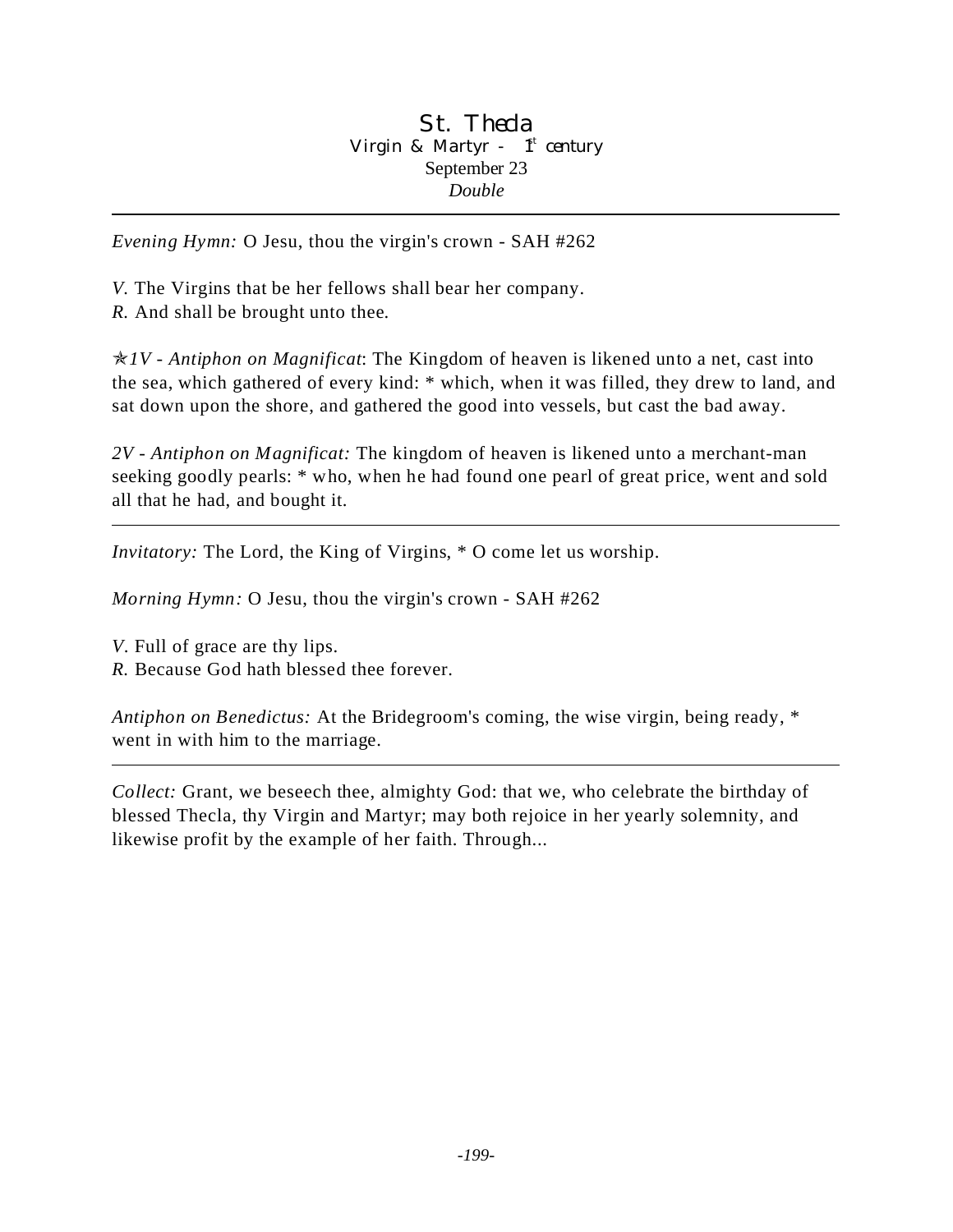# St. Thecla

Virgin & Martyr - 1st century
September 23
*Double*

---

*Evening Hymn:* O Jesu, thou the virgin's crown - SAH #262

*V.* The Virgins that be her fellows shall bear her company.
*R.* And shall be brought unto thee.

✯*1V - Antiphon on Magnificat*: The Kingdom of heaven is likened unto a net, cast into the sea, which gathered of every kind: * which, when it was filled, they drew to land, and sat down upon the shore, and gathered the good into vessels, but cast the bad away.

*2V - Antiphon on Magnificat:* The kingdom of heaven is likened unto a merchant-man seeking goodly pearls: * who, when he had found one pearl of great price, went and sold all that he had, and bought it.

---

*Invitatory:* The Lord, the King of Virgins, * O come let us worship.

*Morning Hymn:* O Jesu, thou the virgin's crown - SAH #262

*V.* Full of grace are thy lips.
*R.* Because God hath blessed thee forever.

*Antiphon on Benedictus:* At the Bridegroom's coming, the wise virgin, being ready, * went in with him to the marriage.

---

*Collect:* Grant, we beseech thee, almighty God: that we, who celebrate the birthday of blessed Thecla, thy Virgin and Martyr; may both rejoice in her yearly solemnity, and likewise profit by the example of her faith. Through...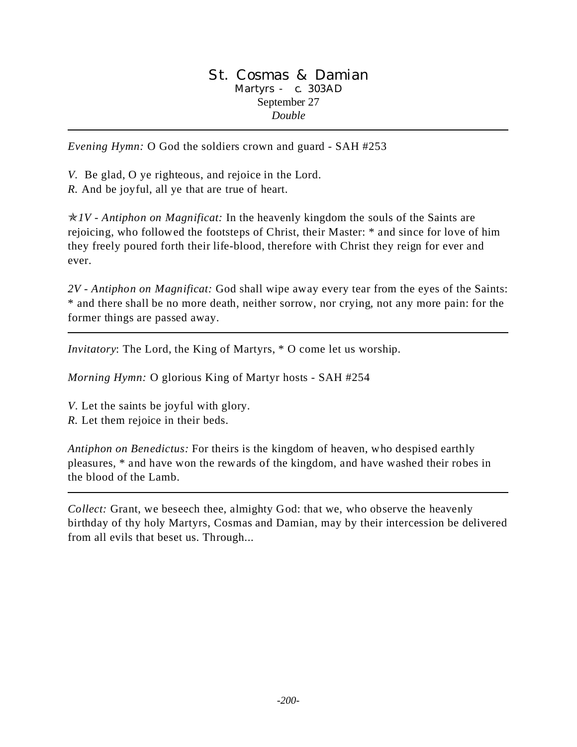# St. Cosmas & Damian

Martyrs - c. 303AD

September 27

*Double*

---

*Evening Hymn:* O God the soldiers crown and guard - SAH #253

*V.* Be glad, O ye righteous, and rejoice in the Lord.
*R.* And be joyful, all ye that are true of heart.

✯*1V - Antiphon on Magnificat:* In the heavenly kingdom the souls of the Saints are rejoicing, who followed the footsteps of Christ, their Master: * and since for love of him they freely poured forth their life-blood, therefore with Christ they reign for ever and ever.

*2V - Antiphon on Magnificat:* God shall wipe away every tear from the eyes of the Saints: * and there shall be no more death, neither sorrow, nor crying, not any more pain: for the former things are passed away.

---

*Invitatory*: The Lord, the King of Martyrs, * O come let us worship.

*Morning Hymn:* O glorious King of Martyr hosts - SAH #254

*V.* Let the saints be joyful with glory.
*R.* Let them rejoice in their beds.

*Antiphon on Benedictus:* For theirs is the kingdom of heaven, who despised earthly pleasures, * and have won the rewards of the kingdom, and have washed their robes in the blood of the Lamb.

---

*Collect:* Grant, we beseech thee, almighty God: that we, who observe the heavenly birthday of thy holy Martyrs, Cosmas and Damian, may by their intercession be delivered from all evils that beset us. Through...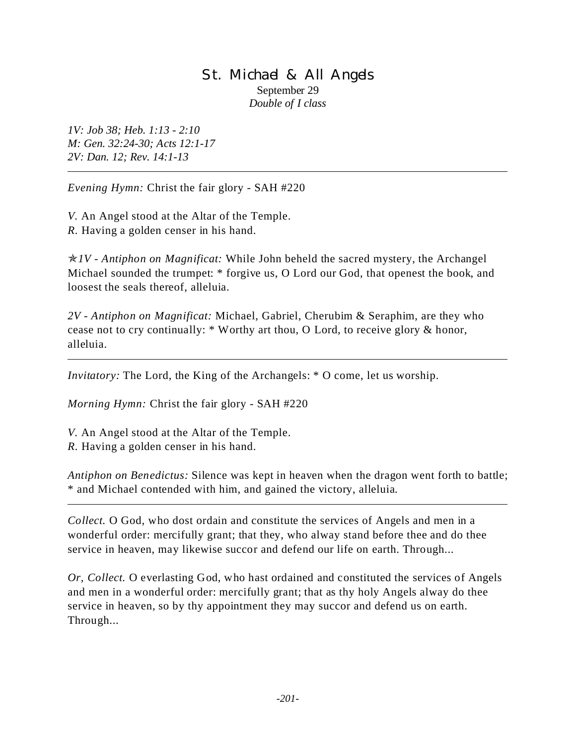# St. Michael & All Angels

September 29
*Double of I class*

*1V: Job 38; Heb. 1:13 - 2:10*
*M: Gen. 32:24-30; Acts 12:1-17*
*2V: Dan. 12; Rev. 14:1-13*

---

*Evening Hymn:* Christ the fair glory - SAH #220

*V.* An Angel stood at the Altar of the Temple.
*R.* Having a golden censer in his hand.

✯*1V - Antiphon on Magnificat:* While John beheld the sacred mystery, the Archangel Michael sounded the trumpet: * forgive us, O Lord our God, that openest the book, and loosest the seals thereof, alleluia.

*2V - Antiphon on Magnificat:* Michael, Gabriel, Cherubim & Seraphim, are they who cease not to cry continually: * Worthy art thou, O Lord, to receive glory & honor, alleluia.

---

*Invitatory:* The Lord, the King of the Archangels: * O come, let us worship.

*Morning Hymn:* Christ the fair glory - SAH #220

*V.* An Angel stood at the Altar of the Temple.
*R.* Having a golden censer in his hand.

*Antiphon on Benedictus:* Silence was kept in heaven when the dragon went forth to battle; * and Michael contended with him, and gained the victory, alleluia.

---

*Collect.* O God, who dost ordain and constitute the services of Angels and men in a wonderful order: mercifully grant; that they, who alway stand before thee and do thee service in heaven, may likewise succor and defend our life on earth. Through...

*Or, Collect.* O everlasting God, who hast ordained and constituted the services of Angels and men in a wonderful order: mercifully grant; that as thy holy Angels alway do thee service in heaven, so by thy appointment they may succor and defend us on earth. Through...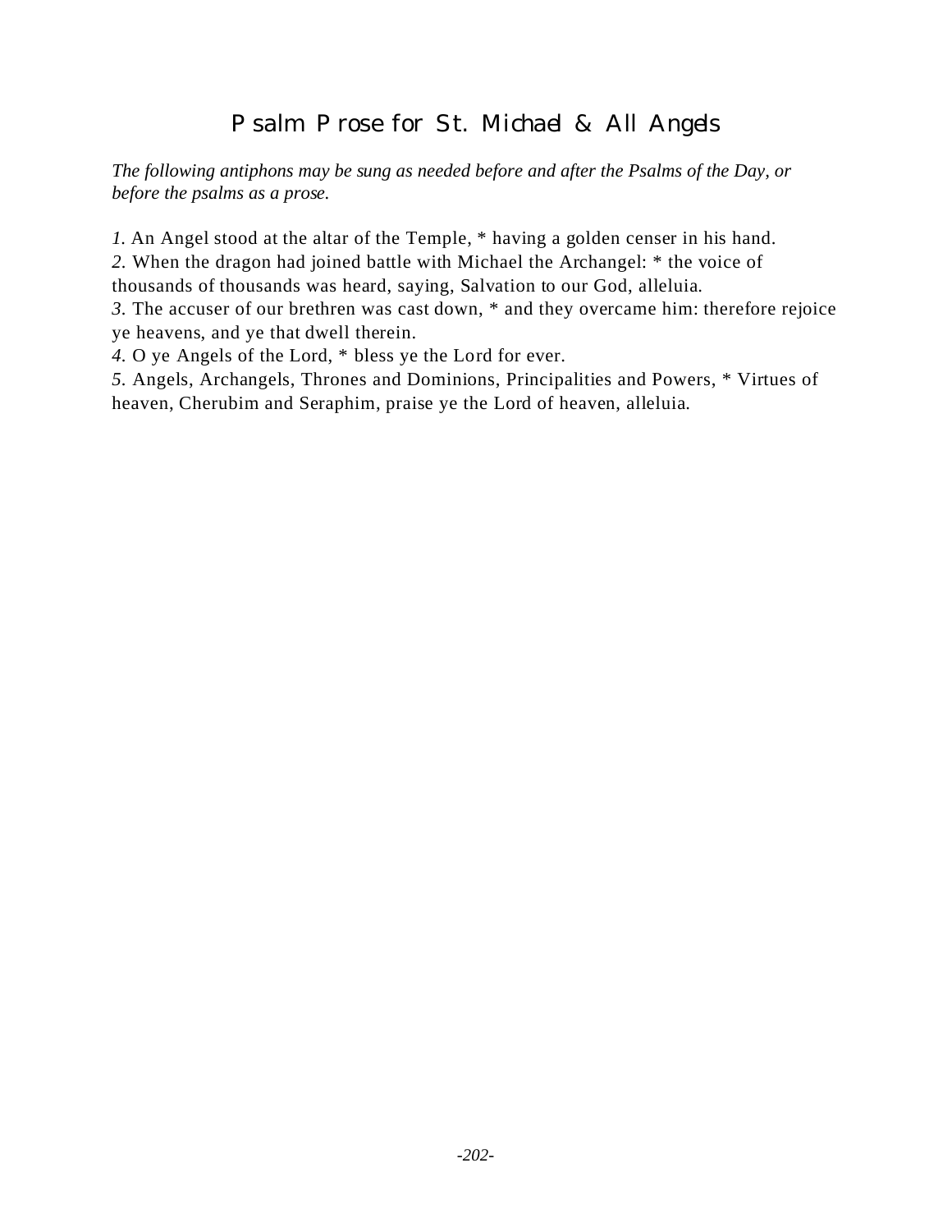# Psalm Prose for St. Michael & All Angels

*The following antiphons may be sung as needed before and after the Psalms of the Day, or before the psalms as a prose.*

*1.* An Angel stood at the altar of the Temple, * having a golden censer in his hand.
*2.* When the dragon had joined battle with Michael the Archangel: * the voice of thousands of thousands was heard, saying, Salvation to our God, alleluia.
*3.* The accuser of our brethren was cast down, * and they overcame him: therefore rejoice ye heavens, and ye that dwell therein.
*4.* O ye Angels of the Lord, * bless ye the Lord for ever.
*5.* Angels, Archangels, Thrones and Dominions, Principalities and Powers, * Virtues of heaven, Cherubim and Seraphim, praise ye the Lord of heaven, alleluia.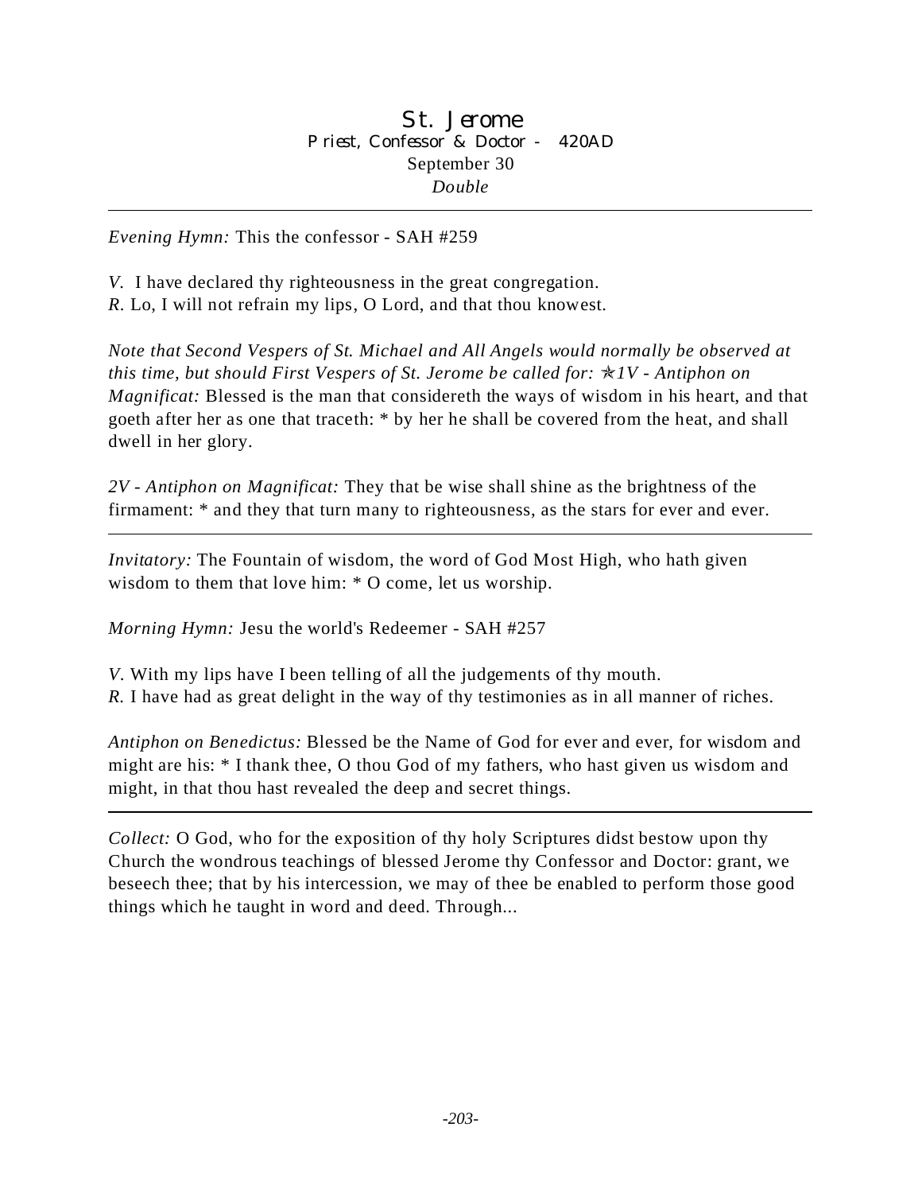# St. Jerome

### Priest, Confessor & Doctor - 420AD

September 30

*Double*

---

*Evening Hymn:* This the confessor - SAH #259

*V.* I have declared thy righteousness in the great congregation.
*R.* Lo, I will not refrain my lips, O Lord, and that thou knowest.

*Note that Second Vespers of St. Michael and All Angels would normally be observed at this time, but should First Vespers of St. Jerome be called for:* ✯*1V - Antiphon on Magnificat:* Blessed is the man that considereth the ways of wisdom in his heart, and that goeth after her as one that traceth: * by her he shall be covered from the heat, and shall dwell in her glory.

*2V - Antiphon on Magnificat:* They that be wise shall shine as the brightness of the firmament: * and they that turn many to righteousness, as the stars for ever and ever.

---

*Invitatory:* The Fountain of wisdom, the word of God Most High, who hath given wisdom to them that love him: * O come, let us worship.

*Morning Hymn:* Jesu the world's Redeemer - SAH #257

*V.* With my lips have I been telling of all the judgements of thy mouth.
*R.* I have had as great delight in the way of thy testimonies as in all manner of riches.

*Antiphon on Benedictus:* Blessed be the Name of God for ever and ever, for wisdom and might are his: * I thank thee, O thou God of my fathers, who hast given us wisdom and might, in that thou hast revealed the deep and secret things.

---

*Collect:* O God, who for the exposition of thy holy Scriptures didst bestow upon thy Church the wondrous teachings of blessed Jerome thy Confessor and Doctor: grant, we beseech thee; that by his intercession, we may of thee be enabled to perform those good things which he taught in word and deed. Through...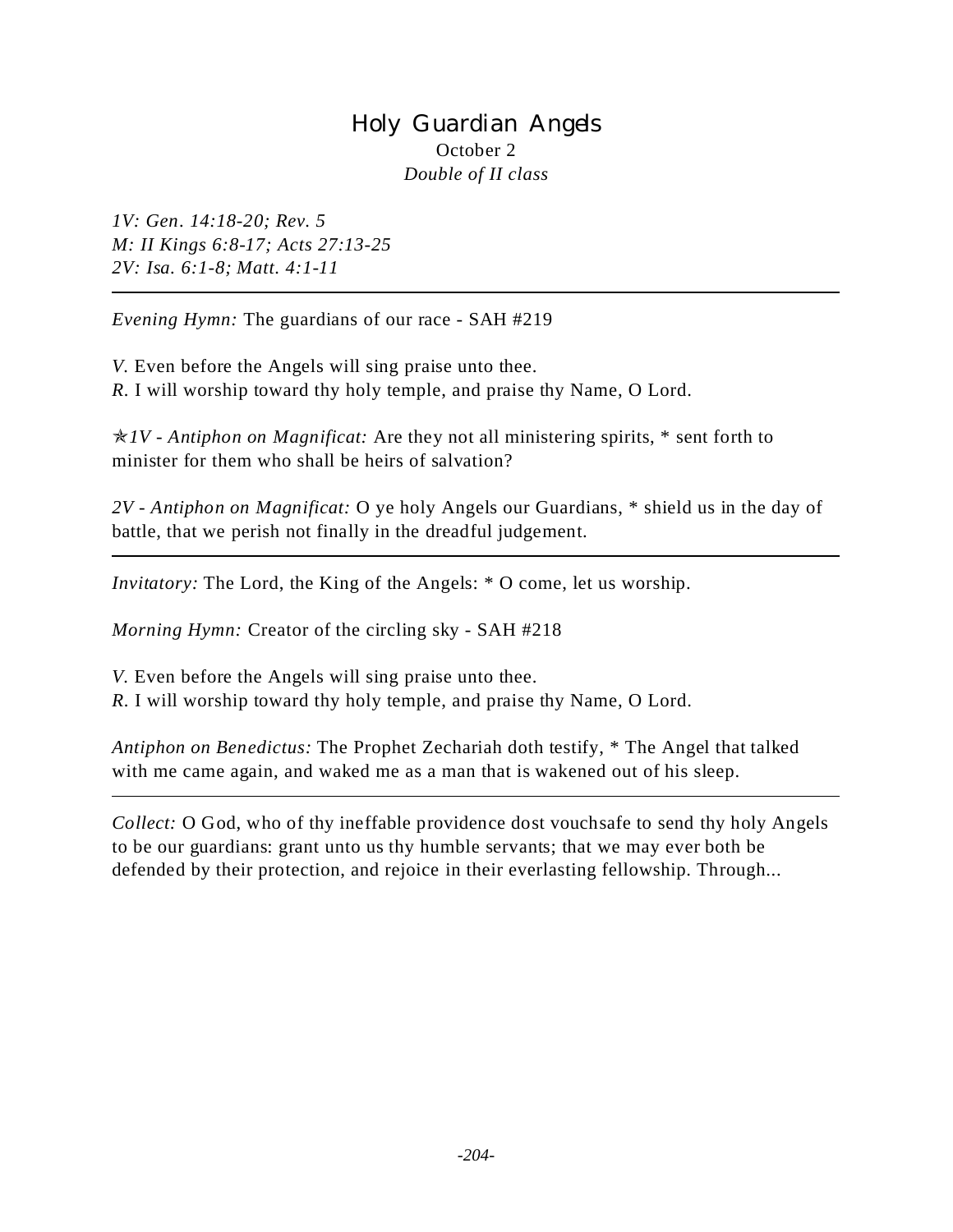# Holy Guardian Angels

October 2

*Double of II class*

*1V: Gen. 14:18-20; Rev. 5*
*M: II Kings 6:8-17; Acts 27:13-25*
*2V: Isa. 6:1-8; Matt. 4:1-11*

---

*Evening Hymn:* The guardians of our race - SAH #219

*V.* Even before the Angels will sing praise unto thee.
*R.* I will worship toward thy holy temple, and praise thy Name, O Lord.

✯*1V - Antiphon on Magnificat:* Are they not all ministering spirits, * sent forth to minister for them who shall be heirs of salvation?

*2V - Antiphon on Magnificat:* O ye holy Angels our Guardians, * shield us in the day of battle, that we perish not finally in the dreadful judgement.

---

*Invitatory:* The Lord, the King of the Angels: * O come, let us worship.

*Morning Hymn:* Creator of the circling sky - SAH #218

*V.* Even before the Angels will sing praise unto thee.
*R.* I will worship toward thy holy temple, and praise thy Name, O Lord.

*Antiphon on Benedictus:* The Prophet Zechariah doth testify, * The Angel that talked with me came again, and waked me as a man that is wakened out of his sleep.

---

*Collect:* O God, who of thy ineffable providence dost vouchsafe to send thy holy Angels to be our guardians: grant unto us thy humble servants; that we may ever both be defended by their protection, and rejoice in their everlasting fellowship. Through...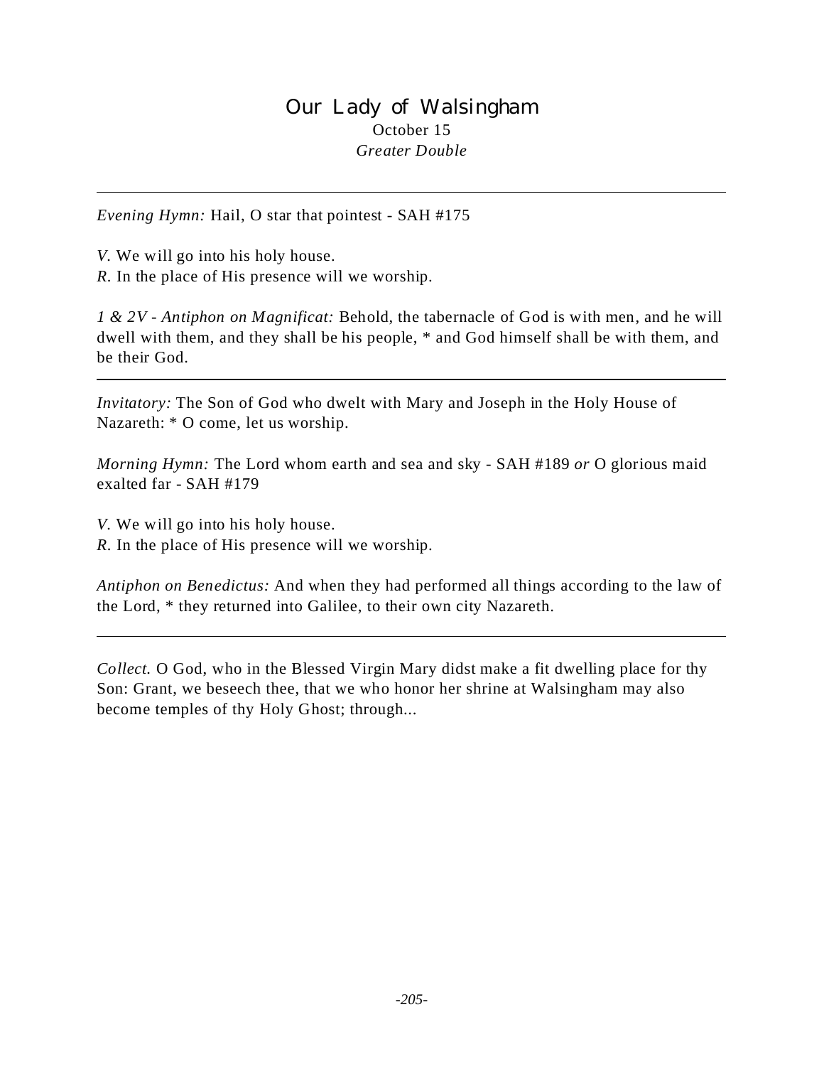# Our Lady of Walsingham

October 15

*Greater Double*

---

*Evening Hymn:* Hail, O star that pointest - SAH #175

*V.* We will go into his holy house.
*R.* In the place of His presence will we worship.

*1 & 2V - Antiphon on Magnificat:* Behold, the tabernacle of God is with men, and he will dwell with them, and they shall be his people, * and God himself shall be with them, and be their God.

---

*Invitatory:* The Son of God who dwelt with Mary and Joseph in the Holy House of Nazareth: * O come, let us worship.

*Morning Hymn:* The Lord whom earth and sea and sky - SAH #189 *or* O glorious maid exalted far - SAH #179

*V.* We will go into his holy house.
*R.* In the place of His presence will we worship.

*Antiphon on Benedictus:* And when they had performed all things according to the law of the Lord, * they returned into Galilee, to their own city Nazareth.

---

*Collect.* O God, who in the Blessed Virgin Mary didst make a fit dwelling place for thy Son: Grant, we beseech thee, that we who honor her shrine at Walsingham may also become temples of thy Holy Ghost; through...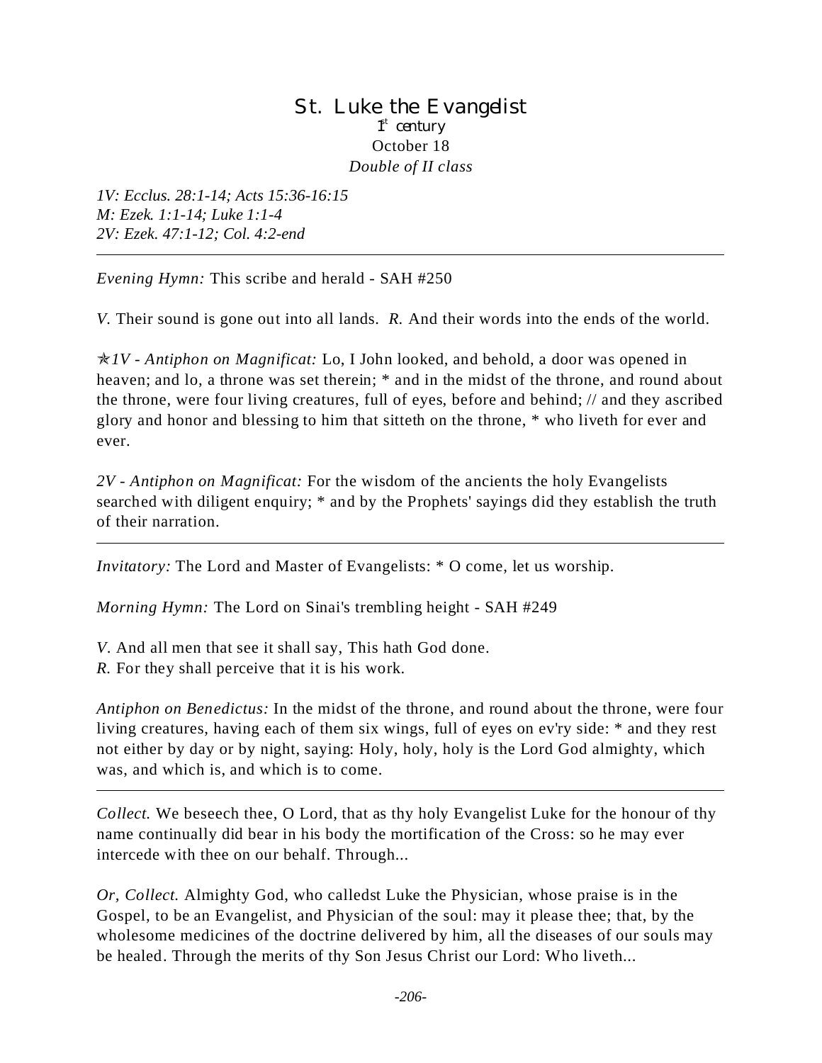# St. Luke the Evangelist

1st century

October 18

*Double of II class*

*1V: Ecclus. 28:1-14; Acts 15:36-16:15*
*M: Ezek. 1:1-14; Luke 1:1-4*
*2V: Ezek. 47:1-12; Col. 4:2-end*

---

*Evening Hymn:* This scribe and herald - SAH #250

*V.* Their sound is gone out into all lands. *R.* And their words into the ends of the world.

✭*1V - Antiphon on Magnificat:* Lo, I John looked, and behold, a door was opened in heaven; and lo, a throne was set therein; * and in the midst of the throne, and round about the throne, were four living creatures, full of eyes, before and behind; // and they ascribed glory and honor and blessing to him that sitteth on the throne, * who liveth for ever and ever.

*2V - Antiphon on Magnificat:* For the wisdom of the ancients the holy Evangelists searched with diligent enquiry; * and by the Prophets' sayings did they establish the truth of their narration.

---

*Invitatory:* The Lord and Master of Evangelists: * O come, let us worship.

*Morning Hymn:* The Lord on Sinai's trembling height - SAH #249

*V.* And all men that see it shall say, This hath God done.
*R.* For they shall perceive that it is his work.

*Antiphon on Benedictus:* In the midst of the throne, and round about the throne, were four living creatures, having each of them six wings, full of eyes on ev'ry side: * and they rest not either by day or by night, saying: Holy, holy, holy is the Lord God almighty, which was, and which is, and which is to come.

---

*Collect.* We beseech thee, O Lord, that as thy holy Evangelist Luke for the honour of thy name continually did bear in his body the mortification of the Cross: so he may ever intercede with thee on our behalf. Through...

*Or, Collect.* Almighty God, who calledst Luke the Physician, whose praise is in the Gospel, to be an Evangelist, and Physician of the soul: may it please thee; that, by the wholesome medicines of the doctrine delivered by him, all the diseases of our souls may be healed. Through the merits of thy Son Jesus Christ our Lord: Who liveth...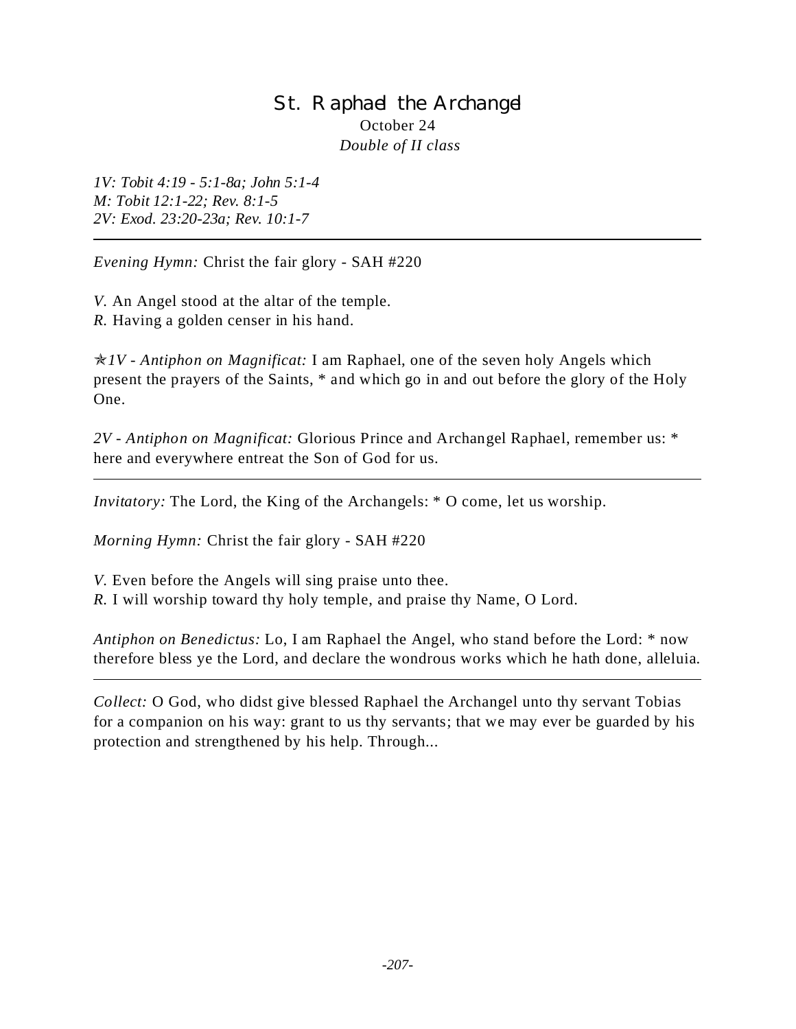# St. Raphael the Archangel

October 24

*Double of II class*

*1V: Tobit 4:19 - 5:1-8a; John 5:1-4*
*M: Tobit 12:1-22; Rev. 8:1-5*
*2V: Exod. 23:20-23a; Rev. 10:1-7*

---

*Evening Hymn:* Christ the fair glory - SAH #220

*V.* An Angel stood at the altar of the temple.
*R.* Having a golden censer in his hand.

✯*1V - Antiphon on Magnificat:* I am Raphael, one of the seven holy Angels which present the prayers of the Saints, * and which go in and out before the glory of the Holy One.

*2V - Antiphon on Magnificat:* Glorious Prince and Archangel Raphael, remember us: * here and everywhere entreat the Son of God for us.

---

*Invitatory:* The Lord, the King of the Archangels: * O come, let us worship.

*Morning Hymn:* Christ the fair glory - SAH #220

*V.* Even before the Angels will sing praise unto thee.
*R.* I will worship toward thy holy temple, and praise thy Name, O Lord.

*Antiphon on Benedictus:* Lo, I am Raphael the Angel, who stand before the Lord: * now therefore bless ye the Lord, and declare the wondrous works which he hath done, alleluia.

---

*Collect:* O God, who didst give blessed Raphael the Archangel unto thy servant Tobias for a companion on his way: grant to us thy servants; that we may ever be guarded by his protection and strengthened by his help. Through...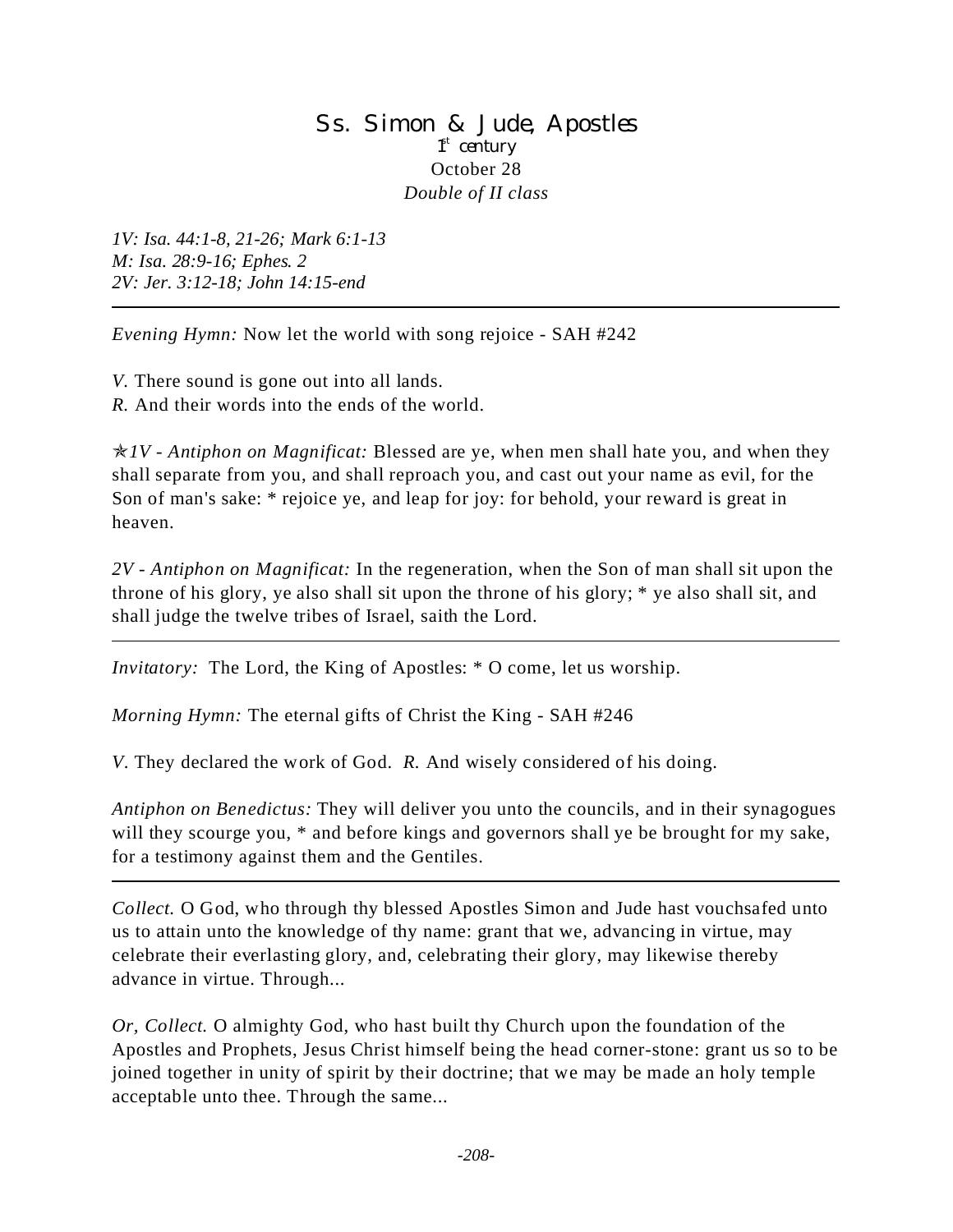# Ss. Simon & Jude, Apostles

1st century

October 28

*Double of II class*

*1V: Isa. 44:1-8, 21-26; Mark 6:1-13*
*M: Isa. 28:9-16; Ephes. 2*
*2V: Jer. 3:12-18; John 14:15-end*

---

*Evening Hymn:* Now let the world with song rejoice - SAH #242

*V.* There sound is gone out into all lands.
*R.* And their words into the ends of the world.

✯*1V - Antiphon on Magnificat:* Blessed are ye, when men shall hate you, and when they shall separate from you, and shall reproach you, and cast out your name as evil, for the Son of man's sake: * rejoice ye, and leap for joy: for behold, your reward is great in heaven.

*2V - Antiphon on Magnificat:* In the regeneration, when the Son of man shall sit upon the throne of his glory, ye also shall sit upon the throne of his glory; * ye also shall sit, and shall judge the twelve tribes of Israel, saith the Lord.

---

*Invitatory:* The Lord, the King of Apostles: * O come, let us worship.

*Morning Hymn:* The eternal gifts of Christ the King - SAH #246

*V.* They declared the work of God. *R.* And wisely considered of his doing.

*Antiphon on Benedictus:* They will deliver you unto the councils, and in their synagogues will they scourge you, * and before kings and governors shall ye be brought for my sake, for a testimony against them and the Gentiles.

---

*Collect.* O God, who through thy blessed Apostles Simon and Jude hast vouchsafed unto us to attain unto the knowledge of thy name: grant that we, advancing in virtue, may celebrate their everlasting glory, and, celebrating their glory, may likewise thereby advance in virtue. Through...

*Or, Collect.* O almighty God, who hast built thy Church upon the foundation of the Apostles and Prophets, Jesus Christ himself being the head corner-stone: grant us so to be joined together in unity of spirit by their doctrine; that we may be made an holy temple acceptable unto thee. Through the same...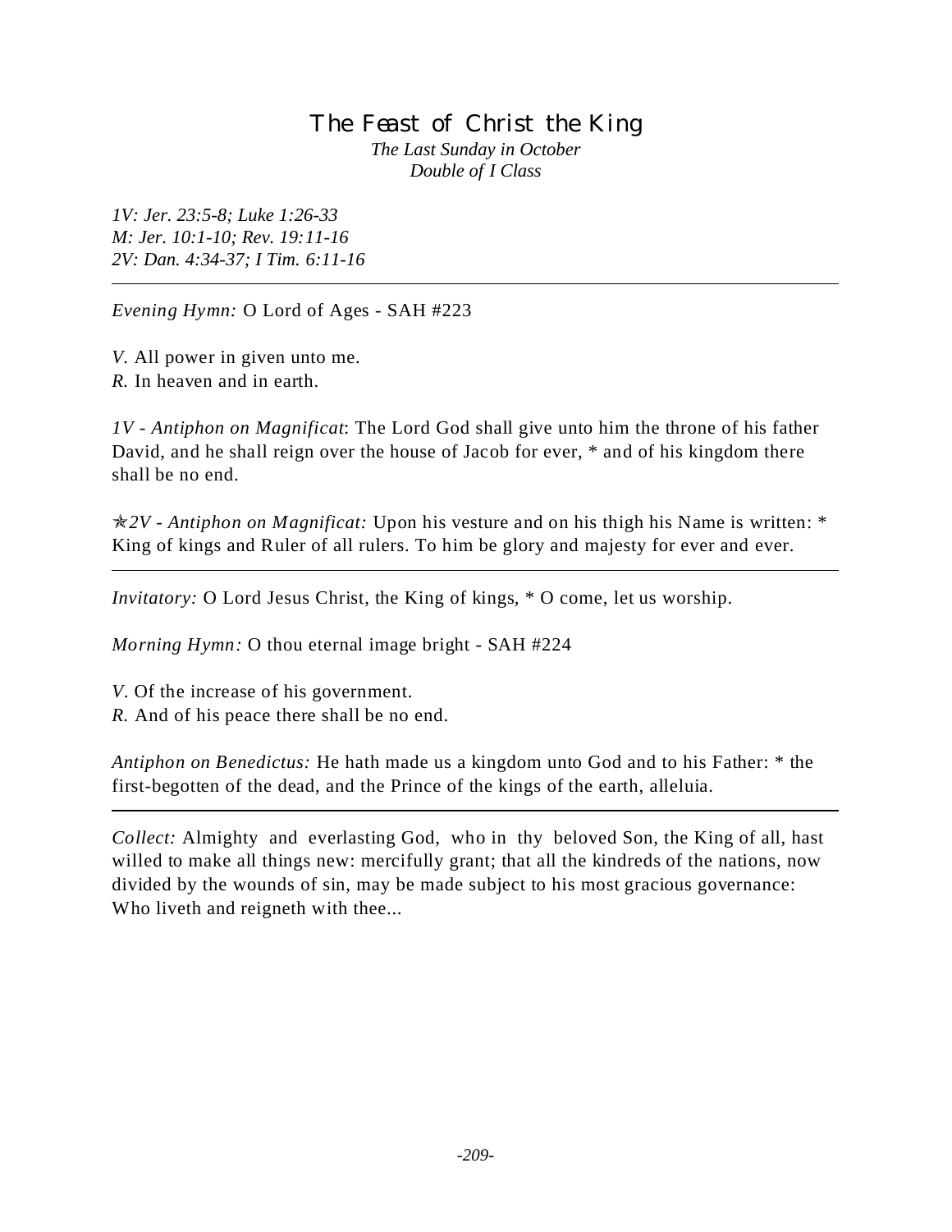# The Feast of Christ the King

*The Last Sunday in October*
*Double of I Class*

*1V: Jer. 23:5-8; Luke 1:26-33*
*M: Jer. 10:1-10; Rev. 19:11-16*
*2V: Dan. 4:34-37; I Tim. 6:11-16*

---

*Evening Hymn:* O Lord of Ages - SAH #223

*V.* All power in given unto me.
*R.* In heaven and in earth.

*1V - Antiphon on Magnificat*: The Lord God shall give unto him the throne of his father David, and he shall reign over the house of Jacob for ever, * and of his kingdom there shall be no end.

✯*2V - Antiphon on Magnificat:* Upon his vesture and on his thigh his Name is written: * King of kings and Ruler of all rulers. To him be glory and majesty for ever and ever.

---

*Invitatory:* O Lord Jesus Christ, the King of kings, * O come, let us worship.

*Morning Hymn:* O thou eternal image bright - SAH #224

*V.* Of the increase of his government.
*R.* And of his peace there shall be no end.

*Antiphon on Benedictus:* He hath made us a kingdom unto God and to his Father: * the first-begotten of the dead, and the Prince of the kings of the earth, alleluia.

---

*Collect:* Almighty and everlasting God, who in thy beloved Son, the King of all, hast willed to make all things new: mercifully grant; that all the kindreds of the nations, now divided by the wounds of sin, may be made subject to his most gracious governance: Who liveth and reigneth with thee...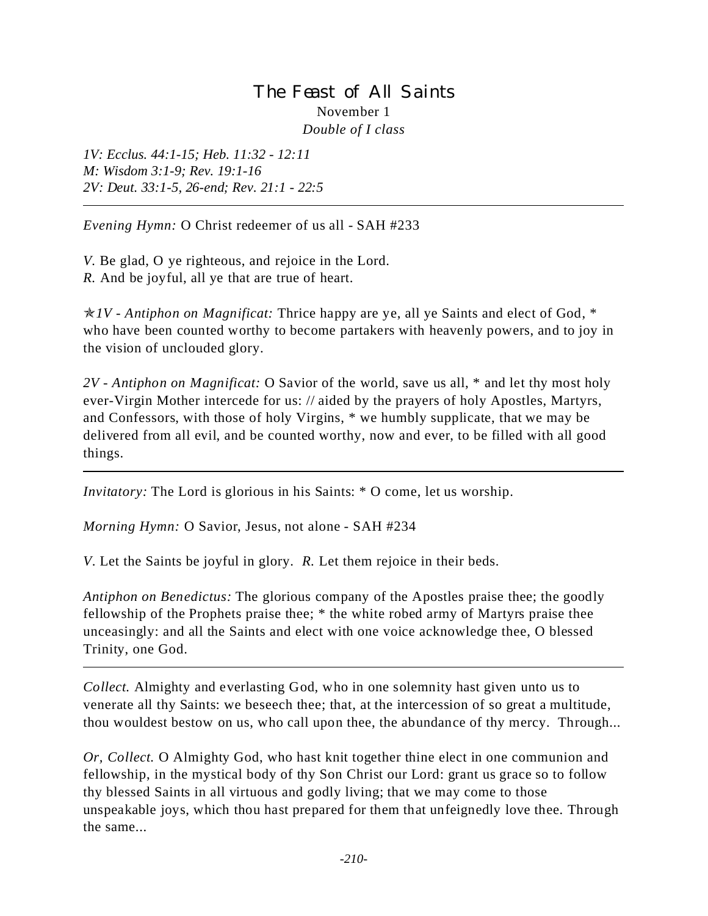# The Feast of All Saints

November 1

*Double of I class*

*1V: Ecclus. 44:1-15; Heb. 11:32 - 12:11*
*M: Wisdom 3:1-9; Rev. 19:1-16*
*2V: Deut. 33:1-5, 26-end; Rev. 21:1 - 22:5*

---

*Evening Hymn:* O Christ redeemer of us all - SAH #233

*V.* Be glad, O ye righteous, and rejoice in the Lord.
*R.* And be joyful, all ye that are true of heart.

✯*1V - Antiphon on Magnificat:* Thrice happy are ye, all ye Saints and elect of God, * who have been counted worthy to become partakers with heavenly powers, and to joy in the vision of unclouded glory.

*2V - Antiphon on Magnificat:* O Savior of the world, save us all, * and let thy most holy ever-Virgin Mother intercede for us: // aided by the prayers of holy Apostles, Martyrs, and Confessors, with those of holy Virgins, * we humbly supplicate, that we may be delivered from all evil, and be counted worthy, now and ever, to be filled with all good things.

---

*Invitatory:* The Lord is glorious in his Saints: * O come, let us worship.

*Morning Hymn:* O Savior, Jesus, not alone - SAH #234

*V.* Let the Saints be joyful in glory. *R.* Let them rejoice in their beds.

*Antiphon on Benedictus:* The glorious company of the Apostles praise thee; the goodly fellowship of the Prophets praise thee; * the white robed army of Martyrs praise thee unceasingly: and all the Saints and elect with one voice acknowledge thee, O blessed Trinity, one God.

---

*Collect.* Almighty and everlasting God, who in one solemnity hast given unto us to venerate all thy Saints: we beseech thee; that, at the intercession of so great a multitude, thou wouldest bestow on us, who call upon thee, the abundance of thy mercy. Through...

*Or, Collect.* O Almighty God, who hast knit together thine elect in one communion and fellowship, in the mystical body of thy Son Christ our Lord: grant us grace so to follow thy blessed Saints in all virtuous and godly living; that we may come to those unspeakable joys, which thou hast prepared for them that unfeignedly love thee. Through the same...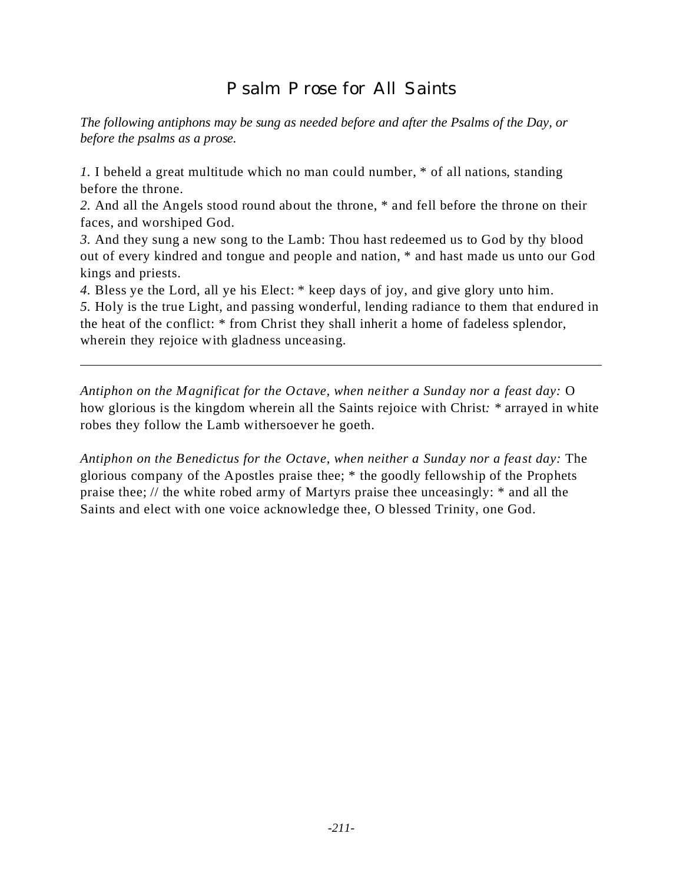# Psalm Prose for All Saints

*The following antiphons may be sung as needed before and after the Psalms of the Day, or before the psalms as a prose.*

*1.* I beheld a great multitude which no man could number, * of all nations, standing before the throne.
*2.* And all the Angels stood round about the throne, * and fell before the throne on their faces, and worshiped God.
*3.* And they sung a new song to the Lamb: Thou hast redeemed us to God by thy blood out of every kindred and tongue and people and nation, * and hast made us unto our God kings and priests.
*4.* Bless ye the Lord, all ye his Elect: * keep days of joy, and give glory unto him.
*5.* Holy is the true Light, and passing wonderful, lending radiance to them that endured in the heat of the conflict: * from Christ they shall inherit a home of fadeless splendor, wherein they rejoice with gladness unceasing.

---

*Antiphon on the Magnificat for the Octave, when neither a Sunday nor a feast day:* O how glorious is the kingdom wherein all the Saints rejoice with Christ*:* * arrayed in white robes they follow the Lamb withersoever he goeth.

*Antiphon on the Benedictus for the Octave, when neither a Sunday nor a feast day:* The glorious company of the Apostles praise thee; * the goodly fellowship of the Prophets praise thee; // the white robed army of Martyrs praise thee unceasingly: * and all the Saints and elect with one voice acknowledge thee, O blessed Trinity, one God.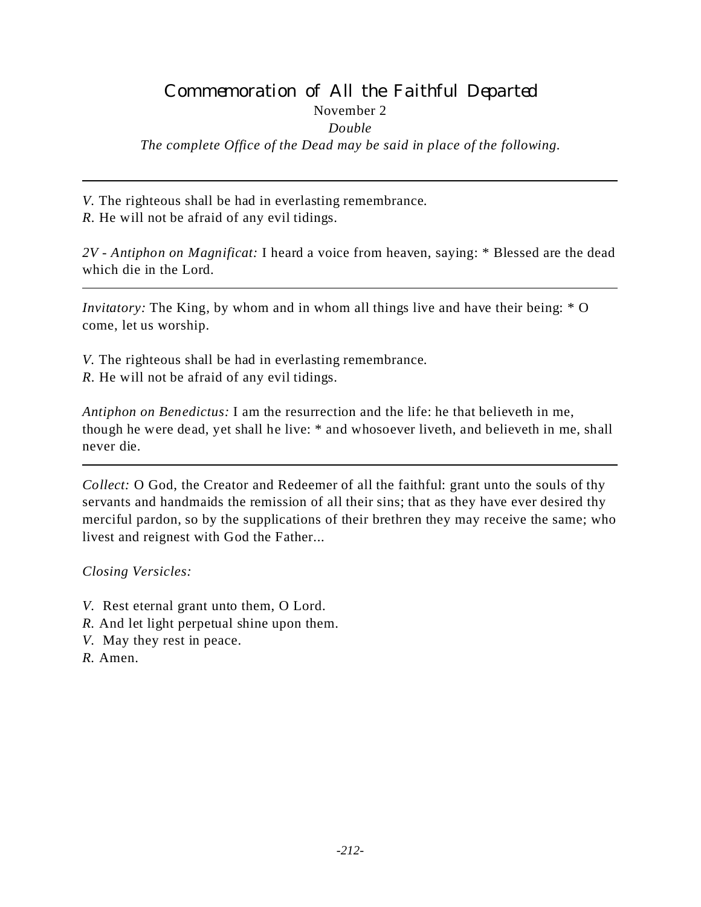# Commemoration of All the Faithful Departed

November 2

*Double*

*The complete Office of the Dead may be said in place of the following.*

---

*V.* The righteous shall be had in everlasting remembrance.
*R.* He will not be afraid of any evil tidings.

*2V - Antiphon on Magnificat:* I heard a voice from heaven, saying: * Blessed are the dead which die in the Lord.

---

*Invitatory:* The King, by whom and in whom all things live and have their being: * O come, let us worship.

*V.* The righteous shall be had in everlasting remembrance.
*R.* He will not be afraid of any evil tidings.

*Antiphon on Benedictus:* I am the resurrection and the life: he that believeth in me, though he were dead, yet shall he live: * and whosoever liveth, and believeth in me, shall never die.

---

*Collect:* O God, the Creator and Redeemer of all the faithful: grant unto the souls of thy servants and handmaids the remission of all their sins; that as they have ever desired thy merciful pardon, so by the supplications of their brethren they may receive the same; who livest and reignest with God the Father...

*Closing Versicles:*

*V.* Rest eternal grant unto them, O Lord.
*R.* And let light perpetual shine upon them.
*V.* May they rest in peace.
*R.* Amen.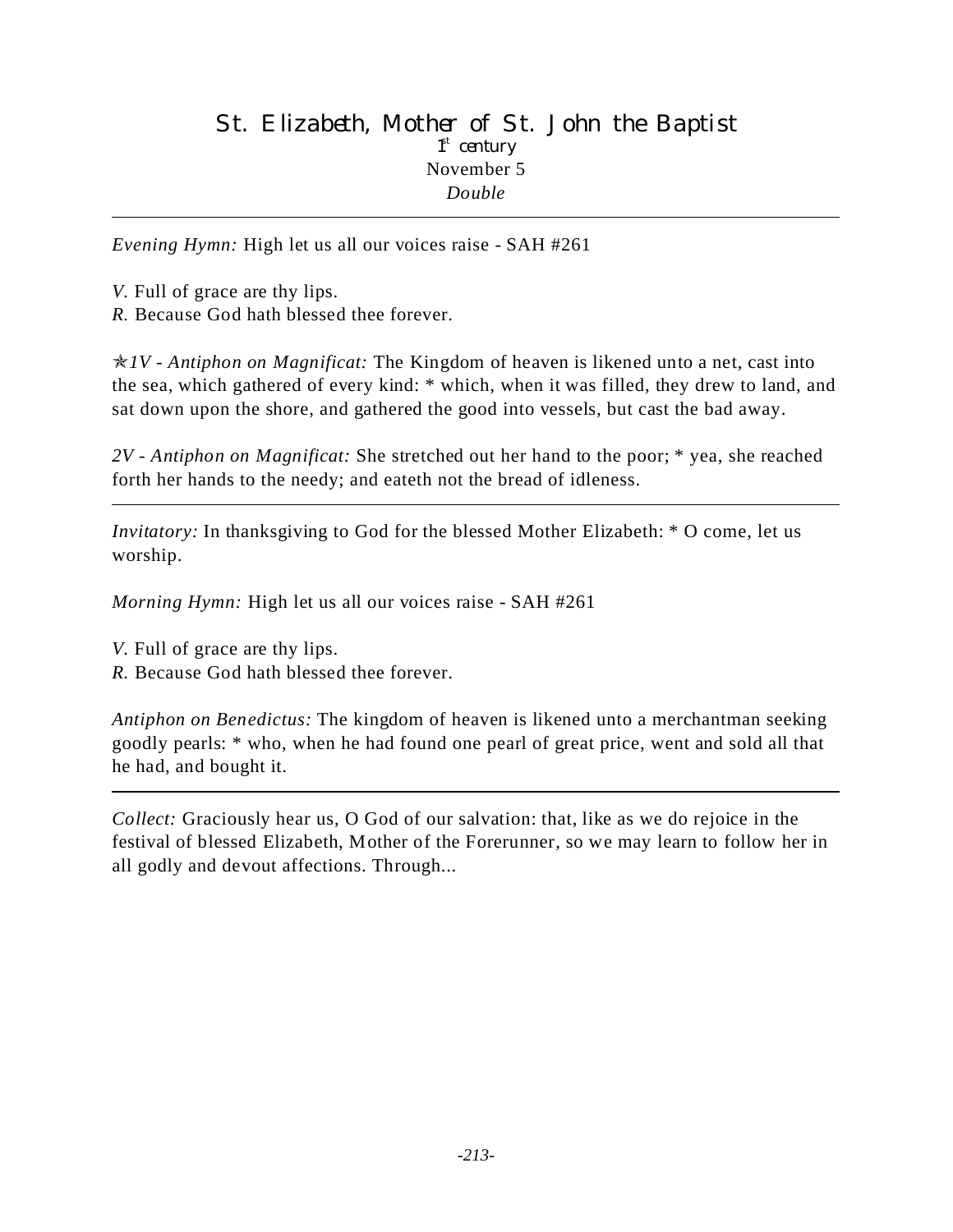# St. Elizabeth, Mother of St. John the Baptist

1st century
November 5
*Double*

---

*Evening Hymn:* High let us all our voices raise - SAH #261

*V.* Full of grace are thy lips.
*R.* Because God hath blessed thee forever.

✯*1V - Antiphon on Magnificat:* The Kingdom of heaven is likened unto a net, cast into the sea, which gathered of every kind: * which, when it was filled, they drew to land, and sat down upon the shore, and gathered the good into vessels, but cast the bad away.

*2V - Antiphon on Magnificat:* She stretched out her hand to the poor; * yea, she reached forth her hands to the needy; and eateth not the bread of idleness.

---

*Invitatory:* In thanksgiving to God for the blessed Mother Elizabeth: * O come, let us worship.

*Morning Hymn:* High let us all our voices raise - SAH #261

*V.* Full of grace are thy lips.
*R.* Because God hath blessed thee forever.

*Antiphon on Benedictus:* The kingdom of heaven is likened unto a merchantman seeking goodly pearls: * who, when he had found one pearl of great price, went and sold all that he had, and bought it.

---

*Collect:* Graciously hear us, O God of our salvation: that, like as we do rejoice in the festival of blessed Elizabeth, Mother of the Forerunner, so we may learn to follow her in all godly and devout affections. Through...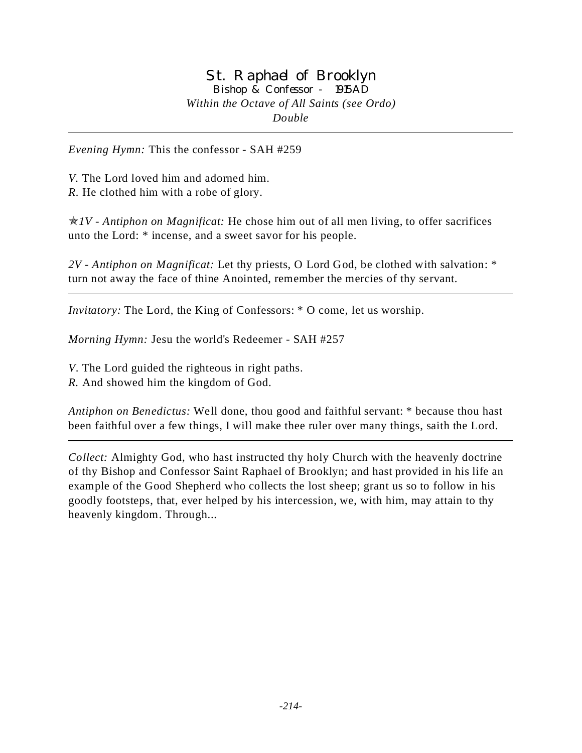# St. Raphael of Brooklyn

Bishop & Confessor - 1915 AD

*Within the Octave of All Saints (see Ordo)*

*Double*

---

*Evening Hymn:* This the confessor - SAH #259

*V.* The Lord loved him and adorned him.
*R.* He clothed him with a robe of glory.

✯*1V - Antiphon on Magnificat:* He chose him out of all men living, to offer sacrifices unto the Lord: * incense, and a sweet savor for his people.

*2V - Antiphon on Magnificat:* Let thy priests, O Lord God, be clothed with salvation: * turn not away the face of thine Anointed, remember the mercies of thy servant.

---

*Invitatory:* The Lord, the King of Confessors: * O come, let us worship.

*Morning Hymn:* Jesu the world's Redeemer - SAH #257

*V.* The Lord guided the righteous in right paths.
*R.* And showed him the kingdom of God.

*Antiphon on Benedictus:* Well done, thou good and faithful servant: * because thou hast been faithful over a few things, I will make thee ruler over many things, saith the Lord.

---

*Collect:* Almighty God, who hast instructed thy holy Church with the heavenly doctrine of thy Bishop and Confessor Saint Raphael of Brooklyn; and hast provided in his life an example of the Good Shepherd who collects the lost sheep; grant us so to follow in his goodly footsteps, that, ever helped by his intercession, we, with him, may attain to thy heavenly kingdom. Through...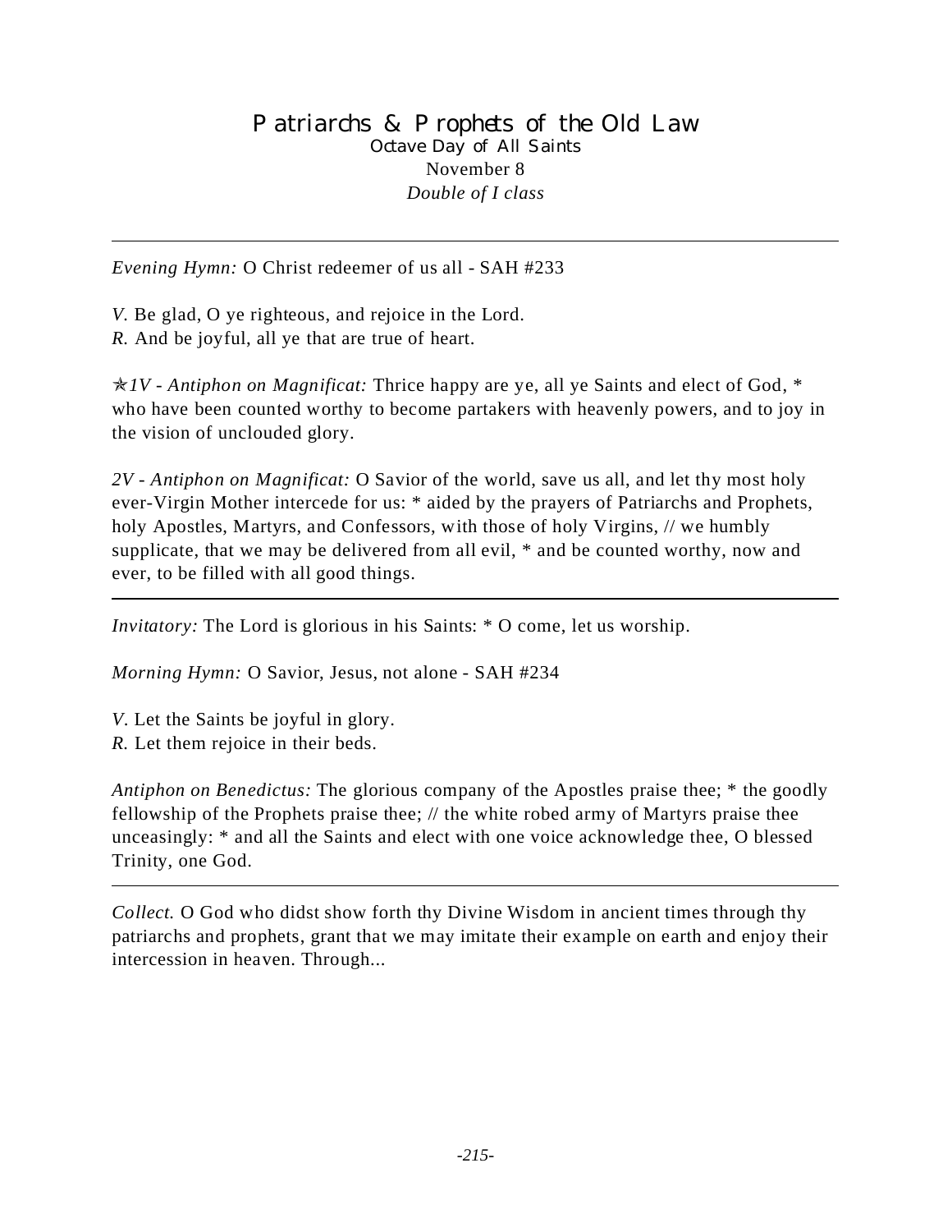# Patriarchs & Prophets of the Old Law

Octave Day of All Saints

November 8

*Double of I class*

---

*Evening Hymn:* O Christ redeemer of us all - SAH #233

*V.* Be glad, O ye righteous, and rejoice in the Lord.
*R.* And be joyful, all ye that are true of heart.

✯*1V - Antiphon on Magnificat:* Thrice happy are ye, all ye Saints and elect of God, * who have been counted worthy to become partakers with heavenly powers, and to joy in the vision of unclouded glory.

*2V - Antiphon on Magnificat:* O Savior of the world, save us all, and let thy most holy ever-Virgin Mother intercede for us: * aided by the prayers of Patriarchs and Prophets, holy Apostles, Martyrs, and Confessors, with those of holy Virgins, // we humbly supplicate, that we may be delivered from all evil, * and be counted worthy, now and ever, to be filled with all good things.

---

*Invitatory:* The Lord is glorious in his Saints: * O come, let us worship.

*Morning Hymn:* O Savior, Jesus, not alone - SAH #234

*V.* Let the Saints be joyful in glory.
*R.* Let them rejoice in their beds.

*Antiphon on Benedictus:* The glorious company of the Apostles praise thee; * the goodly fellowship of the Prophets praise thee; // the white robed army of Martyrs praise thee unceasingly: * and all the Saints and elect with one voice acknowledge thee, O blessed Trinity, one God.

---

*Collect.* O God who didst show forth thy Divine Wisdom in ancient times through thy patriarchs and prophets, grant that we may imitate their example on earth and enjoy their intercession in heaven. Through...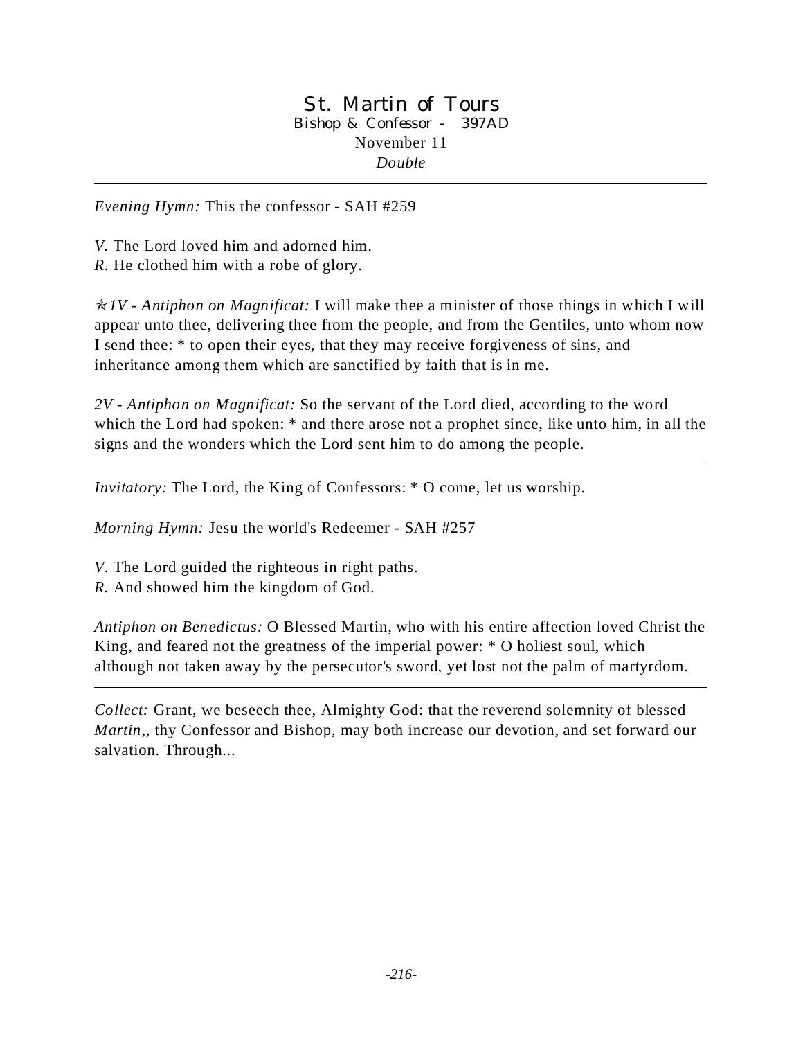# St. Martin of Tours

Bishop & Confessor - 397AD

November 11

*Double*

---

*Evening Hymn:* This the confessor - SAH #259

*V.* The Lord loved him and adorned him.
*R.* He clothed him with a robe of glory.

✯*1V - Antiphon on Magnificat:* I will make thee a minister of those things in which I will appear unto thee, delivering thee from the people, and from the Gentiles, unto whom now I send thee: * to open their eyes, that they may receive forgiveness of sins, and inheritance among them which are sanctified by faith that is in me.

*2V - Antiphon on Magnificat:* So the servant of the Lord died, according to the word which the Lord had spoken: * and there arose not a prophet since, like unto him, in all the signs and the wonders which the Lord sent him to do among the people.

---

*Invitatory:* The Lord, the King of Confessors: * O come, let us worship.

*Morning Hymn:* Jesu the world's Redeemer - SAH #257

*V.* The Lord guided the righteous in right paths.
*R.* And showed him the kingdom of God.

*Antiphon on Benedictus:* O Blessed Martin, who with his entire affection loved Christ the King, and feared not the greatness of the imperial power: * O holiest soul, which although not taken away by the persecutor's sword, yet lost not the palm of martyrdom.

---

*Collect:* Grant, we beseech thee, Almighty God: that the reverend solemnity of blessed *Martin*,, thy Confessor and Bishop, may both increase our devotion, and set forward our salvation. Through...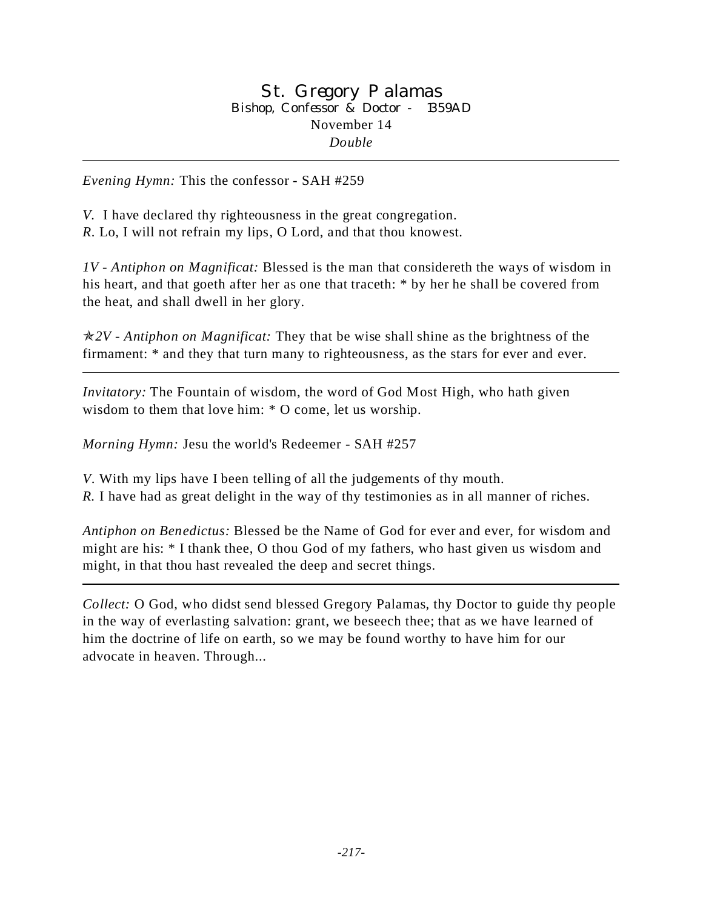# St. Gregory Palamas

Bishop, Confessor & Doctor - 1359AD

November 14

*Double*

---

*Evening Hymn:* This the confessor - SAH #259

*V.* I have declared thy righteousness in the great congregation.
*R.* Lo, I will not refrain my lips, O Lord, and that thou knowest.

*1V - Antiphon on Magnificat:* Blessed is the man that considereth the ways of wisdom in his heart, and that goeth after her as one that traceth: * by her he shall be covered from the heat, and shall dwell in her glory.

✯*2V - Antiphon on Magnificat:* They that be wise shall shine as the brightness of the firmament: * and they that turn many to righteousness, as the stars for ever and ever.

---

*Invitatory:* The Fountain of wisdom, the word of God Most High, who hath given wisdom to them that love him: * O come, let us worship.

*Morning Hymn:* Jesu the world's Redeemer - SAH #257

*V.* With my lips have I been telling of all the judgements of thy mouth.
*R.* I have had as great delight in the way of thy testimonies as in all manner of riches.

*Antiphon on Benedictus:* Blessed be the Name of God for ever and ever, for wisdom and might are his: * I thank thee, O thou God of my fathers, who hast given us wisdom and might, in that thou hast revealed the deep and secret things.

---

*Collect:* O God, who didst send blessed Gregory Palamas, thy Doctor to guide thy people in the way of everlasting salvation: grant, we beseech thee; that as we have learned of him the doctrine of life on earth, so we may be found worthy to have him for our advocate in heaven. Through...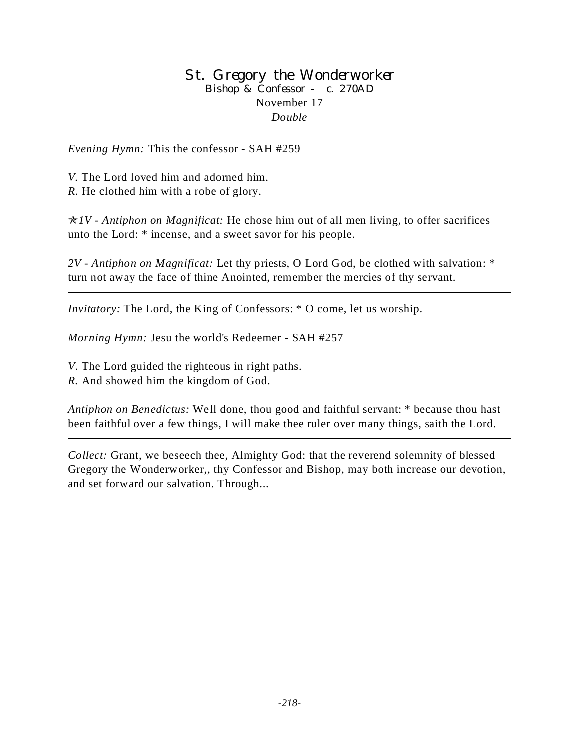# St. Gregory the Wonderworker

Bishop & Confessor - c. 270AD

November 17

*Double*

---

*Evening Hymn:* This the confessor - SAH #259

*V.* The Lord loved him and adorned him.
*R.* He clothed him with a robe of glory.

✯*1V - Antiphon on Magnificat:* He chose him out of all men living, to offer sacrifices unto the Lord: * incense, and a sweet savor for his people.

*2V - Antiphon on Magnificat:* Let thy priests, O Lord God, be clothed with salvation: * turn not away the face of thine Anointed, remember the mercies of thy servant.

---

*Invitatory:* The Lord, the King of Confessors: * O come, let us worship.

*Morning Hymn:* Jesu the world's Redeemer - SAH #257

*V.* The Lord guided the righteous in right paths.
*R.* And showed him the kingdom of God.

*Antiphon on Benedictus:* Well done, thou good and faithful servant: * because thou hast been faithful over a few things, I will make thee ruler over many things, saith the Lord.

---

*Collect:* Grant, we beseech thee, Almighty God: that the reverend solemnity of blessed Gregory the Wonderworker,, thy Confessor and Bishop, may both increase our devotion, and set forward our salvation. Through...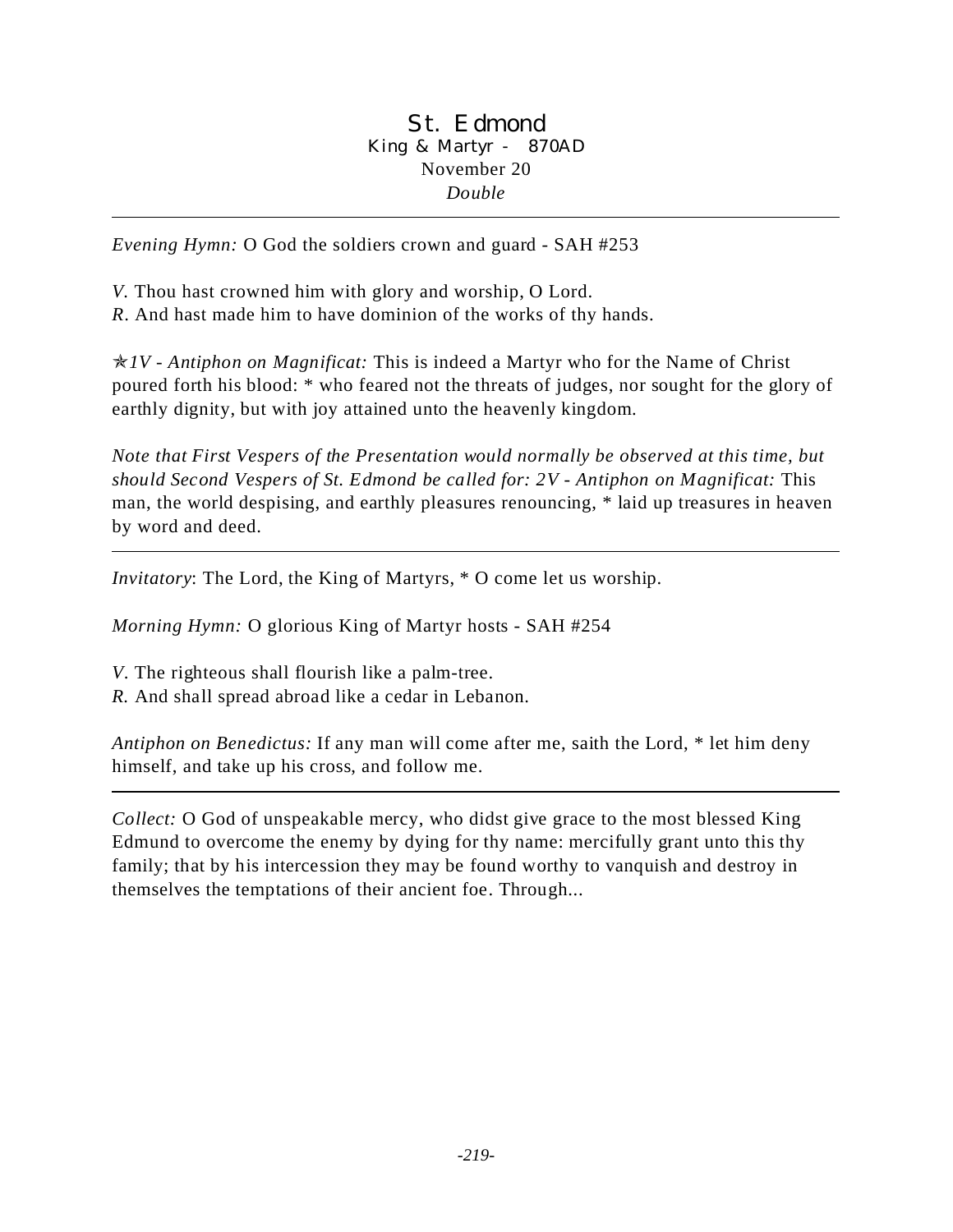# St. Edmond

King & Martyr - 870AD

November 20

*Double*

---

*Evening Hymn:* O God the soldiers crown and guard - SAH #253

*V.* Thou hast crowned him with glory and worship, O Lord.
*R.* And hast made him to have dominion of the works of thy hands.

✯*1V - Antiphon on Magnificat:* This is indeed a Martyr who for the Name of Christ poured forth his blood: * who feared not the threats of judges, nor sought for the glory of earthly dignity, but with joy attained unto the heavenly kingdom.

*Note that First Vespers of the Presentation would normally be observed at this time, but should Second Vespers of St. Edmond be called for: 2V - Antiphon on Magnificat:* This man, the world despising, and earthly pleasures renouncing, * laid up treasures in heaven by word and deed.

---

*Invitatory*: The Lord, the King of Martyrs, * O come let us worship.

*Morning Hymn:* O glorious King of Martyr hosts - SAH #254

*V.* The righteous shall flourish like a palm-tree.
*R.* And shall spread abroad like a cedar in Lebanon.

*Antiphon on Benedictus:* If any man will come after me, saith the Lord, * let him deny himself, and take up his cross, and follow me.

---

*Collect:* O God of unspeakable mercy, who didst give grace to the most blessed King Edmund to overcome the enemy by dying for thy name: mercifully grant unto this thy family; that by his intercession they may be found worthy to vanquish and destroy in themselves the temptations of their ancient foe. Through...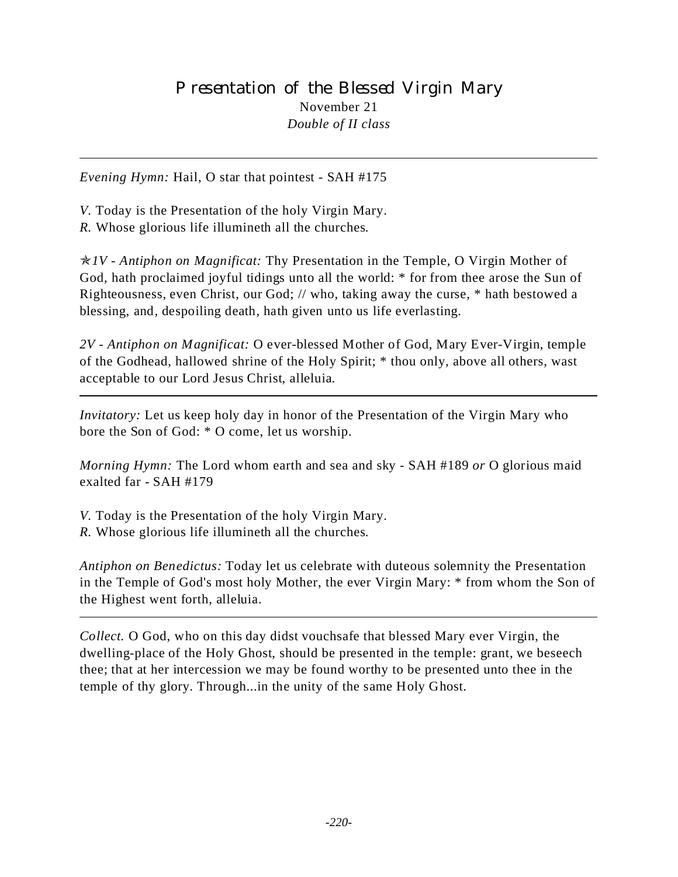# Presentation of the Blessed Virgin Mary

November 21

*Double of II class*

---

*Evening Hymn:* Hail, O star that pointest - SAH #175

*V.* Today is the Presentation of the holy Virgin Mary.
*R.* Whose glorious life illumineth all the churches.

✯*1V - Antiphon on Magnificat:* Thy Presentation in the Temple, O Virgin Mother of God, hath proclaimed joyful tidings unto all the world: * for from thee arose the Sun of Righteousness, even Christ, our God; // who, taking away the curse, * hath bestowed a blessing, and, despoiling death, hath given unto us life everlasting.

*2V - Antiphon on Magnificat:* O ever-blessed Mother of God, Mary Ever-Virgin, temple of the Godhead, hallowed shrine of the Holy Spirit; * thou only, above all others, wast acceptable to our Lord Jesus Christ, alleluia.

---

*Invitatory:* Let us keep holy day in honor of the Presentation of the Virgin Mary who bore the Son of God: * O come, let us worship.

*Morning Hymn:* The Lord whom earth and sea and sky - SAH #189 *or* O glorious maid exalted far - SAH #179

*V.* Today is the Presentation of the holy Virgin Mary.
*R.* Whose glorious life illumineth all the churches.

*Antiphon on Benedictus:* Today let us celebrate with duteous solemnity the Presentation in the Temple of God's most holy Mother, the ever Virgin Mary: * from whom the Son of the Highest went forth, alleluia.

---

*Collect.* O God, who on this day didst vouchsafe that blessed Mary ever Virgin, the dwelling-place of the Holy Ghost, should be presented in the temple: grant, we beseech thee; that at her intercession we may be found worthy to be presented unto thee in the temple of thy glory. Through...in the unity of the same Holy Ghost.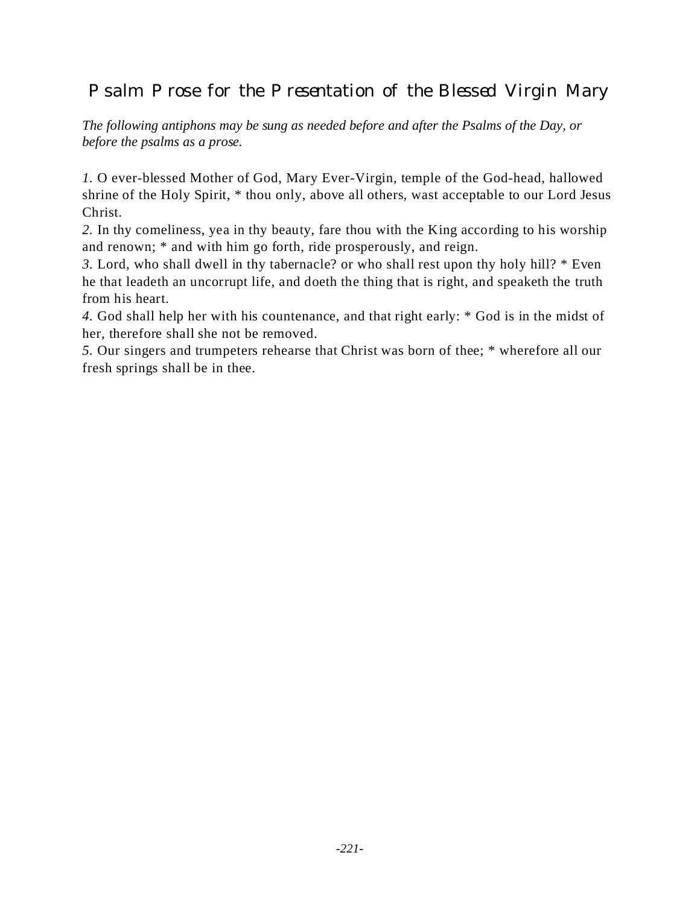## Psalm Prose for the Presentation of the Blessed Virgin Mary

*The following antiphons may be sung as needed before and after the Psalms of the Day, or before the psalms as a prose.*

*1.* O ever-blessed Mother of God, Mary Ever-Virgin, temple of the God-head, hallowed shrine of the Holy Spirit, * thou only, above all others, wast acceptable to our Lord Jesus Christ.
*2.* In thy comeliness, yea in thy beauty, fare thou with the King according to his worship and renown; * and with him go forth, ride prosperously, and reign.
*3.* Lord, who shall dwell in thy tabernacle? or who shall rest upon thy holy hill? * Even he that leadeth an uncorrupt life, and doeth the thing that is right, and speaketh the truth from his heart.
*4.* God shall help her with his countenance, and that right early: * God is in the midst of her, therefore shall she not be removed.
*5.* Our singers and trumpeters rehearse that Christ was born of thee; * wherefore all our fresh springs shall be in thee.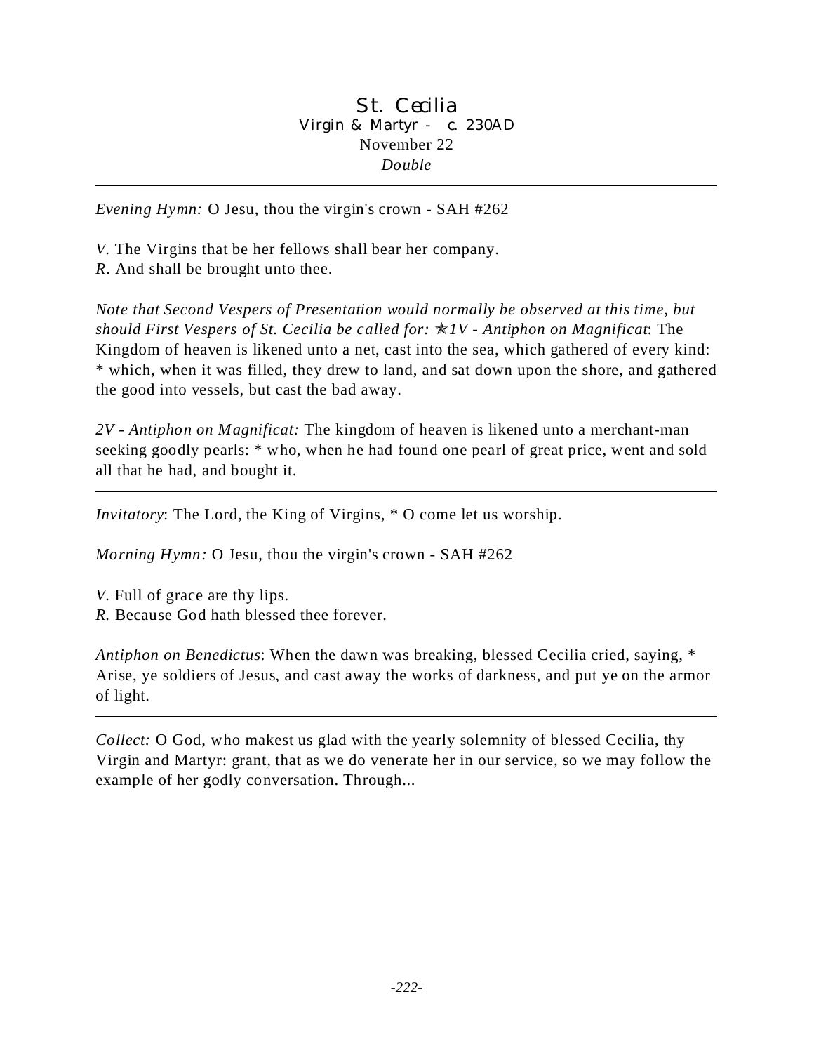# St. Cecilia

Virgin & Martyr - c. 230AD

November 22

*Double*

---

*Evening Hymn:* O Jesu, thou the virgin's crown - SAH #262

*V.* The Virgins that be her fellows shall bear her company.
*R.* And shall be brought unto thee.

*Note that Second Vespers of Presentation would normally be observed at this time, but should First Vespers of St. Cecilia be called for: ✯1V - Antiphon on Magnificat*: The Kingdom of heaven is likened unto a net, cast into the sea, which gathered of every kind: * which, when it was filled, they drew to land, and sat down upon the shore, and gathered the good into vessels, but cast the bad away.

*2V - Antiphon on Magnificat:* The kingdom of heaven is likened unto a merchant-man seeking goodly pearls: * who, when he had found one pearl of great price, went and sold all that he had, and bought it.

---

*Invitatory*: The Lord, the King of Virgins, * O come let us worship.

*Morning Hymn:* O Jesu, thou the virgin's crown - SAH #262

*V.* Full of grace are thy lips.
*R.* Because God hath blessed thee forever.

*Antiphon on Benedictus*: When the dawn was breaking, blessed Cecilia cried, saying, * Arise, ye soldiers of Jesus, and cast away the works of darkness, and put ye on the armor of light.

---

*Collect:* O God, who makest us glad with the yearly solemnity of blessed Cecilia, thy Virgin and Martyr: grant, that as we do venerate her in our service, so we may follow the example of her godly conversation. Through...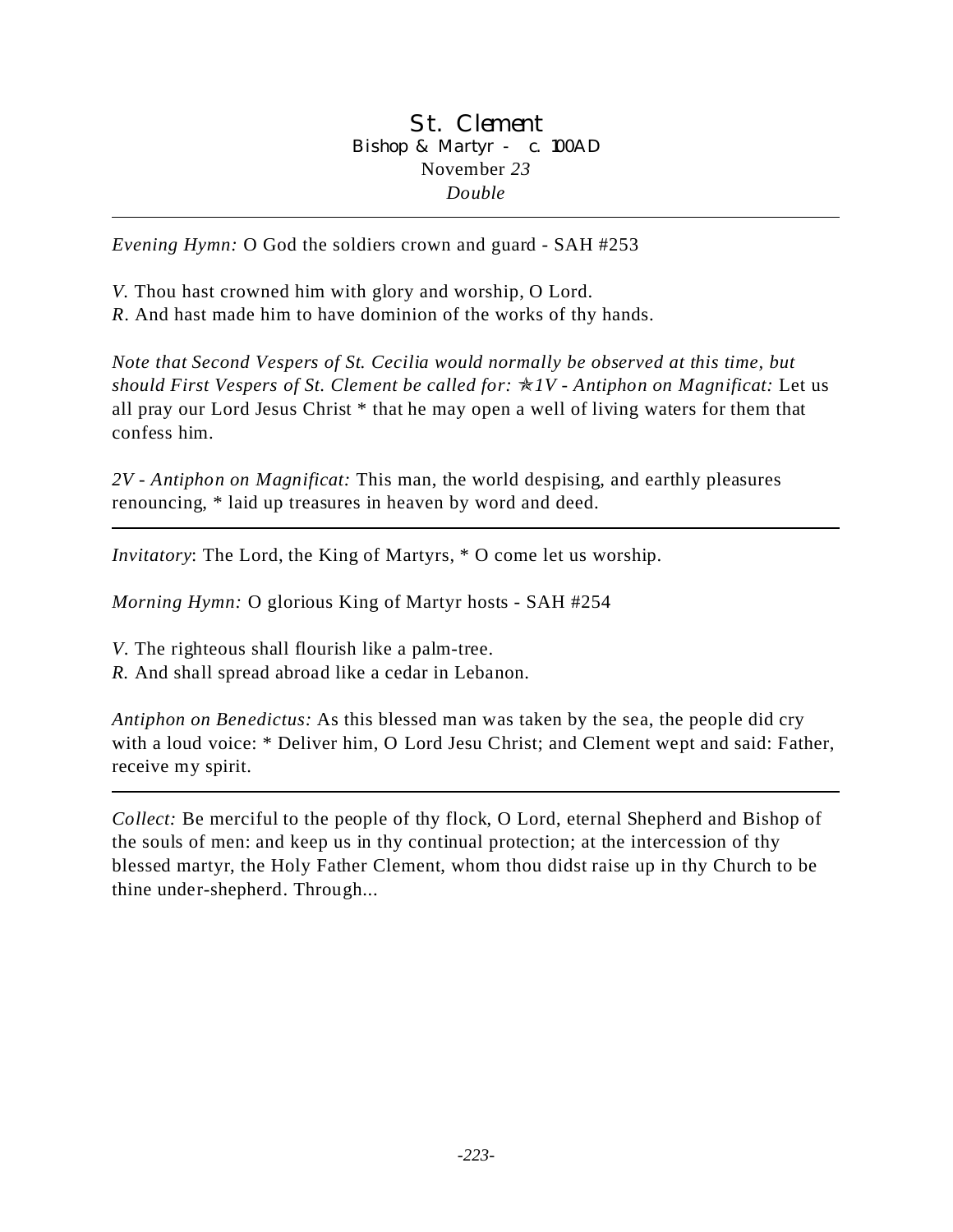# St. Clement

Bishop & Martyr - c. 100AD

November *23*

*Double*

---

*Evening Hymn:* O God the soldiers crown and guard - SAH #253

*V*. Thou hast crowned him with glory and worship, O Lord.
*R*. And hast made him to have dominion of the works of thy hands.

*Note that Second Vespers of St. Cecilia would normally be observed at this time, but should First Vespers of St. Clement be called for:* ✯*1V - Antiphon on Magnificat:* Let us all pray our Lord Jesus Christ * that he may open a well of living waters for them that confess him.

*2V - Antiphon on Magnificat:* This man, the world despising, and earthly pleasures renouncing, * laid up treasures in heaven by word and deed.

---

*Invitatory*: The Lord, the King of Martyrs, * O come let us worship.

*Morning Hymn:* O glorious King of Martyr hosts - SAH #254

*V*. The righteous shall flourish like a palm-tree.
*R.* And shall spread abroad like a cedar in Lebanon.

*Antiphon on Benedictus:* As this blessed man was taken by the sea, the people did cry with a loud voice: * Deliver him, O Lord Jesu Christ; and Clement wept and said: Father, receive my spirit.

---

*Collect:* Be merciful to the people of thy flock, O Lord, eternal Shepherd and Bishop of the souls of men: and keep us in thy continual protection; at the intercession of thy blessed martyr, the Holy Father Clement, whom thou didst raise up in thy Church to be thine under-shepherd. Through...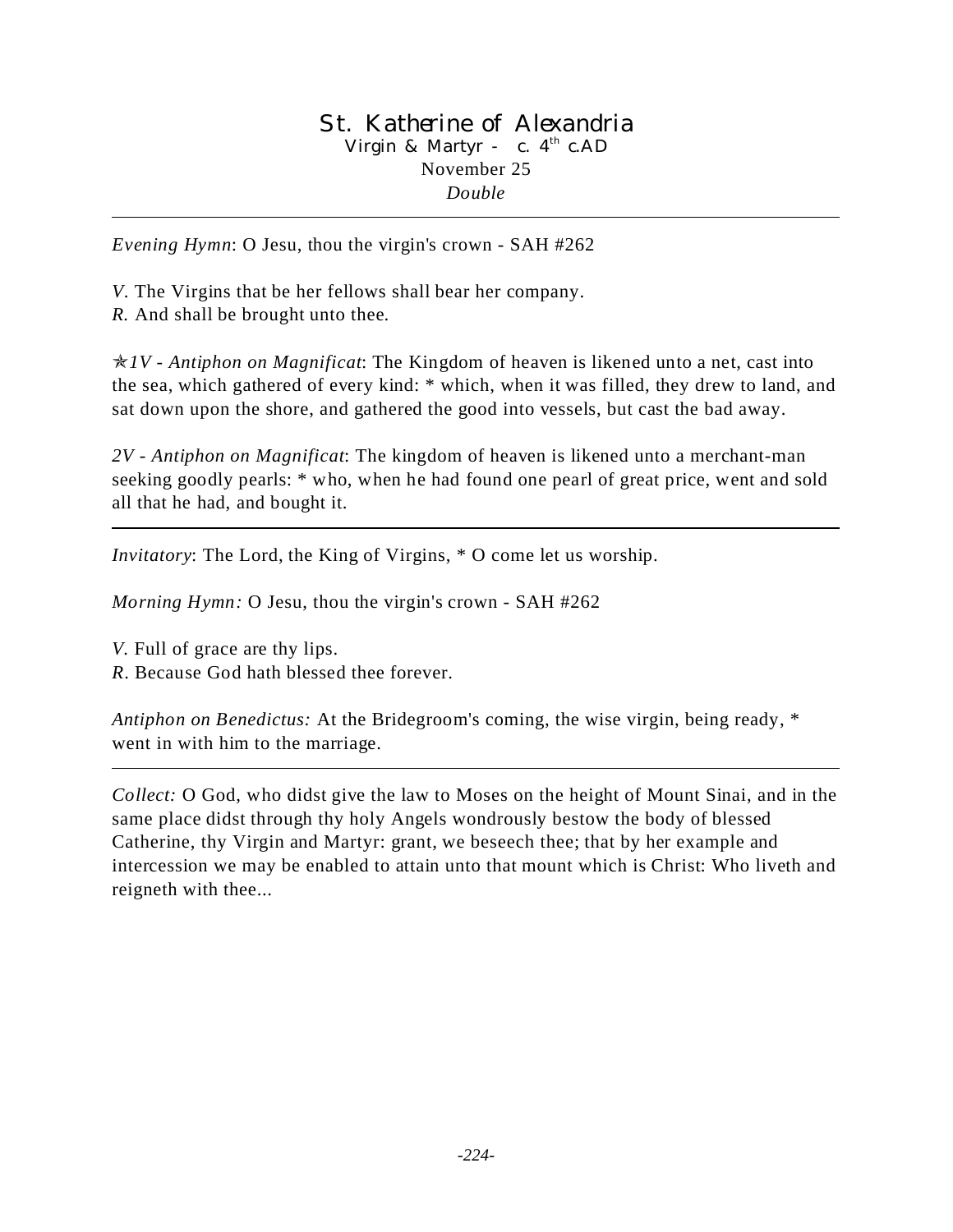# St. Katherine of Alexandria

Virgin & Martyr - c. 4th c.AD

November 25

*Double*

---

*Evening Hymn*: O Jesu, thou the virgin's crown - SAH #262

*V*. The Virgins that be her fellows shall bear her company.
*R.* And shall be brought unto thee.

✯*1V - Antiphon on Magnificat*: The Kingdom of heaven is likened unto a net, cast into the sea, which gathered of every kind: * which, when it was filled, they drew to land, and sat down upon the shore, and gathered the good into vessels, but cast the bad away.

*2V - Antiphon on Magnificat*: The kingdom of heaven is likened unto a merchant-man seeking goodly pearls: * who, when he had found one pearl of great price, went and sold all that he had, and bought it.

---

*Invitatory*: The Lord, the King of Virgins, * O come let us worship.

*Morning Hymn:* O Jesu, thou the virgin's crown - SAH #262

*V*. Full of grace are thy lips.
*R*. Because God hath blessed thee forever.

*Antiphon on Benedictus:* At the Bridegroom's coming, the wise virgin, being ready, * went in with him to the marriage.

---

*Collect:* O God, who didst give the law to Moses on the height of Mount Sinai, and in the same place didst through thy holy Angels wondrously bestow the body of blessed Catherine, thy Virgin and Martyr: grant, we beseech thee; that by her example and intercession we may be enabled to attain unto that mount which is Christ: Who liveth and reigneth with thee...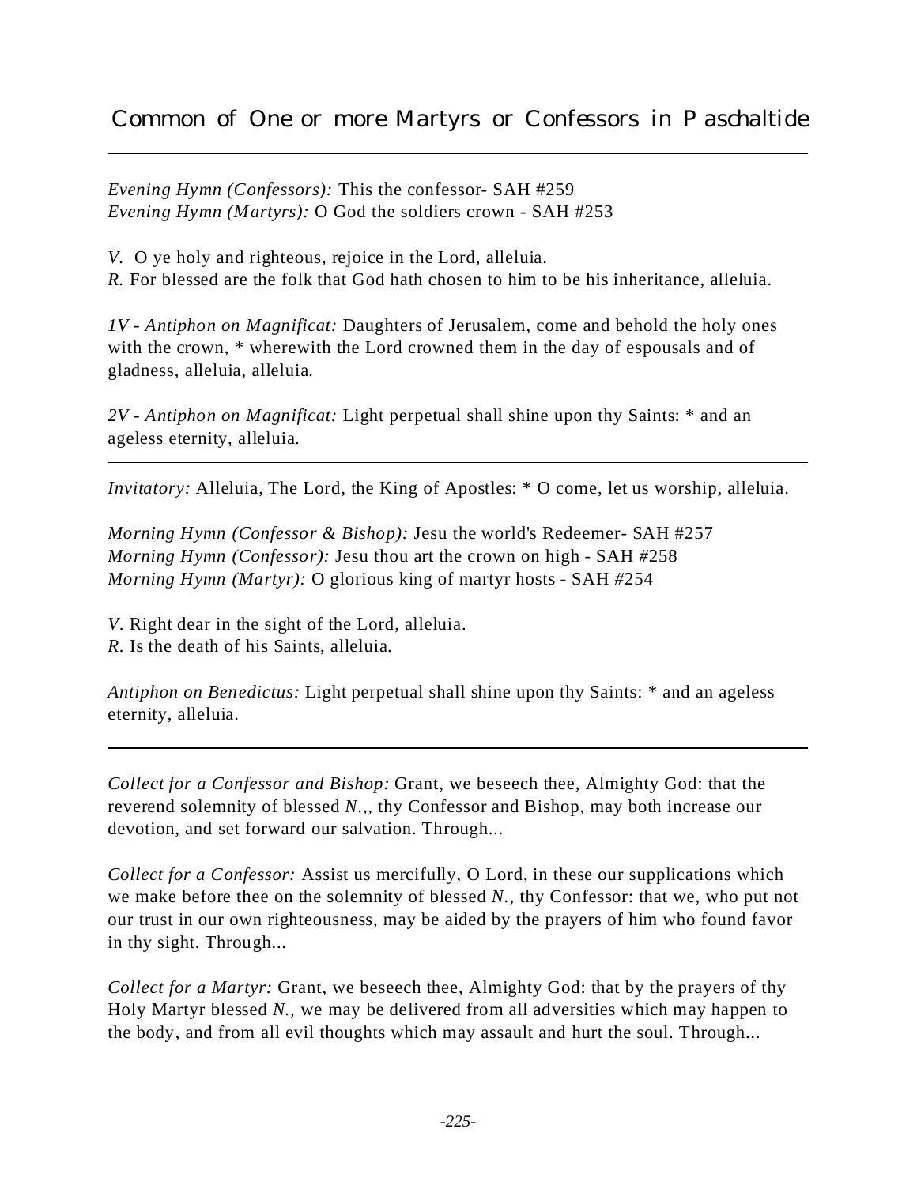## Common of One or more Martyrs or Confessors in Paschaltide

---

*Evening Hymn (Confessors):* This the confessor- SAH #259
*Evening Hymn (Martyrs):* O God the soldiers crown - SAH #253

*V.* O ye holy and righteous, rejoice in the Lord, alleluia.
*R.* For blessed are the folk that God hath chosen to him to be his inheritance, alleluia.

*1V - Antiphon on Magnificat:* Daughters of Jerusalem, come and behold the holy ones with the crown, * wherewith the Lord crowned them in the day of espousals and of gladness, alleluia, alleluia.

*2V - Antiphon on Magnificat:* Light perpetual shall shine upon thy Saints: * and an ageless eternity, alleluia.

---

*Invitatory:* Alleluia, The Lord, the King of Apostles: * O come, let us worship, alleluia.

*Morning Hymn (Confessor & Bishop):* Jesu the world's Redeemer- SAH #257
*Morning Hymn (Confessor):* Jesu thou art the crown on high - SAH #258
*Morning Hymn (Martyr):* O glorious king of martyr hosts - SAH #254

*V.* Right dear in the sight of the Lord, alleluia.
*R.* Is the death of his Saints, alleluia.

*Antiphon on Benedictus:* Light perpetual shall shine upon thy Saints: * and an ageless eternity, alleluia.

---

*Collect for a Confessor and Bishop:* Grant, we beseech thee, Almighty God: that the reverend solemnity of blessed *N.*,, thy Confessor and Bishop, may both increase our devotion, and set forward our salvation. Through...

*Collect for a Confessor:* Assist us mercifully, O Lord, in these our supplications which we make before thee on the solemnity of blessed *N.*, thy Confessor: that we, who put not our trust in our own righteousness, may be aided by the prayers of him who found favor in thy sight. Through...

*Collect for a Martyr:* Grant, we beseech thee, Almighty God: that by the prayers of thy Holy Martyr blessed *N.*, we may be delivered from all adversities which may happen to the body, and from all evil thoughts which may assault and hurt the soul. Through...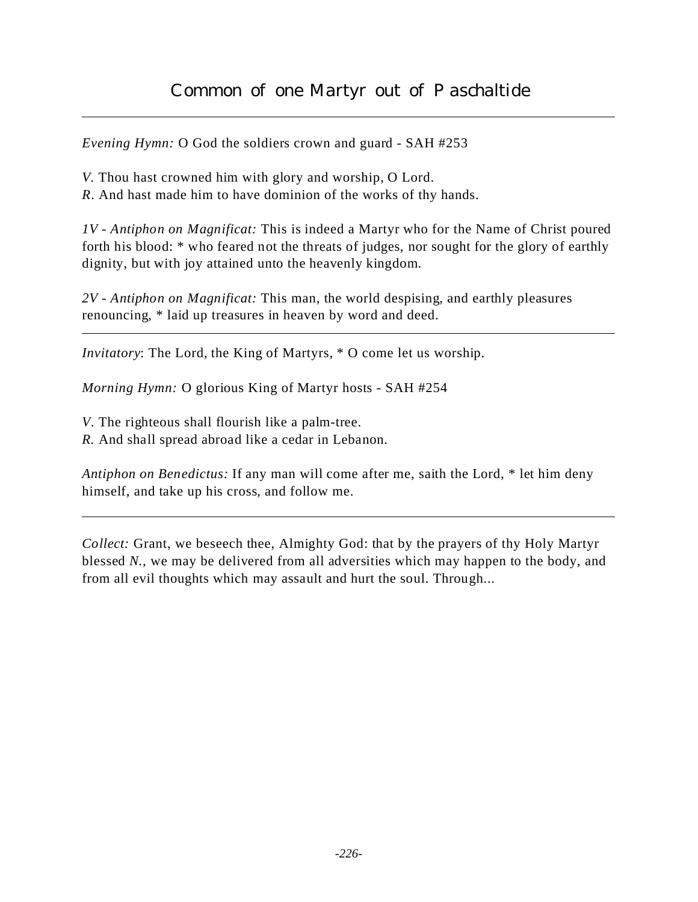# Common of one Martyr out of Paschaltide

---

*Evening Hymn:* O God the soldiers crown and guard - SAH #253

*V.* Thou hast crowned him with glory and worship, O Lord.
*R*. And hast made him to have dominion of the works of thy hands.

*1V - Antiphon on Magnificat:* This is indeed a Martyr who for the Name of Christ poured forth his blood: * who feared not the threats of judges, nor sought for the glory of earthly dignity, but with joy attained unto the heavenly kingdom.

*2V - Antiphon on Magnificat:* This man, the world despising, and earthly pleasures renouncing, * laid up treasures in heaven by word and deed.

---

*Invitatory*: The Lord, the King of Martyrs, * O come let us worship.

*Morning Hymn:* O glorious King of Martyr hosts - SAH #254

*V*. The righteous shall flourish like a palm-tree.
*R.* And shall spread abroad like a cedar in Lebanon.

*Antiphon on Benedictus:* If any man will come after me, saith the Lord, * let him deny himself, and take up his cross, and follow me.

---

*Collect:* Grant, we beseech thee, Almighty God: that by the prayers of thy Holy Martyr blessed *N.,* we may be delivered from all adversities which may happen to the body, and from all evil thoughts which may assault and hurt the soul. Through...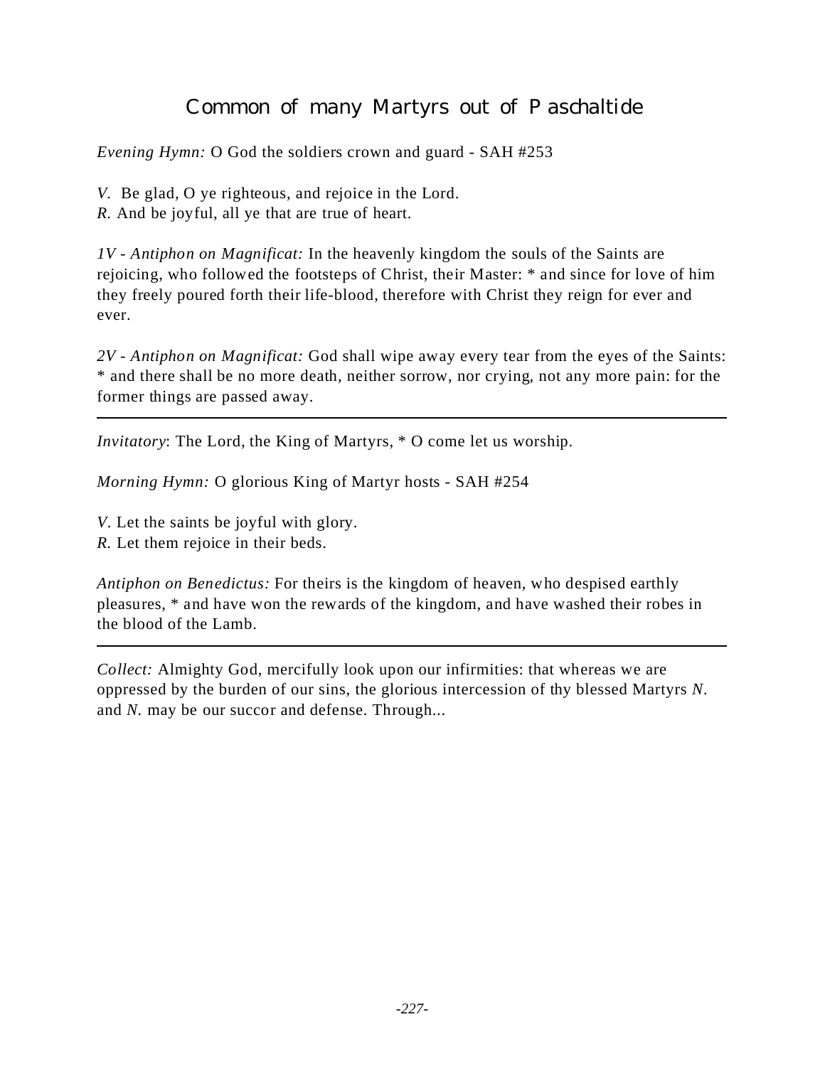# Common of many Martyrs out of Paschaltide

*Evening Hymn:* O God the soldiers crown and guard - SAH #253

*V.* Be glad, O ye righteous, and rejoice in the Lord.
*R.* And be joyful, all ye that are true of heart.

*1V - Antiphon on Magnificat:* In the heavenly kingdom the souls of the Saints are rejoicing, who followed the footsteps of Christ, their Master: * and since for love of him they freely poured forth their life-blood, therefore with Christ they reign for ever and ever.

*2V - Antiphon on Magnificat:* God shall wipe away every tear from the eyes of the Saints: * and there shall be no more death, neither sorrow, nor crying, not any more pain: for the former things are passed away.

---

*Invitatory*: The Lord, the King of Martyrs, * O come let us worship.

*Morning Hymn:* O glorious King of Martyr hosts - SAH #254

*V.* Let the saints be joyful with glory.
*R.* Let them rejoice in their beds.

*Antiphon on Benedictus:* For theirs is the kingdom of heaven, who despised earthly pleasures, * and have won the rewards of the kingdom, and have washed their robes in the blood of the Lamb.

---

*Collect:* Almighty God, mercifully look upon our infirmities: that whereas we are oppressed by the burden of our sins, the glorious intercession of thy blessed Martyrs *N.* and *N.* may be our succor and defense. Through...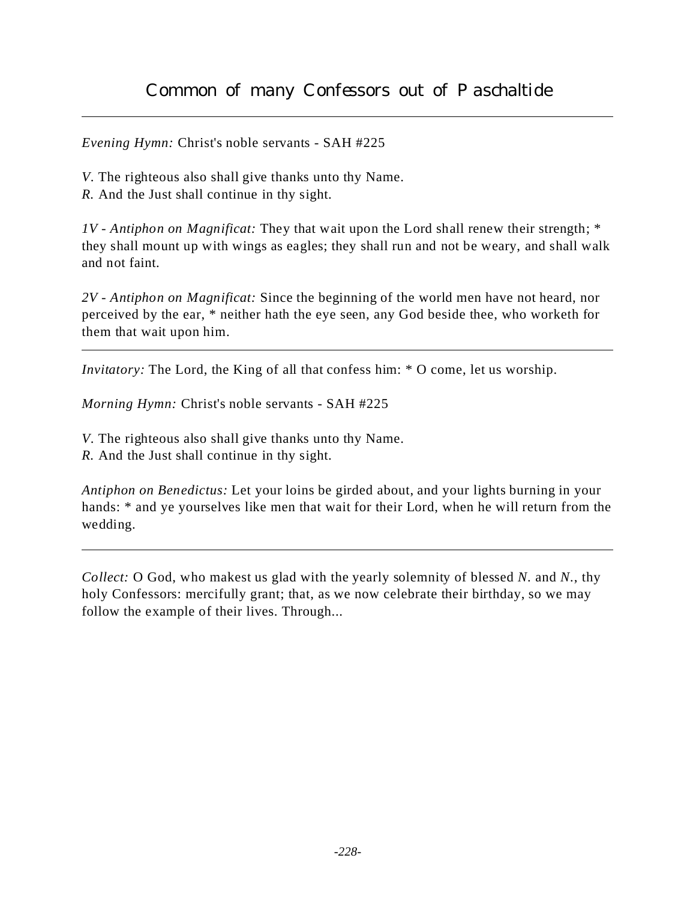# Common of many Confessors out of Paschaltide

---

*Evening Hymn:* Christ's noble servants - SAH #225

*V.* The righteous also shall give thanks unto thy Name.
*R.* And the Just shall continue in thy sight.

*1V - Antiphon on Magnificat:* They that wait upon the Lord shall renew their strength; * they shall mount up with wings as eagles; they shall run and not be weary, and shall walk and not faint.

*2V - Antiphon on Magnificat:* Since the beginning of the world men have not heard, nor perceived by the ear, * neither hath the eye seen, any God beside thee, who worketh for them that wait upon him.

---

*Invitatory:* The Lord, the King of all that confess him: * O come, let us worship.

*Morning Hymn:* Christ's noble servants - SAH #225

*V.* The righteous also shall give thanks unto thy Name.
*R.* And the Just shall continue in thy sight.

*Antiphon on Benedictus:* Let your loins be girded about, and your lights burning in your hands: * and ye yourselves like men that wait for their Lord, when he will return from the wedding.

---

*Collect:* O God, who makest us glad with the yearly solemnity of blessed *N.* and *N.*, thy holy Confessors: mercifully grant; that, as we now celebrate their birthday, so we may follow the example of their lives. Through...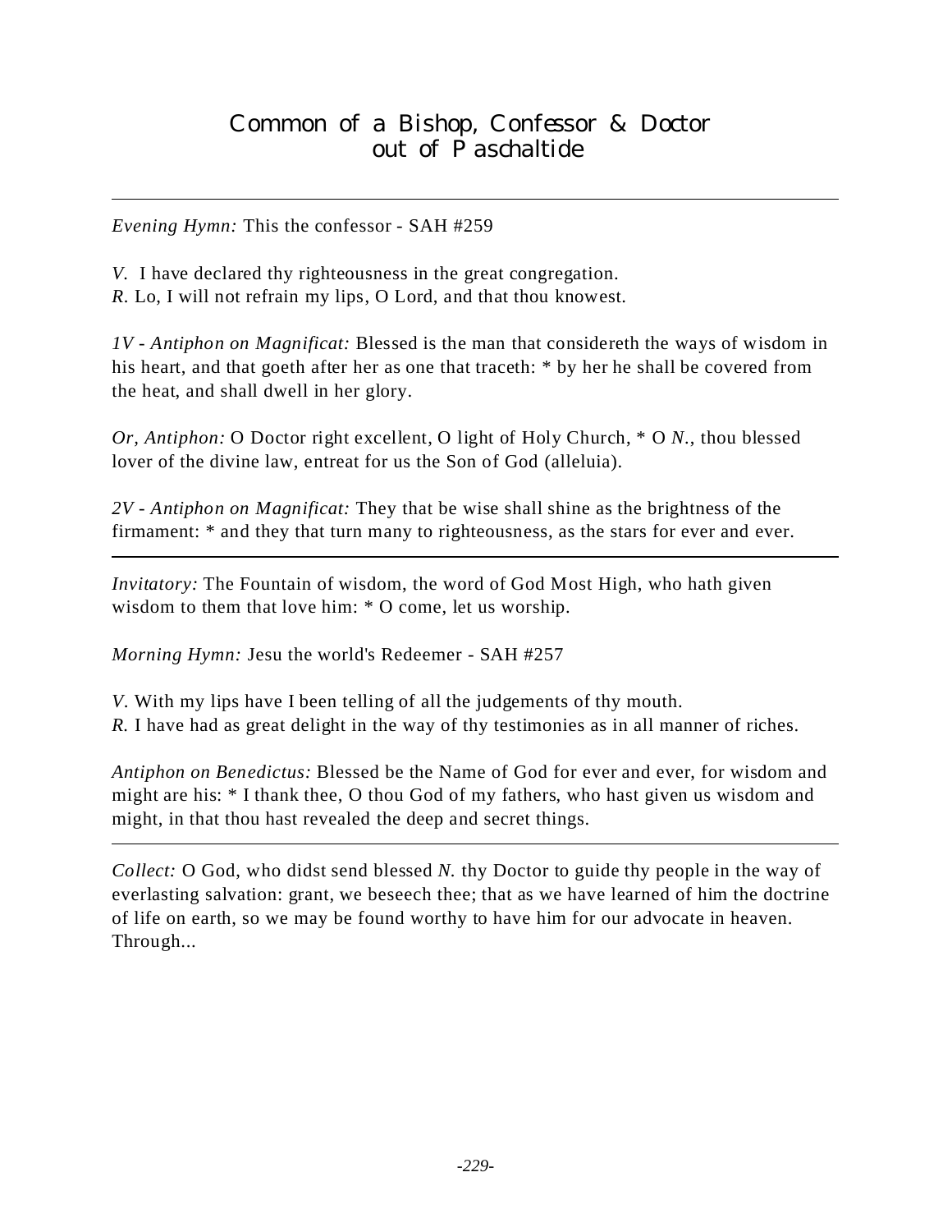# Common of a Bishop, Confessor & Doctor out of Paschaltide

---

*Evening Hymn:* This the confessor - SAH #259

*V.* I have declared thy righteousness in the great congregation.
*R.* Lo, I will not refrain my lips, O Lord, and that thou knowest.

*1V - Antiphon on Magnificat:* Blessed is the man that considereth the ways of wisdom in his heart, and that goeth after her as one that traceth: * by her he shall be covered from the heat, and shall dwell in her glory.

*Or, Antiphon:* O Doctor right excellent, O light of Holy Church, * O *N.*, thou blessed lover of the divine law, entreat for us the Son of God (alleluia).

*2V - Antiphon on Magnificat:* They that be wise shall shine as the brightness of the firmament: * and they that turn many to righteousness, as the stars for ever and ever.

---

*Invitatory:* The Fountain of wisdom, the word of God Most High, who hath given wisdom to them that love him: * O come, let us worship.

*Morning Hymn:* Jesu the world's Redeemer - SAH #257

*V.* With my lips have I been telling of all the judgements of thy mouth.
*R.* I have had as great delight in the way of thy testimonies as in all manner of riches.

*Antiphon on Benedictus:* Blessed be the Name of God for ever and ever, for wisdom and might are his: * I thank thee, O thou God of my fathers, who hast given us wisdom and might, in that thou hast revealed the deep and secret things.

---

*Collect:* O God, who didst send blessed *N.* thy Doctor to guide thy people in the way of everlasting salvation: grant, we beseech thee; that as we have learned of him the doctrine of life on earth, so we may be found worthy to have him for our advocate in heaven. Through...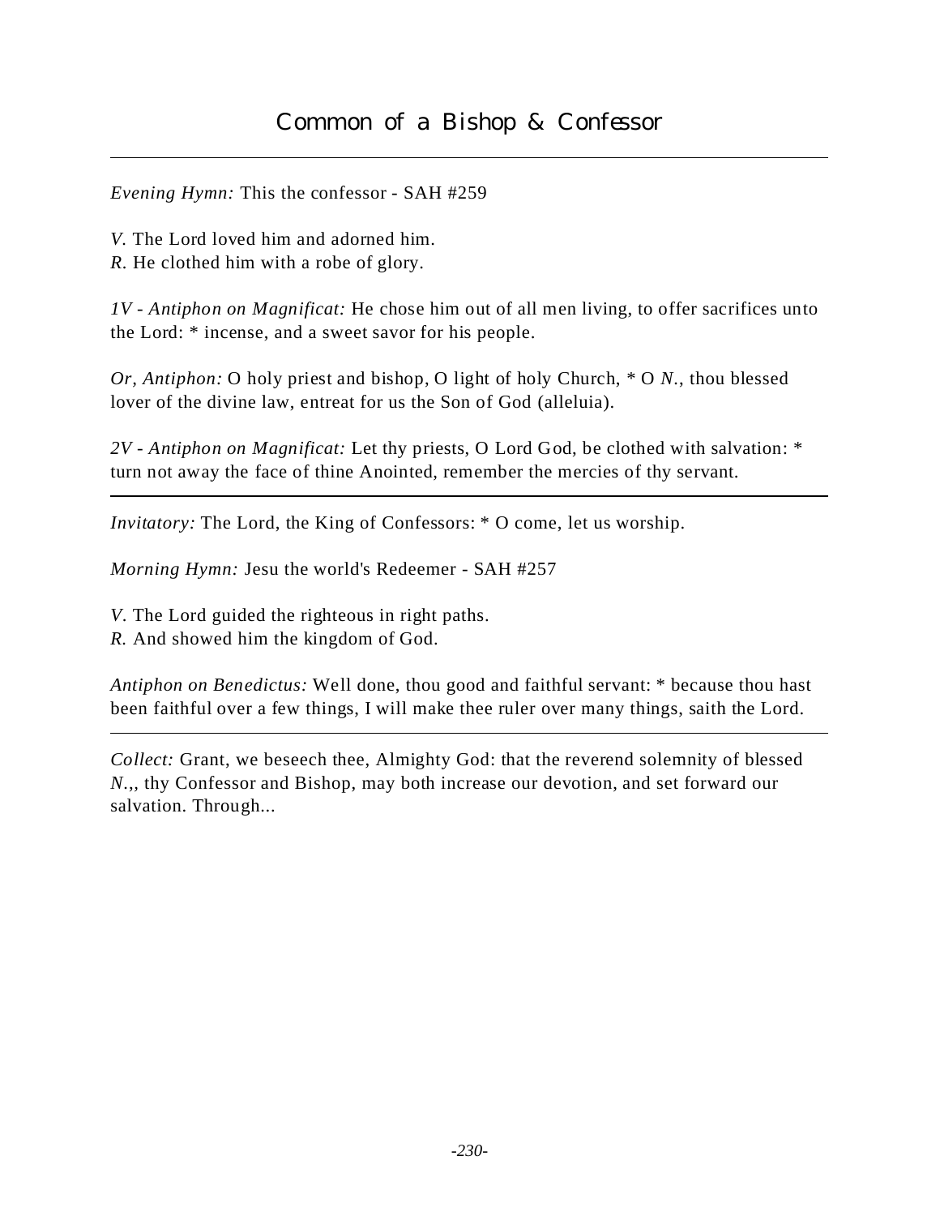# Common of a Bishop & Confessor

---

*Evening Hymn:* This the confessor - SAH #259

*V.* The Lord loved him and adorned him.
*R.* He clothed him with a robe of glory.

*1V - Antiphon on Magnificat:* He chose him out of all men living, to offer sacrifices unto the Lord: * incense, and a sweet savor for his people.

*Or, Antiphon:* O holy priest and bishop, O light of holy Church, * O *N.*, thou blessed lover of the divine law, entreat for us the Son of God (alleluia).

*2V - Antiphon on Magnificat:* Let thy priests, O Lord God, be clothed with salvation: * turn not away the face of thine Anointed, remember the mercies of thy servant.

---

*Invitatory:* The Lord, the King of Confessors: * O come, let us worship.

*Morning Hymn:* Jesu the world's Redeemer - SAH #257

*V.* The Lord guided the righteous in right paths.
*R.* And showed him the kingdom of God.

*Antiphon on Benedictus:* Well done, thou good and faithful servant: * because thou hast been faithful over a few things, I will make thee ruler over many things, saith the Lord.

---

*Collect:* Grant, we beseech thee, Almighty God: that the reverend solemnity of blessed *N.*,, thy Confessor and Bishop, may both increase our devotion, and set forward our salvation. Through...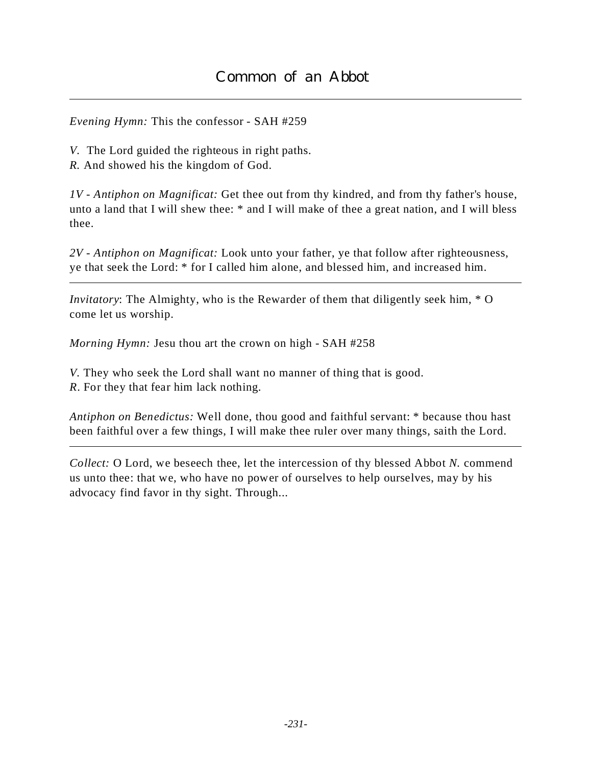# Common of an Abbot

---

*Evening Hymn:* This the confessor - SAH #259

*V.* The Lord guided the righteous in right paths.
*R.* And showed his the kingdom of God.

*1V - Antiphon on Magnificat:* Get thee out from thy kindred, and from thy father's house, unto a land that I will shew thee: * and I will make of thee a great nation, and I will bless thee.

*2V - Antiphon on Magnificat:* Look unto your father, ye that follow after righteousness, ye that seek the Lord: * for I called him alone, and blessed him, and increased him.

---

*Invitatory*: The Almighty, who is the Rewarder of them that diligently seek him, * O come let us worship.

*Morning Hymn:* Jesu thou art the crown on high - SAH #258

*V.* They who seek the Lord shall want no manner of thing that is good.
*R*. For they that fear him lack nothing.

*Antiphon on Benedictus:* Well done, thou good and faithful servant: * because thou hast been faithful over a few things, I will make thee ruler over many things, saith the Lord.

---

*Collect:* O Lord, we beseech thee, let the intercession of thy blessed Abbot *N.* commend us unto thee: that we, who have no power of ourselves to help ourselves, may by his advocacy find favor in thy sight. Through...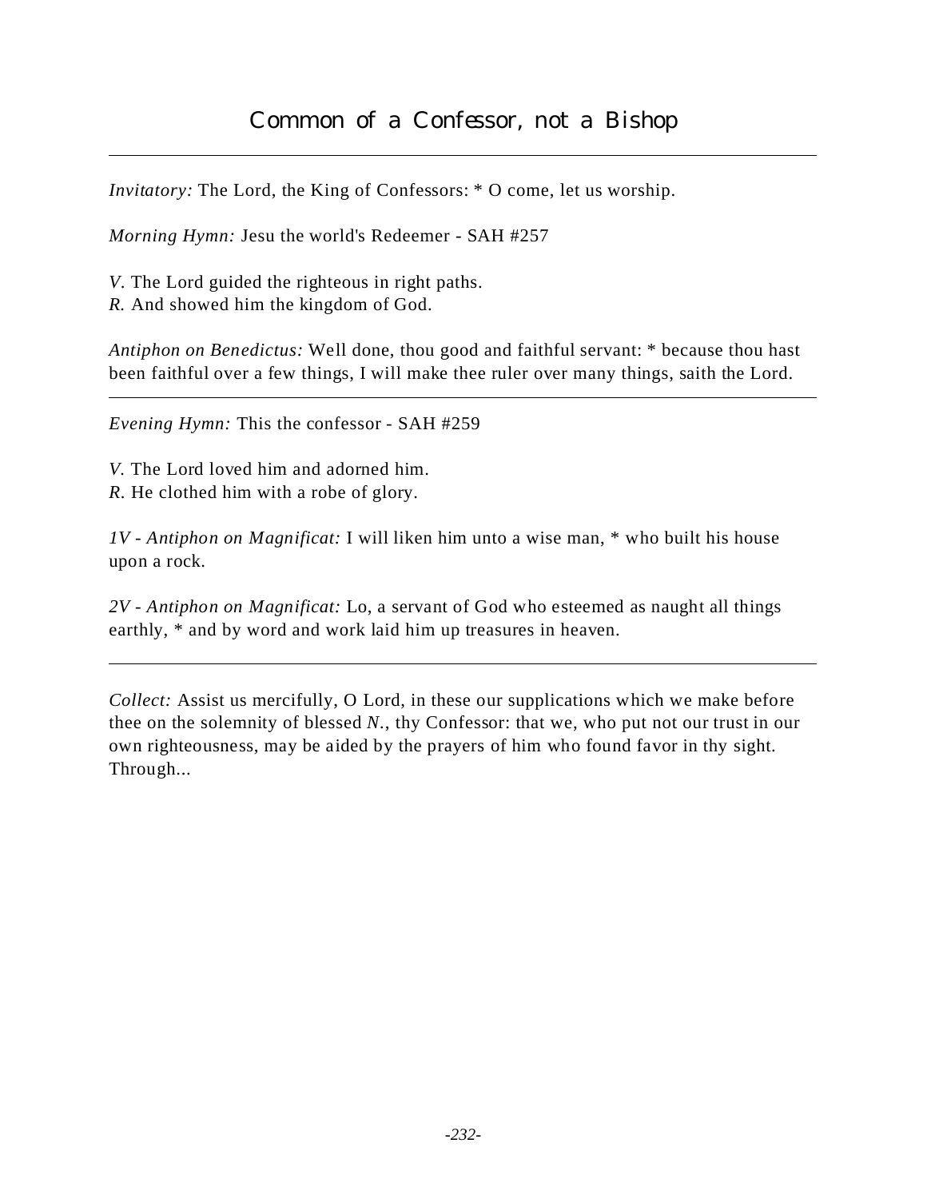# Common of a Confessor, not a Bishop

---

*Invitatory:* The Lord, the King of Confessors: * O come, let us worship.

*Morning Hymn:* Jesu the world's Redeemer - SAH #257

*V.* The Lord guided the righteous in right paths.
*R.* And showed him the kingdom of God.

*Antiphon on Benedictus:* Well done, thou good and faithful servant: * because thou hast been faithful over a few things, I will make thee ruler over many things, saith the Lord.

---

*Evening Hymn:* This the confessor - SAH #259

*V.* The Lord loved him and adorned him.
*R.* He clothed him with a robe of glory.

*1V - Antiphon on Magnificat:* I will liken him unto a wise man, * who built his house upon a rock.

*2V - Antiphon on Magnificat:* Lo, a servant of God who esteemed as naught all things earthly, * and by word and work laid him up treasures in heaven.

---

*Collect:* Assist us mercifully, O Lord, in these our supplications which we make before thee on the solemnity of blessed *N.*, thy Confessor: that we, who put not our trust in our own righteousness, may be aided by the prayers of him who found favor in thy sight. Through...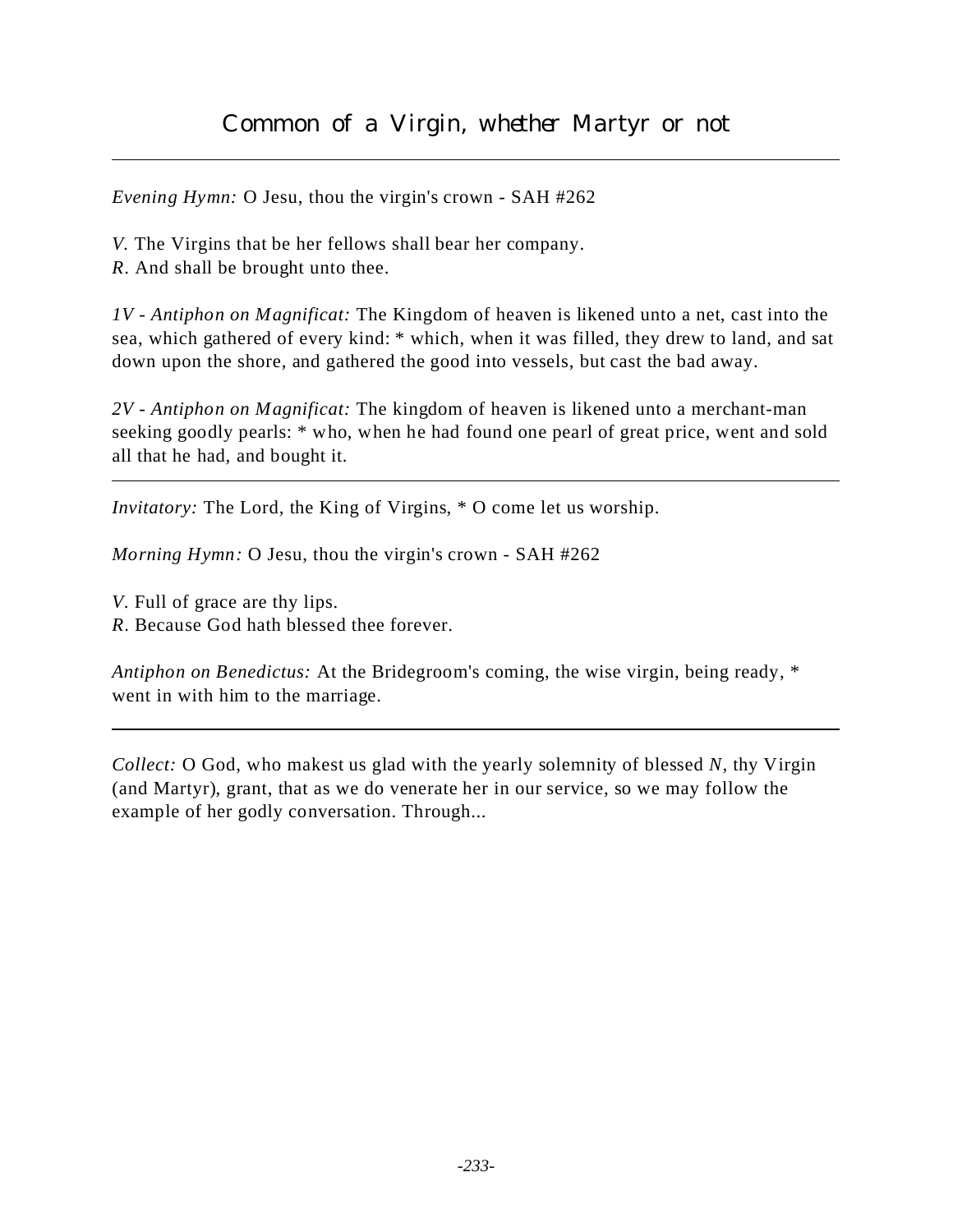# Common of a Virgin, whether Martyr or not

---

*Evening Hymn:* O Jesu, thou the virgin's crown - SAH #262

*V.* The Virgins that be her fellows shall bear her company.
*R.* And shall be brought unto thee.

*1V - Antiphon on Magnificat:* The Kingdom of heaven is likened unto a net, cast into the sea, which gathered of every kind: * which, when it was filled, they drew to land, and sat down upon the shore, and gathered the good into vessels, but cast the bad away.

*2V - Antiphon on Magnificat:* The kingdom of heaven is likened unto a merchant-man seeking goodly pearls: * who, when he had found one pearl of great price, went and sold all that he had, and bought it.

---

*Invitatory:* The Lord, the King of Virgins, * O come let us worship.

*Morning Hymn:* O Jesu, thou the virgin's crown - SAH #262

*V.* Full of grace are thy lips.
*R.* Because God hath blessed thee forever.

*Antiphon on Benedictus:* At the Bridegroom's coming, the wise virgin, being ready, * went in with him to the marriage.

---

*Collect:* O God, who makest us glad with the yearly solemnity of blessed *N*, thy Virgin (and Martyr), grant, that as we do venerate her in our service, so we may follow the example of her godly conversation. Through...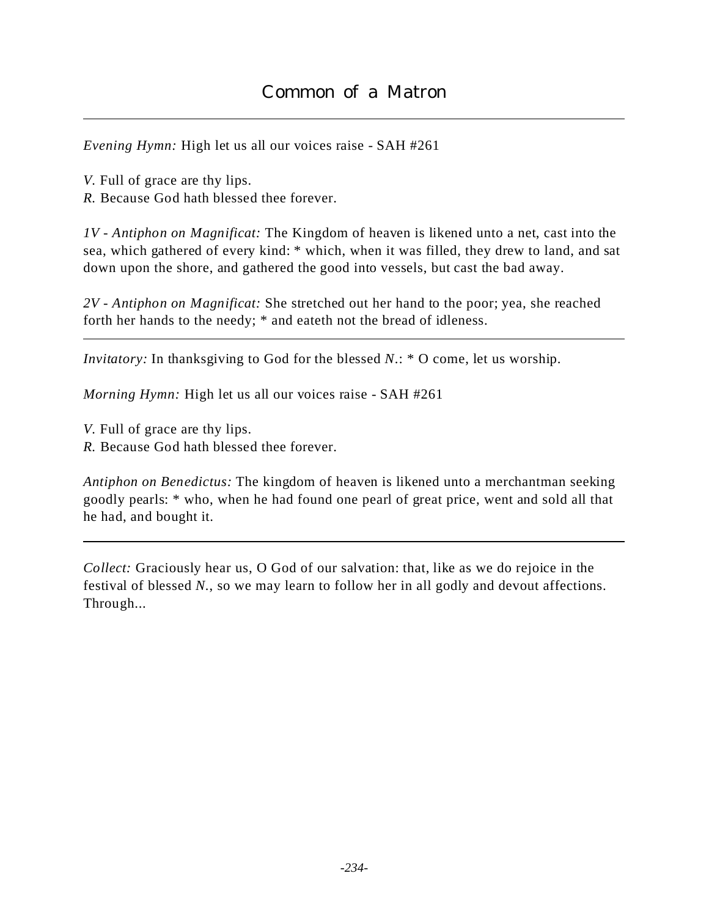# Common of a Matron

---

*Evening Hymn:* High let us all our voices raise - SAH #261

*V.* Full of grace are thy lips.
*R.* Because God hath blessed thee forever.

*1V - Antiphon on Magnificat:* The Kingdom of heaven is likened unto a net, cast into the sea, which gathered of every kind: * which, when it was filled, they drew to land, and sat down upon the shore, and gathered the good into vessels, but cast the bad away.

*2V - Antiphon on Magnificat:* She stretched out her hand to the poor; yea, she reached forth her hands to the needy; * and eateth not the bread of idleness.

---

*Invitatory:* In thanksgiving to God for the blessed *N*.: * O come, let us worship.

*Morning Hymn:* High let us all our voices raise - SAH #261

*V.* Full of grace are thy lips.
*R.* Because God hath blessed thee forever.

*Antiphon on Benedictus:* The kingdom of heaven is likened unto a merchantman seeking goodly pearls: * who, when he had found one pearl of great price, went and sold all that he had, and bought it.

---

*Collect:* Graciously hear us, O God of our salvation: that, like as we do rejoice in the festival of blessed *N.*, so we may learn to follow her in all godly and devout affections. Through...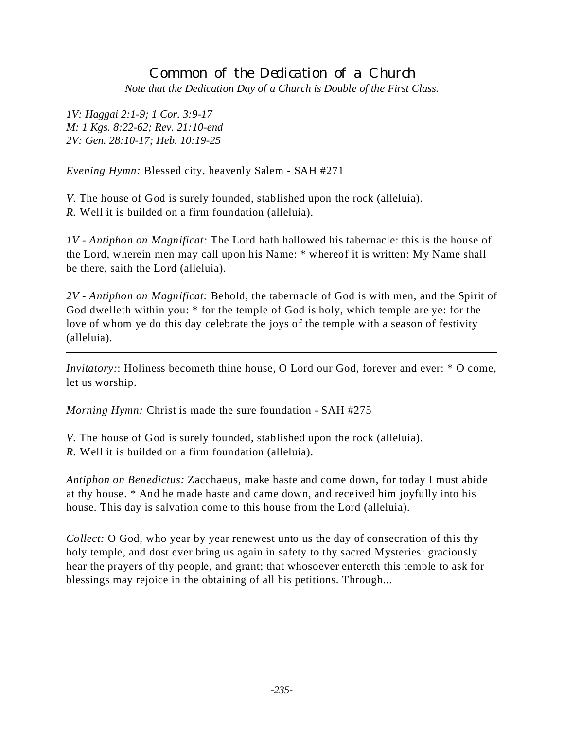# Common of the Dedication of a Church

*Note that the Dedication Day of a Church is Double of the First Class.*

*1V: Haggai 2:1-9; 1 Cor. 3:9-17*
*M: 1 Kgs. 8:22-62; Rev. 21:10-end*
*2V: Gen. 28:10-17; Heb. 10:19-25*

---

*Evening Hymn:* Blessed city, heavenly Salem - SAH #271

*V.* The house of God is surely founded, stablished upon the rock (alleluia).
*R.* Well it is builded on a firm foundation (alleluia).

*1V - Antiphon on Magnificat:* The Lord hath hallowed his tabernacle: this is the house of the Lord, wherein men may call upon his Name: * whereof it is written: My Name shall be there, saith the Lord (alleluia).

*2V - Antiphon on Magnificat:* Behold, the tabernacle of God is with men, and the Spirit of God dwelleth within you: * for the temple of God is holy, which temple are ye: for the love of whom ye do this day celebrate the joys of the temple with a season of festivity (alleluia).

---

*Invitatory:*: Holiness becometh thine house, O Lord our God, forever and ever: * O come, let us worship.

*Morning Hymn:* Christ is made the sure foundation - SAH #275

*V.* The house of God is surely founded, stablished upon the rock (alleluia).
*R.* Well it is builded on a firm foundation (alleluia).

*Antiphon on Benedictus:* Zacchaeus, make haste and come down, for today I must abide at thy house. * And he made haste and came down, and received him joyfully into his house. This day is salvation come to this house from the Lord (alleluia).

---

*Collect:* O God, who year by year renewest unto us the day of consecration of this thy holy temple, and dost ever bring us again in safety to thy sacred Mysteries: graciously hear the prayers of thy people, and grant; that whosoever entereth this temple to ask for blessings may rejoice in the obtaining of all his petitions. Through...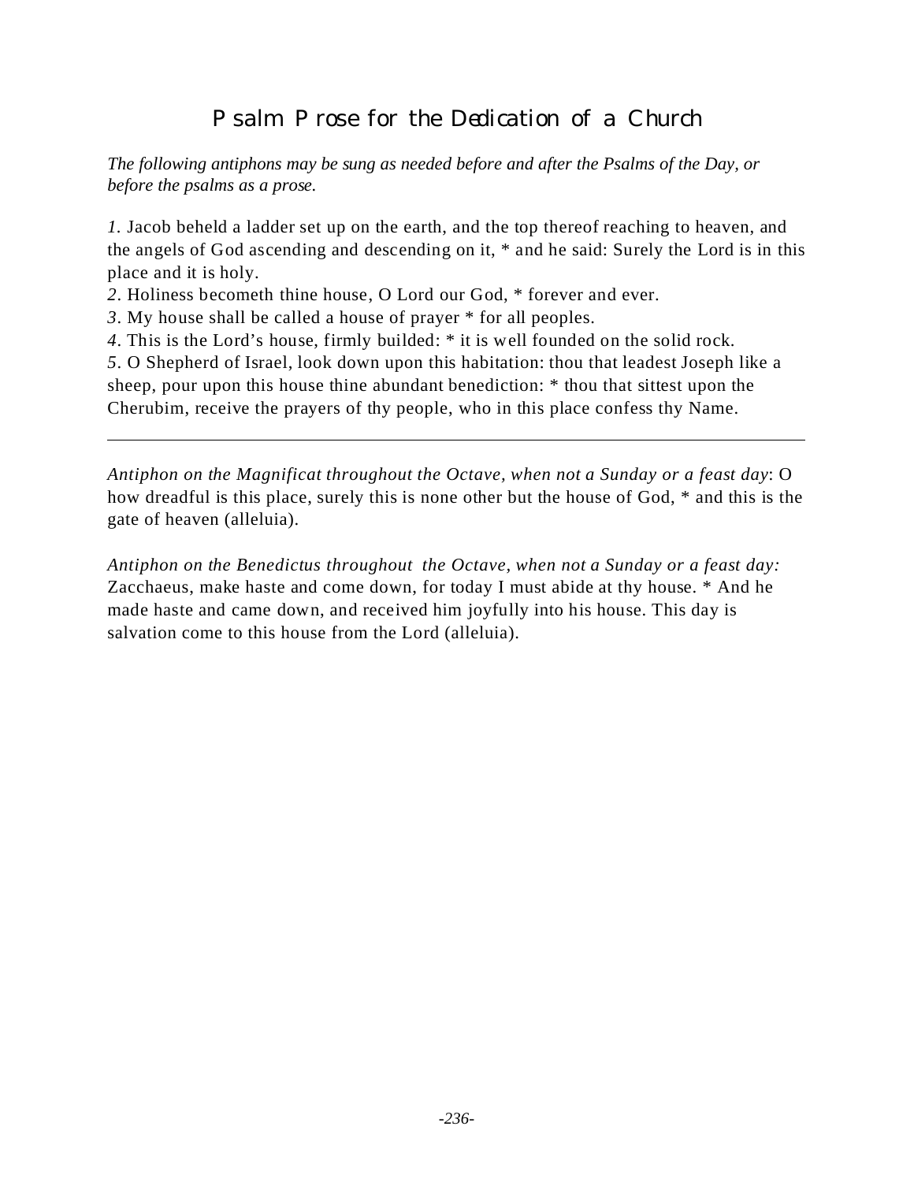# Psalm Prose for the Dedication of a Church

*The following antiphons may be sung as needed before and after the Psalms of the Day, or before the psalms as a prose.*

*1.* Jacob beheld a ladder set up on the earth, and the top thereof reaching to heaven, and the angels of God ascending and descending on it, * and he said: Surely the Lord is in this place and it is holy.
*2.* Holiness becometh thine house, O Lord our God, * forever and ever.
*3.* My house shall be called a house of prayer * for all peoples.
*4.* This is the Lord's house, firmly builded: * it is well founded on the solid rock.
*5.* O Shepherd of Israel, look down upon this habitation: thou that leadest Joseph like a sheep, pour upon this house thine abundant benediction: * thou that sittest upon the Cherubim, receive the prayers of thy people, who in this place confess thy Name.

---

*Antiphon on the Magnificat throughout the Octave, when not a Sunday or a feast day*: O how dreadful is this place, surely this is none other but the house of God, * and this is the gate of heaven (alleluia).

*Antiphon on the Benedictus throughout the Octave, when not a Sunday or a feast day:* Zacchaeus, make haste and come down, for today I must abide at thy house. * And he made haste and came down, and received him joyfully into his house. This day is salvation come to this house from the Lord (alleluia).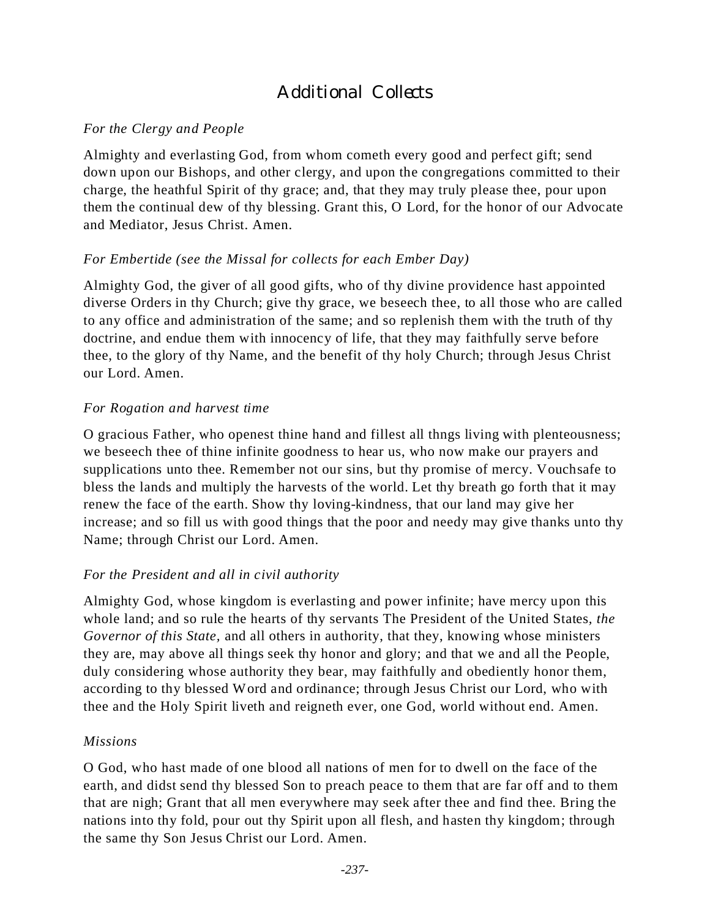# Additional Collects

*For the Clergy and People*

Almighty and everlasting God, from whom cometh every good and perfect gift; send down upon our Bishops, and other clergy, and upon the congregations committed to their charge, the heathful Spirit of thy grace; and, that they may truly please thee, pour upon them the continual dew of thy blessing. Grant this, O Lord, for the honor of our Advocate and Mediator, Jesus Christ. Amen.

*For Embertide (see the Missal for collects for each Ember Day)*

Almighty God, the giver of all good gifts, who of thy divine providence hast appointed diverse Orders in thy Church; give thy grace, we beseech thee, to all those who are called to any office and administration of the same; and so replenish them with the truth of thy doctrine, and endue them with innocency of life, that they may faithfully serve before thee, to the glory of thy Name, and the benefit of thy holy Church; through Jesus Christ our Lord. Amen.

*For Rogation and harvest time*

O gracious Father, who openest thine hand and fillest all thngs living with plenteousness; we beseech thee of thine infinite goodness to hear us, who now make our prayers and supplications unto thee. Remember not our sins, but thy promise of mercy. Vouchsafe to bless the lands and multiply the harvests of the world. Let thy breath go forth that it may renew the face of the earth. Show thy loving-kindness, that our land may give her increase; and so fill us with good things that the poor and needy may give thanks unto thy Name; through Christ our Lord. Amen.

*For the President and all in civil authority*

Almighty God, whose kingdom is everlasting and power infinite; have mercy upon this whole land; and so rule the hearts of thy servants The President of the United States, *the Governor of this State,* and all others in authority, that they, knowing whose ministers they are, may above all things seek thy honor and glory; and that we and all the People, duly considering whose authority they bear, may faithfully and obediently honor them, according to thy blessed Word and ordinance; through Jesus Christ our Lord, who with thee and the Holy Spirit liveth and reigneth ever, one God, world without end. Amen.

*Missions*

O God, who hast made of one blood all nations of men for to dwell on the face of the earth, and didst send thy blessed Son to preach peace to them that are far off and to them that are nigh; Grant that all men everywhere may seek after thee and find thee. Bring the nations into thy fold, pour out thy Spirit upon all flesh, and hasten thy kingdom; through the same thy Son Jesus Christ our Lord. Amen.